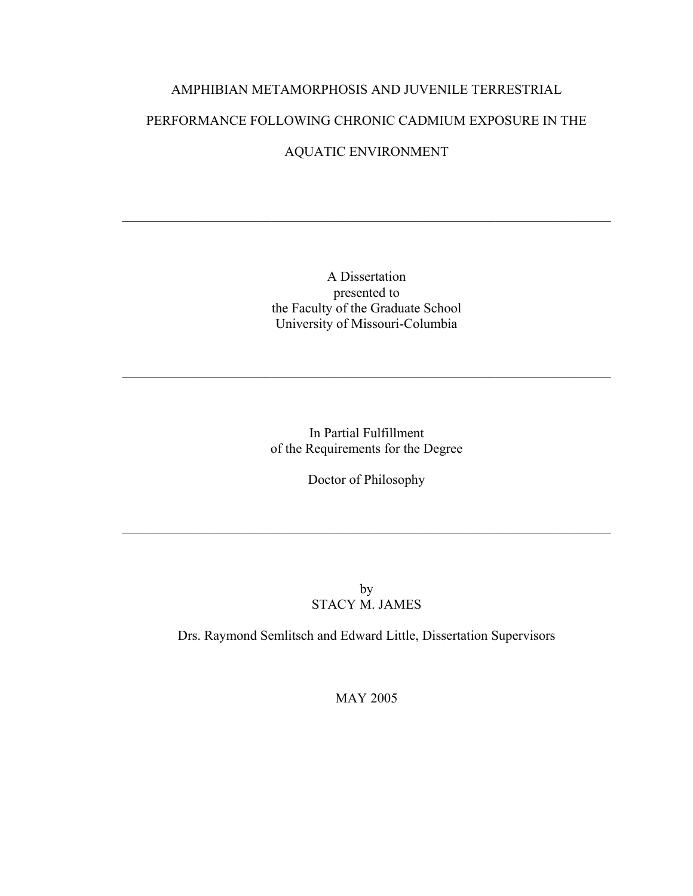# AMPHIBIAN METAMORPHOSIS AND JUVENILE TERRESTRIAL PERFORMANCE FOLLOWING CHRONIC CADMIUM EXPOSURE IN THE AQUATIC ENVIRONMENT

---

A Dissertation
presented to
the Faculty of the Graduate School
University of Missouri-Columbia

---

In Partial Fulfillment
of the Requirements for the Degree

Doctor of Philosophy

---

by
STACY M. JAMES

Drs. Raymond Semlitsch and Edward Little, Dissertation Supervisors

MAY 2005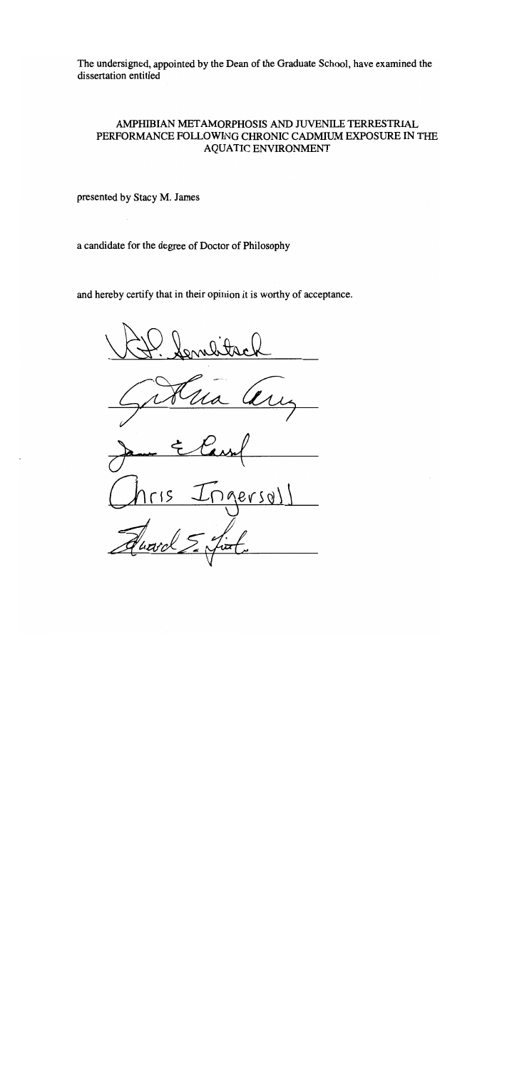The undersigned, appointed by the Dean of the Graduate School, have examined the dissertation entitled

AMPHIBIAN METAMORPHOSIS AND JUVENILE TERRESTRIAL PERFORMANCE FOLLOWING CHRONIC CADMIUM EXPOSURE IN THE AQUATIC ENVIRONMENT

presented by Stacy M. James

a candidate for the degree of Doctor of Philosophy

and hereby certify that in their opinion it is worthy of acceptance.

Chris Ingersoll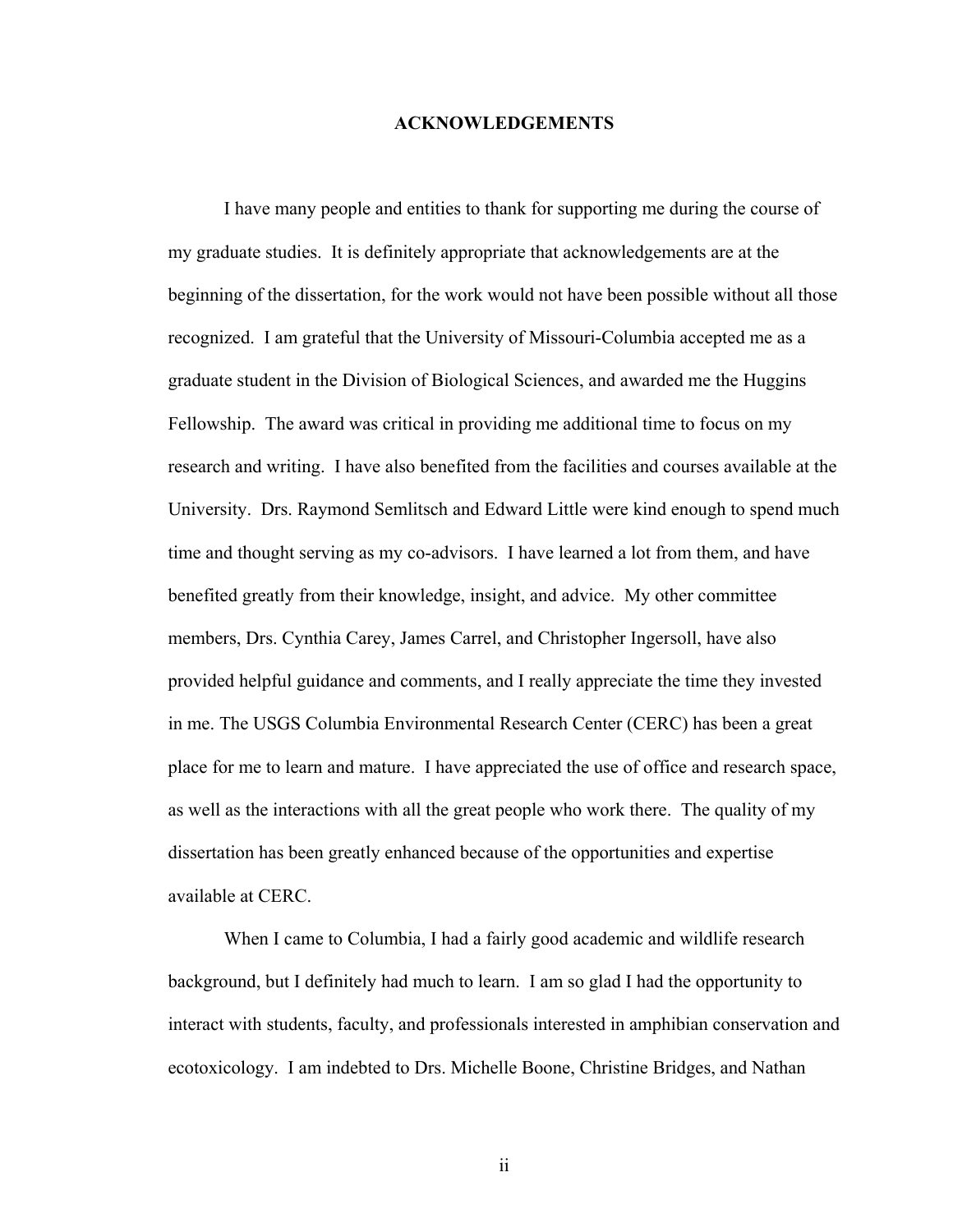# ACKNOWLEDGEMENTS

I have many people and entities to thank for supporting me during the course of my graduate studies. It is definitely appropriate that acknowledgements are at the beginning of the dissertation, for the work would not have been possible without all those recognized. I am grateful that the University of Missouri-Columbia accepted me as a graduate student in the Division of Biological Sciences, and awarded me the Huggins Fellowship. The award was critical in providing me additional time to focus on my research and writing. I have also benefited from the facilities and courses available at the University. Drs. Raymond Semlitsch and Edward Little were kind enough to spend much time and thought serving as my co-advisors. I have learned a lot from them, and have benefited greatly from their knowledge, insight, and advice. My other committee members, Drs. Cynthia Carey, James Carrel, and Christopher Ingersoll, have also provided helpful guidance and comments, and I really appreciate the time they invested in me. The USGS Columbia Environmental Research Center (CERC) has been a great place for me to learn and mature. I have appreciated the use of office and research space, as well as the interactions with all the great people who work there. The quality of my dissertation has been greatly enhanced because of the opportunities and expertise available at CERC.

When I came to Columbia, I had a fairly good academic and wildlife research background, but I definitely had much to learn. I am so glad I had the opportunity to interact with students, faculty, and professionals interested in amphibian conservation and ecotoxicology. I am indebted to Drs. Michelle Boone, Christine Bridges, and Nathan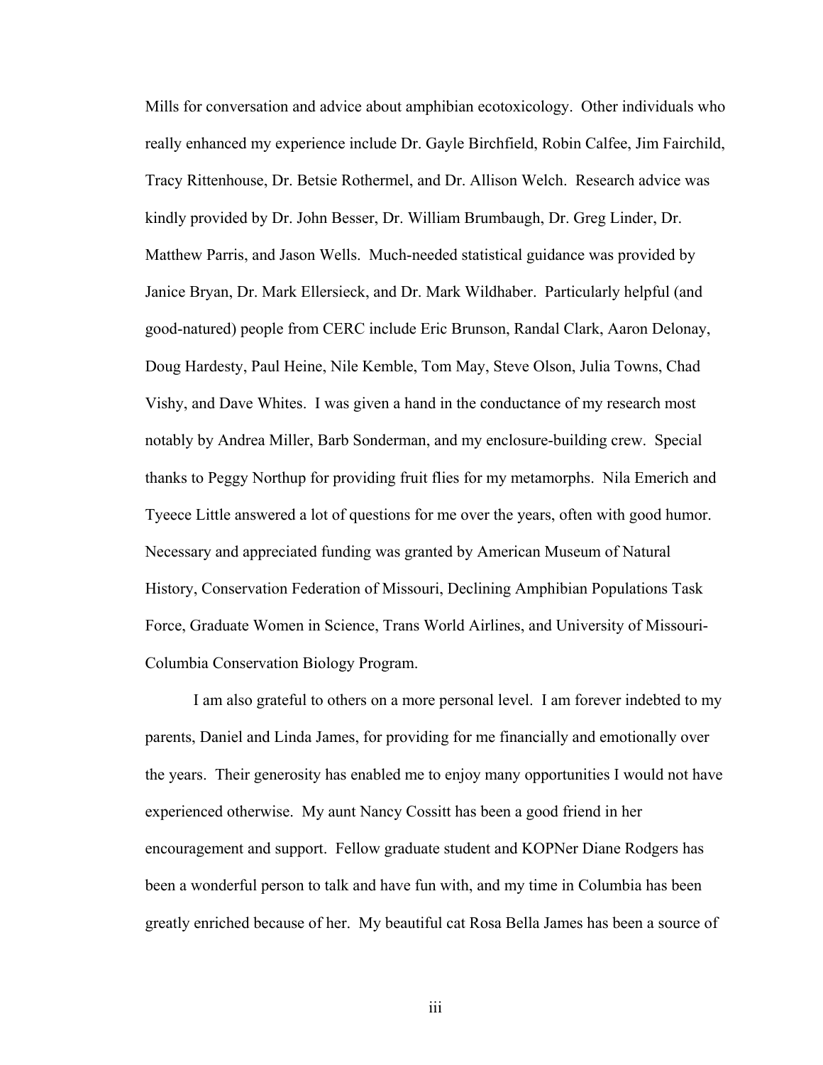Mills for conversation and advice about amphibian ecotoxicology. Other individuals who really enhanced my experience include Dr. Gayle Birchfield, Robin Calfee, Jim Fairchild, Tracy Rittenhouse, Dr. Betsie Rothermel, and Dr. Allison Welch. Research advice was kindly provided by Dr. John Besser, Dr. William Brumbaugh, Dr. Greg Linder, Dr. Matthew Parris, and Jason Wells. Much-needed statistical guidance was provided by Janice Bryan, Dr. Mark Ellersieck, and Dr. Mark Wildhaber. Particularly helpful (and good-natured) people from CERC include Eric Brunson, Randal Clark, Aaron Delonay, Doug Hardesty, Paul Heine, Nile Kemble, Tom May, Steve Olson, Julia Towns, Chad Vishy, and Dave Whites. I was given a hand in the conductance of my research most notably by Andrea Miller, Barb Sonderman, and my enclosure-building crew. Special thanks to Peggy Northup for providing fruit flies for my metamorphs. Nila Emerich and Tyeece Little answered a lot of questions for me over the years, often with good humor. Necessary and appreciated funding was granted by American Museum of Natural History, Conservation Federation of Missouri, Declining Amphibian Populations Task Force, Graduate Women in Science, Trans World Airlines, and University of Missouri-Columbia Conservation Biology Program.

I am also grateful to others on a more personal level. I am forever indebted to my parents, Daniel and Linda James, for providing for me financially and emotionally over the years. Their generosity has enabled me to enjoy many opportunities I would not have experienced otherwise. My aunt Nancy Cossitt has been a good friend in her encouragement and support. Fellow graduate student and KOPNer Diane Rodgers has been a wonderful person to talk and have fun with, and my time in Columbia has been greatly enriched because of her. My beautiful cat Rosa Bella James has been a source of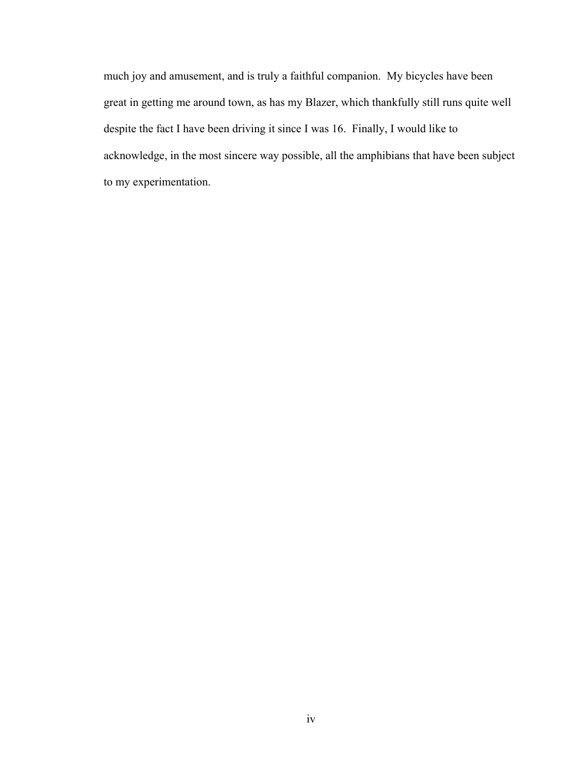much joy and amusement, and is truly a faithful companion. My bicycles have been great in getting me around town, as has my Blazer, which thankfully still runs quite well despite the fact I have been driving it since I was 16. Finally, I would like to acknowledge, in the most sincere way possible, all the amphibians that have been subject to my experimentation.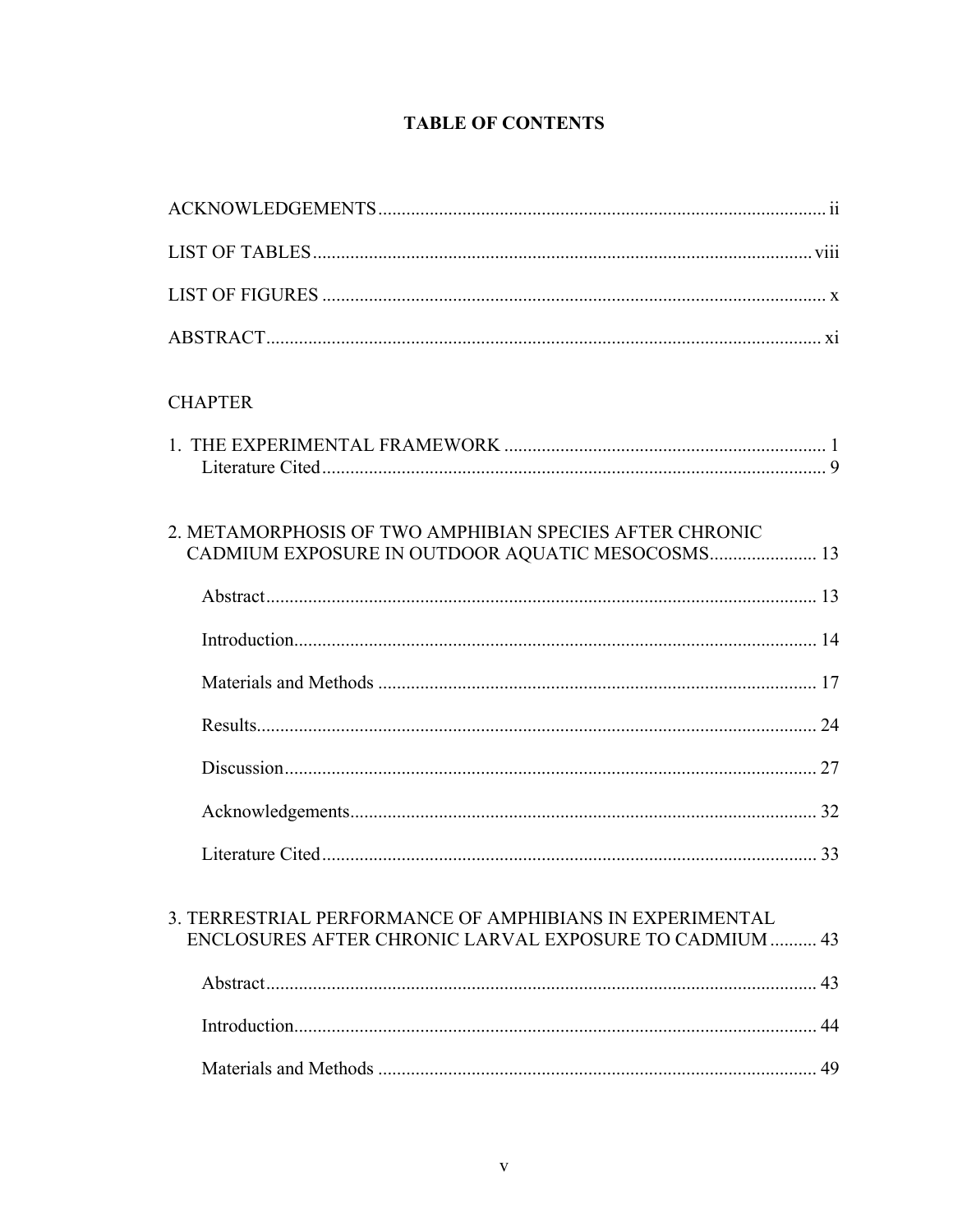# TABLE OF CONTENTS

ACKNOWLEDGEMENTS ............................................................ ii

LIST OF TABLES ............................................................ viii

LIST OF FIGURES ............................................................ x

ABSTRACT ............................................................ xi

CHAPTER

1. THE EXPERIMENTAL FRAMEWORK ............................................................ 1
   - Literature Cited ............................................................ 9

2. METAMORPHOSIS OF TWO AMPHIBIAN SPECIES AFTER CHRONIC CADMIUM EXPOSURE IN OUTDOOR AQUATIC MESOCOSMS ............................................................ 13
   - Abstract ............................................................ 13
   - Introduction ............................................................ 14
   - Materials and Methods ............................................................ 17
   - Results ............................................................ 24
   - Discussion ............................................................ 27
   - Acknowledgements ............................................................ 32
   - Literature Cited ............................................................ 33

3. TERRESTRIAL PERFORMANCE OF AMPHIBIANS IN EXPERIMENTAL ENCLOSURES AFTER CHRONIC LARVAL EXPOSURE TO CADMIUM ............................................................ 43
   - Abstract ............................................................ 43
   - Introduction ............................................................ 44
   - Materials and Methods ............................................................ 49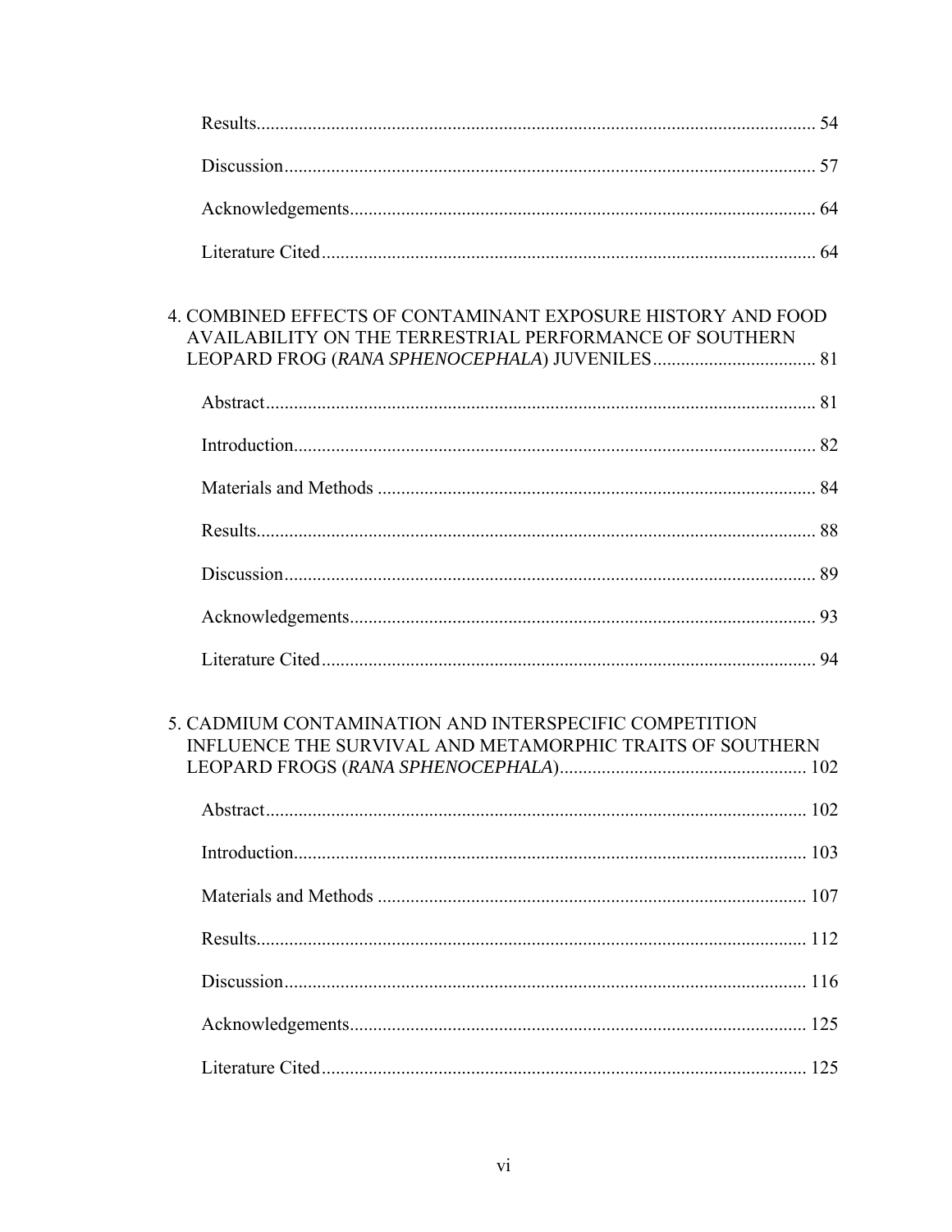Results ........ 54

Discussion ........ 57

Acknowledgements ........ 64

Literature Cited ........ 64

4. COMBINED EFFECTS OF CONTAMINANT EXPOSURE HISTORY AND FOOD AVAILABILITY ON THE TERRESTRIAL PERFORMANCE OF SOUTHERN LEOPARD FROG (*RANA SPHENOCEPHALA*) JUVENILES ........ 81

Abstract ........ 81

Introduction ........ 82

Materials and Methods ........ 84

Results ........ 88

Discussion ........ 89

Acknowledgements ........ 93

Literature Cited ........ 94

5. CADMIUM CONTAMINATION AND INTERSPECIFIC COMPETITION INFLUENCE THE SURVIVAL AND METAMORPHIC TRAITS OF SOUTHERN LEOPARD FROGS (*RANA SPHENOCEPHALA*) ........ 102

Abstract ........ 102

Introduction ........ 103

Materials and Methods ........ 107

Results ........ 112

Discussion ........ 116

Acknowledgements ........ 125

Literature Cited ........ 125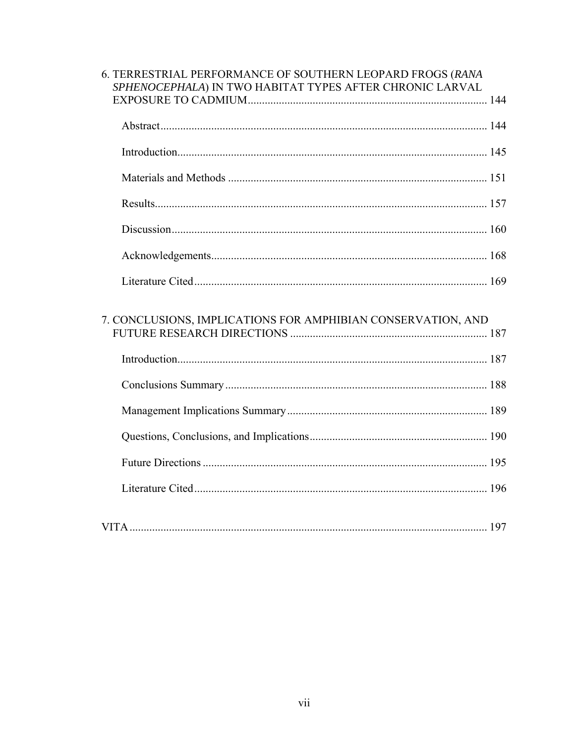6. TERRESTRIAL PERFORMANCE OF SOUTHERN LEOPARD FROGS (*RANA SPHENOCEPHALA*) IN TWO HABITAT TYPES AFTER CHRONIC LARVAL EXPOSURE TO CADMIUM .................................................................................... 144

- Abstract .................................................................................................................. 144
- Introduction ............................................................................................................ 145
- Materials and Methods .......................................................................................... 151
- Results .................................................................................................................... 157
- Discussion .............................................................................................................. 160
- Acknowledgements ................................................................................................ 168
- Literature Cited ...................................................................................................... 169

7. CONCLUSIONS, IMPLICATIONS FOR AMPHIBIAN CONSERVATION, AND FUTURE RESEARCH DIRECTIONS ..................................................................... 187

- Introduction ............................................................................................................ 187
- Conclusions Summary ............................................................................................ 188
- Management Implications Summary ...................................................................... 189
- Questions, Conclusions, and Implications .............................................................. 190
- Future Directions .................................................................................................... 195
- Literature Cited ...................................................................................................... 196

VITA ............................................................................................................................. 197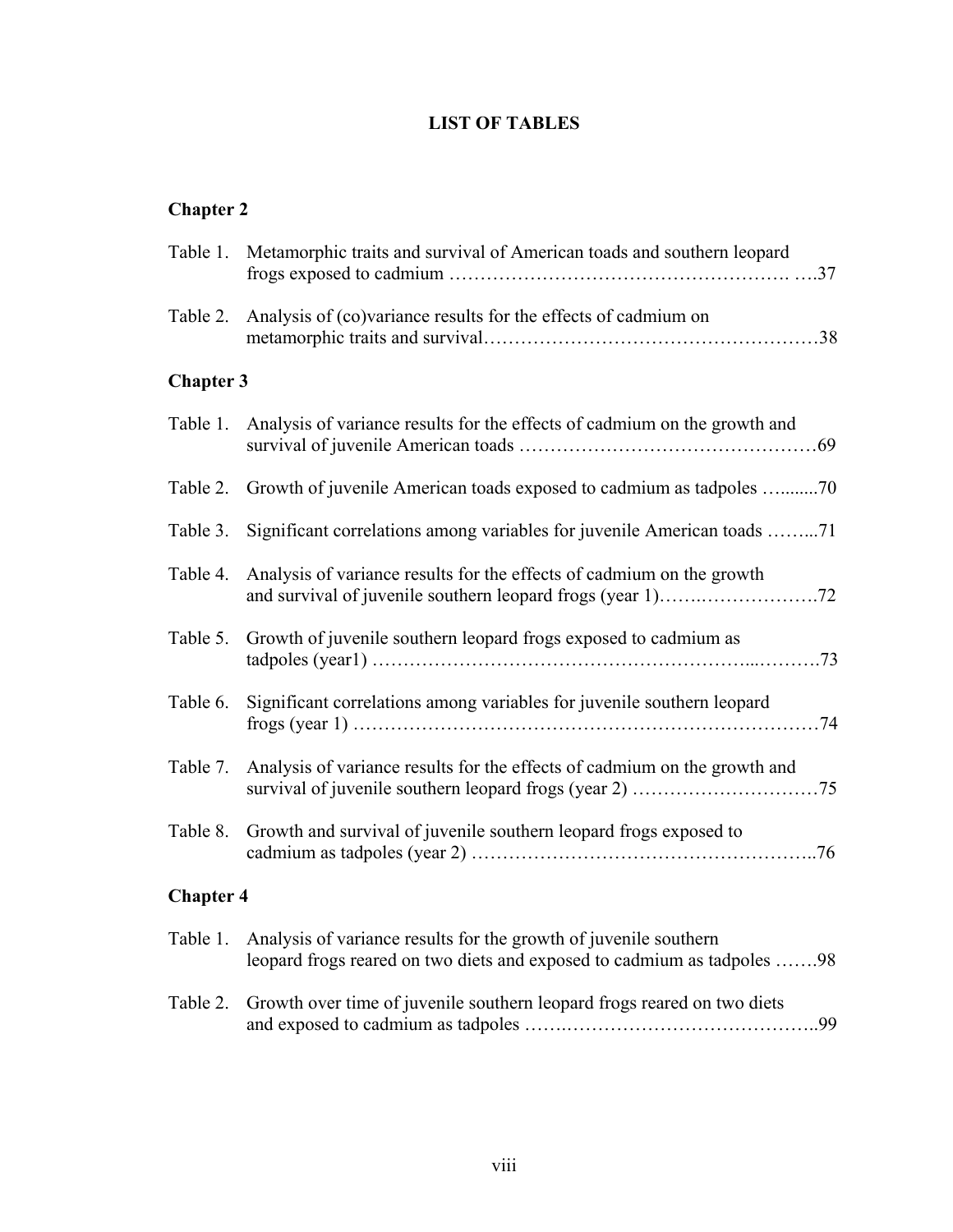# LIST OF TABLES

## Chapter 2

Table 1. Metamorphic traits and survival of American toads and southern leopard frogs exposed to cadmium ………………………………………………. ….37

Table 2. Analysis of (co)variance results for the effects of cadmium on metamorphic traits and survival……………………………………………38

## Chapter 3

Table 1. Analysis of variance results for the effects of cadmium on the growth and survival of juvenile American toads …………………………………………69

Table 2. Growth of juvenile American toads exposed to cadmium as tadpoles …........70

Table 3. Significant correlations among variables for juvenile American toads ……...71

Table 4. Analysis of variance results for the effects of cadmium on the growth and survival of juvenile southern leopard frogs (year 1)…….……………….72

Table 5. Growth of juvenile southern leopard frogs exposed to cadmium as tadpoles (year1) …………………………………………………...……….73

Table 6. Significant correlations among variables for juvenile southern leopard frogs (year 1) ……………………………………………………………74

Table 7. Analysis of variance results for the effects of cadmium on the growth and survival of juvenile southern leopard frogs (year 2) …………………………75

Table 8. Growth and survival of juvenile southern leopard frogs exposed to cadmium as tadpoles (year 2) ………………………………………………..76

## Chapter 4

Table 1. Analysis of variance results for the growth of juvenile southern leopard frogs reared on two diets and exposed to cadmium as tadpoles …….98

Table 2. Growth over time of juvenile southern leopard frogs reared on two diets and exposed to cadmium as tadpoles …….……………………………………..99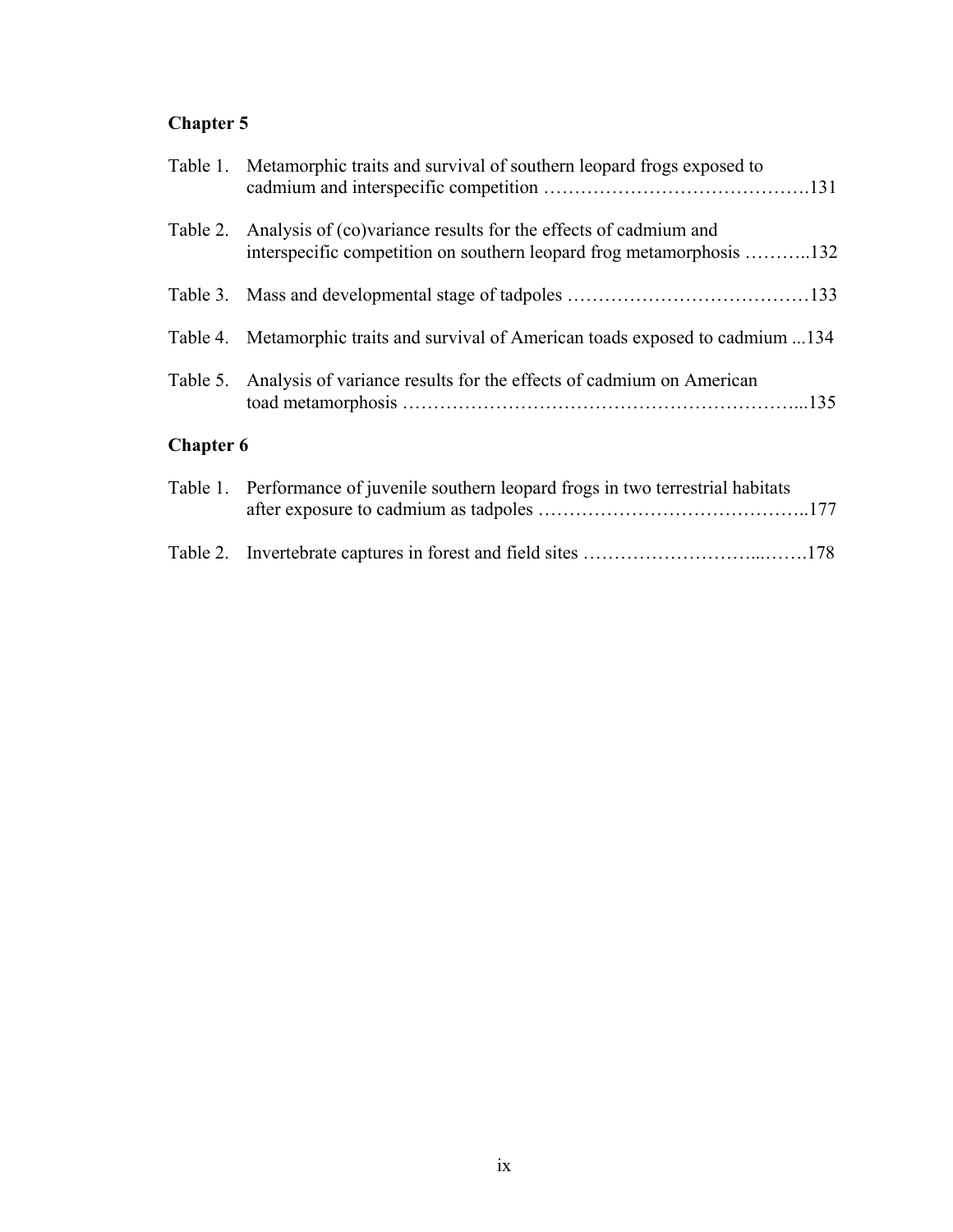**Chapter 5**

Table 1. Metamorphic traits and survival of southern leopard frogs exposed to cadmium and interspecific competition ……………………………………131

Table 2. Analysis of (co)variance results for the effects of cadmium and interspecific competition on southern leopard frog metamorphosis ………..132

Table 3. Mass and developmental stage of tadpoles …………………………………133

Table 4. Metamorphic traits and survival of American toads exposed to cadmium ...134

Table 5. Analysis of variance results for the effects of cadmium on American toad metamorphosis …………………………………………………...135

**Chapter 6**

Table 1. Performance of juvenile southern leopard frogs in two terrestrial habitats after exposure to cadmium as tadpoles ……………………………………..177

Table 2. Invertebrate captures in forest and field sites ………………………...…….178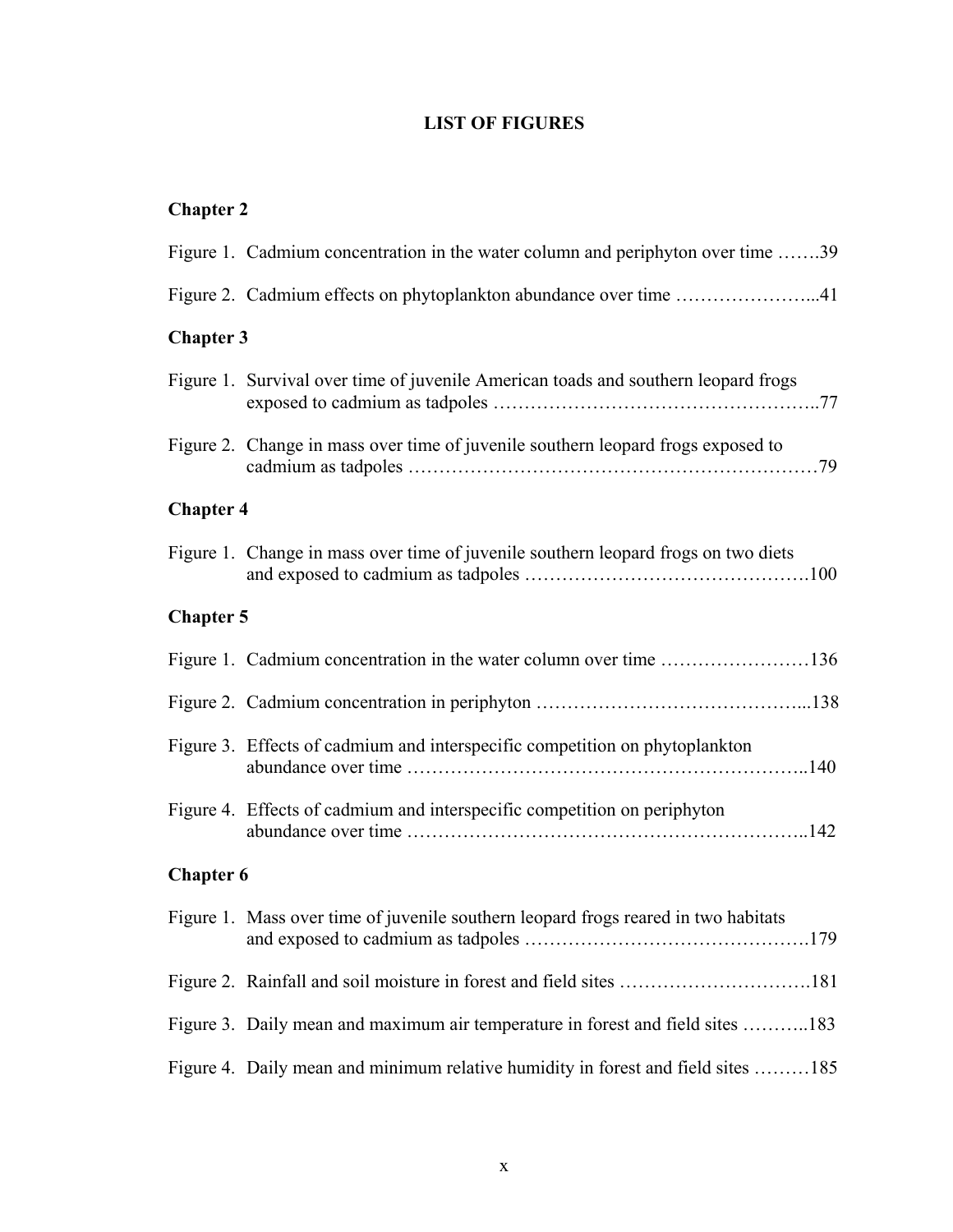# LIST OF FIGURES

## Chapter 2

Figure 1. Cadmium concentration in the water column and periphyton over time …….39

Figure 2. Cadmium effects on phytoplankton abundance over time …………………...41

## Chapter 3

Figure 1. Survival over time of juvenile American toads and southern leopard frogs exposed to cadmium as tadpoles …………………………………………..77

Figure 2. Change in mass over time of juvenile southern leopard frogs exposed to cadmium as tadpoles ………………………………………………………79

## Chapter 4

Figure 1. Change in mass over time of juvenile southern leopard frogs on two diets and exposed to cadmium as tadpoles ……………………………………….100

## Chapter 5

Figure 1. Cadmium concentration in the water column over time ……………………136

Figure 2. Cadmium concentration in periphyton …………………………………...138

Figure 3. Effects of cadmium and interspecific competition on phytoplankton abundance over time ……………………………………………………..140

Figure 4. Effects of cadmium and interspecific competition on periphyton abundance over time ……………………………………………………..142

## Chapter 6

Figure 1. Mass over time of juvenile southern leopard frogs reared in two habitats and exposed to cadmium as tadpoles ……………………………………….179

Figure 2. Rainfall and soil moisture in forest and field sites ………………………….181

Figure 3. Daily mean and maximum air temperature in forest and field sites ………..183

Figure 4. Daily mean and minimum relative humidity in forest and field sites ………185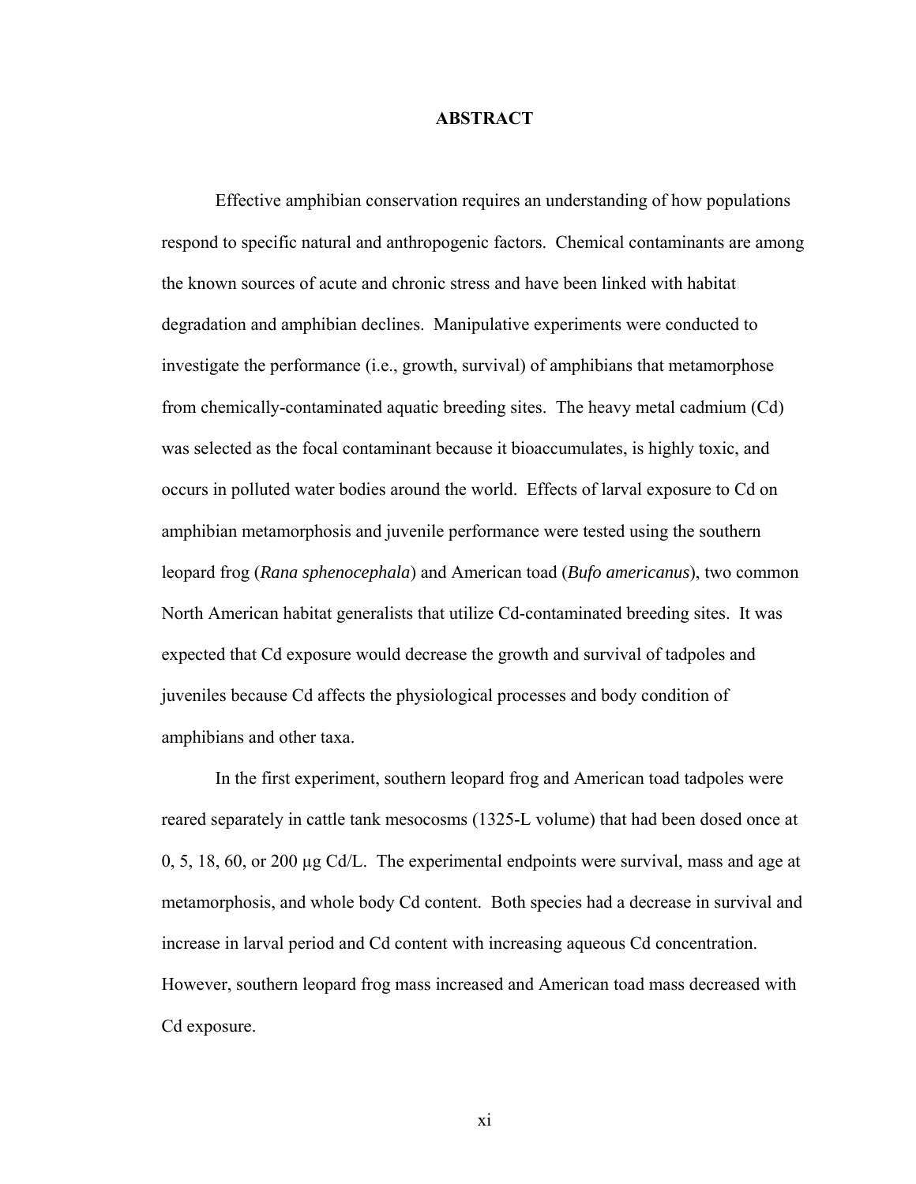# ABSTRACT

Effective amphibian conservation requires an understanding of how populations respond to specific natural and anthropogenic factors. Chemical contaminants are among the known sources of acute and chronic stress and have been linked with habitat degradation and amphibian declines. Manipulative experiments were conducted to investigate the performance (i.e., growth, survival) of amphibians that metamorphose from chemically-contaminated aquatic breeding sites. The heavy metal cadmium (Cd) was selected as the focal contaminant because it bioaccumulates, is highly toxic, and occurs in polluted water bodies around the world. Effects of larval exposure to Cd on amphibian metamorphosis and juvenile performance were tested using the southern leopard frog (*Rana sphenocephala*) and American toad (*Bufo americanus*), two common North American habitat generalists that utilize Cd-contaminated breeding sites. It was expected that Cd exposure would decrease the growth and survival of tadpoles and juveniles because Cd affects the physiological processes and body condition of amphibians and other taxa.

In the first experiment, southern leopard frog and American toad tadpoles were reared separately in cattle tank mesocosms (1325-L volume) that had been dosed once at 0, 5, 18, 60, or 200 µg Cd/L. The experimental endpoints were survival, mass and age at metamorphosis, and whole body Cd content. Both species had a decrease in survival and increase in larval period and Cd content with increasing aqueous Cd concentration. However, southern leopard frog mass increased and American toad mass decreased with Cd exposure.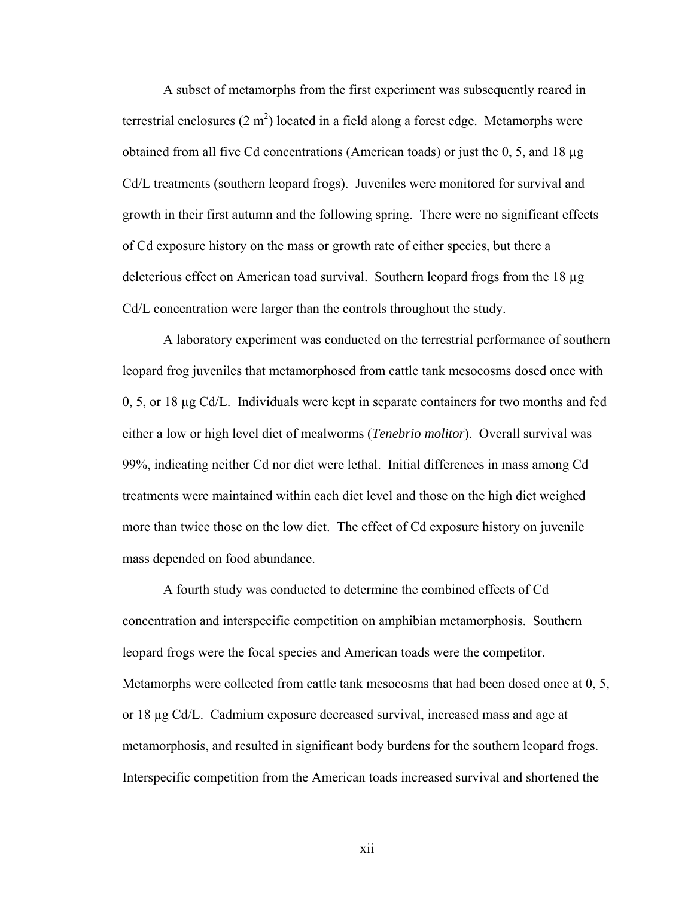A subset of metamorphs from the first experiment was subsequently reared in terrestrial enclosures (2 $m^2$) located in a field along a forest edge. Metamorphs were obtained from all five Cd concentrations (American toads) or just the 0, 5, and 18 μg Cd/L treatments (southern leopard frogs). Juveniles were monitored for survival and growth in their first autumn and the following spring. There were no significant effects of Cd exposure history on the mass or growth rate of either species, but there a deleterious effect on American toad survival. Southern leopard frogs from the 18 μg Cd/L concentration were larger than the controls throughout the study.

A laboratory experiment was conducted on the terrestrial performance of southern leopard frog juveniles that metamorphosed from cattle tank mesocosms dosed once with 0, 5, or 18 μg Cd/L. Individuals were kept in separate containers for two months and fed either a low or high level diet of mealworms (*Tenebrio molitor*). Overall survival was 99%, indicating neither Cd nor diet were lethal. Initial differences in mass among Cd treatments were maintained within each diet level and those on the high diet weighed more than twice those on the low diet. The effect of Cd exposure history on juvenile mass depended on food abundance.

A fourth study was conducted to determine the combined effects of Cd concentration and interspecific competition on amphibian metamorphosis. Southern leopard frogs were the focal species and American toads were the competitor. Metamorphs were collected from cattle tank mesocosms that had been dosed once at 0, 5, or 18 μg Cd/L. Cadmium exposure decreased survival, increased mass and age at metamorphosis, and resulted in significant body burdens for the southern leopard frogs. Interspecific competition from the American toads increased survival and shortened the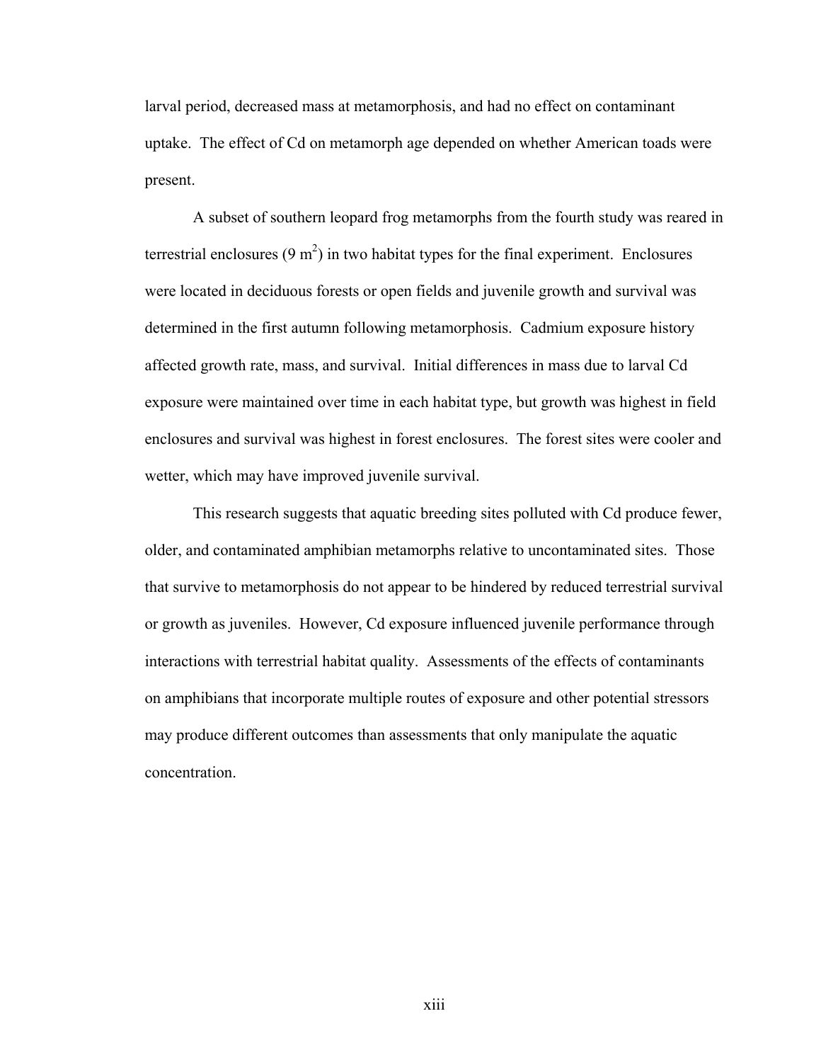larval period, decreased mass at metamorphosis, and had no effect on contaminant uptake. The effect of Cd on metamorph age depended on whether American toads were present.

A subset of southern leopard frog metamorphs from the fourth study was reared in terrestrial enclosures (9 $m^2$) in two habitat types for the final experiment. Enclosures were located in deciduous forests or open fields and juvenile growth and survival was determined in the first autumn following metamorphosis. Cadmium exposure history affected growth rate, mass, and survival. Initial differences in mass due to larval Cd exposure were maintained over time in each habitat type, but growth was highest in field enclosures and survival was highest in forest enclosures. The forest sites were cooler and wetter, which may have improved juvenile survival.

This research suggests that aquatic breeding sites polluted with Cd produce fewer, older, and contaminated amphibian metamorphs relative to uncontaminated sites. Those that survive to metamorphosis do not appear to be hindered by reduced terrestrial survival or growth as juveniles. However, Cd exposure influenced juvenile performance through interactions with terrestrial habitat quality. Assessments of the effects of contaminants on amphibians that incorporate multiple routes of exposure and other potential stressors may produce different outcomes than assessments that only manipulate the aquatic concentration.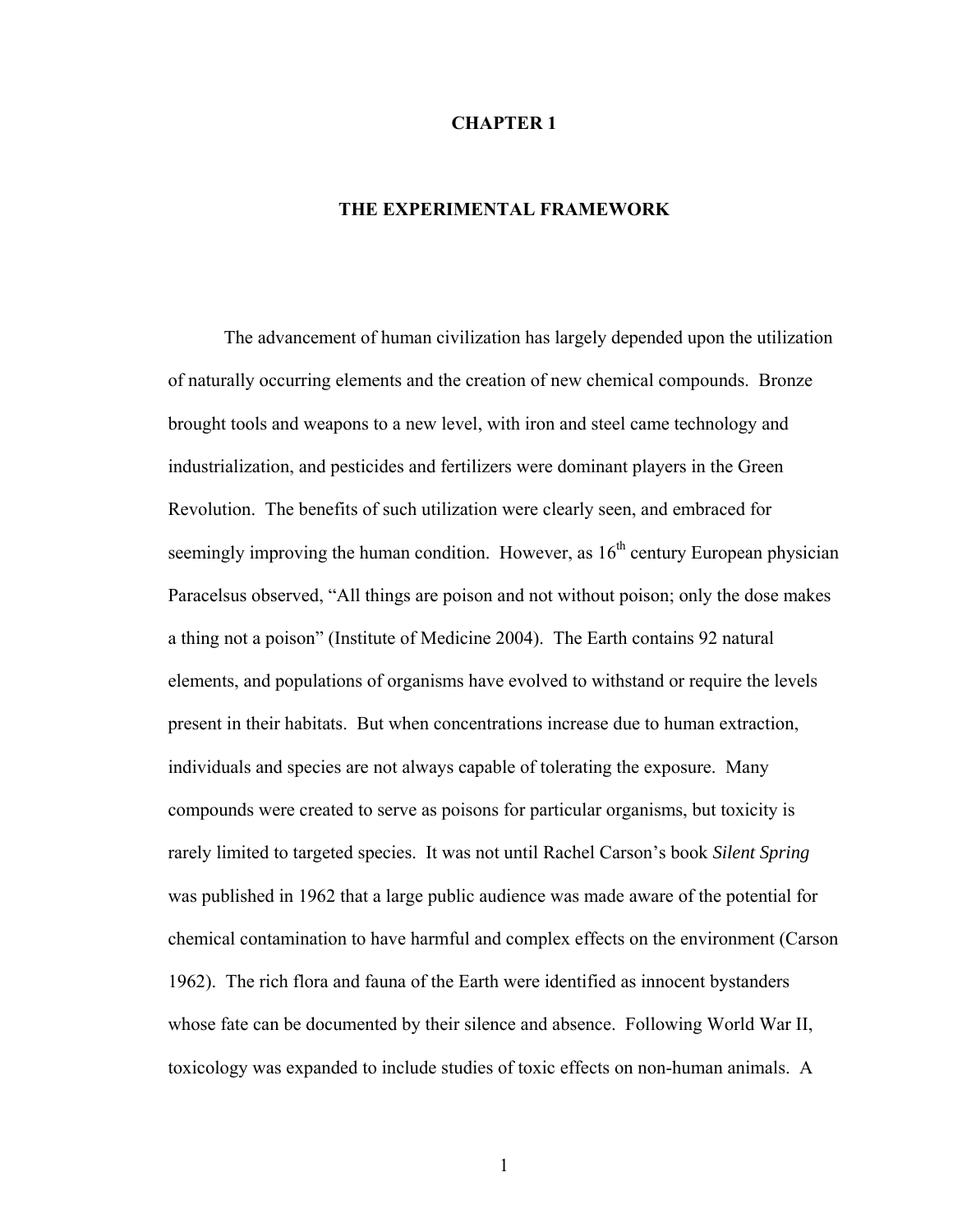# CHAPTER 1

## THE EXPERIMENTAL FRAMEWORK

The advancement of human civilization has largely depended upon the utilization of naturally occurring elements and the creation of new chemical compounds. Bronze brought tools and weapons to a new level, with iron and steel came technology and industrialization, and pesticides and fertilizers were dominant players in the Green Revolution. The benefits of such utilization were clearly seen, and embraced for seemingly improving the human condition. However, as 16th century European physician Paracelsus observed, "All things are poison and not without poison; only the dose makes a thing not a poison" (Institute of Medicine 2004). The Earth contains 92 natural elements, and populations of organisms have evolved to withstand or require the levels present in their habitats. But when concentrations increase due to human extraction, individuals and species are not always capable of tolerating the exposure. Many compounds were created to serve as poisons for particular organisms, but toxicity is rarely limited to targeted species. It was not until Rachel Carson's book *Silent Spring* was published in 1962 that a large public audience was made aware of the potential for chemical contamination to have harmful and complex effects on the environment (Carson 1962). The rich flora and fauna of the Earth were identified as innocent bystanders whose fate can be documented by their silence and absence. Following World War II, toxicology was expanded to include studies of toxic effects on non-human animals. A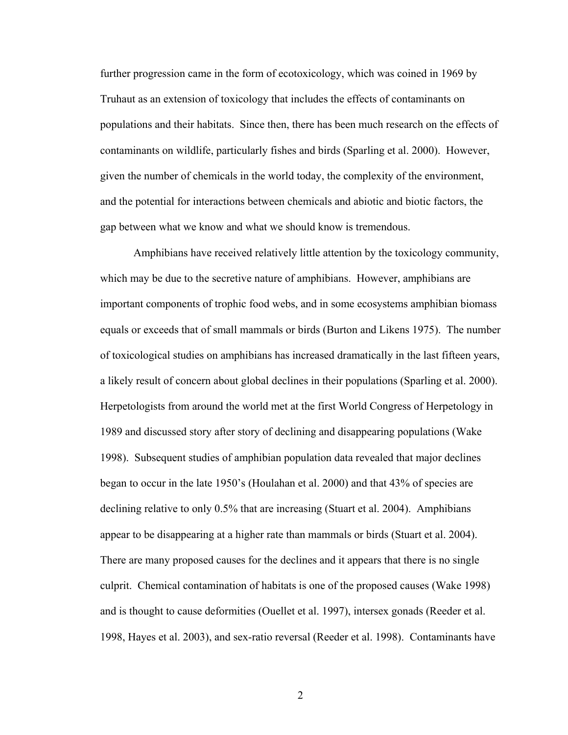further progression came in the form of ecotoxicology, which was coined in 1969 by Truhaut as an extension of toxicology that includes the effects of contaminants on populations and their habitats. Since then, there has been much research on the effects of contaminants on wildlife, particularly fishes and birds (Sparling et al. 2000). However, given the number of chemicals in the world today, the complexity of the environment, and the potential for interactions between chemicals and abiotic and biotic factors, the gap between what we know and what we should know is tremendous.

Amphibians have received relatively little attention by the toxicology community, which may be due to the secretive nature of amphibians. However, amphibians are important components of trophic food webs, and in some ecosystems amphibian biomass equals or exceeds that of small mammals or birds (Burton and Likens 1975). The number of toxicological studies on amphibians has increased dramatically in the last fifteen years, a likely result of concern about global declines in their populations (Sparling et al. 2000). Herpetologists from around the world met at the first World Congress of Herpetology in 1989 and discussed story after story of declining and disappearing populations (Wake 1998). Subsequent studies of amphibian population data revealed that major declines began to occur in the late 1950's (Houlahan et al. 2000) and that 43% of species are declining relative to only 0.5% that are increasing (Stuart et al. 2004). Amphibians appear to be disappearing at a higher rate than mammals or birds (Stuart et al. 2004). There are many proposed causes for the declines and it appears that there is no single culprit. Chemical contamination of habitats is one of the proposed causes (Wake 1998) and is thought to cause deformities (Ouellet et al. 1997), intersex gonads (Reeder et al. 1998, Hayes et al. 2003), and sex-ratio reversal (Reeder et al. 1998). Contaminants have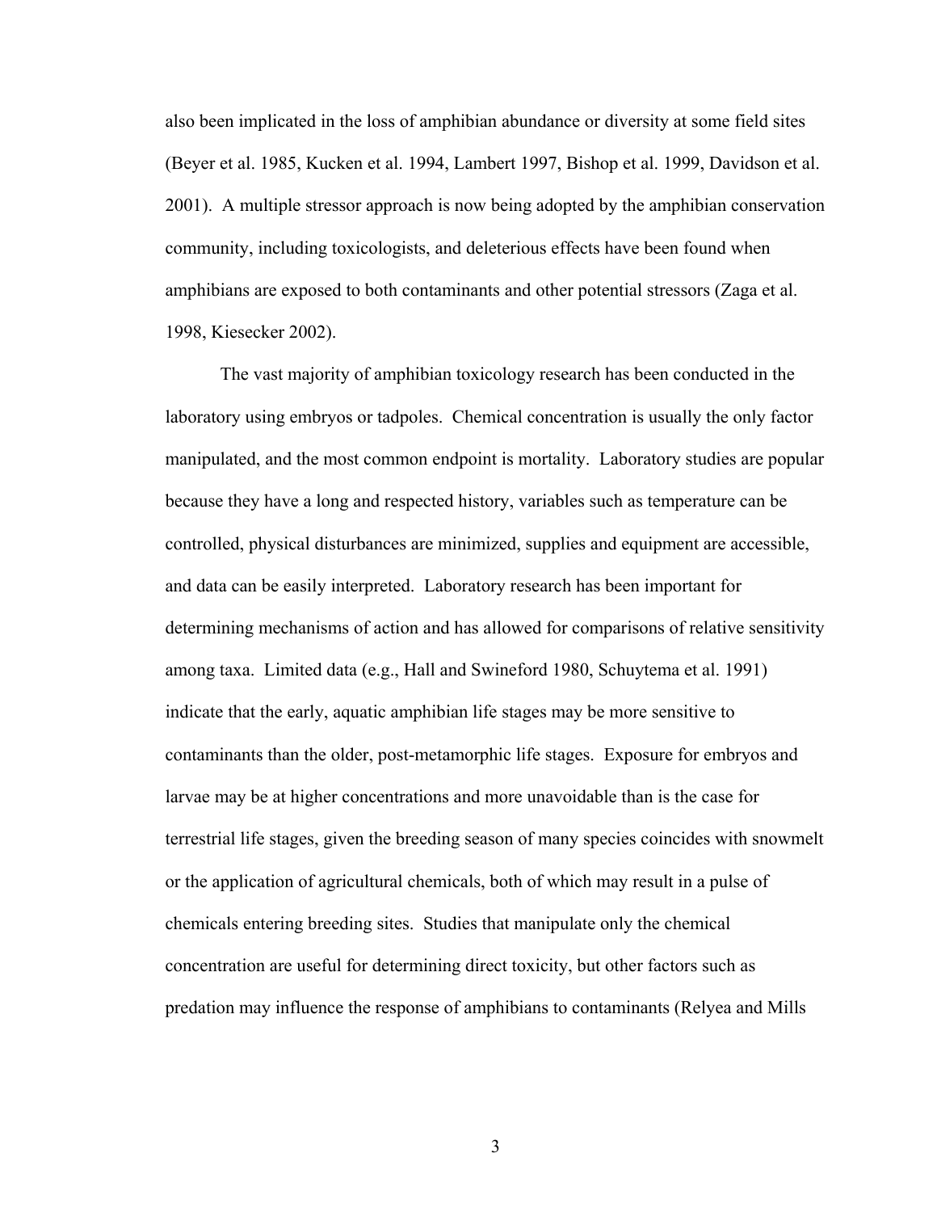also been implicated in the loss of amphibian abundance or diversity at some field sites (Beyer et al. 1985, Kucken et al. 1994, Lambert 1997, Bishop et al. 1999, Davidson et al. 2001). A multiple stressor approach is now being adopted by the amphibian conservation community, including toxicologists, and deleterious effects have been found when amphibians are exposed to both contaminants and other potential stressors (Zaga et al. 1998, Kiesecker 2002).

The vast majority of amphibian toxicology research has been conducted in the laboratory using embryos or tadpoles. Chemical concentration is usually the only factor manipulated, and the most common endpoint is mortality. Laboratory studies are popular because they have a long and respected history, variables such as temperature can be controlled, physical disturbances are minimized, supplies and equipment are accessible, and data can be easily interpreted. Laboratory research has been important for determining mechanisms of action and has allowed for comparisons of relative sensitivity among taxa. Limited data (e.g., Hall and Swineford 1980, Schuytema et al. 1991) indicate that the early, aquatic amphibian life stages may be more sensitive to contaminants than the older, post-metamorphic life stages. Exposure for embryos and larvae may be at higher concentrations and more unavoidable than is the case for terrestrial life stages, given the breeding season of many species coincides with snowmelt or the application of agricultural chemicals, both of which may result in a pulse of chemicals entering breeding sites. Studies that manipulate only the chemical concentration are useful for determining direct toxicity, but other factors such as predation may influence the response of amphibians to contaminants (Relyea and Mills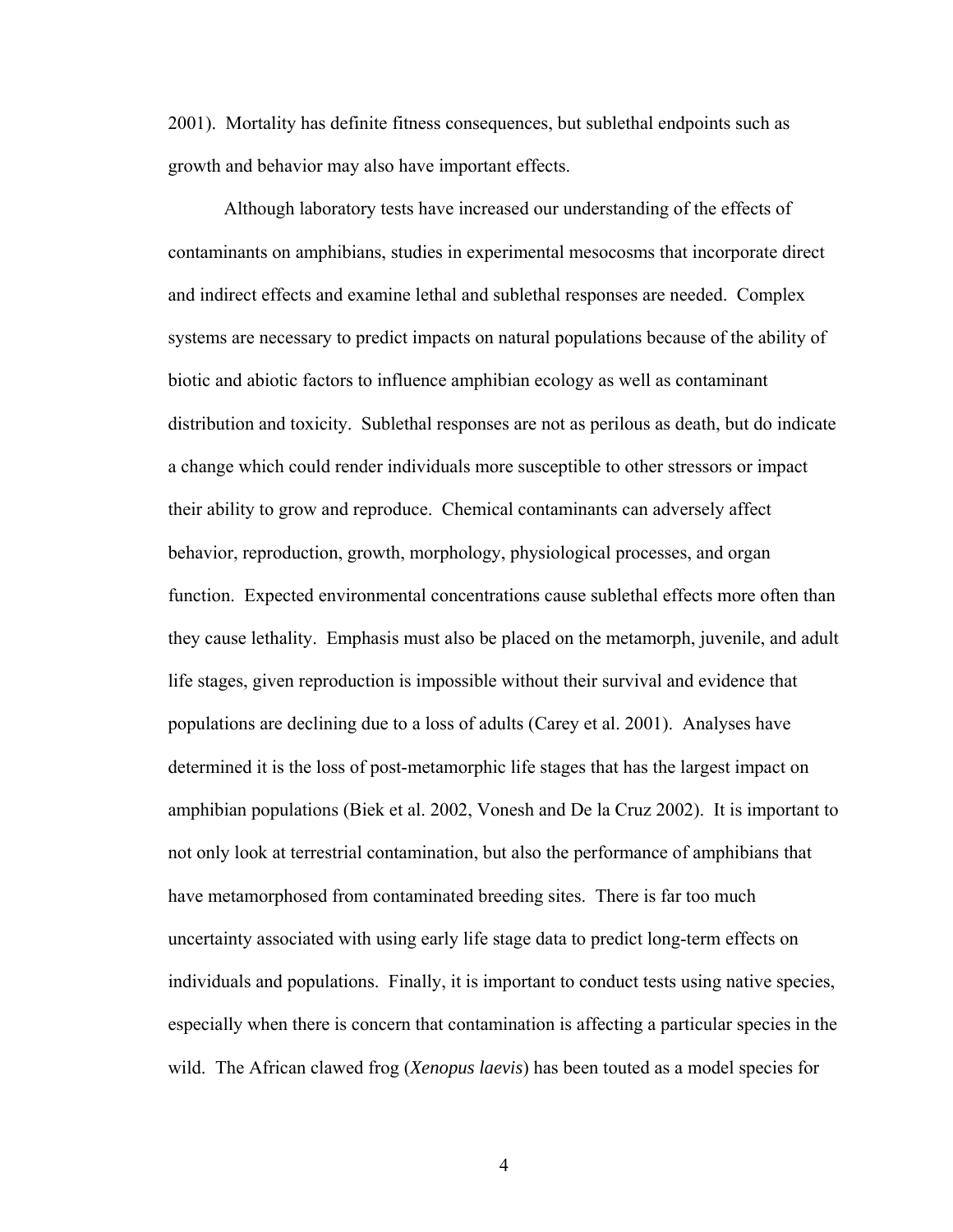2001). Mortality has definite fitness consequences, but sublethal endpoints such as growth and behavior may also have important effects.

Although laboratory tests have increased our understanding of the effects of contaminants on amphibians, studies in experimental mesocosms that incorporate direct and indirect effects and examine lethal and sublethal responses are needed. Complex systems are necessary to predict impacts on natural populations because of the ability of biotic and abiotic factors to influence amphibian ecology as well as contaminant distribution and toxicity. Sublethal responses are not as perilous as death, but do indicate a change which could render individuals more susceptible to other stressors or impact their ability to grow and reproduce. Chemical contaminants can adversely affect behavior, reproduction, growth, morphology, physiological processes, and organ function. Expected environmental concentrations cause sublethal effects more often than they cause lethality. Emphasis must also be placed on the metamorph, juvenile, and adult life stages, given reproduction is impossible without their survival and evidence that populations are declining due to a loss of adults (Carey et al. 2001). Analyses have determined it is the loss of post-metamorphic life stages that has the largest impact on amphibian populations (Biek et al. 2002, Vonesh and De la Cruz 2002). It is important to not only look at terrestrial contamination, but also the performance of amphibians that have metamorphosed from contaminated breeding sites. There is far too much uncertainty associated with using early life stage data to predict long-term effects on individuals and populations. Finally, it is important to conduct tests using native species, especially when there is concern that contamination is affecting a particular species in the wild. The African clawed frog (*Xenopus laevis*) has been touted as a model species for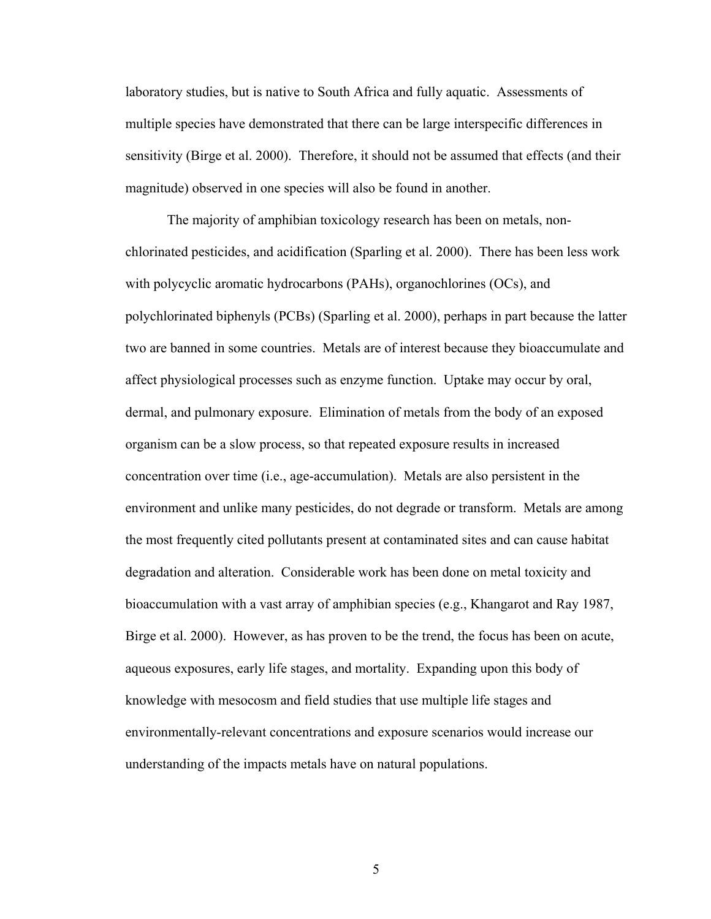laboratory studies, but is native to South Africa and fully aquatic. Assessments of multiple species have demonstrated that there can be large interspecific differences in sensitivity (Birge et al. 2000). Therefore, it should not be assumed that effects (and their magnitude) observed in one species will also be found in another.

The majority of amphibian toxicology research has been on metals, non-chlorinated pesticides, and acidification (Sparling et al. 2000). There has been less work with polycyclic aromatic hydrocarbons (PAHs), organochlorines (OCs), and polychlorinated biphenyls (PCBs) (Sparling et al. 2000), perhaps in part because the latter two are banned in some countries. Metals are of interest because they bioaccumulate and affect physiological processes such as enzyme function. Uptake may occur by oral, dermal, and pulmonary exposure. Elimination of metals from the body of an exposed organism can be a slow process, so that repeated exposure results in increased concentration over time (i.e., age-accumulation). Metals are also persistent in the environment and unlike many pesticides, do not degrade or transform. Metals are among the most frequently cited pollutants present at contaminated sites and can cause habitat degradation and alteration. Considerable work has been done on metal toxicity and bioaccumulation with a vast array of amphibian species (e.g., Khangarot and Ray 1987, Birge et al. 2000). However, as has proven to be the trend, the focus has been on acute, aqueous exposures, early life stages, and mortality. Expanding upon this body of knowledge with mesocosm and field studies that use multiple life stages and environmentally-relevant concentrations and exposure scenarios would increase our understanding of the impacts metals have on natural populations.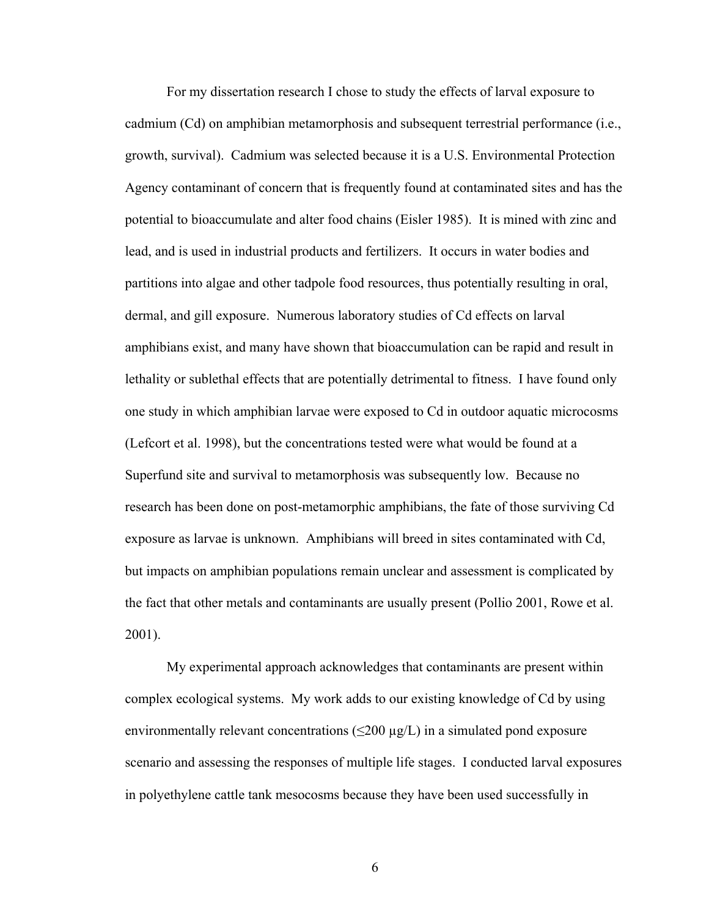For my dissertation research I chose to study the effects of larval exposure to cadmium (Cd) on amphibian metamorphosis and subsequent terrestrial performance (i.e., growth, survival). Cadmium was selected because it is a U.S. Environmental Protection Agency contaminant of concern that is frequently found at contaminated sites and has the potential to bioaccumulate and alter food chains (Eisler 1985). It is mined with zinc and lead, and is used in industrial products and fertilizers. It occurs in water bodies and partitions into algae and other tadpole food resources, thus potentially resulting in oral, dermal, and gill exposure. Numerous laboratory studies of Cd effects on larval amphibians exist, and many have shown that bioaccumulation can be rapid and result in lethality or sublethal effects that are potentially detrimental to fitness. I have found only one study in which amphibian larvae were exposed to Cd in outdoor aquatic microcosms (Lefcort et al. 1998), but the concentrations tested were what would be found at a Superfund site and survival to metamorphosis was subsequently low. Because no research has been done on post-metamorphic amphibians, the fate of those surviving Cd exposure as larvae is unknown. Amphibians will breed in sites contaminated with Cd, but impacts on amphibian populations remain unclear and assessment is complicated by the fact that other metals and contaminants are usually present (Pollio 2001, Rowe et al. 2001).

My experimental approach acknowledges that contaminants are present within complex ecological systems. My work adds to our existing knowledge of Cd by using environmentally relevant concentrations ($\leq$200 μg/L) in a simulated pond exposure scenario and assessing the responses of multiple life stages. I conducted larval exposures in polyethylene cattle tank mesocosms because they have been used successfully in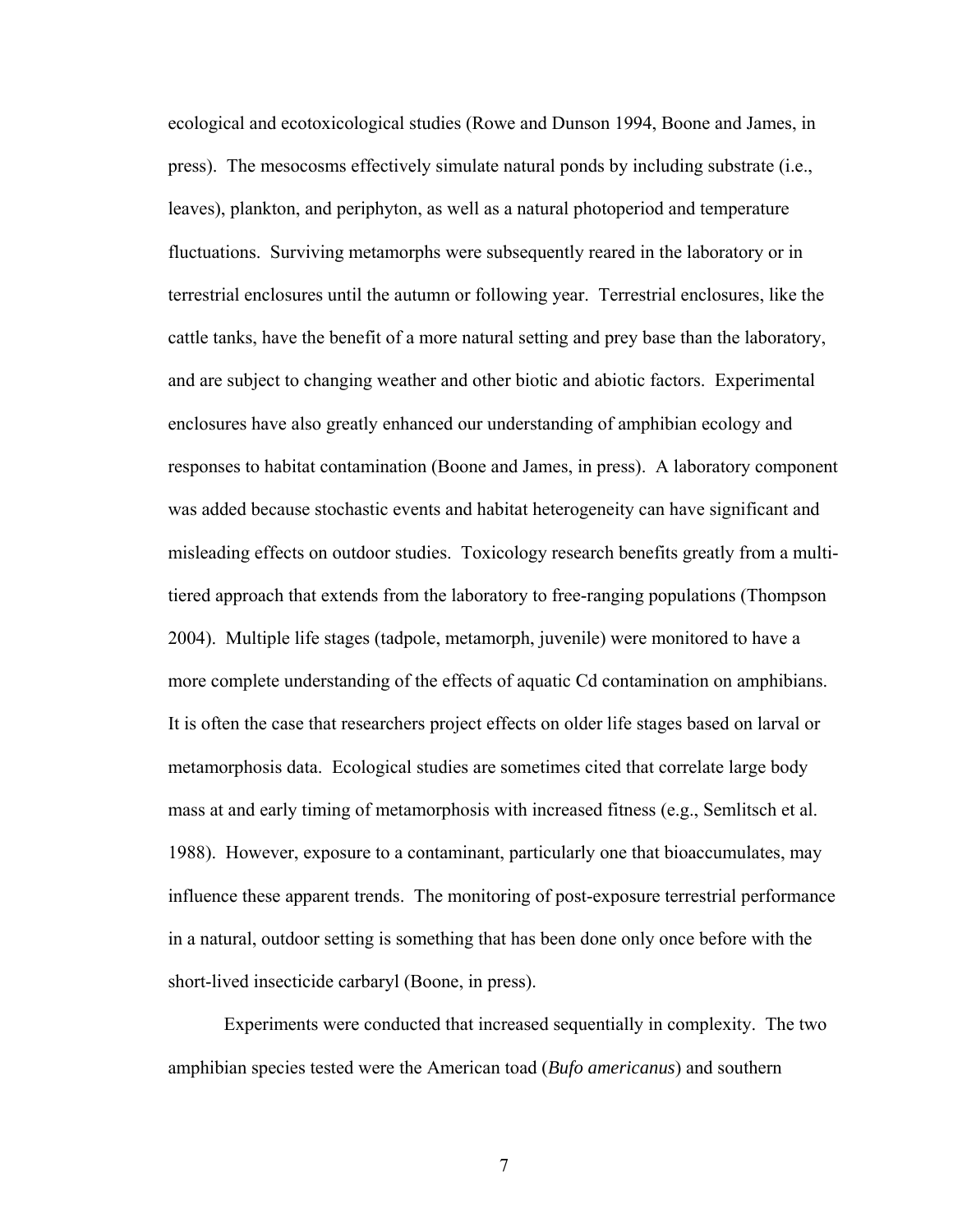ecological and ecotoxicological studies (Rowe and Dunson 1994, Boone and James, in press). The mesocosms effectively simulate natural ponds by including substrate (i.e., leaves), plankton, and periphyton, as well as a natural photoperiod and temperature fluctuations. Surviving metamorphs were subsequently reared in the laboratory or in terrestrial enclosures until the autumn or following year. Terrestrial enclosures, like the cattle tanks, have the benefit of a more natural setting and prey base than the laboratory, and are subject to changing weather and other biotic and abiotic factors. Experimental enclosures have also greatly enhanced our understanding of amphibian ecology and responses to habitat contamination (Boone and James, in press). A laboratory component was added because stochastic events and habitat heterogeneity can have significant and misleading effects on outdoor studies. Toxicology research benefits greatly from a multi-tiered approach that extends from the laboratory to free-ranging populations (Thompson 2004). Multiple life stages (tadpole, metamorph, juvenile) were monitored to have a more complete understanding of the effects of aquatic Cd contamination on amphibians. It is often the case that researchers project effects on older life stages based on larval or metamorphosis data. Ecological studies are sometimes cited that correlate large body mass at and early timing of metamorphosis with increased fitness (e.g., Semlitsch et al. 1988). However, exposure to a contaminant, particularly one that bioaccumulates, may influence these apparent trends. The monitoring of post-exposure terrestrial performance in a natural, outdoor setting is something that has been done only once before with the short-lived insecticide carbaryl (Boone, in press).

Experiments were conducted that increased sequentially in complexity. The two amphibian species tested were the American toad (*Bufo americanus*) and southern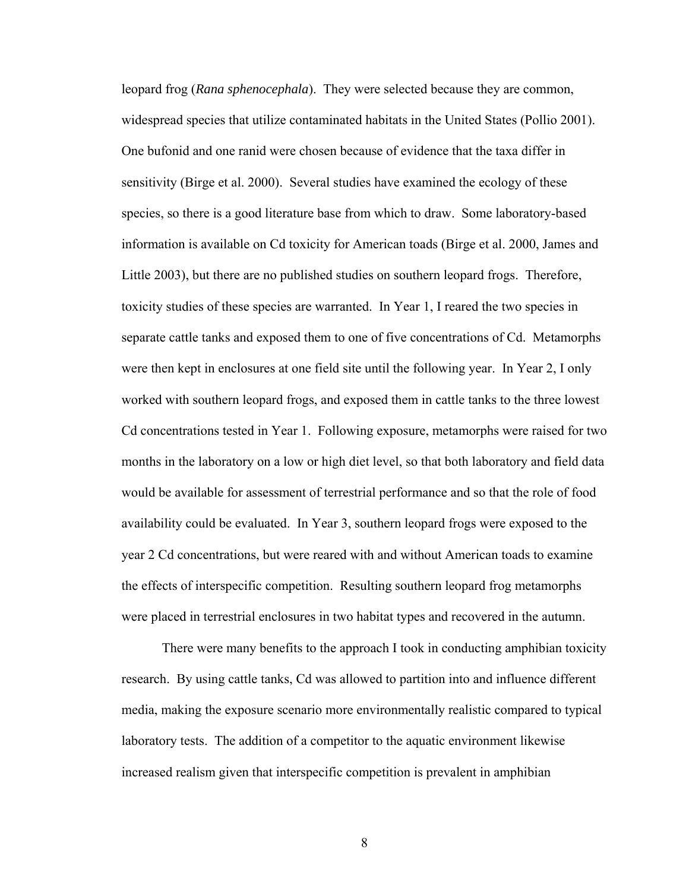leopard frog (*Rana sphenocephala*). They were selected because they are common, widespread species that utilize contaminated habitats in the United States (Pollio 2001). One bufonid and one ranid were chosen because of evidence that the taxa differ in sensitivity (Birge et al. 2000). Several studies have examined the ecology of these species, so there is a good literature base from which to draw. Some laboratory-based information is available on Cd toxicity for American toads (Birge et al. 2000, James and Little 2003), but there are no published studies on southern leopard frogs. Therefore, toxicity studies of these species are warranted. In Year 1, I reared the two species in separate cattle tanks and exposed them to one of five concentrations of Cd. Metamorphs were then kept in enclosures at one field site until the following year. In Year 2, I only worked with southern leopard frogs, and exposed them in cattle tanks to the three lowest Cd concentrations tested in Year 1. Following exposure, metamorphs were raised for two months in the laboratory on a low or high diet level, so that both laboratory and field data would be available for assessment of terrestrial performance and so that the role of food availability could be evaluated. In Year 3, southern leopard frogs were exposed to the year 2 Cd concentrations, but were reared with and without American toads to examine the effects of interspecific competition. Resulting southern leopard frog metamorphs were placed in terrestrial enclosures in two habitat types and recovered in the autumn.

There were many benefits to the approach I took in conducting amphibian toxicity research. By using cattle tanks, Cd was allowed to partition into and influence different media, making the exposure scenario more environmentally realistic compared to typical laboratory tests. The addition of a competitor to the aquatic environment likewise increased realism given that interspecific competition is prevalent in amphibian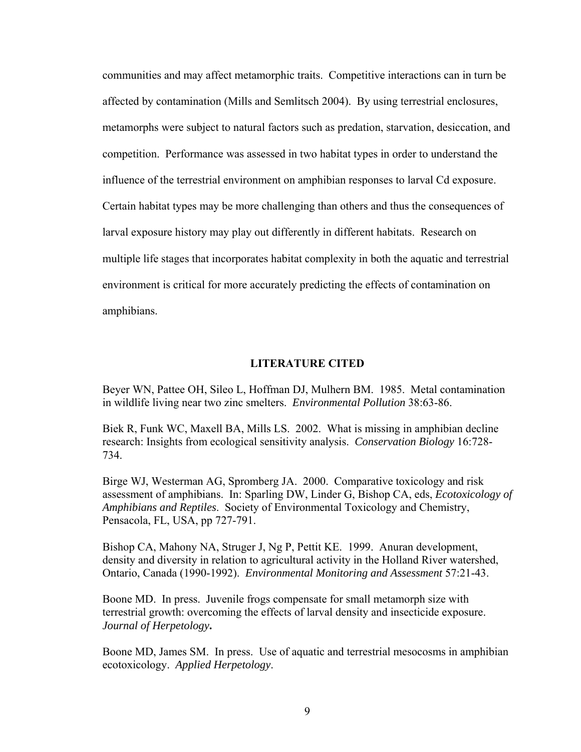communities and may affect metamorphic traits. Competitive interactions can in turn be affected by contamination (Mills and Semlitsch 2004). By using terrestrial enclosures, metamorphs were subject to natural factors such as predation, starvation, desiccation, and competition. Performance was assessed in two habitat types in order to understand the influence of the terrestrial environment on amphibian responses to larval Cd exposure. Certain habitat types may be more challenging than others and thus the consequences of larval exposure history may play out differently in different habitats. Research on multiple life stages that incorporates habitat complexity in both the aquatic and terrestrial environment is critical for more accurately predicting the effects of contamination on amphibians.

## LITERATURE CITED

Beyer WN, Pattee OH, Sileo L, Hoffman DJ, Mulhern BM. 1985. Metal contamination in wildlife living near two zinc smelters. *Environmental Pollution* 38:63-86.

Biek R, Funk WC, Maxell BA, Mills LS. 2002. What is missing in amphibian decline research: Insights from ecological sensitivity analysis. *Conservation Biology* 16:728-734.

Birge WJ, Westerman AG, Spromberg JA. 2000. Comparative toxicology and risk assessment of amphibians. In: Sparling DW, Linder G, Bishop CA, eds, *Ecotoxicology of Amphibians and Reptiles*. Society of Environmental Toxicology and Chemistry, Pensacola, FL, USA, pp 727-791.

Bishop CA, Mahony NA, Struger J, Ng P, Pettit KE. 1999. Anuran development, density and diversity in relation to agricultural activity in the Holland River watershed, Ontario, Canada (1990-1992). *Environmental Monitoring and Assessment* 57:21-43.

Boone MD. In press. Juvenile frogs compensate for small metamorph size with terrestrial growth: overcoming the effects of larval density and insecticide exposure. ***Journal of Herpetology.***

Boone MD, James SM. In press. Use of aquatic and terrestrial mesocosms in amphibian ecotoxicology. *Applied Herpetology*.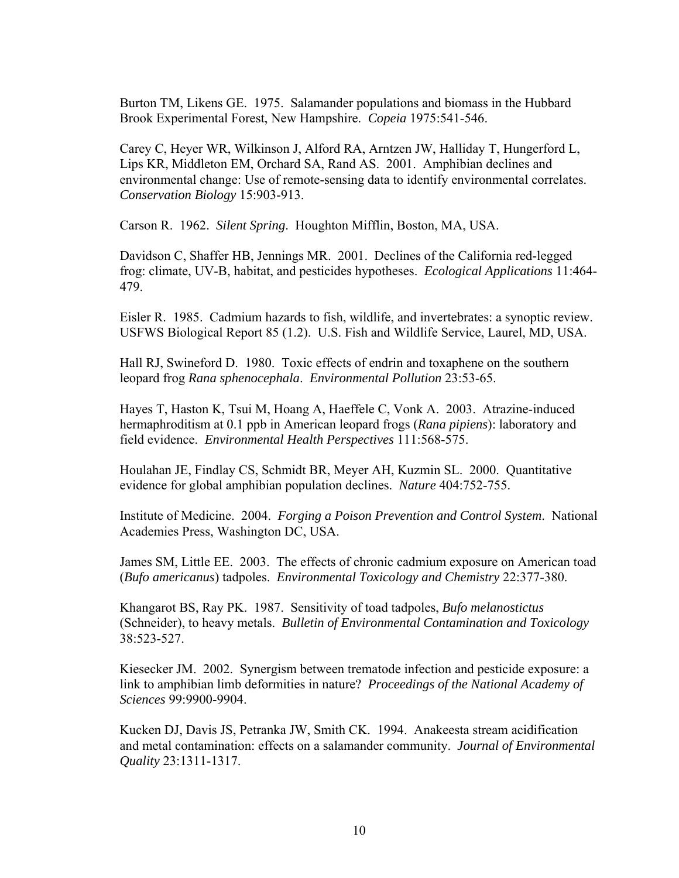Burton TM, Likens GE. 1975. Salamander populations and biomass in the Hubbard Brook Experimental Forest, New Hampshire. *Copeia* 1975:541-546.

Carey C, Heyer WR, Wilkinson J, Alford RA, Arntzen JW, Halliday T, Hungerford L, Lips KR, Middleton EM, Orchard SA, Rand AS. 2001. Amphibian declines and environmental change: Use of remote-sensing data to identify environmental correlates. *Conservation Biology* 15:903-913.

Carson R. 1962. *Silent Spring*. Houghton Mifflin, Boston, MA, USA.

Davidson C, Shaffer HB, Jennings MR. 2001. Declines of the California red-legged frog: climate, UV-B, habitat, and pesticides hypotheses. *Ecological Applications* 11:464-479.

Eisler R. 1985. Cadmium hazards to fish, wildlife, and invertebrates: a synoptic review. USFWS Biological Report 85 (1.2). U.S. Fish and Wildlife Service, Laurel, MD, USA.

Hall RJ, Swineford D. 1980. Toxic effects of endrin and toxaphene on the southern leopard frog *Rana sphenocephala*. *Environmental Pollution* 23:53-65.

Hayes T, Haston K, Tsui M, Hoang A, Haeffele C, Vonk A. 2003. Atrazine-induced hermaphroditism at 0.1 ppb in American leopard frogs (*Rana pipiens*): laboratory and field evidence. *Environmental Health Perspectives* 111:568-575.

Houlahan JE, Findlay CS, Schmidt BR, Meyer AH, Kuzmin SL. 2000. Quantitative evidence for global amphibian population declines. *Nature* 404:752-755.

Institute of Medicine. 2004. *Forging a Poison Prevention and Control System*. National Academies Press, Washington DC, USA.

James SM, Little EE. 2003. The effects of chronic cadmium exposure on American toad (*Bufo americanus*) tadpoles. *Environmental Toxicology and Chemistry* 22:377-380.

Khangarot BS, Ray PK. 1987. Sensitivity of toad tadpoles, *Bufo melanostictus* (Schneider), to heavy metals. *Bulletin of Environmental Contamination and Toxicology* 38:523-527.

Kiesecker JM. 2002. Synergism between trematode infection and pesticide exposure: a link to amphibian limb deformities in nature? *Proceedings of the National Academy of Sciences* 99:9900-9904.

Kucken DJ, Davis JS, Petranka JW, Smith CK. 1994. Anakeesta stream acidification and metal contamination: effects on a salamander community. *Journal of Environmental Quality* 23:1311-1317.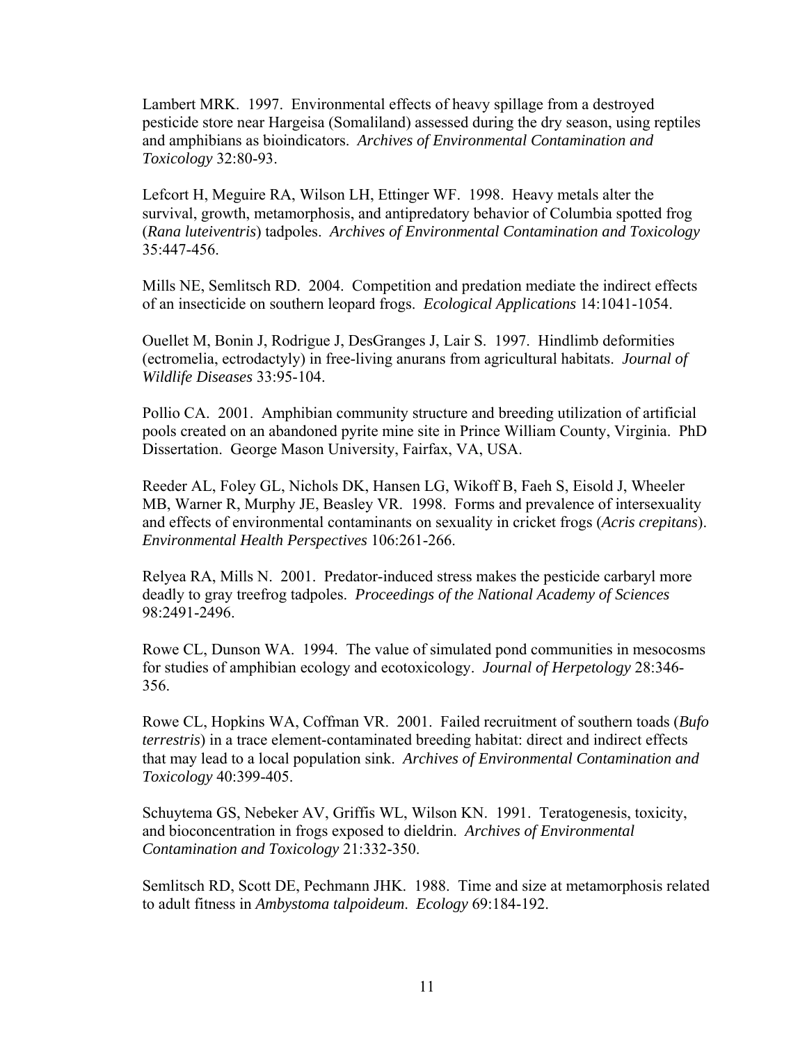Lambert MRK. 1997. Environmental effects of heavy spillage from a destroyed pesticide store near Hargeisa (Somaliland) assessed during the dry season, using reptiles and amphibians as bioindicators. *Archives of Environmental Contamination and Toxicology* 32:80-93.

Lefcort H, Meguire RA, Wilson LH, Ettinger WF. 1998. Heavy metals alter the survival, growth, metamorphosis, and antipredatory behavior of Columbia spotted frog (*Rana luteiventris*) tadpoles. *Archives of Environmental Contamination and Toxicology* 35:447-456.

Mills NE, Semlitsch RD. 2004. Competition and predation mediate the indirect effects of an insecticide on southern leopard frogs. *Ecological Applications* 14:1041-1054.

Ouellet M, Bonin J, Rodrigue J, DesGranges J, Lair S. 1997. Hindlimb deformities (ectromelia, ectrodactyly) in free-living anurans from agricultural habitats. *Journal of Wildlife Diseases* 33:95-104.

Pollio CA. 2001. Amphibian community structure and breeding utilization of artificial pools created on an abandoned pyrite mine site in Prince William County, Virginia. PhD Dissertation. George Mason University, Fairfax, VA, USA.

Reeder AL, Foley GL, Nichols DK, Hansen LG, Wikoff B, Faeh S, Eisold J, Wheeler MB, Warner R, Murphy JE, Beasley VR. 1998. Forms and prevalence of intersexuality and effects of environmental contaminants on sexuality in cricket frogs (*Acris crepitans*). *Environmental Health Perspectives* 106:261-266.

Relyea RA, Mills N. 2001. Predator-induced stress makes the pesticide carbaryl more deadly to gray treefrog tadpoles. *Proceedings of the National Academy of Sciences* 98:2491-2496.

Rowe CL, Dunson WA. 1994. The value of simulated pond communities in mesocosms for studies of amphibian ecology and ecotoxicology. *Journal of Herpetology* 28:346-356.

Rowe CL, Hopkins WA, Coffman VR. 2001. Failed recruitment of southern toads (*Bufo terrestris*) in a trace element-contaminated breeding habitat: direct and indirect effects that may lead to a local population sink. *Archives of Environmental Contamination and Toxicology* 40:399-405.

Schuytema GS, Nebeker AV, Griffis WL, Wilson KN. 1991. Teratogenesis, toxicity, and bioconcentration in frogs exposed to dieldrin. *Archives of Environmental Contamination and Toxicology* 21:332-350.

Semlitsch RD, Scott DE, Pechmann JHK. 1988. Time and size at metamorphosis related to adult fitness in *Ambystoma talpoideum*. *Ecology* 69:184-192.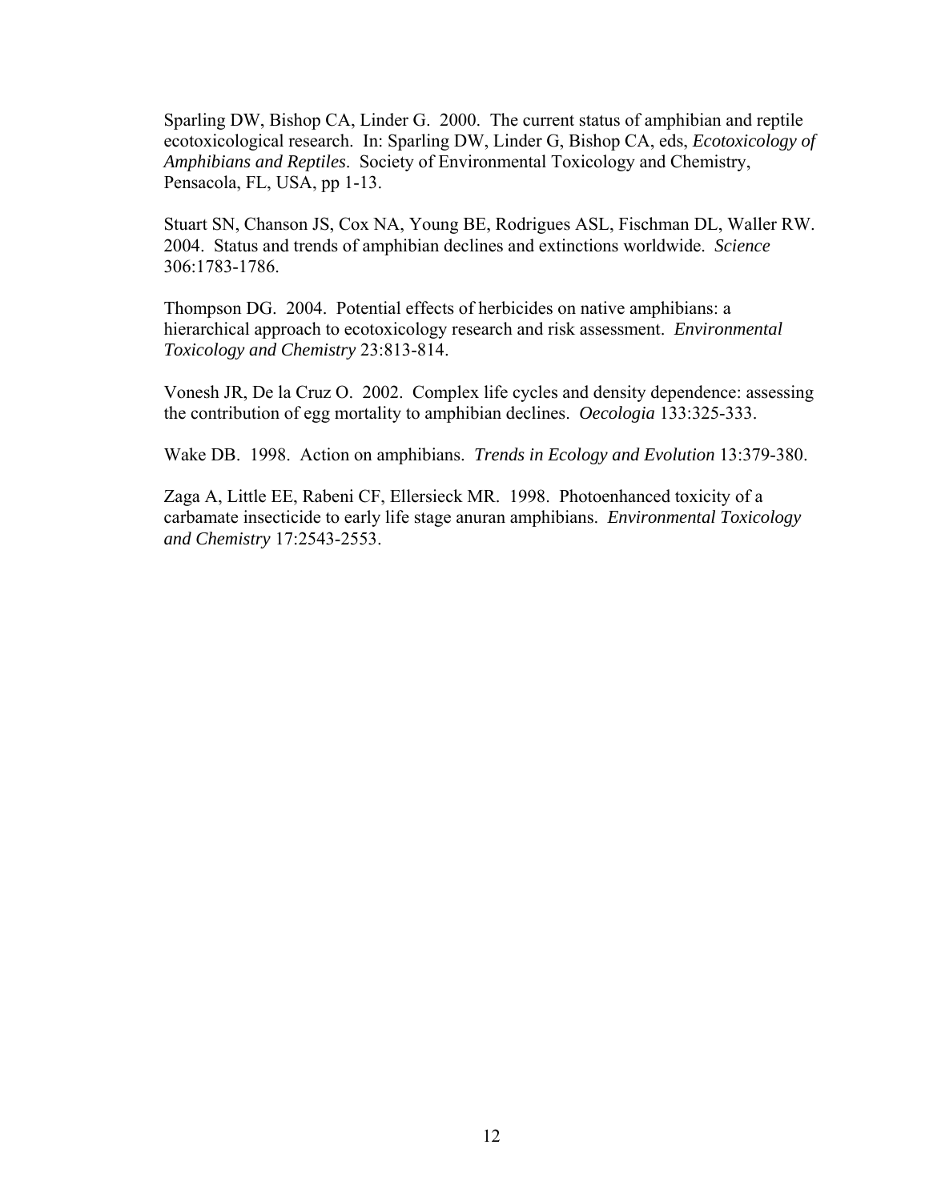Sparling DW, Bishop CA, Linder G. 2000. The current status of amphibian and reptile ecotoxicological research. In: Sparling DW, Linder G, Bishop CA, eds, *Ecotoxicology of Amphibians and Reptiles*. Society of Environmental Toxicology and Chemistry, Pensacola, FL, USA, pp 1-13.

Stuart SN, Chanson JS, Cox NA, Young BE, Rodrigues ASL, Fischman DL, Waller RW. 2004. Status and trends of amphibian declines and extinctions worldwide. *Science* 306:1783-1786.

Thompson DG. 2004. Potential effects of herbicides on native amphibians: a hierarchical approach to ecotoxicology research and risk assessment. *Environmental Toxicology and Chemistry* 23:813-814.

Vonesh JR, De la Cruz O. 2002. Complex life cycles and density dependence: assessing the contribution of egg mortality to amphibian declines. *Oecologia* 133:325-333.

Wake DB. 1998. Action on amphibians. *Trends in Ecology and Evolution* 13:379-380.

Zaga A, Little EE, Rabeni CF, Ellersieck MR. 1998. Photoenhanced toxicity of a carbamate insecticide to early life stage anuran amphibians. *Environmental Toxicology and Chemistry* 17:2543-2553.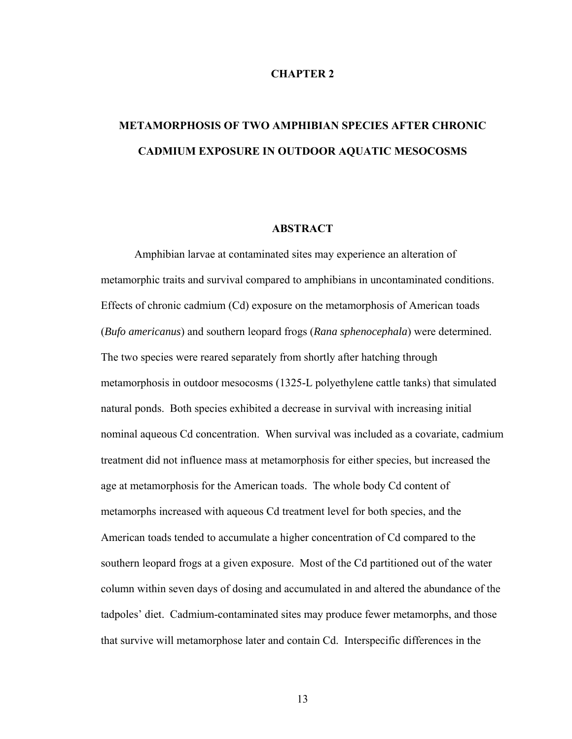# CHAPTER 2

# METAMORPHOSIS OF TWO AMPHIBIAN SPECIES AFTER CHRONIC CADMIUM EXPOSURE IN OUTDOOR AQUATIC MESOCOSMS

## ABSTRACT

Amphibian larvae at contaminated sites may experience an alteration of metamorphic traits and survival compared to amphibians in uncontaminated conditions. Effects of chronic cadmium (Cd) exposure on the metamorphosis of American toads (*Bufo americanus*) and southern leopard frogs (*Rana sphenocephala*) were determined. The two species were reared separately from shortly after hatching through metamorphosis in outdoor mesocosms (1325-L polyethylene cattle tanks) that simulated natural ponds. Both species exhibited a decrease in survival with increasing initial nominal aqueous Cd concentration. When survival was included as a covariate, cadmium treatment did not influence mass at metamorphosis for either species, but increased the age at metamorphosis for the American toads. The whole body Cd content of metamorphs increased with aqueous Cd treatment level for both species, and the American toads tended to accumulate a higher concentration of Cd compared to the southern leopard frogs at a given exposure. Most of the Cd partitioned out of the water column within seven days of dosing and accumulated in and altered the abundance of the tadpoles' diet. Cadmium-contaminated sites may produce fewer metamorphs, and those that survive will metamorphose later and contain Cd. Interspecific differences in the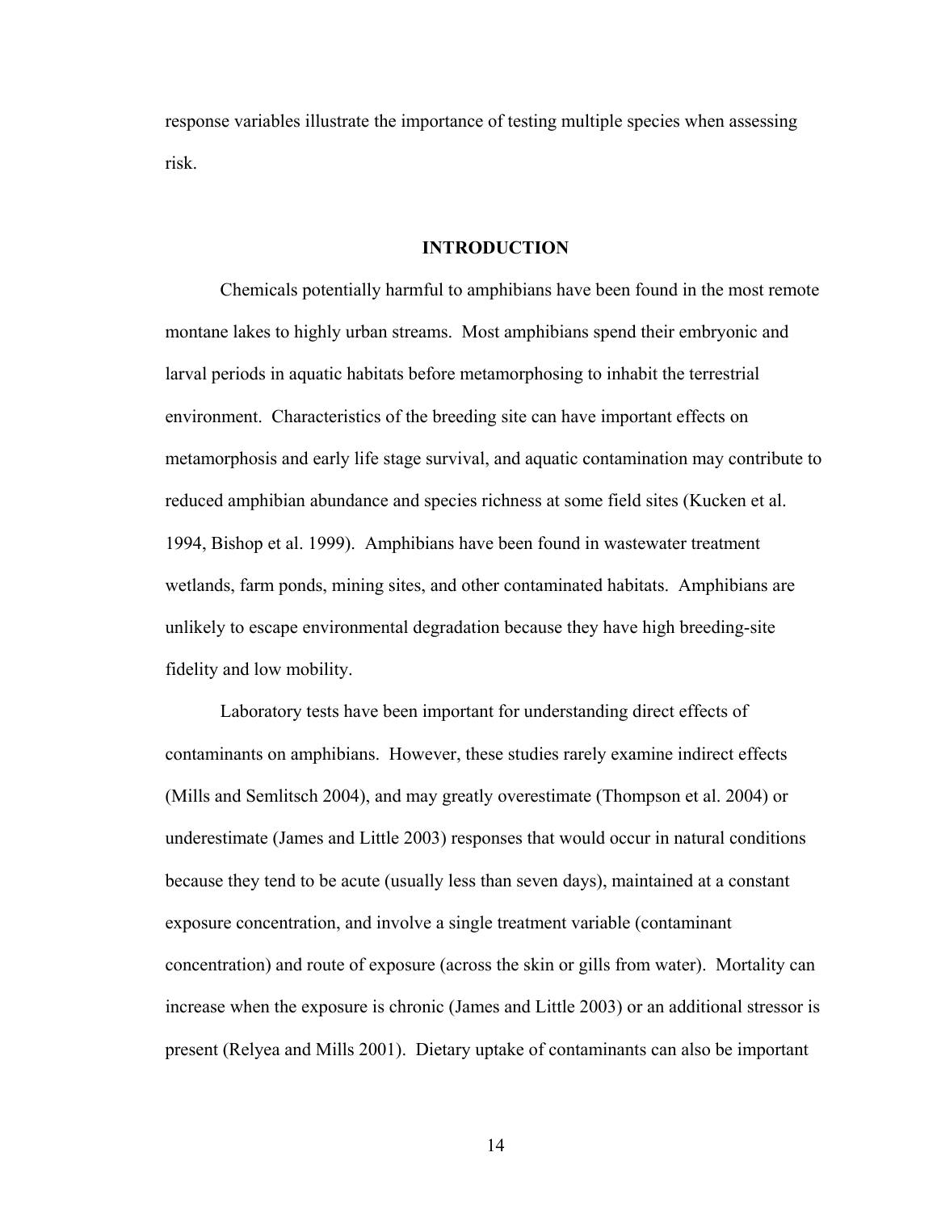response variables illustrate the importance of testing multiple species when assessing risk.

## INTRODUCTION

Chemicals potentially harmful to amphibians have been found in the most remote montane lakes to highly urban streams. Most amphibians spend their embryonic and larval periods in aquatic habitats before metamorphosing to inhabit the terrestrial environment. Characteristics of the breeding site can have important effects on metamorphosis and early life stage survival, and aquatic contamination may contribute to reduced amphibian abundance and species richness at some field sites (Kucken et al. 1994, Bishop et al. 1999). Amphibians have been found in wastewater treatment wetlands, farm ponds, mining sites, and other contaminated habitats. Amphibians are unlikely to escape environmental degradation because they have high breeding-site fidelity and low mobility.

Laboratory tests have been important for understanding direct effects of contaminants on amphibians. However, these studies rarely examine indirect effects (Mills and Semlitsch 2004), and may greatly overestimate (Thompson et al. 2004) or underestimate (James and Little 2003) responses that would occur in natural conditions because they tend to be acute (usually less than seven days), maintained at a constant exposure concentration, and involve a single treatment variable (contaminant concentration) and route of exposure (across the skin or gills from water). Mortality can increase when the exposure is chronic (James and Little 2003) or an additional stressor is present (Relyea and Mills 2001). Dietary uptake of contaminants can also be important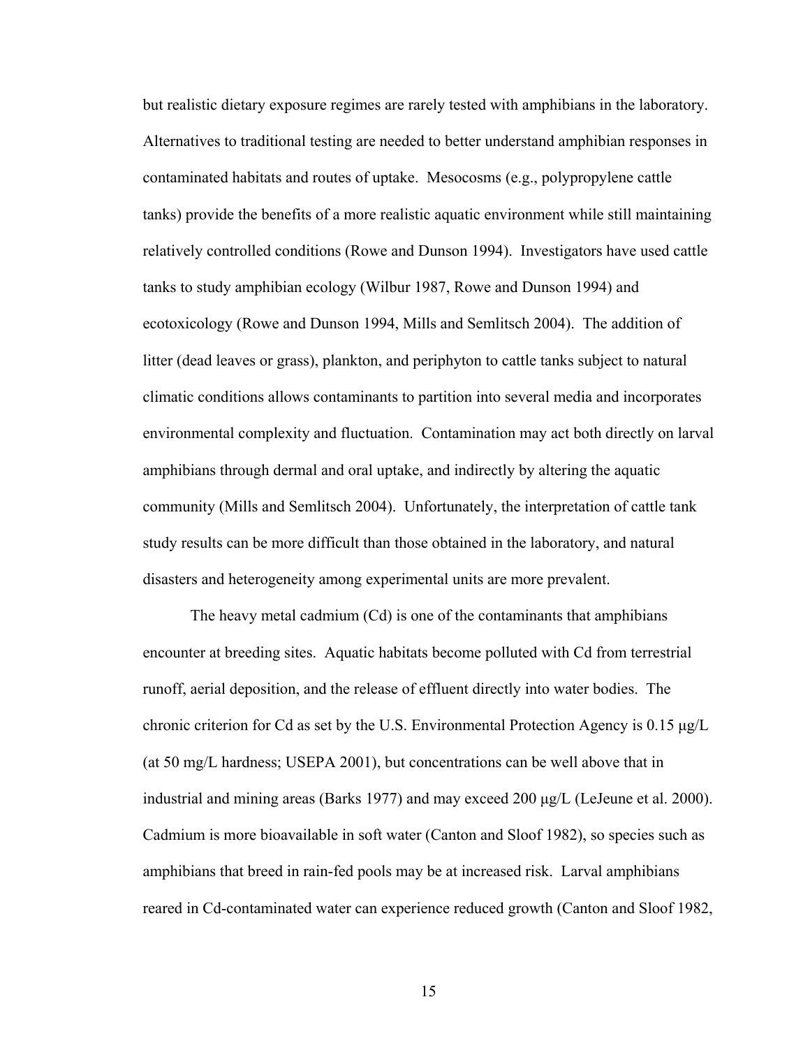but realistic dietary exposure regimes are rarely tested with amphibians in the laboratory. Alternatives to traditional testing are needed to better understand amphibian responses in contaminated habitats and routes of uptake. Mesocosms (e.g., polypropylene cattle tanks) provide the benefits of a more realistic aquatic environment while still maintaining relatively controlled conditions (Rowe and Dunson 1994). Investigators have used cattle tanks to study amphibian ecology (Wilbur 1987, Rowe and Dunson 1994) and ecotoxicology (Rowe and Dunson 1994, Mills and Semlitsch 2004). The addition of litter (dead leaves or grass), plankton, and periphyton to cattle tanks subject to natural climatic conditions allows contaminants to partition into several media and incorporates environmental complexity and fluctuation. Contamination may act both directly on larval amphibians through dermal and oral uptake, and indirectly by altering the aquatic community (Mills and Semlitsch 2004). Unfortunately, the interpretation of cattle tank study results can be more difficult than those obtained in the laboratory, and natural disasters and heterogeneity among experimental units are more prevalent.

The heavy metal cadmium (Cd) is one of the contaminants that amphibians encounter at breeding sites. Aquatic habitats become polluted with Cd from terrestrial runoff, aerial deposition, and the release of effluent directly into water bodies. The chronic criterion for Cd as set by the U.S. Environmental Protection Agency is 0.15 µg/L (at 50 mg/L hardness; USEPA 2001), but concentrations can be well above that in industrial and mining areas (Barks 1977) and may exceed 200 µg/L (LeJeune et al. 2000). Cadmium is more bioavailable in soft water (Canton and Sloof 1982), so species such as amphibians that breed in rain-fed pools may be at increased risk. Larval amphibians reared in Cd-contaminated water can experience reduced growth (Canton and Sloof 1982,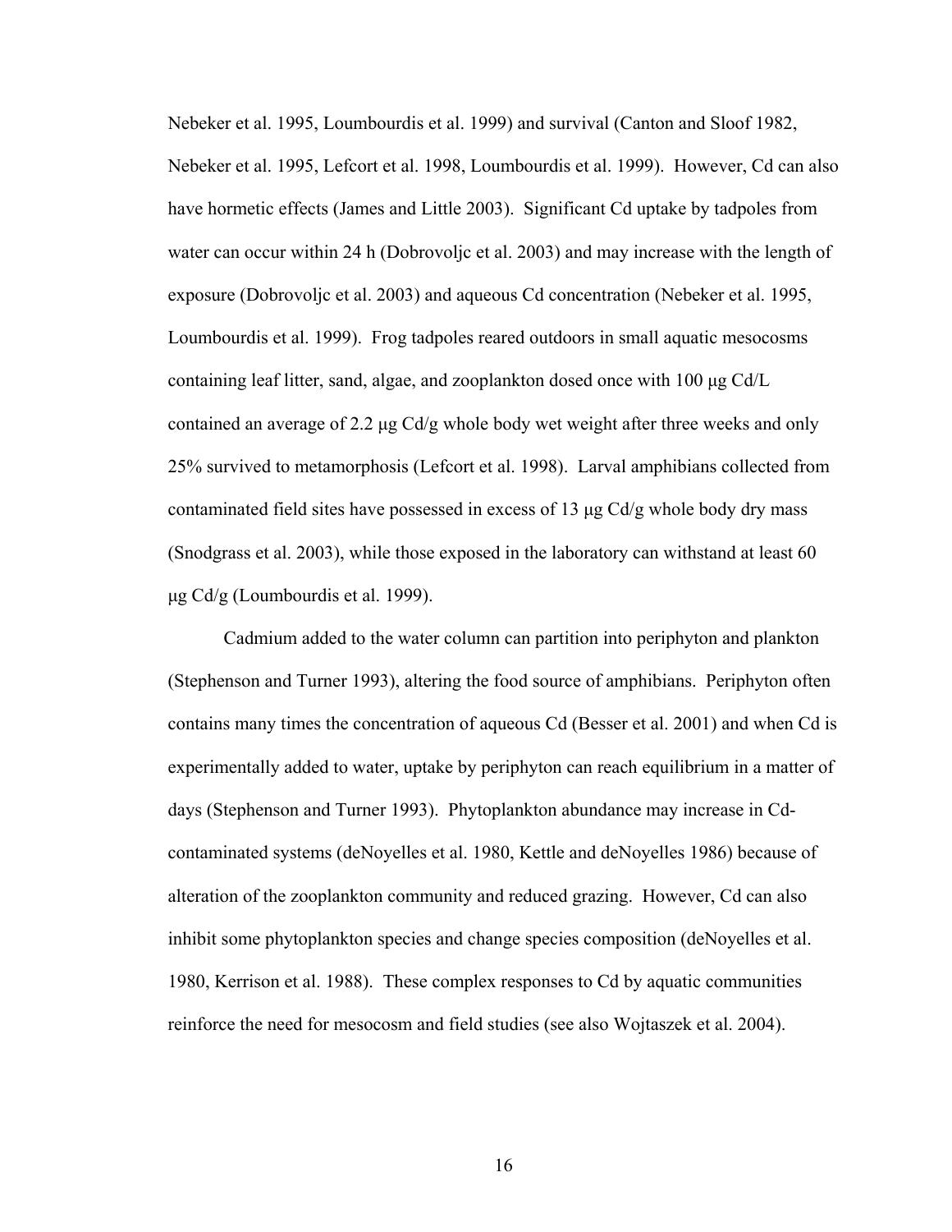Nebeker et al. 1995, Loumbourdis et al. 1999) and survival (Canton and Sloof 1982, Nebeker et al. 1995, Lefcort et al. 1998, Loumbourdis et al. 1999). However, Cd can also have hormetic effects (James and Little 2003). Significant Cd uptake by tadpoles from water can occur within 24 h (Dobrovoljc et al. 2003) and may increase with the length of exposure (Dobrovoljc et al. 2003) and aqueous Cd concentration (Nebeker et al. 1995, Loumbourdis et al. 1999). Frog tadpoles reared outdoors in small aquatic mesocosms containing leaf litter, sand, algae, and zooplankton dosed once with 100 μg Cd/L contained an average of 2.2 μg Cd/g whole body wet weight after three weeks and only 25% survived to metamorphosis (Lefcort et al. 1998). Larval amphibians collected from contaminated field sites have possessed in excess of 13 μg Cd/g whole body dry mass (Snodgrass et al. 2003), while those exposed in the laboratory can withstand at least 60 μg Cd/g (Loumbourdis et al. 1999).

Cadmium added to the water column can partition into periphyton and plankton (Stephenson and Turner 1993), altering the food source of amphibians. Periphyton often contains many times the concentration of aqueous Cd (Besser et al. 2001) and when Cd is experimentally added to water, uptake by periphyton can reach equilibrium in a matter of days (Stephenson and Turner 1993). Phytoplankton abundance may increase in Cd-contaminated systems (deNoyelles et al. 1980, Kettle and deNoyelles 1986) because of alteration of the zooplankton community and reduced grazing. However, Cd can also inhibit some phytoplankton species and change species composition (deNoyelles et al. 1980, Kerrison et al. 1988). These complex responses to Cd by aquatic communities reinforce the need for mesocosm and field studies (see also Wojtaszek et al. 2004).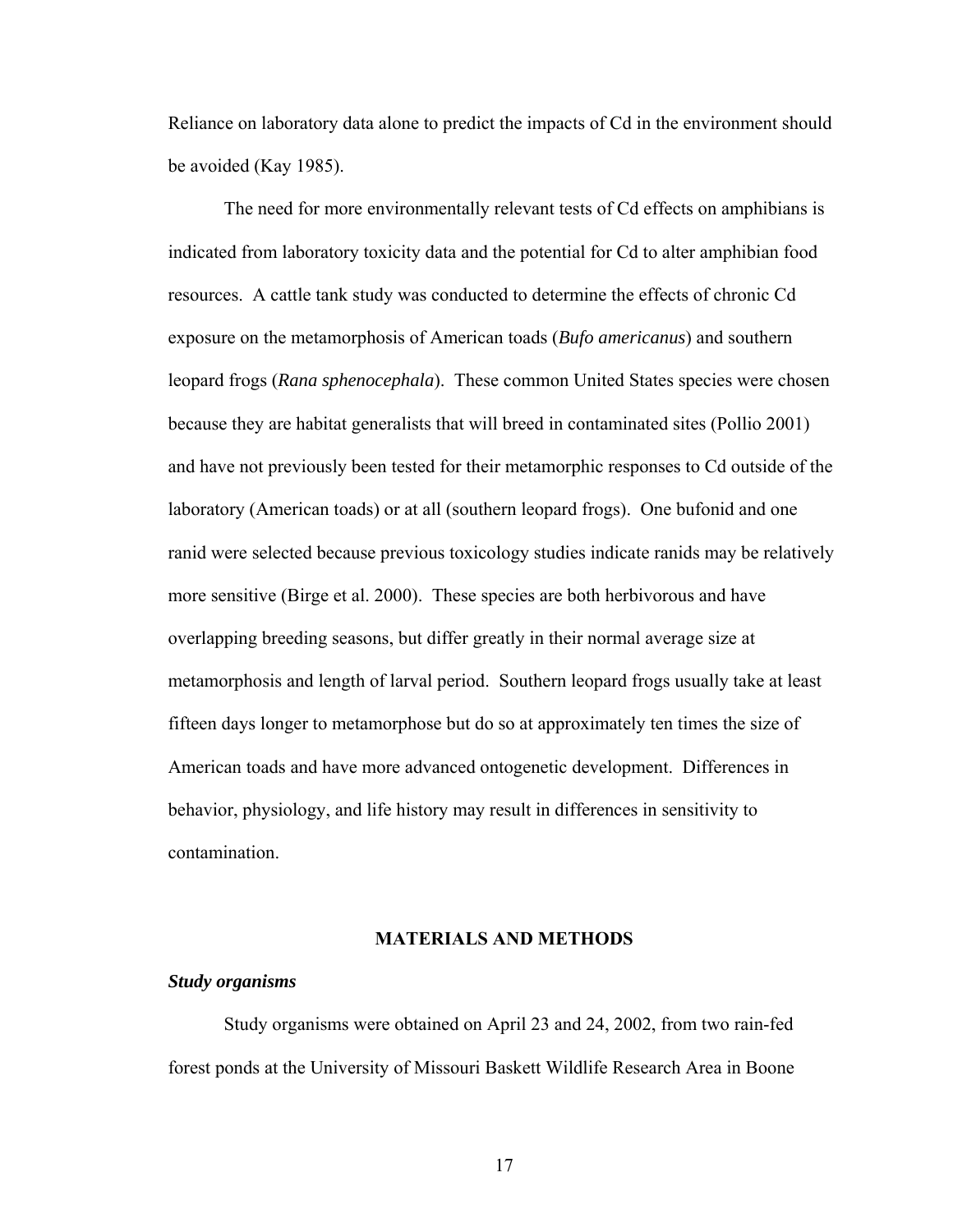Reliance on laboratory data alone to predict the impacts of Cd in the environment should be avoided (Kay 1985).

The need for more environmentally relevant tests of Cd effects on amphibians is indicated from laboratory toxicity data and the potential for Cd to alter amphibian food resources. A cattle tank study was conducted to determine the effects of chronic Cd exposure on the metamorphosis of American toads (*Bufo americanus*) and southern leopard frogs (*Rana sphenocephala*). These common United States species were chosen because they are habitat generalists that will breed in contaminated sites (Pollio 2001) and have not previously been tested for their metamorphic responses to Cd outside of the laboratory (American toads) or at all (southern leopard frogs). One bufonid and one ranid were selected because previous toxicology studies indicate ranids may be relatively more sensitive (Birge et al. 2000). These species are both herbivorous and have overlapping breeding seasons, but differ greatly in their normal average size at metamorphosis and length of larval period. Southern leopard frogs usually take at least fifteen days longer to metamorphose but do so at approximately ten times the size of American toads and have more advanced ontogenetic development. Differences in behavior, physiology, and life history may result in differences in sensitivity to contamination.

## MATERIALS AND METHODS

### *Study organisms*

Study organisms were obtained on April 23 and 24, 2002, from two rain-fed forest ponds at the University of Missouri Baskett Wildlife Research Area in Boone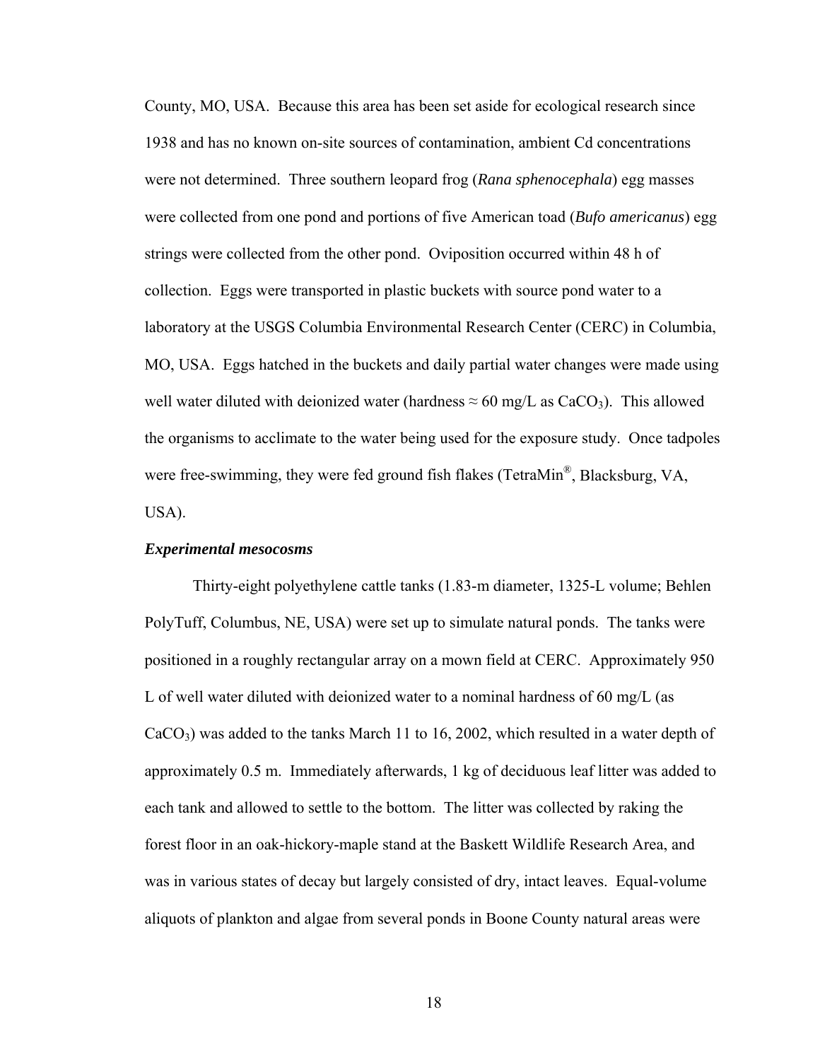County, MO, USA. Because this area has been set aside for ecological research since 1938 and has no known on-site sources of contamination, ambient Cd concentrations were not determined. Three southern leopard frog (*Rana sphenocephala*) egg masses were collected from one pond and portions of five American toad (*Bufo americanus*) egg strings were collected from the other pond. Oviposition occurred within 48 h of collection. Eggs were transported in plastic buckets with source pond water to a laboratory at the USGS Columbia Environmental Research Center (CERC) in Columbia, MO, USA. Eggs hatched in the buckets and daily partial water changes were made using well water diluted with deionized water (hardness ≈ 60 mg/L as $CaCO_3$). This allowed the organisms to acclimate to the water being used for the exposure study. Once tadpoles were free-swimming, they were fed ground fish flakes (TetraMin®, Blacksburg, VA, USA).

### *Experimental mesocosms*

Thirty-eight polyethylene cattle tanks (1.83-m diameter, 1325-L volume; Behlen PolyTuff, Columbus, NE, USA) were set up to simulate natural ponds. The tanks were positioned in a roughly rectangular array on a mown field at CERC. Approximately 950 L of well water diluted with deionized water to a nominal hardness of 60 mg/L (as $CaCO_3$) was added to the tanks March 11 to 16, 2002, which resulted in a water depth of approximately 0.5 m. Immediately afterwards, 1 kg of deciduous leaf litter was added to each tank and allowed to settle to the bottom. The litter was collected by raking the forest floor in an oak-hickory-maple stand at the Baskett Wildlife Research Area, and was in various states of decay but largely consisted of dry, intact leaves. Equal-volume aliquots of plankton and algae from several ponds in Boone County natural areas were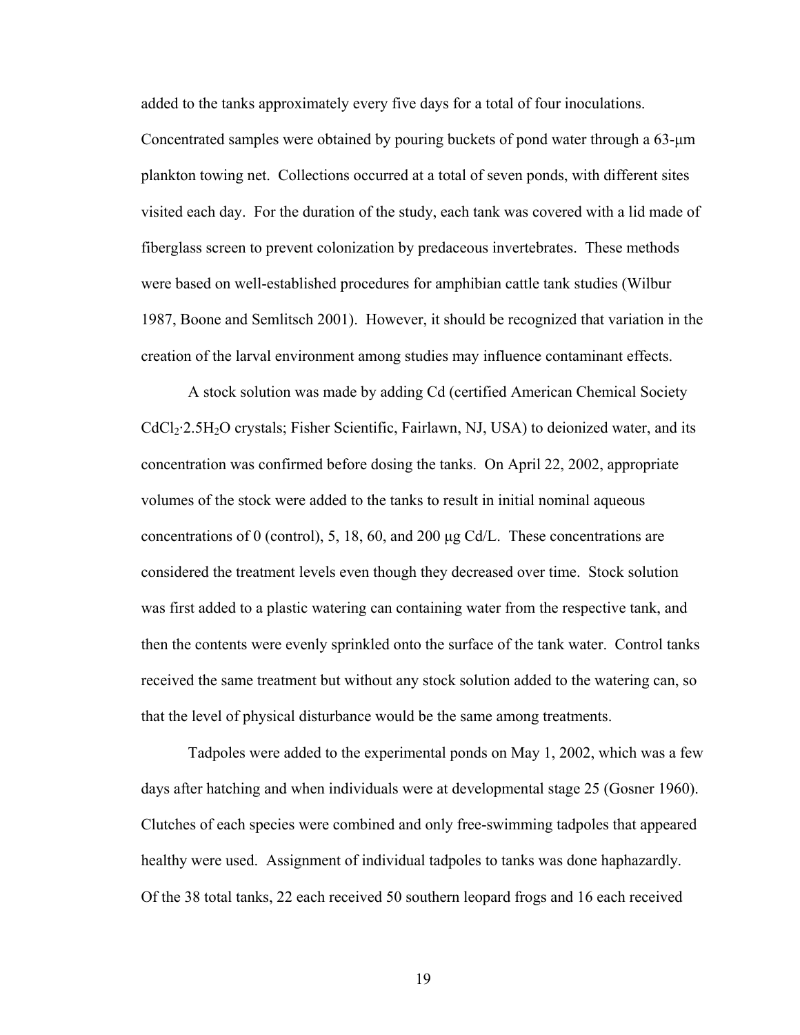added to the tanks approximately every five days for a total of four inoculations. Concentrated samples were obtained by pouring buckets of pond water through a 63-μm plankton towing net. Collections occurred at a total of seven ponds, with different sites visited each day. For the duration of the study, each tank was covered with a lid made of fiberglass screen to prevent colonization by predaceous invertebrates. These methods were based on well-established procedures for amphibian cattle tank studies (Wilbur 1987, Boone and Semlitsch 2001). However, it should be recognized that variation in the creation of the larval environment among studies may influence contaminant effects.

A stock solution was made by adding Cd (certified American Chemical Society $CdCl_2{\cdot}2.5H_2O$ crystals; Fisher Scientific, Fairlawn, NJ, USA) to deionized water, and its concentration was confirmed before dosing the tanks. On April 22, 2002, appropriate volumes of the stock were added to the tanks to result in initial nominal aqueous concentrations of 0 (control), 5, 18, 60, and 200 μg Cd/L. These concentrations are considered the treatment levels even though they decreased over time. Stock solution was first added to a plastic watering can containing water from the respective tank, and then the contents were evenly sprinkled onto the surface of the tank water. Control tanks received the same treatment but without any stock solution added to the watering can, so that the level of physical disturbance would be the same among treatments.

Tadpoles were added to the experimental ponds on May 1, 2002, which was a few days after hatching and when individuals were at developmental stage 25 (Gosner 1960). Clutches of each species were combined and only free-swimming tadpoles that appeared healthy were used. Assignment of individual tadpoles to tanks was done haphazardly. Of the 38 total tanks, 22 each received 50 southern leopard frogs and 16 each received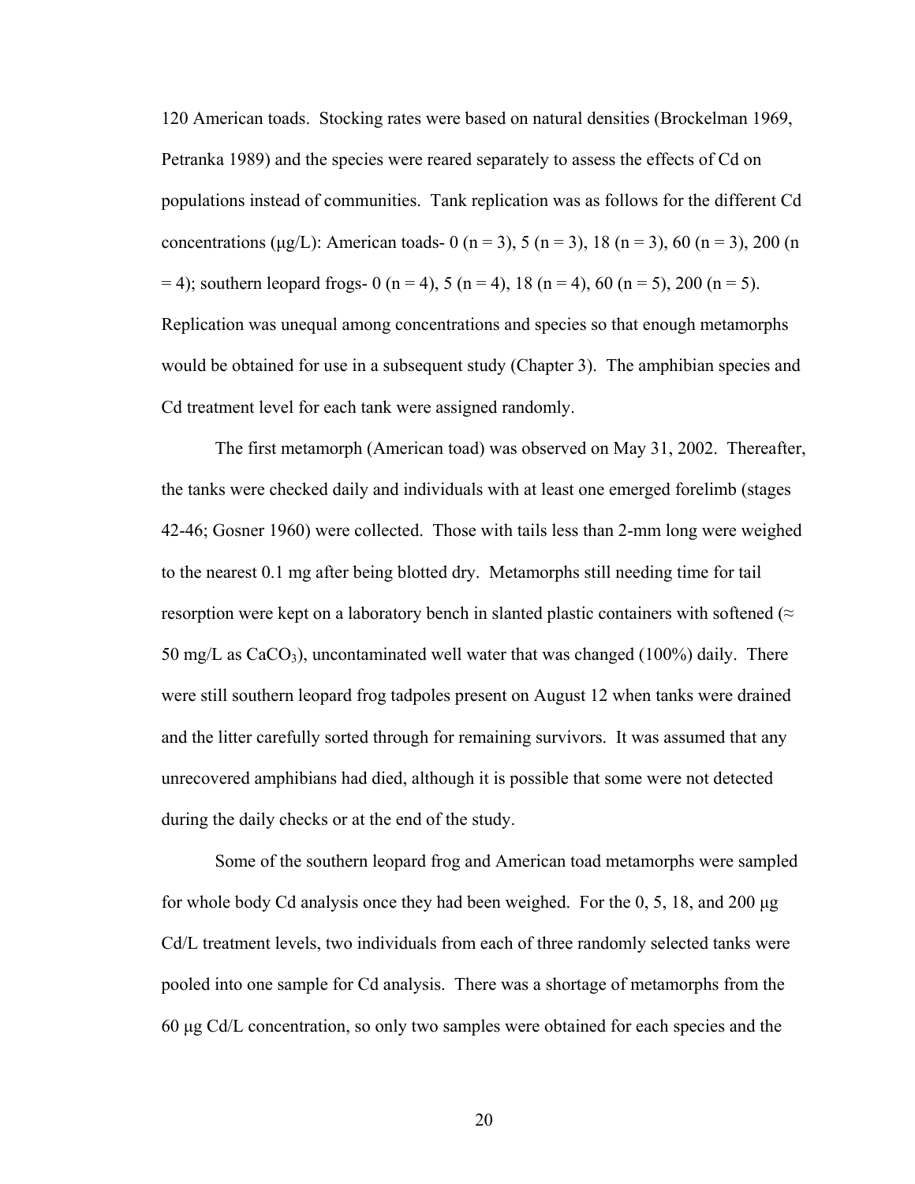120 American toads. Stocking rates were based on natural densities (Brockelman 1969, Petranka 1989) and the species were reared separately to assess the effects of Cd on populations instead of communities. Tank replication was as follows for the different Cd concentrations (μg/L): American toads- 0 (n = 3), 5 (n = 3), 18 (n = 3), 60 (n = 3), 200 (n = 4); southern leopard frogs- 0 (n = 4), 5 (n = 4), 18 (n = 4), 60 (n = 5), 200 (n = 5). Replication was unequal among concentrations and species so that enough metamorphs would be obtained for use in a subsequent study (Chapter 3). The amphibian species and Cd treatment level for each tank were assigned randomly.

The first metamorph (American toad) was observed on May 31, 2002. Thereafter, the tanks were checked daily and individuals with at least one emerged forelimb (stages 42-46; Gosner 1960) were collected. Those with tails less than 2-mm long were weighed to the nearest 0.1 mg after being blotted dry. Metamorphs still needing time for tail resorption were kept on a laboratory bench in slanted plastic containers with softened (≈ 50 mg/L as $CaCO_3$), uncontaminated well water that was changed (100%) daily. There were still southern leopard frog tadpoles present on August 12 when tanks were drained and the litter carefully sorted through for remaining survivors. It was assumed that any unrecovered amphibians had died, although it is possible that some were not detected during the daily checks or at the end of the study.

Some of the southern leopard frog and American toad metamorphs were sampled for whole body Cd analysis once they had been weighed. For the 0, 5, 18, and 200 μg Cd/L treatment levels, two individuals from each of three randomly selected tanks were pooled into one sample for Cd analysis. There was a shortage of metamorphs from the 60 μg Cd/L concentration, so only two samples were obtained for each species and the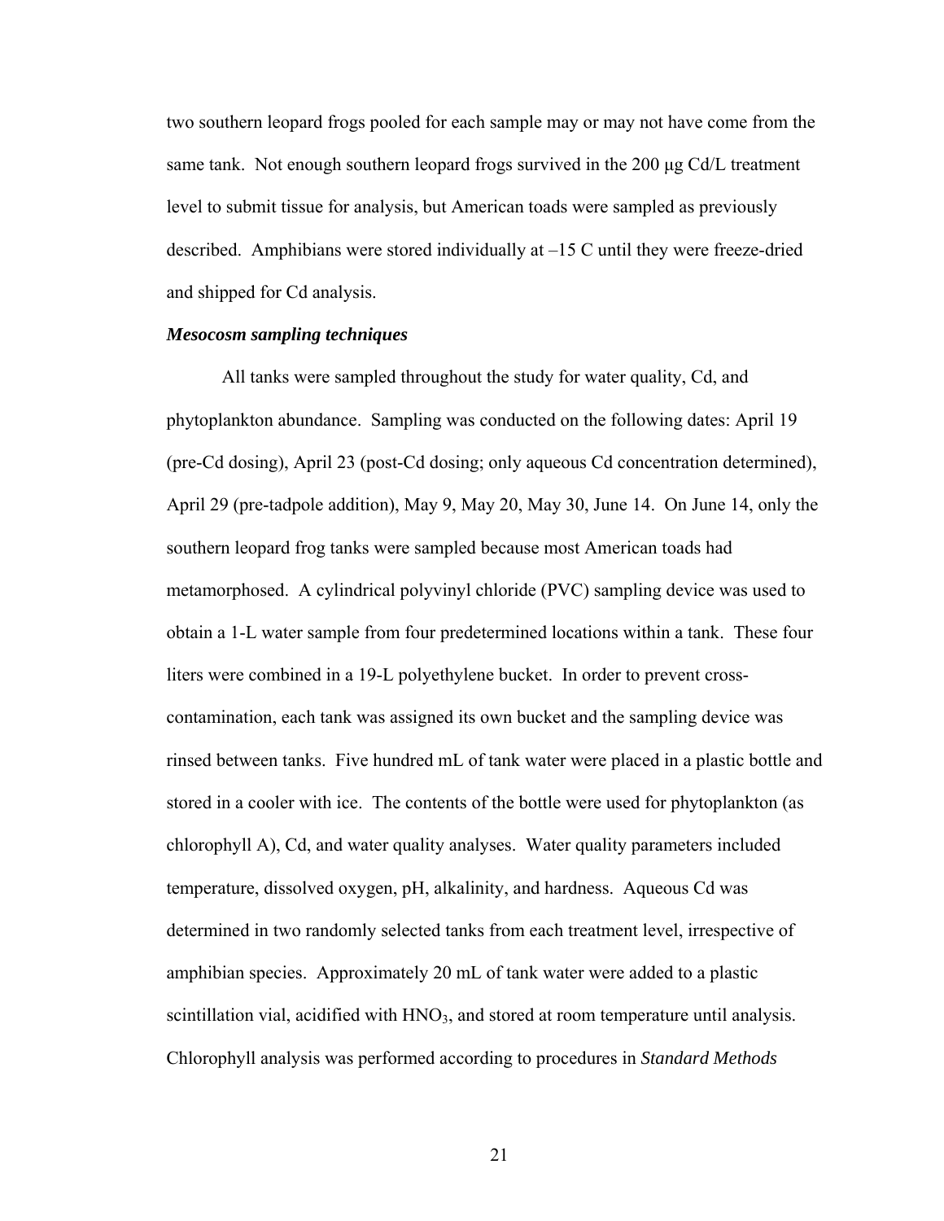two southern leopard frogs pooled for each sample may or may not have come from the same tank. Not enough southern leopard frogs survived in the 200 µg Cd/L treatment level to submit tissue for analysis, but American toads were sampled as previously described. Amphibians were stored individually at –15 C until they were freeze-dried and shipped for Cd analysis.

### *Mesocosm sampling techniques*

All tanks were sampled throughout the study for water quality, Cd, and phytoplankton abundance. Sampling was conducted on the following dates: April 19 (pre-Cd dosing), April 23 (post-Cd dosing; only aqueous Cd concentration determined), April 29 (pre-tadpole addition), May 9, May 20, May 30, June 14. On June 14, only the southern leopard frog tanks were sampled because most American toads had metamorphosed. A cylindrical polyvinyl chloride (PVC) sampling device was used to obtain a 1-L water sample from four predetermined locations within a tank. These four liters were combined in a 19-L polyethylene bucket. In order to prevent cross-contamination, each tank was assigned its own bucket and the sampling device was rinsed between tanks. Five hundred mL of tank water were placed in a plastic bottle and stored in a cooler with ice. The contents of the bottle were used for phytoplankton (as chlorophyll A), Cd, and water quality analyses. Water quality parameters included temperature, dissolved oxygen, pH, alkalinity, and hardness. Aqueous Cd was determined in two randomly selected tanks from each treatment level, irrespective of amphibian species. Approximately 20 mL of tank water were added to a plastic scintillation vial, acidified with $HNO_3$, and stored at room temperature until analysis. Chlorophyll analysis was performed according to procedures in *Standard Methods*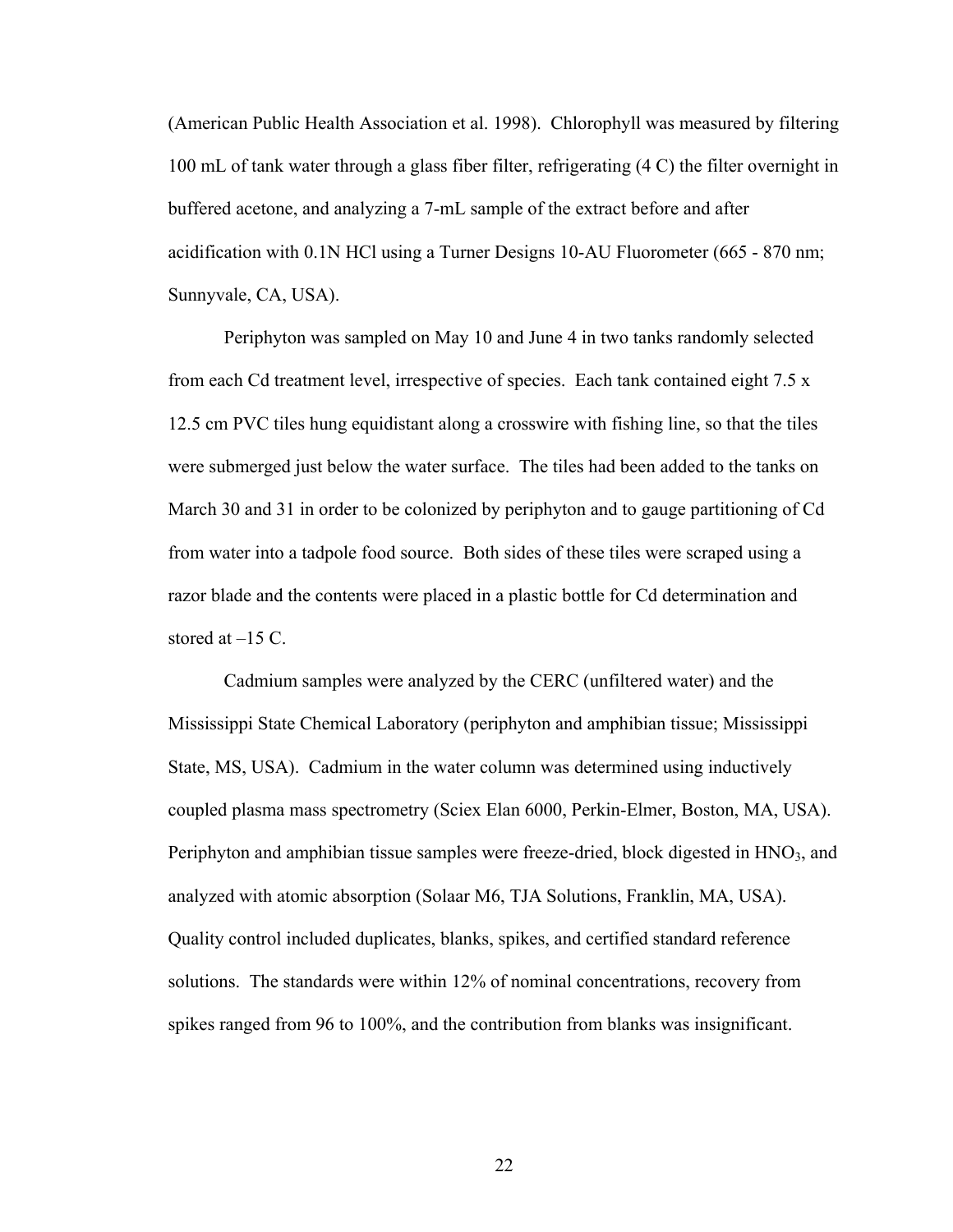(American Public Health Association et al. 1998). Chlorophyll was measured by filtering 100 mL of tank water through a glass fiber filter, refrigerating (4 C) the filter overnight in buffered acetone, and analyzing a 7-mL sample of the extract before and after acidification with 0.1N HCl using a Turner Designs 10-AU Fluorometer (665 - 870 nm; Sunnyvale, CA, USA).

Periphyton was sampled on May 10 and June 4 in two tanks randomly selected from each Cd treatment level, irrespective of species. Each tank contained eight 7.5 x 12.5 cm PVC tiles hung equidistant along a crosswire with fishing line, so that the tiles were submerged just below the water surface. The tiles had been added to the tanks on March 30 and 31 in order to be colonized by periphyton and to gauge partitioning of Cd from water into a tadpole food source. Both sides of these tiles were scraped using a razor blade and the contents were placed in a plastic bottle for Cd determination and stored at –15 C.

Cadmium samples were analyzed by the CERC (unfiltered water) and the Mississippi State Chemical Laboratory (periphyton and amphibian tissue; Mississippi State, MS, USA). Cadmium in the water column was determined using inductively coupled plasma mass spectrometry (Sciex Elan 6000, Perkin-Elmer, Boston, MA, USA). Periphyton and amphibian tissue samples were freeze-dried, block digested in $HNO_3$, and analyzed with atomic absorption (Solaar M6, TJA Solutions, Franklin, MA, USA). Quality control included duplicates, blanks, spikes, and certified standard reference solutions. The standards were within 12% of nominal concentrations, recovery from spikes ranged from 96 to 100%, and the contribution from blanks was insignificant.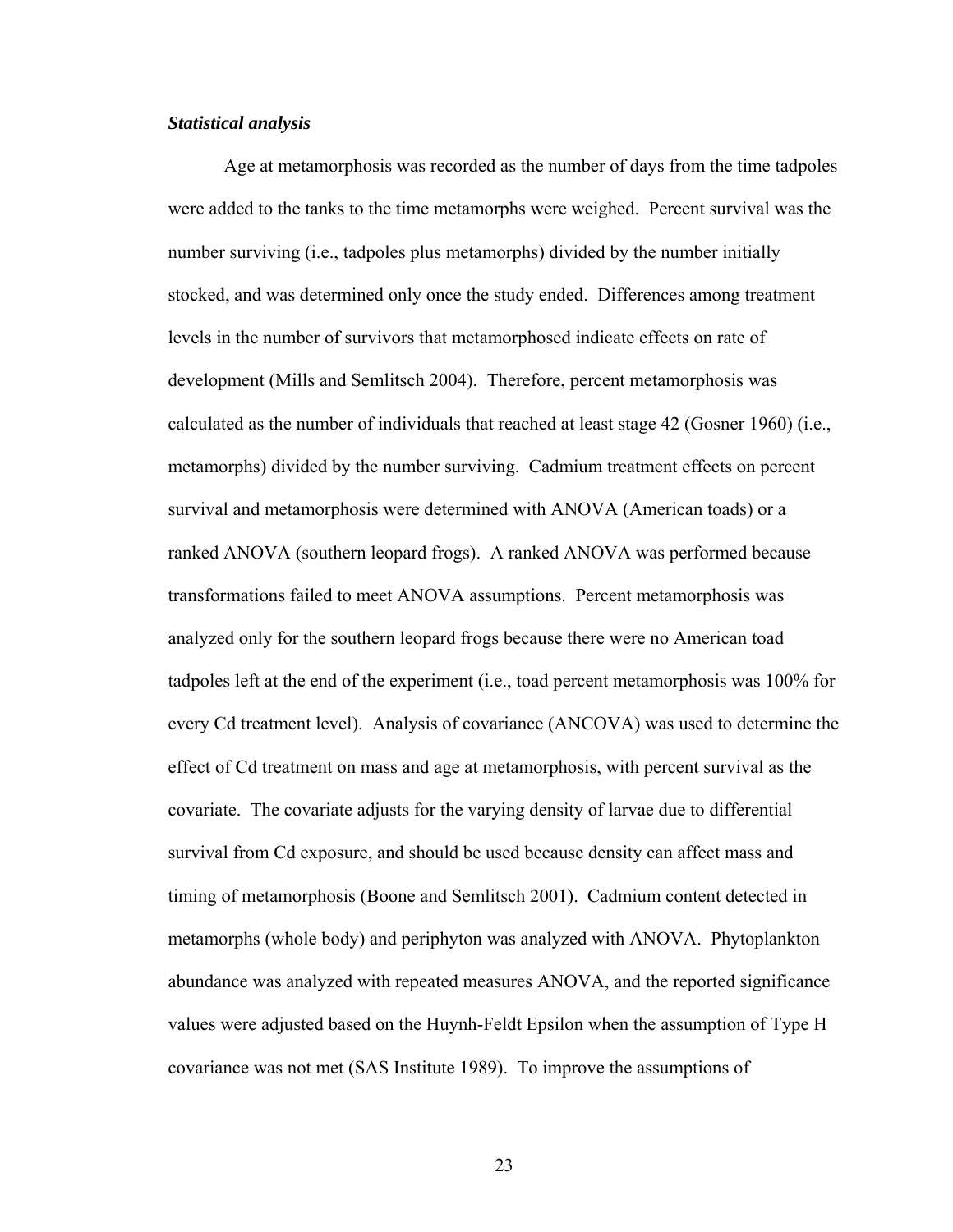### *Statistical analysis*

Age at metamorphosis was recorded as the number of days from the time tadpoles were added to the tanks to the time metamorphs were weighed. Percent survival was the number surviving (i.e., tadpoles plus metamorphs) divided by the number initially stocked, and was determined only once the study ended. Differences among treatment levels in the number of survivors that metamorphosed indicate effects on rate of development (Mills and Semlitsch 2004). Therefore, percent metamorphosis was calculated as the number of individuals that reached at least stage 42 (Gosner 1960) (i.e., metamorphs) divided by the number surviving. Cadmium treatment effects on percent survival and metamorphosis were determined with ANOVA (American toads) or a ranked ANOVA (southern leopard frogs). A ranked ANOVA was performed because transformations failed to meet ANOVA assumptions. Percent metamorphosis was analyzed only for the southern leopard frogs because there were no American toad tadpoles left at the end of the experiment (i.e., toad percent metamorphosis was 100% for every Cd treatment level). Analysis of covariance (ANCOVA) was used to determine the effect of Cd treatment on mass and age at metamorphosis, with percent survival as the covariate. The covariate adjusts for the varying density of larvae due to differential survival from Cd exposure, and should be used because density can affect mass and timing of metamorphosis (Boone and Semlitsch 2001). Cadmium content detected in metamorphs (whole body) and periphyton was analyzed with ANOVA. Phytoplankton abundance was analyzed with repeated measures ANOVA, and the reported significance values were adjusted based on the Huynh-Feldt Epsilon when the assumption of Type H covariance was not met (SAS Institute 1989). To improve the assumptions of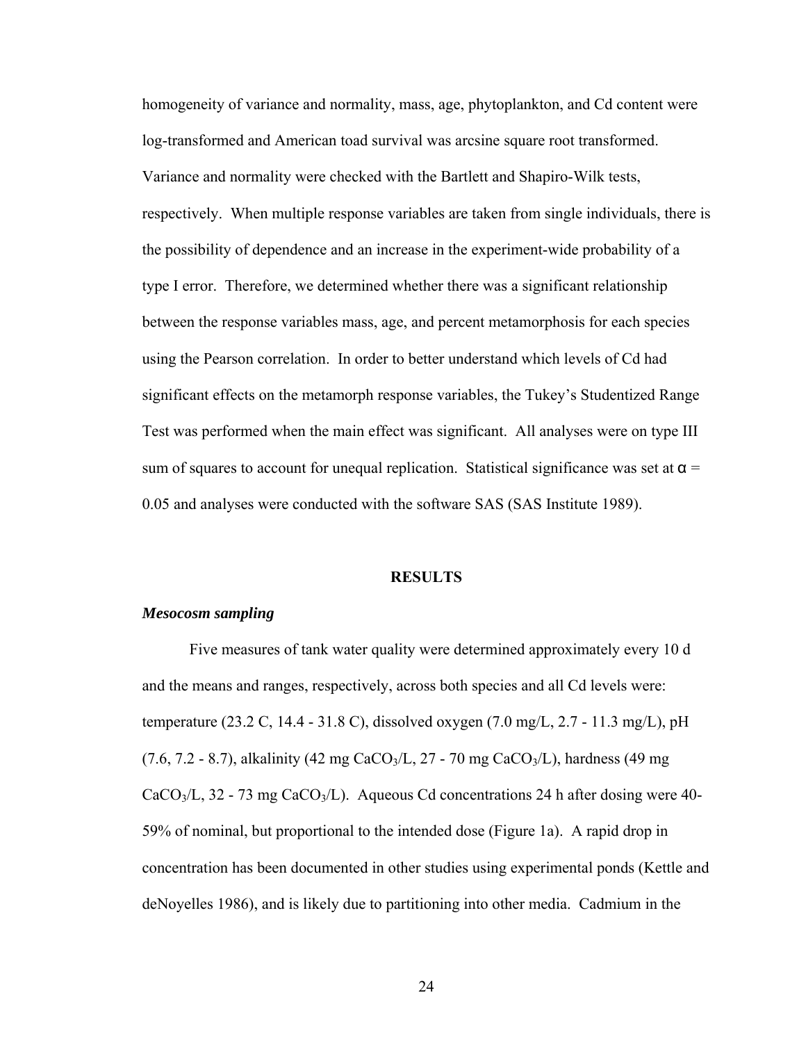homogeneity of variance and normality, mass, age, phytoplankton, and Cd content were log-transformed and American toad survival was arcsine square root transformed. Variance and normality were checked with the Bartlett and Shapiro-Wilk tests, respectively. When multiple response variables are taken from single individuals, there is the possibility of dependence and an increase in the experiment-wide probability of a type I error. Therefore, we determined whether there was a significant relationship between the response variables mass, age, and percent metamorphosis for each species using the Pearson correlation. In order to better understand which levels of Cd had significant effects on the metamorph response variables, the Tukey's Studentized Range Test was performed when the main effect was significant. All analyses were on type III sum of squares to account for unequal replication. Statistical significance was set at $\alpha$ = 0.05 and analyses were conducted with the software SAS (SAS Institute 1989).

## RESULTS

### *Mesocosm sampling*

Five measures of tank water quality were determined approximately every 10 d and the means and ranges, respectively, across both species and all Cd levels were: temperature (23.2 C, 14.4 - 31.8 C), dissolved oxygen (7.0 mg/L, 2.7 - 11.3 mg/L), pH (7.6, 7.2 - 8.7), alkalinity (42 mg $CaCO_3$/L, 27 - 70 mg $CaCO_3$/L), hardness (49 mg $CaCO_3$/L, 32 - 73 mg $CaCO_3$/L). Aqueous Cd concentrations 24 h after dosing were 40-59% of nominal, but proportional to the intended dose (Figure 1a). A rapid drop in concentration has been documented in other studies using experimental ponds (Kettle and deNoyelles 1986), and is likely due to partitioning into other media. Cadmium in the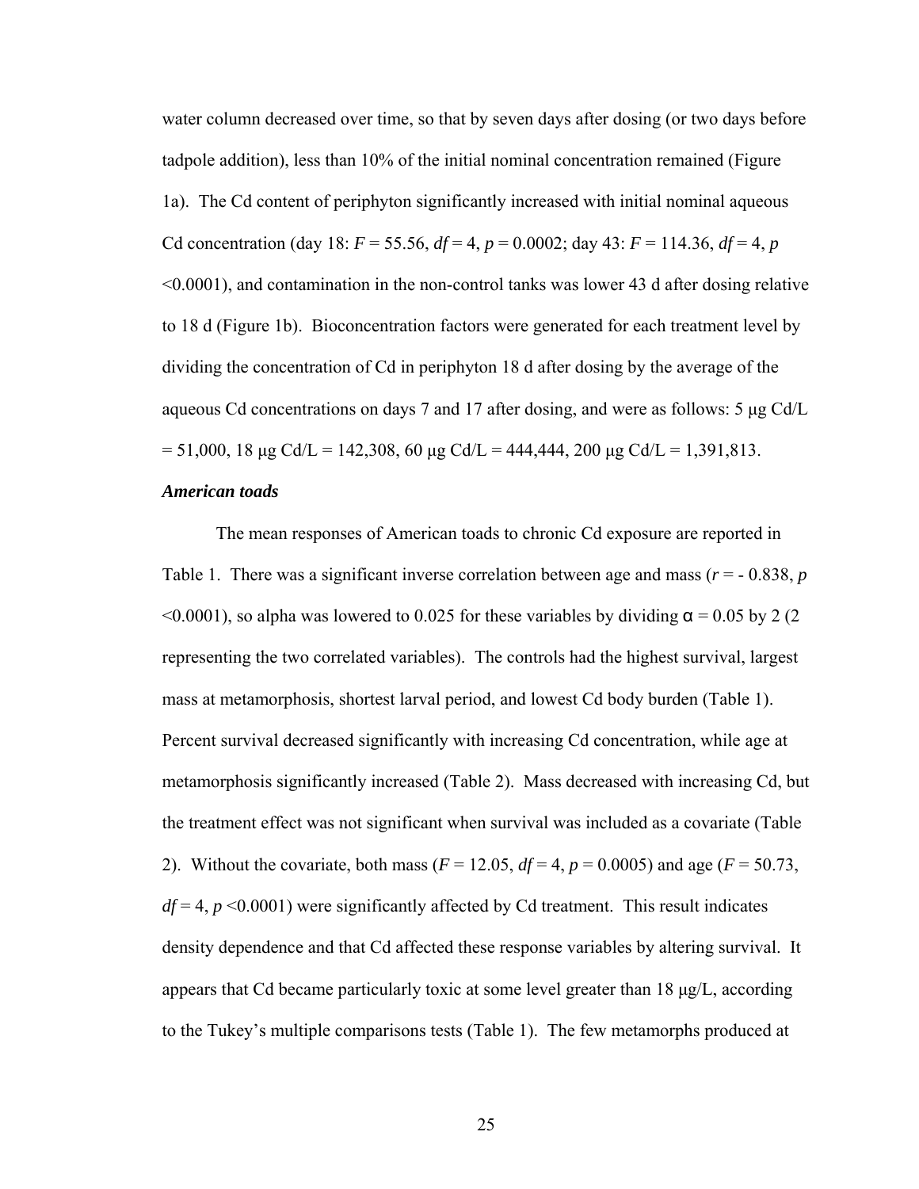water column decreased over time, so that by seven days after dosing (or two days before tadpole addition), less than 10% of the initial nominal concentration remained (Figure 1a). The Cd content of periphyton significantly increased with initial nominal aqueous Cd concentration (day 18: $F = 55.56$, $df = 4$, $p = 0.0002$; day 43: $F = 114.36$, $df = 4$, $p < 0.0001$), and contamination in the non-control tanks was lower 43 d after dosing relative to 18 d (Figure 1b). Bioconcentration factors were generated for each treatment level by dividing the concentration of Cd in periphyton 18 d after dosing by the average of the aqueous Cd concentrations on days 7 and 17 after dosing, and were as follows: 5 μg Cd/L = 51,000, 18 μg Cd/L = 142,308, 60 μg Cd/L = 444,444, 200 μg Cd/L = 1,391,813.

***American toads***

The mean responses of American toads to chronic Cd exposure are reported in Table 1. There was a significant inverse correlation between age and mass ($r = -0.838$, $p < 0.0001$), so alpha was lowered to 0.025 for these variables by dividing $\alpha = 0.05$ by 2 (2 representing the two correlated variables). The controls had the highest survival, largest mass at metamorphosis, shortest larval period, and lowest Cd body burden (Table 1). Percent survival decreased significantly with increasing Cd concentration, while age at metamorphosis significantly increased (Table 2). Mass decreased with increasing Cd, but the treatment effect was not significant when survival was included as a covariate (Table 2). Without the covariate, both mass ($F = 12.05$, $df = 4$, $p = 0.0005$) and age ($F = 50.73$, $df = 4$, $p < 0.0001$) were significantly affected by Cd treatment. This result indicates density dependence and that Cd affected these response variables by altering survival. It appears that Cd became particularly toxic at some level greater than 18 μg/L, according to the Tukey's multiple comparisons tests (Table 1). The few metamorphs produced at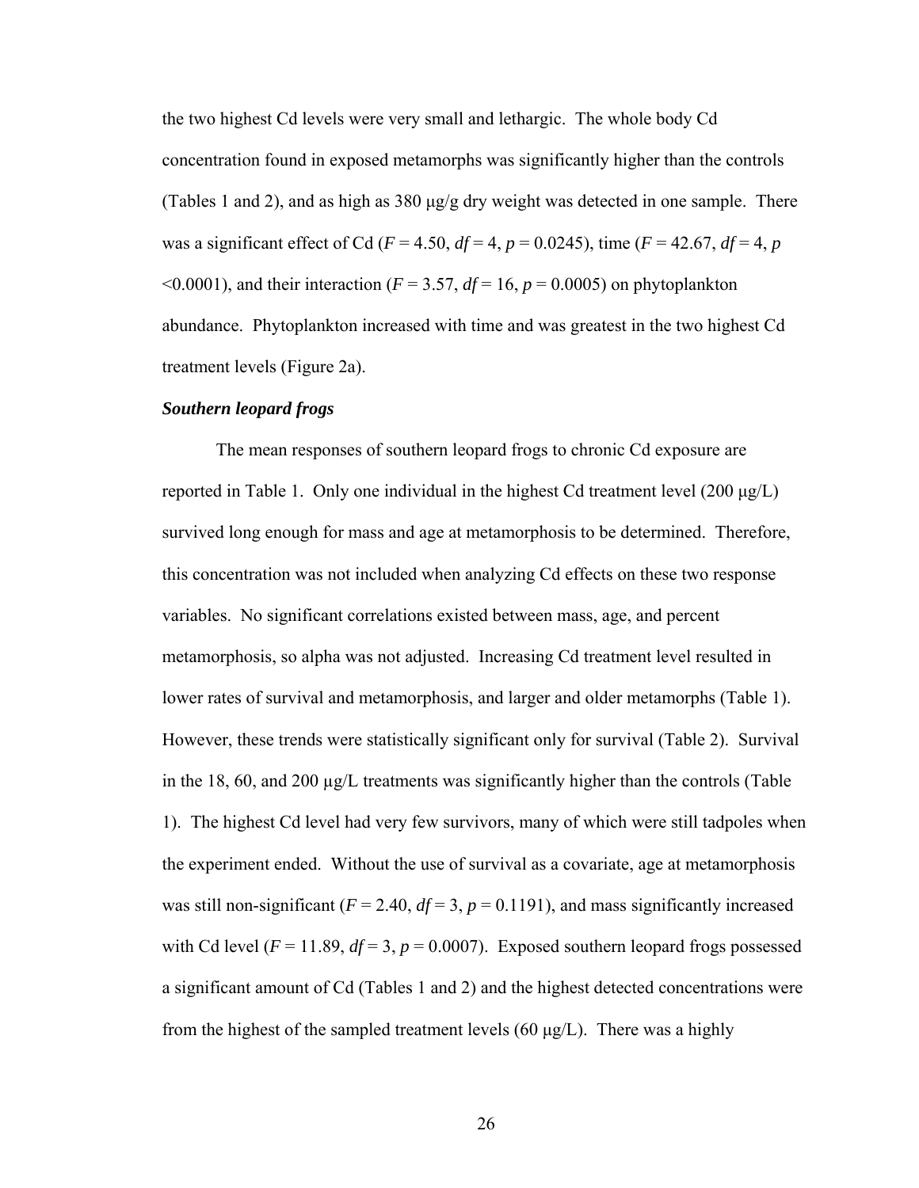the two highest Cd levels were very small and lethargic. The whole body Cd concentration found in exposed metamorphs was significantly higher than the controls (Tables 1 and 2), and as high as 380 μg/g dry weight was detected in one sample. There was a significant effect of Cd ($F = 4.50$, $df = 4$, $p = 0.0245$), time ($F = 42.67$, $df = 4$, $p < 0.0001$), and their interaction ($F = 3.57$, $df = 16$, $p = 0.0005$) on phytoplankton abundance. Phytoplankton increased with time and was greatest in the two highest Cd treatment levels (Figure 2a).

***Southern leopard frogs***

The mean responses of southern leopard frogs to chronic Cd exposure are reported in Table 1. Only one individual in the highest Cd treatment level (200 μg/L) survived long enough for mass and age at metamorphosis to be determined. Therefore, this concentration was not included when analyzing Cd effects on these two response variables. No significant correlations existed between mass, age, and percent metamorphosis, so alpha was not adjusted. Increasing Cd treatment level resulted in lower rates of survival and metamorphosis, and larger and older metamorphs (Table 1). However, these trends were statistically significant only for survival (Table 2). Survival in the 18, 60, and 200 μg/L treatments was significantly higher than the controls (Table 1). The highest Cd level had very few survivors, many of which were still tadpoles when the experiment ended. Without the use of survival as a covariate, age at metamorphosis was still non-significant ($F = 2.40$, $df = 3$, $p = 0.1191$), and mass significantly increased with Cd level ($F = 11.89$, $df = 3$, $p = 0.0007$). Exposed southern leopard frogs possessed a significant amount of Cd (Tables 1 and 2) and the highest detected concentrations were from the highest of the sampled treatment levels (60 μg/L). There was a highly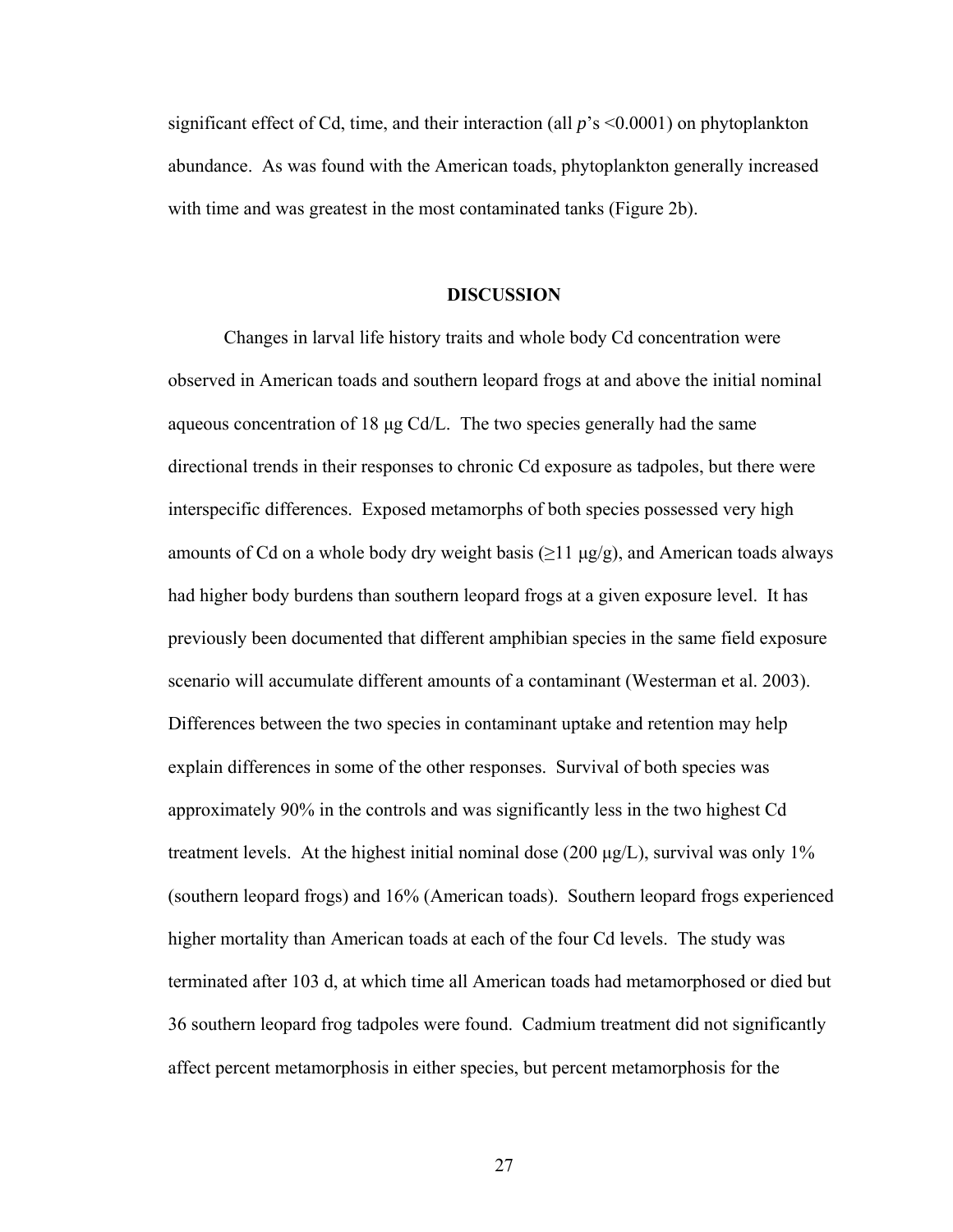significant effect of Cd, time, and their interaction (all *p*'s <0.0001) on phytoplankton abundance. As was found with the American toads, phytoplankton generally increased with time and was greatest in the most contaminated tanks (Figure 2b).

## DISCUSSION

Changes in larval life history traits and whole body Cd concentration were observed in American toads and southern leopard frogs at and above the initial nominal aqueous concentration of 18 µg Cd/L. The two species generally had the same directional trends in their responses to chronic Cd exposure as tadpoles, but there were interspecific differences. Exposed metamorphs of both species possessed very high amounts of Cd on a whole body dry weight basis (≥11 µg/g), and American toads always had higher body burdens than southern leopard frogs at a given exposure level. It has previously been documented that different amphibian species in the same field exposure scenario will accumulate different amounts of a contaminant (Westerman et al. 2003). Differences between the two species in contaminant uptake and retention may help explain differences in some of the other responses. Survival of both species was approximately 90% in the controls and was significantly less in the two highest Cd treatment levels. At the highest initial nominal dose (200 µg/L), survival was only 1% (southern leopard frogs) and 16% (American toads). Southern leopard frogs experienced higher mortality than American toads at each of the four Cd levels. The study was terminated after 103 d, at which time all American toads had metamorphosed or died but 36 southern leopard frog tadpoles were found. Cadmium treatment did not significantly affect percent metamorphosis in either species, but percent metamorphosis for the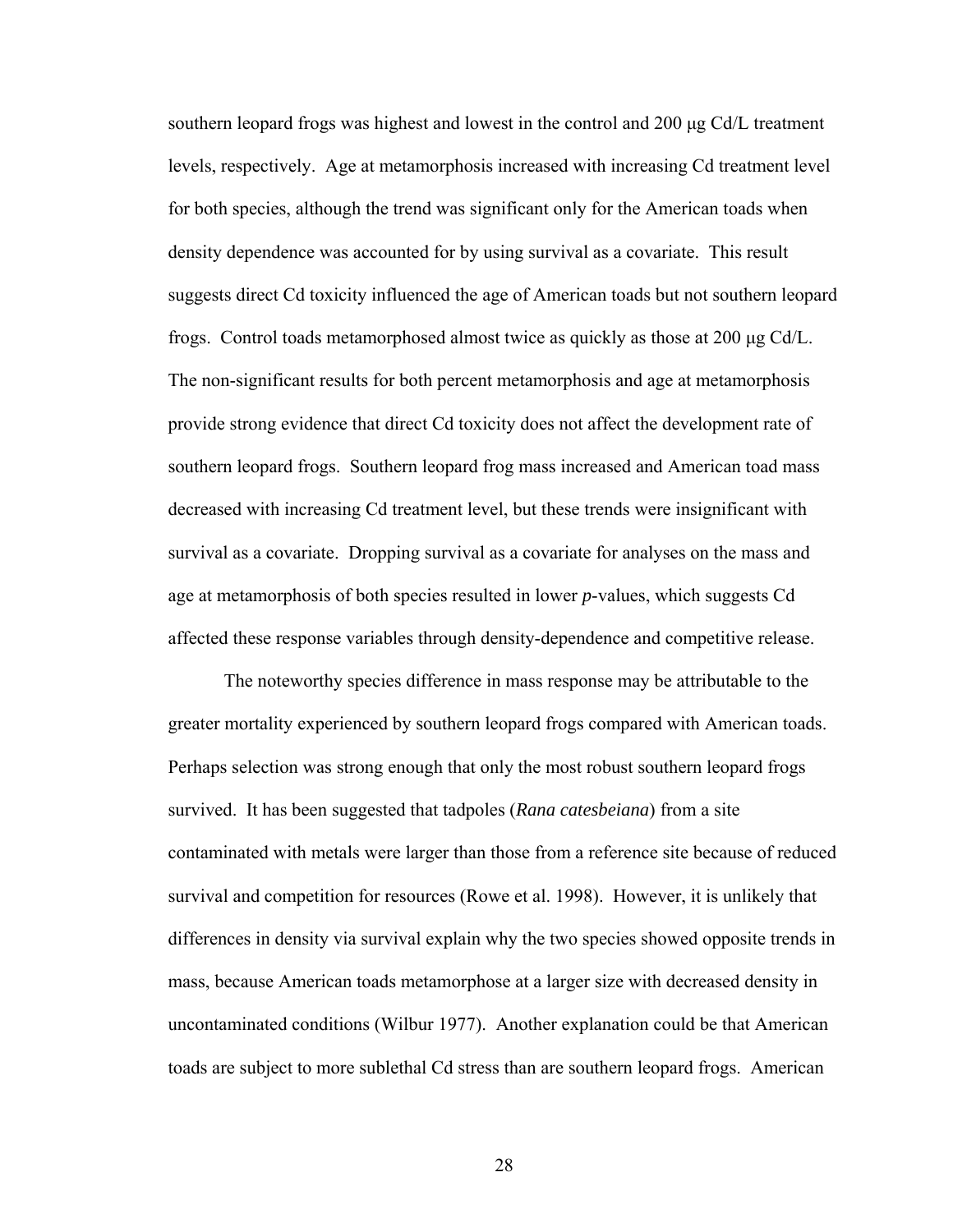southern leopard frogs was highest and lowest in the control and 200 μg Cd/L treatment levels, respectively. Age at metamorphosis increased with increasing Cd treatment level for both species, although the trend was significant only for the American toads when density dependence was accounted for by using survival as a covariate. This result suggests direct Cd toxicity influenced the age of American toads but not southern leopard frogs. Control toads metamorphosed almost twice as quickly as those at 200 μg Cd/L. The non-significant results for both percent metamorphosis and age at metamorphosis provide strong evidence that direct Cd toxicity does not affect the development rate of southern leopard frogs. Southern leopard frog mass increased and American toad mass decreased with increasing Cd treatment level, but these trends were insignificant with survival as a covariate. Dropping survival as a covariate for analyses on the mass and age at metamorphosis of both species resulted in lower *p*-values, which suggests Cd affected these response variables through density-dependence and competitive release.

The noteworthy species difference in mass response may be attributable to the greater mortality experienced by southern leopard frogs compared with American toads. Perhaps selection was strong enough that only the most robust southern leopard frogs survived. It has been suggested that tadpoles (*Rana catesbeiana*) from a site contaminated with metals were larger than those from a reference site because of reduced survival and competition for resources (Rowe et al. 1998). However, it is unlikely that differences in density via survival explain why the two species showed opposite trends in mass, because American toads metamorphose at a larger size with decreased density in uncontaminated conditions (Wilbur 1977). Another explanation could be that American toads are subject to more sublethal Cd stress than are southern leopard frogs. American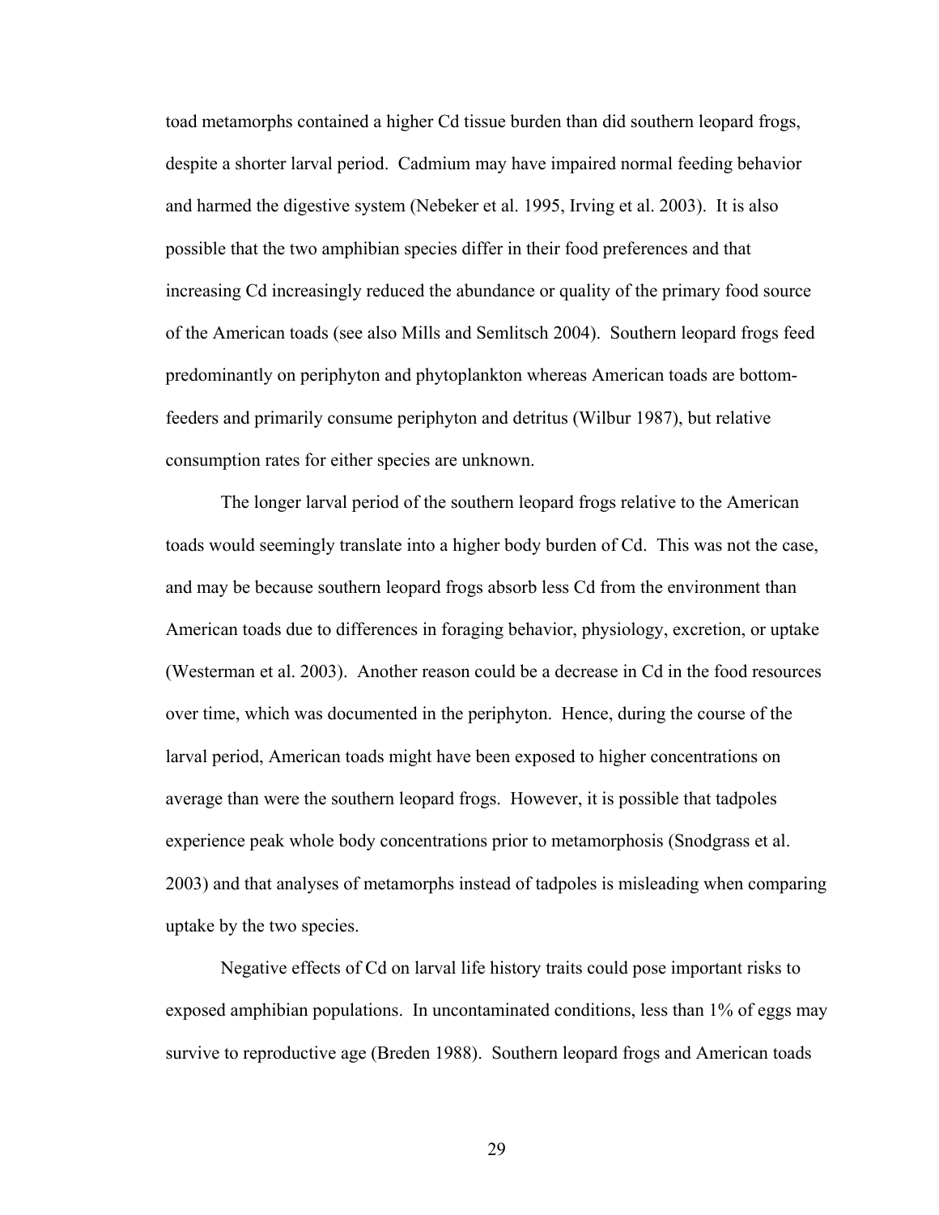toad metamorphs contained a higher Cd tissue burden than did southern leopard frogs, despite a shorter larval period. Cadmium may have impaired normal feeding behavior and harmed the digestive system (Nebeker et al. 1995, Irving et al. 2003). It is also possible that the two amphibian species differ in their food preferences and that increasing Cd increasingly reduced the abundance or quality of the primary food source of the American toads (see also Mills and Semlitsch 2004). Southern leopard frogs feed predominantly on periphyton and phytoplankton whereas American toads are bottom-feeders and primarily consume periphyton and detritus (Wilbur 1987), but relative consumption rates for either species are unknown.

The longer larval period of the southern leopard frogs relative to the American toads would seemingly translate into a higher body burden of Cd. This was not the case, and may be because southern leopard frogs absorb less Cd from the environment than American toads due to differences in foraging behavior, physiology, excretion, or uptake (Westerman et al. 2003). Another reason could be a decrease in Cd in the food resources over time, which was documented in the periphyton. Hence, during the course of the larval period, American toads might have been exposed to higher concentrations on average than were the southern leopard frogs. However, it is possible that tadpoles experience peak whole body concentrations prior to metamorphosis (Snodgrass et al. 2003) and that analyses of metamorphs instead of tadpoles is misleading when comparing uptake by the two species.

Negative effects of Cd on larval life history traits could pose important risks to exposed amphibian populations. In uncontaminated conditions, less than 1% of eggs may survive to reproductive age (Breden 1988). Southern leopard frogs and American toads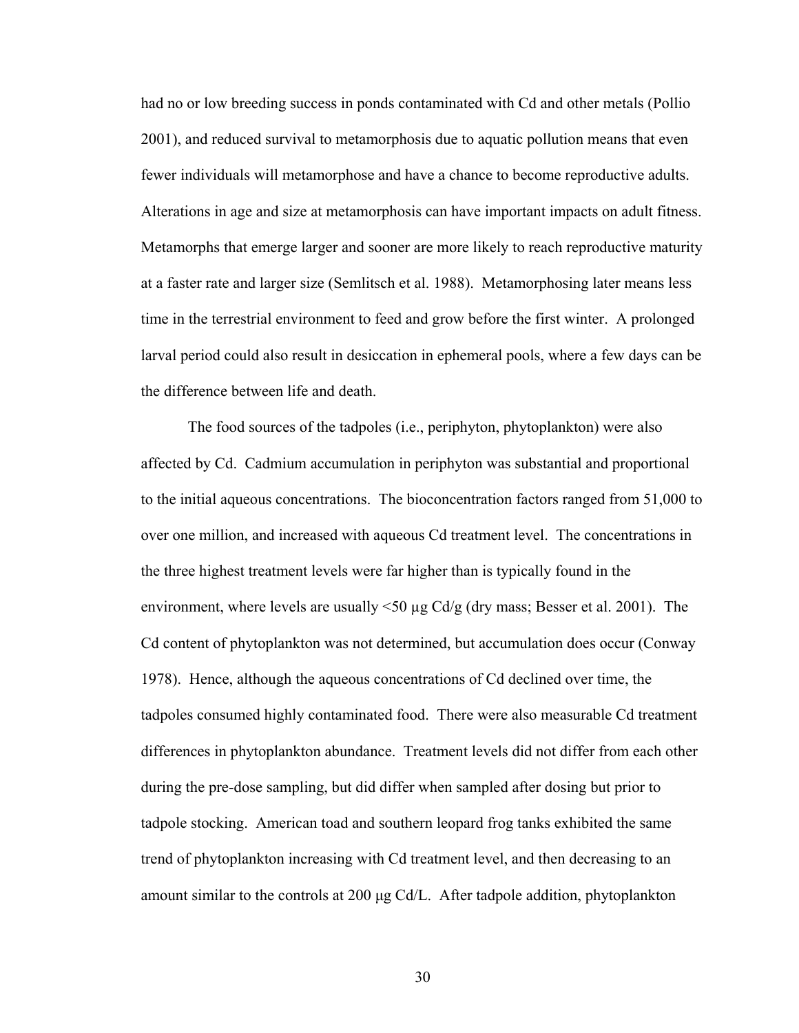had no or low breeding success in ponds contaminated with Cd and other metals (Pollio 2001), and reduced survival to metamorphosis due to aquatic pollution means that even fewer individuals will metamorphose and have a chance to become reproductive adults. Alterations in age and size at metamorphosis can have important impacts on adult fitness. Metamorphs that emerge larger and sooner are more likely to reach reproductive maturity at a faster rate and larger size (Semlitsch et al. 1988). Metamorphosing later means less time in the terrestrial environment to feed and grow before the first winter. A prolonged larval period could also result in desiccation in ephemeral pools, where a few days can be the difference between life and death.

The food sources of the tadpoles (i.e., periphyton, phytoplankton) were also affected by Cd. Cadmium accumulation in periphyton was substantial and proportional to the initial aqueous concentrations. The bioconcentration factors ranged from 51,000 to over one million, and increased with aqueous Cd treatment level. The concentrations in the three highest treatment levels were far higher than is typically found in the environment, where levels are usually <50 µg Cd/g (dry mass; Besser et al. 2001). The Cd content of phytoplankton was not determined, but accumulation does occur (Conway 1978). Hence, although the aqueous concentrations of Cd declined over time, the tadpoles consumed highly contaminated food. There were also measurable Cd treatment differences in phytoplankton abundance. Treatment levels did not differ from each other during the pre-dose sampling, but did differ when sampled after dosing but prior to tadpole stocking. American toad and southern leopard frog tanks exhibited the same trend of phytoplankton increasing with Cd treatment level, and then decreasing to an amount similar to the controls at 200 µg Cd/L. After tadpole addition, phytoplankton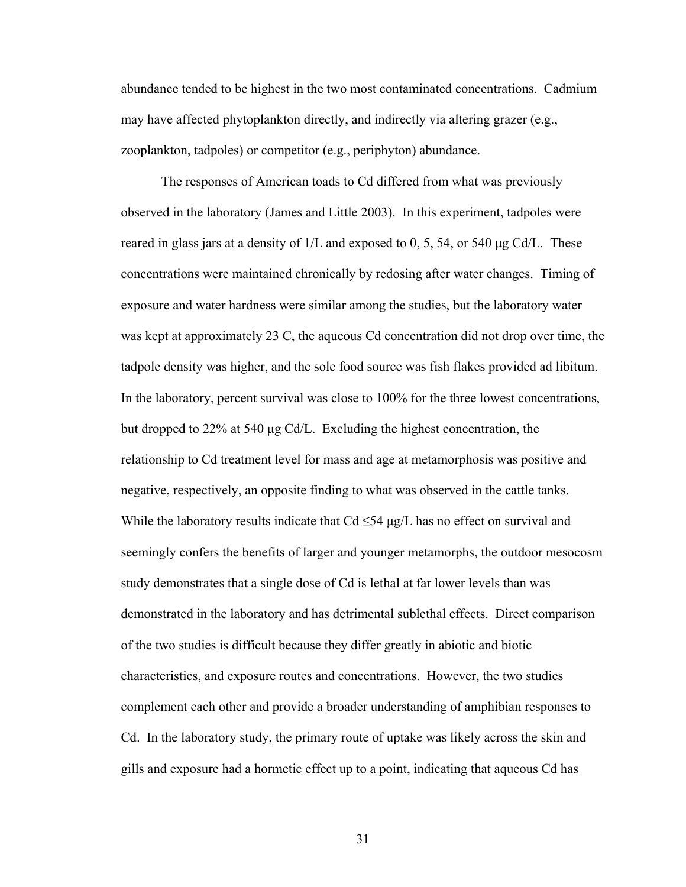abundance tended to be highest in the two most contaminated concentrations. Cadmium may have affected phytoplankton directly, and indirectly via altering grazer (e.g., zooplankton, tadpoles) or competitor (e.g., periphyton) abundance.

The responses of American toads to Cd differed from what was previously observed in the laboratory (James and Little 2003). In this experiment, tadpoles were reared in glass jars at a density of 1/L and exposed to 0, 5, 54, or 540 μg Cd/L. These concentrations were maintained chronically by redosing after water changes. Timing of exposure and water hardness were similar among the studies, but the laboratory water was kept at approximately 23 C, the aqueous Cd concentration did not drop over time, the tadpole density was higher, and the sole food source was fish flakes provided ad libitum. In the laboratory, percent survival was close to 100% for the three lowest concentrations, but dropped to 22% at 540 μg Cd/L. Excluding the highest concentration, the relationship to Cd treatment level for mass and age at metamorphosis was positive and negative, respectively, an opposite finding to what was observed in the cattle tanks. While the laboratory results indicate that Cd ≤54 μg/L has no effect on survival and seemingly confers the benefits of larger and younger metamorphs, the outdoor mesocosm study demonstrates that a single dose of Cd is lethal at far lower levels than was demonstrated in the laboratory and has detrimental sublethal effects. Direct comparison of the two studies is difficult because they differ greatly in abiotic and biotic characteristics, and exposure routes and concentrations. However, the two studies complement each other and provide a broader understanding of amphibian responses to Cd. In the laboratory study, the primary route of uptake was likely across the skin and gills and exposure had a hormetic effect up to a point, indicating that aqueous Cd has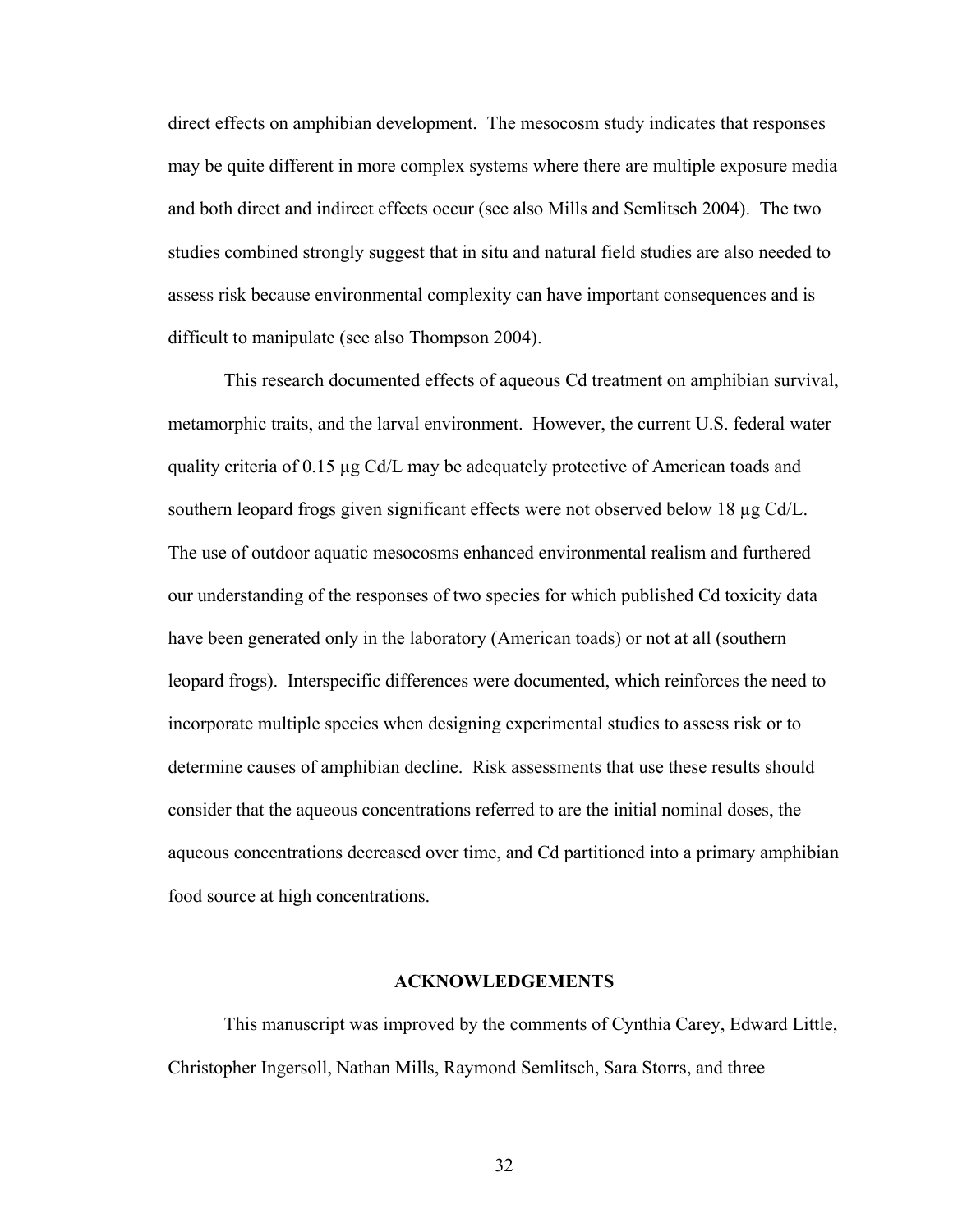direct effects on amphibian development. The mesocosm study indicates that responses may be quite different in more complex systems where there are multiple exposure media and both direct and indirect effects occur (see also Mills and Semlitsch 2004). The two studies combined strongly suggest that in situ and natural field studies are also needed to assess risk because environmental complexity can have important consequences and is difficult to manipulate (see also Thompson 2004).

This research documented effects of aqueous Cd treatment on amphibian survival, metamorphic traits, and the larval environment. However, the current U.S. federal water quality criteria of 0.15 µg Cd/L may be adequately protective of American toads and southern leopard frogs given significant effects were not observed below 18 µg Cd/L. The use of outdoor aquatic mesocosms enhanced environmental realism and furthered our understanding of the responses of two species for which published Cd toxicity data have been generated only in the laboratory (American toads) or not at all (southern leopard frogs). Interspecific differences were documented, which reinforces the need to incorporate multiple species when designing experimental studies to assess risk or to determine causes of amphibian decline. Risk assessments that use these results should consider that the aqueous concentrations referred to are the initial nominal doses, the aqueous concentrations decreased over time, and Cd partitioned into a primary amphibian food source at high concentrations.

## ACKNOWLEDGEMENTS

This manuscript was improved by the comments of Cynthia Carey, Edward Little, Christopher Ingersoll, Nathan Mills, Raymond Semlitsch, Sara Storrs, and three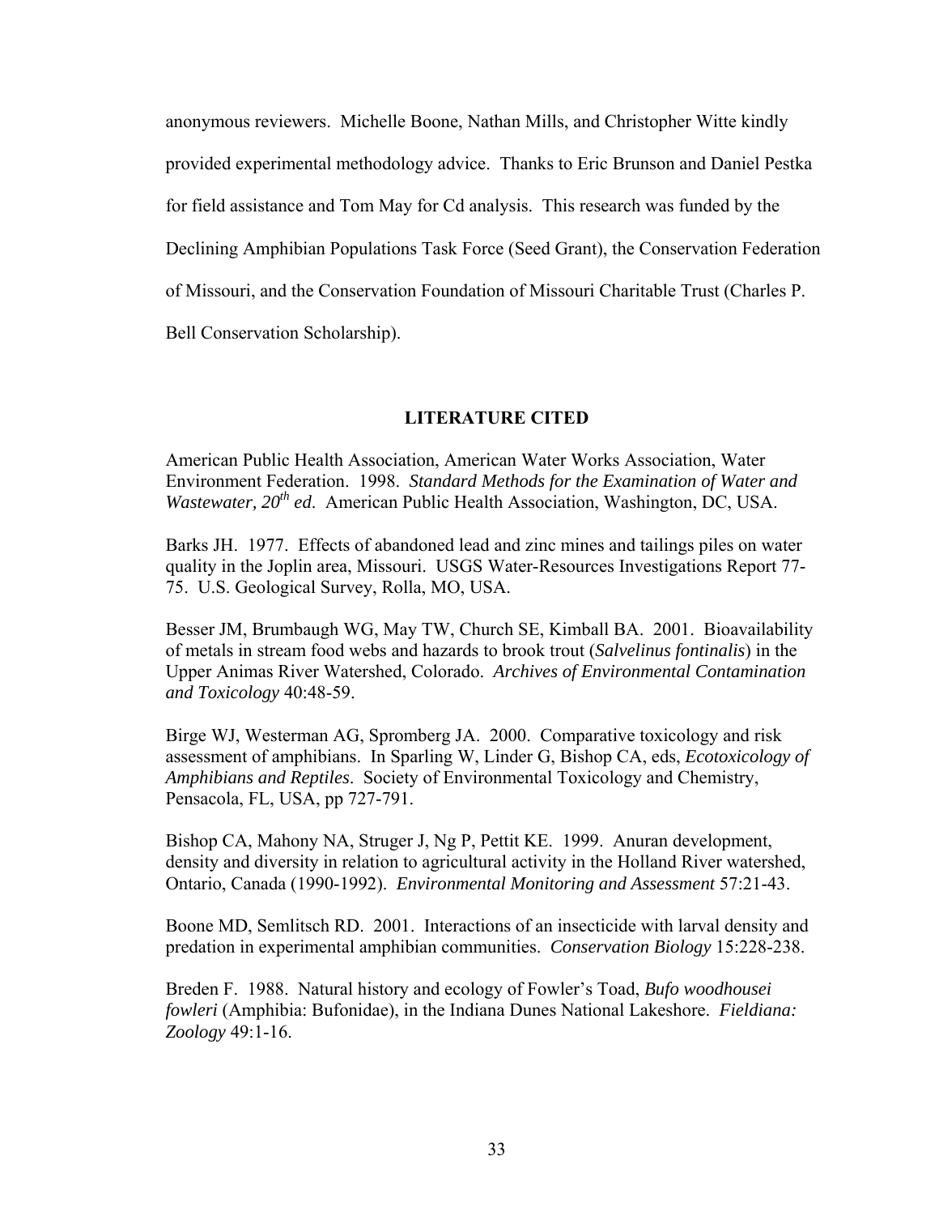anonymous reviewers. Michelle Boone, Nathan Mills, and Christopher Witte kindly provided experimental methodology advice. Thanks to Eric Brunson and Daniel Pestka for field assistance and Tom May for Cd analysis. This research was funded by the Declining Amphibian Populations Task Force (Seed Grant), the Conservation Federation of Missouri, and the Conservation Foundation of Missouri Charitable Trust (Charles P. Bell Conservation Scholarship).

## LITERATURE CITED

American Public Health Association, American Water Works Association, Water Environment Federation. 1998. *Standard Methods for the Examination of Water and Wastewater, 20th ed*. American Public Health Association, Washington, DC, USA.

Barks JH. 1977. Effects of abandoned lead and zinc mines and tailings piles on water quality in the Joplin area, Missouri. USGS Water-Resources Investigations Report 77-75. U.S. Geological Survey, Rolla, MO, USA.

Besser JM, Brumbaugh WG, May TW, Church SE, Kimball BA. 2001. Bioavailability of metals in stream food webs and hazards to brook trout (*Salvelinus fontinalis*) in the Upper Animas River Watershed, Colorado. *Archives of Environmental Contamination and Toxicology* 40:48-59.

Birge WJ, Westerman AG, Spromberg JA. 2000. Comparative toxicology and risk assessment of amphibians. In Sparling W, Linder G, Bishop CA, eds, *Ecotoxicology of Amphibians and Reptiles*. Society of Environmental Toxicology and Chemistry, Pensacola, FL, USA, pp 727-791.

Bishop CA, Mahony NA, Struger J, Ng P, Pettit KE. 1999. Anuran development, density and diversity in relation to agricultural activity in the Holland River watershed, Ontario, Canada (1990-1992). *Environmental Monitoring and Assessment* 57:21-43.

Boone MD, Semlitsch RD. 2001. Interactions of an insecticide with larval density and predation in experimental amphibian communities. *Conservation Biology* 15:228-238.

Breden F. 1988. Natural history and ecology of Fowler's Toad, *Bufo woodhousei fowleri* (Amphibia: Bufonidae), in the Indiana Dunes National Lakeshore. *Fieldiana: Zoology* 49:1-16.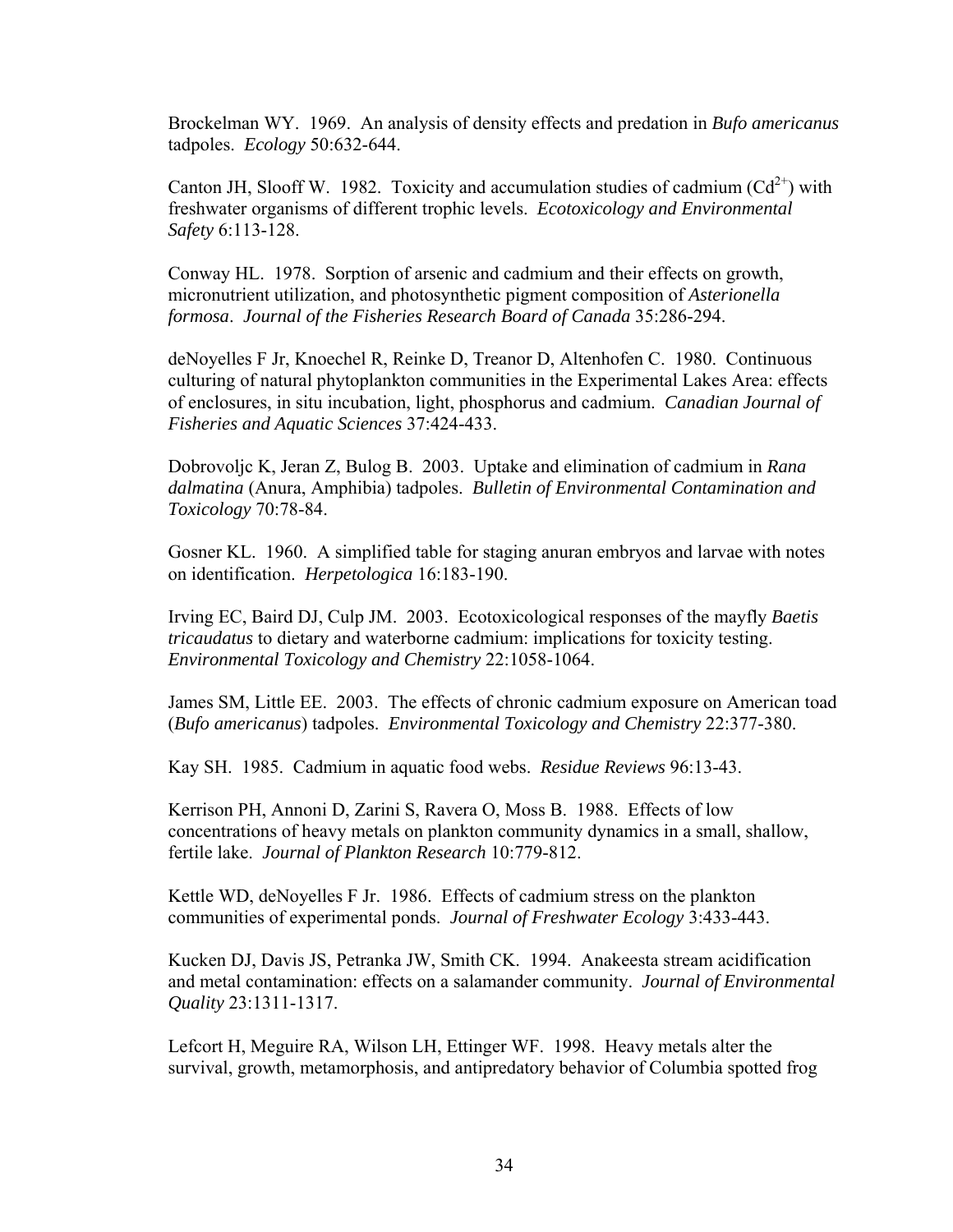Brockelman WY. 1969. An analysis of density effects and predation in *Bufo americanus* tadpoles. *Ecology* 50:632-644.

Canton JH, Slooff W. 1982. Toxicity and accumulation studies of cadmium ($Cd^{2+}$) with freshwater organisms of different trophic levels. *Ecotoxicology and Environmental Safety* 6:113-128.

Conway HL. 1978. Sorption of arsenic and cadmium and their effects on growth, micronutrient utilization, and photosynthetic pigment composition of *Asterionella formosa*. *Journal of the Fisheries Research Board of Canada* 35:286-294.

deNoyelles F Jr, Knoechel R, Reinke D, Treanor D, Altenhofen C. 1980. Continuous culturing of natural phytoplankton communities in the Experimental Lakes Area: effects of enclosures, in situ incubation, light, phosphorus and cadmium. *Canadian Journal of Fisheries and Aquatic Sciences* 37:424-433.

Dobrovoljc K, Jeran Z, Bulog B. 2003. Uptake and elimination of cadmium in *Rana dalmatina* (Anura, Amphibia) tadpoles. *Bulletin of Environmental Contamination and Toxicology* 70:78-84.

Gosner KL. 1960. A simplified table for staging anuran embryos and larvae with notes on identification. *Herpetologica* 16:183-190.

Irving EC, Baird DJ, Culp JM. 2003. Ecotoxicological responses of the mayfly *Baetis tricaudatus* to dietary and waterborne cadmium: implications for toxicity testing. *Environmental Toxicology and Chemistry* 22:1058-1064.

James SM, Little EE. 2003. The effects of chronic cadmium exposure on American toad (*Bufo americanus*) tadpoles. *Environmental Toxicology and Chemistry* 22:377-380.

Kay SH. 1985. Cadmium in aquatic food webs. *Residue Reviews* 96:13-43.

Kerrison PH, Annoni D, Zarini S, Ravera O, Moss B. 1988. Effects of low concentrations of heavy metals on plankton community dynamics in a small, shallow, fertile lake. *Journal of Plankton Research* 10:779-812.

Kettle WD, deNoyelles F Jr. 1986. Effects of cadmium stress on the plankton communities of experimental ponds. *Journal of Freshwater Ecology* 3:433-443.

Kucken DJ, Davis JS, Petranka JW, Smith CK. 1994. Anakeesta stream acidification and metal contamination: effects on a salamander community. *Journal of Environmental Quality* 23:1311-1317.

Lefcort H, Meguire RA, Wilson LH, Ettinger WF. 1998. Heavy metals alter the survival, growth, metamorphosis, and antipredatory behavior of Columbia spotted frog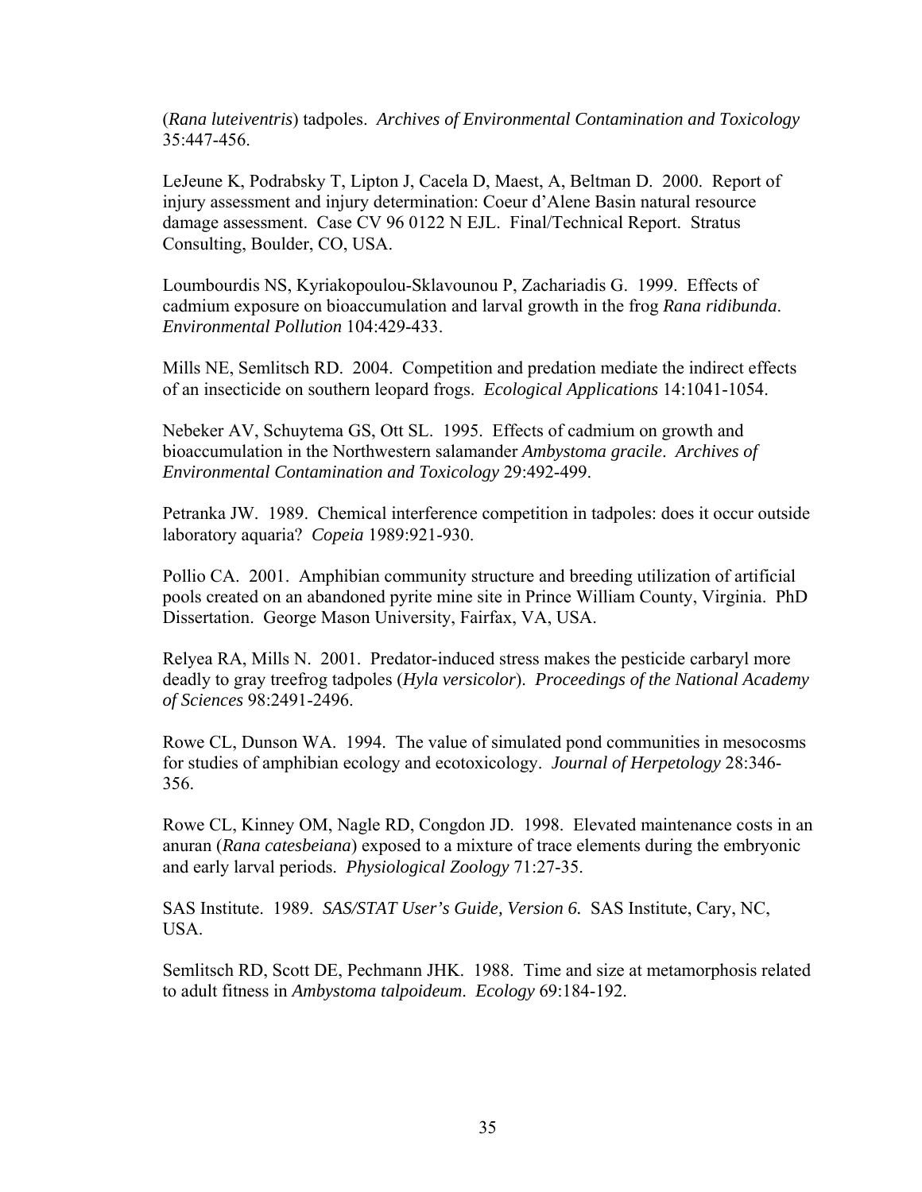(*Rana luteiventris*) tadpoles. *Archives of Environmental Contamination and Toxicology* 35:447-456.

LeJeune K, Podrabsky T, Lipton J, Cacela D, Maest, A, Beltman D. 2000. Report of injury assessment and injury determination: Coeur d'Alene Basin natural resource damage assessment. Case CV 96 0122 N EJL. Final/Technical Report. Stratus Consulting, Boulder, CO, USA.

Loumbourdis NS, Kyriakopoulou-Sklavounou P, Zachariadis G. 1999. Effects of cadmium exposure on bioaccumulation and larval growth in the frog *Rana ridibunda*. *Environmental Pollution* 104:429-433.

Mills NE, Semlitsch RD. 2004. Competition and predation mediate the indirect effects of an insecticide on southern leopard frogs. *Ecological Applications* 14:1041-1054.

Nebeker AV, Schuytema GS, Ott SL. 1995. Effects of cadmium on growth and bioaccumulation in the Northwestern salamander *Ambystoma gracile*. *Archives of Environmental Contamination and Toxicology* 29:492-499.

Petranka JW. 1989. Chemical interference competition in tadpoles: does it occur outside laboratory aquaria? *Copeia* 1989:921-930.

Pollio CA. 2001. Amphibian community structure and breeding utilization of artificial pools created on an abandoned pyrite mine site in Prince William County, Virginia. PhD Dissertation. George Mason University, Fairfax, VA, USA.

Relyea RA, Mills N. 2001. Predator-induced stress makes the pesticide carbaryl more deadly to gray treefrog tadpoles (*Hyla versicolor*). *Proceedings of the National Academy of Sciences* 98:2491-2496.

Rowe CL, Dunson WA. 1994. The value of simulated pond communities in mesocosms for studies of amphibian ecology and ecotoxicology. *Journal of Herpetology* 28:346-356.

Rowe CL, Kinney OM, Nagle RD, Congdon JD. 1998. Elevated maintenance costs in an anuran (*Rana catesbeiana*) exposed to a mixture of trace elements during the embryonic and early larval periods. *Physiological Zoology* 71:27-35.

SAS Institute. 1989. *SAS/STAT User's Guide, Version 6.* SAS Institute, Cary, NC, USA.

Semlitsch RD, Scott DE, Pechmann JHK. 1988. Time and size at metamorphosis related to adult fitness in *Ambystoma talpoideum*. *Ecology* 69:184-192.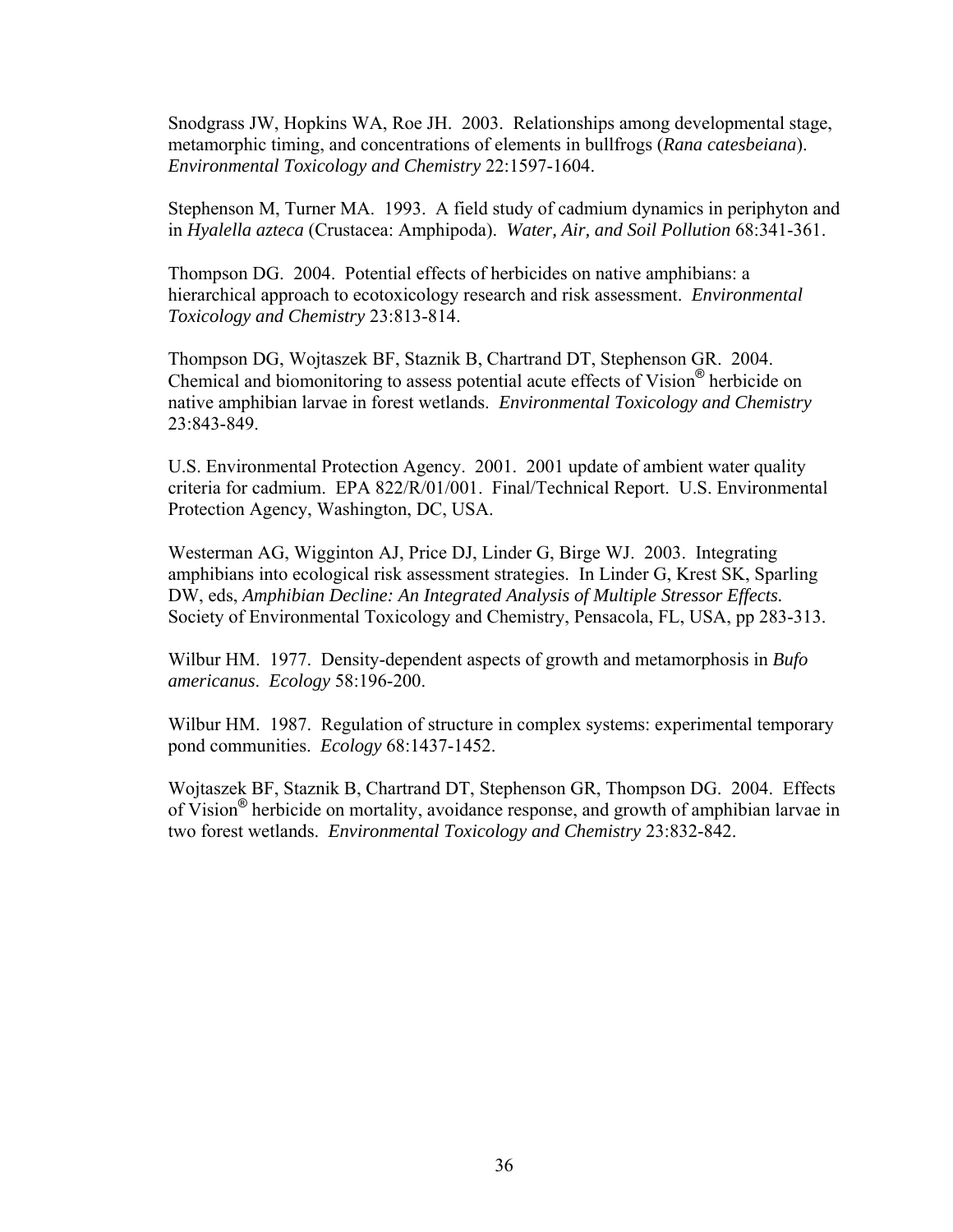Snodgrass JW, Hopkins WA, Roe JH. 2003. Relationships among developmental stage, metamorphic timing, and concentrations of elements in bullfrogs (*Rana catesbeiana*). *Environmental Toxicology and Chemistry* 22:1597-1604.

Stephenson M, Turner MA. 1993. A field study of cadmium dynamics in periphyton and in *Hyalella azteca* (Crustacea: Amphipoda). *Water, Air, and Soil Pollution* 68:341-361.

Thompson DG. 2004. Potential effects of herbicides on native amphibians: a hierarchical approach to ecotoxicology research and risk assessment. *Environmental Toxicology and Chemistry* 23:813-814.

Thompson DG, Wojtaszek BF, Staznik B, Chartrand DT, Stephenson GR. 2004. Chemical and biomonitoring to assess potential acute effects of Vision® herbicide on native amphibian larvae in forest wetlands. *Environmental Toxicology and Chemistry* 23:843-849.

U.S. Environmental Protection Agency. 2001. 2001 update of ambient water quality criteria for cadmium. EPA 822/R/01/001. Final/Technical Report. U.S. Environmental Protection Agency, Washington, DC, USA.

Westerman AG, Wigginton AJ, Price DJ, Linder G, Birge WJ. 2003. Integrating amphibians into ecological risk assessment strategies. In Linder G, Krest SK, Sparling DW, eds, *Amphibian Decline: An Integrated Analysis of Multiple Stressor Effects.* Society of Environmental Toxicology and Chemistry, Pensacola, FL, USA, pp 283-313.

Wilbur HM. 1977. Density-dependent aspects of growth and metamorphosis in *Bufo americanus*. *Ecology* 58:196-200.

Wilbur HM. 1987. Regulation of structure in complex systems: experimental temporary pond communities. *Ecology* 68:1437-1452.

Wojtaszek BF, Staznik B, Chartrand DT, Stephenson GR, Thompson DG. 2004. Effects of Vision® herbicide on mortality, avoidance response, and growth of amphibian larvae in two forest wetlands. *Environmental Toxicology and Chemistry* 23:832-842.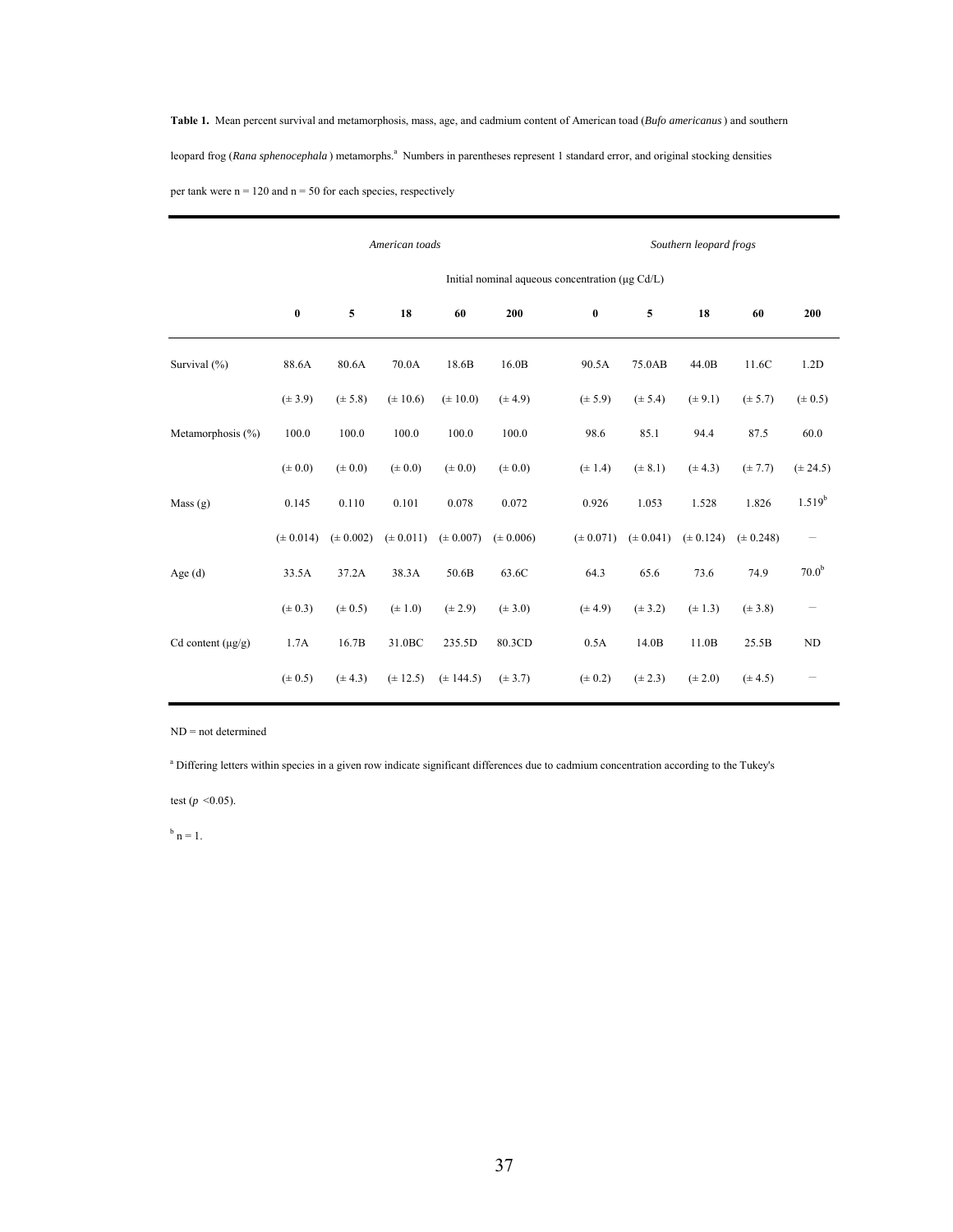**Table 1.** Mean percent survival and metamorphosis, mass, age, and cadmium content of American toad (*Bufo americanus*) and southern leopard frog (*Rana sphenocephala*) metamorphs.[a] Numbers in parentheses represent 1 standard error, and original stocking densities per tank were n = 120 and n = 50 for each species, respectively

| | *American toads* | | | | | *Southern leopard frogs* | | | | |
|---|---|---|---|---|---|---|---|---|---|---|
| | Initial nominal aqueous concentration (μg Cd/L) | | | | | | | | | |
| | **0** | **5** | **18** | **60** | **200** | **0** | **5** | **18** | **60** | **200** |
| Survival (%) | 88.6A | 80.6A | 70.0A | 18.6B | 16.0B | 90.5A | 75.0AB | 44.0B | 11.6C | 1.2D |
| | (± 3.9) | (± 5.8) | (± 10.6) | (± 10.0) | (± 4.9) | (± 5.9) | (± 5.4) | (± 9.1) | (± 5.7) | (± 0.5) |
| Metamorphosis (%) | 100.0 | 100.0 | 100.0 | 100.0 | 100.0 | 98.6 | 85.1 | 94.4 | 87.5 | 60.0 |
| | (± 0.0) | (± 0.0) | (± 0.0) | (± 0.0) | (± 0.0) | (± 1.4) | (± 8.1) | (± 4.3) | (± 7.7) | (± 24.5) |
| Mass (g) | 0.145 | 0.110 | 0.101 | 0.078 | 0.072 | 0.926 | 1.053 | 1.528 | 1.826 | 1.519[b] |
| | (± 0.014) | (± 0.002) | (± 0.011) | (± 0.007) | (± 0.006) | (± 0.071) | (± 0.041) | (± 0.124) | (± 0.248) | — |
| Age (d) | 33.5A | 37.2A | 38.3A | 50.6B | 63.6C | 64.3 | 65.6 | 73.6 | 74.9 | 70.0[b] |
| | (± 0.3) | (± 0.5) | (± 1.0) | (± 2.9) | (± 3.0) | (± 4.9) | (± 3.2) | (± 1.3) | (± 3.8) | — |
| Cd content (μg/g) | 1.7A | 16.7B | 31.0BC | 235.5D | 80.3CD | 0.5A | 14.0B | 11.0B | 25.5B | ND |
| | (± 0.5) | (± 4.3) | (± 12.5) | (± 144.5) | (± 3.7) | (± 0.2) | (± 2.3) | (± 2.0) | (± 4.5) | — |

ND = not determined

[a] Differing letters within species in a given row indicate significant differences due to cadmium concentration according to the Tukey's test ($p$ <0.05).

[b] n = 1.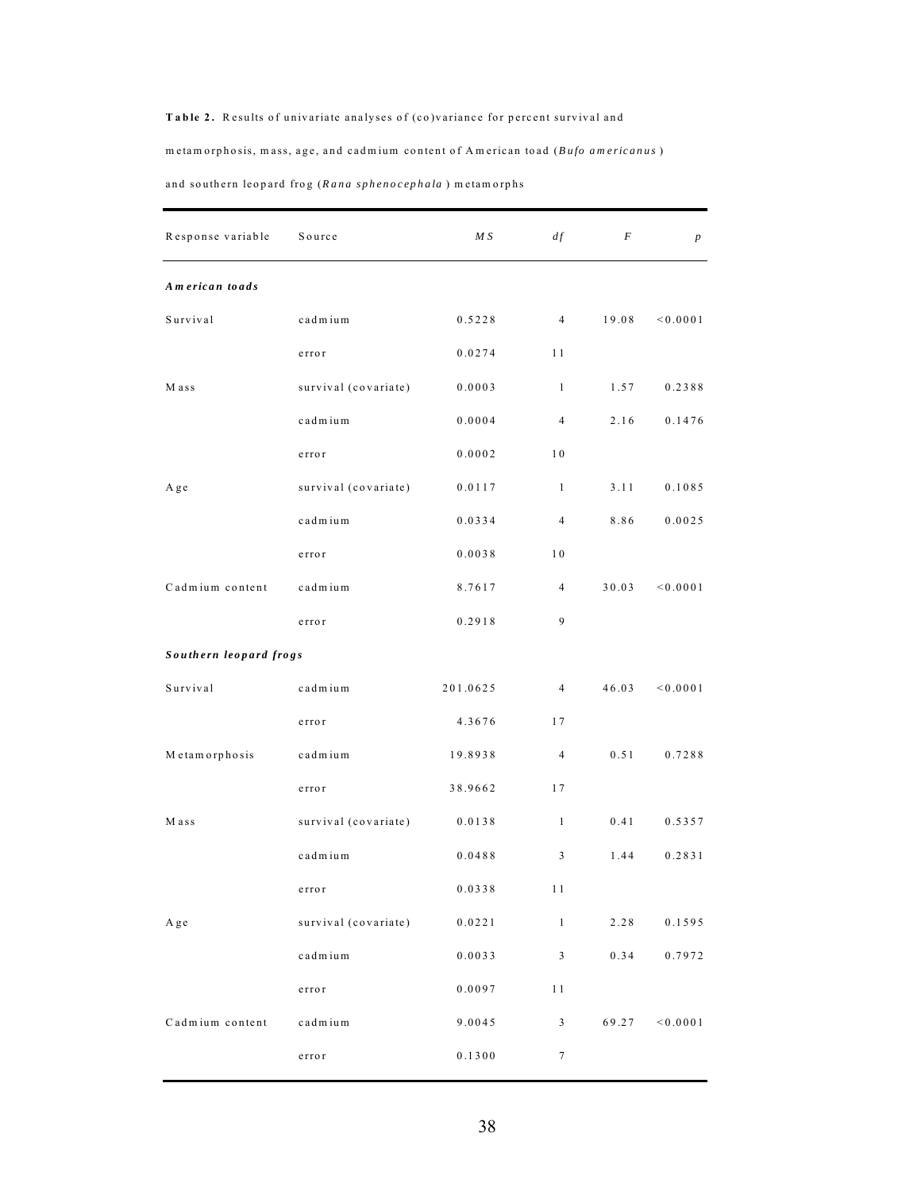**Table 2.** Results of univariate analyses of (co)variance for percent survival and metamorphosis, mass, age, and cadmium content of American toad (*Bufo americanus*) and southern leopard frog (*Rana sphenocephala*) metamorphs

| Response variable | Source | *MS* | *df* | *F* | *p* |
|---|---|---|---|---|---|
| ***American toads*** | | | | | |
| Survival | cadmium | 0.5228 | 4 | 19.08 | <0.0001 |
| | error | 0.0274 | 11 | | |
| Mass | survival (covariate) | 0.0003 | 1 | 1.57 | 0.2388 |
| | cadmium | 0.0004 | 4 | 2.16 | 0.1476 |
| | error | 0.0002 | 10 | | |
| Age | survival (covariate) | 0.0117 | 1 | 3.11 | 0.1085 |
| | cadmium | 0.0334 | 4 | 8.86 | 0.0025 |
| | error | 0.0038 | 10 | | |
| Cadmium content | cadmium | 8.7617 | 4 | 30.03 | <0.0001 |
| | error | 0.2918 | 9 | | |
| ***Southern leopard frogs*** | | | | | |
| Survival | cadmium | 201.0625 | 4 | 46.03 | <0.0001 |
| | error | 4.3676 | 17 | | |
| Metamorphosis | cadmium | 19.8938 | 4 | 0.51 | 0.7288 |
| | error | 38.9662 | 17 | | |
| Mass | survival (covariate) | 0.0138 | 1 | 0.41 | 0.5357 |
| | cadmium | 0.0488 | 3 | 1.44 | 0.2831 |
| | error | 0.0338 | 11 | | |
| Age | survival (covariate) | 0.0221 | 1 | 2.28 | 0.1595 |
| | cadmium | 0.0033 | 3 | 0.34 | 0.7972 |
| | error | 0.0097 | 11 | | |
| Cadmium content | cadmium | 9.0045 | 3 | 69.27 | <0.0001 |
| | error | 0.1300 | 7 | | |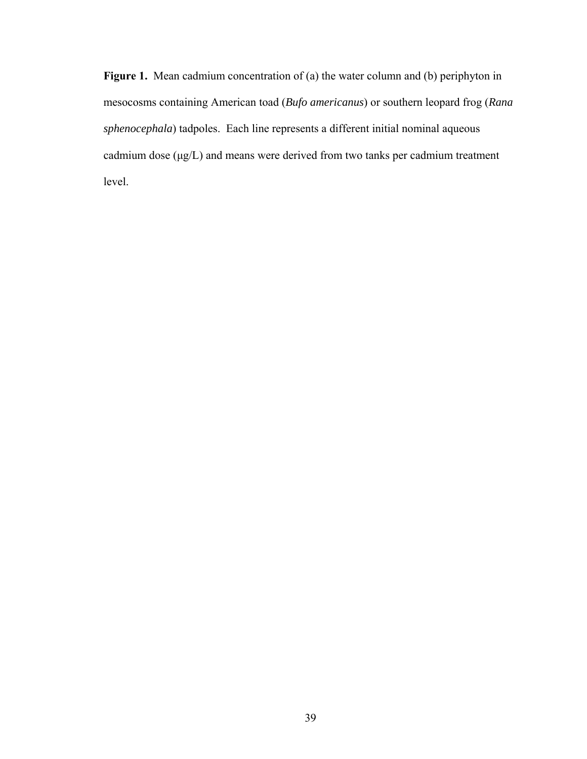**Figure 1.** Mean cadmium concentration of (a) the water column and (b) periphyton in mesocosms containing American toad (*Bufo americanus*) or southern leopard frog (*Rana sphenocephala*) tadpoles. Each line represents a different initial nominal aqueous cadmium dose (µg/L) and means were derived from two tanks per cadmium treatment level.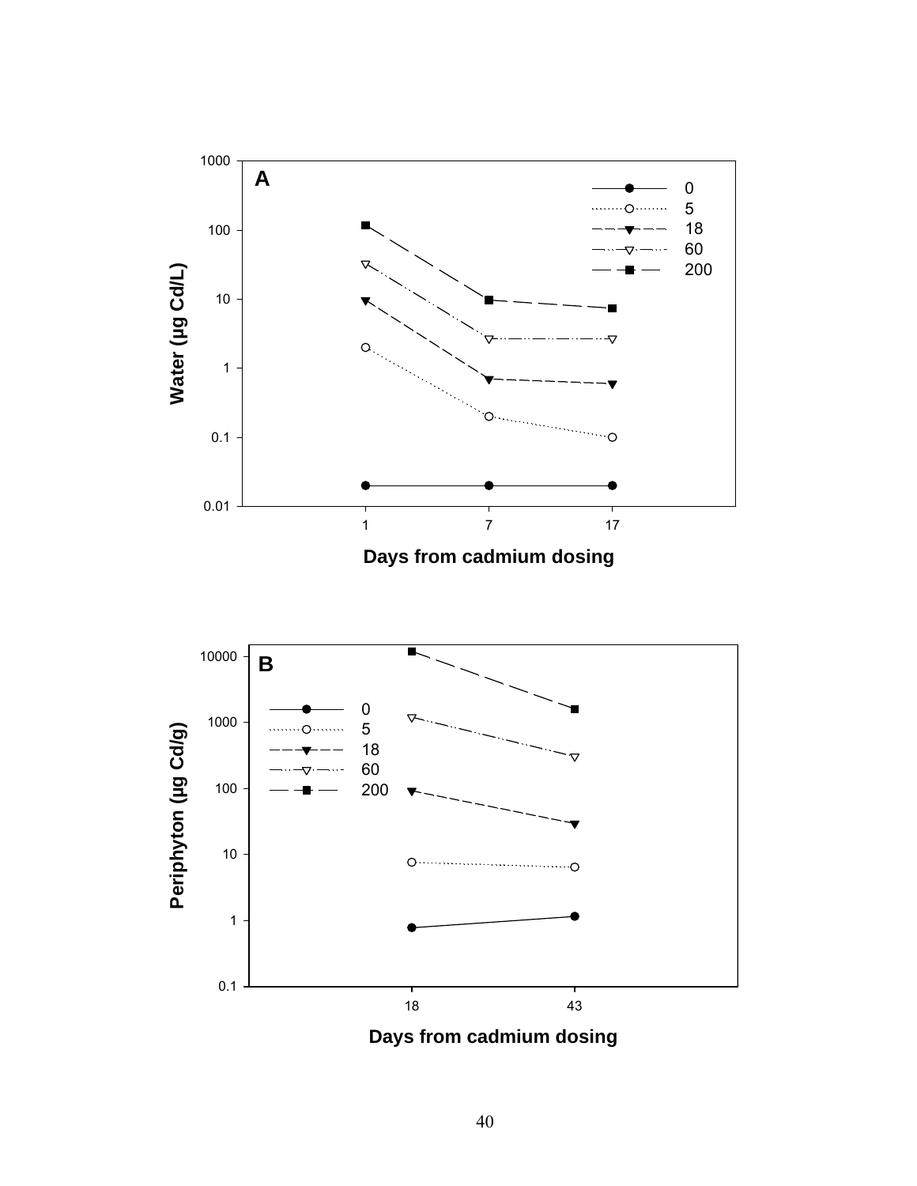**A**

Water (µg Cd/L)

Legend: 0, 5, 18, 60, 200

Y-axis: 0.01, 0.1, 1, 10, 100, 1000

X-axis: 1, 7, 17

Days from cadmium dosing

**B**

Periphyton (µg Cd/g)

Legend: 0, 5, 18, 60, 200

Y-axis: 0.1, 1, 10, 100, 1000, 10000

X-axis: 18, 43

Days from cadmium dosing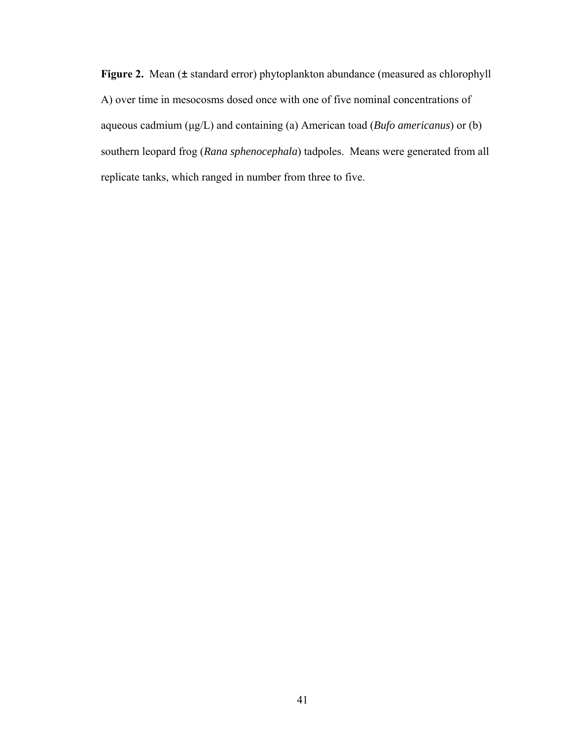**Figure 2.** Mean (± standard error) phytoplankton abundance (measured as chlorophyll A) over time in mesocosms dosed once with one of five nominal concentrations of aqueous cadmium (μg/L) and containing (a) American toad (*Bufo americanus*) or (b) southern leopard frog (*Rana sphenocephala*) tadpoles. Means were generated from all replicate tanks, which ranged in number from three to five.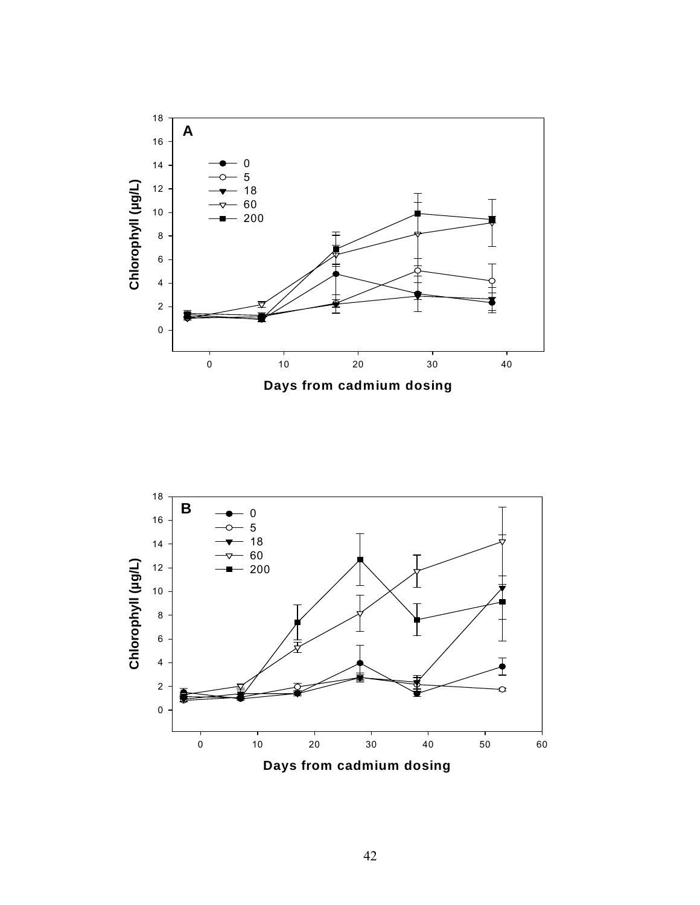**A**

Chlorophyll (µg/L)

- 0
- 5
- 18
- 60
- 200

Days from cadmium dosing

**B**

Chlorophyll (µg/L)

- 0
- 5
- 18
- 60
- 200

Days from cadmium dosing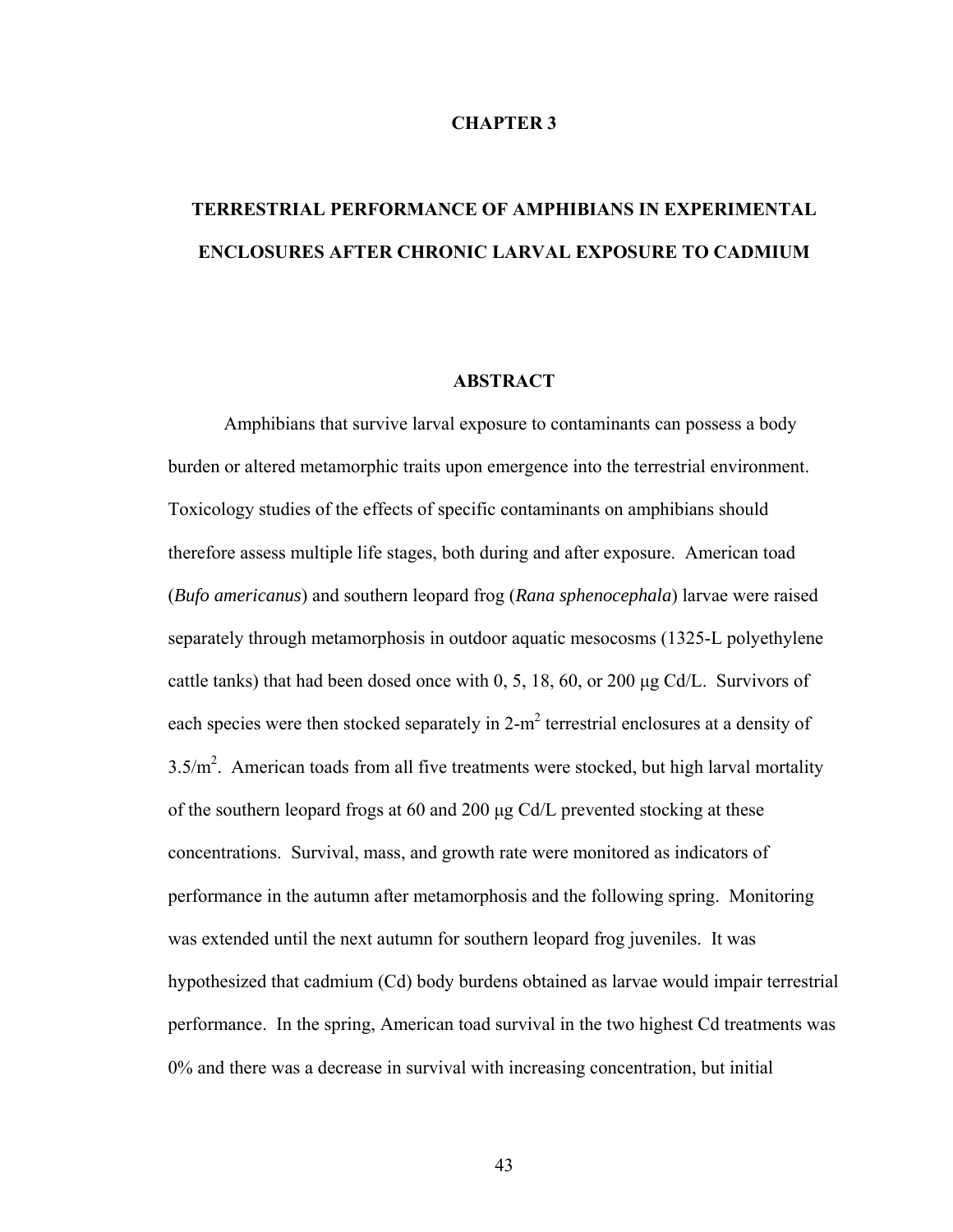# CHAPTER 3

# TERRESTRIAL PERFORMANCE OF AMPHIBIANS IN EXPERIMENTAL ENCLOSURES AFTER CHRONIC LARVAL EXPOSURE TO CADMIUM

## ABSTRACT

Amphibians that survive larval exposure to contaminants can possess a body burden or altered metamorphic traits upon emergence into the terrestrial environment. Toxicology studies of the effects of specific contaminants on amphibians should therefore assess multiple life stages, both during and after exposure. American toad (*Bufo americanus*) and southern leopard frog (*Rana sphenocephala*) larvae were raised separately through metamorphosis in outdoor aquatic mesocosms (1325-L polyethylene cattle tanks) that had been dosed once with 0, 5, 18, 60, or 200 µg Cd/L. Survivors of each species were then stocked separately in 2-m$^2$ terrestrial enclosures at a density of 3.5/m$^2$. American toads from all five treatments were stocked, but high larval mortality of the southern leopard frogs at 60 and 200 µg Cd/L prevented stocking at these concentrations. Survival, mass, and growth rate were monitored as indicators of performance in the autumn after metamorphosis and the following spring. Monitoring was extended until the next autumn for southern leopard frog juveniles. It was hypothesized that cadmium (Cd) body burdens obtained as larvae would impair terrestrial performance. In the spring, American toad survival in the two highest Cd treatments was 0% and there was a decrease in survival with increasing concentration, but initial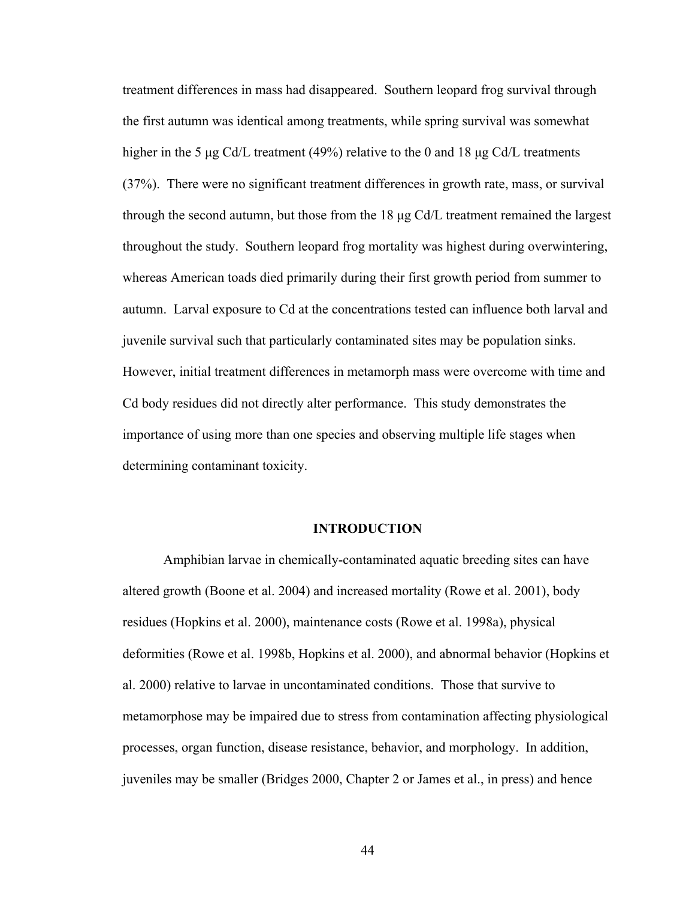treatment differences in mass had disappeared. Southern leopard frog survival through the first autumn was identical among treatments, while spring survival was somewhat higher in the 5 μg Cd/L treatment (49%) relative to the 0 and 18 μg Cd/L treatments (37%). There were no significant treatment differences in growth rate, mass, or survival through the second autumn, but those from the 18 μg Cd/L treatment remained the largest throughout the study. Southern leopard frog mortality was highest during overwintering, whereas American toads died primarily during their first growth period from summer to autumn. Larval exposure to Cd at the concentrations tested can influence both larval and juvenile survival such that particularly contaminated sites may be population sinks. However, initial treatment differences in metamorph mass were overcome with time and Cd body residues did not directly alter performance. This study demonstrates the importance of using more than one species and observing multiple life stages when determining contaminant toxicity.

## INTRODUCTION

Amphibian larvae in chemically-contaminated aquatic breeding sites can have altered growth (Boone et al. 2004) and increased mortality (Rowe et al. 2001), body residues (Hopkins et al. 2000), maintenance costs (Rowe et al. 1998a), physical deformities (Rowe et al. 1998b, Hopkins et al. 2000), and abnormal behavior (Hopkins et al. 2000) relative to larvae in uncontaminated conditions. Those that survive to metamorphose may be impaired due to stress from contamination affecting physiological processes, organ function, disease resistance, behavior, and morphology. In addition, juveniles may be smaller (Bridges 2000, Chapter 2 or James et al., in press) and hence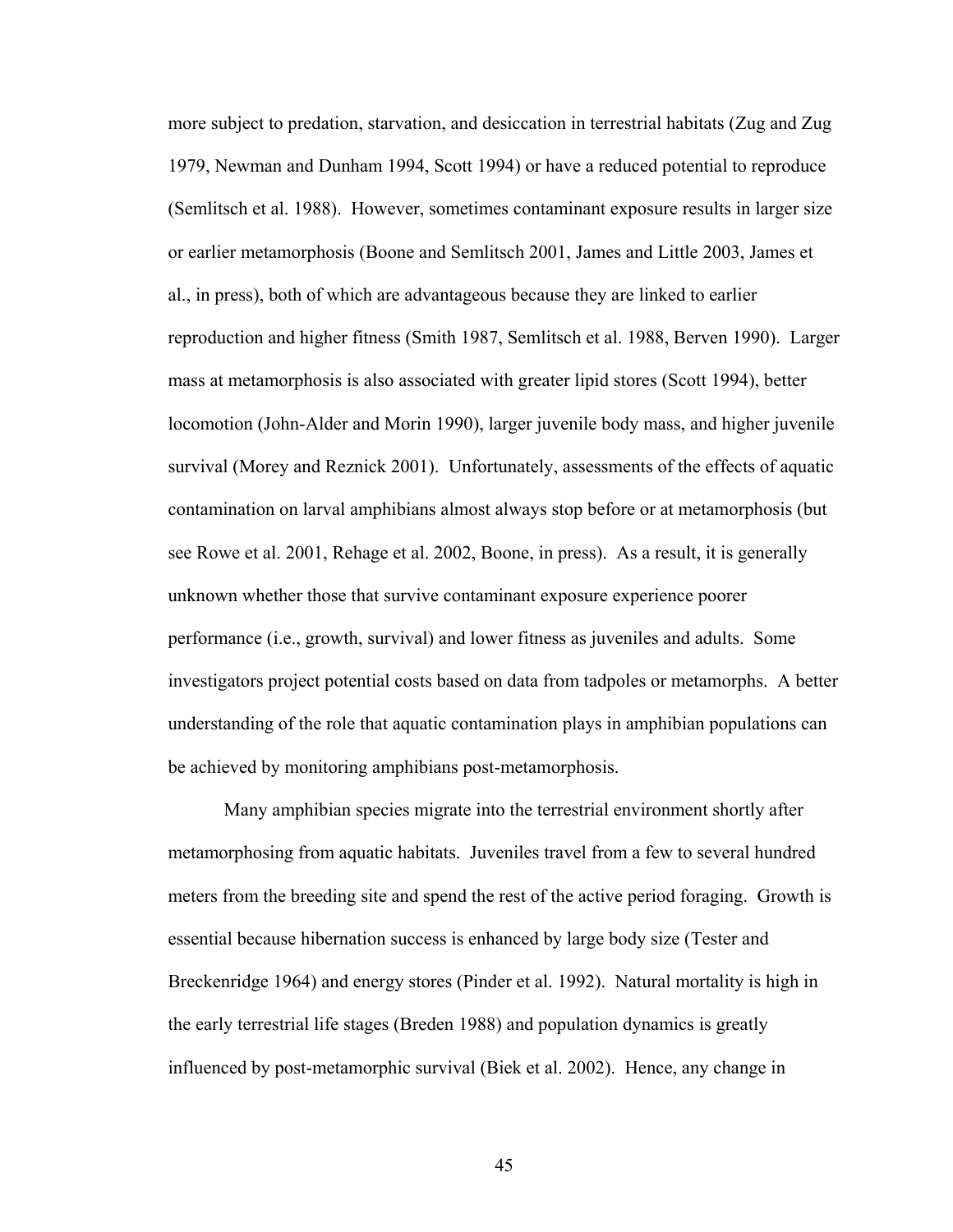more subject to predation, starvation, and desiccation in terrestrial habitats (Zug and Zug 1979, Newman and Dunham 1994, Scott 1994) or have a reduced potential to reproduce (Semlitsch et al. 1988). However, sometimes contaminant exposure results in larger size or earlier metamorphosis (Boone and Semlitsch 2001, James and Little 2003, James et al., in press), both of which are advantageous because they are linked to earlier reproduction and higher fitness (Smith 1987, Semlitsch et al. 1988, Berven 1990). Larger mass at metamorphosis is also associated with greater lipid stores (Scott 1994), better locomotion (John-Alder and Morin 1990), larger juvenile body mass, and higher juvenile survival (Morey and Reznick 2001). Unfortunately, assessments of the effects of aquatic contamination on larval amphibians almost always stop before or at metamorphosis (but see Rowe et al. 2001, Rehage et al. 2002, Boone, in press). As a result, it is generally unknown whether those that survive contaminant exposure experience poorer performance (i.e., growth, survival) and lower fitness as juveniles and adults. Some investigators project potential costs based on data from tadpoles or metamorphs. A better understanding of the role that aquatic contamination plays in amphibian populations can be achieved by monitoring amphibians post-metamorphosis.

Many amphibian species migrate into the terrestrial environment shortly after metamorphosing from aquatic habitats. Juveniles travel from a few to several hundred meters from the breeding site and spend the rest of the active period foraging. Growth is essential because hibernation success is enhanced by large body size (Tester and Breckenridge 1964) and energy stores (Pinder et al. 1992). Natural mortality is high in the early terrestrial life stages (Breden 1988) and population dynamics is greatly influenced by post-metamorphic survival (Biek et al. 2002). Hence, any change in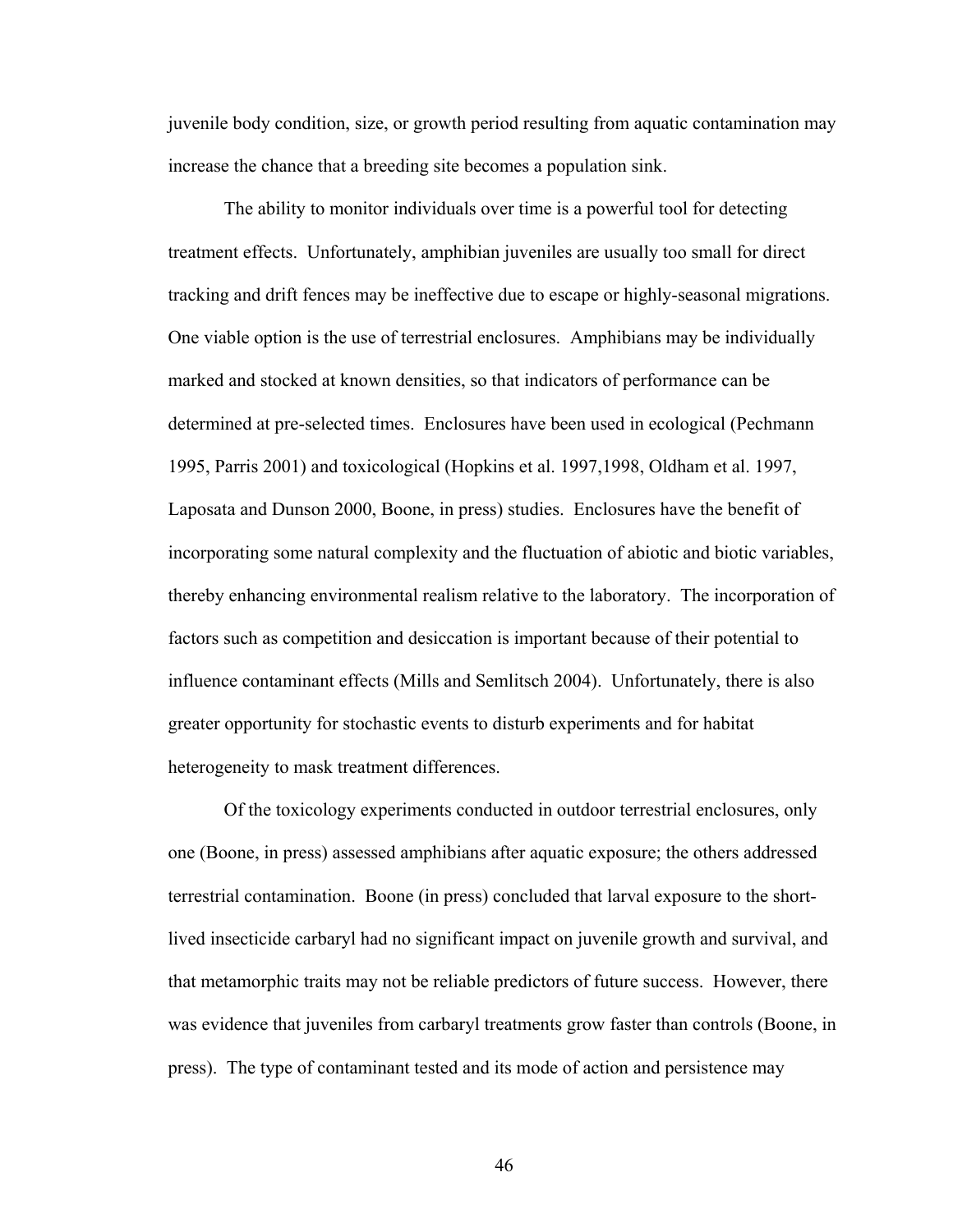juvenile body condition, size, or growth period resulting from aquatic contamination may increase the chance that a breeding site becomes a population sink.

The ability to monitor individuals over time is a powerful tool for detecting treatment effects. Unfortunately, amphibian juveniles are usually too small for direct tracking and drift fences may be ineffective due to escape or highly-seasonal migrations. One viable option is the use of terrestrial enclosures. Amphibians may be individually marked and stocked at known densities, so that indicators of performance can be determined at pre-selected times. Enclosures have been used in ecological (Pechmann 1995, Parris 2001) and toxicological (Hopkins et al. 1997,1998, Oldham et al. 1997, Laposata and Dunson 2000, Boone, in press) studies. Enclosures have the benefit of incorporating some natural complexity and the fluctuation of abiotic and biotic variables, thereby enhancing environmental realism relative to the laboratory. The incorporation of factors such as competition and desiccation is important because of their potential to influence contaminant effects (Mills and Semlitsch 2004). Unfortunately, there is also greater opportunity for stochastic events to disturb experiments and for habitat heterogeneity to mask treatment differences.

Of the toxicology experiments conducted in outdoor terrestrial enclosures, only one (Boone, in press) assessed amphibians after aquatic exposure; the others addressed terrestrial contamination. Boone (in press) concluded that larval exposure to the short-lived insecticide carbaryl had no significant impact on juvenile growth and survival, and that metamorphic traits may not be reliable predictors of future success. However, there was evidence that juveniles from carbaryl treatments grow faster than controls (Boone, in press). The type of contaminant tested and its mode of action and persistence may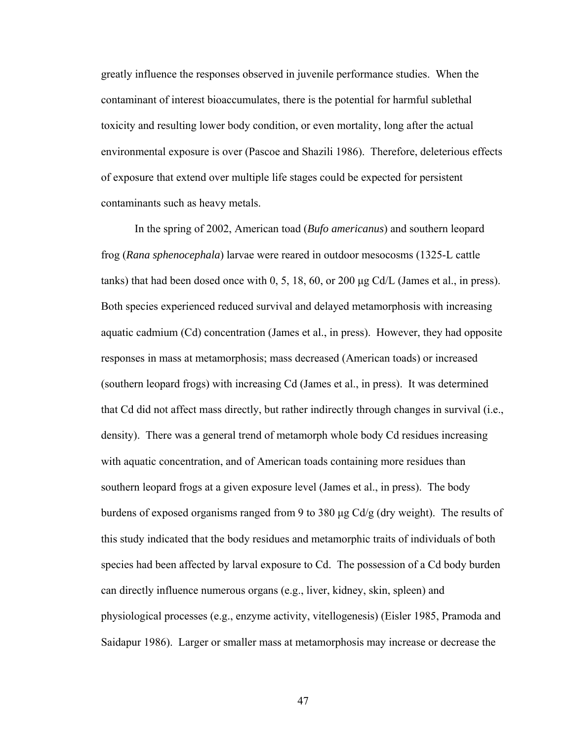greatly influence the responses observed in juvenile performance studies. When the contaminant of interest bioaccumulates, there is the potential for harmful sublethal toxicity and resulting lower body condition, or even mortality, long after the actual environmental exposure is over (Pascoe and Shazili 1986). Therefore, deleterious effects of exposure that extend over multiple life stages could be expected for persistent contaminants such as heavy metals.

In the spring of 2002, American toad (*Bufo americanus*) and southern leopard frog (*Rana sphenocephala*) larvae were reared in outdoor mesocosms (1325-L cattle tanks) that had been dosed once with 0, 5, 18, 60, or 200 μg Cd/L (James et al., in press). Both species experienced reduced survival and delayed metamorphosis with increasing aquatic cadmium (Cd) concentration (James et al., in press). However, they had opposite responses in mass at metamorphosis; mass decreased (American toads) or increased (southern leopard frogs) with increasing Cd (James et al., in press). It was determined that Cd did not affect mass directly, but rather indirectly through changes in survival (i.e., density). There was a general trend of metamorph whole body Cd residues increasing with aquatic concentration, and of American toads containing more residues than southern leopard frogs at a given exposure level (James et al., in press). The body burdens of exposed organisms ranged from 9 to 380 μg Cd/g (dry weight). The results of this study indicated that the body residues and metamorphic traits of individuals of both species had been affected by larval exposure to Cd. The possession of a Cd body burden can directly influence numerous organs (e.g., liver, kidney, skin, spleen) and physiological processes (e.g., enzyme activity, vitellogenesis) (Eisler 1985, Pramoda and Saidapur 1986). Larger or smaller mass at metamorphosis may increase or decrease the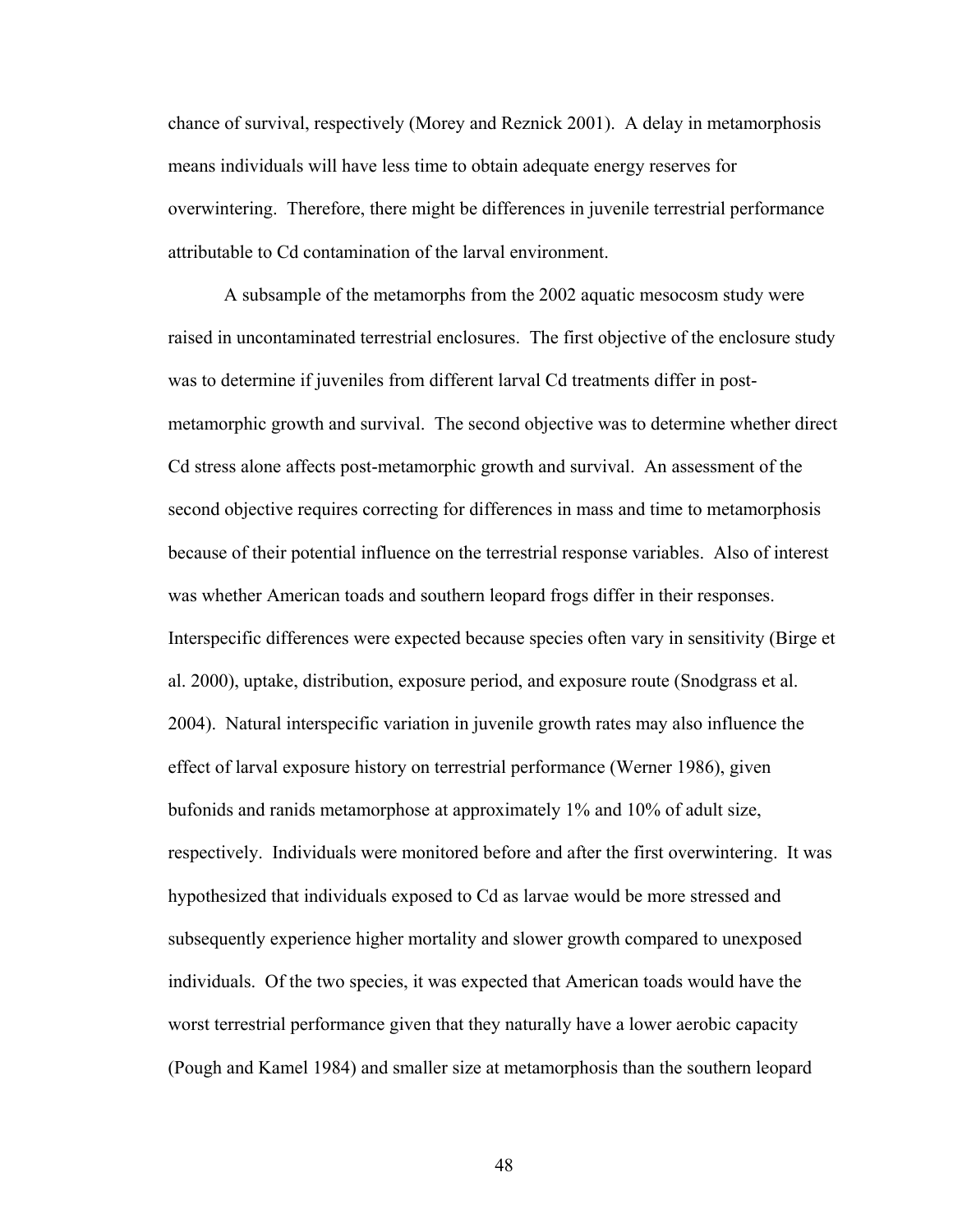chance of survival, respectively (Morey and Reznick 2001). A delay in metamorphosis means individuals will have less time to obtain adequate energy reserves for overwintering. Therefore, there might be differences in juvenile terrestrial performance attributable to Cd contamination of the larval environment.

A subsample of the metamorphs from the 2002 aquatic mesocosm study were raised in uncontaminated terrestrial enclosures. The first objective of the enclosure study was to determine if juveniles from different larval Cd treatments differ in post-metamorphic growth and survival. The second objective was to determine whether direct Cd stress alone affects post-metamorphic growth and survival. An assessment of the second objective requires correcting for differences in mass and time to metamorphosis because of their potential influence on the terrestrial response variables. Also of interest was whether American toads and southern leopard frogs differ in their responses. Interspecific differences were expected because species often vary in sensitivity (Birge et al. 2000), uptake, distribution, exposure period, and exposure route (Snodgrass et al. 2004). Natural interspecific variation in juvenile growth rates may also influence the effect of larval exposure history on terrestrial performance (Werner 1986), given bufonids and ranids metamorphose at approximately 1% and 10% of adult size, respectively. Individuals were monitored before and after the first overwintering. It was hypothesized that individuals exposed to Cd as larvae would be more stressed and subsequently experience higher mortality and slower growth compared to unexposed individuals. Of the two species, it was expected that American toads would have the worst terrestrial performance given that they naturally have a lower aerobic capacity (Pough and Kamel 1984) and smaller size at metamorphosis than the southern leopard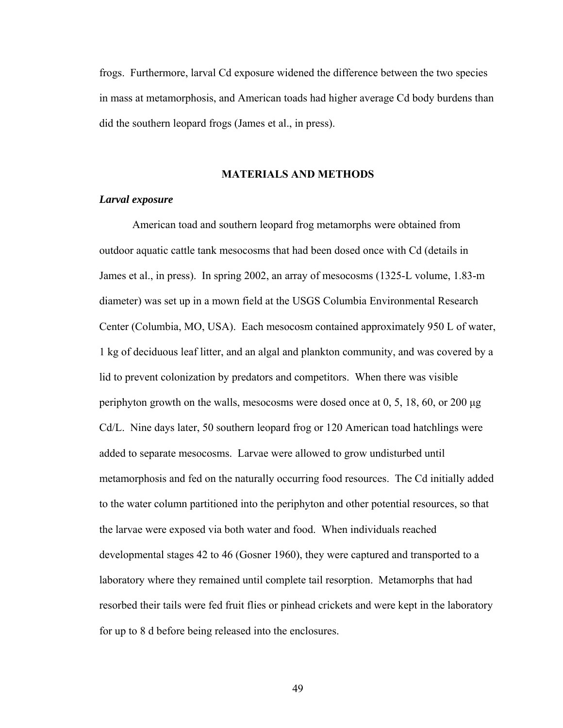frogs. Furthermore, larval Cd exposure widened the difference between the two species in mass at metamorphosis, and American toads had higher average Cd body burdens than did the southern leopard frogs (James et al., in press).

## MATERIALS AND METHODS

### *Larval exposure*

American toad and southern leopard frog metamorphs were obtained from outdoor aquatic cattle tank mesocosms that had been dosed once with Cd (details in James et al., in press). In spring 2002, an array of mesocosms (1325-L volume, 1.83-m diameter) was set up in a mown field at the USGS Columbia Environmental Research Center (Columbia, MO, USA). Each mesocosm contained approximately 950 L of water, 1 kg of deciduous leaf litter, and an algal and plankton community, and was covered by a lid to prevent colonization by predators and competitors. When there was visible periphyton growth on the walls, mesocosms were dosed once at 0, 5, 18, 60, or 200 μg Cd/L. Nine days later, 50 southern leopard frog or 120 American toad hatchlings were added to separate mesocosms. Larvae were allowed to grow undisturbed until metamorphosis and fed on the naturally occurring food resources. The Cd initially added to the water column partitioned into the periphyton and other potential resources, so that the larvae were exposed via both water and food. When individuals reached developmental stages 42 to 46 (Gosner 1960), they were captured and transported to a laboratory where they remained until complete tail resorption. Metamorphs that had resorbed their tails were fed fruit flies or pinhead crickets and were kept in the laboratory for up to 8 d before being released into the enclosures.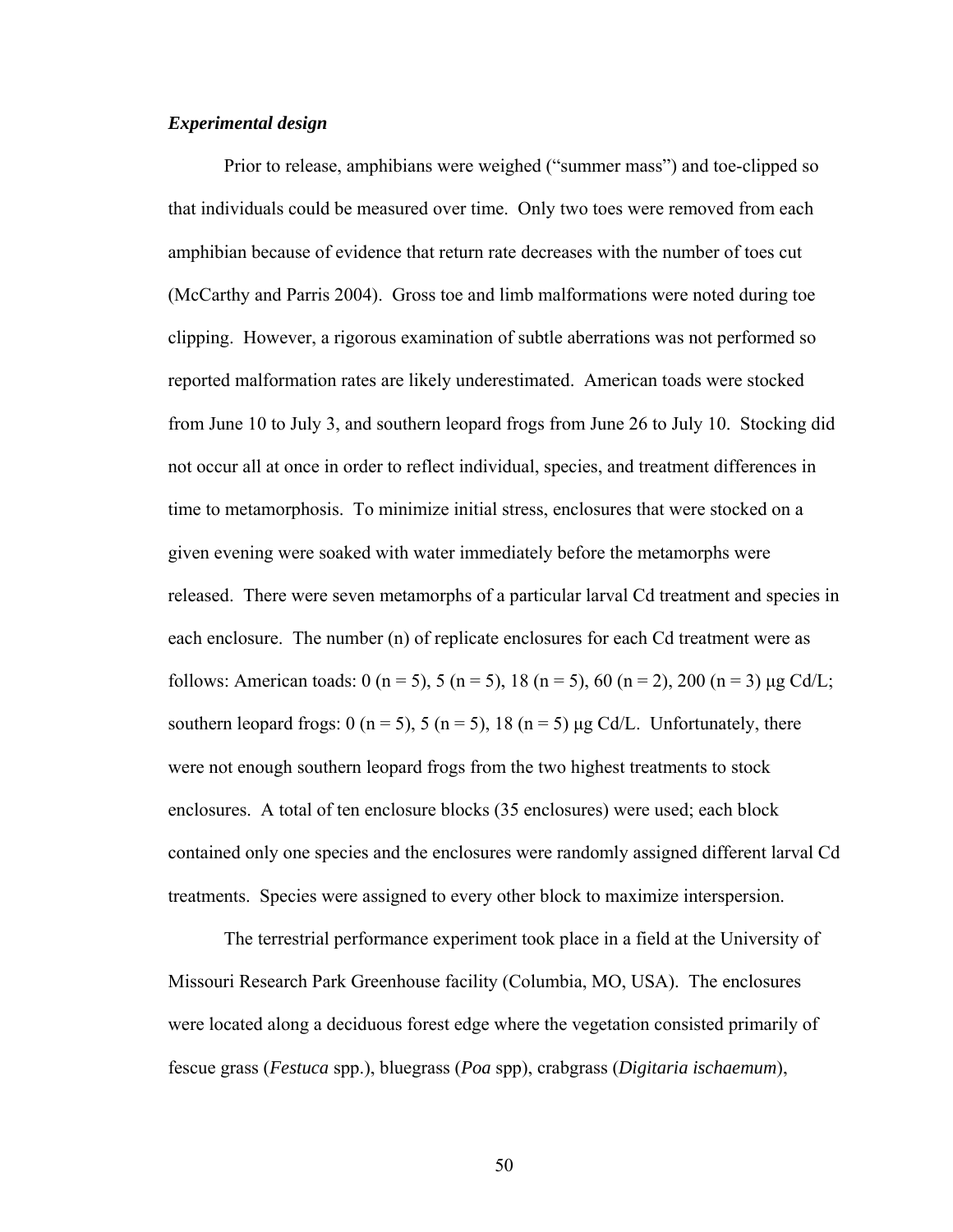### *Experimental design*

Prior to release, amphibians were weighed ("summer mass") and toe-clipped so that individuals could be measured over time. Only two toes were removed from each amphibian because of evidence that return rate decreases with the number of toes cut (McCarthy and Parris 2004). Gross toe and limb malformations were noted during toe clipping. However, a rigorous examination of subtle aberrations was not performed so reported malformation rates are likely underestimated. American toads were stocked from June 10 to July 3, and southern leopard frogs from June 26 to July 10. Stocking did not occur all at once in order to reflect individual, species, and treatment differences in time to metamorphosis. To minimize initial stress, enclosures that were stocked on a given evening were soaked with water immediately before the metamorphs were released. There were seven metamorphs of a particular larval Cd treatment and species in each enclosure. The number (n) of replicate enclosures for each Cd treatment were as follows: American toads: 0 (n = 5), 5 (n = 5), 18 (n = 5), 60 (n = 2), 200 (n = 3) µg Cd/L; southern leopard frogs: 0 (n = 5), 5 (n = 5), 18 (n = 5) µg Cd/L. Unfortunately, there were not enough southern leopard frogs from the two highest treatments to stock enclosures. A total of ten enclosure blocks (35 enclosures) were used; each block contained only one species and the enclosures were randomly assigned different larval Cd treatments. Species were assigned to every other block to maximize interspersion.

The terrestrial performance experiment took place in a field at the University of Missouri Research Park Greenhouse facility (Columbia, MO, USA). The enclosures were located along a deciduous forest edge where the vegetation consisted primarily of fescue grass (*Festuca* spp.), bluegrass (*Poa* spp), crabgrass (*Digitaria ischaemum*),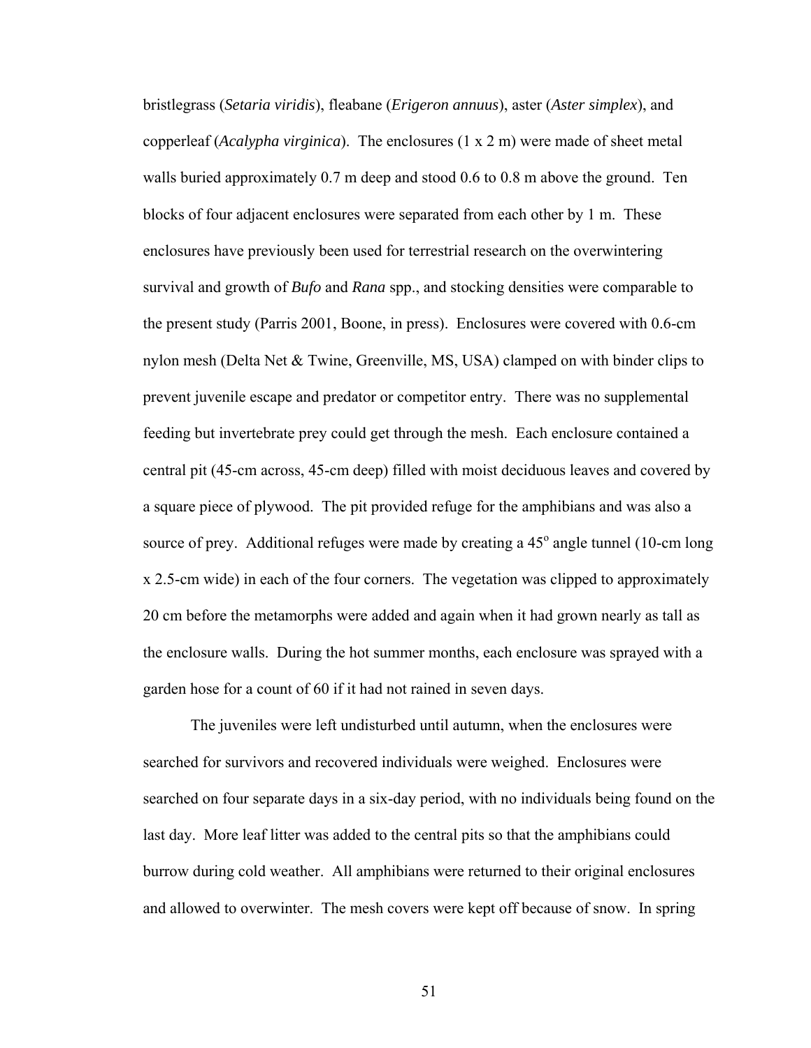bristlegrass (*Setaria viridis*), fleabane (*Erigeron annuus*), aster (*Aster simplex*), and copperleaf (*Acalypha virginica*). The enclosures (1 x 2 m) were made of sheet metal walls buried approximately 0.7 m deep and stood 0.6 to 0.8 m above the ground. Ten blocks of four adjacent enclosures were separated from each other by 1 m. These enclosures have previously been used for terrestrial research on the overwintering survival and growth of *Bufo* and *Rana* spp., and stocking densities were comparable to the present study (Parris 2001, Boone, in press). Enclosures were covered with 0.6-cm nylon mesh (Delta Net & Twine, Greenville, MS, USA) clamped on with binder clips to prevent juvenile escape and predator or competitor entry. There was no supplemental feeding but invertebrate prey could get through the mesh. Each enclosure contained a central pit (45-cm across, 45-cm deep) filled with moist deciduous leaves and covered by a square piece of plywood. The pit provided refuge for the amphibians and was also a source of prey. Additional refuges were made by creating a 45° angle tunnel (10-cm long x 2.5-cm wide) in each of the four corners. The vegetation was clipped to approximately 20 cm before the metamorphs were added and again when it had grown nearly as tall as the enclosure walls. During the hot summer months, each enclosure was sprayed with a garden hose for a count of 60 if it had not rained in seven days.

The juveniles were left undisturbed until autumn, when the enclosures were searched for survivors and recovered individuals were weighed. Enclosures were searched on four separate days in a six-day period, with no individuals being found on the last day. More leaf litter was added to the central pits so that the amphibians could burrow during cold weather. All amphibians were returned to their original enclosures and allowed to overwinter. The mesh covers were kept off because of snow. In spring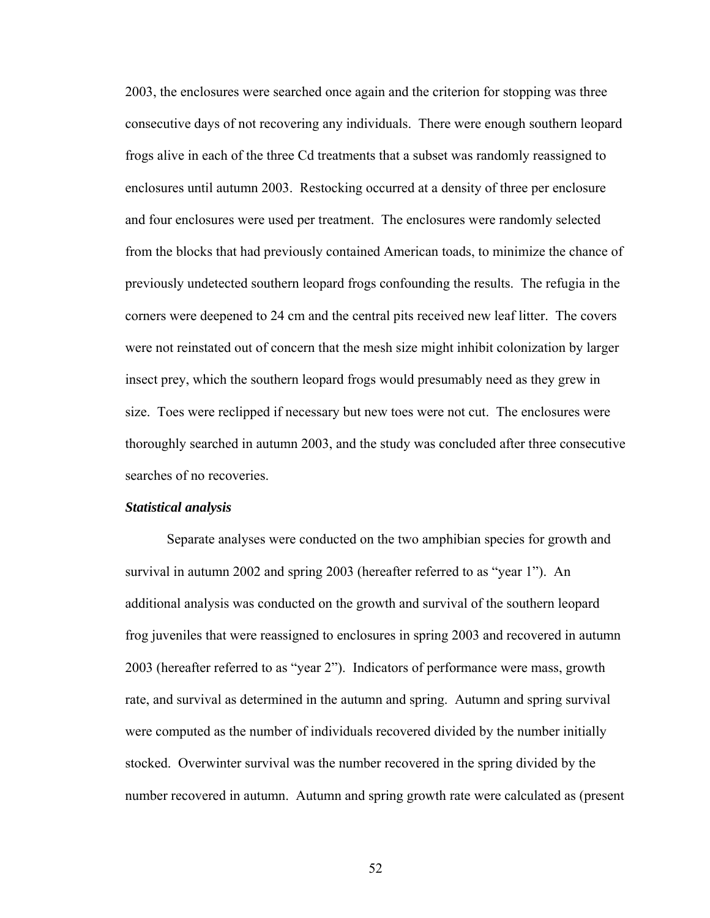2003, the enclosures were searched once again and the criterion for stopping was three consecutive days of not recovering any individuals. There were enough southern leopard frogs alive in each of the three Cd treatments that a subset was randomly reassigned to enclosures until autumn 2003. Restocking occurred at a density of three per enclosure and four enclosures were used per treatment. The enclosures were randomly selected from the blocks that had previously contained American toads, to minimize the chance of previously undetected southern leopard frogs confounding the results. The refugia in the corners were deepened to 24 cm and the central pits received new leaf litter. The covers were not reinstated out of concern that the mesh size might inhibit colonization by larger insect prey, which the southern leopard frogs would presumably need as they grew in size. Toes were reclipped if necessary but new toes were not cut. The enclosures were thoroughly searched in autumn 2003, and the study was concluded after three consecutive searches of no recoveries.

***Statistical analysis***

Separate analyses were conducted on the two amphibian species for growth and survival in autumn 2002 and spring 2003 (hereafter referred to as "year 1"). An additional analysis was conducted on the growth and survival of the southern leopard frog juveniles that were reassigned to enclosures in spring 2003 and recovered in autumn 2003 (hereafter referred to as "year 2"). Indicators of performance were mass, growth rate, and survival as determined in the autumn and spring. Autumn and spring survival were computed as the number of individuals recovered divided by the number initially stocked. Overwinter survival was the number recovered in the spring divided by the number recovered in autumn. Autumn and spring growth rate were calculated as (present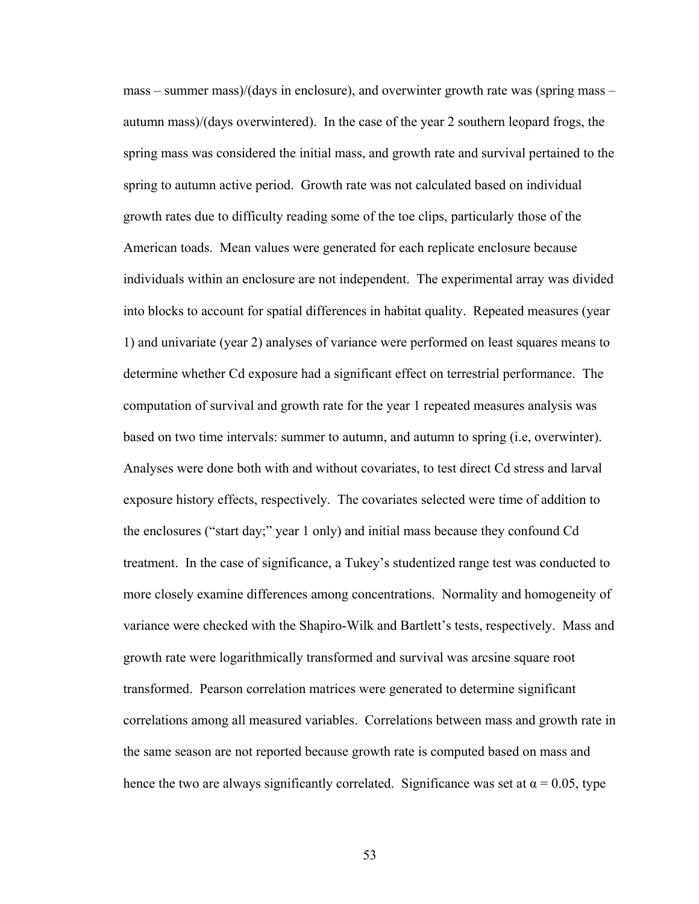mass – summer mass)/(days in enclosure), and overwinter growth rate was (spring mass – autumn mass)/(days overwintered). In the case of the year 2 southern leopard frogs, the spring mass was considered the initial mass, and growth rate and survival pertained to the spring to autumn active period. Growth rate was not calculated based on individual growth rates due to difficulty reading some of the toe clips, particularly those of the American toads. Mean values were generated for each replicate enclosure because individuals within an enclosure are not independent. The experimental array was divided into blocks to account for spatial differences in habitat quality. Repeated measures (year 1) and univariate (year 2) analyses of variance were performed on least squares means to determine whether Cd exposure had a significant effect on terrestrial performance. The computation of survival and growth rate for the year 1 repeated measures analysis was based on two time intervals: summer to autumn, and autumn to spring (i.e, overwinter). Analyses were done both with and without covariates, to test direct Cd stress and larval exposure history effects, respectively. The covariates selected were time of addition to the enclosures ("start day;" year 1 only) and initial mass because they confound Cd treatment. In the case of significance, a Tukey's studentized range test was conducted to more closely examine differences among concentrations. Normality and homogeneity of variance were checked with the Shapiro-Wilk and Bartlett's tests, respectively. Mass and growth rate were logarithmically transformed and survival was arcsine square root transformed. Pearson correlation matrices were generated to determine significant correlations among all measured variables. Correlations between mass and growth rate in the same season are not reported because growth rate is computed based on mass and hence the two are always significantly correlated. Significance was set at $\alpha = 0.05$, type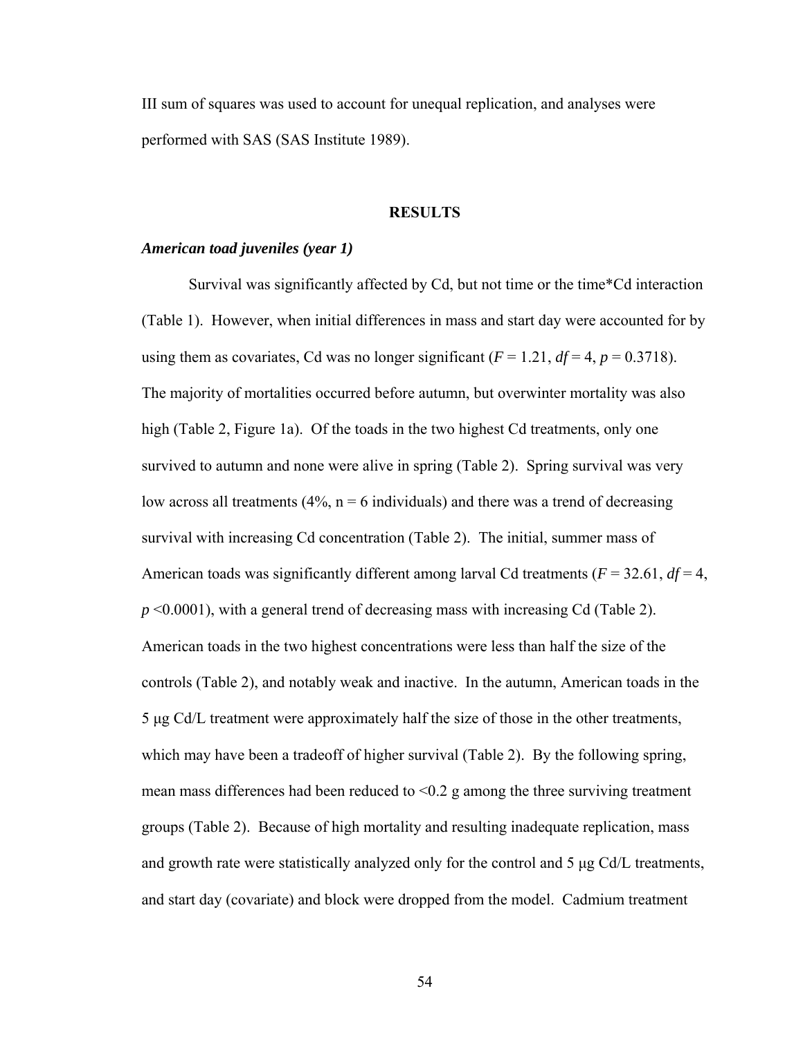III sum of squares was used to account for unequal replication, and analyses were performed with SAS (SAS Institute 1989).

## RESULTS

### *American toad juveniles (year 1)*

Survival was significantly affected by Cd, but not time or the time*Cd interaction (Table 1). However, when initial differences in mass and start day were accounted for by using them as covariates, Cd was no longer significant ($F = 1.21$, $df = 4$, $p = 0.3718$). The majority of mortalities occurred before autumn, but overwinter mortality was also high (Table 2, Figure 1a). Of the toads in the two highest Cd treatments, only one survived to autumn and none were alive in spring (Table 2). Spring survival was very low across all treatments (4%, n = 6 individuals) and there was a trend of decreasing survival with increasing Cd concentration (Table 2). The initial, summer mass of American toads was significantly different among larval Cd treatments ($F = 32.61$, $df = 4$, $p < 0.0001$), with a general trend of decreasing mass with increasing Cd (Table 2). American toads in the two highest concentrations were less than half the size of the controls (Table 2), and notably weak and inactive. In the autumn, American toads in the 5 µg Cd/L treatment were approximately half the size of those in the other treatments, which may have been a tradeoff of higher survival (Table 2). By the following spring, mean mass differences had been reduced to <0.2 g among the three surviving treatment groups (Table 2). Because of high mortality and resulting inadequate replication, mass and growth rate were statistically analyzed only for the control and 5 µg Cd/L treatments, and start day (covariate) and block were dropped from the model. Cadmium treatment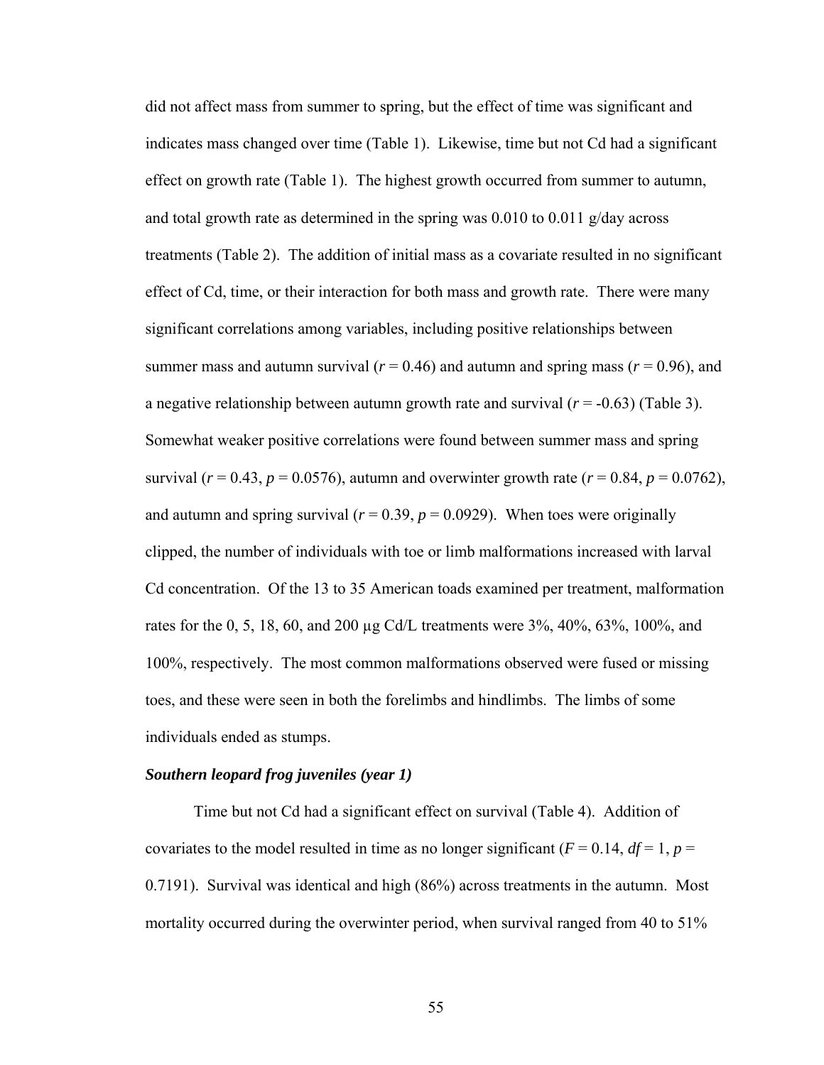did not affect mass from summer to spring, but the effect of time was significant and indicates mass changed over time (Table 1). Likewise, time but not Cd had a significant effect on growth rate (Table 1). The highest growth occurred from summer to autumn, and total growth rate as determined in the spring was 0.010 to 0.011 g/day across treatments (Table 2). The addition of initial mass as a covariate resulted in no significant effect of Cd, time, or their interaction for both mass and growth rate. There were many significant correlations among variables, including positive relationships between summer mass and autumn survival ($r = 0.46$) and autumn and spring mass ($r = 0.96$), and a negative relationship between autumn growth rate and survival ($r = -0.63$) (Table 3). Somewhat weaker positive correlations were found between summer mass and spring survival ($r = 0.43$, $p = 0.0576$), autumn and overwinter growth rate ($r = 0.84$, $p = 0.0762$), and autumn and spring survival ($r = 0.39$, $p = 0.0929$). When toes were originally clipped, the number of individuals with toe or limb malformations increased with larval Cd concentration. Of the 13 to 35 American toads examined per treatment, malformation rates for the 0, 5, 18, 60, and 200 µg Cd/L treatments were 3%, 40%, 63%, 100%, and 100%, respectively. The most common malformations observed were fused or missing toes, and these were seen in both the forelimbs and hindlimbs. The limbs of some individuals ended as stumps.

### *Southern leopard frog juveniles (year 1)*

Time but not Cd had a significant effect on survival (Table 4). Addition of covariates to the model resulted in time as no longer significant ($F = 0.14$, $df = 1$, $p = 0.7191$). Survival was identical and high (86%) across treatments in the autumn. Most mortality occurred during the overwinter period, when survival ranged from 40 to 51%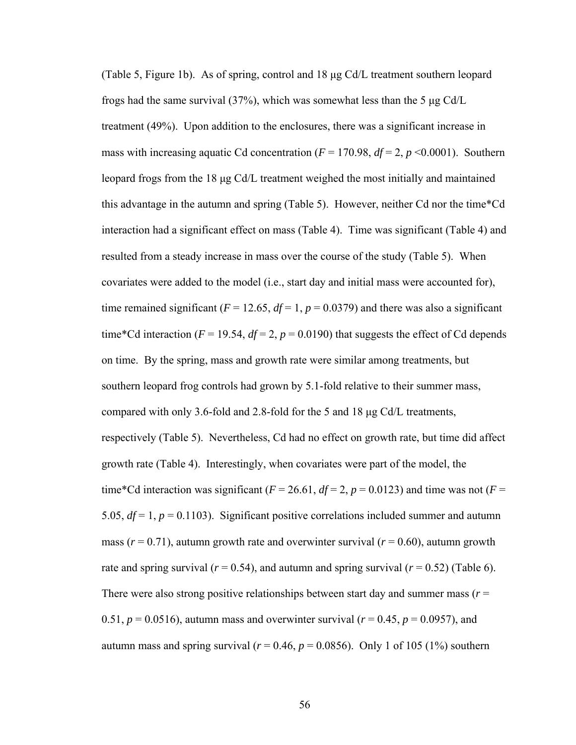(Table 5, Figure 1b). As of spring, control and 18 μg Cd/L treatment southern leopard frogs had the same survival (37%), which was somewhat less than the 5 μg Cd/L treatment (49%). Upon addition to the enclosures, there was a significant increase in mass with increasing aquatic Cd concentration ($F = 170.98$, $df = 2$, $p < 0.0001$). Southern leopard frogs from the 18 μg Cd/L treatment weighed the most initially and maintained this advantage in the autumn and spring (Table 5). However, neither Cd nor the time*Cd interaction had a significant effect on mass (Table 4). Time was significant (Table 4) and resulted from a steady increase in mass over the course of the study (Table 5). When covariates were added to the model (i.e., start day and initial mass were accounted for), time remained significant ($F = 12.65$, $df = 1$, $p = 0.0379$) and there was also a significant time*Cd interaction ($F = 19.54$, $df = 2$, $p = 0.0190$) that suggests the effect of Cd depends on time. By the spring, mass and growth rate were similar among treatments, but southern leopard frog controls had grown by 5.1-fold relative to their summer mass, compared with only 3.6-fold and 2.8-fold for the 5 and 18 μg Cd/L treatments, respectively (Table 5). Nevertheless, Cd had no effect on growth rate, but time did affect growth rate (Table 4). Interestingly, when covariates were part of the model, the time*Cd interaction was significant ($F = 26.61$, $df = 2$, $p = 0.0123$) and time was not ($F = 5.05$, $df = 1$, $p = 0.1103$). Significant positive correlations included summer and autumn mass ($r = 0.71$), autumn growth rate and overwinter survival ($r = 0.60$), autumn growth rate and spring survival ($r = 0.54$), and autumn and spring survival ($r = 0.52$) (Table 6). There were also strong positive relationships between start day and summer mass ($r = 0.51$, $p = 0.0516$), autumn mass and overwinter survival ($r = 0.45$, $p = 0.0957$), and autumn mass and spring survival ($r = 0.46$, $p = 0.0856$). Only 1 of 105 (1%) southern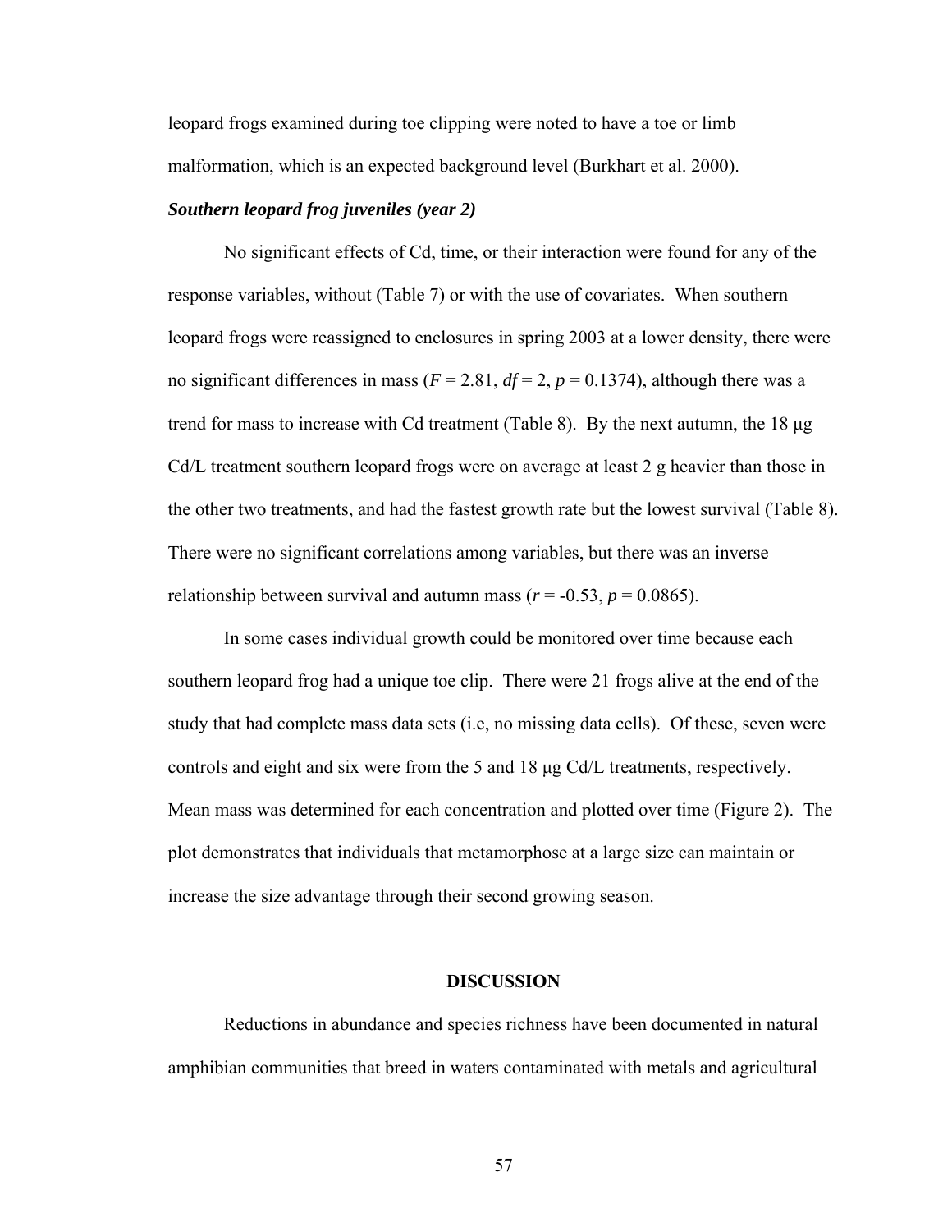leopard frogs examined during toe clipping were noted to have a toe or limb malformation, which is an expected background level (Burkhart et al. 2000).

### *Southern leopard frog juveniles (year 2)*

No significant effects of Cd, time, or their interaction were found for any of the response variables, without (Table 7) or with the use of covariates. When southern leopard frogs were reassigned to enclosures in spring 2003 at a lower density, there were no significant differences in mass ($F = 2.81$, $df = 2$, $p = 0.1374$), although there was a trend for mass to increase with Cd treatment (Table 8). By the next autumn, the 18 μg Cd/L treatment southern leopard frogs were on average at least 2 g heavier than those in the other two treatments, and had the fastest growth rate but the lowest survival (Table 8). There were no significant correlations among variables, but there was an inverse relationship between survival and autumn mass ($r = -0.53$, $p = 0.0865$).

In some cases individual growth could be monitored over time because each southern leopard frog had a unique toe clip. There were 21 frogs alive at the end of the study that had complete mass data sets (i.e, no missing data cells). Of these, seven were controls and eight and six were from the 5 and 18 μg Cd/L treatments, respectively. Mean mass was determined for each concentration and plotted over time (Figure 2). The plot demonstrates that individuals that metamorphose at a large size can maintain or increase the size advantage through their second growing season.

## DISCUSSION

Reductions in abundance and species richness have been documented in natural amphibian communities that breed in waters contaminated with metals and agricultural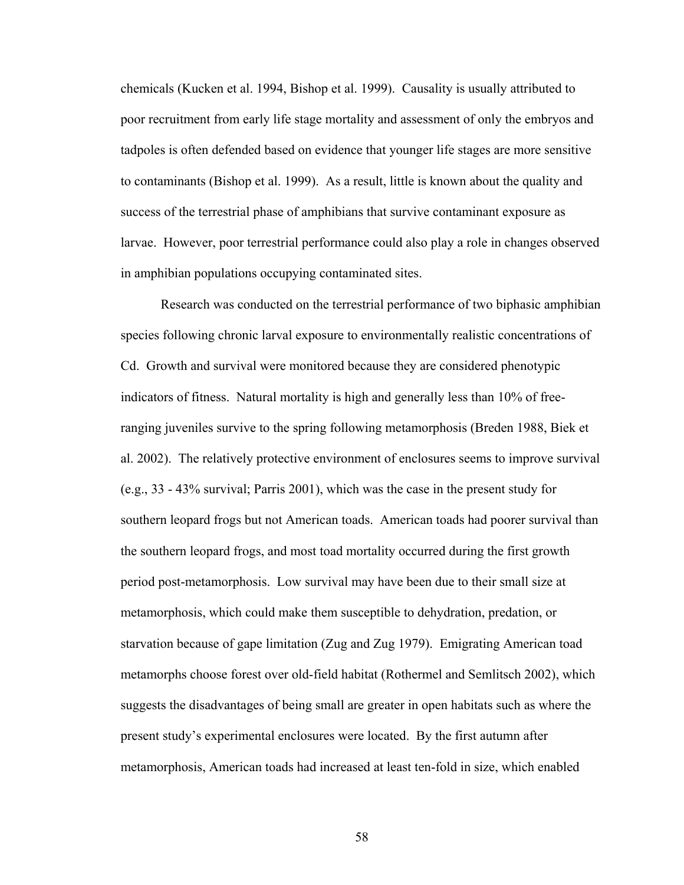chemicals (Kucken et al. 1994, Bishop et al. 1999). Causality is usually attributed to poor recruitment from early life stage mortality and assessment of only the embryos and tadpoles is often defended based on evidence that younger life stages are more sensitive to contaminants (Bishop et al. 1999). As a result, little is known about the quality and success of the terrestrial phase of amphibians that survive contaminant exposure as larvae. However, poor terrestrial performance could also play a role in changes observed in amphibian populations occupying contaminated sites.

Research was conducted on the terrestrial performance of two biphasic amphibian species following chronic larval exposure to environmentally realistic concentrations of Cd. Growth and survival were monitored because they are considered phenotypic indicators of fitness. Natural mortality is high and generally less than 10% of free-ranging juveniles survive to the spring following metamorphosis (Breden 1988, Biek et al. 2002). The relatively protective environment of enclosures seems to improve survival (e.g., 33 - 43% survival; Parris 2001), which was the case in the present study for southern leopard frogs but not American toads. American toads had poorer survival than the southern leopard frogs, and most toad mortality occurred during the first growth period post-metamorphosis. Low survival may have been due to their small size at metamorphosis, which could make them susceptible to dehydration, predation, or starvation because of gape limitation (Zug and Zug 1979). Emigrating American toad metamorphs choose forest over old-field habitat (Rothermel and Semlitsch 2002), which suggests the disadvantages of being small are greater in open habitats such as where the present study's experimental enclosures were located. By the first autumn after metamorphosis, American toads had increased at least ten-fold in size, which enabled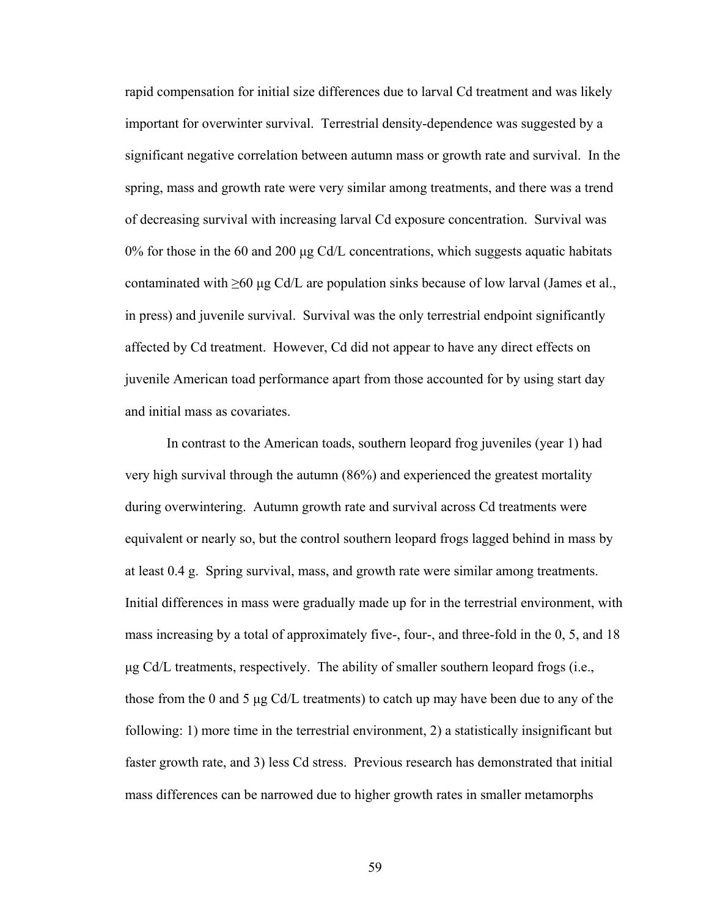rapid compensation for initial size differences due to larval Cd treatment and was likely important for overwinter survival. Terrestrial density-dependence was suggested by a significant negative correlation between autumn mass or growth rate and survival. In the spring, mass and growth rate were very similar among treatments, and there was a trend of decreasing survival with increasing larval Cd exposure concentration. Survival was 0% for those in the 60 and 200 μg Cd/L concentrations, which suggests aquatic habitats contaminated with ≥60 μg Cd/L are population sinks because of low larval (James et al., in press) and juvenile survival. Survival was the only terrestrial endpoint significantly affected by Cd treatment. However, Cd did not appear to have any direct effects on juvenile American toad performance apart from those accounted for by using start day and initial mass as covariates.

In contrast to the American toads, southern leopard frog juveniles (year 1) had very high survival through the autumn (86%) and experienced the greatest mortality during overwintering. Autumn growth rate and survival across Cd treatments were equivalent or nearly so, but the control southern leopard frogs lagged behind in mass by at least 0.4 g. Spring survival, mass, and growth rate were similar among treatments. Initial differences in mass were gradually made up for in the terrestrial environment, with mass increasing by a total of approximately five-, four-, and three-fold in the 0, 5, and 18 μg Cd/L treatments, respectively. The ability of smaller southern leopard frogs (i.e., those from the 0 and 5 μg Cd/L treatments) to catch up may have been due to any of the following: 1) more time in the terrestrial environment, 2) a statistically insignificant but faster growth rate, and 3) less Cd stress. Previous research has demonstrated that initial mass differences can be narrowed due to higher growth rates in smaller metamorphs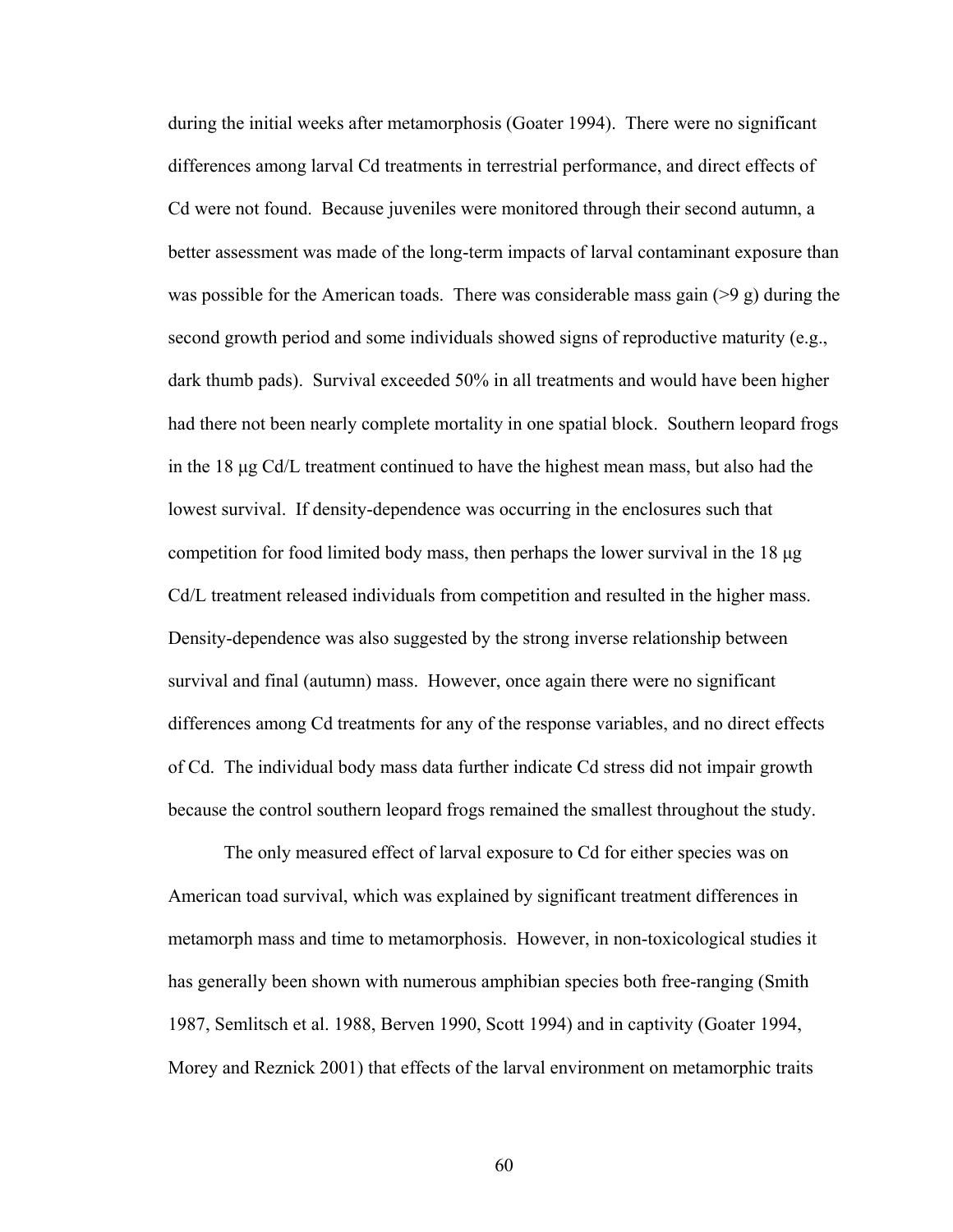during the initial weeks after metamorphosis (Goater 1994). There were no significant differences among larval Cd treatments in terrestrial performance, and direct effects of Cd were not found. Because juveniles were monitored through their second autumn, a better assessment was made of the long-term impacts of larval contaminant exposure than was possible for the American toads. There was considerable mass gain (>9 g) during the second growth period and some individuals showed signs of reproductive maturity (e.g., dark thumb pads). Survival exceeded 50% in all treatments and would have been higher had there not been nearly complete mortality in one spatial block. Southern leopard frogs in the 18 μg Cd/L treatment continued to have the highest mean mass, but also had the lowest survival. If density-dependence was occurring in the enclosures such that competition for food limited body mass, then perhaps the lower survival in the 18 μg Cd/L treatment released individuals from competition and resulted in the higher mass. Density-dependence was also suggested by the strong inverse relationship between survival and final (autumn) mass. However, once again there were no significant differences among Cd treatments for any of the response variables, and no direct effects of Cd. The individual body mass data further indicate Cd stress did not impair growth because the control southern leopard frogs remained the smallest throughout the study.

The only measured effect of larval exposure to Cd for either species was on American toad survival, which was explained by significant treatment differences in metamorph mass and time to metamorphosis. However, in non-toxicological studies it has generally been shown with numerous amphibian species both free-ranging (Smith 1987, Semlitsch et al. 1988, Berven 1990, Scott 1994) and in captivity (Goater 1994, Morey and Reznick 2001) that effects of the larval environment on metamorphic traits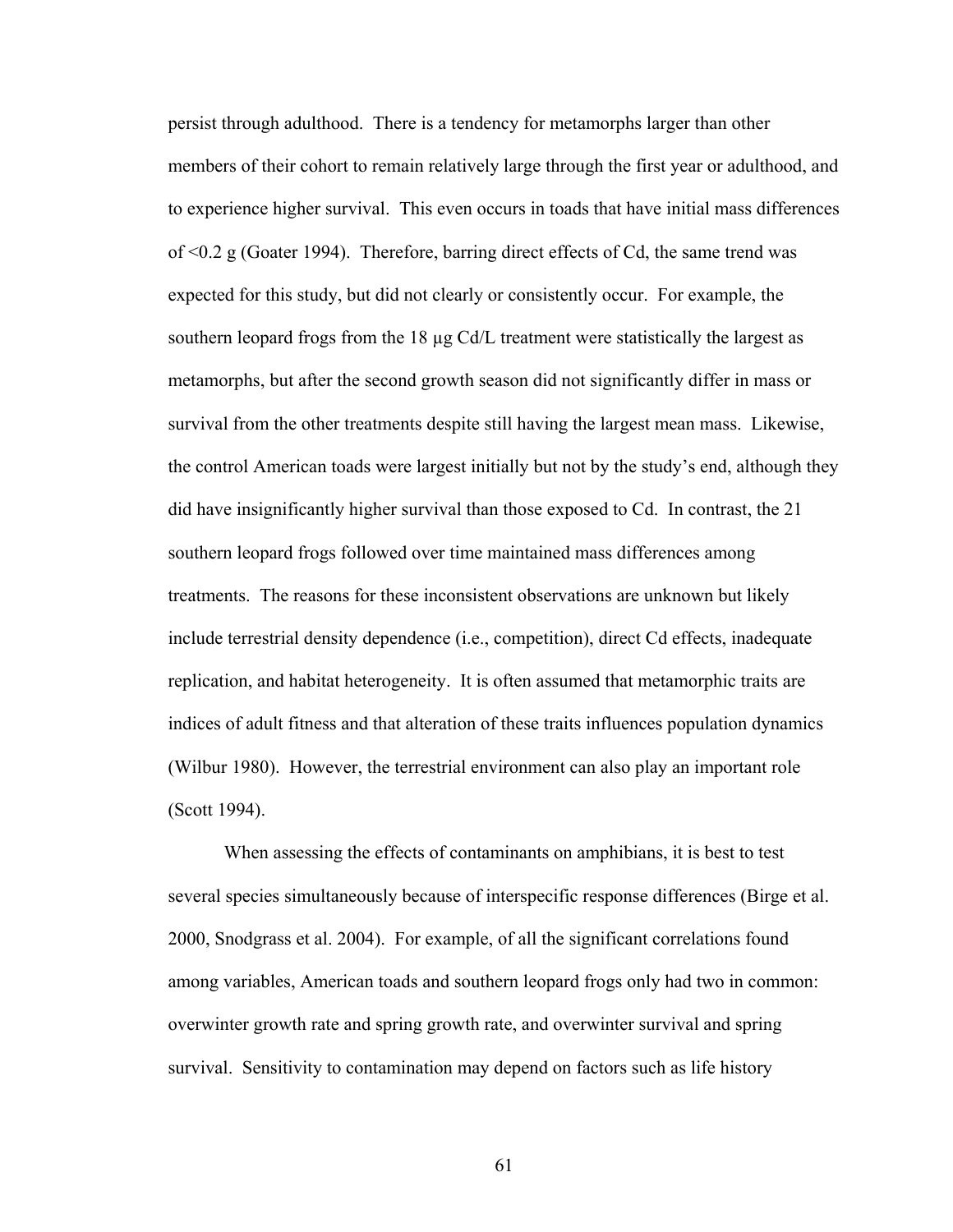persist through adulthood. There is a tendency for metamorphs larger than other members of their cohort to remain relatively large through the first year or adulthood, and to experience higher survival. This even occurs in toads that have initial mass differences of <0.2 g (Goater 1994). Therefore, barring direct effects of Cd, the same trend was expected for this study, but did not clearly or consistently occur. For example, the southern leopard frogs from the 18 μg Cd/L treatment were statistically the largest as metamorphs, but after the second growth season did not significantly differ in mass or survival from the other treatments despite still having the largest mean mass. Likewise, the control American toads were largest initially but not by the study's end, although they did have insignificantly higher survival than those exposed to Cd. In contrast, the 21 southern leopard frogs followed over time maintained mass differences among treatments. The reasons for these inconsistent observations are unknown but likely include terrestrial density dependence (i.e., competition), direct Cd effects, inadequate replication, and habitat heterogeneity. It is often assumed that metamorphic traits are indices of adult fitness and that alteration of these traits influences population dynamics (Wilbur 1980). However, the terrestrial environment can also play an important role (Scott 1994).

When assessing the effects of contaminants on amphibians, it is best to test several species simultaneously because of interspecific response differences (Birge et al. 2000, Snodgrass et al. 2004). For example, of all the significant correlations found among variables, American toads and southern leopard frogs only had two in common: overwinter growth rate and spring growth rate, and overwinter survival and spring survival. Sensitivity to contamination may depend on factors such as life history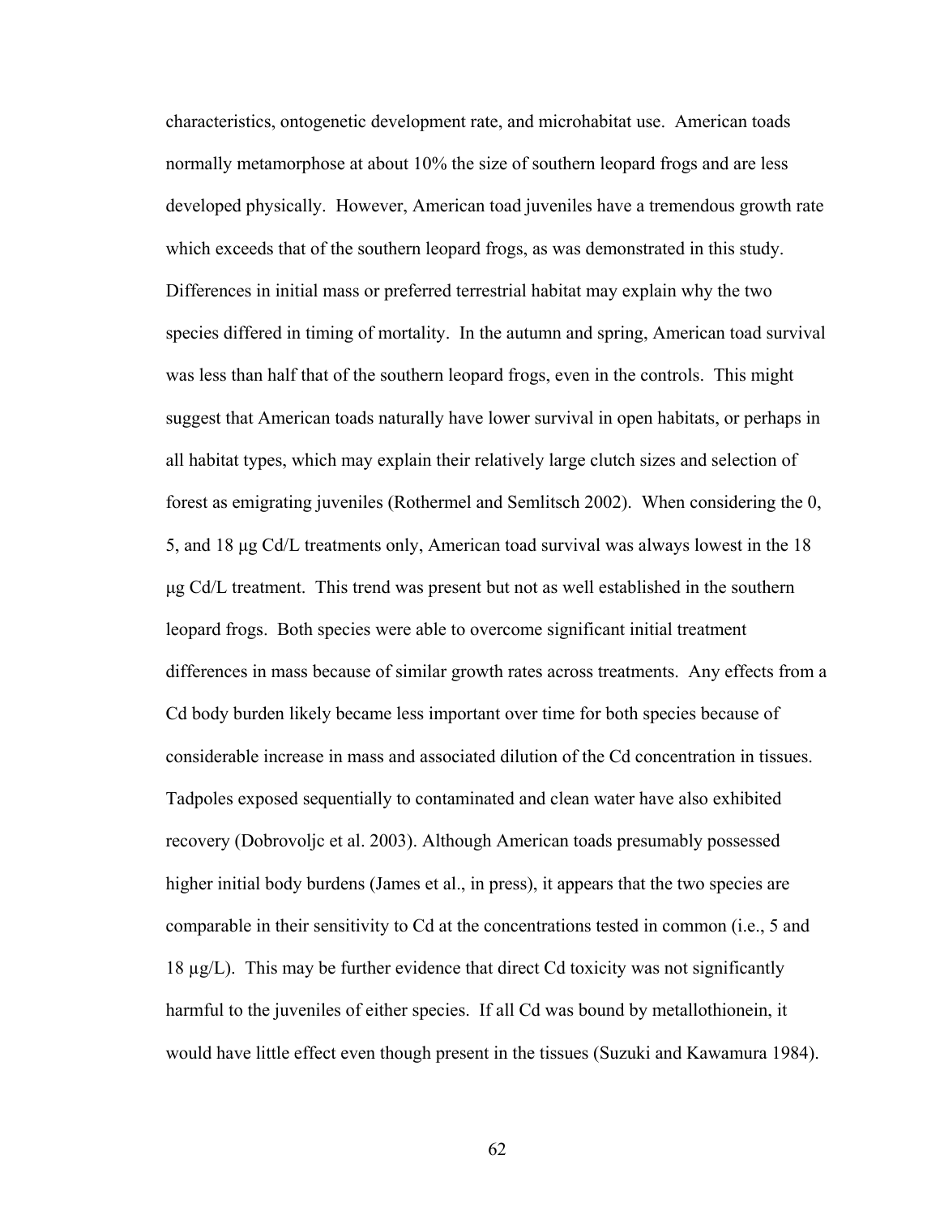characteristics, ontogenetic development rate, and microhabitat use. American toads normally metamorphose at about 10% the size of southern leopard frogs and are less developed physically. However, American toad juveniles have a tremendous growth rate which exceeds that of the southern leopard frogs, as was demonstrated in this study. Differences in initial mass or preferred terrestrial habitat may explain why the two species differed in timing of mortality. In the autumn and spring, American toad survival was less than half that of the southern leopard frogs, even in the controls. This might suggest that American toads naturally have lower survival in open habitats, or perhaps in all habitat types, which may explain their relatively large clutch sizes and selection of forest as emigrating juveniles (Rothermel and Semlitsch 2002). When considering the 0, 5, and 18 μg Cd/L treatments only, American toad survival was always lowest in the 18 μg Cd/L treatment. This trend was present but not as well established in the southern leopard frogs. Both species were able to overcome significant initial treatment differences in mass because of similar growth rates across treatments. Any effects from a Cd body burden likely became less important over time for both species because of considerable increase in mass and associated dilution of the Cd concentration in tissues. Tadpoles exposed sequentially to contaminated and clean water have also exhibited recovery (Dobrovoljc et al. 2003). Although American toads presumably possessed higher initial body burdens (James et al., in press), it appears that the two species are comparable in their sensitivity to Cd at the concentrations tested in common (i.e., 5 and 18 μg/L). This may be further evidence that direct Cd toxicity was not significantly harmful to the juveniles of either species. If all Cd was bound by metallothionein, it would have little effect even though present in the tissues (Suzuki and Kawamura 1984).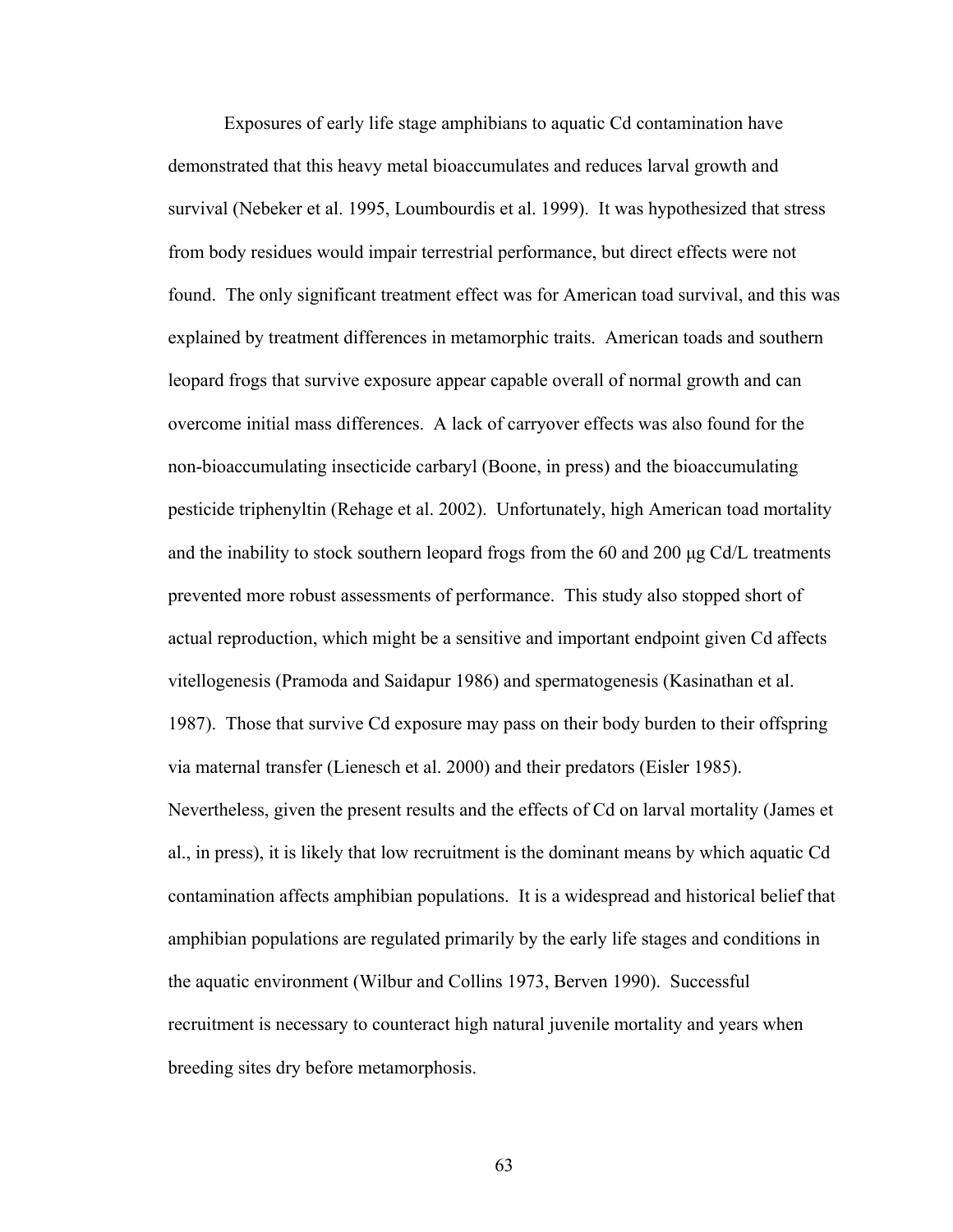Exposures of early life stage amphibians to aquatic Cd contamination have demonstrated that this heavy metal bioaccumulates and reduces larval growth and survival (Nebeker et al. 1995, Loumbourdis et al. 1999). It was hypothesized that stress from body residues would impair terrestrial performance, but direct effects were not found. The only significant treatment effect was for American toad survival, and this was explained by treatment differences in metamorphic traits. American toads and southern leopard frogs that survive exposure appear capable overall of normal growth and can overcome initial mass differences. A lack of carryover effects was also found for the non-bioaccumulating insecticide carbaryl (Boone, in press) and the bioaccumulating pesticide triphenyltin (Rehage et al. 2002). Unfortunately, high American toad mortality and the inability to stock southern leopard frogs from the 60 and 200 μg Cd/L treatments prevented more robust assessments of performance. This study also stopped short of actual reproduction, which might be a sensitive and important endpoint given Cd affects vitellogenesis (Pramoda and Saidapur 1986) and spermatogenesis (Kasinathan et al. 1987). Those that survive Cd exposure may pass on their body burden to their offspring via maternal transfer (Lienesch et al. 2000) and their predators (Eisler 1985). Nevertheless, given the present results and the effects of Cd on larval mortality (James et al., in press), it is likely that low recruitment is the dominant means by which aquatic Cd contamination affects amphibian populations. It is a widespread and historical belief that amphibian populations are regulated primarily by the early life stages and conditions in the aquatic environment (Wilbur and Collins 1973, Berven 1990). Successful recruitment is necessary to counteract high natural juvenile mortality and years when breeding sites dry before metamorphosis.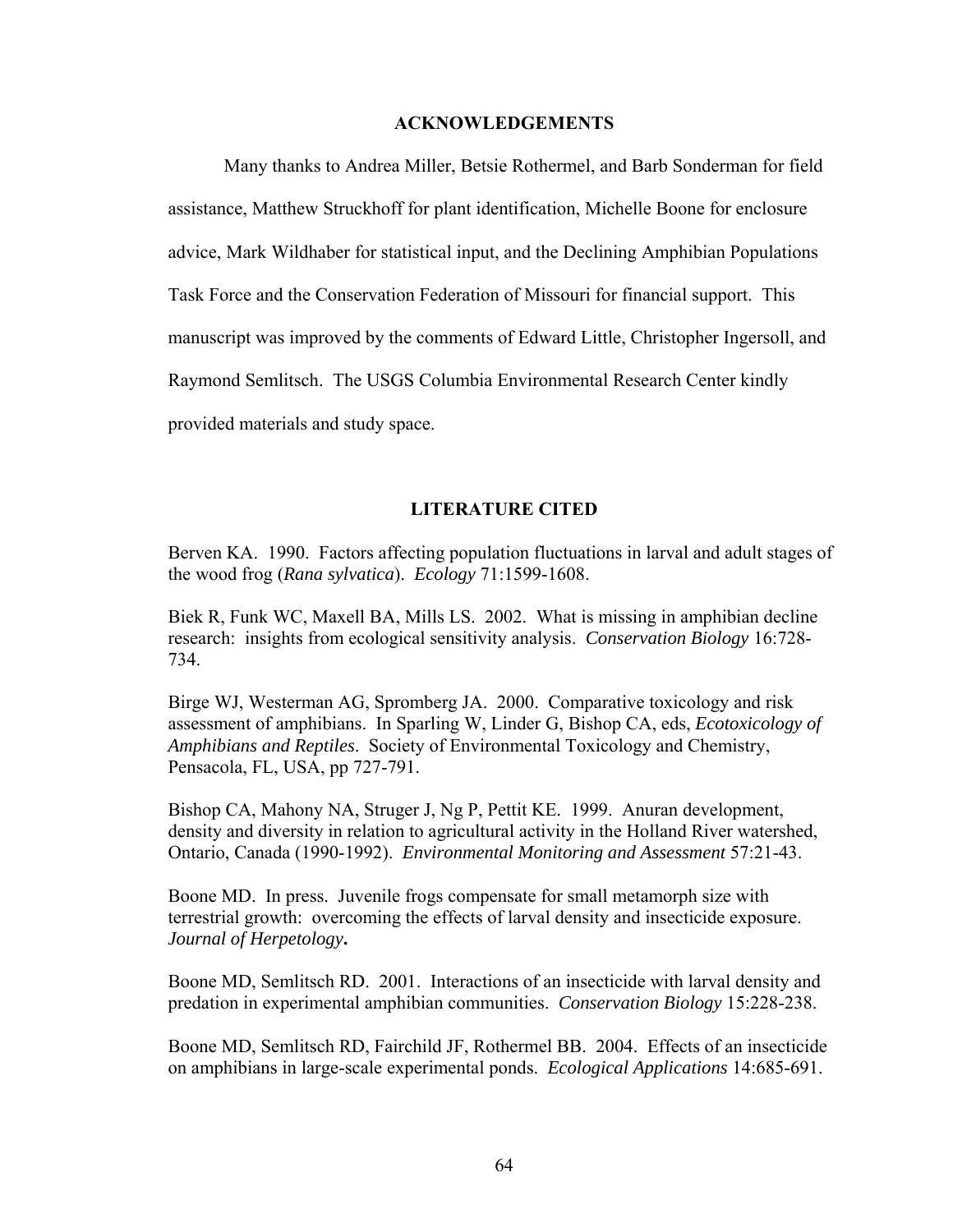## ACKNOWLEDGEMENTS

Many thanks to Andrea Miller, Betsie Rothermel, and Barb Sonderman for field assistance, Matthew Struckhoff for plant identification, Michelle Boone for enclosure advice, Mark Wildhaber for statistical input, and the Declining Amphibian Populations Task Force and the Conservation Federation of Missouri for financial support. This manuscript was improved by the comments of Edward Little, Christopher Ingersoll, and Raymond Semlitsch. The USGS Columbia Environmental Research Center kindly provided materials and study space.

## LITERATURE CITED

Berven KA. 1990. Factors affecting population fluctuations in larval and adult stages of the wood frog (*Rana sylvatica*). *Ecology* 71:1599-1608.

Biek R, Funk WC, Maxell BA, Mills LS. 2002. What is missing in amphibian decline research: insights from ecological sensitivity analysis. *Conservation Biology* 16:728-734.

Birge WJ, Westerman AG, Spromberg JA. 2000. Comparative toxicology and risk assessment of amphibians. In Sparling W, Linder G, Bishop CA, eds, *Ecotoxicology of Amphibians and Reptiles*. Society of Environmental Toxicology and Chemistry, Pensacola, FL, USA, pp 727-791.

Bishop CA, Mahony NA, Struger J, Ng P, Pettit KE. 1999. Anuran development, density and diversity in relation to agricultural activity in the Holland River watershed, Ontario, Canada (1990-1992). *Environmental Monitoring and Assessment* 57:21-43.

Boone MD. In press. Juvenile frogs compensate for small metamorph size with terrestrial growth: overcoming the effects of larval density and insecticide exposure. ***Journal of Herpetology*.**

Boone MD, Semlitsch RD. 2001. Interactions of an insecticide with larval density and predation in experimental amphibian communities. *Conservation Biology* 15:228-238.

Boone MD, Semlitsch RD, Fairchild JF, Rothermel BB. 2004. Effects of an insecticide on amphibians in large-scale experimental ponds. *Ecological Applications* 14:685-691.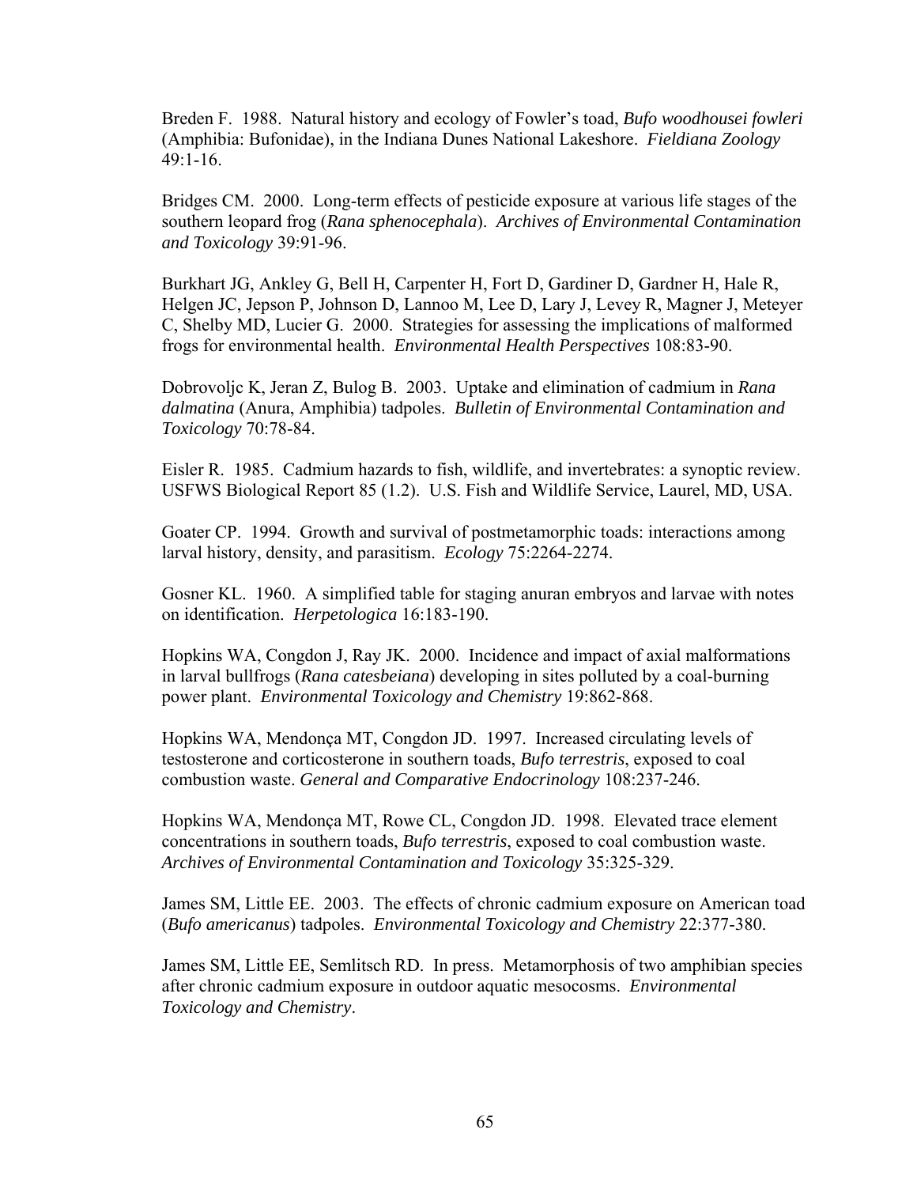Breden F. 1988. Natural history and ecology of Fowler's toad, *Bufo woodhousei fowleri* (Amphibia: Bufonidae), in the Indiana Dunes National Lakeshore. *Fieldiana Zoology* 49:1-16.

Bridges CM. 2000. Long-term effects of pesticide exposure at various life stages of the southern leopard frog (*Rana sphenocephala*). *Archives of Environmental Contamination and Toxicology* 39:91-96.

Burkhart JG, Ankley G, Bell H, Carpenter H, Fort D, Gardiner D, Gardner H, Hale R, Helgen JC, Jepson P, Johnson D, Lannoo M, Lee D, Lary J, Levey R, Magner J, Meteyer C, Shelby MD, Lucier G. 2000. Strategies for assessing the implications of malformed frogs for environmental health. *Environmental Health Perspectives* 108:83-90.

Dobrovoljc K, Jeran Z, Bulog B. 2003. Uptake and elimination of cadmium in *Rana dalmatina* (Anura, Amphibia) tadpoles. *Bulletin of Environmental Contamination and Toxicology* 70:78-84.

Eisler R. 1985. Cadmium hazards to fish, wildlife, and invertebrates: a synoptic review. USFWS Biological Report 85 (1.2). U.S. Fish and Wildlife Service, Laurel, MD, USA.

Goater CP. 1994. Growth and survival of postmetamorphic toads: interactions among larval history, density, and parasitism. *Ecology* 75:2264-2274.

Gosner KL. 1960. A simplified table for staging anuran embryos and larvae with notes on identification. *Herpetologica* 16:183-190.

Hopkins WA, Congdon J, Ray JK. 2000. Incidence and impact of axial malformations in larval bullfrogs (*Rana catesbeiana*) developing in sites polluted by a coal-burning power plant. *Environmental Toxicology and Chemistry* 19:862-868.

Hopkins WA, Mendonça MT, Congdon JD. 1997. Increased circulating levels of testosterone and corticosterone in southern toads, *Bufo terrestris*, exposed to coal combustion waste. *General and Comparative Endocrinology* 108:237-246.

Hopkins WA, Mendonça MT, Rowe CL, Congdon JD. 1998. Elevated trace element concentrations in southern toads, *Bufo terrestris*, exposed to coal combustion waste. *Archives of Environmental Contamination and Toxicology* 35:325-329.

James SM, Little EE. 2003. The effects of chronic cadmium exposure on American toad (*Bufo americanus*) tadpoles. *Environmental Toxicology and Chemistry* 22:377-380.

James SM, Little EE, Semlitsch RD. In press. Metamorphosis of two amphibian species after chronic cadmium exposure in outdoor aquatic mesocosms. *Environmental Toxicology and Chemistry*.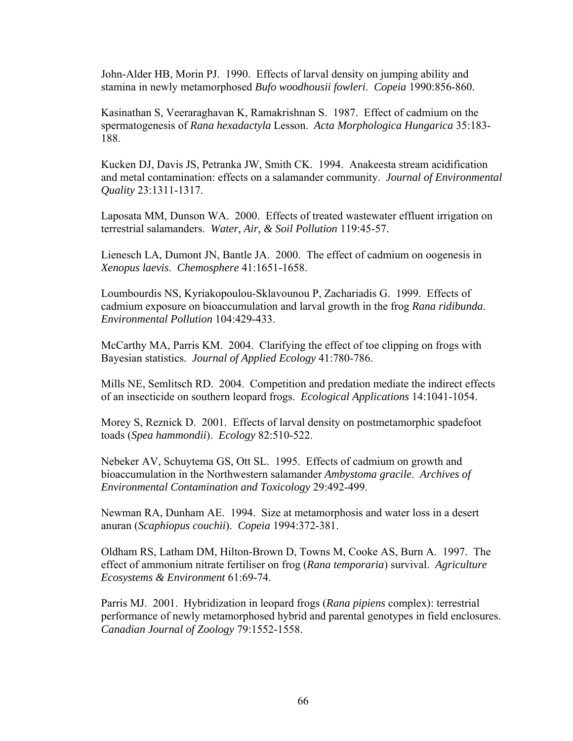John-Alder HB, Morin PJ. 1990. Effects of larval density on jumping ability and stamina in newly metamorphosed *Bufo woodhousii fowleri*. *Copeia* 1990:856-860.

Kasinathan S, Veeraraghavan K, Ramakrishnan S. 1987. Effect of cadmium on the spermatogenesis of *Rana hexadactyla* Lesson. *Acta Morphologica Hungarica* 35:183-188.

Kucken DJ, Davis JS, Petranka JW, Smith CK. 1994. Anakeesta stream acidification and metal contamination: effects on a salamander community. *Journal of Environmental Quality* 23:1311-1317.

Laposata MM, Dunson WA. 2000. Effects of treated wastewater effluent irrigation on terrestrial salamanders. *Water, Air, & Soil Pollution* 119:45-57.

Lienesch LA, Dumont JN, Bantle JA. 2000. The effect of cadmium on oogenesis in *Xenopus laevis*. *Chemosphere* 41:1651-1658.

Loumbourdis NS, Kyriakopoulou-Sklavounou P, Zachariadis G. 1999. Effects of cadmium exposure on bioaccumulation and larval growth in the frog *Rana ridibunda*. *Environmental Pollution* 104:429-433.

McCarthy MA, Parris KM. 2004. Clarifying the effect of toe clipping on frogs with Bayesian statistics. *Journal of Applied Ecology* 41:780-786.

Mills NE, Semlitsch RD. 2004. Competition and predation mediate the indirect effects of an insecticide on southern leopard frogs. *Ecological Applications* 14:1041-1054.

Morey S, Reznick D. 2001. Effects of larval density on postmetamorphic spadefoot toads (*Spea hammondii*). *Ecology* 82:510-522.

Nebeker AV, Schuytema GS, Ott SL. 1995. Effects of cadmium on growth and bioaccumulation in the Northwestern salamander *Ambystoma gracile*. *Archives of Environmental Contamination and Toxicology* 29:492-499.

Newman RA, Dunham AE. 1994. Size at metamorphosis and water loss in a desert anuran (*Scaphiopus couchii*). *Copeia* 1994:372-381.

Oldham RS, Latham DM, Hilton-Brown D, Towns M, Cooke AS, Burn A. 1997. The effect of ammonium nitrate fertiliser on frog (*Rana temporaria*) survival. *Agriculture Ecosystems & Environment* 61:69-74.

Parris MJ. 2001. Hybridization in leopard frogs (*Rana pipiens* complex): terrestrial performance of newly metamorphosed hybrid and parental genotypes in field enclosures. *Canadian Journal of Zoology* 79:1552-1558.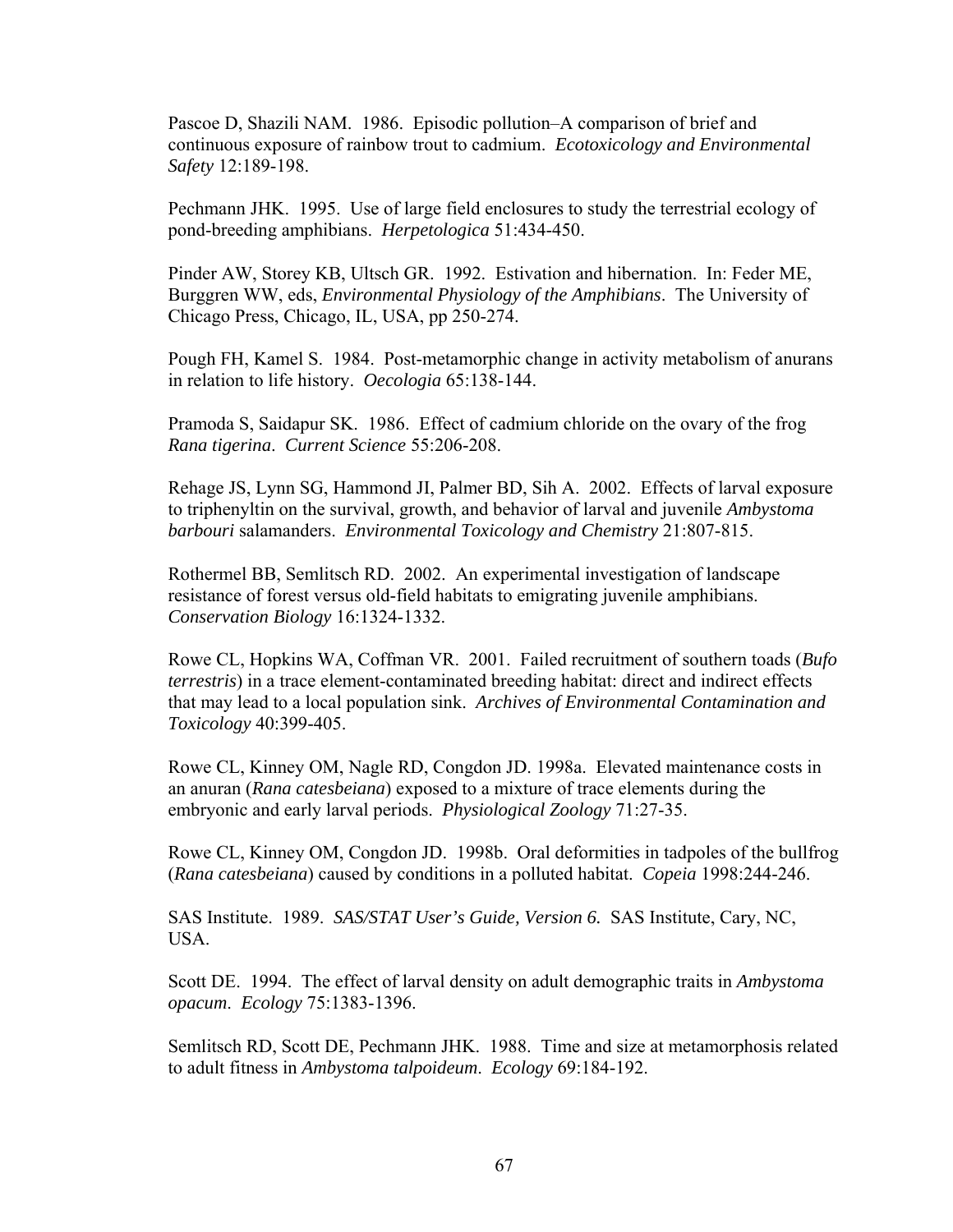Pascoe D, Shazili NAM. 1986. Episodic pollution–A comparison of brief and continuous exposure of rainbow trout to cadmium. *Ecotoxicology and Environmental Safety* 12:189-198.

Pechmann JHK. 1995. Use of large field enclosures to study the terrestrial ecology of pond-breeding amphibians. *Herpetologica* 51:434-450.

Pinder AW, Storey KB, Ultsch GR. 1992. Estivation and hibernation. In: Feder ME, Burggren WW, eds, *Environmental Physiology of the Amphibians*. The University of Chicago Press, Chicago, IL, USA, pp 250-274.

Pough FH, Kamel S. 1984. Post-metamorphic change in activity metabolism of anurans in relation to life history. *Oecologia* 65:138-144.

Pramoda S, Saidapur SK. 1986. Effect of cadmium chloride on the ovary of the frog *Rana tigerina*. *Current Science* 55:206-208.

Rehage JS, Lynn SG, Hammond JI, Palmer BD, Sih A. 2002. Effects of larval exposure to triphenyltin on the survival, growth, and behavior of larval and juvenile *Ambystoma barbouri* salamanders. *Environmental Toxicology and Chemistry* 21:807-815.

Rothermel BB, Semlitsch RD. 2002. An experimental investigation of landscape resistance of forest versus old-field habitats to emigrating juvenile amphibians. *Conservation Biology* 16:1324-1332.

Rowe CL, Hopkins WA, Coffman VR. 2001. Failed recruitment of southern toads (*Bufo terrestris*) in a trace element-contaminated breeding habitat: direct and indirect effects that may lead to a local population sink. *Archives of Environmental Contamination and Toxicology* 40:399-405.

Rowe CL, Kinney OM, Nagle RD, Congdon JD. 1998a. Elevated maintenance costs in an anuran (*Rana catesbeiana*) exposed to a mixture of trace elements during the embryonic and early larval periods. *Physiological Zoology* 71:27-35.

Rowe CL, Kinney OM, Congdon JD. 1998b. Oral deformities in tadpoles of the bullfrog (*Rana catesbeiana*) caused by conditions in a polluted habitat. *Copeia* 1998:244-246.

SAS Institute. 1989. *SAS/STAT User's Guide, Version 6.* SAS Institute, Cary, NC, USA.

Scott DE. 1994. The effect of larval density on adult demographic traits in *Ambystoma opacum*. *Ecology* 75:1383-1396.

Semlitsch RD, Scott DE, Pechmann JHK. 1988. Time and size at metamorphosis related to adult fitness in *Ambystoma talpoideum*. *Ecology* 69:184-192.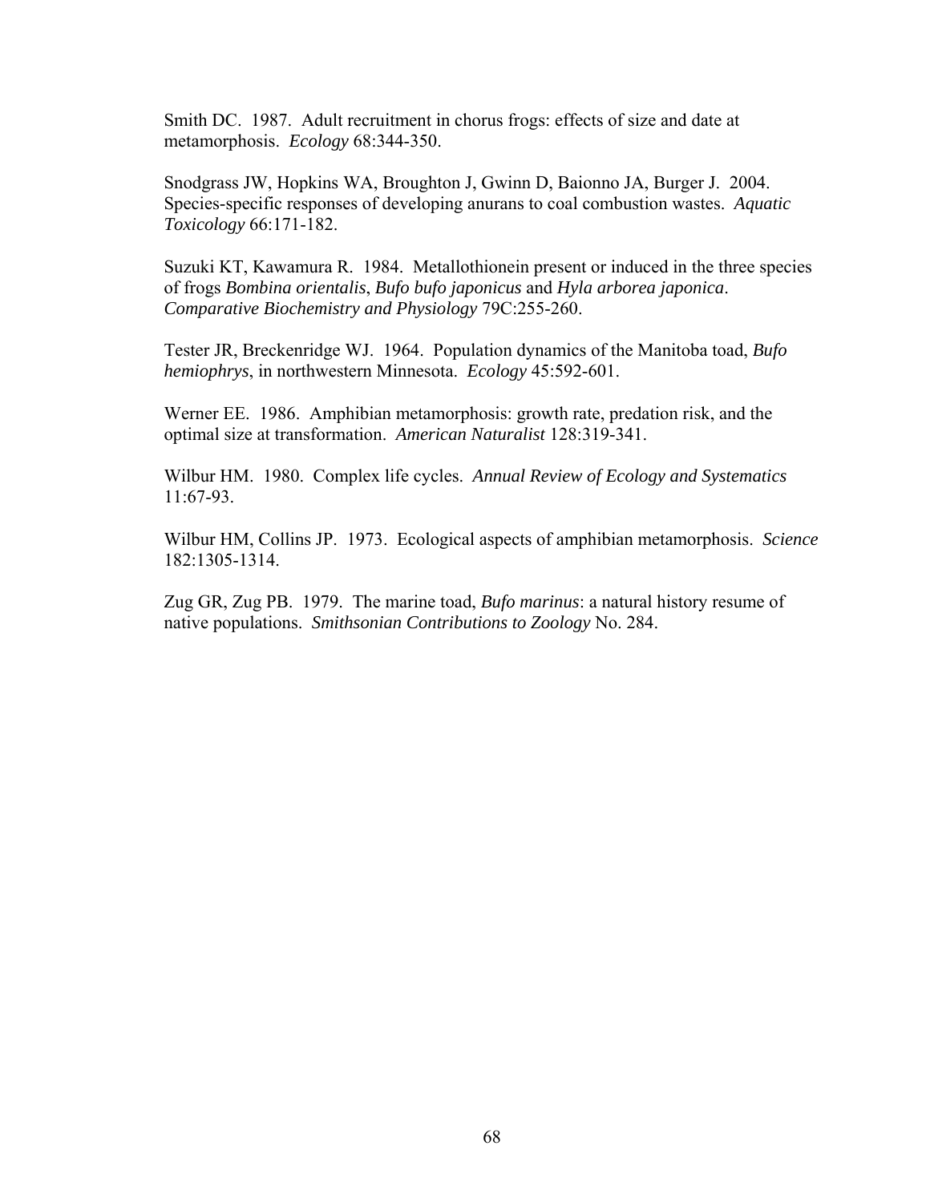Smith DC. 1987. Adult recruitment in chorus frogs: effects of size and date at metamorphosis. *Ecology* 68:344-350.

Snodgrass JW, Hopkins WA, Broughton J, Gwinn D, Baionno JA, Burger J. 2004. Species-specific responses of developing anurans to coal combustion wastes. *Aquatic Toxicology* 66:171-182.

Suzuki KT, Kawamura R. 1984. Metallothionein present or induced in the three species of frogs *Bombina orientalis*, *Bufo bufo japonicus* and *Hyla arborea japonica*. *Comparative Biochemistry and Physiology* 79C:255-260.

Tester JR, Breckenridge WJ. 1964. Population dynamics of the Manitoba toad, *Bufo hemiophrys*, in northwestern Minnesota. *Ecology* 45:592-601.

Werner EE. 1986. Amphibian metamorphosis: growth rate, predation risk, and the optimal size at transformation. *American Naturalist* 128:319-341.

Wilbur HM. 1980. Complex life cycles. *Annual Review of Ecology and Systematics* 11:67-93.

Wilbur HM, Collins JP. 1973. Ecological aspects of amphibian metamorphosis. *Science* 182:1305-1314.

Zug GR, Zug PB. 1979. The marine toad, *Bufo marinus*: a natural history resume of native populations. *Smithsonian Contributions to Zoology* No. 284.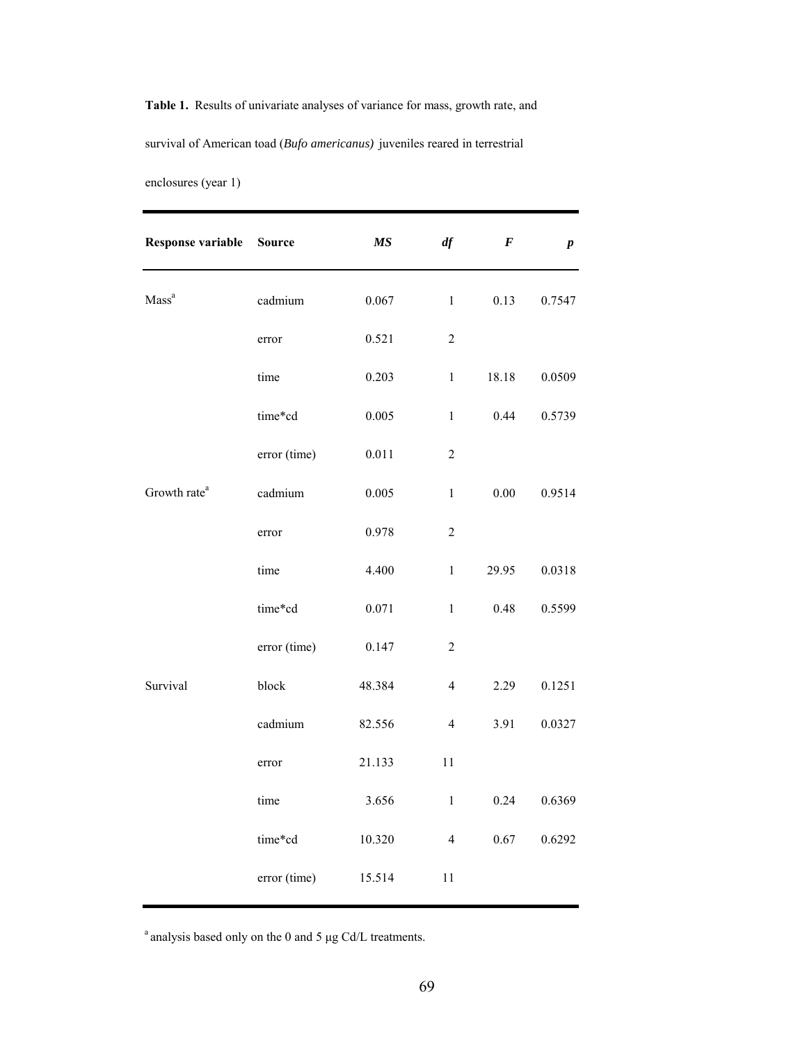**Table 1.** Results of univariate analyses of variance for mass, growth rate, and survival of American toad (*Bufo americanus)* juveniles reared in terrestrial enclosures (year 1)

| Response variable | Source | *MS* | *df* | *F* | *p* |
|---|---|---|---|---|---|
| Mass[a] | cadmium | 0.067 | 1 | 0.13 | 0.7547 |
| | error | 0.521 | 2 | | |
| | time | 0.203 | 1 | 18.18 | 0.0509 |
| | time*cd | 0.005 | 1 | 0.44 | 0.5739 |
| | error (time) | 0.011 | 2 | | |
| Growth rate[a] | cadmium | 0.005 | 1 | 0.00 | 0.9514 |
| | error | 0.978 | 2 | | |
| | time | 4.400 | 1 | 29.95 | 0.0318 |
| | time*cd | 0.071 | 1 | 0.48 | 0.5599 |
| | error (time) | 0.147 | 2 | | |
| Survival | block | 48.384 | 4 | 2.29 | 0.1251 |
| | cadmium | 82.556 | 4 | 3.91 | 0.0327 |
| | error | 21.133 | 11 | | |
| | time | 3.656 | 1 | 0.24 | 0.6369 |
| | time*cd | 10.320 | 4 | 0.67 | 0.6292 |
| | error (time) | 15.514 | 11 | | |

[a] analysis based only on the 0 and 5 µg Cd/L treatments.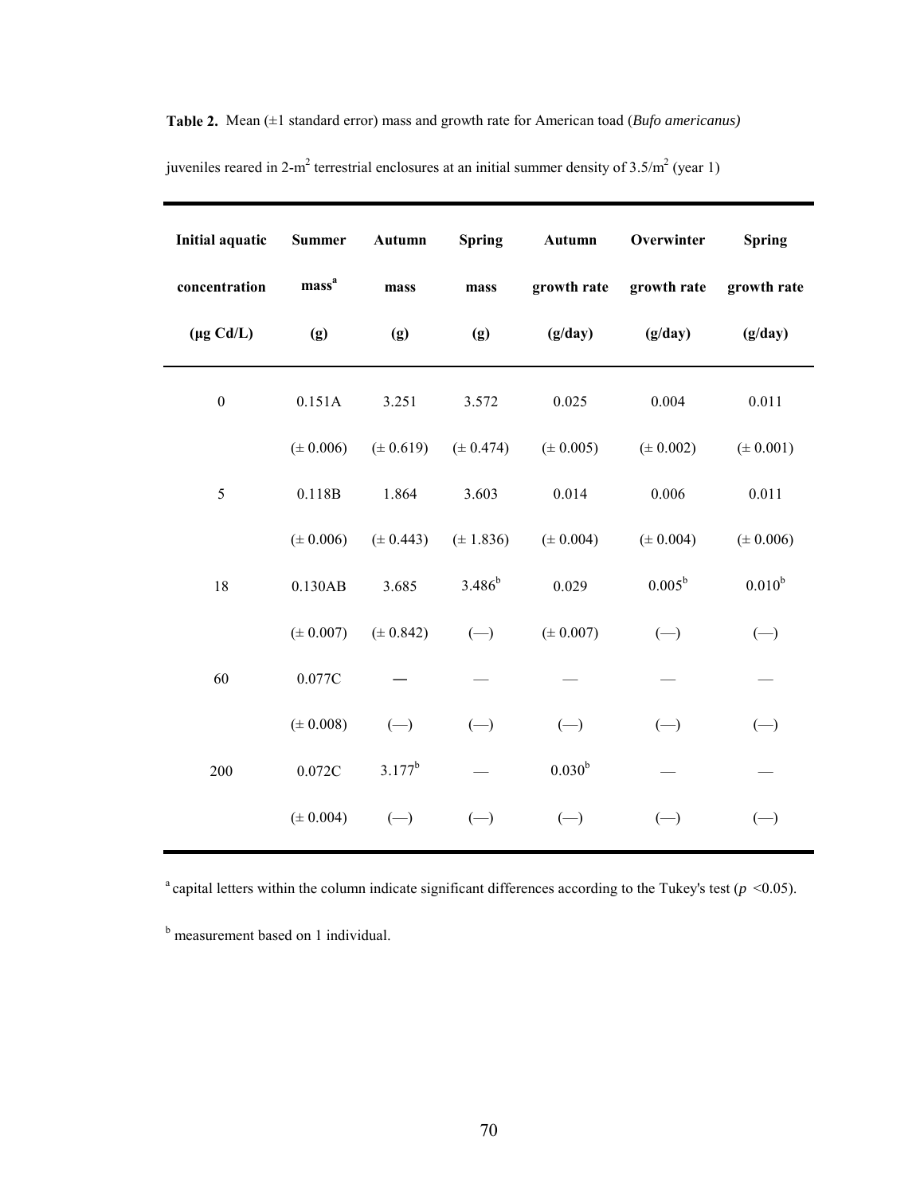**Table 2.** Mean (±1 standard error) mass and growth rate for American toad (*Bufo americanus)* juveniles reared in 2-$m^2$ terrestrial enclosures at an initial summer density of 3.5/$m^2$ (year 1)

| Initial aquatic concentration (μg Cd/L) | Summer mass[a] (g) | Autumn mass (g) | Spring mass (g) | Autumn growth rate (g/day) | Overwinter growth rate (g/day) | Spring growth rate (g/day) |
|---|---|---|---|---|---|---|
| 0 | 0.151A | 3.251 | 3.572 | 0.025 | 0.004 | 0.011 |
| | (± 0.006) | (± 0.619) | (± 0.474) | (± 0.005) | (± 0.002) | (± 0.001) |
| 5 | 0.118B | 1.864 | 3.603 | 0.014 | 0.006 | 0.011 |
| | (± 0.006) | (± 0.443) | (± 1.836) | (± 0.004) | (± 0.004) | (± 0.006) |
| 18 | 0.130AB | 3.685 | 3.486[b] | 0.029 | 0.005[b] | 0.010[b] |
| | (± 0.007) | (± 0.842) | (—) | (± 0.007) | (—) | (—) |
| 60 | 0.077C | — | — | — | — | — |
| | (± 0.008) | (—) | (—) | (—) | (—) | (—) |
| 200 | 0.072C | 3.177[b] | — | 0.030[b] | — | — |
| | (± 0.004) | (—) | (—) | (—) | (—) | (—) |

[a] capital letters within the column indicate significant differences according to the Tukey's test ($p$ <0.05).

[b] measurement based on 1 individual.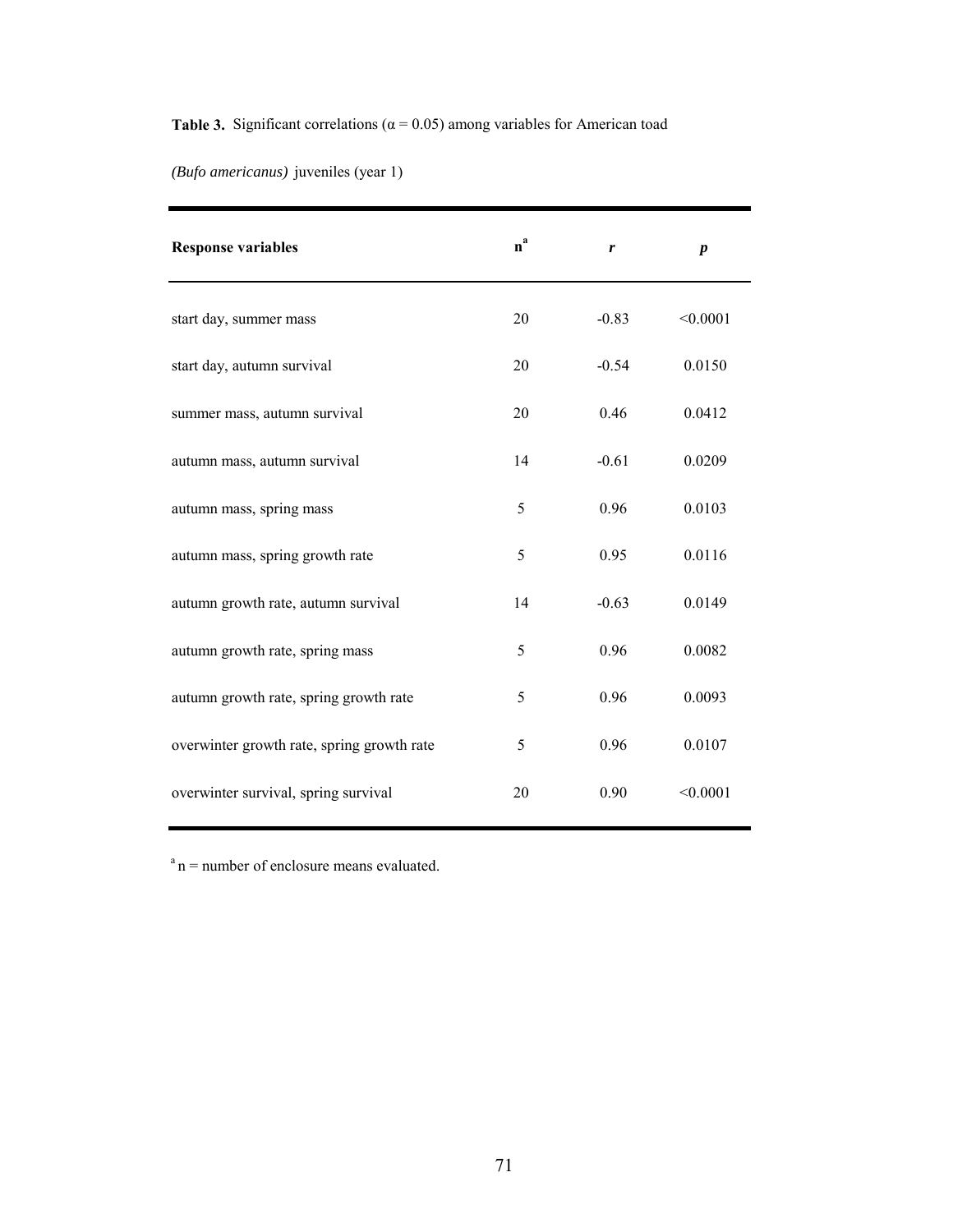**Table 3.** Significant correlations ($\alpha = 0.05$) among variables for American toad *(Bufo americanus)* juveniles (year 1)

| **Response variables** | **n**[a] | ***r*** | ***p*** |
|---|---|---|---|
| start day, summer mass | 20 | -0.83 | <0.0001 |
| start day, autumn survival | 20 | -0.54 | 0.0150 |
| summer mass, autumn survival | 20 | 0.46 | 0.0412 |
| autumn mass, autumn survival | 14 | -0.61 | 0.0209 |
| autumn mass, spring mass | 5 | 0.96 | 0.0103 |
| autumn mass, spring growth rate | 5 | 0.95 | 0.0116 |
| autumn growth rate, autumn survival | 14 | -0.63 | 0.0149 |
| autumn growth rate, spring mass | 5 | 0.96 | 0.0082 |
| autumn growth rate, spring growth rate | 5 | 0.96 | 0.0093 |
| overwinter growth rate, spring growth rate | 5 | 0.96 | 0.0107 |
| overwinter survival, spring survival | 20 | 0.90 | <0.0001 |

[a] n = number of enclosure means evaluated.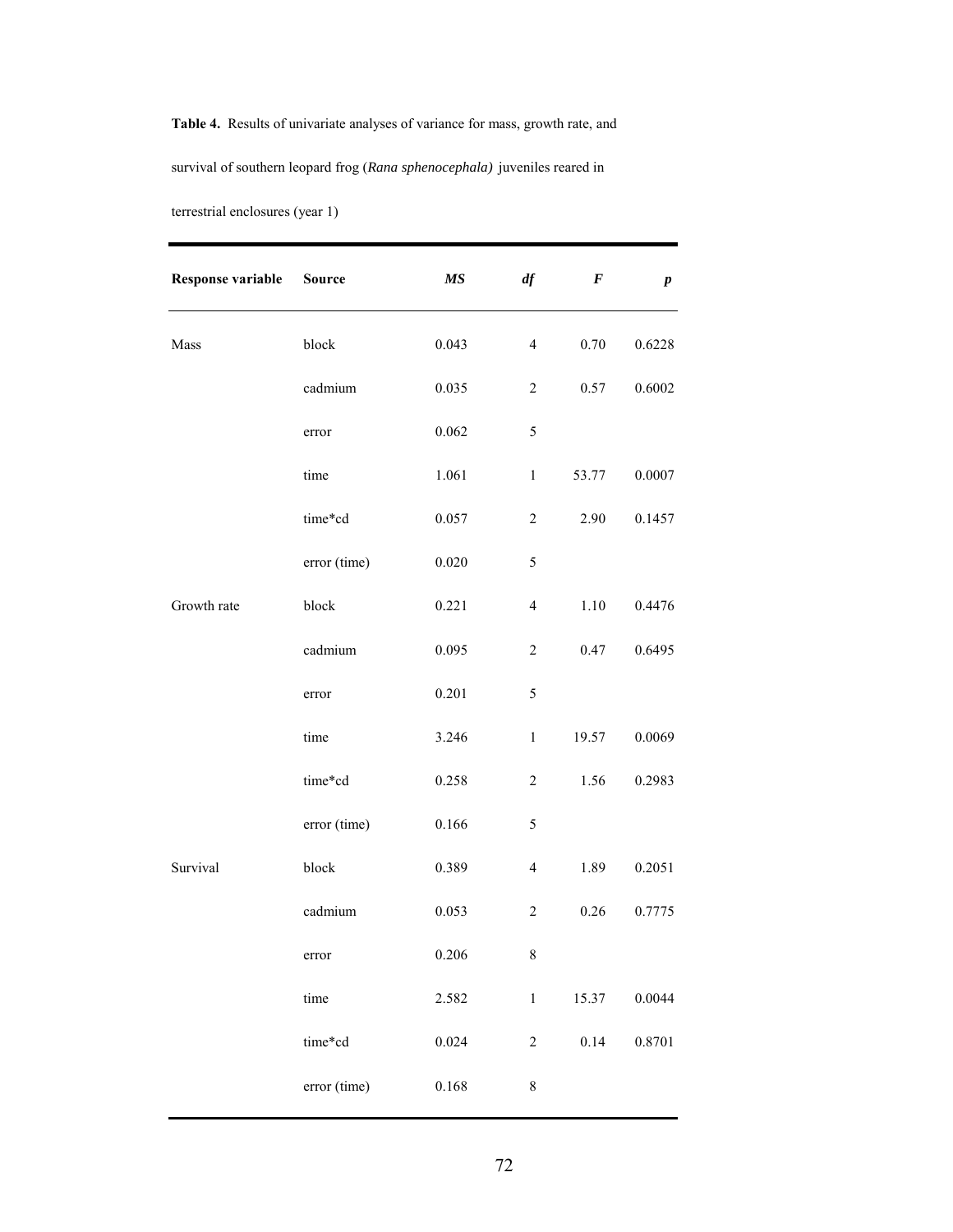**Table 4.** Results of univariate analyses of variance for mass, growth rate, and survival of southern leopard frog (*Rana sphenocephala)* juveniles reared in terrestrial enclosures (year 1)

| Response variable | Source | *MS* | *df* | *F* | *p* |
|---|---|---|---|---|---|
| Mass | block | 0.043 | 4 | 0.70 | 0.6228 |
| | cadmium | 0.035 | 2 | 0.57 | 0.6002 |
| | error | 0.062 | 5 | | |
| | time | 1.061 | 1 | 53.77 | 0.0007 |
| | time*cd | 0.057 | 2 | 2.90 | 0.1457 |
| | error (time) | 0.020 | 5 | | |
| Growth rate | block | 0.221 | 4 | 1.10 | 0.4476 |
| | cadmium | 0.095 | 2 | 0.47 | 0.6495 |
| | error | 0.201 | 5 | | |
| | time | 3.246 | 1 | 19.57 | 0.0069 |
| | time*cd | 0.258 | 2 | 1.56 | 0.2983 |
| | error (time) | 0.166 | 5 | | |
| Survival | block | 0.389 | 4 | 1.89 | 0.2051 |
| | cadmium | 0.053 | 2 | 0.26 | 0.7775 |
| | error | 0.206 | 8 | | |
| | time | 2.582 | 1 | 15.37 | 0.0044 |
| | time*cd | 0.024 | 2 | 0.14 | 0.8701 |
| | error (time) | 0.168 | 8 | | |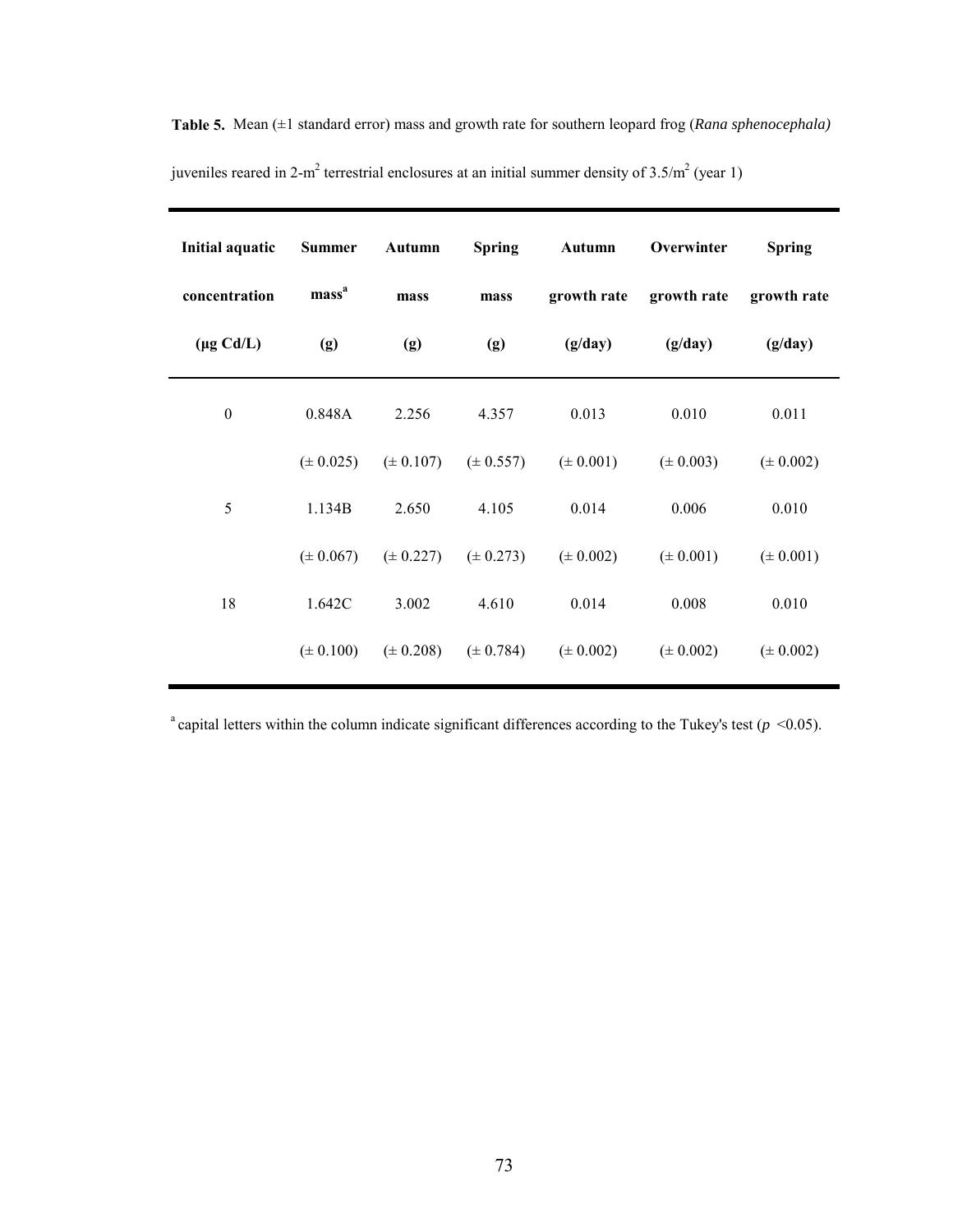**Table 5.** Mean (±1 standard error) mass and growth rate for southern leopard frog (*Rana sphenocephala)* juveniles reared in 2-$m^2$ terrestrial enclosures at an initial summer density of 3.5/$m^2$ (year 1)

| Initial aquatic concentration (µg Cd/L) | Summer mass[a] (g) | Autumn mass (g) | Spring mass (g) | Autumn growth rate (g/day) | Overwinter growth rate (g/day) | Spring growth rate (g/day) |
|---|---|---|---|---|---|---|
| 0 | 0.848A | 2.256 | 4.357 | 0.013 | 0.010 | 0.011 |
| | (± 0.025) | (± 0.107) | (± 0.557) | (± 0.001) | (± 0.003) | (± 0.002) |
| 5 | 1.134B | 2.650 | 4.105 | 0.014 | 0.006 | 0.010 |
| | (± 0.067) | (± 0.227) | (± 0.273) | (± 0.002) | (± 0.001) | (± 0.001) |
| 18 | 1.642C | 3.002 | 4.610 | 0.014 | 0.008 | 0.010 |
| | (± 0.100) | (± 0.208) | (± 0.784) | (± 0.002) | (± 0.002) | (± 0.002) |

[a] capital letters within the column indicate significant differences according to the Tukey's test ($p$ <0.05).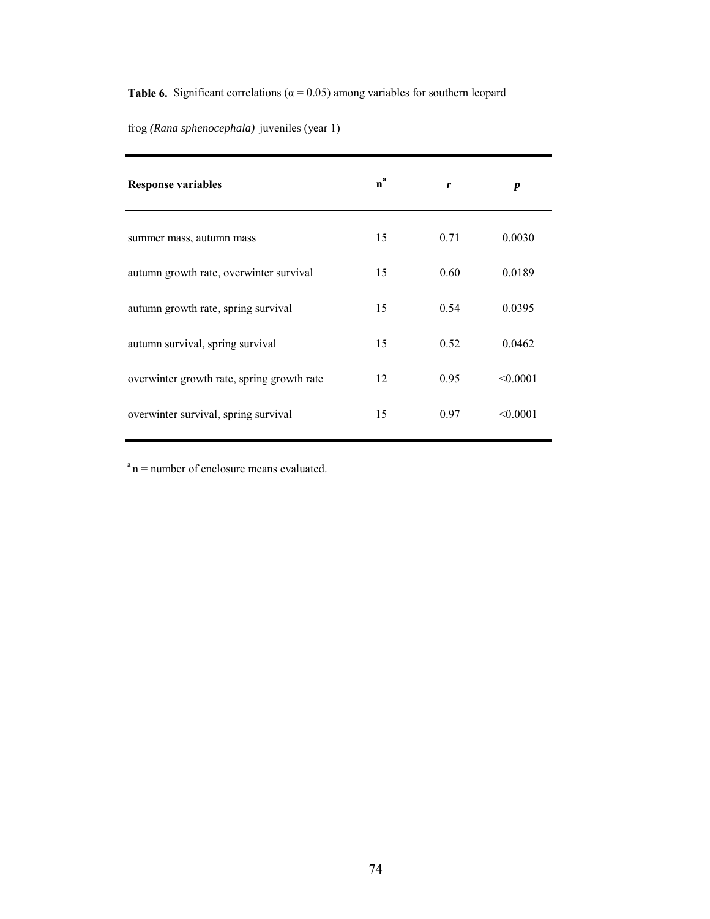**Table 6.** Significant correlations ($\alpha = 0.05$) among variables for southern leopard frog *(Rana sphenocephala)* juveniles (year 1)

| **Response variables** | **n**[a] | ***r*** | ***p*** |
|---|---|---|---|
| summer mass, autumn mass | 15 | 0.71 | 0.0030 |
| autumn growth rate, overwinter survival | 15 | 0.60 | 0.0189 |
| autumn growth rate, spring survival | 15 | 0.54 | 0.0395 |
| autumn survival, spring survival | 15 | 0.52 | 0.0462 |
| overwinter growth rate, spring growth rate | 12 | 0.95 | <0.0001 |
| overwinter survival, spring survival | 15 | 0.97 | <0.0001 |

[a] n = number of enclosure means evaluated.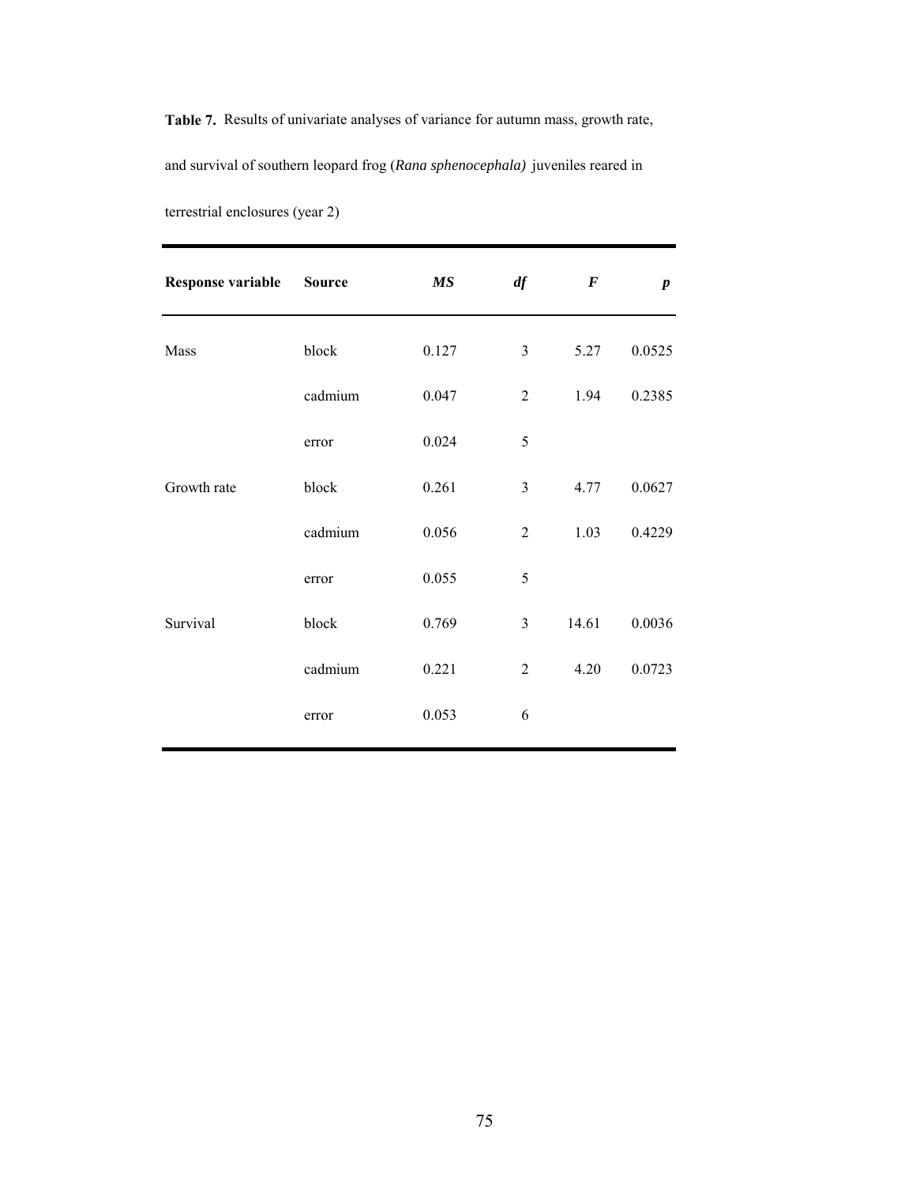**Table 7.** Results of univariate analyses of variance for autumn mass, growth rate, and survival of southern leopard frog (*Rana sphenocephala)* juveniles reared in terrestrial enclosures (year 2)

| **Response variable** | **Source** | ***MS*** | ***df*** | ***F*** | ***p*** |
|---|---|---|---|---|---|
| Mass | block | 0.127 | 3 | 5.27 | 0.0525 |
| | cadmium | 0.047 | 2 | 1.94 | 0.2385 |
| | error | 0.024 | 5 | | |
| Growth rate | block | 0.261 | 3 | 4.77 | 0.0627 |
| | cadmium | 0.056 | 2 | 1.03 | 0.4229 |
| | error | 0.055 | 5 | | |
| Survival | block | 0.769 | 3 | 14.61 | 0.0036 |
| | cadmium | 0.221 | 2 | 4.20 | 0.0723 |
| | error | 0.053 | 6 | | |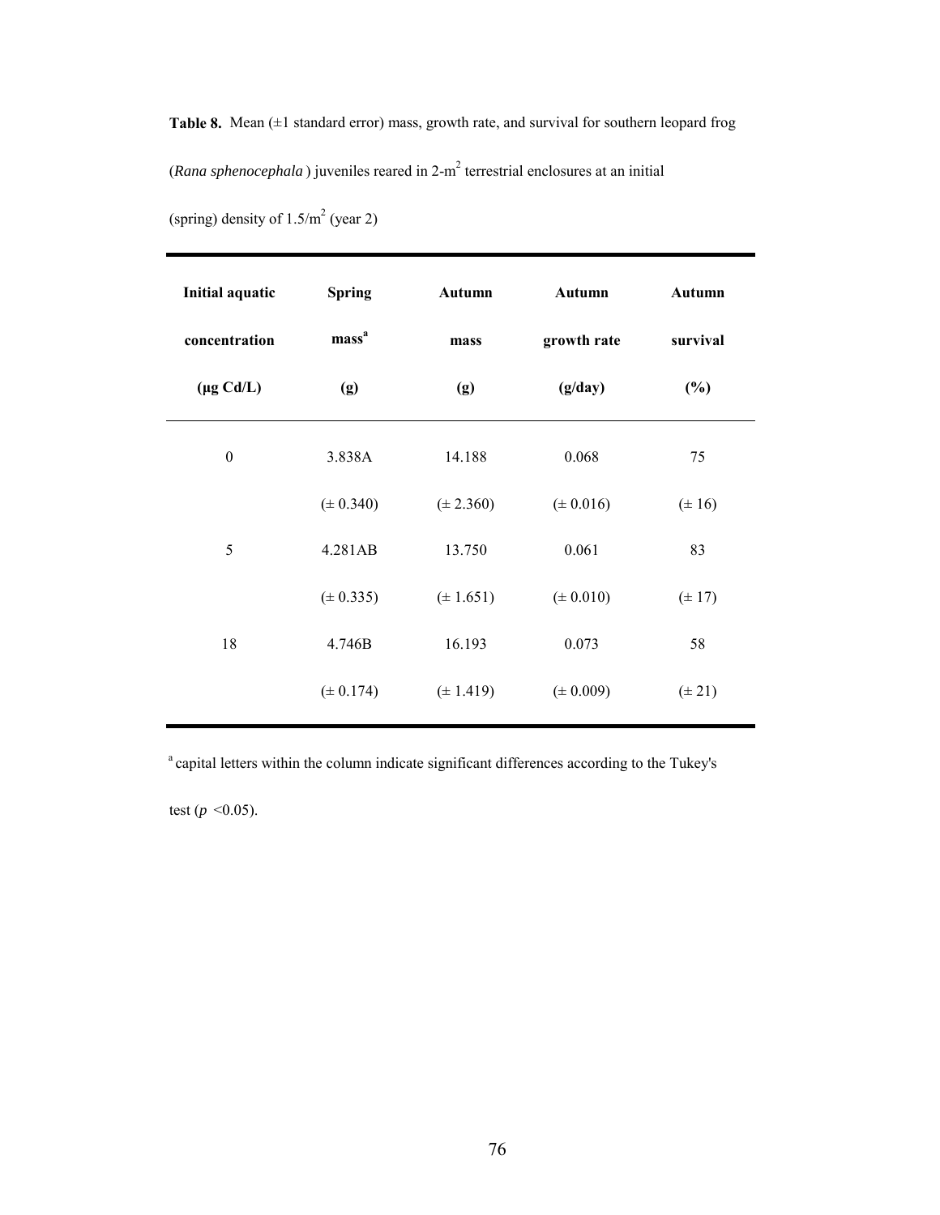**Table 8.** Mean (±1 standard error) mass, growth rate, and survival for southern leopard frog (*Rana sphenocephala*) juveniles reared in 2-$m^2$ terrestrial enclosures at an initial (spring) density of 1.5/$m^2$ (year 2)

| Initial aquatic concentration (μg Cd/L) | Spring mass[a] (g) | Autumn mass (g) | Autumn growth rate (g/day) | Autumn survival (%) |
|---|---|---|---|---|
| 0 | 3.838A | 14.188 | 0.068 | 75 |
| | (± 0.340) | (± 2.360) | (± 0.016) | (± 16) |
| 5 | 4.281AB | 13.750 | 0.061 | 83 |
| | (± 0.335) | (± 1.651) | (± 0.010) | (± 17) |
| 18 | 4.746B | 16.193 | 0.073 | 58 |
| | (± 0.174) | (± 1.419) | (± 0.009) | (± 21) |

[a] capital letters within the column indicate significant differences according to the Tukey's test ($p$ <0.05).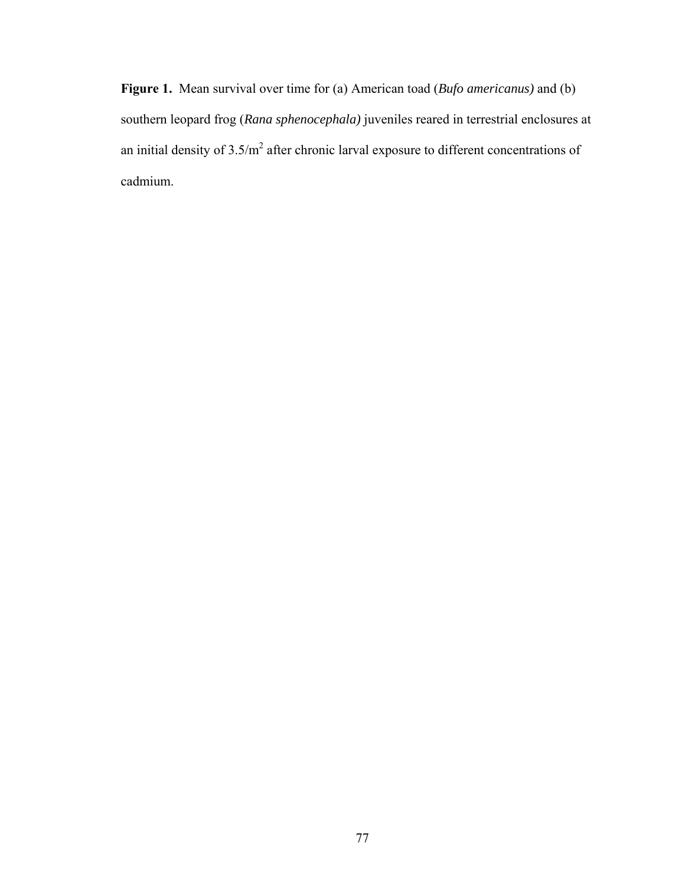**Figure 1.** Mean survival over time for (a) American toad (*Bufo americanus)* and (b) southern leopard frog (*Rana sphenocephala)* juveniles reared in terrestrial enclosures at an initial density of $3.5/m^2$ after chronic larval exposure to different concentrations of cadmium.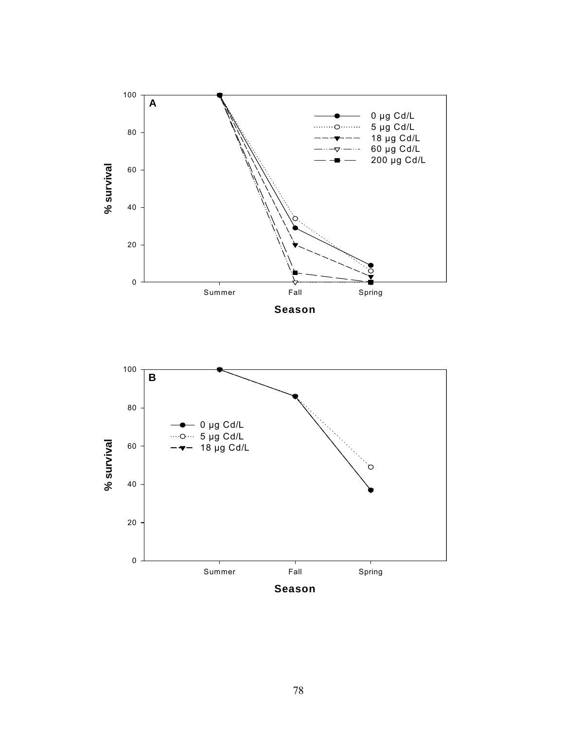**A**

% survival

| Legend |
|---|
| 0 µg Cd/L |
| 5 µg Cd/L |
| 18 µg Cd/L |
| 60 µg Cd/L |
| 200 µg Cd/L |

Summer Fall Spring

**Season**

**B**

% survival

| Legend |
|---|
| 0 µg Cd/L |
| 5 µg Cd/L |
| 18 µg Cd/L |

Summer Fall Spring

**Season**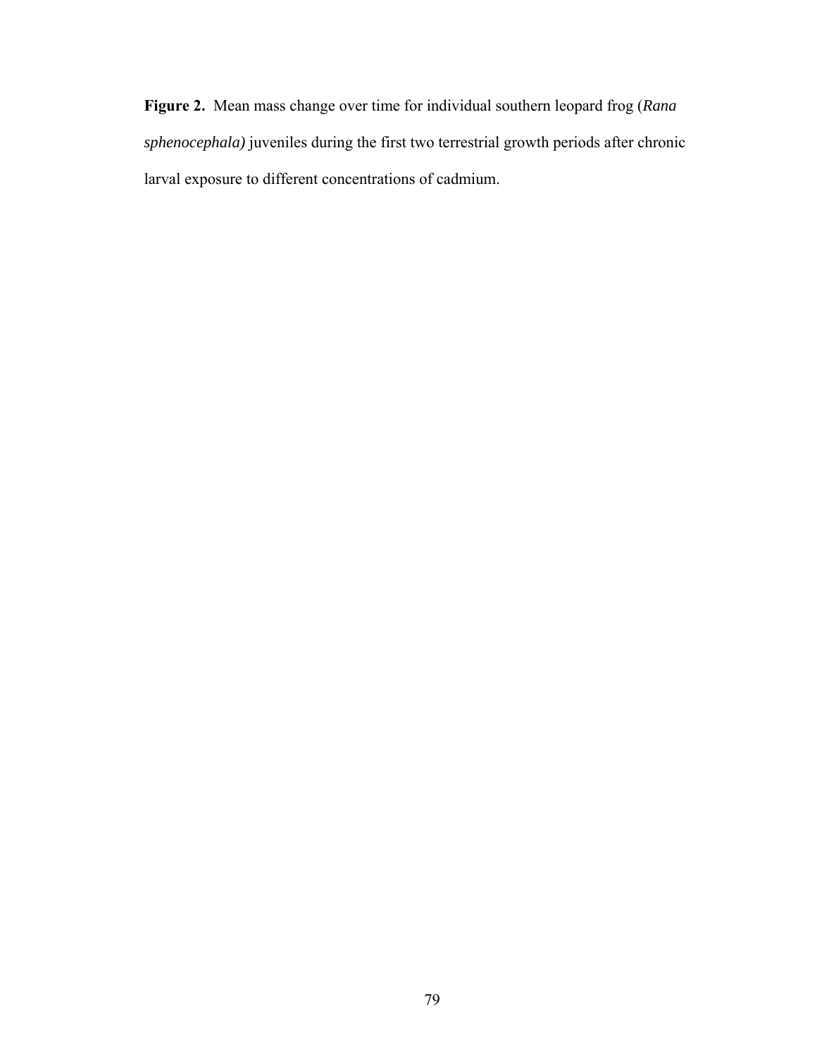**Figure 2.** Mean mass change over time for individual southern leopard frog (*Rana sphenocephala)* juveniles during the first two terrestrial growth periods after chronic larval exposure to different concentrations of cadmium.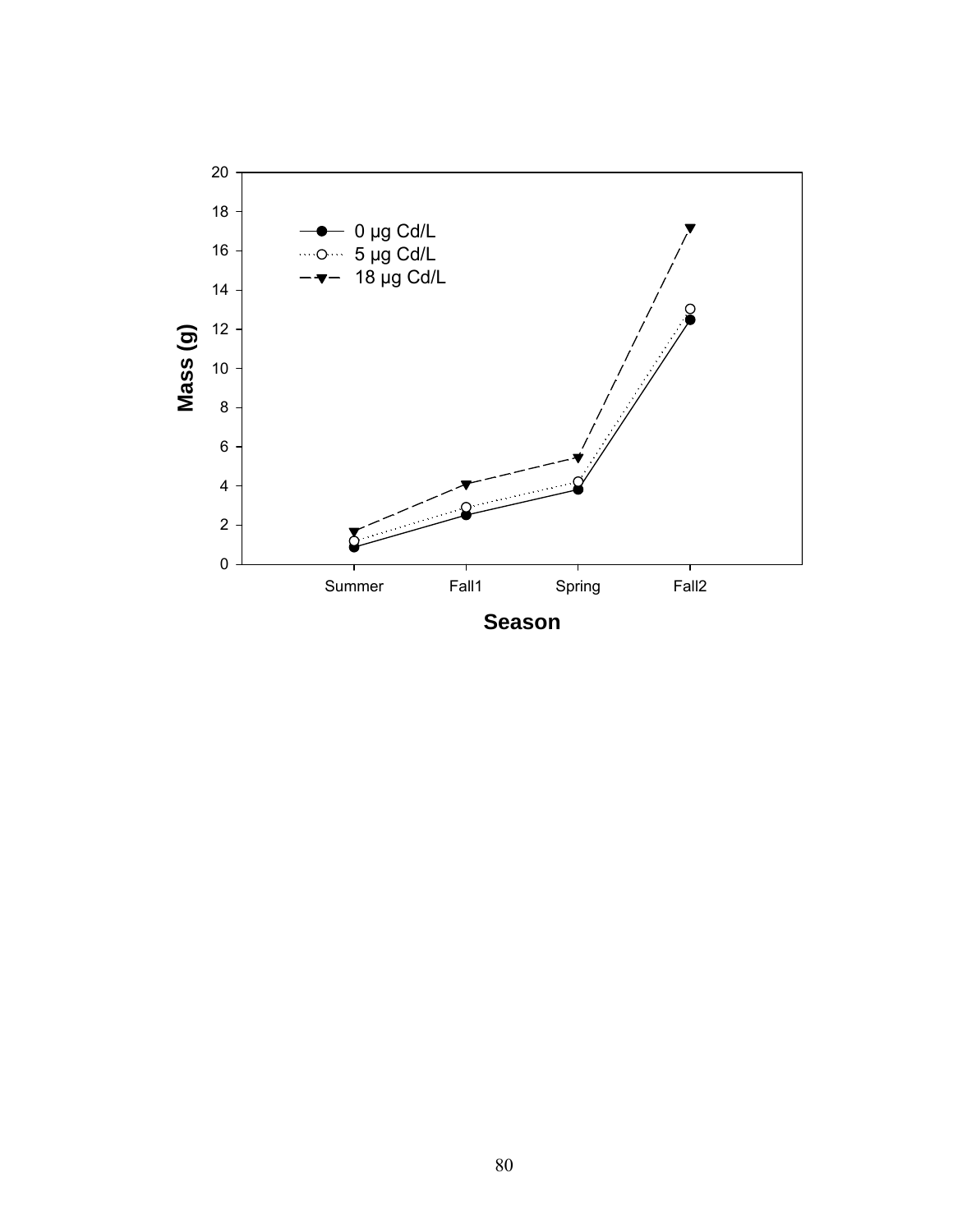0 μg Cd/L
5 μg Cd/L
18 μg Cd/L

Mass (g)

Season

Summer Fall1 Spring Fall2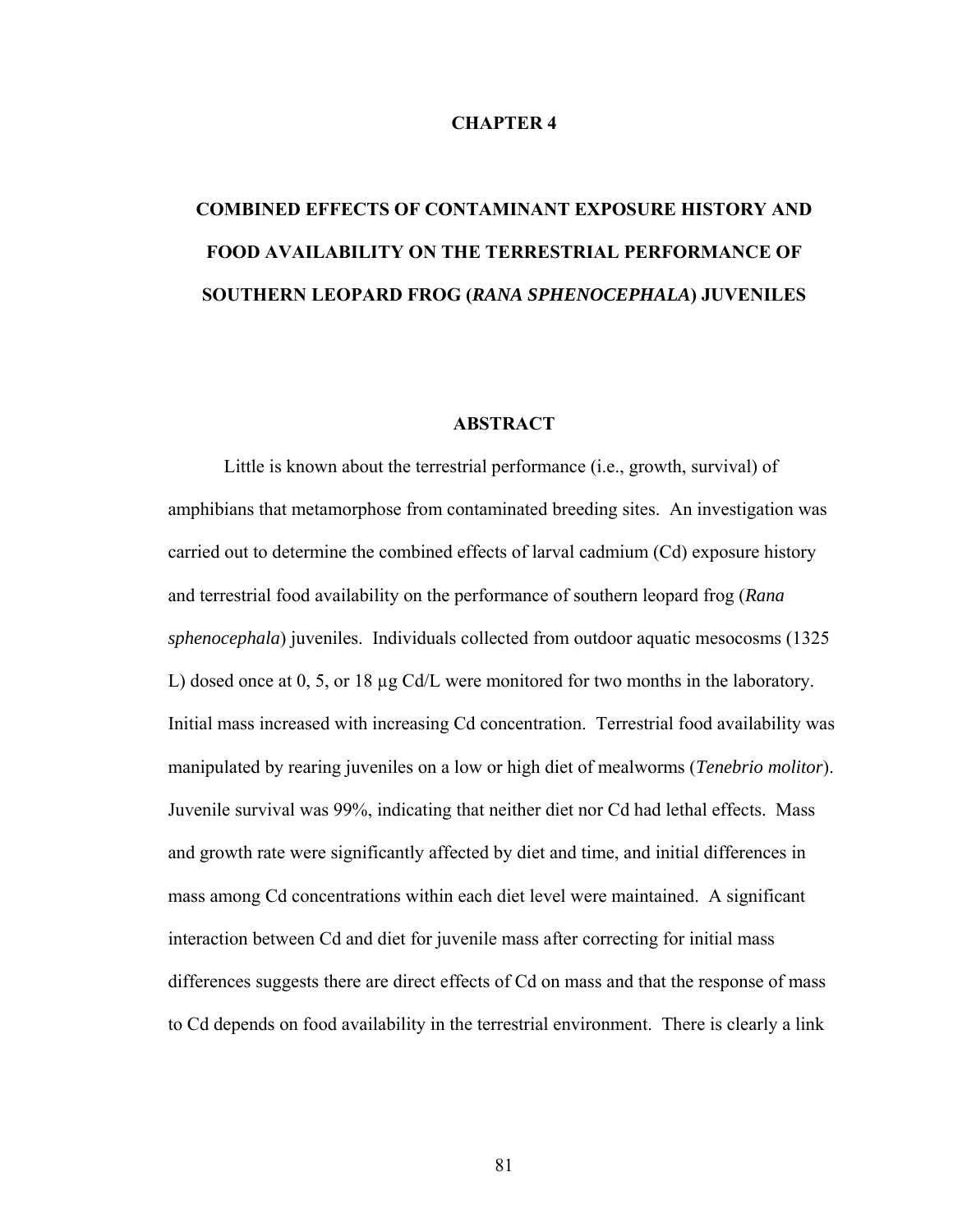# CHAPTER 4

# COMBINED EFFECTS OF CONTAMINANT EXPOSURE HISTORY AND FOOD AVAILABILITY ON THE TERRESTRIAL PERFORMANCE OF SOUTHERN LEOPARD FROG (*RANA SPHENOCEPHALA*) JUVENILES

## ABSTRACT

Little is known about the terrestrial performance (i.e., growth, survival) of amphibians that metamorphose from contaminated breeding sites. An investigation was carried out to determine the combined effects of larval cadmium (Cd) exposure history and terrestrial food availability on the performance of southern leopard frog (*Rana sphenocephala*) juveniles. Individuals collected from outdoor aquatic mesocosms (1325 L) dosed once at 0, 5, or 18 µg Cd/L were monitored for two months in the laboratory. Initial mass increased with increasing Cd concentration. Terrestrial food availability was manipulated by rearing juveniles on a low or high diet of mealworms (*Tenebrio molitor*). Juvenile survival was 99%, indicating that neither diet nor Cd had lethal effects. Mass and growth rate were significantly affected by diet and time, and initial differences in mass among Cd concentrations within each diet level were maintained. A significant interaction between Cd and diet for juvenile mass after correcting for initial mass differences suggests there are direct effects of Cd on mass and that the response of mass to Cd depends on food availability in the terrestrial environment. There is clearly a link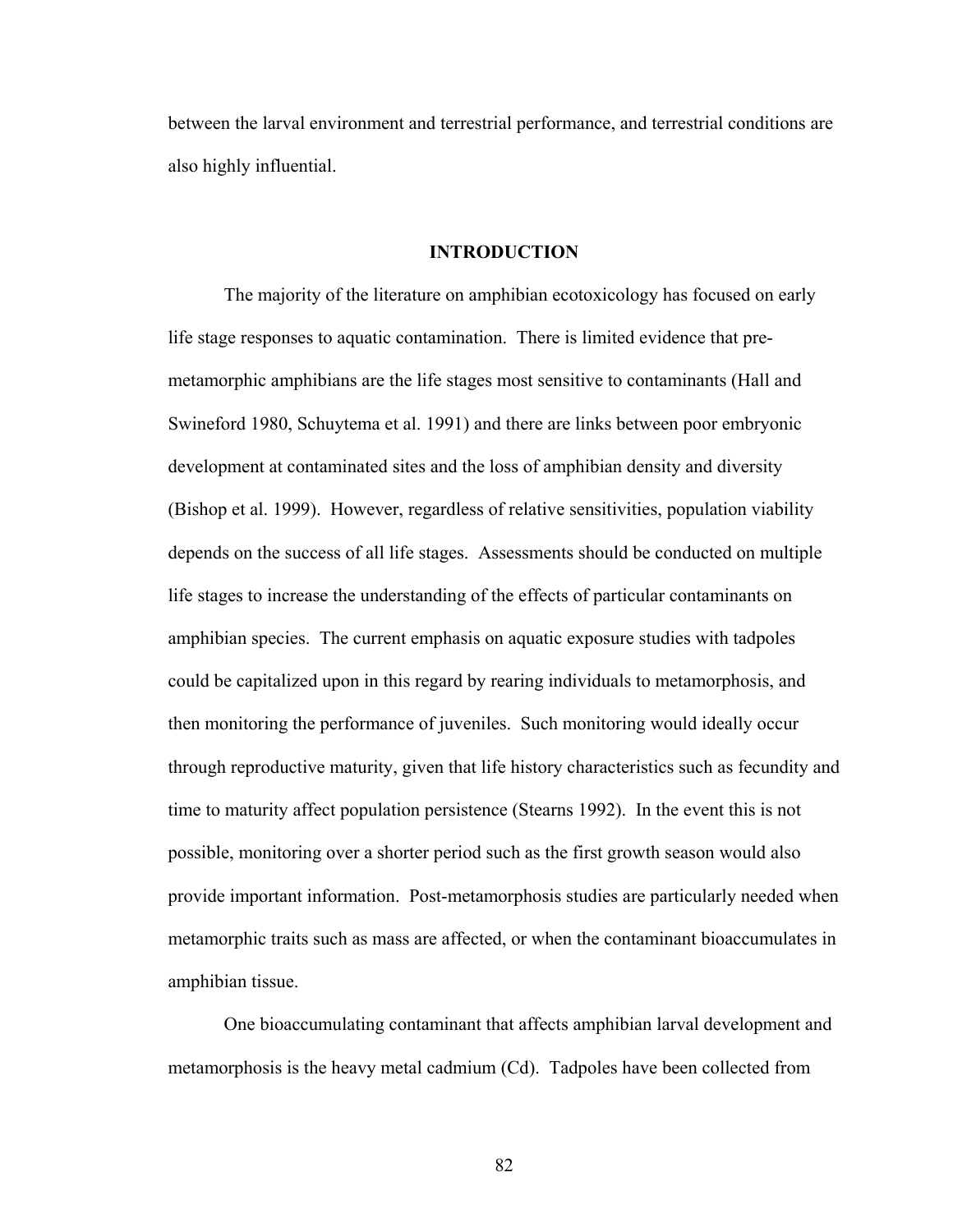between the larval environment and terrestrial performance, and terrestrial conditions are also highly influential.

## INTRODUCTION

The majority of the literature on amphibian ecotoxicology has focused on early life stage responses to aquatic contamination. There is limited evidence that pre-metamorphic amphibians are the life stages most sensitive to contaminants (Hall and Swineford 1980, Schuytema et al. 1991) and there are links between poor embryonic development at contaminated sites and the loss of amphibian density and diversity (Bishop et al. 1999). However, regardless of relative sensitivities, population viability depends on the success of all life stages. Assessments should be conducted on multiple life stages to increase the understanding of the effects of particular contaminants on amphibian species. The current emphasis on aquatic exposure studies with tadpoles could be capitalized upon in this regard by rearing individuals to metamorphosis, and then monitoring the performance of juveniles. Such monitoring would ideally occur through reproductive maturity, given that life history characteristics such as fecundity and time to maturity affect population persistence (Stearns 1992). In the event this is not possible, monitoring over a shorter period such as the first growth season would also provide important information. Post-metamorphosis studies are particularly needed when metamorphic traits such as mass are affected, or when the contaminant bioaccumulates in amphibian tissue.

One bioaccumulating contaminant that affects amphibian larval development and metamorphosis is the heavy metal cadmium (Cd). Tadpoles have been collected from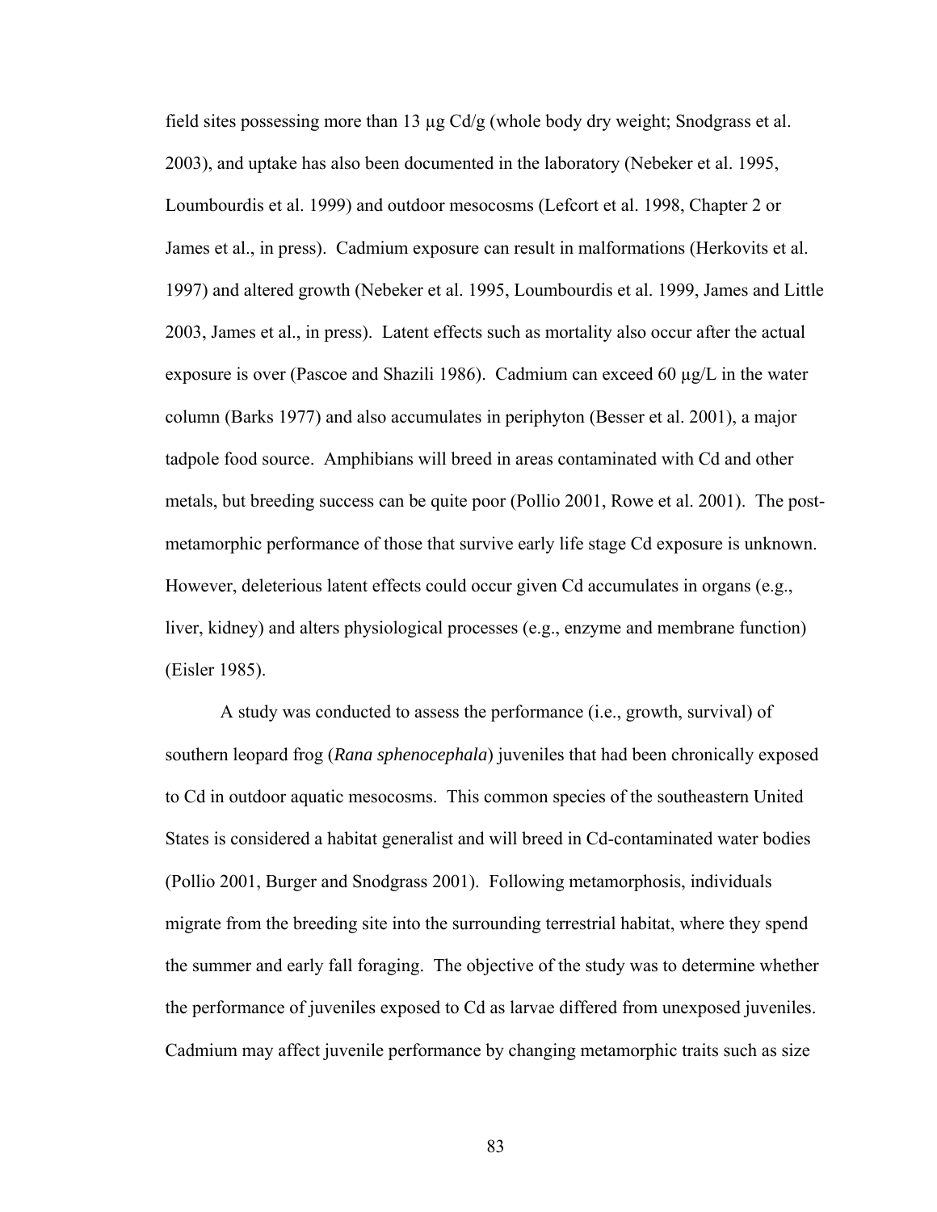field sites possessing more than 13 µg Cd/g (whole body dry weight; Snodgrass et al. 2003), and uptake has also been documented in the laboratory (Nebeker et al. 1995, Loumbourdis et al. 1999) and outdoor mesocosms (Lefcort et al. 1998, Chapter 2 or James et al., in press). Cadmium exposure can result in malformations (Herkovits et al. 1997) and altered growth (Nebeker et al. 1995, Loumbourdis et al. 1999, James and Little 2003, James et al., in press). Latent effects such as mortality also occur after the actual exposure is over (Pascoe and Shazili 1986). Cadmium can exceed 60 µg/L in the water column (Barks 1977) and also accumulates in periphyton (Besser et al. 2001), a major tadpole food source. Amphibians will breed in areas contaminated with Cd and other metals, but breeding success can be quite poor (Pollio 2001, Rowe et al. 2001). The post-metamorphic performance of those that survive early life stage Cd exposure is unknown. However, deleterious latent effects could occur given Cd accumulates in organs (e.g., liver, kidney) and alters physiological processes (e.g., enzyme and membrane function) (Eisler 1985).

A study was conducted to assess the performance (i.e., growth, survival) of southern leopard frog (*Rana sphenocephala*) juveniles that had been chronically exposed to Cd in outdoor aquatic mesocosms. This common species of the southeastern United States is considered a habitat generalist and will breed in Cd-contaminated water bodies (Pollio 2001, Burger and Snodgrass 2001). Following metamorphosis, individuals migrate from the breeding site into the surrounding terrestrial habitat, where they spend the summer and early fall foraging. The objective of the study was to determine whether the performance of juveniles exposed to Cd as larvae differed from unexposed juveniles. Cadmium may affect juvenile performance by changing metamorphic traits such as size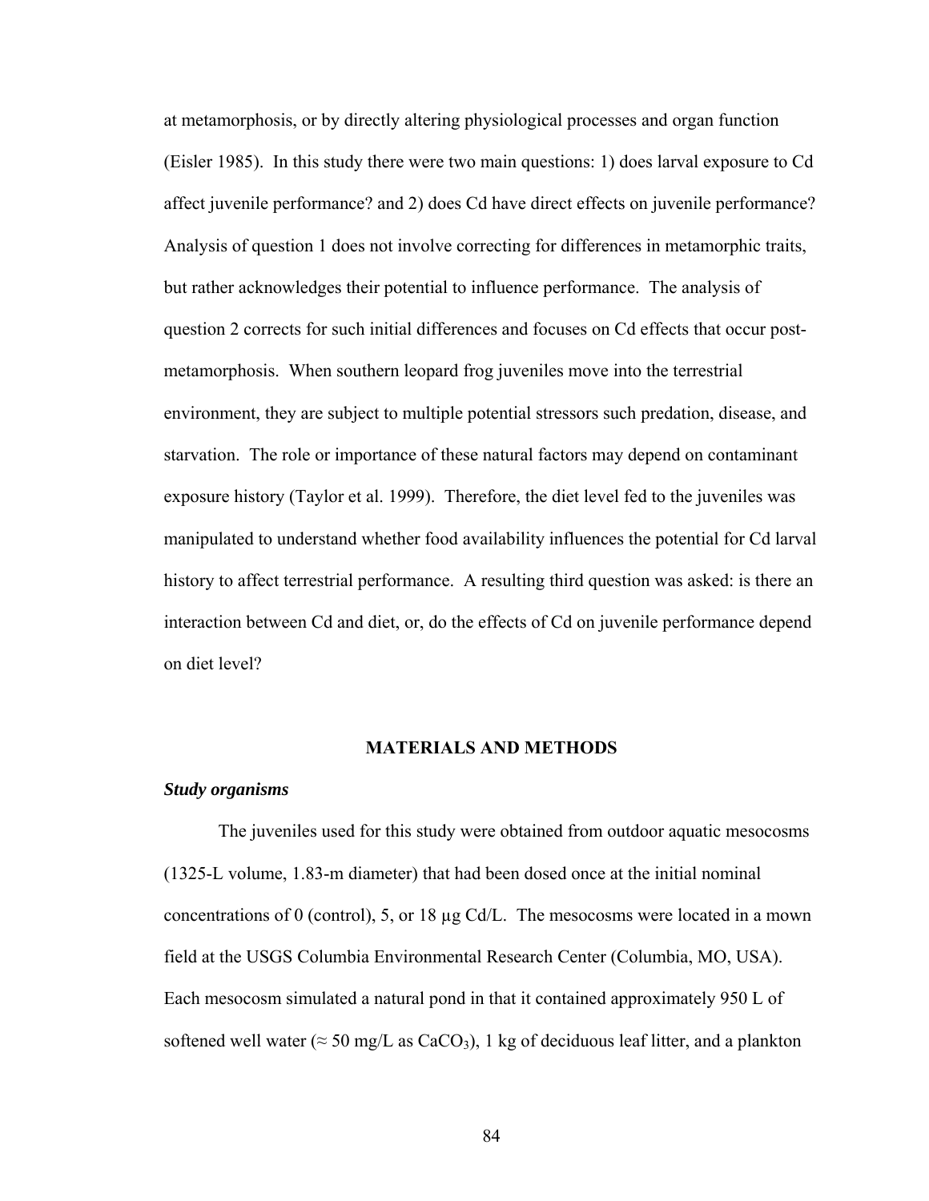at metamorphosis, or by directly altering physiological processes and organ function (Eisler 1985). In this study there were two main questions: 1) does larval exposure to Cd affect juvenile performance? and 2) does Cd have direct effects on juvenile performance? Analysis of question 1 does not involve correcting for differences in metamorphic traits, but rather acknowledges their potential to influence performance. The analysis of question 2 corrects for such initial differences and focuses on Cd effects that occur post-metamorphosis. When southern leopard frog juveniles move into the terrestrial environment, they are subject to multiple potential stressors such predation, disease, and starvation. The role or importance of these natural factors may depend on contaminant exposure history (Taylor et al. 1999). Therefore, the diet level fed to the juveniles was manipulated to understand whether food availability influences the potential for Cd larval history to affect terrestrial performance. A resulting third question was asked: is there an interaction between Cd and diet, or, do the effects of Cd on juvenile performance depend on diet level?

## MATERIALS AND METHODS

### *Study organisms*

The juveniles used for this study were obtained from outdoor aquatic mesocosms (1325-L volume, 1.83-m diameter) that had been dosed once at the initial nominal concentrations of 0 (control), 5, or 18 μg Cd/L. The mesocosms were located in a mown field at the USGS Columbia Environmental Research Center (Columbia, MO, USA). Each mesocosm simulated a natural pond in that it contained approximately 950 L of softened well water (≈ 50 mg/L as $CaCO_3$), 1 kg of deciduous leaf litter, and a plankton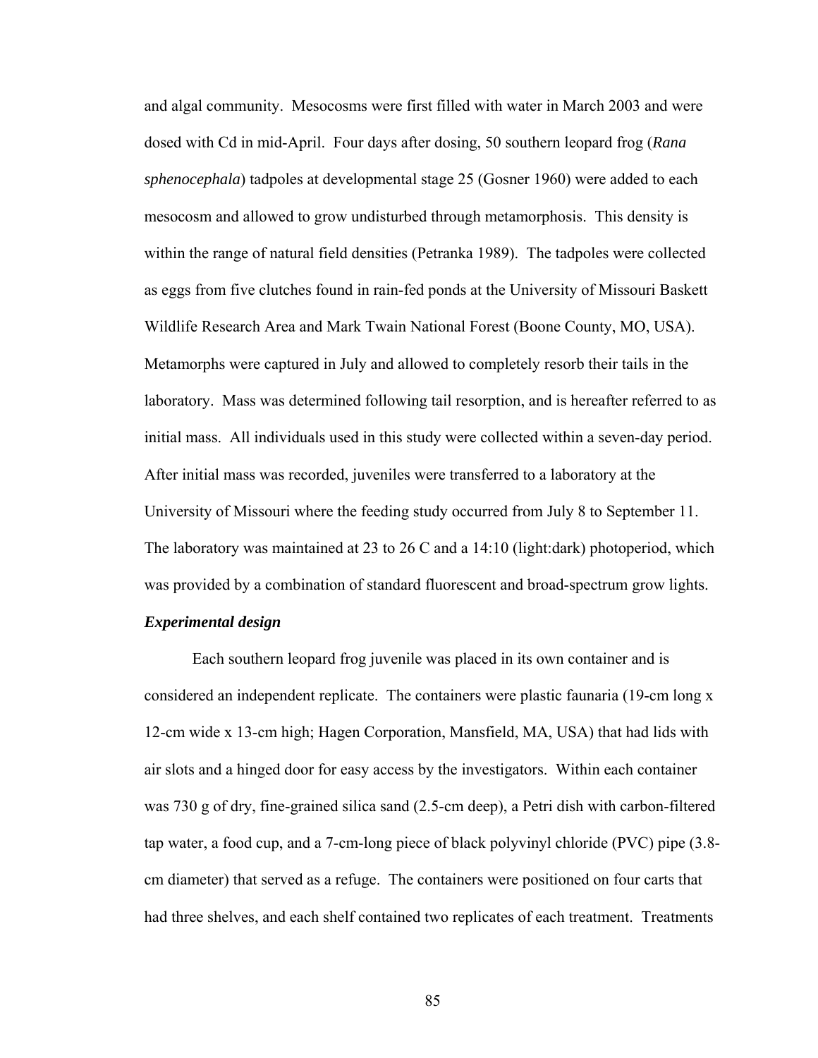and algal community. Mesocosms were first filled with water in March 2003 and were dosed with Cd in mid-April. Four days after dosing, 50 southern leopard frog (*Rana sphenocephala*) tadpoles at developmental stage 25 (Gosner 1960) were added to each mesocosm and allowed to grow undisturbed through metamorphosis. This density is within the range of natural field densities (Petranka 1989). The tadpoles were collected as eggs from five clutches found in rain-fed ponds at the University of Missouri Baskett Wildlife Research Area and Mark Twain National Forest (Boone County, MO, USA). Metamorphs were captured in July and allowed to completely resorb their tails in the laboratory. Mass was determined following tail resorption, and is hereafter referred to as initial mass. All individuals used in this study were collected within a seven-day period. After initial mass was recorded, juveniles were transferred to a laboratory at the University of Missouri where the feeding study occurred from July 8 to September 11. The laboratory was maintained at 23 to 26 C and a 14:10 (light:dark) photoperiod, which was provided by a combination of standard fluorescent and broad-spectrum grow lights.

### *Experimental design*

Each southern leopard frog juvenile was placed in its own container and is considered an independent replicate. The containers were plastic faunaria (19-cm long x 12-cm wide x 13-cm high; Hagen Corporation, Mansfield, MA, USA) that had lids with air slots and a hinged door for easy access by the investigators. Within each container was 730 g of dry, fine-grained silica sand (2.5-cm deep), a Petri dish with carbon-filtered tap water, a food cup, and a 7-cm-long piece of black polyvinyl chloride (PVC) pipe (3.8-cm diameter) that served as a refuge. The containers were positioned on four carts that had three shelves, and each shelf contained two replicates of each treatment. Treatments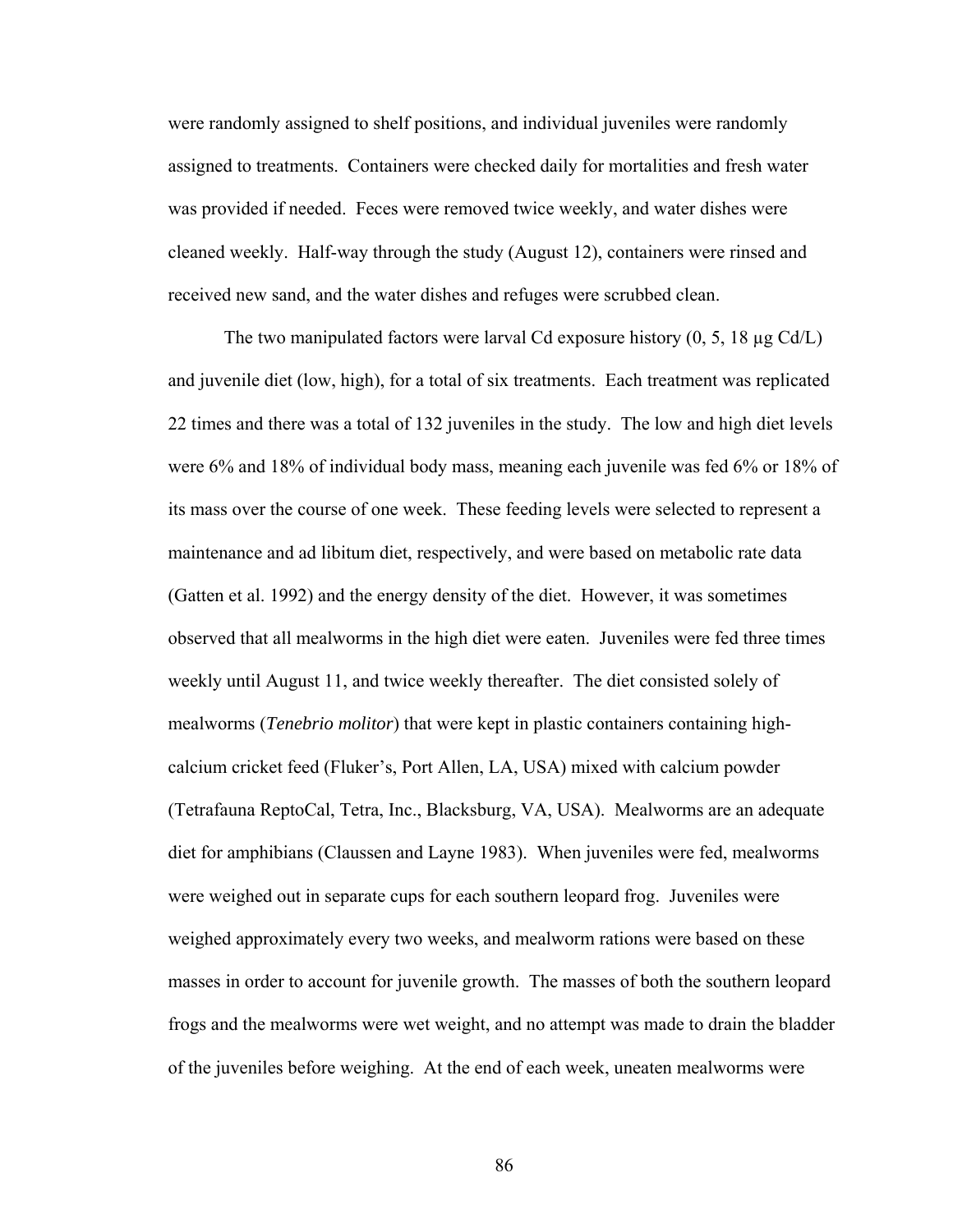were randomly assigned to shelf positions, and individual juveniles were randomly assigned to treatments. Containers were checked daily for mortalities and fresh water was provided if needed. Feces were removed twice weekly, and water dishes were cleaned weekly. Half-way through the study (August 12), containers were rinsed and received new sand, and the water dishes and refuges were scrubbed clean.

The two manipulated factors were larval Cd exposure history (0, 5, 18 μg Cd/L) and juvenile diet (low, high), for a total of six treatments. Each treatment was replicated 22 times and there was a total of 132 juveniles in the study. The low and high diet levels were 6% and 18% of individual body mass, meaning each juvenile was fed 6% or 18% of its mass over the course of one week. These feeding levels were selected to represent a maintenance and ad libitum diet, respectively, and were based on metabolic rate data (Gatten et al. 1992) and the energy density of the diet. However, it was sometimes observed that all mealworms in the high diet were eaten. Juveniles were fed three times weekly until August 11, and twice weekly thereafter. The diet consisted solely of mealworms (*Tenebrio molitor*) that were kept in plastic containers containing high-calcium cricket feed (Fluker's, Port Allen, LA, USA) mixed with calcium powder (Tetrafauna ReptoCal, Tetra, Inc., Blacksburg, VA, USA). Mealworms are an adequate diet for amphibians (Claussen and Layne 1983). When juveniles were fed, mealworms were weighed out in separate cups for each southern leopard frog. Juveniles were weighed approximately every two weeks, and mealworm rations were based on these masses in order to account for juvenile growth. The masses of both the southern leopard frogs and the mealworms were wet weight, and no attempt was made to drain the bladder of the juveniles before weighing. At the end of each week, uneaten mealworms were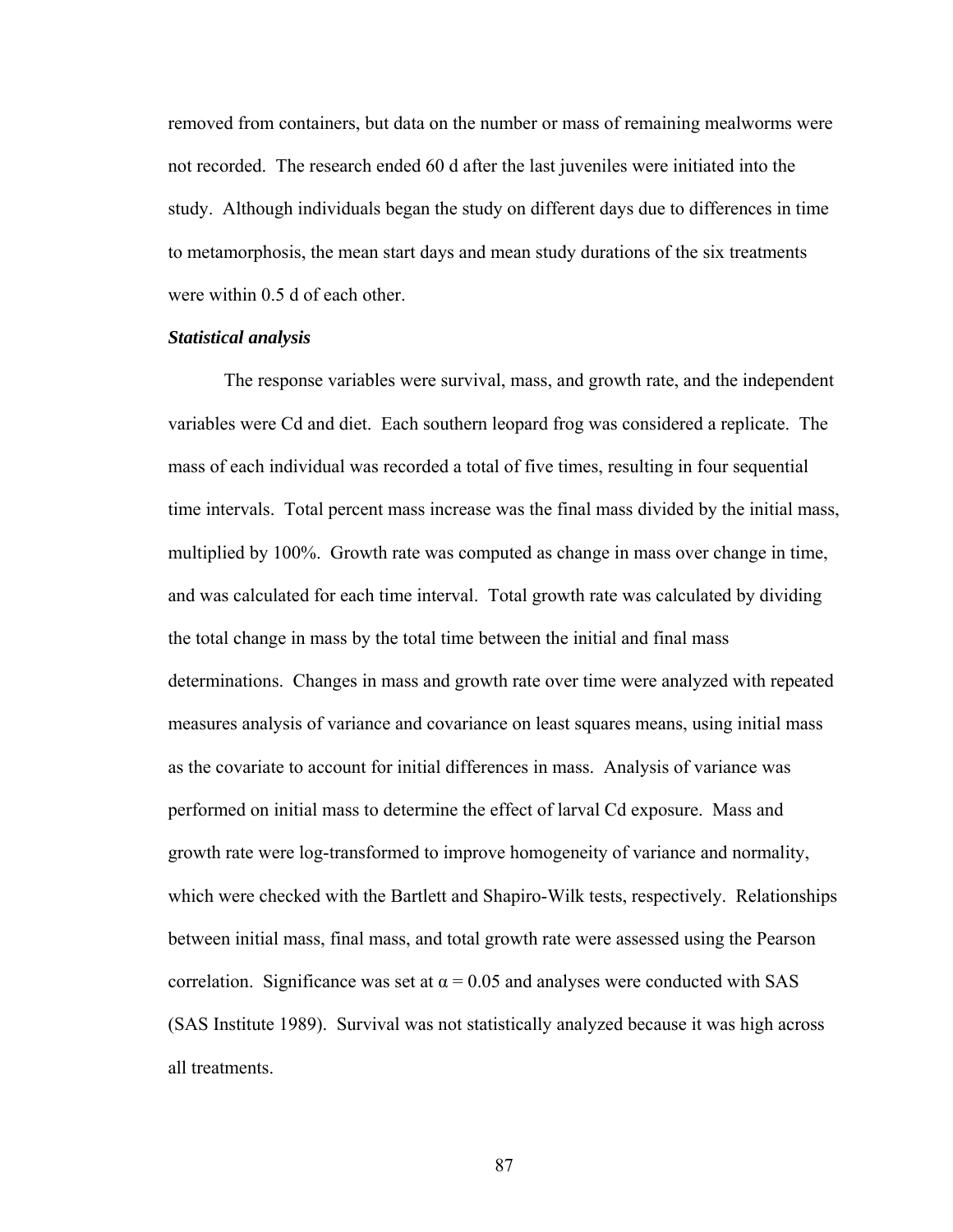removed from containers, but data on the number or mass of remaining mealworms were not recorded. The research ended 60 d after the last juveniles were initiated into the study. Although individuals began the study on different days due to differences in time to metamorphosis, the mean start days and mean study durations of the six treatments were within 0.5 d of each other.

***Statistical analysis***

The response variables were survival, mass, and growth rate, and the independent variables were Cd and diet. Each southern leopard frog was considered a replicate. The mass of each individual was recorded a total of five times, resulting in four sequential time intervals. Total percent mass increase was the final mass divided by the initial mass, multiplied by 100%. Growth rate was computed as change in mass over change in time, and was calculated for each time interval. Total growth rate was calculated by dividing the total change in mass by the total time between the initial and final mass determinations. Changes in mass and growth rate over time were analyzed with repeated measures analysis of variance and covariance on least squares means, using initial mass as the covariate to account for initial differences in mass. Analysis of variance was performed on initial mass to determine the effect of larval Cd exposure. Mass and growth rate were log-transformed to improve homogeneity of variance and normality, which were checked with the Bartlett and Shapiro-Wilk tests, respectively. Relationships between initial mass, final mass, and total growth rate were assessed using the Pearson correlation. Significance was set at $\alpha = 0.05$ and analyses were conducted with SAS (SAS Institute 1989). Survival was not statistically analyzed because it was high across all treatments.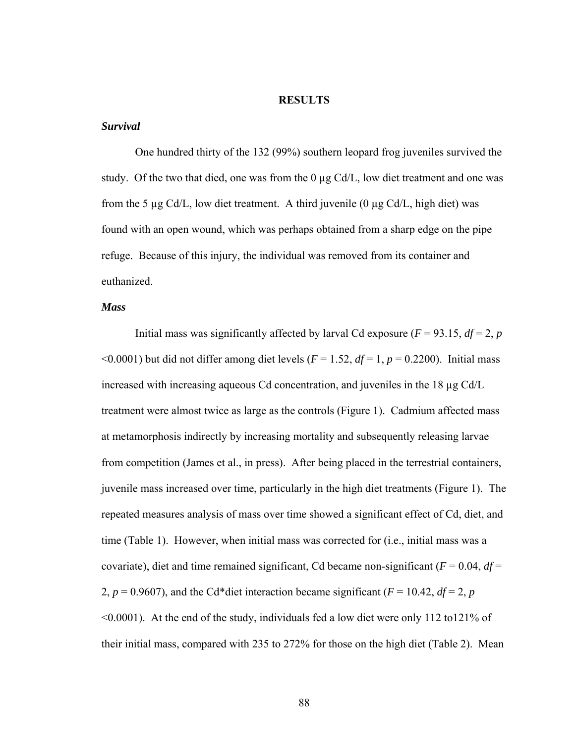## RESULTS

### *Survival*

One hundred thirty of the 132 (99%) southern leopard frog juveniles survived the study. Of the two that died, one was from the 0 µg Cd/L, low diet treatment and one was from the 5 µg Cd/L, low diet treatment. A third juvenile (0 µg Cd/L, high diet) was found with an open wound, which was perhaps obtained from a sharp edge on the pipe refuge. Because of this injury, the individual was removed from its container and euthanized.

### *Mass*

Initial mass was significantly affected by larval Cd exposure ($F = 93.15$, $df = 2$, $p < 0.0001$) but did not differ among diet levels ($F = 1.52$, $df = 1$, $p = 0.2200$). Initial mass increased with increasing aqueous Cd concentration, and juveniles in the 18 µg Cd/L treatment were almost twice as large as the controls (Figure 1). Cadmium affected mass at metamorphosis indirectly by increasing mortality and subsequently releasing larvae from competition (James et al., in press). After being placed in the terrestrial containers, juvenile mass increased over time, particularly in the high diet treatments (Figure 1). The repeated measures analysis of mass over time showed a significant effect of Cd, diet, and time (Table 1). However, when initial mass was corrected for (i.e., initial mass was a covariate), diet and time remained significant, Cd became non-significant ($F = 0.04$, $df = 2$, $p = 0.9607$), and the Cd*diet interaction became significant ($F = 10.42$, $df = 2$, $p < 0.0001$). At the end of the study, individuals fed a low diet were only 112 to121% of their initial mass, compared with 235 to 272% for those on the high diet (Table 2). Mean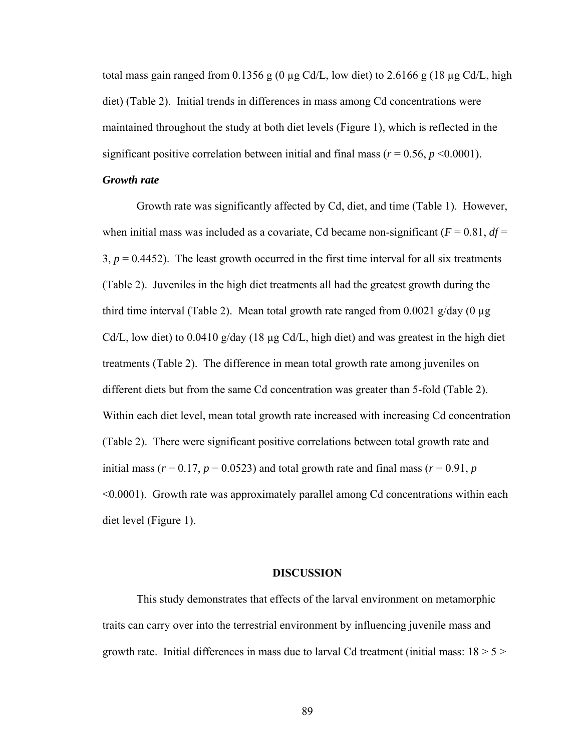total mass gain ranged from 0.1356 g (0 µg Cd/L, low diet) to 2.6166 g (18 µg Cd/L, high diet) (Table 2). Initial trends in differences in mass among Cd concentrations were maintained throughout the study at both diet levels (Figure 1), which is reflected in the significant positive correlation between initial and final mass ($r = 0.56$, $p < 0.0001$).

### *Growth rate*

Growth rate was significantly affected by Cd, diet, and time (Table 1). However, when initial mass was included as a covariate, Cd became non-significant ($F = 0.81$, $df = 3$, $p = 0.4452$). The least growth occurred in the first time interval for all six treatments (Table 2). Juveniles in the high diet treatments all had the greatest growth during the third time interval (Table 2). Mean total growth rate ranged from 0.0021 g/day (0 µg Cd/L, low diet) to 0.0410 g/day (18 µg Cd/L, high diet) and was greatest in the high diet treatments (Table 2). The difference in mean total growth rate among juveniles on different diets but from the same Cd concentration was greater than 5-fold (Table 2). Within each diet level, mean total growth rate increased with increasing Cd concentration (Table 2). There were significant positive correlations between total growth rate and initial mass ($r = 0.17$, $p = 0.0523$) and total growth rate and final mass ($r = 0.91$, $p < 0.0001$). Growth rate was approximately parallel among Cd concentrations within each diet level (Figure 1).

## DISCUSSION

This study demonstrates that effects of the larval environment on metamorphic traits can carry over into the terrestrial environment by influencing juvenile mass and growth rate. Initial differences in mass due to larval Cd treatment (initial mass: 18 > 5 >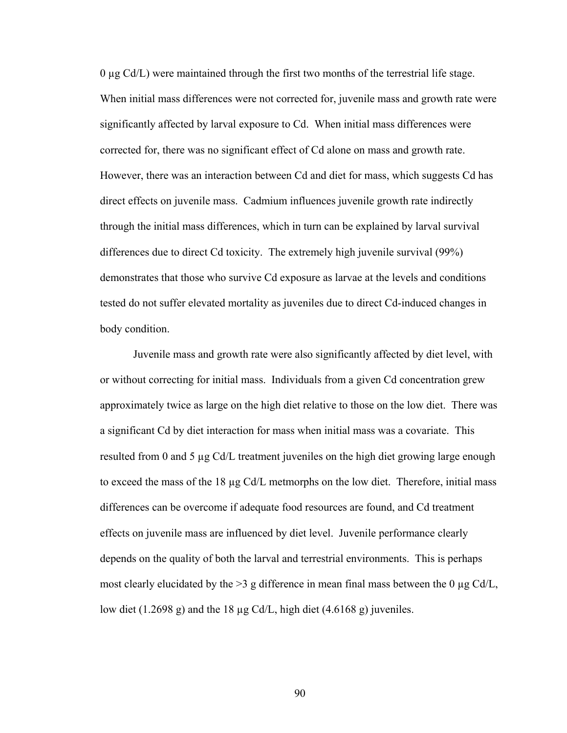0 µg Cd/L) were maintained through the first two months of the terrestrial life stage. When initial mass differences were not corrected for, juvenile mass and growth rate were significantly affected by larval exposure to Cd. When initial mass differences were corrected for, there was no significant effect of Cd alone on mass and growth rate. However, there was an interaction between Cd and diet for mass, which suggests Cd has direct effects on juvenile mass. Cadmium influences juvenile growth rate indirectly through the initial mass differences, which in turn can be explained by larval survival differences due to direct Cd toxicity. The extremely high juvenile survival (99%) demonstrates that those who survive Cd exposure as larvae at the levels and conditions tested do not suffer elevated mortality as juveniles due to direct Cd-induced changes in body condition.

Juvenile mass and growth rate were also significantly affected by diet level, with or without correcting for initial mass. Individuals from a given Cd concentration grew approximately twice as large on the high diet relative to those on the low diet. There was a significant Cd by diet interaction for mass when initial mass was a covariate. This resulted from 0 and 5 µg Cd/L treatment juveniles on the high diet growing large enough to exceed the mass of the 18 µg Cd/L metmorphs on the low diet. Therefore, initial mass differences can be overcome if adequate food resources are found, and Cd treatment effects on juvenile mass are influenced by diet level. Juvenile performance clearly depends on the quality of both the larval and terrestrial environments. This is perhaps most clearly elucidated by the >3 g difference in mean final mass between the 0 µg Cd/L, low diet (1.2698 g) and the 18 µg Cd/L, high diet (4.6168 g) juveniles.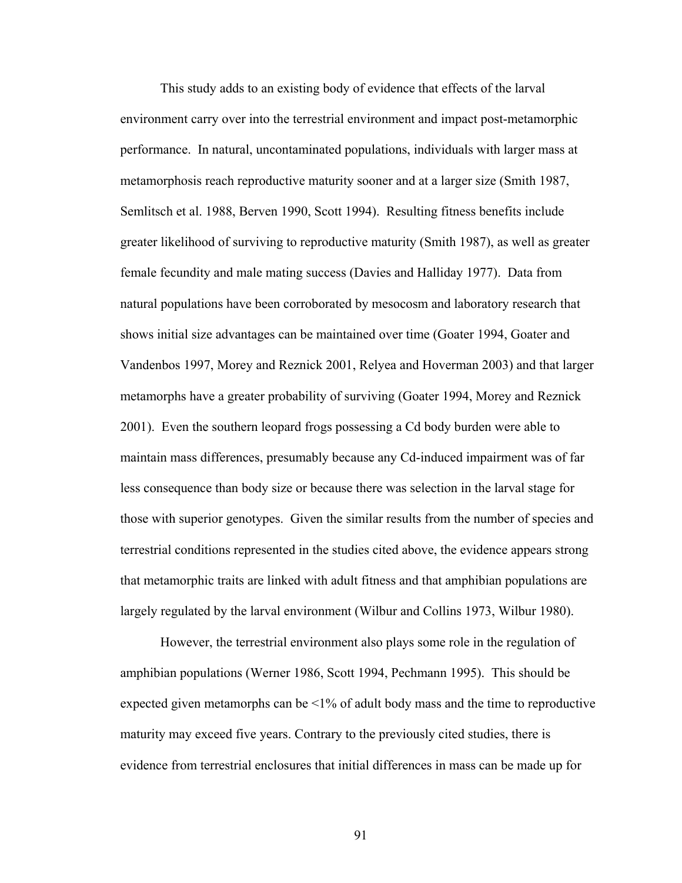This study adds to an existing body of evidence that effects of the larval environment carry over into the terrestrial environment and impact post-metamorphic performance. In natural, uncontaminated populations, individuals with larger mass at metamorphosis reach reproductive maturity sooner and at a larger size (Smith 1987, Semlitsch et al. 1988, Berven 1990, Scott 1994). Resulting fitness benefits include greater likelihood of surviving to reproductive maturity (Smith 1987), as well as greater female fecundity and male mating success (Davies and Halliday 1977). Data from natural populations have been corroborated by mesocosm and laboratory research that shows initial size advantages can be maintained over time (Goater 1994, Goater and Vandenbos 1997, Morey and Reznick 2001, Relyea and Hoverman 2003) and that larger metamorphs have a greater probability of surviving (Goater 1994, Morey and Reznick 2001). Even the southern leopard frogs possessing a Cd body burden were able to maintain mass differences, presumably because any Cd-induced impairment was of far less consequence than body size or because there was selection in the larval stage for those with superior genotypes. Given the similar results from the number of species and terrestrial conditions represented in the studies cited above, the evidence appears strong that metamorphic traits are linked with adult fitness and that amphibian populations are largely regulated by the larval environment (Wilbur and Collins 1973, Wilbur 1980).

However, the terrestrial environment also plays some role in the regulation of amphibian populations (Werner 1986, Scott 1994, Pechmann 1995). This should be expected given metamorphs can be <1% of adult body mass and the time to reproductive maturity may exceed five years. Contrary to the previously cited studies, there is evidence from terrestrial enclosures that initial differences in mass can be made up for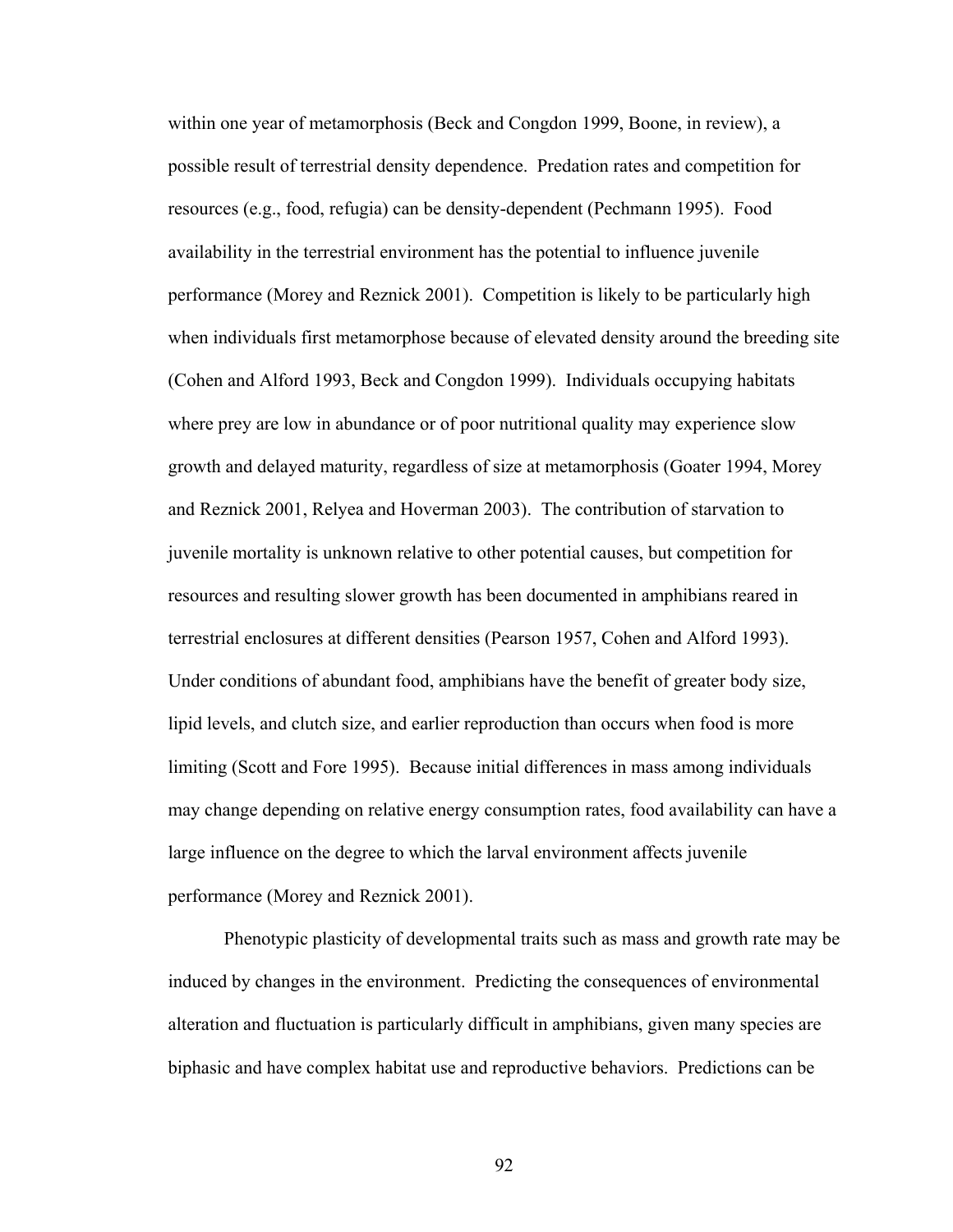within one year of metamorphosis (Beck and Congdon 1999, Boone, in review), a possible result of terrestrial density dependence. Predation rates and competition for resources (e.g., food, refugia) can be density-dependent (Pechmann 1995). Food availability in the terrestrial environment has the potential to influence juvenile performance (Morey and Reznick 2001). Competition is likely to be particularly high when individuals first metamorphose because of elevated density around the breeding site (Cohen and Alford 1993, Beck and Congdon 1999). Individuals occupying habitats where prey are low in abundance or of poor nutritional quality may experience slow growth and delayed maturity, regardless of size at metamorphosis (Goater 1994, Morey and Reznick 2001, Relyea and Hoverman 2003). The contribution of starvation to juvenile mortality is unknown relative to other potential causes, but competition for resources and resulting slower growth has been documented in amphibians reared in terrestrial enclosures at different densities (Pearson 1957, Cohen and Alford 1993). Under conditions of abundant food, amphibians have the benefit of greater body size, lipid levels, and clutch size, and earlier reproduction than occurs when food is more limiting (Scott and Fore 1995). Because initial differences in mass among individuals may change depending on relative energy consumption rates, food availability can have a large influence on the degree to which the larval environment affects juvenile performance (Morey and Reznick 2001).

Phenotypic plasticity of developmental traits such as mass and growth rate may be induced by changes in the environment. Predicting the consequences of environmental alteration and fluctuation is particularly difficult in amphibians, given many species are biphasic and have complex habitat use and reproductive behaviors. Predictions can be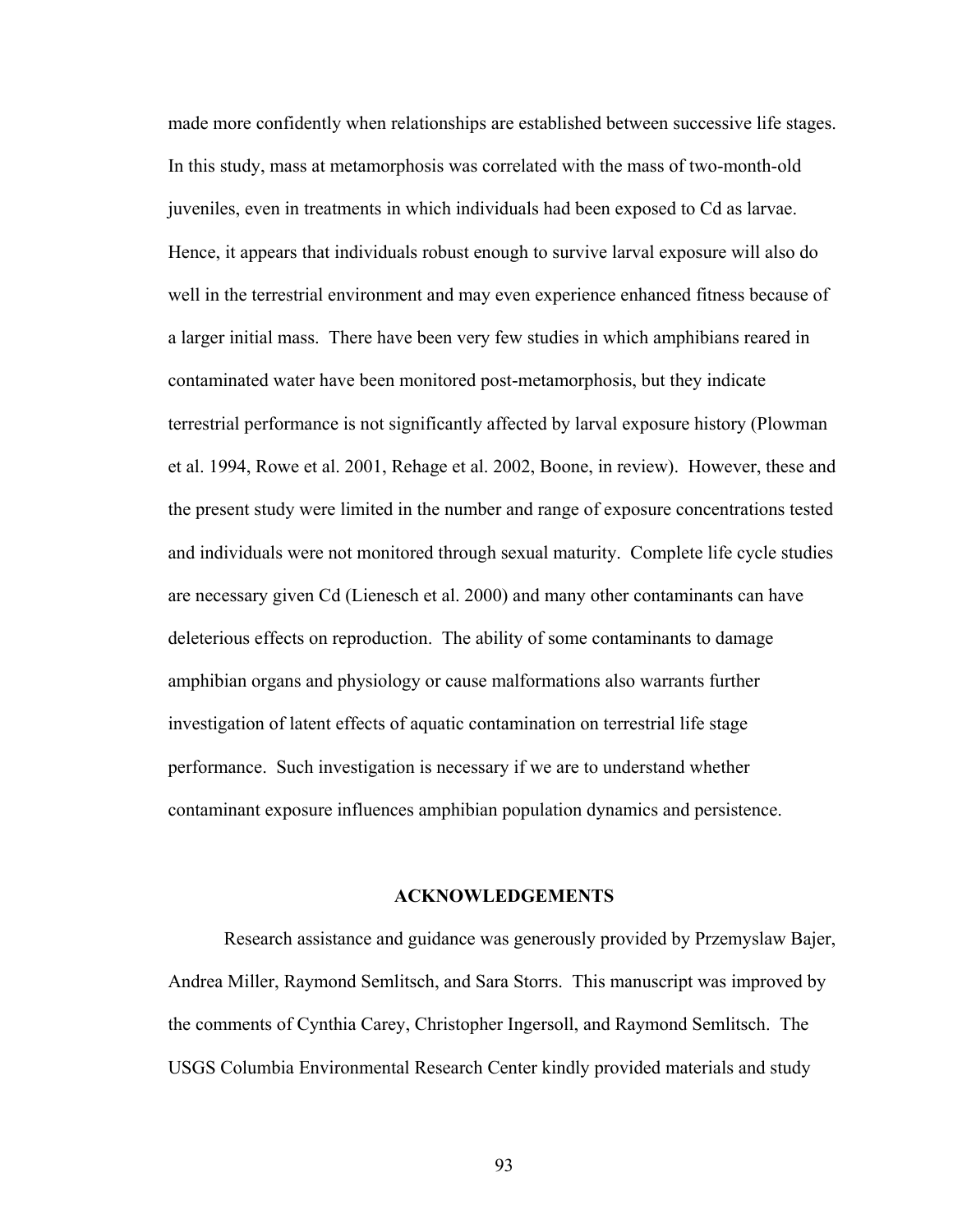made more confidently when relationships are established between successive life stages. In this study, mass at metamorphosis was correlated with the mass of two-month-old juveniles, even in treatments in which individuals had been exposed to Cd as larvae. Hence, it appears that individuals robust enough to survive larval exposure will also do well in the terrestrial environment and may even experience enhanced fitness because of a larger initial mass. There have been very few studies in which amphibians reared in contaminated water have been monitored post-metamorphosis, but they indicate terrestrial performance is not significantly affected by larval exposure history (Plowman et al. 1994, Rowe et al. 2001, Rehage et al. 2002, Boone, in review). However, these and the present study were limited in the number and range of exposure concentrations tested and individuals were not monitored through sexual maturity. Complete life cycle studies are necessary given Cd (Lienesch et al. 2000) and many other contaminants can have deleterious effects on reproduction. The ability of some contaminants to damage amphibian organs and physiology or cause malformations also warrants further investigation of latent effects of aquatic contamination on terrestrial life stage performance. Such investigation is necessary if we are to understand whether contaminant exposure influences amphibian population dynamics and persistence.

## ACKNOWLEDGEMENTS

Research assistance and guidance was generously provided by Przemyslaw Bajer, Andrea Miller, Raymond Semlitsch, and Sara Storrs. This manuscript was improved by the comments of Cynthia Carey, Christopher Ingersoll, and Raymond Semlitsch. The USGS Columbia Environmental Research Center kindly provided materials and study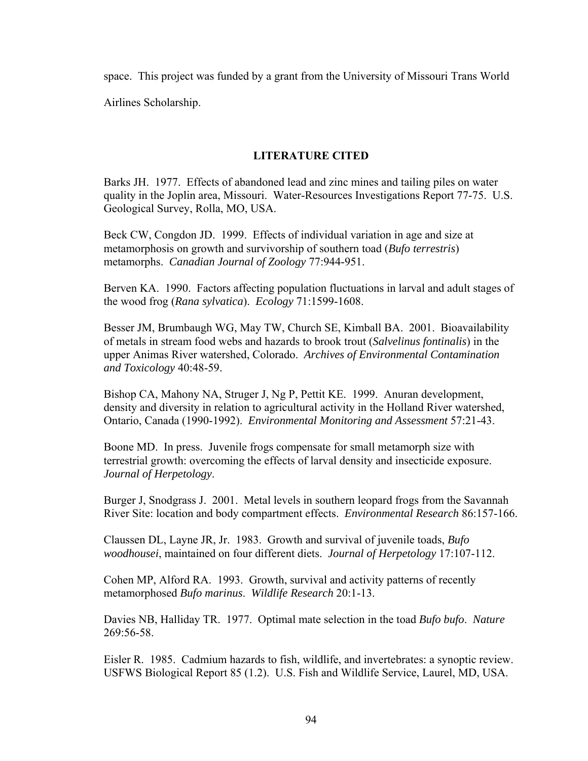space. This project was funded by a grant from the University of Missouri Trans World Airlines Scholarship.

## LITERATURE CITED

Barks JH. 1977. Effects of abandoned lead and zinc mines and tailing piles on water quality in the Joplin area, Missouri. Water-Resources Investigations Report 77-75. U.S. Geological Survey, Rolla, MO, USA.

Beck CW, Congdon JD. 1999. Effects of individual variation in age and size at metamorphosis on growth and survivorship of southern toad (*Bufo terrestris*) metamorphs. *Canadian Journal of Zoology* 77:944-951.

Berven KA. 1990. Factors affecting population fluctuations in larval and adult stages of the wood frog (*Rana sylvatica*). *Ecology* 71:1599-1608.

Besser JM, Brumbaugh WG, May TW, Church SE, Kimball BA. 2001. Bioavailability of metals in stream food webs and hazards to brook trout (*Salvelinus fontinalis*) in the upper Animas River watershed, Colorado. *Archives of Environmental Contamination and Toxicology* 40:48-59.

Bishop CA, Mahony NA, Struger J, Ng P, Pettit KE. 1999. Anuran development, density and diversity in relation to agricultural activity in the Holland River watershed, Ontario, Canada (1990-1992). *Environmental Monitoring and Assessment* 57:21-43.

Boone MD. In press. Juvenile frogs compensate for small metamorph size with terrestrial growth: overcoming the effects of larval density and insecticide exposure. *Journal of Herpetology*.

Burger J, Snodgrass J. 2001. Metal levels in southern leopard frogs from the Savannah River Site: location and body compartment effects. *Environmental Research* 86:157-166.

Claussen DL, Layne JR, Jr. 1983. Growth and survival of juvenile toads, *Bufo woodhousei*, maintained on four different diets. *Journal of Herpetology* 17:107-112.

Cohen MP, Alford RA. 1993. Growth, survival and activity patterns of recently metamorphosed *Bufo marinus*. *Wildlife Research* 20:1-13.

Davies NB, Halliday TR. 1977. Optimal mate selection in the toad *Bufo bufo*. *Nature* 269:56-58.

Eisler R. 1985. Cadmium hazards to fish, wildlife, and invertebrates: a synoptic review. USFWS Biological Report 85 (1.2). U.S. Fish and Wildlife Service, Laurel, MD, USA.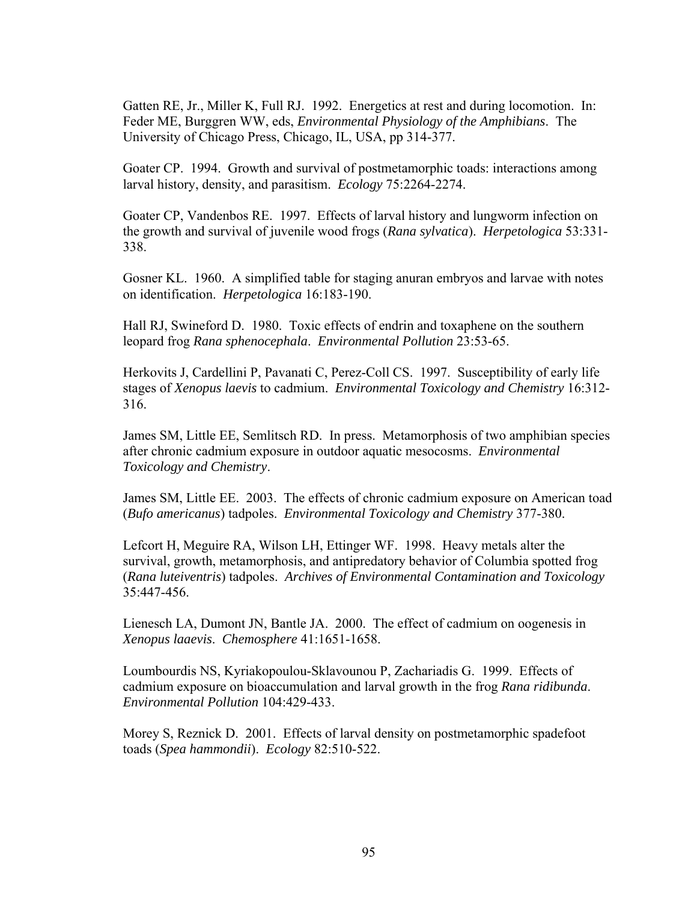Gatten RE, Jr., Miller K, Full RJ. 1992. Energetics at rest and during locomotion. In: Feder ME, Burggren WW, eds, *Environmental Physiology of the Amphibians*. The University of Chicago Press, Chicago, IL, USA, pp 314-377.

Goater CP. 1994. Growth and survival of postmetamorphic toads: interactions among larval history, density, and parasitism. *Ecology* 75:2264-2274.

Goater CP, Vandenbos RE. 1997. Effects of larval history and lungworm infection on the growth and survival of juvenile wood frogs (*Rana sylvatica*). *Herpetologica* 53:331-338.

Gosner KL. 1960. A simplified table for staging anuran embryos and larvae with notes on identification. *Herpetologica* 16:183-190.

Hall RJ, Swineford D. 1980. Toxic effects of endrin and toxaphene on the southern leopard frog *Rana sphenocephala*. *Environmental Pollution* 23:53-65.

Herkovits J, Cardellini P, Pavanati C, Perez-Coll CS. 1997. Susceptibility of early life stages of *Xenopus laevis* to cadmium. *Environmental Toxicology and Chemistry* 16:312-316.

James SM, Little EE, Semlitsch RD. In press. Metamorphosis of two amphibian species after chronic cadmium exposure in outdoor aquatic mesocosms. *Environmental Toxicology and Chemistry*.

James SM, Little EE. 2003. The effects of chronic cadmium exposure on American toad (*Bufo americanus*) tadpoles. *Environmental Toxicology and Chemistry* 377-380.

Lefcort H, Meguire RA, Wilson LH, Ettinger WF. 1998. Heavy metals alter the survival, growth, metamorphosis, and antipredatory behavior of Columbia spotted frog (*Rana luteiventris*) tadpoles. *Archives of Environmental Contamination and Toxicology* 35:447-456.

Lienesch LA, Dumont JN, Bantle JA. 2000. The effect of cadmium on oogenesis in *Xenopus laaevis*. *Chemosphere* 41:1651-1658.

Loumbourdis NS, Kyriakopoulou-Sklavounou P, Zachariadis G. 1999. Effects of cadmium exposure on bioaccumulation and larval growth in the frog *Rana ridibunda*. *Environmental Pollution* 104:429-433.

Morey S, Reznick D. 2001. Effects of larval density on postmetamorphic spadefoot toads (*Spea hammondii*). *Ecology* 82:510-522.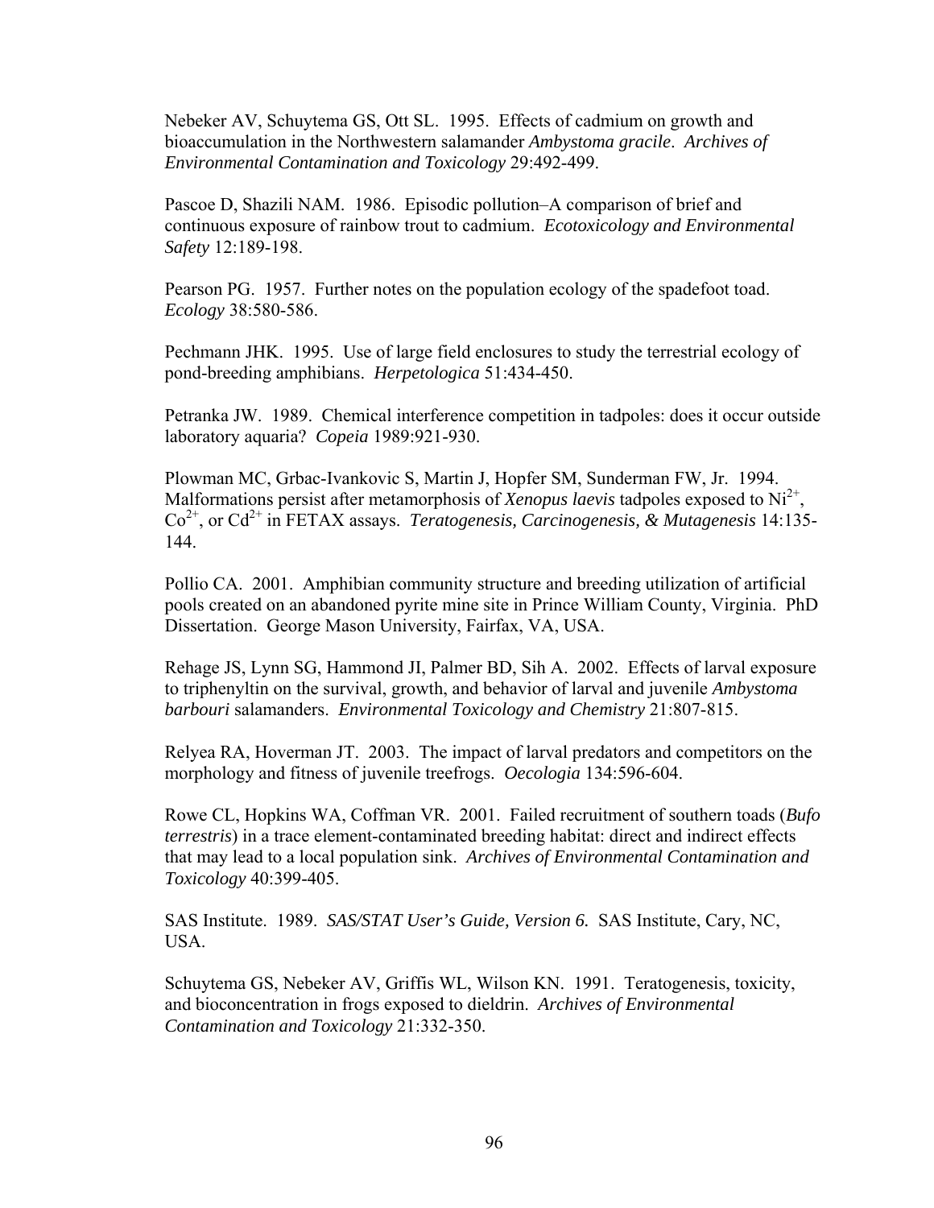Nebeker AV, Schuytema GS, Ott SL. 1995. Effects of cadmium on growth and bioaccumulation in the Northwestern salamander *Ambystoma gracile*. *Archives of Environmental Contamination and Toxicology* 29:492-499.

Pascoe D, Shazili NAM. 1986. Episodic pollution–A comparison of brief and continuous exposure of rainbow trout to cadmium. *Ecotoxicology and Environmental Safety* 12:189-198.

Pearson PG. 1957. Further notes on the population ecology of the spadefoot toad. *Ecology* 38:580-586.

Pechmann JHK. 1995. Use of large field enclosures to study the terrestrial ecology of pond-breeding amphibians. *Herpetologica* 51:434-450.

Petranka JW. 1989. Chemical interference competition in tadpoles: does it occur outside laboratory aquaria? *Copeia* 1989:921-930.

Plowman MC, Grbac-Ivankovic S, Martin J, Hopfer SM, Sunderman FW, Jr. 1994. Malformations persist after metamorphosis of *Xenopus laevis* tadpoles exposed to $Ni^{2+}$, $Co^{2+}$, or $Cd^{2+}$ in FETAX assays. *Teratogenesis, Carcinogenesis, & Mutagenesis* 14:135-144.

Pollio CA. 2001. Amphibian community structure and breeding utilization of artificial pools created on an abandoned pyrite mine site in Prince William County, Virginia. PhD Dissertation. George Mason University, Fairfax, VA, USA.

Rehage JS, Lynn SG, Hammond JI, Palmer BD, Sih A. 2002. Effects of larval exposure to triphenyltin on the survival, growth, and behavior of larval and juvenile *Ambystoma barbouri* salamanders. *Environmental Toxicology and Chemistry* 21:807-815.

Relyea RA, Hoverman JT. 2003. The impact of larval predators and competitors on the morphology and fitness of juvenile treefrogs. *Oecologia* 134:596-604.

Rowe CL, Hopkins WA, Coffman VR. 2001. Failed recruitment of southern toads (*Bufo terrestris*) in a trace element-contaminated breeding habitat: direct and indirect effects that may lead to a local population sink. *Archives of Environmental Contamination and Toxicology* 40:399-405.

SAS Institute. 1989. ***SAS/STAT User's Guide, Version 6.*** SAS Institute, Cary, NC, USA.

Schuytema GS, Nebeker AV, Griffis WL, Wilson KN. 1991. Teratogenesis, toxicity, and bioconcentration in frogs exposed to dieldrin. *Archives of Environmental Contamination and Toxicology* 21:332-350.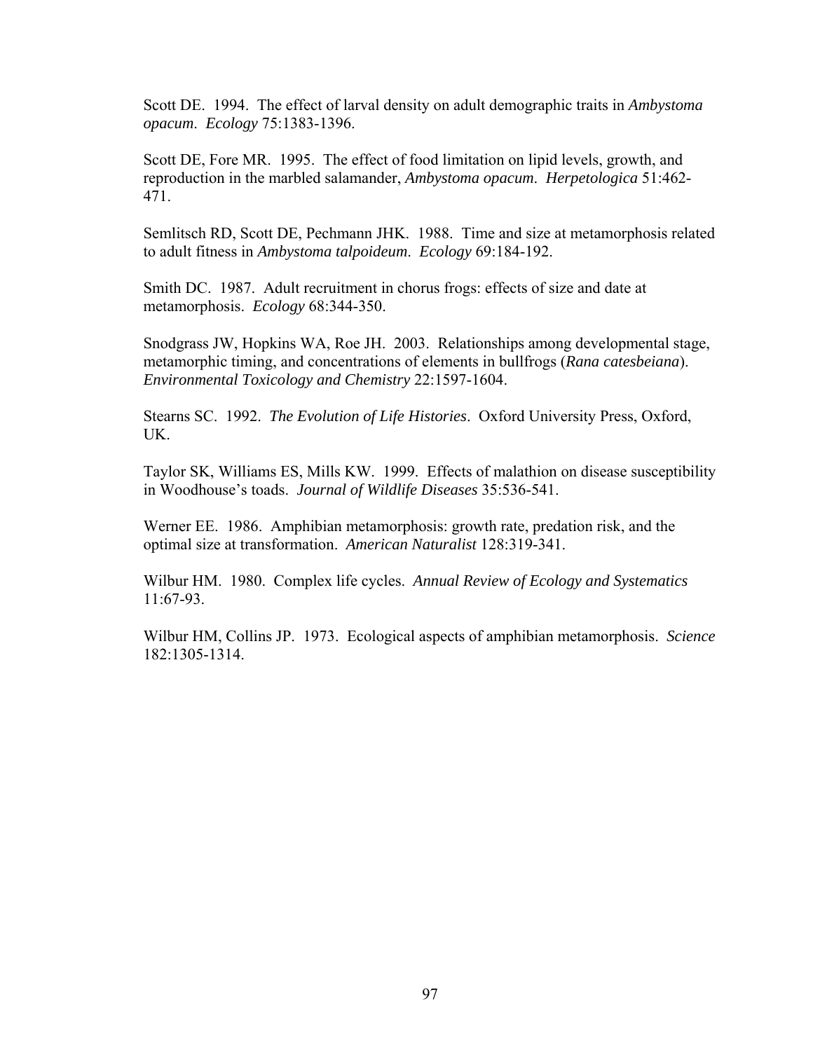Scott DE. 1994. The effect of larval density on adult demographic traits in *Ambystoma opacum*. *Ecology* 75:1383-1396.

Scott DE, Fore MR. 1995. The effect of food limitation on lipid levels, growth, and reproduction in the marbled salamander, *Ambystoma opacum*. *Herpetologica* 51:462-471.

Semlitsch RD, Scott DE, Pechmann JHK. 1988. Time and size at metamorphosis related to adult fitness in *Ambystoma talpoideum*. *Ecology* 69:184-192.

Smith DC. 1987. Adult recruitment in chorus frogs: effects of size and date at metamorphosis. *Ecology* 68:344-350.

Snodgrass JW, Hopkins WA, Roe JH. 2003. Relationships among developmental stage, metamorphic timing, and concentrations of elements in bullfrogs (*Rana catesbeiana*). *Environmental Toxicology and Chemistry* 22:1597-1604.

Stearns SC. 1992. *The Evolution of Life Histories*. Oxford University Press, Oxford, UK.

Taylor SK, Williams ES, Mills KW. 1999. Effects of malathion on disease susceptibility in Woodhouse's toads. *Journal of Wildlife Diseases* 35:536-541.

Werner EE. 1986. Amphibian metamorphosis: growth rate, predation risk, and the optimal size at transformation. *American Naturalist* 128:319-341.

Wilbur HM. 1980. Complex life cycles. *Annual Review of Ecology and Systematics* 11:67-93.

Wilbur HM, Collins JP. 1973. Ecological aspects of amphibian metamorphosis. *Science* 182:1305-1314.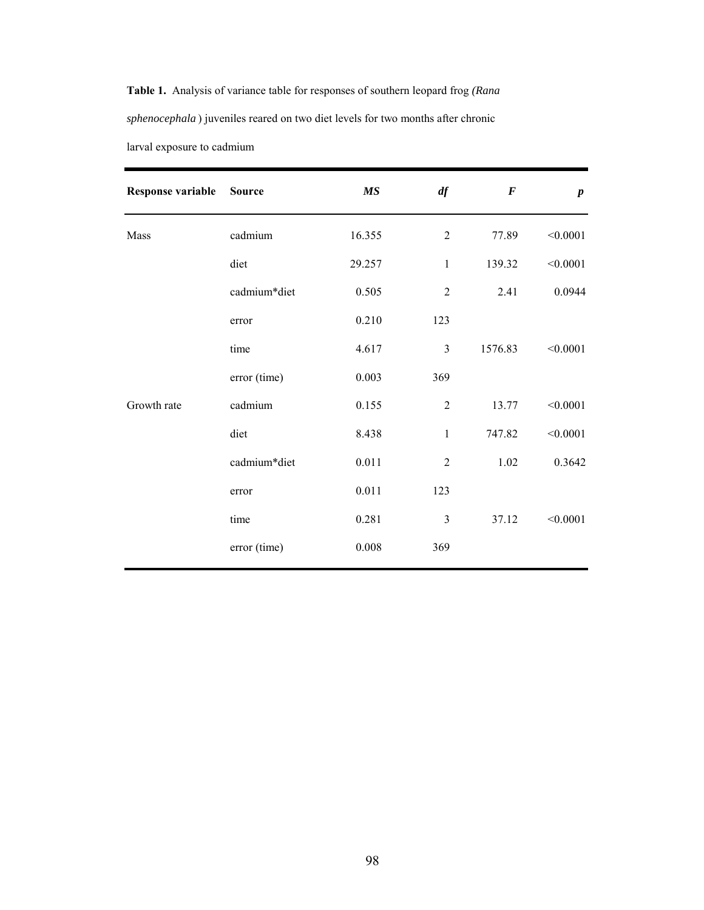**Table 1.** Analysis of variance table for responses of southern leopard frog *(Rana sphenocephala* ) juveniles reared on two diet levels for two months after chronic larval exposure to cadmium

| Response variable | Source | *MS* | *df* | *F* | *p* |
|---|---|---|---|---|---|
| Mass | cadmium | 16.355 | 2 | 77.89 | <0.0001 |
| | diet | 29.257 | 1 | 139.32 | <0.0001 |
| | cadmium*diet | 0.505 | 2 | 2.41 | 0.0944 |
| | error | 0.210 | 123 | | |
| | time | 4.617 | 3 | 1576.83 | <0.0001 |
| | error (time) | 0.003 | 369 | | |
| Growth rate | cadmium | 0.155 | 2 | 13.77 | <0.0001 |
| | diet | 8.438 | 1 | 747.82 | <0.0001 |
| | cadmium*diet | 0.011 | 2 | 1.02 | 0.3642 |
| | error | 0.011 | 123 | | |
| | time | 0.281 | 3 | 37.12 | <0.0001 |
| | error (time) | 0.008 | 369 | | |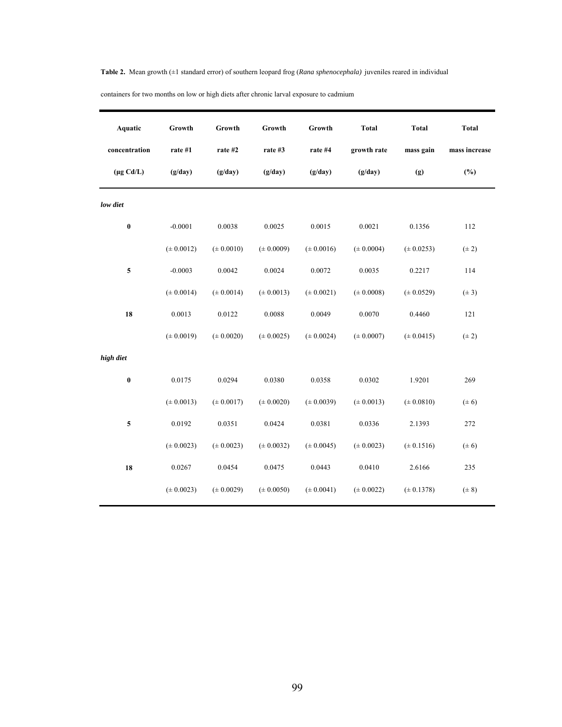**Table 2.** Mean growth (±1 standard error) of southern leopard frog (*Rana sphenocephala)* juveniles reared in individual containers for two months on low or high diets after chronic larval exposure to cadmium

| Aquatic concentration (µg Cd/L) | Growth rate #1 (g/day) | Growth rate #2 (g/day) | Growth rate #3 (g/day) | Growth rate #4 (g/day) | Total growth rate (g/day) | Total mass gain (g) | Total mass increase (%) |
|---|---|---|---|---|---|---|---|
| ***low diet*** | | | | | | | |
| **0** | -0.0001 | 0.0038 | 0.0025 | 0.0015 | 0.0021 | 0.1356 | 112 |
| | (± 0.0012) | (± 0.0010) | (± 0.0009) | (± 0.0016) | (± 0.0004) | (± 0.0253) | (± 2) |
| **5** | -0.0003 | 0.0042 | 0.0024 | 0.0072 | 0.0035 | 0.2217 | 114 |
| | (± 0.0014) | (± 0.0014) | (± 0.0013) | (± 0.0021) | (± 0.0008) | (± 0.0529) | (± 3) |
| **18** | 0.0013 | 0.0122 | 0.0088 | 0.0049 | 0.0070 | 0.4460 | 121 |
| | (± 0.0019) | (± 0.0020) | (± 0.0025) | (± 0.0024) | (± 0.0007) | (± 0.0415) | (± 2) |
| ***high diet*** | | | | | | | |
| **0** | 0.0175 | 0.0294 | 0.0380 | 0.0358 | 0.0302 | 1.9201 | 269 |
| | (± 0.0013) | (± 0.0017) | (± 0.0020) | (± 0.0039) | (± 0.0013) | (± 0.0810) | (± 6) |
| **5** | 0.0192 | 0.0351 | 0.0424 | 0.0381 | 0.0336 | 2.1393 | 272 |
| | (± 0.0023) | (± 0.0023) | (± 0.0032) | (± 0.0045) | (± 0.0023) | (± 0.1516) | (± 6) |
| **18** | 0.0267 | 0.0454 | 0.0475 | 0.0443 | 0.0410 | 2.6166 | 235 |
| | (± 0.0023) | (± 0.0029) | (± 0.0050) | (± 0.0041) | (± 0.0022) | (± 0.1378) | (± 8) |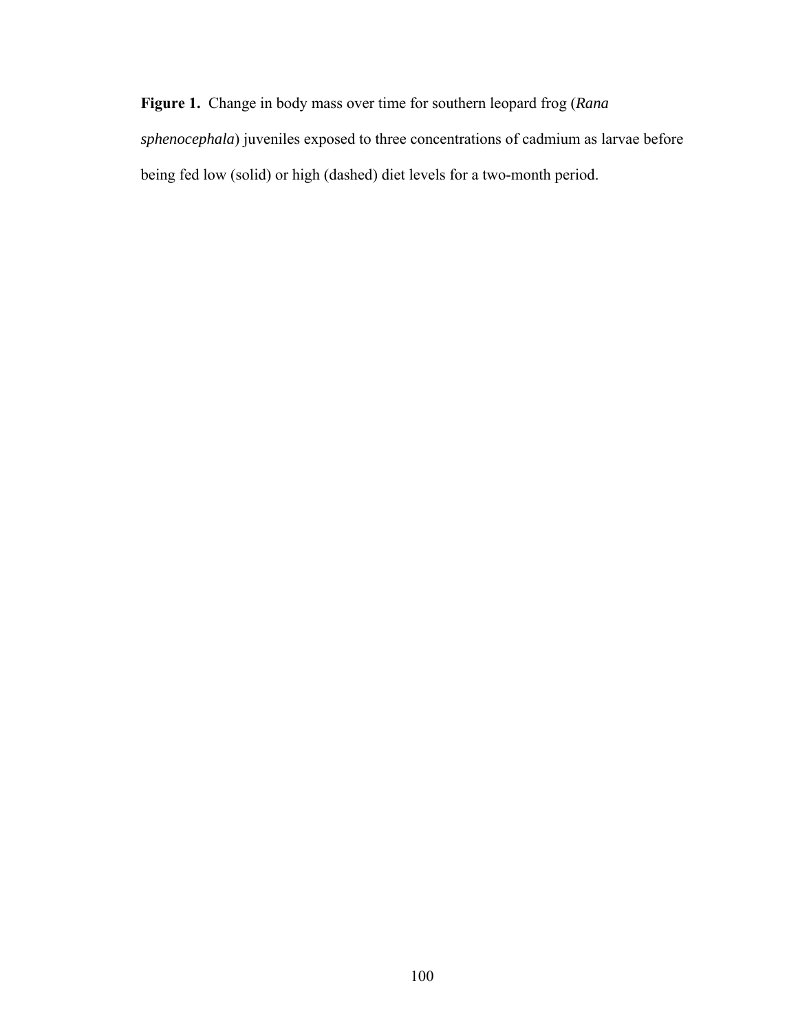**Figure 1.** Change in body mass over time for southern leopard frog (*Rana sphenocephala*) juveniles exposed to three concentrations of cadmium as larvae before being fed low (solid) or high (dashed) diet levels for a two-month period.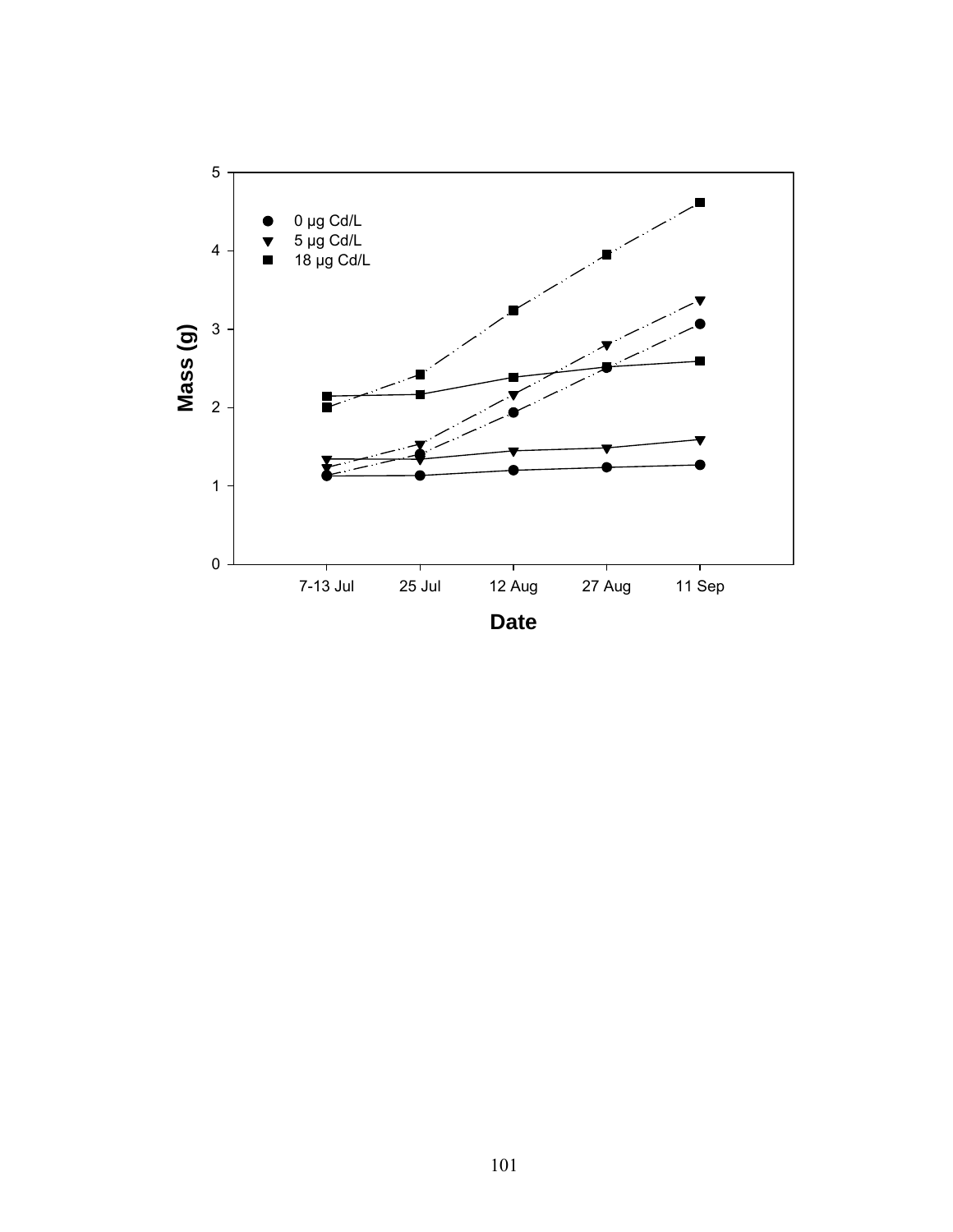0 µg Cd/L
5 µg Cd/L
18 µg Cd/L

Mass (g)

Date

7-13 Jul | 25 Jul | 12 Aug | 27 Aug | 11 Sep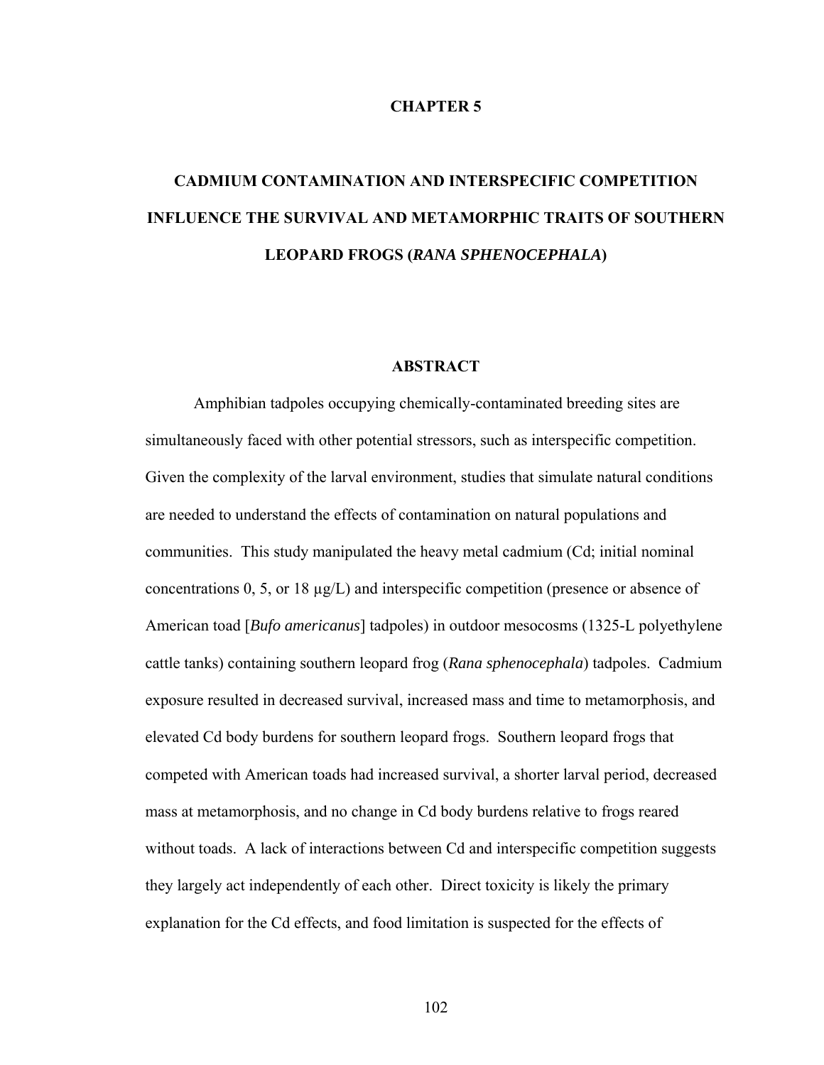# CHAPTER 5

# CADMIUM CONTAMINATION AND INTERSPECIFIC COMPETITION INFLUENCE THE SURVIVAL AND METAMORPHIC TRAITS OF SOUTHERN LEOPARD FROGS (*RANA SPHENOCEPHALA*)

## ABSTRACT

Amphibian tadpoles occupying chemically-contaminated breeding sites are simultaneously faced with other potential stressors, such as interspecific competition. Given the complexity of the larval environment, studies that simulate natural conditions are needed to understand the effects of contamination on natural populations and communities. This study manipulated the heavy metal cadmium (Cd; initial nominal concentrations 0, 5, or 18 μg/L) and interspecific competition (presence or absence of American toad [*Bufo americanus*] tadpoles) in outdoor mesocosms (1325-L polyethylene cattle tanks) containing southern leopard frog (*Rana sphenocephala*) tadpoles. Cadmium exposure resulted in decreased survival, increased mass and time to metamorphosis, and elevated Cd body burdens for southern leopard frogs. Southern leopard frogs that competed with American toads had increased survival, a shorter larval period, decreased mass at metamorphosis, and no change in Cd body burdens relative to frogs reared without toads. A lack of interactions between Cd and interspecific competition suggests they largely act independently of each other. Direct toxicity is likely the primary explanation for the Cd effects, and food limitation is suspected for the effects of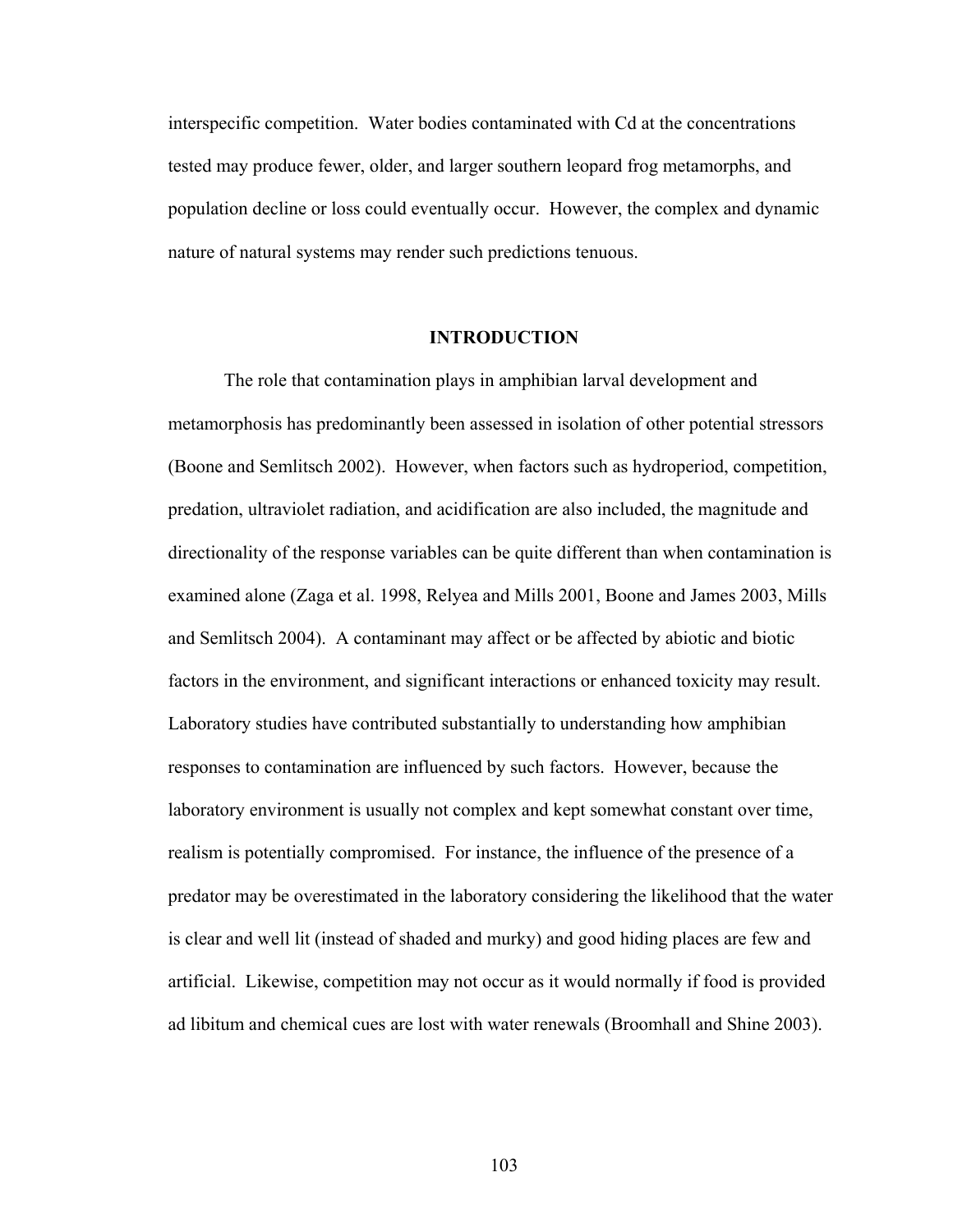interspecific competition. Water bodies contaminated with Cd at the concentrations tested may produce fewer, older, and larger southern leopard frog metamorphs, and population decline or loss could eventually occur. However, the complex and dynamic nature of natural systems may render such predictions tenuous.

## INTRODUCTION

The role that contamination plays in amphibian larval development and metamorphosis has predominantly been assessed in isolation of other potential stressors (Boone and Semlitsch 2002). However, when factors such as hydroperiod, competition, predation, ultraviolet radiation, and acidification are also included, the magnitude and directionality of the response variables can be quite different than when contamination is examined alone (Zaga et al. 1998, Relyea and Mills 2001, Boone and James 2003, Mills and Semlitsch 2004). A contaminant may affect or be affected by abiotic and biotic factors in the environment, and significant interactions or enhanced toxicity may result. Laboratory studies have contributed substantially to understanding how amphibian responses to contamination are influenced by such factors. However, because the laboratory environment is usually not complex and kept somewhat constant over time, realism is potentially compromised. For instance, the influence of the presence of a predator may be overestimated in the laboratory considering the likelihood that the water is clear and well lit (instead of shaded and murky) and good hiding places are few and artificial. Likewise, competition may not occur as it would normally if food is provided ad libitum and chemical cues are lost with water renewals (Broomhall and Shine 2003).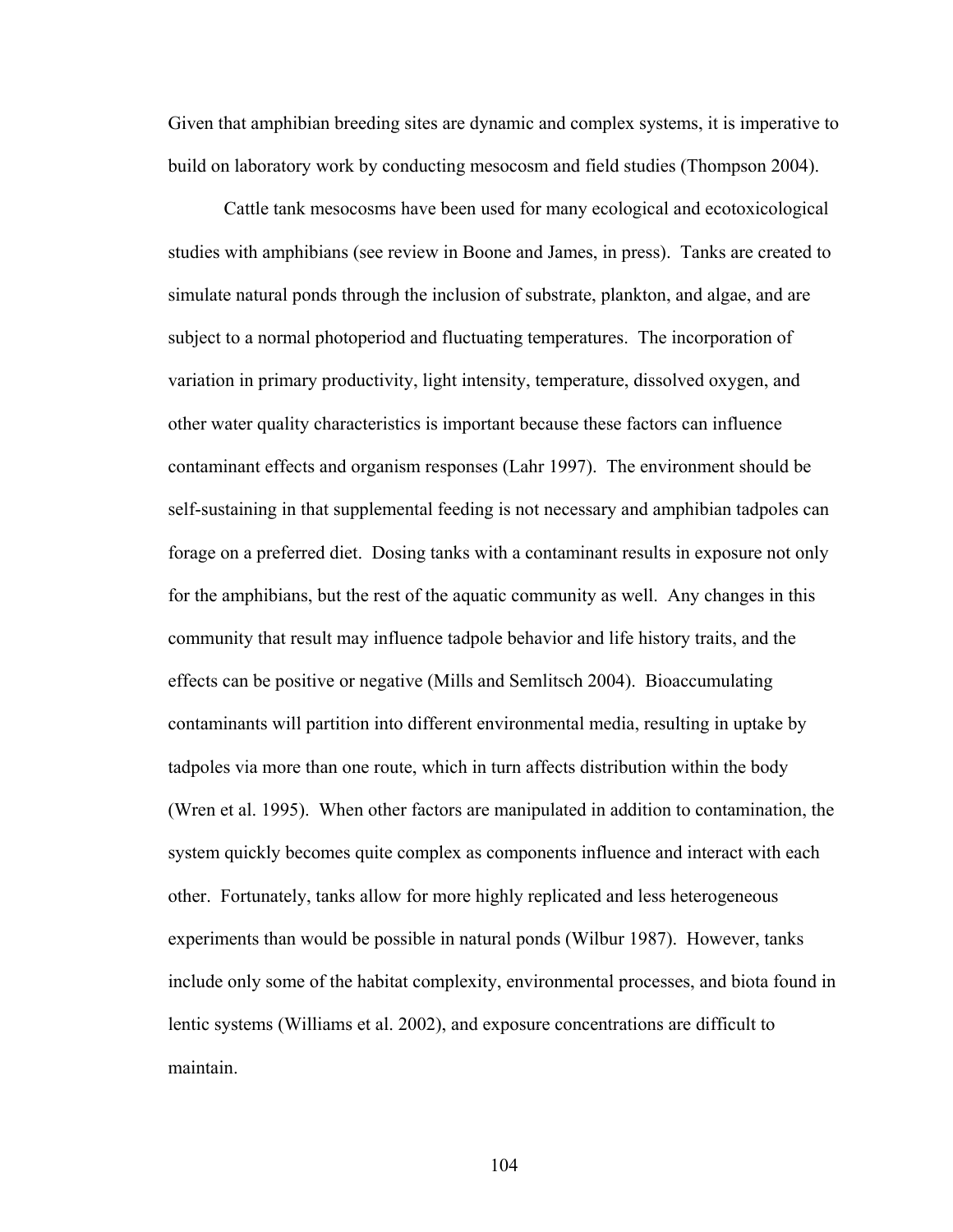Given that amphibian breeding sites are dynamic and complex systems, it is imperative to build on laboratory work by conducting mesocosm and field studies (Thompson 2004).

Cattle tank mesocosms have been used for many ecological and ecotoxicological studies with amphibians (see review in Boone and James, in press). Tanks are created to simulate natural ponds through the inclusion of substrate, plankton, and algae, and are subject to a normal photoperiod and fluctuating temperatures. The incorporation of variation in primary productivity, light intensity, temperature, dissolved oxygen, and other water quality characteristics is important because these factors can influence contaminant effects and organism responses (Lahr 1997). The environment should be self-sustaining in that supplemental feeding is not necessary and amphibian tadpoles can forage on a preferred diet. Dosing tanks with a contaminant results in exposure not only for the amphibians, but the rest of the aquatic community as well. Any changes in this community that result may influence tadpole behavior and life history traits, and the effects can be positive or negative (Mills and Semlitsch 2004). Bioaccumulating contaminants will partition into different environmental media, resulting in uptake by tadpoles via more than one route, which in turn affects distribution within the body (Wren et al. 1995). When other factors are manipulated in addition to contamination, the system quickly becomes quite complex as components influence and interact with each other. Fortunately, tanks allow for more highly replicated and less heterogeneous experiments than would be possible in natural ponds (Wilbur 1987). However, tanks include only some of the habitat complexity, environmental processes, and biota found in lentic systems (Williams et al. 2002), and exposure concentrations are difficult to maintain.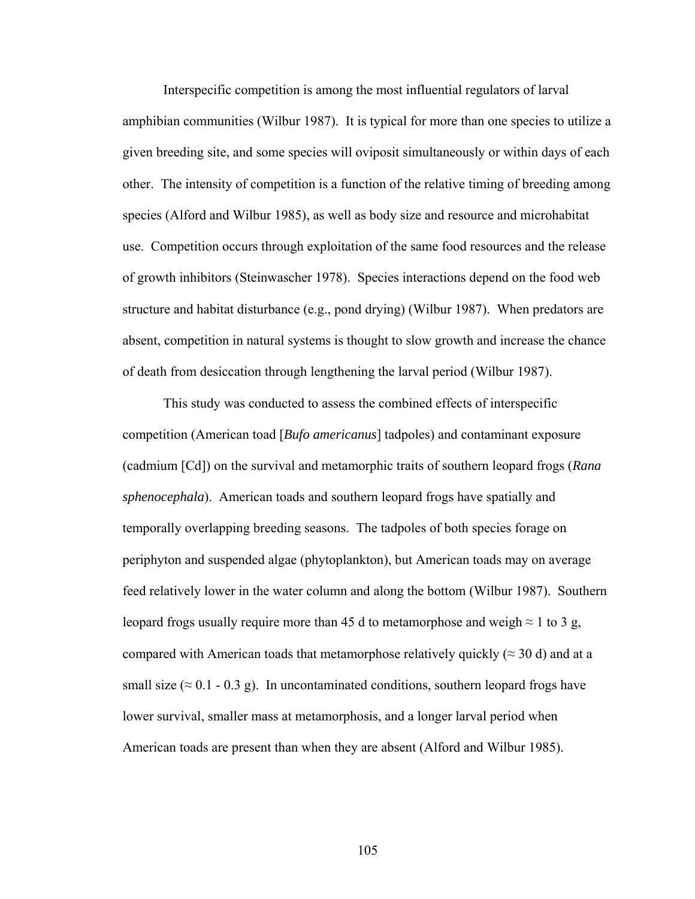Interspecific competition is among the most influential regulators of larval amphibian communities (Wilbur 1987). It is typical for more than one species to utilize a given breeding site, and some species will oviposit simultaneously or within days of each other. The intensity of competition is a function of the relative timing of breeding among species (Alford and Wilbur 1985), as well as body size and resource and microhabitat use. Competition occurs through exploitation of the same food resources and the release of growth inhibitors (Steinwascher 1978). Species interactions depend on the food web structure and habitat disturbance (e.g., pond drying) (Wilbur 1987). When predators are absent, competition in natural systems is thought to slow growth and increase the chance of death from desiccation through lengthening the larval period (Wilbur 1987).

This study was conducted to assess the combined effects of interspecific competition (American toad [*Bufo americanus*] tadpoles) and contaminant exposure (cadmium [Cd]) on the survival and metamorphic traits of southern leopard frogs (*Rana sphenocephala*). American toads and southern leopard frogs have spatially and temporally overlapping breeding seasons. The tadpoles of both species forage on periphyton and suspended algae (phytoplankton), but American toads may on average feed relatively lower in the water column and along the bottom (Wilbur 1987). Southern leopard frogs usually require more than 45 d to metamorphose and weigh ≈ 1 to 3 g, compared with American toads that metamorphose relatively quickly (≈ 30 d) and at a small size (≈ 0.1 - 0.3 g). In uncontaminated conditions, southern leopard frogs have lower survival, smaller mass at metamorphosis, and a longer larval period when American toads are present than when they are absent (Alford and Wilbur 1985).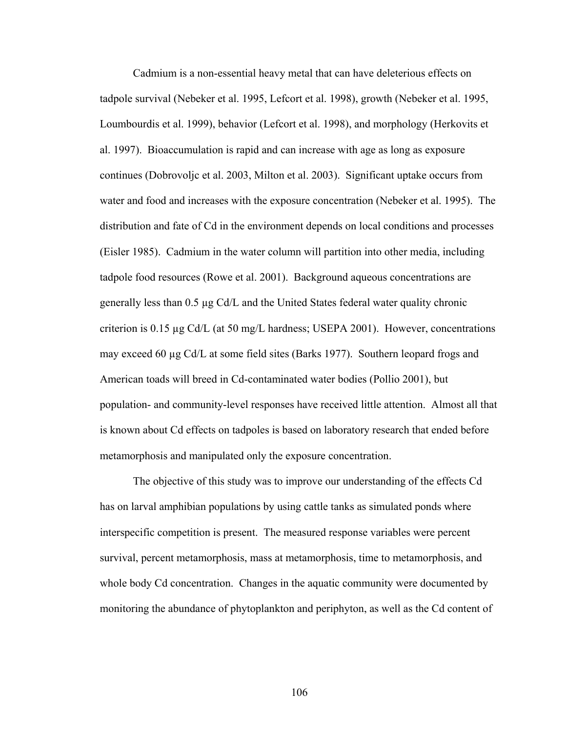Cadmium is a non-essential heavy metal that can have deleterious effects on tadpole survival (Nebeker et al. 1995, Lefcort et al. 1998), growth (Nebeker et al. 1995, Loumbourdis et al. 1999), behavior (Lefcort et al. 1998), and morphology (Herkovits et al. 1997). Bioaccumulation is rapid and can increase with age as long as exposure continues (Dobrovoljc et al. 2003, Milton et al. 2003). Significant uptake occurs from water and food and increases with the exposure concentration (Nebeker et al. 1995). The distribution and fate of Cd in the environment depends on local conditions and processes (Eisler 1985). Cadmium in the water column will partition into other media, including tadpole food resources (Rowe et al. 2001). Background aqueous concentrations are generally less than 0.5 µg Cd/L and the United States federal water quality chronic criterion is 0.15 µg Cd/L (at 50 mg/L hardness; USEPA 2001). However, concentrations may exceed 60 µg Cd/L at some field sites (Barks 1977). Southern leopard frogs and American toads will breed in Cd-contaminated water bodies (Pollio 2001), but population- and community-level responses have received little attention. Almost all that is known about Cd effects on tadpoles is based on laboratory research that ended before metamorphosis and manipulated only the exposure concentration.

The objective of this study was to improve our understanding of the effects Cd has on larval amphibian populations by using cattle tanks as simulated ponds where interspecific competition is present. The measured response variables were percent survival, percent metamorphosis, mass at metamorphosis, time to metamorphosis, and whole body Cd concentration. Changes in the aquatic community were documented by monitoring the abundance of phytoplankton and periphyton, as well as the Cd content of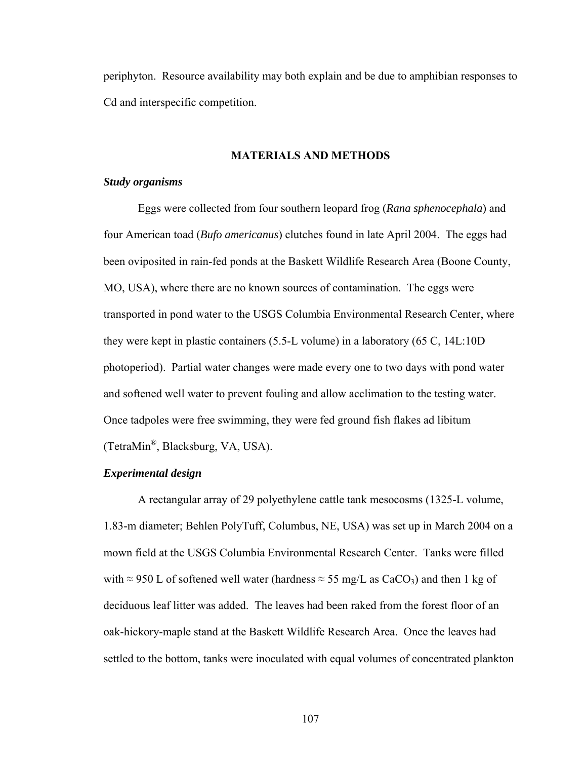periphyton. Resource availability may both explain and be due to amphibian responses to Cd and interspecific competition.

## MATERIALS AND METHODS

### *Study organisms*

Eggs were collected from four southern leopard frog (*Rana sphenocephala*) and four American toad (*Bufo americanus*) clutches found in late April 2004. The eggs had been oviposited in rain-fed ponds at the Baskett Wildlife Research Area (Boone County, MO, USA), where there are no known sources of contamination. The eggs were transported in pond water to the USGS Columbia Environmental Research Center, where they were kept in plastic containers (5.5-L volume) in a laboratory (65 C, 14L:10D photoperiod). Partial water changes were made every one to two days with pond water and softened well water to prevent fouling and allow acclimation to the testing water. Once tadpoles were free swimming, they were fed ground fish flakes ad libitum (TetraMin®, Blacksburg, VA, USA).

### *Experimental design*

A rectangular array of 29 polyethylene cattle tank mesocosms (1325-L volume, 1.83-m diameter; Behlen PolyTuff, Columbus, NE, USA) was set up in March 2004 on a mown field at the USGS Columbia Environmental Research Center. Tanks were filled with ≈ 950 L of softened well water (hardness ≈ 55 mg/L as $CaCO_3$) and then 1 kg of deciduous leaf litter was added. The leaves had been raked from the forest floor of an oak-hickory-maple stand at the Baskett Wildlife Research Area. Once the leaves had settled to the bottom, tanks were inoculated with equal volumes of concentrated plankton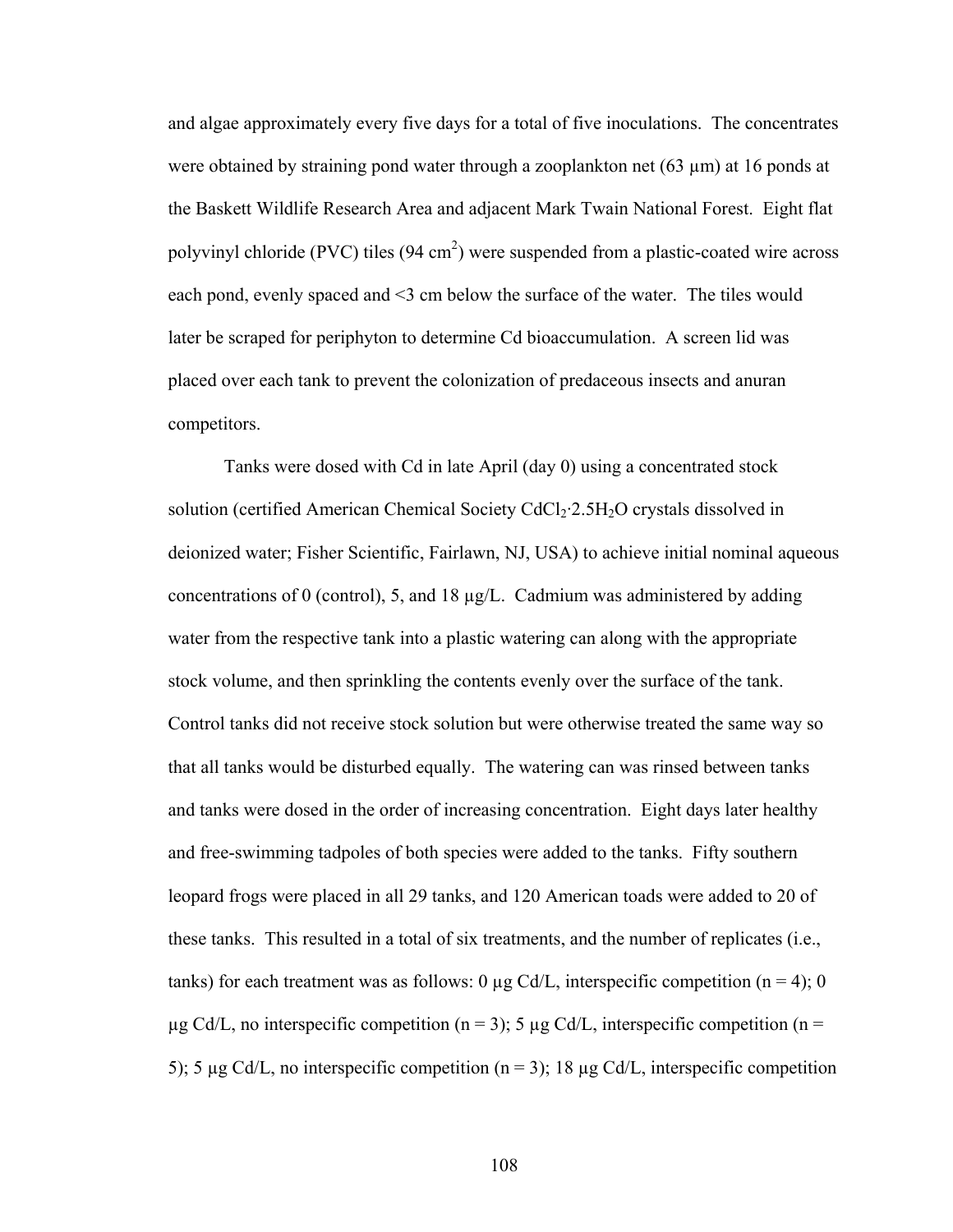and algae approximately every five days for a total of five inoculations. The concentrates were obtained by straining pond water through a zooplankton net (63 μm) at 16 ponds at the Baskett Wildlife Research Area and adjacent Mark Twain National Forest. Eight flat polyvinyl chloride (PVC) tiles (94 $cm^2$) were suspended from a plastic-coated wire across each pond, evenly spaced and <3 cm below the surface of the water. The tiles would later be scraped for periphyton to determine Cd bioaccumulation. A screen lid was placed over each tank to prevent the colonization of predaceous insects and anuran competitors.

Tanks were dosed with Cd in late April (day 0) using a concentrated stock solution (certified American Chemical Society $CdCl_2 \cdot 2.5H_2O$ crystals dissolved in deionized water; Fisher Scientific, Fairlawn, NJ, USA) to achieve initial nominal aqueous concentrations of 0 (control), 5, and 18 μg/L. Cadmium was administered by adding water from the respective tank into a plastic watering can along with the appropriate stock volume, and then sprinkling the contents evenly over the surface of the tank. Control tanks did not receive stock solution but were otherwise treated the same way so that all tanks would be disturbed equally. The watering can was rinsed between tanks and tanks were dosed in the order of increasing concentration. Eight days later healthy and free-swimming tadpoles of both species were added to the tanks. Fifty southern leopard frogs were placed in all 29 tanks, and 120 American toads were added to 20 of these tanks. This resulted in a total of six treatments, and the number of replicates (i.e., tanks) for each treatment was as follows: 0 μg Cd/L, interspecific competition ($n = 4$); 0 μg Cd/L, no interspecific competition ($n = 3$); 5 μg Cd/L, interspecific competition ($n = 5$); 5 μg Cd/L, no interspecific competition ($n = 3$); 18 μg Cd/L, interspecific competition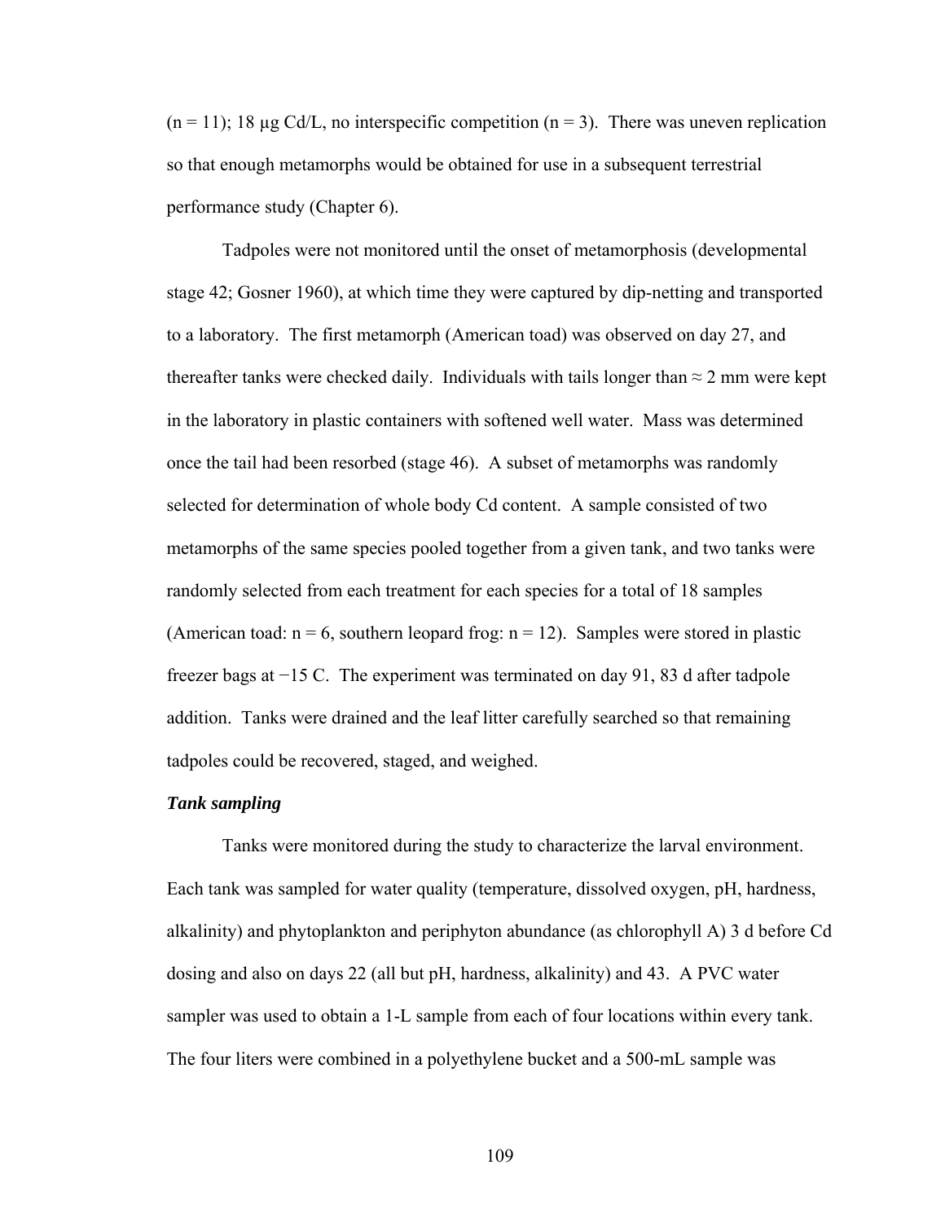(n = 11); 18 µg Cd/L, no interspecific competition (n = 3). There was uneven replication so that enough metamorphs would be obtained for use in a subsequent terrestrial performance study (Chapter 6).

Tadpoles were not monitored until the onset of metamorphosis (developmental stage 42; Gosner 1960), at which time they were captured by dip-netting and transported to a laboratory. The first metamorph (American toad) was observed on day 27, and thereafter tanks were checked daily. Individuals with tails longer than ≈ 2 mm were kept in the laboratory in plastic containers with softened well water. Mass was determined once the tail had been resorbed (stage 46). A subset of metamorphs was randomly selected for determination of whole body Cd content. A sample consisted of two metamorphs of the same species pooled together from a given tank, and two tanks were randomly selected from each treatment for each species for a total of 18 samples (American toad: n = 6, southern leopard frog: n = 12). Samples were stored in plastic freezer bags at −15 C. The experiment was terminated on day 91, 83 d after tadpole addition. Tanks were drained and the leaf litter carefully searched so that remaining tadpoles could be recovered, staged, and weighed.

***Tank sampling***

Tanks were monitored during the study to characterize the larval environment. Each tank was sampled for water quality (temperature, dissolved oxygen, pH, hardness, alkalinity) and phytoplankton and periphyton abundance (as chlorophyll A) 3 d before Cd dosing and also on days 22 (all but pH, hardness, alkalinity) and 43. A PVC water sampler was used to obtain a 1-L sample from each of four locations within every tank. The four liters were combined in a polyethylene bucket and a 500-mL sample was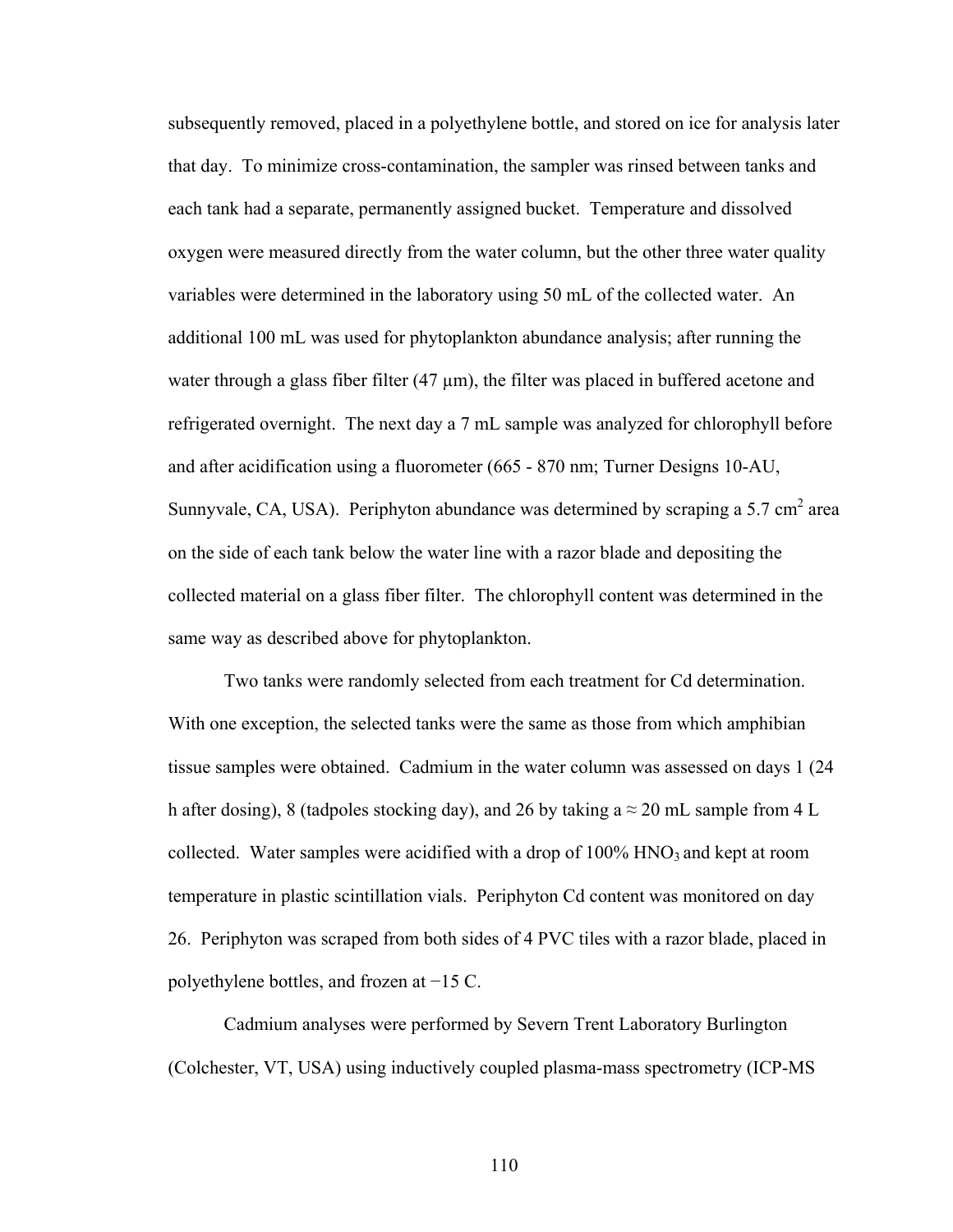subsequently removed, placed in a polyethylene bottle, and stored on ice for analysis later that day. To minimize cross-contamination, the sampler was rinsed between tanks and each tank had a separate, permanently assigned bucket. Temperature and dissolved oxygen were measured directly from the water column, but the other three water quality variables were determined in the laboratory using 50 mL of the collected water. An additional 100 mL was used for phytoplankton abundance analysis; after running the water through a glass fiber filter (47 µm), the filter was placed in buffered acetone and refrigerated overnight. The next day a 7 mL sample was analyzed for chlorophyll before and after acidification using a fluorometer (665 - 870 nm; Turner Designs 10-AU, Sunnyvale, CA, USA). Periphyton abundance was determined by scraping a 5.7 $cm^2$ area on the side of each tank below the water line with a razor blade and depositing the collected material on a glass fiber filter. The chlorophyll content was determined in the same way as described above for phytoplankton.

Two tanks were randomly selected from each treatment for Cd determination. With one exception, the selected tanks were the same as those from which amphibian tissue samples were obtained. Cadmium in the water column was assessed on days 1 (24 h after dosing), 8 (tadpoles stocking day), and 26 by taking a ≈ 20 mL sample from 4 L collected. Water samples were acidified with a drop of 100% $HNO_3$ and kept at room temperature in plastic scintillation vials. Periphyton Cd content was monitored on day 26. Periphyton was scraped from both sides of 4 PVC tiles with a razor blade, placed in polyethylene bottles, and frozen at −15 C.

Cadmium analyses were performed by Severn Trent Laboratory Burlington (Colchester, VT, USA) using inductively coupled plasma-mass spectrometry (ICP-MS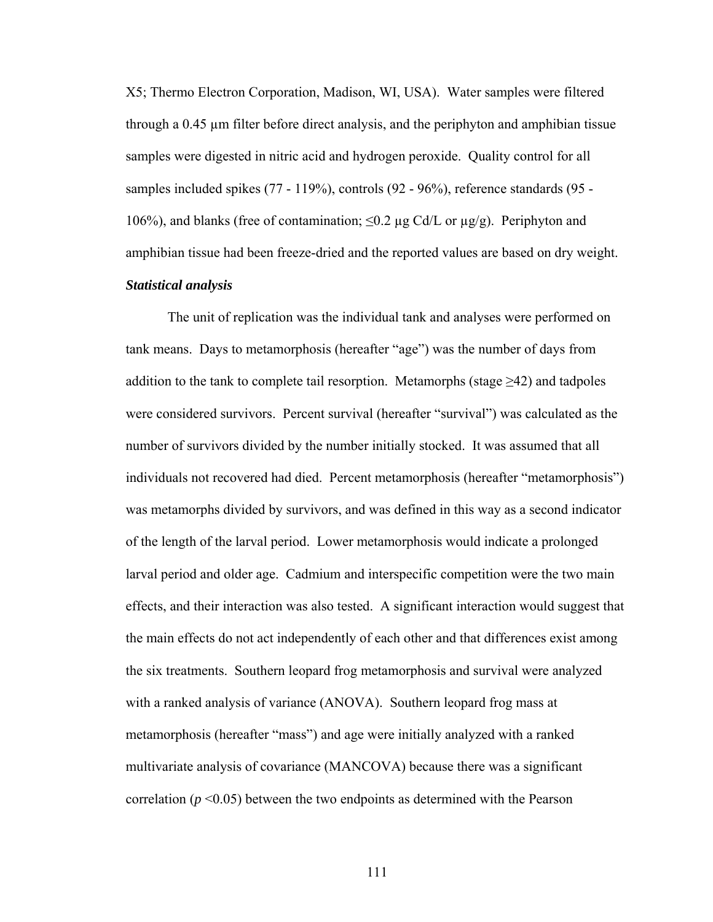X5; Thermo Electron Corporation, Madison, WI, USA). Water samples were filtered through a 0.45 μm filter before direct analysis, and the periphyton and amphibian tissue samples were digested in nitric acid and hydrogen peroxide. Quality control for all samples included spikes (77 - 119%), controls (92 - 96%), reference standards (95 - 106%), and blanks (free of contamination; ≤0.2 μg Cd/L or μg/g). Periphyton and amphibian tissue had been freeze-dried and the reported values are based on dry weight.

***Statistical analysis***

The unit of replication was the individual tank and analyses were performed on tank means. Days to metamorphosis (hereafter "age") was the number of days from addition to the tank to complete tail resorption. Metamorphs (stage ≥42) and tadpoles were considered survivors. Percent survival (hereafter "survival") was calculated as the number of survivors divided by the number initially stocked. It was assumed that all individuals not recovered had died. Percent metamorphosis (hereafter "metamorphosis") was metamorphs divided by survivors, and was defined in this way as a second indicator of the length of the larval period. Lower metamorphosis would indicate a prolonged larval period and older age. Cadmium and interspecific competition were the two main effects, and their interaction was also tested. A significant interaction would suggest that the main effects do not act independently of each other and that differences exist among the six treatments. Southern leopard frog metamorphosis and survival were analyzed with a ranked analysis of variance (ANOVA). Southern leopard frog mass at metamorphosis (hereafter "mass") and age were initially analyzed with a ranked multivariate analysis of covariance (MANCOVA) because there was a significant correlation ($p < 0.05$) between the two endpoints as determined with the Pearson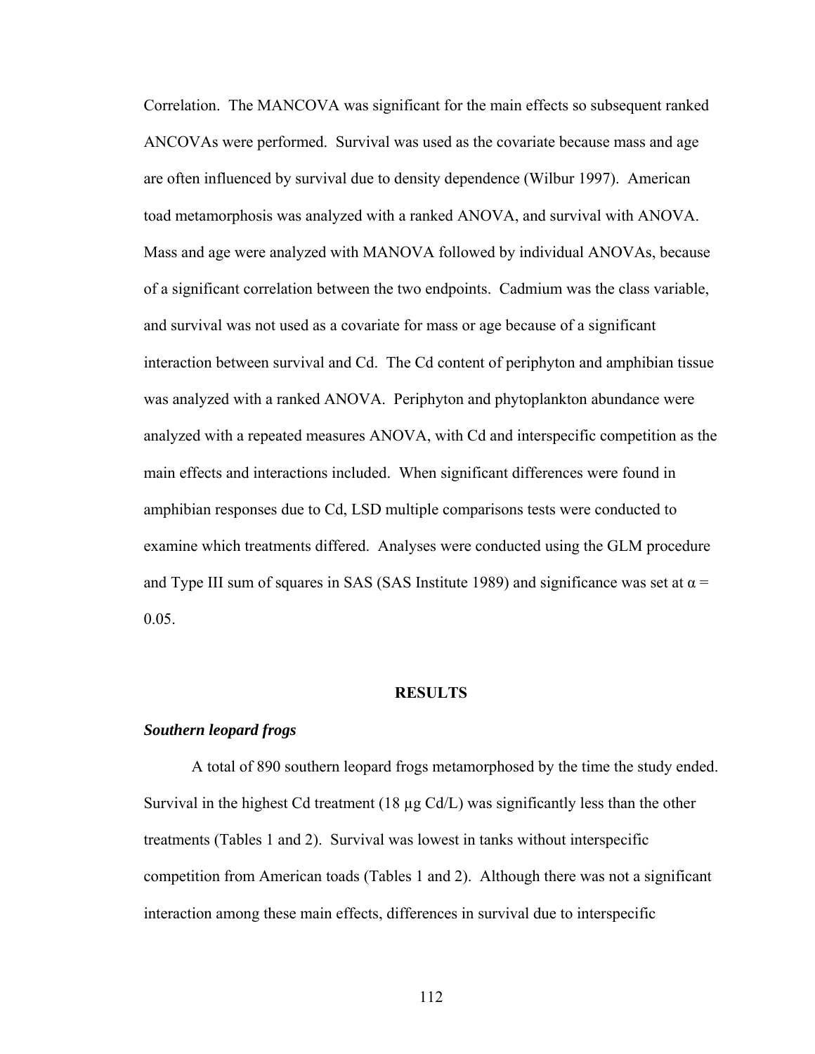Correlation. The MANCOVA was significant for the main effects so subsequent ranked ANCOVAs were performed. Survival was used as the covariate because mass and age are often influenced by survival due to density dependence (Wilbur 1997). American toad metamorphosis was analyzed with a ranked ANOVA, and survival with ANOVA. Mass and age were analyzed with MANOVA followed by individual ANOVAs, because of a significant correlation between the two endpoints. Cadmium was the class variable, and survival was not used as a covariate for mass or age because of a significant interaction between survival and Cd. The Cd content of periphyton and amphibian tissue was analyzed with a ranked ANOVA. Periphyton and phytoplankton abundance were analyzed with a repeated measures ANOVA, with Cd and interspecific competition as the main effects and interactions included. When significant differences were found in amphibian responses due to Cd, LSD multiple comparisons tests were conducted to examine which treatments differed. Analyses were conducted using the GLM procedure and Type III sum of squares in SAS (SAS Institute 1989) and significance was set at $\alpha = 0.05$.

## RESULTS

### *Southern leopard frogs*

A total of 890 southern leopard frogs metamorphosed by the time the study ended. Survival in the highest Cd treatment (18 µg Cd/L) was significantly less than the other treatments (Tables 1 and 2). Survival was lowest in tanks without interspecific competition from American toads (Tables 1 and 2). Although there was not a significant interaction among these main effects, differences in survival due to interspecific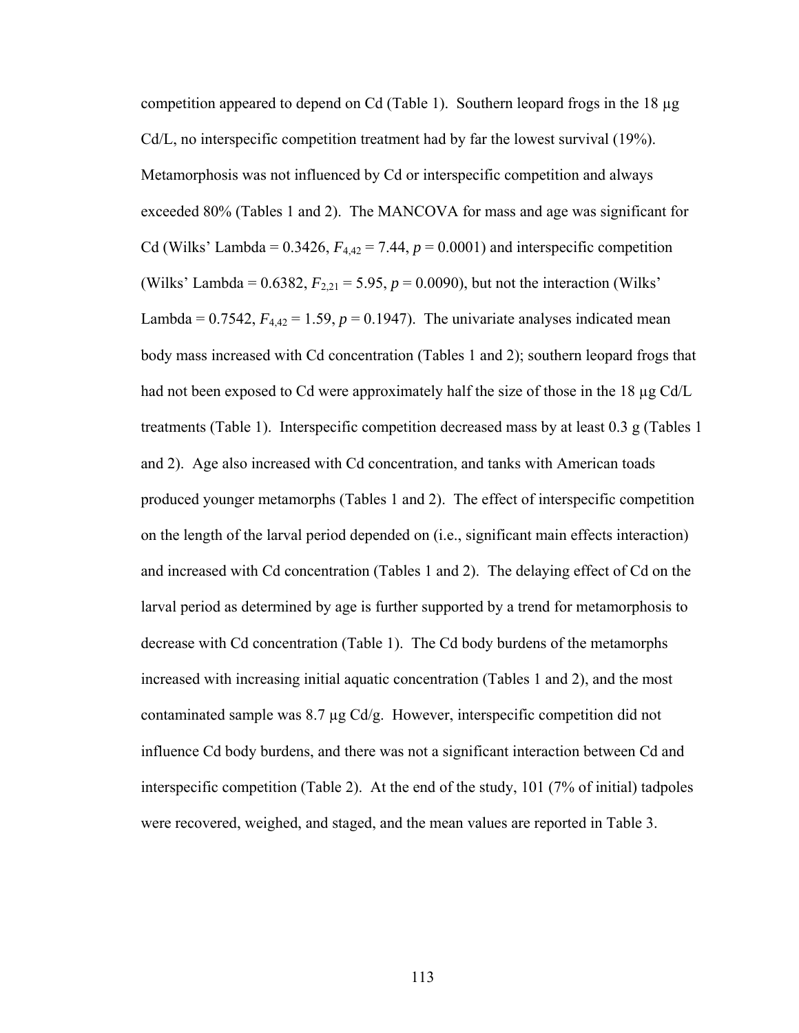competition appeared to depend on Cd (Table 1). Southern leopard frogs in the 18 μg Cd/L, no interspecific competition treatment had by far the lowest survival (19%). Metamorphosis was not influenced by Cd or interspecific competition and always exceeded 80% (Tables 1 and 2). The MANCOVA for mass and age was significant for Cd (Wilks' Lambda = 0.3426, $F_{4,42} = 7.44$, $p = 0.0001$) and interspecific competition (Wilks' Lambda = 0.6382, $F_{2,21} = 5.95$, $p = 0.0090$), but not the interaction (Wilks' Lambda = 0.7542, $F_{4,42} = 1.59$, $p = 0.1947$). The univariate analyses indicated mean body mass increased with Cd concentration (Tables 1 and 2); southern leopard frogs that had not been exposed to Cd were approximately half the size of those in the 18 μg Cd/L treatments (Table 1). Interspecific competition decreased mass by at least 0.3 g (Tables 1 and 2). Age also increased with Cd concentration, and tanks with American toads produced younger metamorphs (Tables 1 and 2). The effect of interspecific competition on the length of the larval period depended on (i.e., significant main effects interaction) and increased with Cd concentration (Tables 1 and 2). The delaying effect of Cd on the larval period as determined by age is further supported by a trend for metamorphosis to decrease with Cd concentration (Table 1). The Cd body burdens of the metamorphs increased with increasing initial aquatic concentration (Tables 1 and 2), and the most contaminated sample was 8.7 μg Cd/g. However, interspecific competition did not influence Cd body burdens, and there was not a significant interaction between Cd and interspecific competition (Table 2). At the end of the study, 101 (7% of initial) tadpoles were recovered, weighed, and staged, and the mean values are reported in Table 3.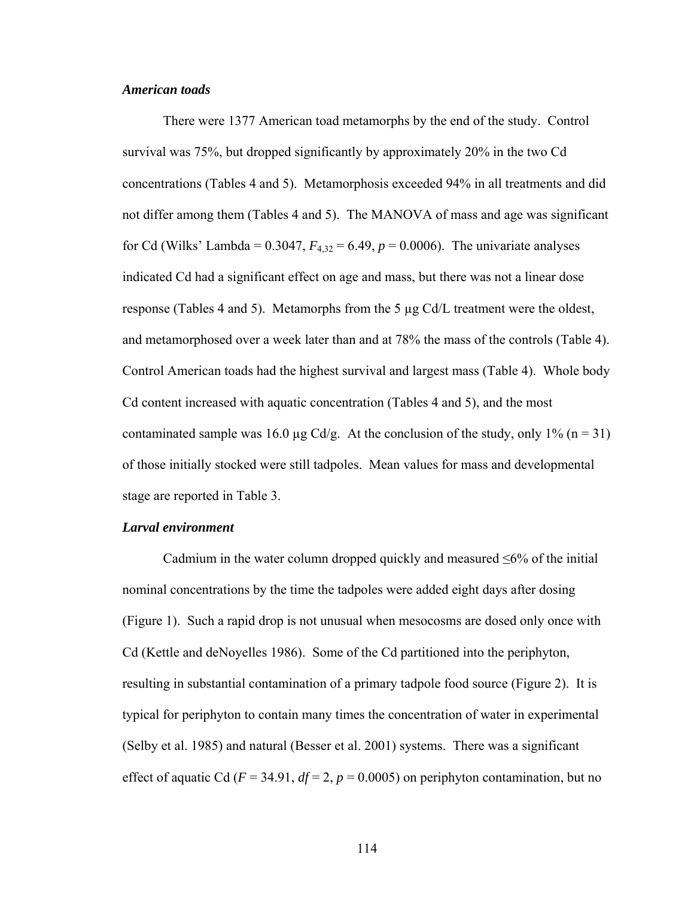### *American toads*

There were 1377 American toad metamorphs by the end of the study. Control survival was 75%, but dropped significantly by approximately 20% in the two Cd concentrations (Tables 4 and 5). Metamorphosis exceeded 94% in all treatments and did not differ among them (Tables 4 and 5). The MANOVA of mass and age was significant for Cd (Wilks' Lambda = 0.3047, $F_{4,32} = 6.49$, $p = 0.0006$). The univariate analyses indicated Cd had a significant effect on age and mass, but there was not a linear dose response (Tables 4 and 5). Metamorphs from the 5 µg Cd/L treatment were the oldest, and metamorphosed over a week later than and at 78% the mass of the controls (Table 4). Control American toads had the highest survival and largest mass (Table 4). Whole body Cd content increased with aquatic concentration (Tables 4 and 5), and the most contaminated sample was 16.0 µg Cd/g. At the conclusion of the study, only 1% (n = 31) of those initially stocked were still tadpoles. Mean values for mass and developmental stage are reported in Table 3.

### *Larval environment*

Cadmium in the water column dropped quickly and measured ≤6% of the initial nominal concentrations by the time the tadpoles were added eight days after dosing (Figure 1). Such a rapid drop is not unusual when mesocosms are dosed only once with Cd (Kettle and deNoyelles 1986). Some of the Cd partitioned into the periphyton, resulting in substantial contamination of a primary tadpole food source (Figure 2). It is typical for periphyton to contain many times the concentration of water in experimental (Selby et al. 1985) and natural (Besser et al. 2001) systems. There was a significant effect of aquatic Cd ($F = 34.91$, $df = 2$, $p = 0.0005$) on periphyton contamination, but no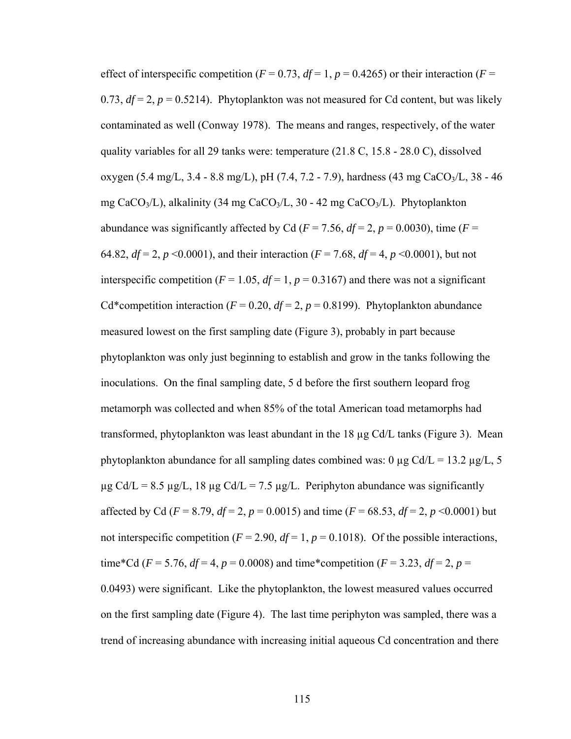effect of interspecific competition ($F$ = 0.73, $df$ = 1, $p$ = 0.4265) or their interaction ($F$ = 0.73, $df$ = 2, $p$ = 0.5214). Phytoplankton was not measured for Cd content, but was likely contaminated as well (Conway 1978). The means and ranges, respectively, of the water quality variables for all 29 tanks were: temperature (21.8 C, 15.8 - 28.0 C), dissolved oxygen (5.4 mg/L, 3.4 - 8.8 mg/L), pH (7.4, 7.2 - 7.9), hardness (43 mg $CaCO_3$/L, 38 - 46 mg $CaCO_3$/L), alkalinity (34 mg $CaCO_3$/L, 30 - 42 mg $CaCO_3$/L). Phytoplankton abundance was significantly affected by Cd ($F$ = 7.56, $df$ = 2, $p$ = 0.0030), time ($F$ = 64.82, $df$ = 2, $p$ <0.0001), and their interaction ($F$ = 7.68, $df$ = 4, $p$ <0.0001), but not interspecific competition ($F$ = 1.05, $df$ = 1, $p$ = 0.3167) and there was not a significant Cd*competition interaction ($F$ = 0.20, $df$ = 2, $p$ = 0.8199). Phytoplankton abundance measured lowest on the first sampling date (Figure 3), probably in part because phytoplankton was only just beginning to establish and grow in the tanks following the inoculations. On the final sampling date, 5 d before the first southern leopard frog metamorph was collected and when 85% of the total American toad metamorphs had transformed, phytoplankton was least abundant in the 18 µg Cd/L tanks (Figure 3). Mean phytoplankton abundance for all sampling dates combined was: 0 µg Cd/L = 13.2 µg/L, 5 µg Cd/L = 8.5 µg/L, 18 µg Cd/L = 7.5 µg/L. Periphyton abundance was significantly affected by Cd ($F$ = 8.79, $df$ = 2, $p$ = 0.0015) and time ($F$ = 68.53, $df$ = 2, $p$ <0.0001) but not interspecific competition ($F$ = 2.90, $df$ = 1, $p$ = 0.1018). Of the possible interactions, time*Cd ($F$ = 5.76, $df$ = 4, $p$ = 0.0008) and time*competition ($F$ = 3.23, $df$ = 2, $p$ = 0.0493) were significant. Like the phytoplankton, the lowest measured values occurred on the first sampling date (Figure 4). The last time periphyton was sampled, there was a trend of increasing abundance with increasing initial aqueous Cd concentration and there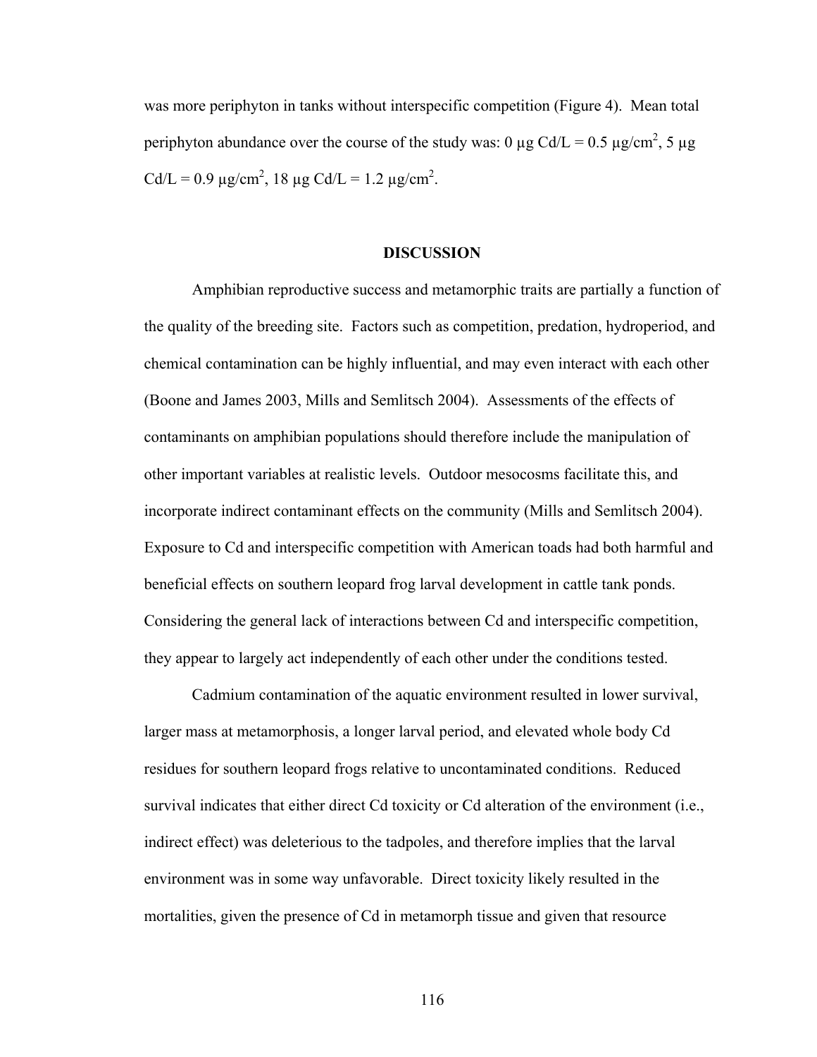was more periphyton in tanks without interspecific competition (Figure 4). Mean total periphyton abundance over the course of the study was: 0 μg Cd/L = 0.5 μg/cm$^2$, 5 μg Cd/L = 0.9 μg/cm$^2$, 18 μg Cd/L = 1.2 μg/cm$^2$.

## DISCUSSION

Amphibian reproductive success and metamorphic traits are partially a function of the quality of the breeding site. Factors such as competition, predation, hydroperiod, and chemical contamination can be highly influential, and may even interact with each other (Boone and James 2003, Mills and Semlitsch 2004). Assessments of the effects of contaminants on amphibian populations should therefore include the manipulation of other important variables at realistic levels. Outdoor mesocosms facilitate this, and incorporate indirect contaminant effects on the community (Mills and Semlitsch 2004). Exposure to Cd and interspecific competition with American toads had both harmful and beneficial effects on southern leopard frog larval development in cattle tank ponds. Considering the general lack of interactions between Cd and interspecific competition, they appear to largely act independently of each other under the conditions tested.

Cadmium contamination of the aquatic environment resulted in lower survival, larger mass at metamorphosis, a longer larval period, and elevated whole body Cd residues for southern leopard frogs relative to uncontaminated conditions. Reduced survival indicates that either direct Cd toxicity or Cd alteration of the environment (i.e., indirect effect) was deleterious to the tadpoles, and therefore implies that the larval environment was in some way unfavorable. Direct toxicity likely resulted in the mortalities, given the presence of Cd in metamorph tissue and given that resource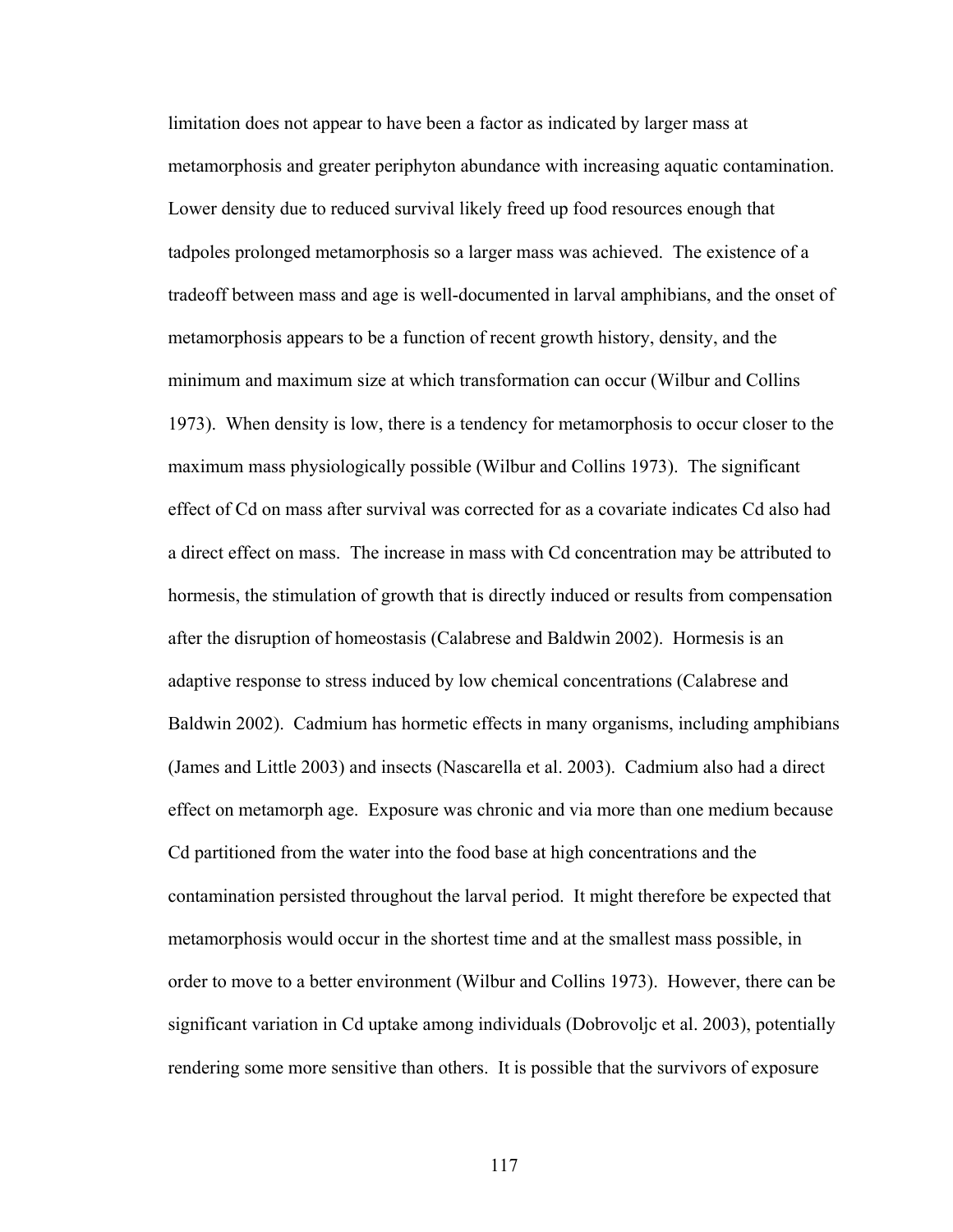limitation does not appear to have been a factor as indicated by larger mass at metamorphosis and greater periphyton abundance with increasing aquatic contamination. Lower density due to reduced survival likely freed up food resources enough that tadpoles prolonged metamorphosis so a larger mass was achieved. The existence of a tradeoff between mass and age is well-documented in larval amphibians, and the onset of metamorphosis appears to be a function of recent growth history, density, and the minimum and maximum size at which transformation can occur (Wilbur and Collins 1973). When density is low, there is a tendency for metamorphosis to occur closer to the maximum mass physiologically possible (Wilbur and Collins 1973). The significant effect of Cd on mass after survival was corrected for as a covariate indicates Cd also had a direct effect on mass. The increase in mass with Cd concentration may be attributed to hormesis, the stimulation of growth that is directly induced or results from compensation after the disruption of homeostasis (Calabrese and Baldwin 2002). Hormesis is an adaptive response to stress induced by low chemical concentrations (Calabrese and Baldwin 2002). Cadmium has hormetic effects in many organisms, including amphibians (James and Little 2003) and insects (Nascarella et al. 2003). Cadmium also had a direct effect on metamorph age. Exposure was chronic and via more than one medium because Cd partitioned from the water into the food base at high concentrations and the contamination persisted throughout the larval period. It might therefore be expected that metamorphosis would occur in the shortest time and at the smallest mass possible, in order to move to a better environment (Wilbur and Collins 1973). However, there can be significant variation in Cd uptake among individuals (Dobrovoljc et al. 2003), potentially rendering some more sensitive than others. It is possible that the survivors of exposure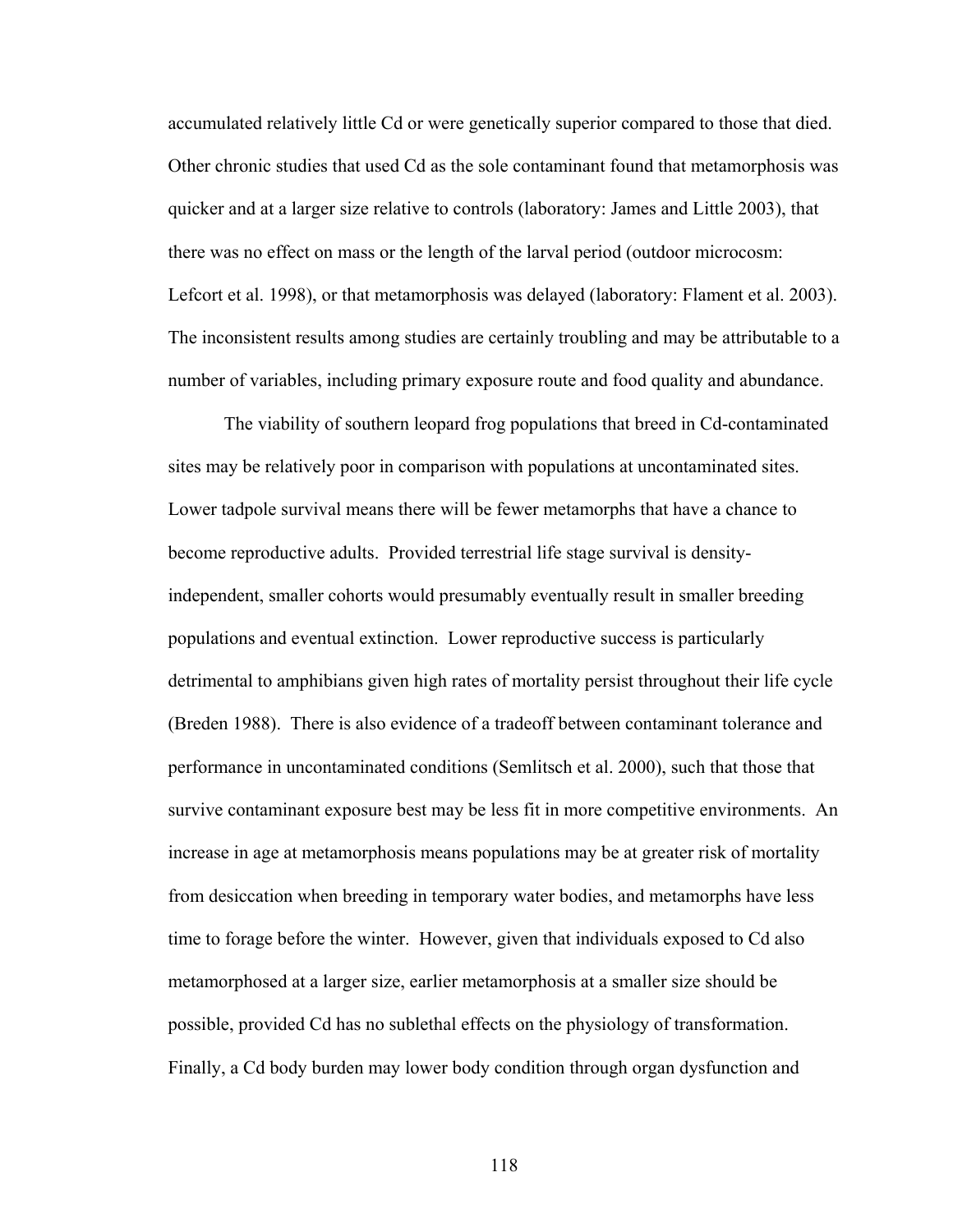accumulated relatively little Cd or were genetically superior compared to those that died. Other chronic studies that used Cd as the sole contaminant found that metamorphosis was quicker and at a larger size relative to controls (laboratory: James and Little 2003), that there was no effect on mass or the length of the larval period (outdoor microcosm: Lefcort et al. 1998), or that metamorphosis was delayed (laboratory: Flament et al. 2003). The inconsistent results among studies are certainly troubling and may be attributable to a number of variables, including primary exposure route and food quality and abundance.

The viability of southern leopard frog populations that breed in Cd-contaminated sites may be relatively poor in comparison with populations at uncontaminated sites. Lower tadpole survival means there will be fewer metamorphs that have a chance to become reproductive adults. Provided terrestrial life stage survival is density-independent, smaller cohorts would presumably eventually result in smaller breeding populations and eventual extinction. Lower reproductive success is particularly detrimental to amphibians given high rates of mortality persist throughout their life cycle (Breden 1988). There is also evidence of a tradeoff between contaminant tolerance and performance in uncontaminated conditions (Semlitsch et al. 2000), such that those that survive contaminant exposure best may be less fit in more competitive environments. An increase in age at metamorphosis means populations may be at greater risk of mortality from desiccation when breeding in temporary water bodies, and metamorphs have less time to forage before the winter. However, given that individuals exposed to Cd also metamorphosed at a larger size, earlier metamorphosis at a smaller size should be possible, provided Cd has no sublethal effects on the physiology of transformation. Finally, a Cd body burden may lower body condition through organ dysfunction and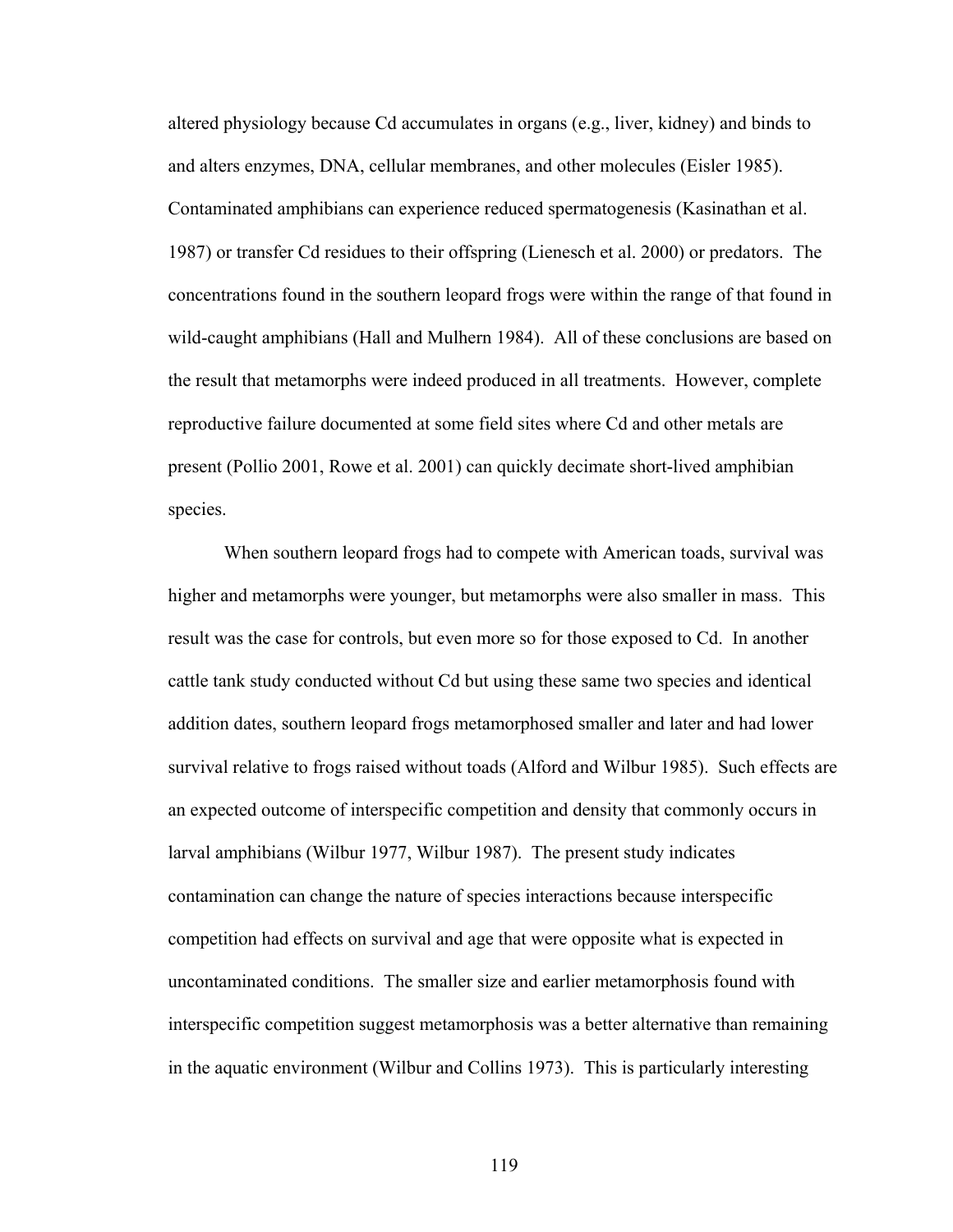altered physiology because Cd accumulates in organs (e.g., liver, kidney) and binds to and alters enzymes, DNA, cellular membranes, and other molecules (Eisler 1985). Contaminated amphibians can experience reduced spermatogenesis (Kasinathan et al. 1987) or transfer Cd residues to their offspring (Lienesch et al. 2000) or predators. The concentrations found in the southern leopard frogs were within the range of that found in wild-caught amphibians (Hall and Mulhern 1984). All of these conclusions are based on the result that metamorphs were indeed produced in all treatments. However, complete reproductive failure documented at some field sites where Cd and other metals are present (Pollio 2001, Rowe et al. 2001) can quickly decimate short-lived amphibian species.

When southern leopard frogs had to compete with American toads, survival was higher and metamorphs were younger, but metamorphs were also smaller in mass. This result was the case for controls, but even more so for those exposed to Cd. In another cattle tank study conducted without Cd but using these same two species and identical addition dates, southern leopard frogs metamorphosed smaller and later and had lower survival relative to frogs raised without toads (Alford and Wilbur 1985). Such effects are an expected outcome of interspecific competition and density that commonly occurs in larval amphibians (Wilbur 1977, Wilbur 1987). The present study indicates contamination can change the nature of species interactions because interspecific competition had effects on survival and age that were opposite what is expected in uncontaminated conditions. The smaller size and earlier metamorphosis found with interspecific competition suggest metamorphosis was a better alternative than remaining in the aquatic environment (Wilbur and Collins 1973). This is particularly interesting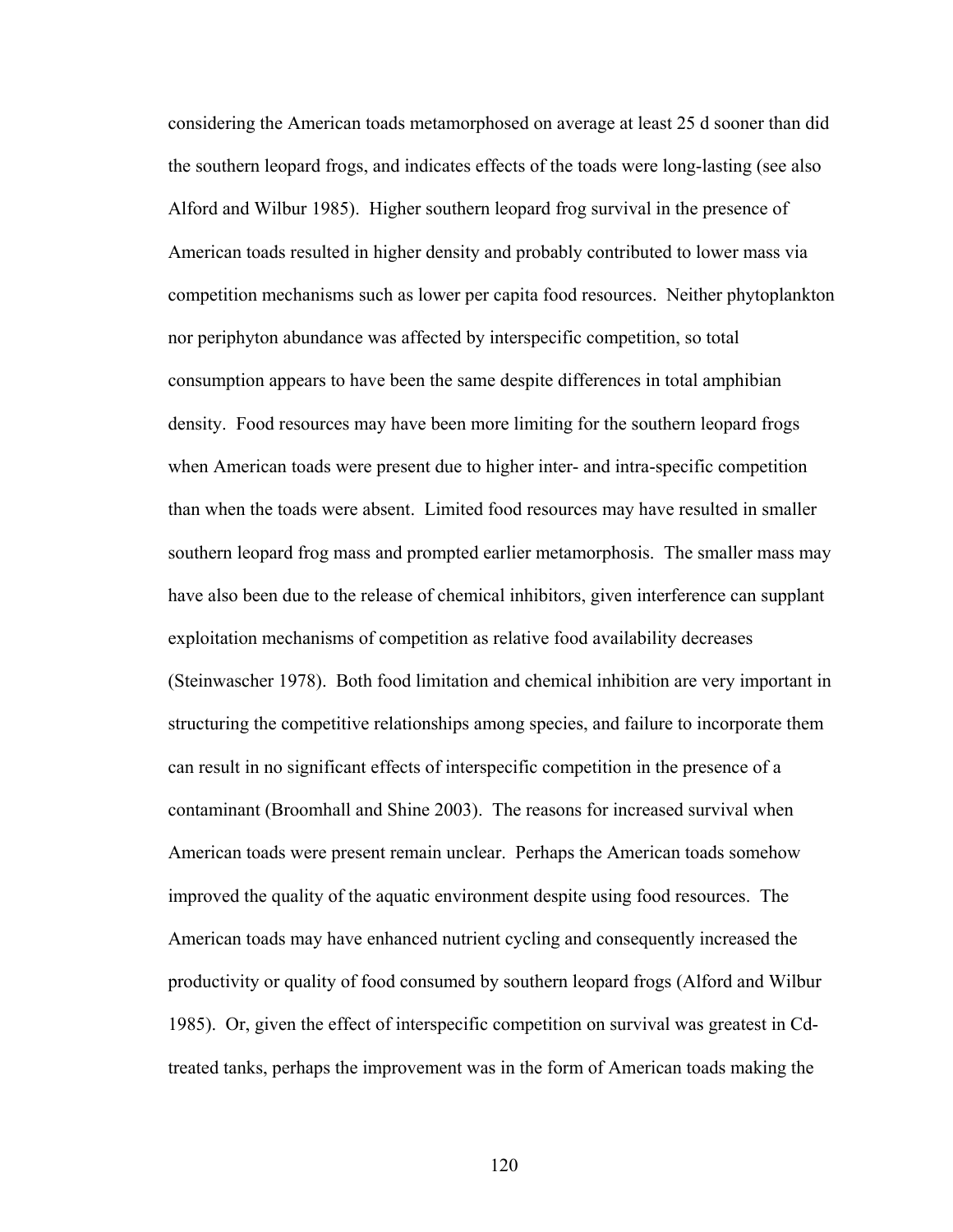considering the American toads metamorphosed on average at least 25 d sooner than did the southern leopard frogs, and indicates effects of the toads were long-lasting (see also Alford and Wilbur 1985). Higher southern leopard frog survival in the presence of American toads resulted in higher density and probably contributed to lower mass via competition mechanisms such as lower per capita food resources. Neither phytoplankton nor periphyton abundance was affected by interspecific competition, so total consumption appears to have been the same despite differences in total amphibian density. Food resources may have been more limiting for the southern leopard frogs when American toads were present due to higher inter- and intra-specific competition than when the toads were absent. Limited food resources may have resulted in smaller southern leopard frog mass and prompted earlier metamorphosis. The smaller mass may have also been due to the release of chemical inhibitors, given interference can supplant exploitation mechanisms of competition as relative food availability decreases (Steinwascher 1978). Both food limitation and chemical inhibition are very important in structuring the competitive relationships among species, and failure to incorporate them can result in no significant effects of interspecific competition in the presence of a contaminant (Broomhall and Shine 2003). The reasons for increased survival when American toads were present remain unclear. Perhaps the American toads somehow improved the quality of the aquatic environment despite using food resources. The American toads may have enhanced nutrient cycling and consequently increased the productivity or quality of food consumed by southern leopard frogs (Alford and Wilbur 1985). Or, given the effect of interspecific competition on survival was greatest in Cd-treated tanks, perhaps the improvement was in the form of American toads making the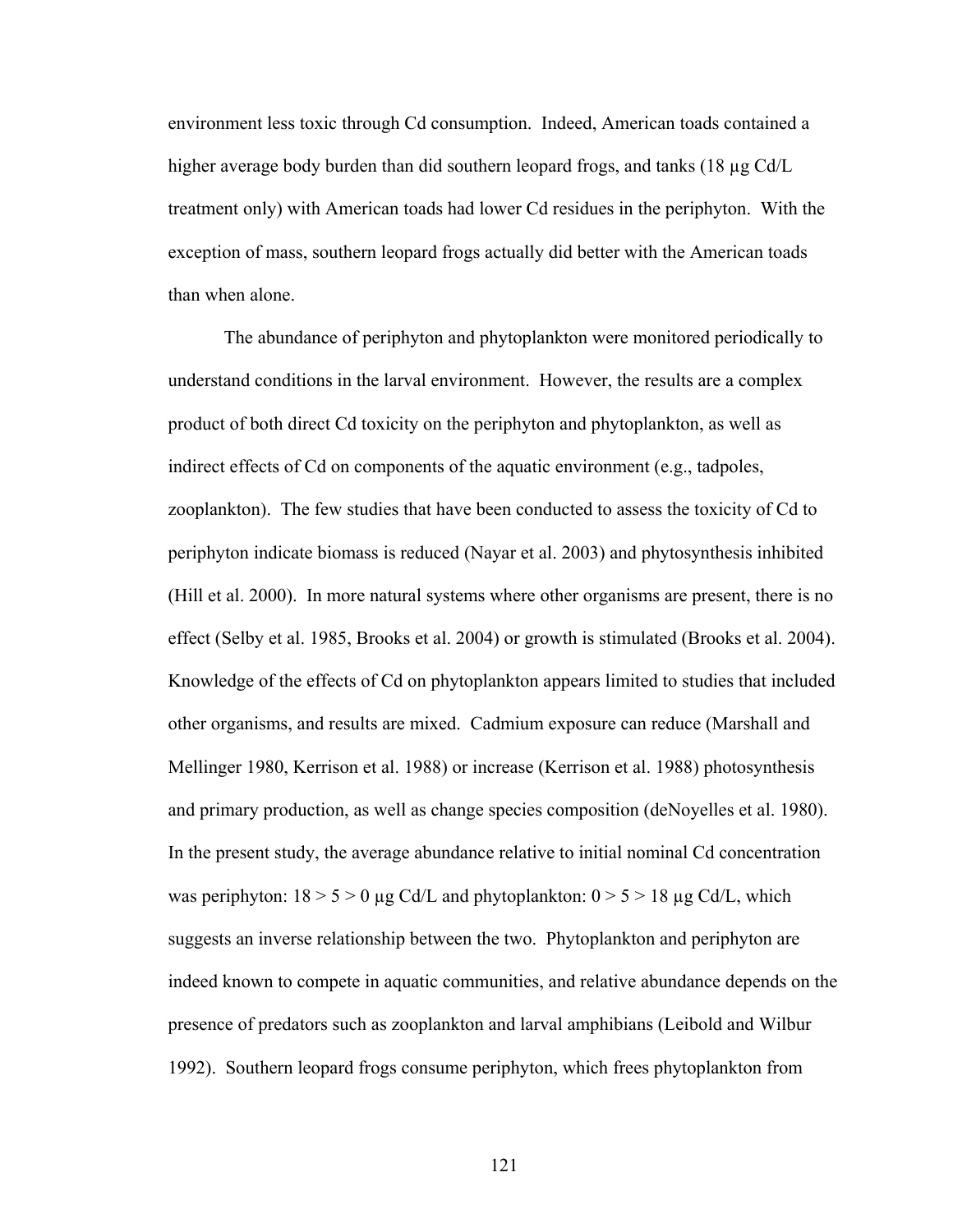environment less toxic through Cd consumption. Indeed, American toads contained a higher average body burden than did southern leopard frogs, and tanks (18 μg Cd/L treatment only) with American toads had lower Cd residues in the periphyton. With the exception of mass, southern leopard frogs actually did better with the American toads than when alone.

The abundance of periphyton and phytoplankton were monitored periodically to understand conditions in the larval environment. However, the results are a complex product of both direct Cd toxicity on the periphyton and phytoplankton, as well as indirect effects of Cd on components of the aquatic environment (e.g., tadpoles, zooplankton). The few studies that have been conducted to assess the toxicity of Cd to periphyton indicate biomass is reduced (Nayar et al. 2003) and phytosynthesis inhibited (Hill et al. 2000). In more natural systems where other organisms are present, there is no effect (Selby et al. 1985, Brooks et al. 2004) or growth is stimulated (Brooks et al. 2004). Knowledge of the effects of Cd on phytoplankton appears limited to studies that included other organisms, and results are mixed. Cadmium exposure can reduce (Marshall and Mellinger 1980, Kerrison et al. 1988) or increase (Kerrison et al. 1988) photosynthesis and primary production, as well as change species composition (deNoyelles et al. 1980). In the present study, the average abundance relative to initial nominal Cd concentration was periphyton: 18 > 5 > 0 μg Cd/L and phytoplankton: 0 > 5 > 18 μg Cd/L, which suggests an inverse relationship between the two. Phytoplankton and periphyton are indeed known to compete in aquatic communities, and relative abundance depends on the presence of predators such as zooplankton and larval amphibians (Leibold and Wilbur 1992). Southern leopard frogs consume periphyton, which frees phytoplankton from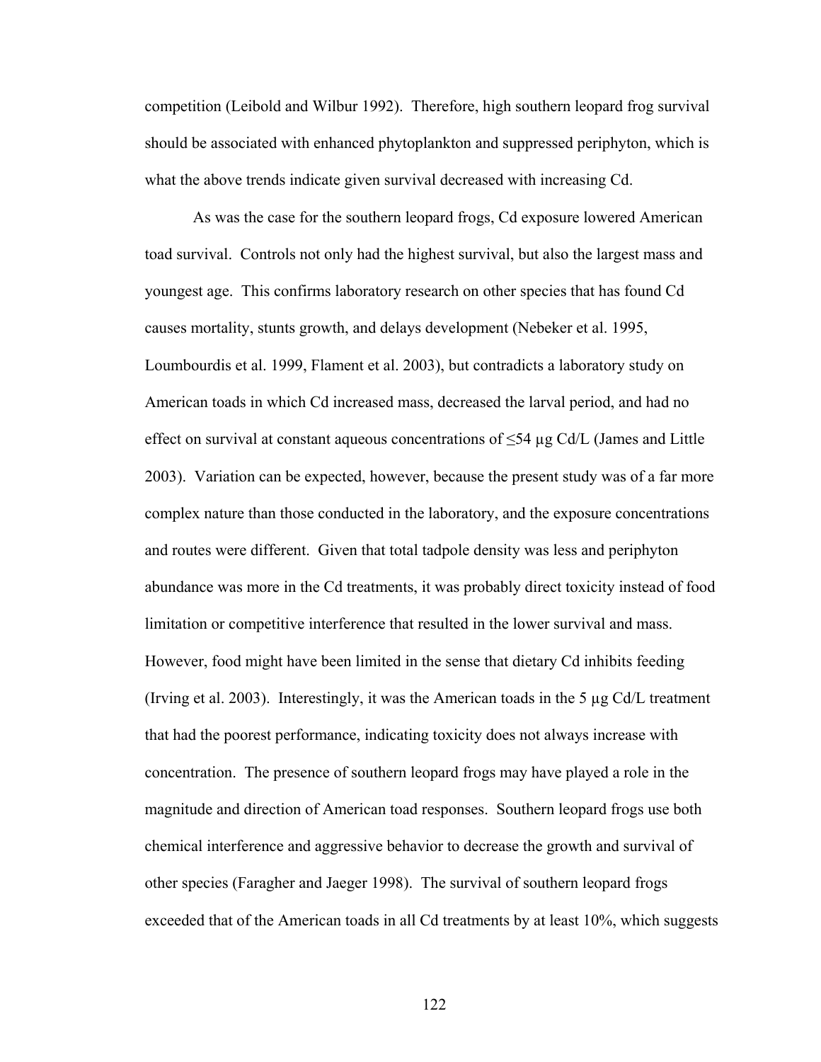competition (Leibold and Wilbur 1992). Therefore, high southern leopard frog survival should be associated with enhanced phytoplankton and suppressed periphyton, which is what the above trends indicate given survival decreased with increasing Cd.

As was the case for the southern leopard frogs, Cd exposure lowered American toad survival. Controls not only had the highest survival, but also the largest mass and youngest age. This confirms laboratory research on other species that has found Cd causes mortality, stunts growth, and delays development (Nebeker et al. 1995, Loumbourdis et al. 1999, Flament et al. 2003), but contradicts a laboratory study on American toads in which Cd increased mass, decreased the larval period, and had no effect on survival at constant aqueous concentrations of ≤54 µg Cd/L (James and Little 2003). Variation can be expected, however, because the present study was of a far more complex nature than those conducted in the laboratory, and the exposure concentrations and routes were different. Given that total tadpole density was less and periphyton abundance was more in the Cd treatments, it was probably direct toxicity instead of food limitation or competitive interference that resulted in the lower survival and mass. However, food might have been limited in the sense that dietary Cd inhibits feeding (Irving et al. 2003). Interestingly, it was the American toads in the 5 µg Cd/L treatment that had the poorest performance, indicating toxicity does not always increase with concentration. The presence of southern leopard frogs may have played a role in the magnitude and direction of American toad responses. Southern leopard frogs use both chemical interference and aggressive behavior to decrease the growth and survival of other species (Faragher and Jaeger 1998). The survival of southern leopard frogs exceeded that of the American toads in all Cd treatments by at least 10%, which suggests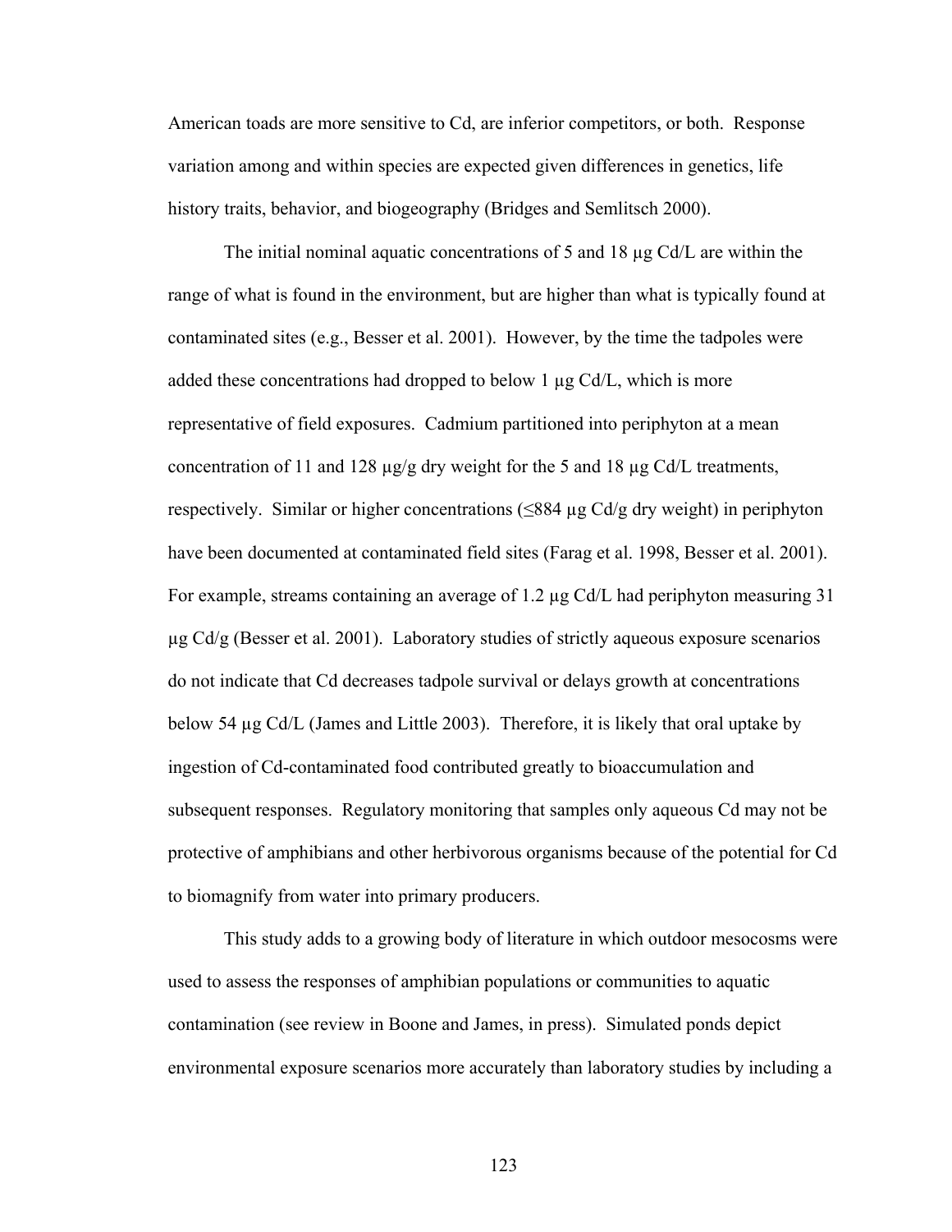American toads are more sensitive to Cd, are inferior competitors, or both. Response variation among and within species are expected given differences in genetics, life history traits, behavior, and biogeography (Bridges and Semlitsch 2000).

The initial nominal aquatic concentrations of 5 and 18 µg Cd/L are within the range of what is found in the environment, but are higher than what is typically found at contaminated sites (e.g., Besser et al. 2001). However, by the time the tadpoles were added these concentrations had dropped to below 1 µg Cd/L, which is more representative of field exposures. Cadmium partitioned into periphyton at a mean concentration of 11 and 128 µg/g dry weight for the 5 and 18 µg Cd/L treatments, respectively. Similar or higher concentrations (≤884 µg Cd/g dry weight) in periphyton have been documented at contaminated field sites (Farag et al. 1998, Besser et al. 2001). For example, streams containing an average of 1.2 µg Cd/L had periphyton measuring 31 µg Cd/g (Besser et al. 2001). Laboratory studies of strictly aqueous exposure scenarios do not indicate that Cd decreases tadpole survival or delays growth at concentrations below 54 µg Cd/L (James and Little 2003). Therefore, it is likely that oral uptake by ingestion of Cd-contaminated food contributed greatly to bioaccumulation and subsequent responses. Regulatory monitoring that samples only aqueous Cd may not be protective of amphibians and other herbivorous organisms because of the potential for Cd to biomagnify from water into primary producers.

This study adds to a growing body of literature in which outdoor mesocosms were used to assess the responses of amphibian populations or communities to aquatic contamination (see review in Boone and James, in press). Simulated ponds depict environmental exposure scenarios more accurately than laboratory studies by including a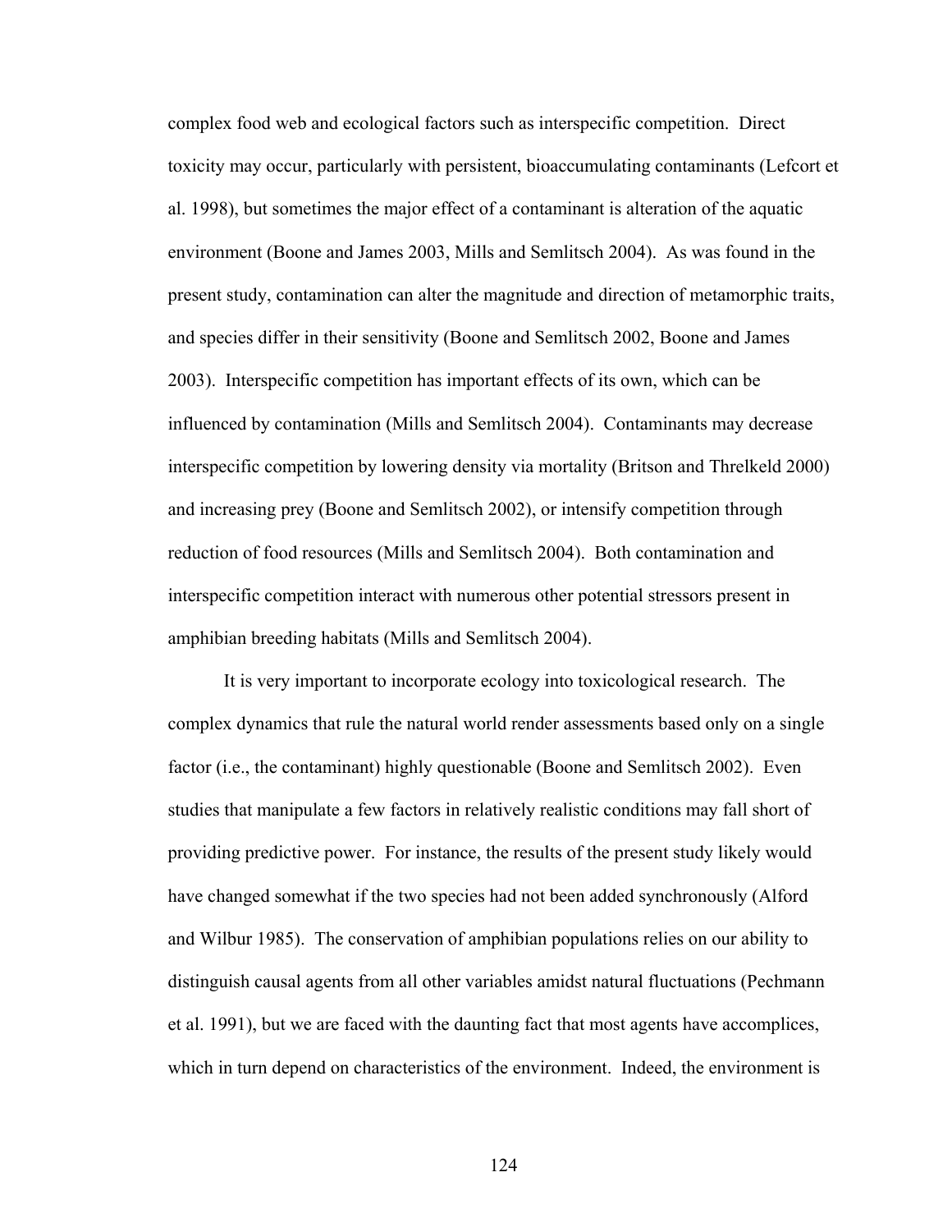complex food web and ecological factors such as interspecific competition. Direct toxicity may occur, particularly with persistent, bioaccumulating contaminants (Lefcort et al. 1998), but sometimes the major effect of a contaminant is alteration of the aquatic environment (Boone and James 2003, Mills and Semlitsch 2004). As was found in the present study, contamination can alter the magnitude and direction of metamorphic traits, and species differ in their sensitivity (Boone and Semlitsch 2002, Boone and James 2003). Interspecific competition has important effects of its own, which can be influenced by contamination (Mills and Semlitsch 2004). Contaminants may decrease interspecific competition by lowering density via mortality (Britson and Threlkeld 2000) and increasing prey (Boone and Semlitsch 2002), or intensify competition through reduction of food resources (Mills and Semlitsch 2004). Both contamination and interspecific competition interact with numerous other potential stressors present in amphibian breeding habitats (Mills and Semlitsch 2004).

It is very important to incorporate ecology into toxicological research. The complex dynamics that rule the natural world render assessments based only on a single factor (i.e., the contaminant) highly questionable (Boone and Semlitsch 2002). Even studies that manipulate a few factors in relatively realistic conditions may fall short of providing predictive power. For instance, the results of the present study likely would have changed somewhat if the two species had not been added synchronously (Alford and Wilbur 1985). The conservation of amphibian populations relies on our ability to distinguish causal agents from all other variables amidst natural fluctuations (Pechmann et al. 1991), but we are faced with the daunting fact that most agents have accomplices, which in turn depend on characteristics of the environment. Indeed, the environment is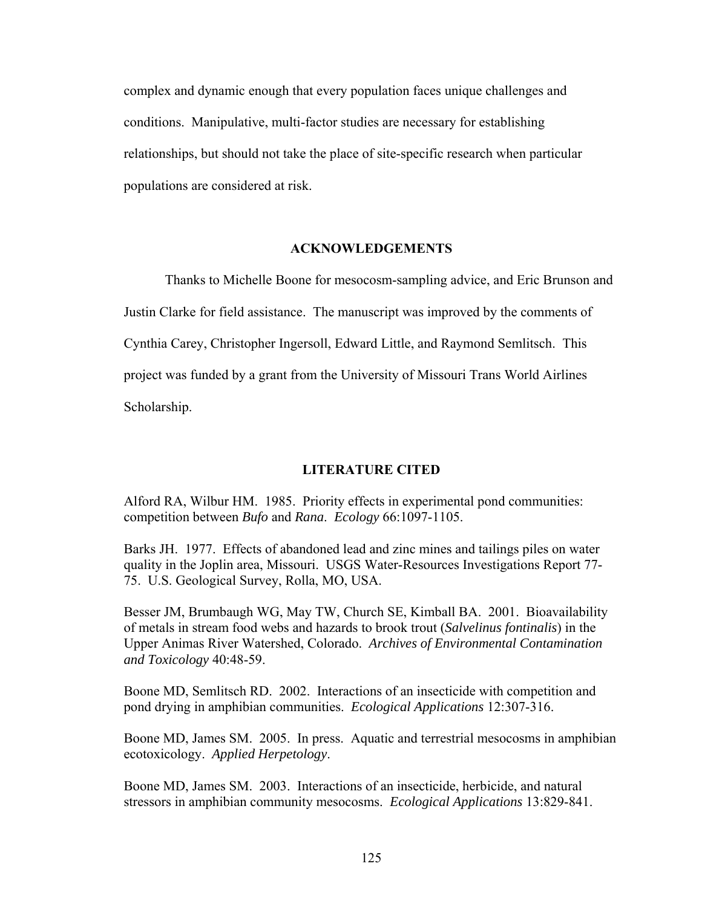complex and dynamic enough that every population faces unique challenges and conditions. Manipulative, multi-factor studies are necessary for establishing relationships, but should not take the place of site-specific research when particular populations are considered at risk.

## ACKNOWLEDGEMENTS

Thanks to Michelle Boone for mesocosm-sampling advice, and Eric Brunson and Justin Clarke for field assistance. The manuscript was improved by the comments of Cynthia Carey, Christopher Ingersoll, Edward Little, and Raymond Semlitsch. This project was funded by a grant from the University of Missouri Trans World Airlines Scholarship.

## LITERATURE CITED

Alford RA, Wilbur HM. 1985. Priority effects in experimental pond communities: competition between *Bufo* and *Rana*. *Ecology* 66:1097-1105.

Barks JH. 1977. Effects of abandoned lead and zinc mines and tailings piles on water quality in the Joplin area, Missouri. USGS Water-Resources Investigations Report 77-75. U.S. Geological Survey, Rolla, MO, USA.

Besser JM, Brumbaugh WG, May TW, Church SE, Kimball BA. 2001. Bioavailability of metals in stream food webs and hazards to brook trout (*Salvelinus fontinalis*) in the Upper Animas River Watershed, Colorado. *Archives of Environmental Contamination and Toxicology* 40:48-59.

Boone MD, Semlitsch RD. 2002. Interactions of an insecticide with competition and pond drying in amphibian communities. *Ecological Applications* 12:307-316.

Boone MD, James SM. 2005. In press. Aquatic and terrestrial mesocosms in amphibian ecotoxicology. *Applied Herpetology*.

Boone MD, James SM. 2003. Interactions of an insecticide, herbicide, and natural stressors in amphibian community mesocosms. *Ecological Applications* 13:829-841.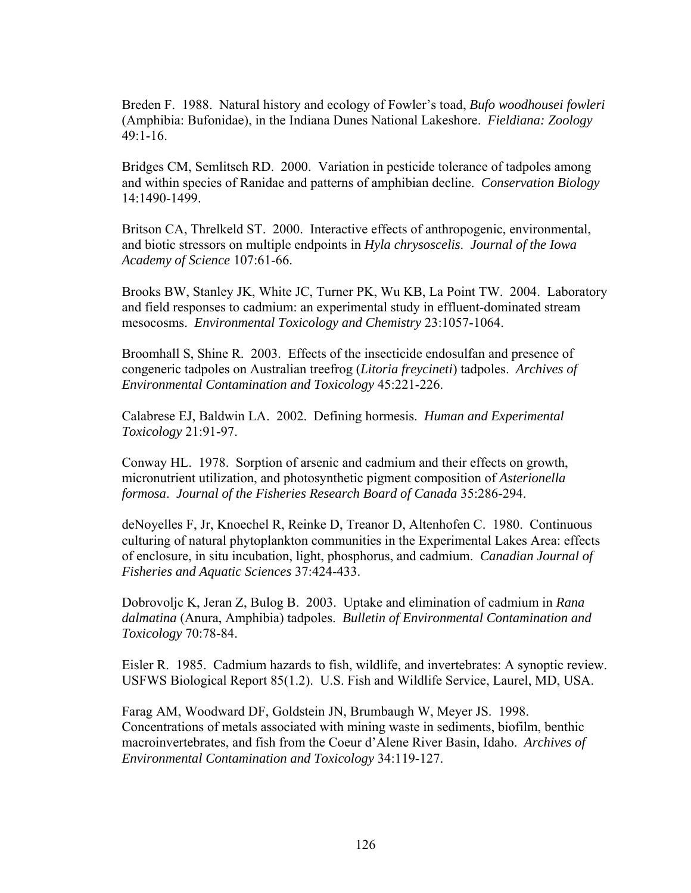Breden F. 1988. Natural history and ecology of Fowler's toad, *Bufo woodhousei fowleri* (Amphibia: Bufonidae), in the Indiana Dunes National Lakeshore. *Fieldiana: Zoology* 49:1-16.

Bridges CM, Semlitsch RD. 2000. Variation in pesticide tolerance of tadpoles among and within species of Ranidae and patterns of amphibian decline. *Conservation Biology* 14:1490-1499.

Britson CA, Threlkeld ST. 2000. Interactive effects of anthropogenic, environmental, and biotic stressors on multiple endpoints in *Hyla chrysoscelis*. *Journal of the Iowa Academy of Science* 107:61-66.

Brooks BW, Stanley JK, White JC, Turner PK, Wu KB, La Point TW. 2004. Laboratory and field responses to cadmium: an experimental study in effluent-dominated stream mesocosms. *Environmental Toxicology and Chemistry* 23:1057-1064.

Broomhall S, Shine R. 2003. Effects of the insecticide endosulfan and presence of congeneric tadpoles on Australian treefrog (*Litoria freycineti*) tadpoles. *Archives of Environmental Contamination and Toxicology* 45:221-226.

Calabrese EJ, Baldwin LA. 2002. Defining hormesis. *Human and Experimental Toxicology* 21:91-97.

Conway HL. 1978. Sorption of arsenic and cadmium and their effects on growth, micronutrient utilization, and photosynthetic pigment composition of *Asterionella formosa*. *Journal of the Fisheries Research Board of Canada* 35:286-294.

deNoyelles F, Jr, Knoechel R, Reinke D, Treanor D, Altenhofen C. 1980. Continuous culturing of natural phytoplankton communities in the Experimental Lakes Area: effects of enclosure, in situ incubation, light, phosphorus, and cadmium. *Canadian Journal of Fisheries and Aquatic Sciences* 37:424-433.

Dobrovoljc K, Jeran Z, Bulog B. 2003. Uptake and elimination of cadmium in *Rana dalmatina* (Anura, Amphibia) tadpoles. *Bulletin of Environmental Contamination and Toxicology* 70:78-84.

Eisler R. 1985. Cadmium hazards to fish, wildlife, and invertebrates: A synoptic review. USFWS Biological Report 85(1.2). U.S. Fish and Wildlife Service, Laurel, MD, USA.

Farag AM, Woodward DF, Goldstein JN, Brumbaugh W, Meyer JS. 1998. Concentrations of metals associated with mining waste in sediments, biofilm, benthic macroinvertebrates, and fish from the Coeur d'Alene River Basin, Idaho. *Archives of Environmental Contamination and Toxicology* 34:119-127.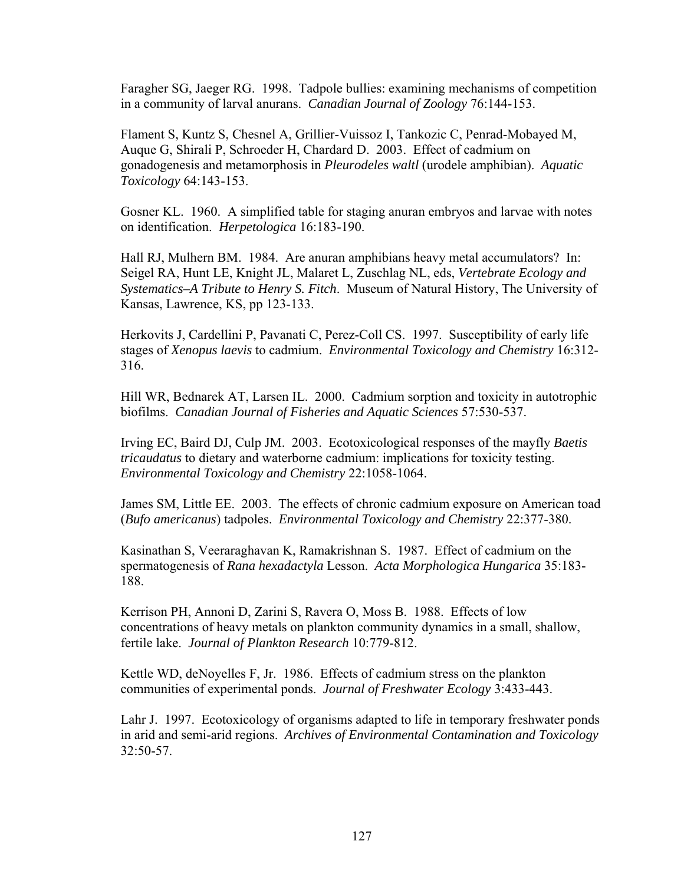Faragher SG, Jaeger RG. 1998. Tadpole bullies: examining mechanisms of competition in a community of larval anurans. *Canadian Journal of Zoology* 76:144-153.

Flament S, Kuntz S, Chesnel A, Grillier-Vuissoz I, Tankozic C, Penrad-Mobayed M, Auque G, Shirali P, Schroeder H, Chardard D. 2003. Effect of cadmium on gonadogenesis and metamorphosis in *Pleurodeles waltl* (urodele amphibian). *Aquatic Toxicology* 64:143-153.

Gosner KL. 1960. A simplified table for staging anuran embryos and larvae with notes on identification. *Herpetologica* 16:183-190.

Hall RJ, Mulhern BM. 1984. Are anuran amphibians heavy metal accumulators? In: Seigel RA, Hunt LE, Knight JL, Malaret L, Zuschlag NL, eds, *Vertebrate Ecology and Systematics–A Tribute to Henry S. Fitch*. Museum of Natural History, The University of Kansas, Lawrence, KS, pp 123-133.

Herkovits J, Cardellini P, Pavanati C, Perez-Coll CS. 1997. Susceptibility of early life stages of *Xenopus laevis* to cadmium. *Environmental Toxicology and Chemistry* 16:312-316.

Hill WR, Bednarek AT, Larsen IL. 2000. Cadmium sorption and toxicity in autotrophic biofilms. *Canadian Journal of Fisheries and Aquatic Sciences* 57:530-537.

Irving EC, Baird DJ, Culp JM. 2003. Ecotoxicological responses of the mayfly *Baetis tricaudatus* to dietary and waterborne cadmium: implications for toxicity testing. *Environmental Toxicology and Chemistry* 22:1058-1064.

James SM, Little EE. 2003. The effects of chronic cadmium exposure on American toad (*Bufo americanus*) tadpoles. *Environmental Toxicology and Chemistry* 22:377-380.

Kasinathan S, Veeraraghavan K, Ramakrishnan S. 1987. Effect of cadmium on the spermatogenesis of *Rana hexadactyla* Lesson. *Acta Morphologica Hungarica* 35:183-188.

Kerrison PH, Annoni D, Zarini S, Ravera O, Moss B. 1988. Effects of low concentrations of heavy metals on plankton community dynamics in a small, shallow, fertile lake. *Journal of Plankton Research* 10:779-812.

Kettle WD, deNoyelles F, Jr. 1986. Effects of cadmium stress on the plankton communities of experimental ponds. *Journal of Freshwater Ecology* 3:433-443.

Lahr J. 1997. Ecotoxicology of organisms adapted to life in temporary freshwater ponds in arid and semi-arid regions. *Archives of Environmental Contamination and Toxicology* 32:50-57.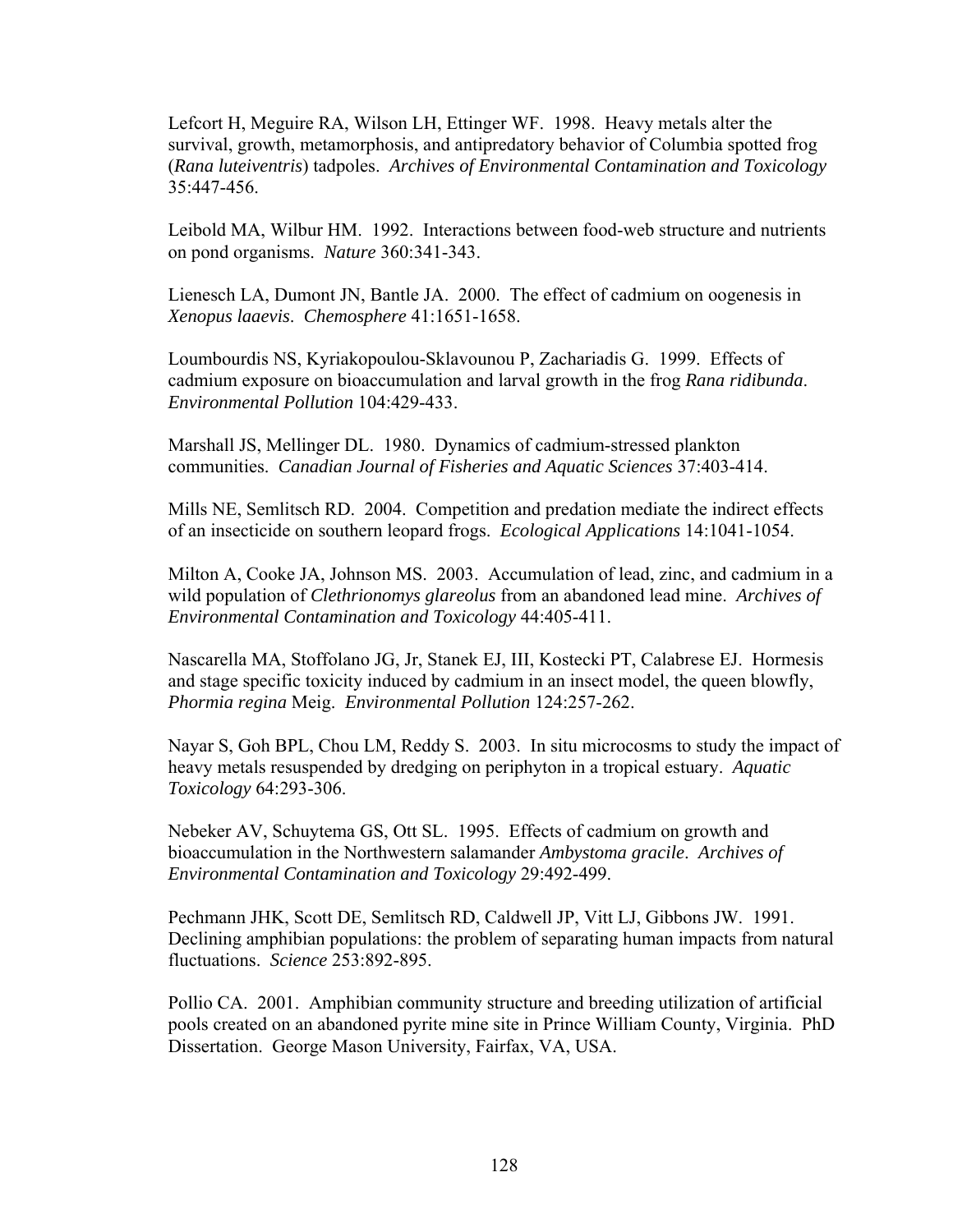Lefcort H, Meguire RA, Wilson LH, Ettinger WF. 1998. Heavy metals alter the survival, growth, metamorphosis, and antipredatory behavior of Columbia spotted frog (*Rana luteiventris*) tadpoles. *Archives of Environmental Contamination and Toxicology* 35:447-456.

Leibold MA, Wilbur HM. 1992. Interactions between food-web structure and nutrients on pond organisms. *Nature* 360:341-343.

Lienesch LA, Dumont JN, Bantle JA. 2000. The effect of cadmium on oogenesis in *Xenopus laaevis*. *Chemosphere* 41:1651-1658.

Loumbourdis NS, Kyriakopoulou-Sklavounou P, Zachariadis G. 1999. Effects of cadmium exposure on bioaccumulation and larval growth in the frog *Rana ridibunda*. *Environmental Pollution* 104:429-433.

Marshall JS, Mellinger DL. 1980. Dynamics of cadmium-stressed plankton communities. *Canadian Journal of Fisheries and Aquatic Sciences* 37:403-414.

Mills NE, Semlitsch RD. 2004. Competition and predation mediate the indirect effects of an insecticide on southern leopard frogs. *Ecological Applications* 14:1041-1054.

Milton A, Cooke JA, Johnson MS. 2003. Accumulation of lead, zinc, and cadmium in a wild population of *Clethrionomys glareolus* from an abandoned lead mine. *Archives of Environmental Contamination and Toxicology* 44:405-411.

Nascarella MA, Stoffolano JG, Jr, Stanek EJ, III, Kostecki PT, Calabrese EJ. Hormesis and stage specific toxicity induced by cadmium in an insect model, the queen blowfly, *Phormia regina* Meig. *Environmental Pollution* 124:257-262.

Nayar S, Goh BPL, Chou LM, Reddy S. 2003. In situ microcosms to study the impact of heavy metals resuspended by dredging on periphyton in a tropical estuary. *Aquatic Toxicology* 64:293-306.

Nebeker AV, Schuytema GS, Ott SL. 1995. Effects of cadmium on growth and bioaccumulation in the Northwestern salamander *Ambystoma gracile*. *Archives of Environmental Contamination and Toxicology* 29:492-499.

Pechmann JHK, Scott DE, Semlitsch RD, Caldwell JP, Vitt LJ, Gibbons JW. 1991. Declining amphibian populations: the problem of separating human impacts from natural fluctuations. *Science* 253:892-895.

Pollio CA. 2001. Amphibian community structure and breeding utilization of artificial pools created on an abandoned pyrite mine site in Prince William County, Virginia. PhD Dissertation. George Mason University, Fairfax, VA, USA.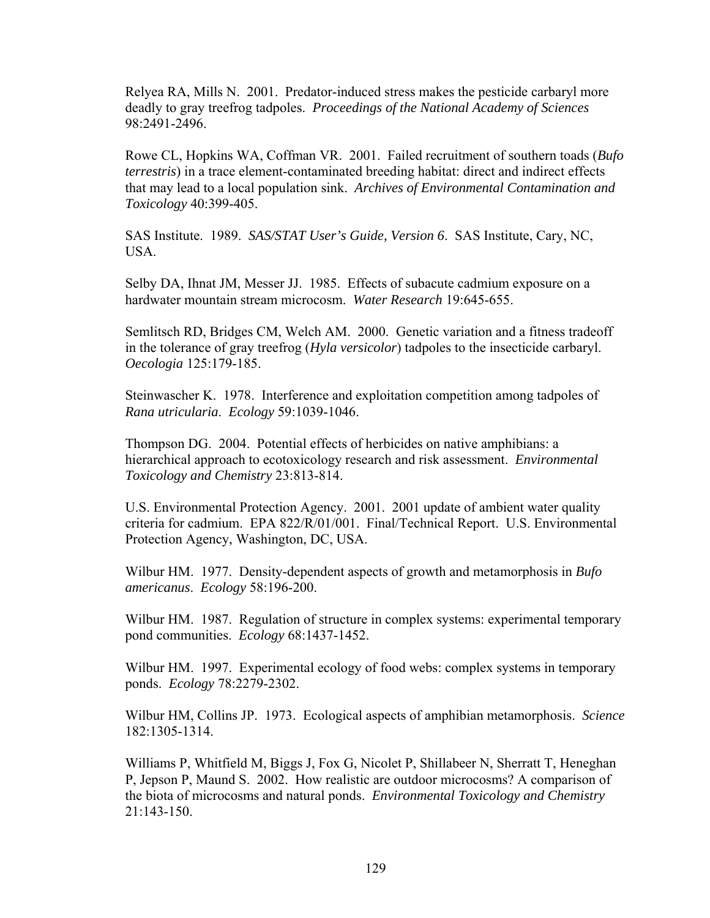Relyea RA, Mills N. 2001. Predator-induced stress makes the pesticide carbaryl more deadly to gray treefrog tadpoles. *Proceedings of the National Academy of Sciences* 98:2491-2496.

Rowe CL, Hopkins WA, Coffman VR. 2001. Failed recruitment of southern toads (*Bufo terrestris*) in a trace element-contaminated breeding habitat: direct and indirect effects that may lead to a local population sink. *Archives of Environmental Contamination and Toxicology* 40:399-405.

SAS Institute. 1989. *SAS/STAT User's Guide, Version 6*. SAS Institute, Cary, NC, USA.

Selby DA, Ihnat JM, Messer JJ. 1985. Effects of subacute cadmium exposure on a hardwater mountain stream microcosm. *Water Research* 19:645-655.

Semlitsch RD, Bridges CM, Welch AM. 2000. Genetic variation and a fitness tradeoff in the tolerance of gray treefrog (*Hyla versicolor*) tadpoles to the insecticide carbaryl. *Oecologia* 125:179-185.

Steinwascher K. 1978. Interference and exploitation competition among tadpoles of *Rana utricularia*. *Ecology* 59:1039-1046.

Thompson DG. 2004. Potential effects of herbicides on native amphibians: a hierarchical approach to ecotoxicology research and risk assessment. *Environmental Toxicology and Chemistry* 23:813-814.

U.S. Environmental Protection Agency. 2001. 2001 update of ambient water quality criteria for cadmium. EPA 822/R/01/001. Final/Technical Report. U.S. Environmental Protection Agency, Washington, DC, USA.

Wilbur HM. 1977. Density-dependent aspects of growth and metamorphosis in *Bufo americanus*. *Ecology* 58:196-200.

Wilbur HM. 1987. Regulation of structure in complex systems: experimental temporary pond communities. *Ecology* 68:1437-1452.

Wilbur HM. 1997. Experimental ecology of food webs: complex systems in temporary ponds. *Ecology* 78:2279-2302.

Wilbur HM, Collins JP. 1973. Ecological aspects of amphibian metamorphosis. *Science* 182:1305-1314.

Williams P, Whitfield M, Biggs J, Fox G, Nicolet P, Shillabeer N, Sherratt T, Heneghan P, Jepson P, Maund S. 2002. How realistic are outdoor microcosms? A comparison of the biota of microcosms and natural ponds. *Environmental Toxicology and Chemistry* 21:143-150.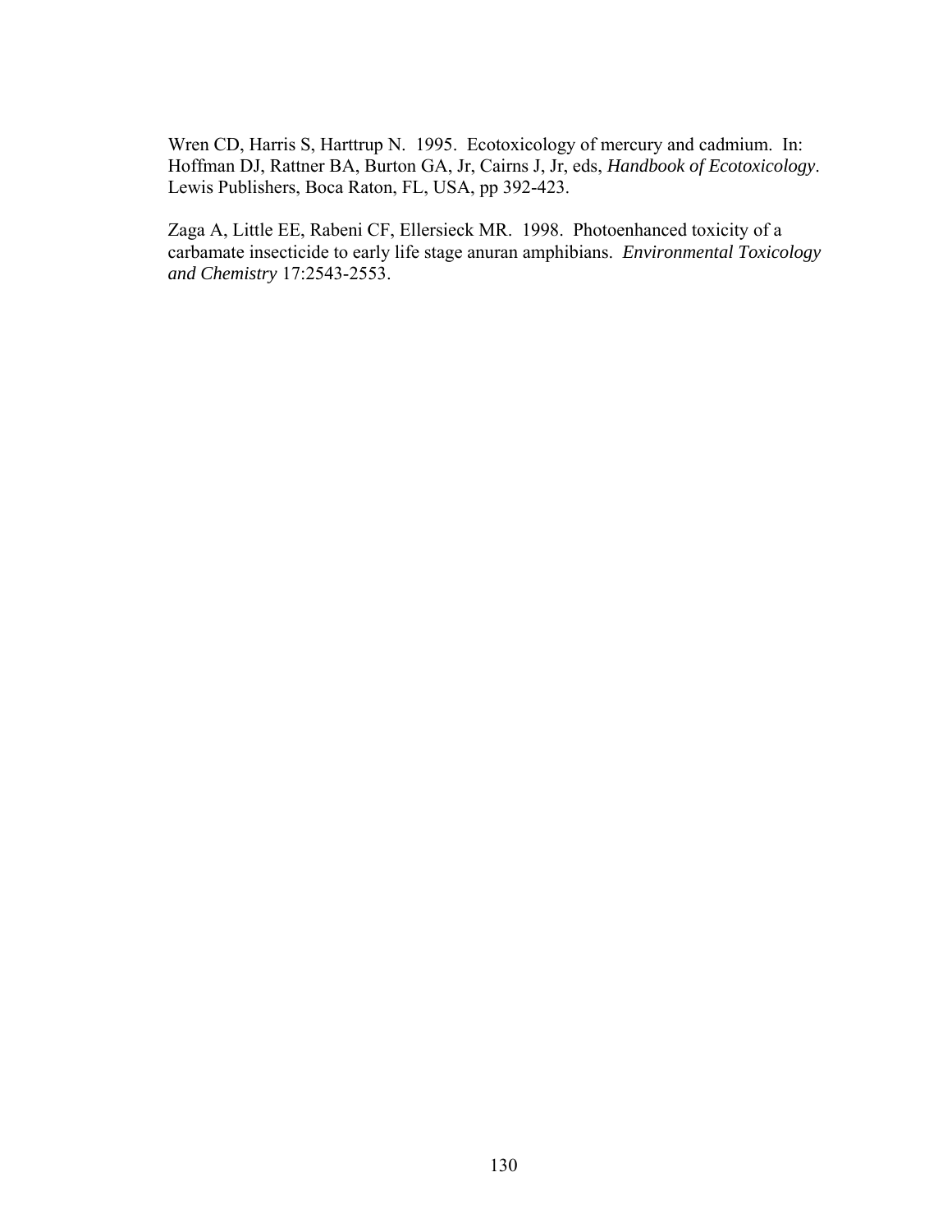Wren CD, Harris S, Harttrup N. 1995. Ecotoxicology of mercury and cadmium. In: Hoffman DJ, Rattner BA, Burton GA, Jr, Cairns J, Jr, eds, *Handbook of Ecotoxicology*. Lewis Publishers, Boca Raton, FL, USA, pp 392-423.

Zaga A, Little EE, Rabeni CF, Ellersieck MR. 1998. Photoenhanced toxicity of a carbamate insecticide to early life stage anuran amphibians. *Environmental Toxicology and Chemistry* 17:2543-2553.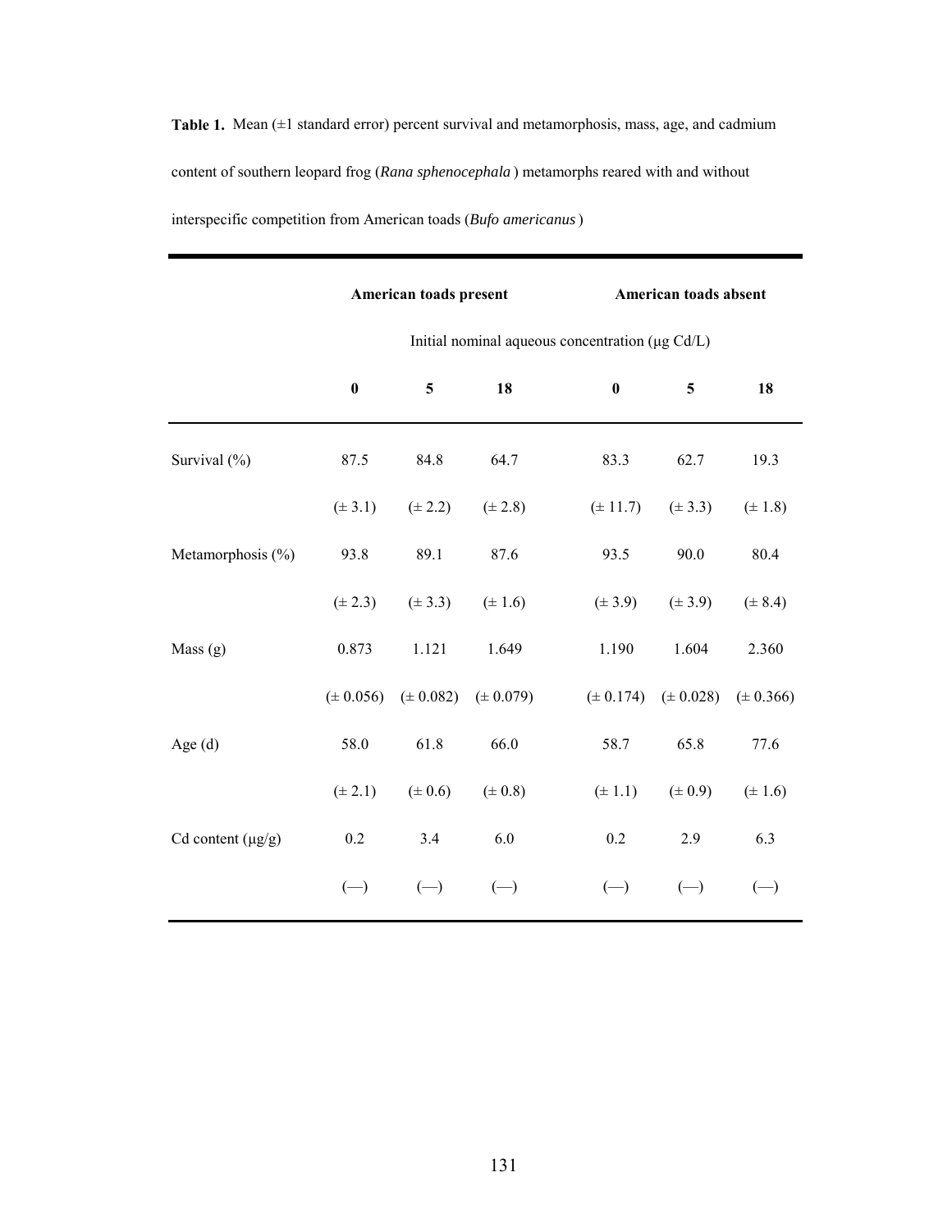**Table 1.** Mean (±1 standard error) percent survival and metamorphosis, mass, age, and cadmium content of southern leopard frog (*Rana sphenocephala*) metamorphs reared with and without interspecific competition from American toads (*Bufo americanus*)

| | **American toads present** | | | **American toads absent** | | |
|---|---|---|---|---|---|---|
| | Initial nominal aqueous concentration (μg Cd/L) | | | | | |
| | **0** | **5** | **18** | **0** | **5** | **18** |
| Survival (%) | 87.5 | 84.8 | 64.7 | 83.3 | 62.7 | 19.3 |
| | (± 3.1) | (± 2.2) | (± 2.8) | (± 11.7) | (± 3.3) | (± 1.8) |
| Metamorphosis (%) | 93.8 | 89.1 | 87.6 | 93.5 | 90.0 | 80.4 |
| | (± 2.3) | (± 3.3) | (± 1.6) | (± 3.9) | (± 3.9) | (± 8.4) |
| Mass (g) | 0.873 | 1.121 | 1.649 | 1.190 | 1.604 | 2.360 |
| | (± 0.056) | (± 0.082) | (± 0.079) | (± 0.174) | (± 0.028) | (± 0.366) |
| Age (d) | 58.0 | 61.8 | 66.0 | 58.7 | 65.8 | 77.6 |
| | (± 2.1) | (± 0.6) | (± 0.8) | (± 1.1) | (± 0.9) | (± 1.6) |
| Cd content (μg/g) | 0.2 | 3.4 | 6.0 | 0.2 | 2.9 | 6.3 |
| | (—) | (—) | (—) | (—) | (—) | (—) |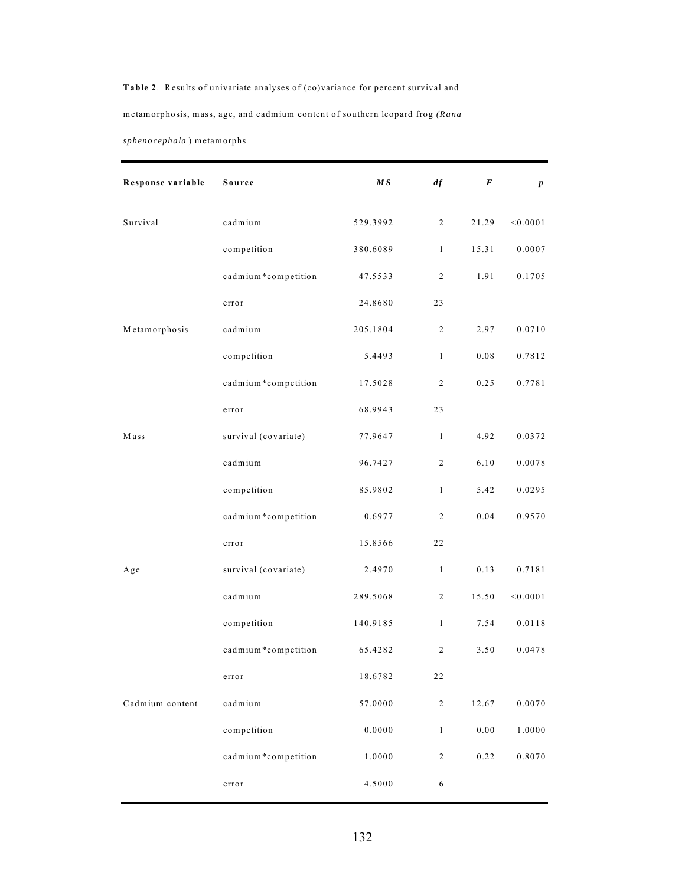**Table 2**. Results of univariate analyses of (co)variance for percent survival and metamorphosis, mass, age, and cadmium content of southern leopard frog *(Rana sphenocephala* ) metamorphs

| Response variable | Source | *MS* | *df* | *F* | *p* |
|---|---|---|---|---|---|
| Survival | cadmium | 529.3992 | 2 | 21.29 | <0.0001 |
| | competition | 380.6089 | 1 | 15.31 | 0.0007 |
| | cadmium*competition | 47.5533 | 2 | 1.91 | 0.1705 |
| | error | 24.8680 | 23 | | |
| Metamorphosis | cadmium | 205.1804 | 2 | 2.97 | 0.0710 |
| | competition | 5.4493 | 1 | 0.08 | 0.7812 |
| | cadmium*competition | 17.5028 | 2 | 0.25 | 0.7781 |
| | error | 68.9943 | 23 | | |
| Mass | survival (covariate) | 77.9647 | 1 | 4.92 | 0.0372 |
| | cadmium | 96.7427 | 2 | 6.10 | 0.0078 |
| | competition | 85.9802 | 1 | 5.42 | 0.0295 |
| | cadmium*competition | 0.6977 | 2 | 0.04 | 0.9570 |
| | error | 15.8566 | 22 | | |
| Age | survival (covariate) | 2.4970 | 1 | 0.13 | 0.7181 |
| | cadmium | 289.5068 | 2 | 15.50 | <0.0001 |
| | competition | 140.9185 | 1 | 7.54 | 0.0118 |
| | cadmium*competition | 65.4282 | 2 | 3.50 | 0.0478 |
| | error | 18.6782 | 22 | | |
| Cadmium content | cadmium | 57.0000 | 2 | 12.67 | 0.0070 |
| | competition | 0.0000 | 1 | 0.00 | 1.0000 |
| | cadmium*competition | 1.0000 | 2 | 0.22 | 0.8070 |
| | error | 4.5000 | 6 | | |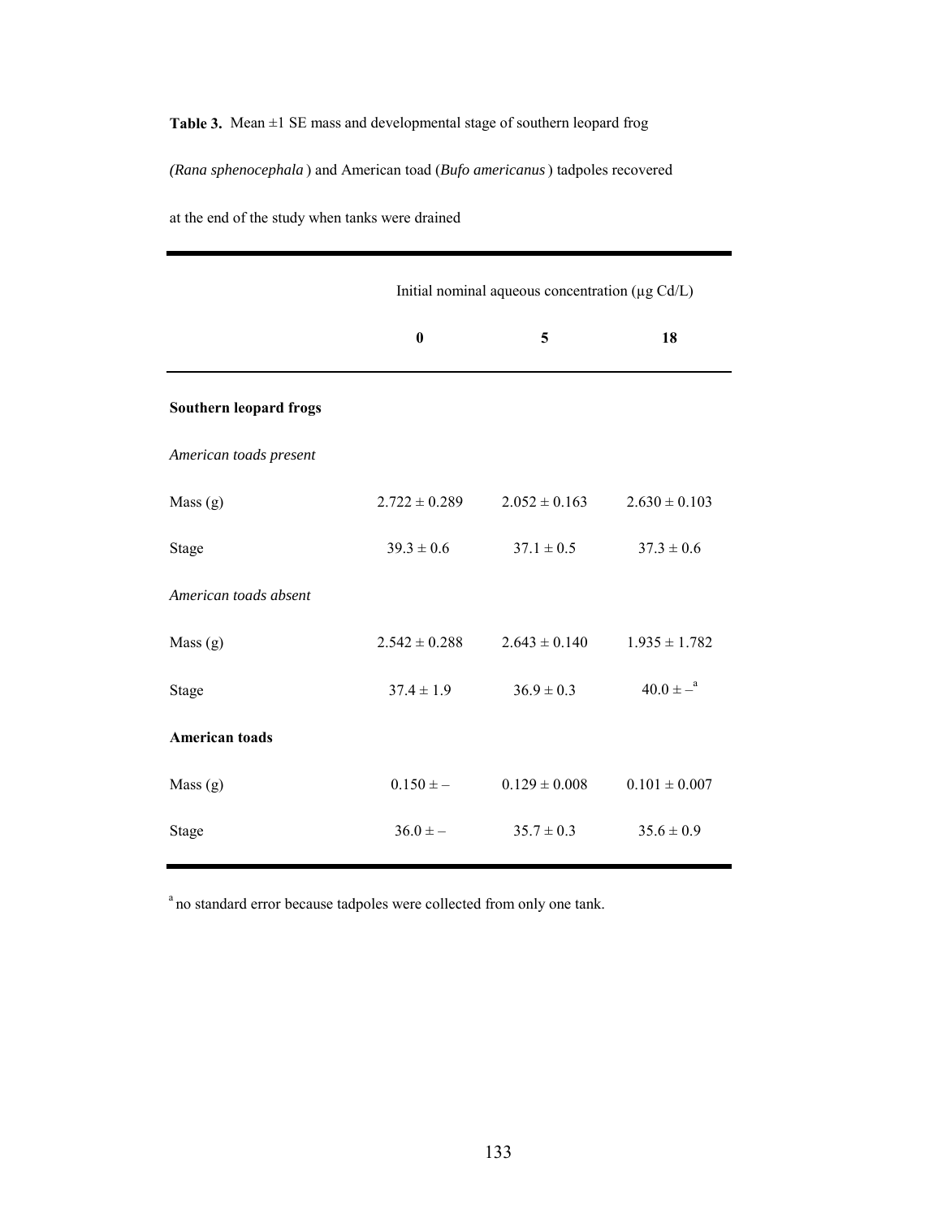**Table 3.** Mean ±1 SE mass and developmental stage of southern leopard frog *(Rana sphenocephala)* and American toad (*Bufo americanus*) tadpoles recovered at the end of the study when tanks were drained

| | Initial nominal aqueous concentration (µg Cd/L) | | |
|---|---|---|---|
| | **0** | **5** | **18** |
| **Southern leopard frogs** | | | |
| *American toads present* | | | |
| Mass (g) | 2.722 ± 0.289 | 2.052 ± 0.163 | 2.630 ± 0.103 |
| Stage | 39.3 ± 0.6 | 37.1 ± 0.5 | 37.3 ± 0.6 |
| *American toads absent* | | | |
| Mass (g) | 2.542 ± 0.288 | 2.643 ± 0.140 | 1.935 ± 1.782 |
| Stage | 37.4 ± 1.9 | 36.9 ± 0.3 | 40.0 ± –[a] |
| **American toads** | | | |
| Mass (g) | 0.150 ± – | 0.129 ± 0.008 | 0.101 ± 0.007 |
| Stage | 36.0 ± – | 35.7 ± 0.3 | 35.6 ± 0.9 |

[a] no standard error because tadpoles were collected from only one tank.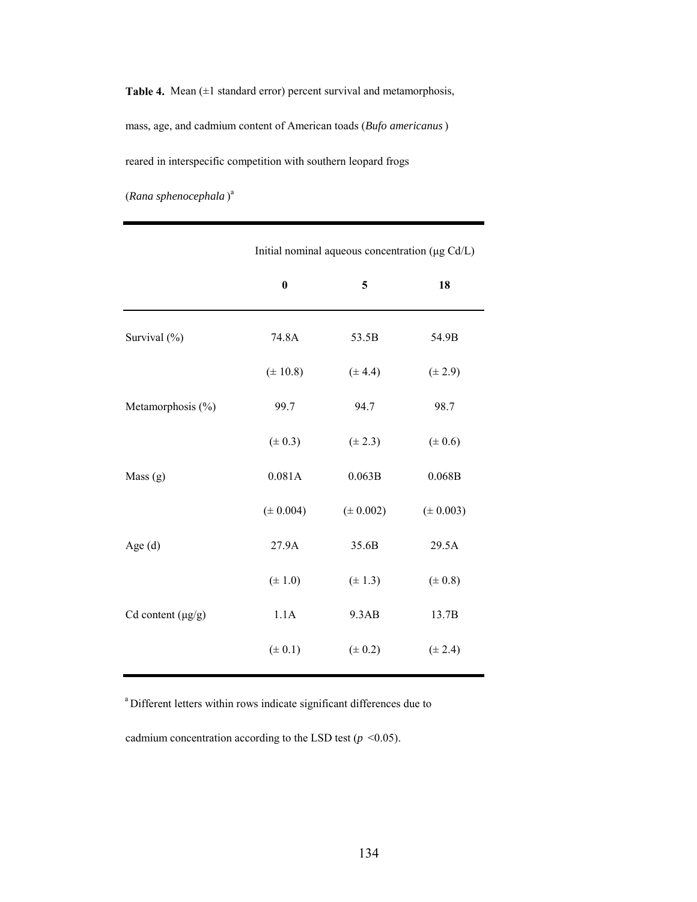**Table 4.** Mean (±1 standard error) percent survival and metamorphosis, mass, age, and cadmium content of American toads (*Bufo americanus*) reared in interspecific competition with southern leopard frogs (*Rana sphenocephala*)[a]

| | Initial nominal aqueous concentration (μg Cd/L) | | |
|---|---|---|---|
| | **0** | **5** | **18** |
| Survival (%) | 74.8A | 53.5B | 54.9B |
| | (± 10.8) | (± 4.4) | (± 2.9) |
| Metamorphosis (%) | 99.7 | 94.7 | 98.7 |
| | (± 0.3) | (± 2.3) | (± 0.6) |
| Mass (g) | 0.081A | 0.063B | 0.068B |
| | (± 0.004) | (± 0.002) | (± 0.003) |
| Age (d) | 27.9A | 35.6B | 29.5A |
| | (± 1.0) | (± 1.3) | (± 0.8) |
| Cd content (μg/g) | 1.1A | 9.3AB | 13.7B |
| | (± 0.1) | (± 0.2) | (± 2.4) |

[a] Different letters within rows indicate significant differences due to cadmium concentration according to the LSD test ($p$ <0.05).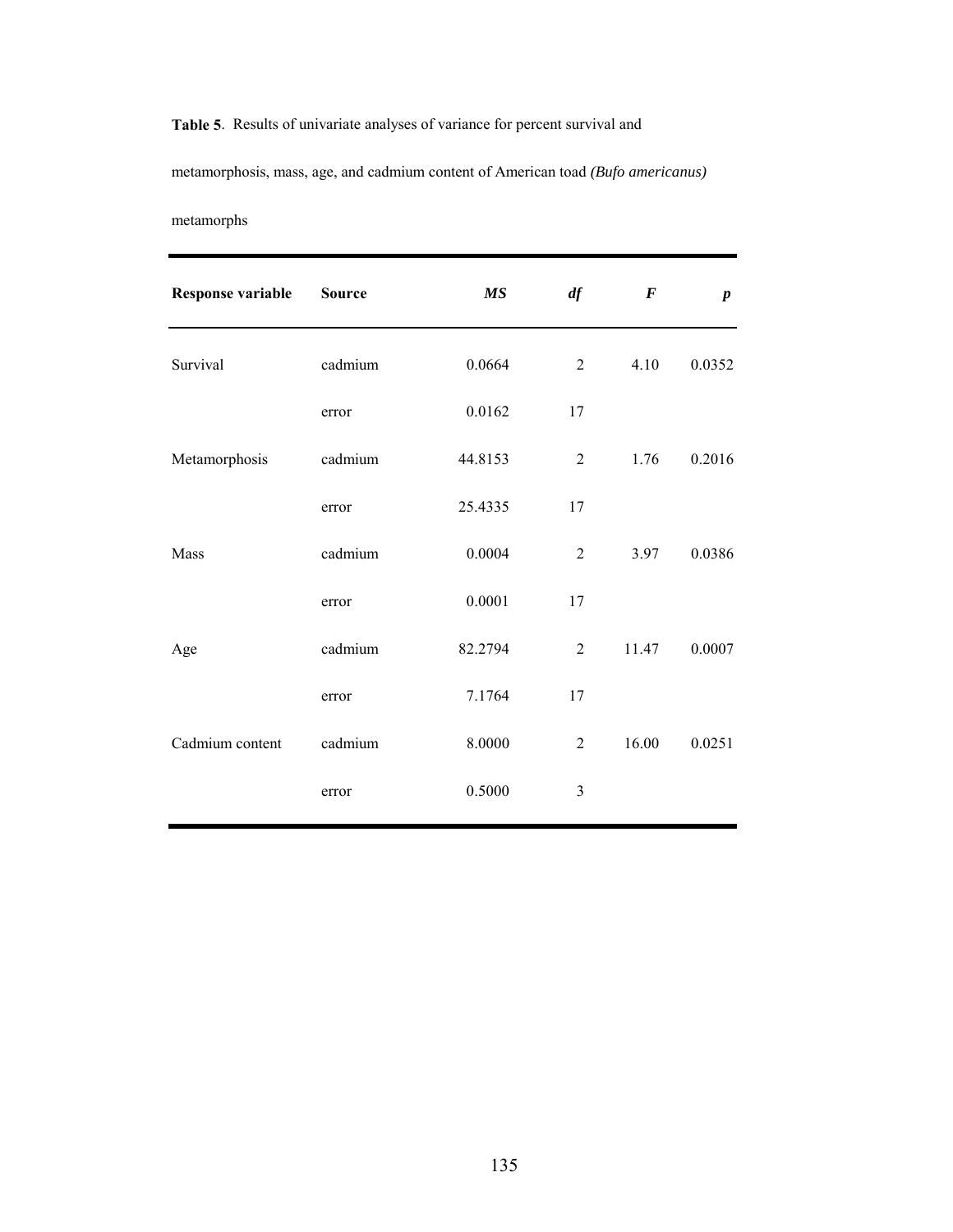**Table 5**. Results of univariate analyses of variance for percent survival and metamorphosis, mass, age, and cadmium content of American toad *(Bufo americanus)* metamorphs

| Response variable | Source | *MS* | *df* | *F* | *p* |
|---|---|---|---|---|---|
| Survival | cadmium | 0.0664 | 2 | 4.10 | 0.0352 |
| | error | 0.0162 | 17 | | |
| Metamorphosis | cadmium | 44.8153 | 2 | 1.76 | 0.2016 |
| | error | 25.4335 | 17 | | |
| Mass | cadmium | 0.0004 | 2 | 3.97 | 0.0386 |
| | error | 0.0001 | 17 | | |
| Age | cadmium | 82.2794 | 2 | 11.47 | 0.0007 |
| | error | 7.1764 | 17 | | |
| Cadmium content | cadmium | 8.0000 | 2 | 16.00 | 0.0251 |
| | error | 0.5000 | 3 | | |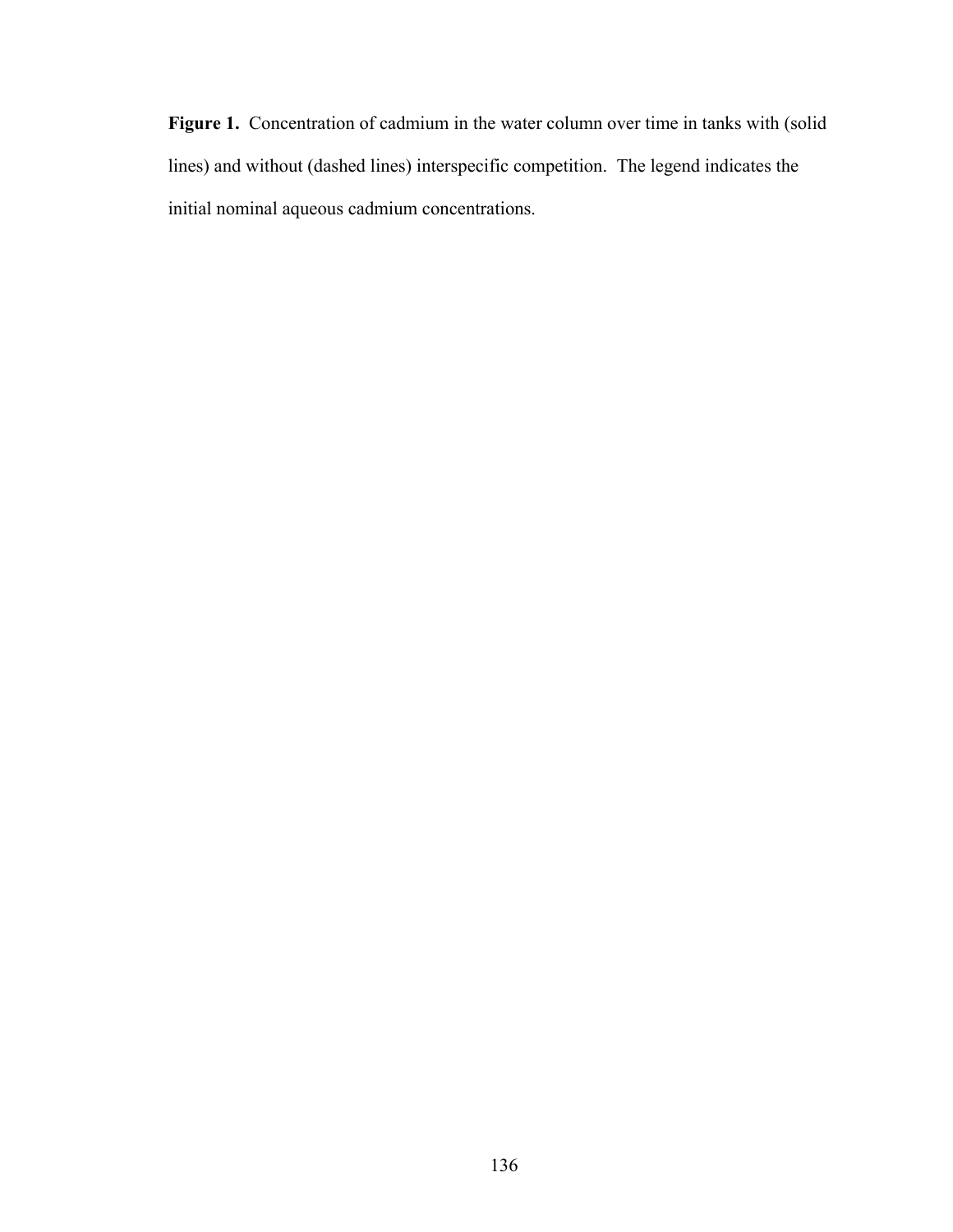**Figure 1.** Concentration of cadmium in the water column over time in tanks with (solid lines) and without (dashed lines) interspecific competition. The legend indicates the initial nominal aqueous cadmium concentrations.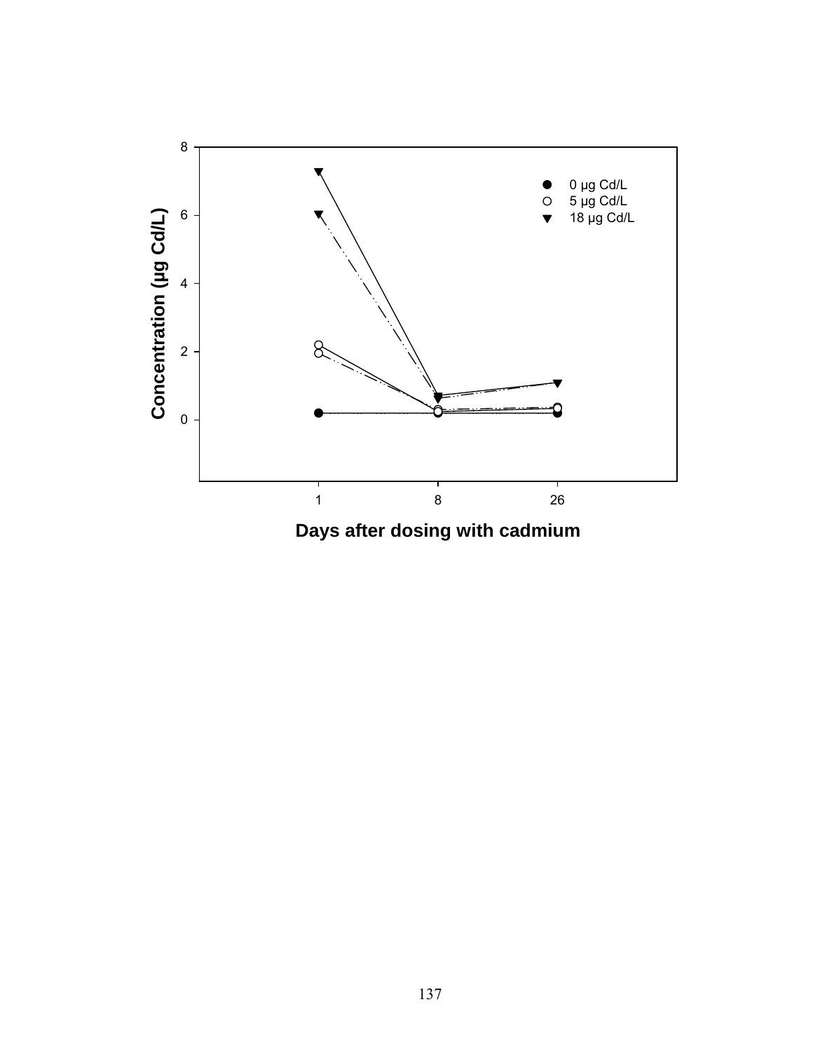Concentration (µg Cd/L)

- 0 µg Cd/L
- 5 µg Cd/L
- 18 µg Cd/L

Days after dosing with cadmium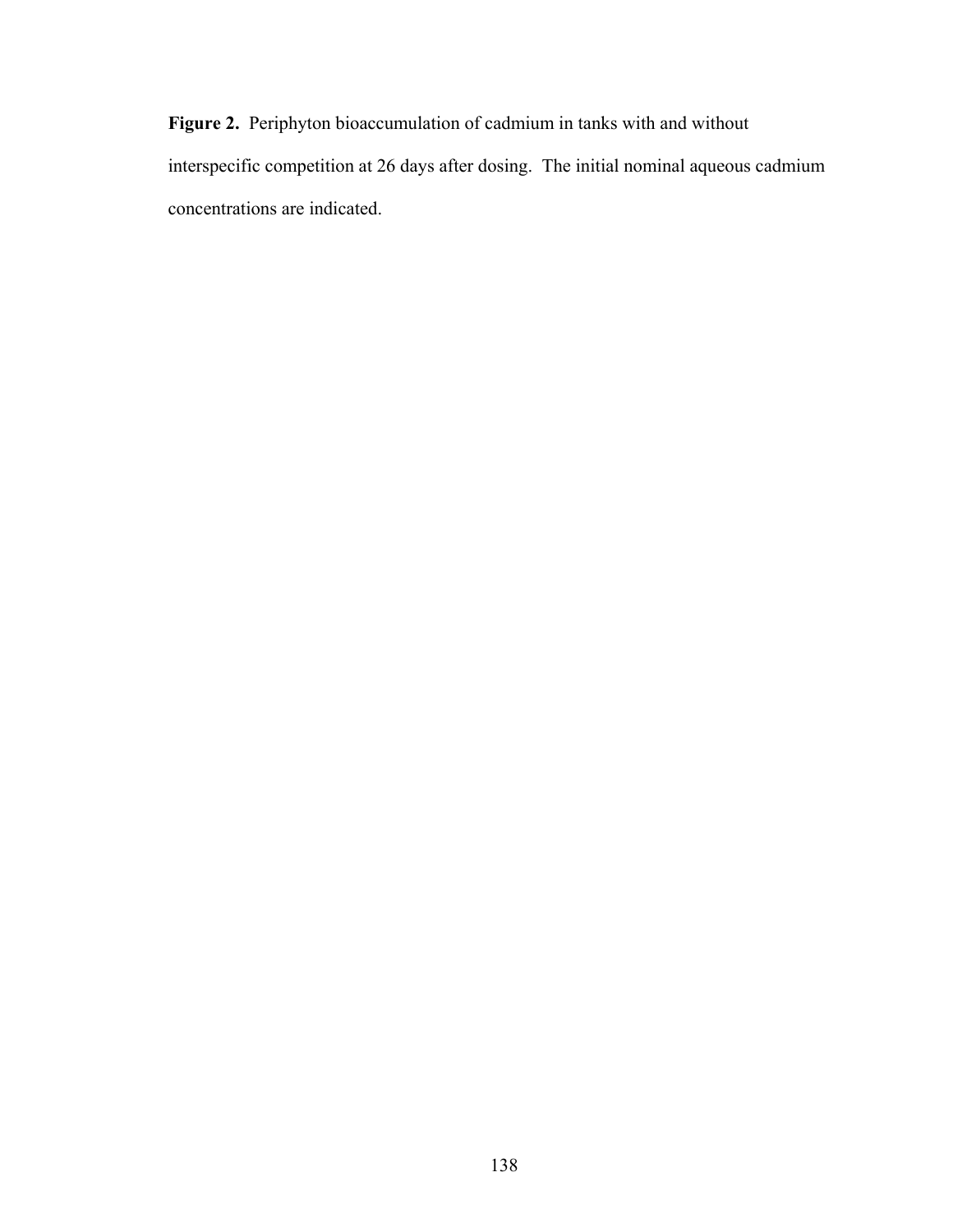**Figure 2.** Periphyton bioaccumulation of cadmium in tanks with and without interspecific competition at 26 days after dosing. The initial nominal aqueous cadmium concentrations are indicated.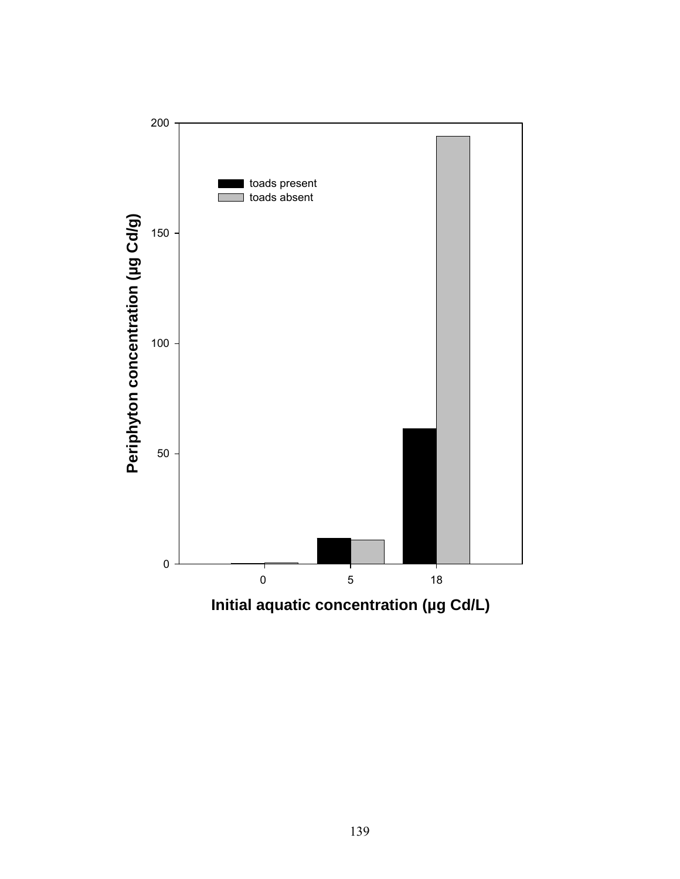toads present
toads absent

Periphyton concentration (µg Cd/g)

Initial aquatic concentration (µg Cd/L)

| Initial aquatic concentration (µg Cd/L) | toads present | toads absent |
|---|---|---|
| 0 | | |
| 5 | | |
| 18 | | |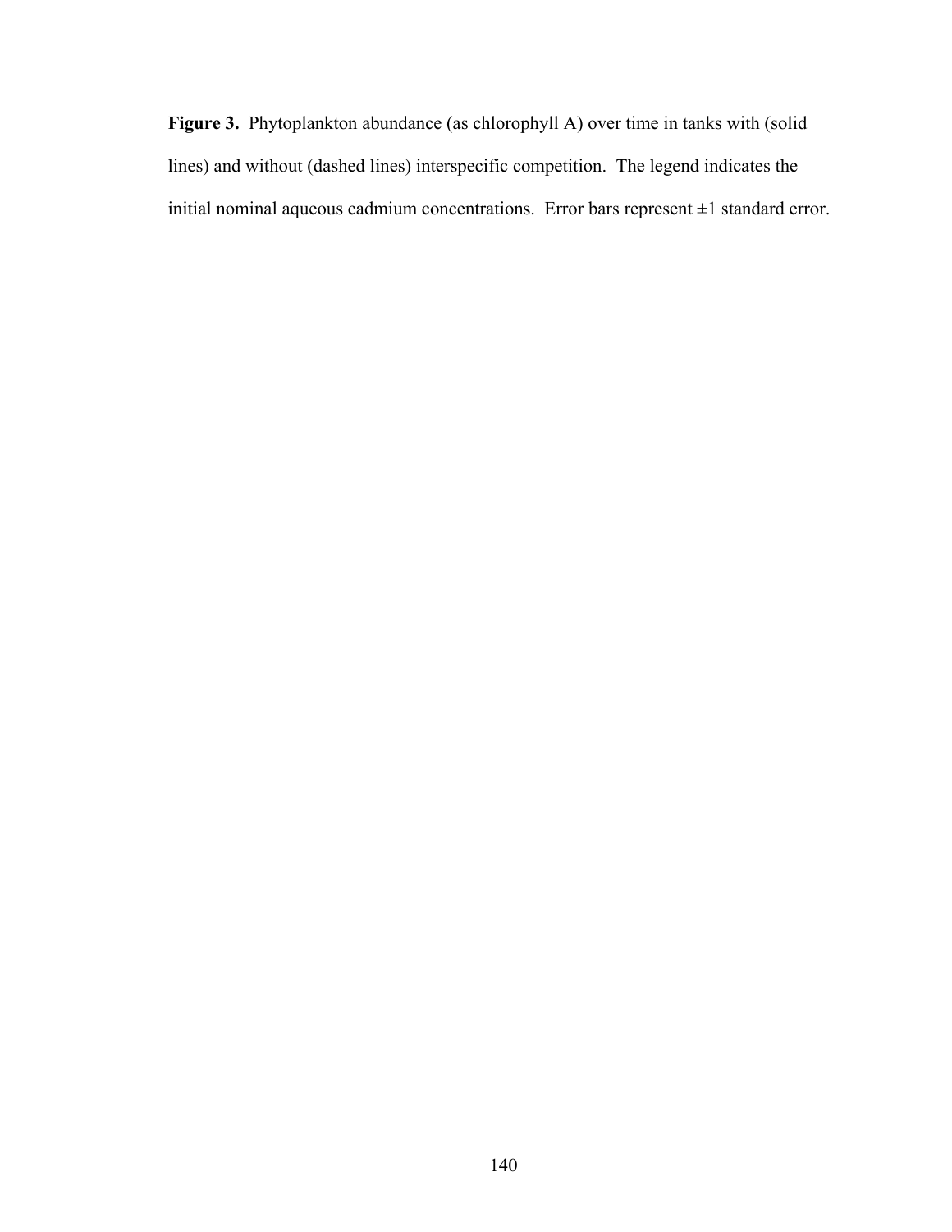**Figure 3.** Phytoplankton abundance (as chlorophyll A) over time in tanks with (solid lines) and without (dashed lines) interspecific competition. The legend indicates the initial nominal aqueous cadmium concentrations. Error bars represent ±1 standard error.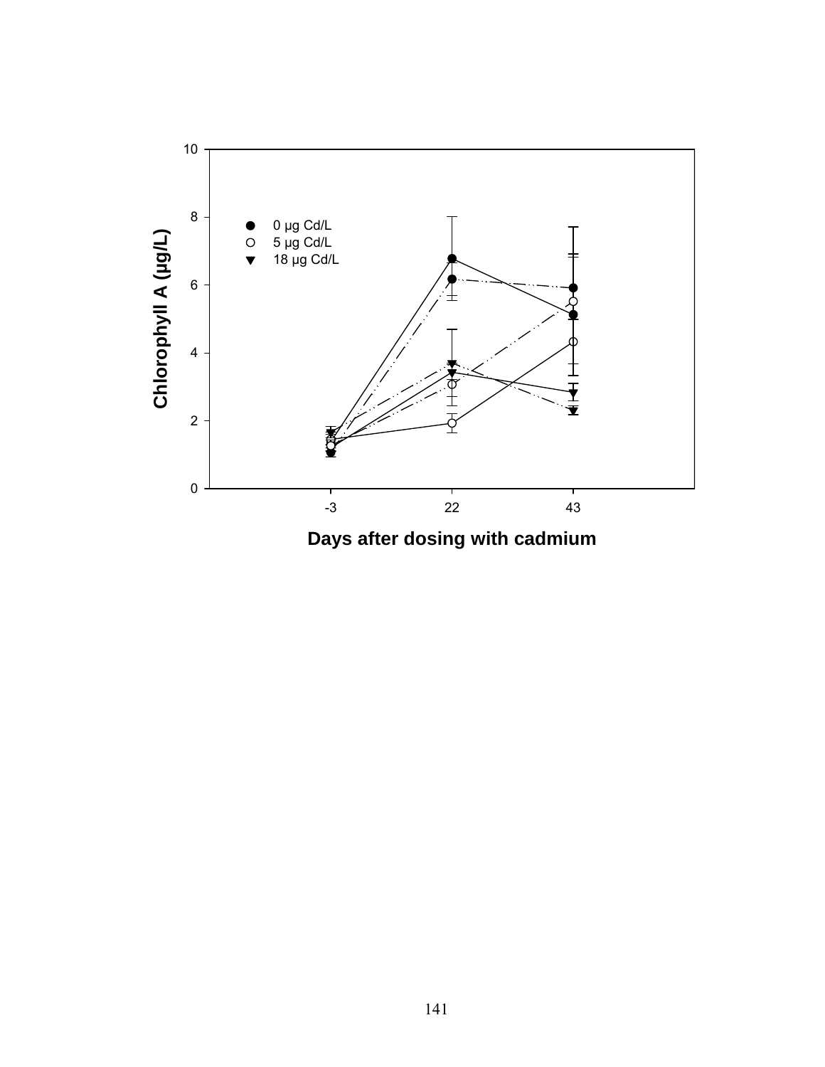Chlorophyll A (μg/L)

- ● 0 μg Cd/L
- ○ 5 μg Cd/L
- ▼ 18 μg Cd/L

Days after dosing with cadmium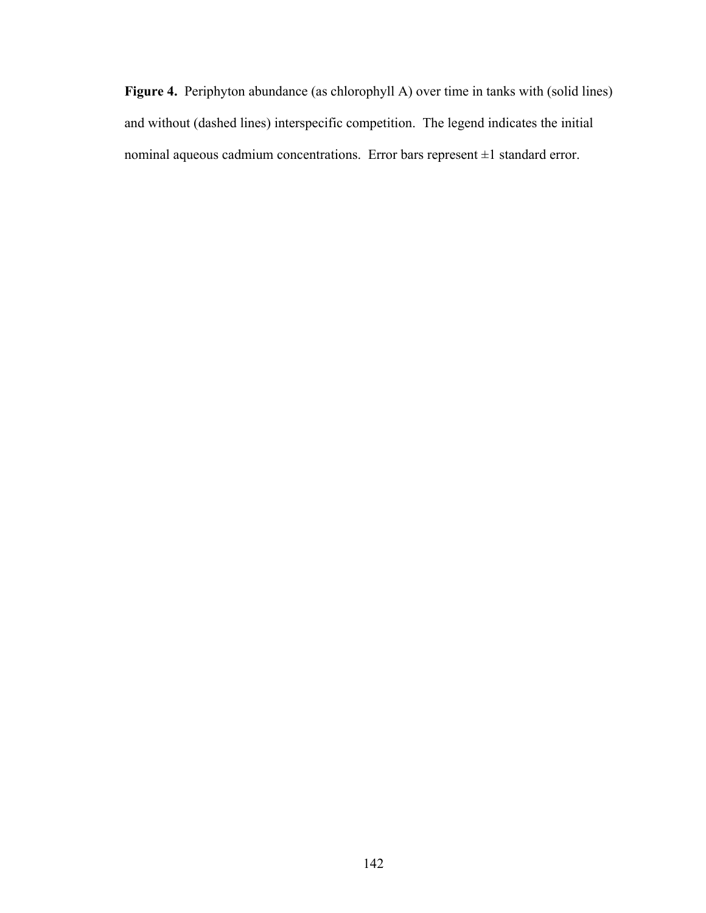**Figure 4.** Periphyton abundance (as chlorophyll A) over time in tanks with (solid lines) and without (dashed lines) interspecific competition. The legend indicates the initial nominal aqueous cadmium concentrations. Error bars represent ±1 standard error.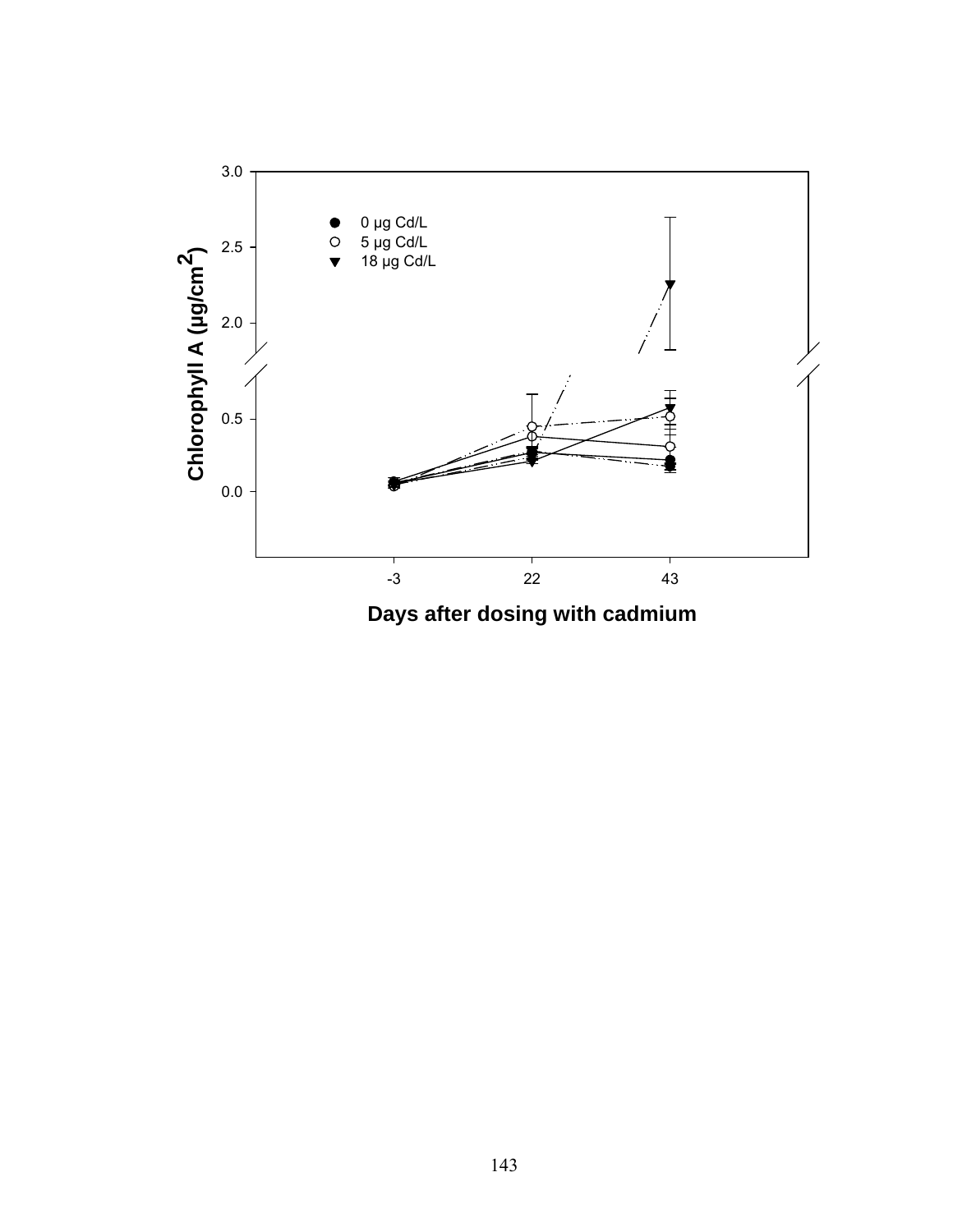0 μg Cd/L
5 μg Cd/L
18 μg Cd/L

Chlorophyll A (μg/cm$^2$)

3.0
2.5
2.0
0.5
0.0

-3
22
43

Days after dosing with cadmium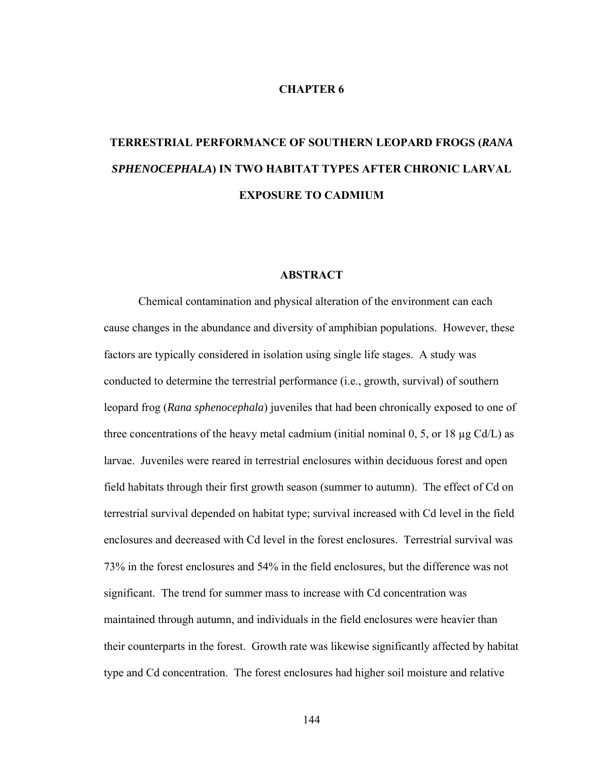# CHAPTER 6

# TERRESTRIAL PERFORMANCE OF SOUTHERN LEOPARD FROGS (*RANA SPHENOCEPHALA*) IN TWO HABITAT TYPES AFTER CHRONIC LARVAL EXPOSURE TO CADMIUM

## ABSTRACT

Chemical contamination and physical alteration of the environment can each cause changes in the abundance and diversity of amphibian populations. However, these factors are typically considered in isolation using single life stages. A study was conducted to determine the terrestrial performance (i.e., growth, survival) of southern leopard frog (*Rana sphenocephala*) juveniles that had been chronically exposed to one of three concentrations of the heavy metal cadmium (initial nominal 0, 5, or 18 μg Cd/L) as larvae. Juveniles were reared in terrestrial enclosures within deciduous forest and open field habitats through their first growth season (summer to autumn). The effect of Cd on terrestrial survival depended on habitat type; survival increased with Cd level in the field enclosures and decreased with Cd level in the forest enclosures. Terrestrial survival was 73% in the forest enclosures and 54% in the field enclosures, but the difference was not significant. The trend for summer mass to increase with Cd concentration was maintained through autumn, and individuals in the field enclosures were heavier than their counterparts in the forest. Growth rate was likewise significantly affected by habitat type and Cd concentration. The forest enclosures had higher soil moisture and relative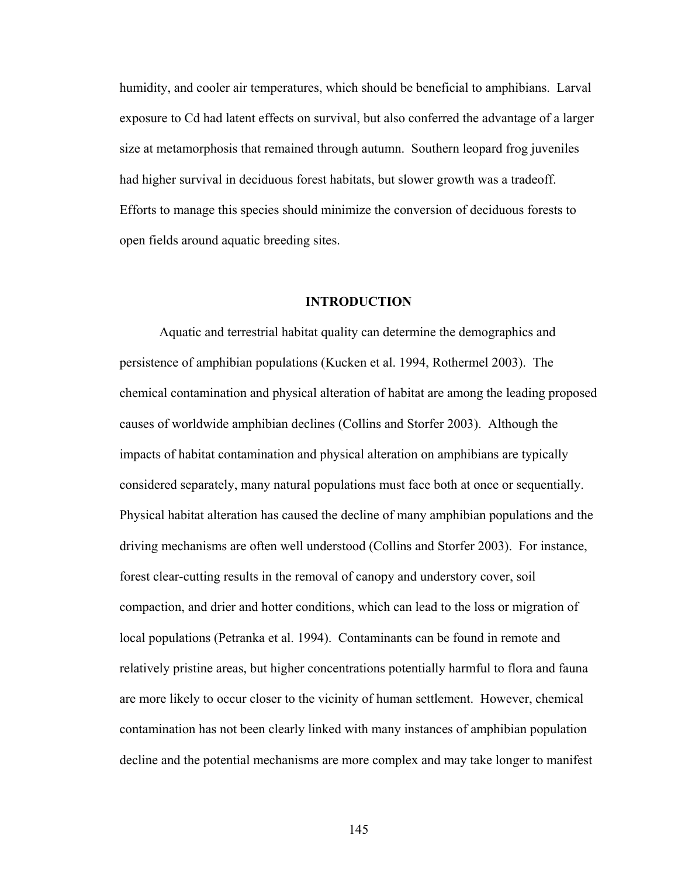humidity, and cooler air temperatures, which should be beneficial to amphibians. Larval exposure to Cd had latent effects on survival, but also conferred the advantage of a larger size at metamorphosis that remained through autumn. Southern leopard frog juveniles had higher survival in deciduous forest habitats, but slower growth was a tradeoff. Efforts to manage this species should minimize the conversion of deciduous forests to open fields around aquatic breeding sites.

## INTRODUCTION

Aquatic and terrestrial habitat quality can determine the demographics and persistence of amphibian populations (Kucken et al. 1994, Rothermel 2003). The chemical contamination and physical alteration of habitat are among the leading proposed causes of worldwide amphibian declines (Collins and Storfer 2003). Although the impacts of habitat contamination and physical alteration on amphibians are typically considered separately, many natural populations must face both at once or sequentially. Physical habitat alteration has caused the decline of many amphibian populations and the driving mechanisms are often well understood (Collins and Storfer 2003). For instance, forest clear-cutting results in the removal of canopy and understory cover, soil compaction, and drier and hotter conditions, which can lead to the loss or migration of local populations (Petranka et al. 1994). Contaminants can be found in remote and relatively pristine areas, but higher concentrations potentially harmful to flora and fauna are more likely to occur closer to the vicinity of human settlement. However, chemical contamination has not been clearly linked with many instances of amphibian population decline and the potential mechanisms are more complex and may take longer to manifest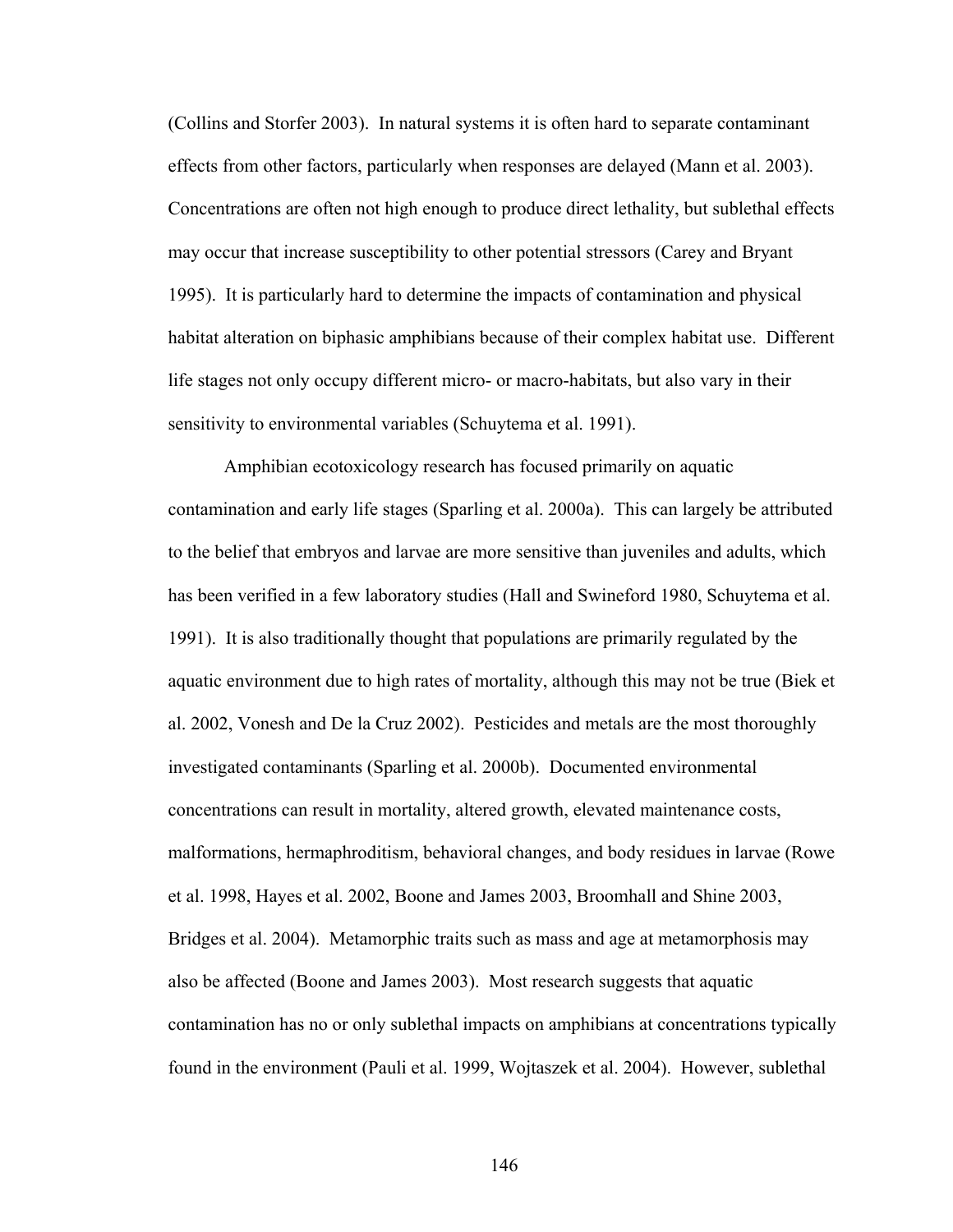(Collins and Storfer 2003). In natural systems it is often hard to separate contaminant effects from other factors, particularly when responses are delayed (Mann et al. 2003). Concentrations are often not high enough to produce direct lethality, but sublethal effects may occur that increase susceptibility to other potential stressors (Carey and Bryant 1995). It is particularly hard to determine the impacts of contamination and physical habitat alteration on biphasic amphibians because of their complex habitat use. Different life stages not only occupy different micro- or macro-habitats, but also vary in their sensitivity to environmental variables (Schuytema et al. 1991).

Amphibian ecotoxicology research has focused primarily on aquatic contamination and early life stages (Sparling et al. 2000a). This can largely be attributed to the belief that embryos and larvae are more sensitive than juveniles and adults, which has been verified in a few laboratory studies (Hall and Swineford 1980, Schuytema et al. 1991). It is also traditionally thought that populations are primarily regulated by the aquatic environment due to high rates of mortality, although this may not be true (Biek et al. 2002, Vonesh and De la Cruz 2002). Pesticides and metals are the most thoroughly investigated contaminants (Sparling et al. 2000b). Documented environmental concentrations can result in mortality, altered growth, elevated maintenance costs, malformations, hermaphroditism, behavioral changes, and body residues in larvae (Rowe et al. 1998, Hayes et al. 2002, Boone and James 2003, Broomhall and Shine 2003, Bridges et al. 2004). Metamorphic traits such as mass and age at metamorphosis may also be affected (Boone and James 2003). Most research suggests that aquatic contamination has no or only sublethal impacts on amphibians at concentrations typically found in the environment (Pauli et al. 1999, Wojtaszek et al. 2004). However, sublethal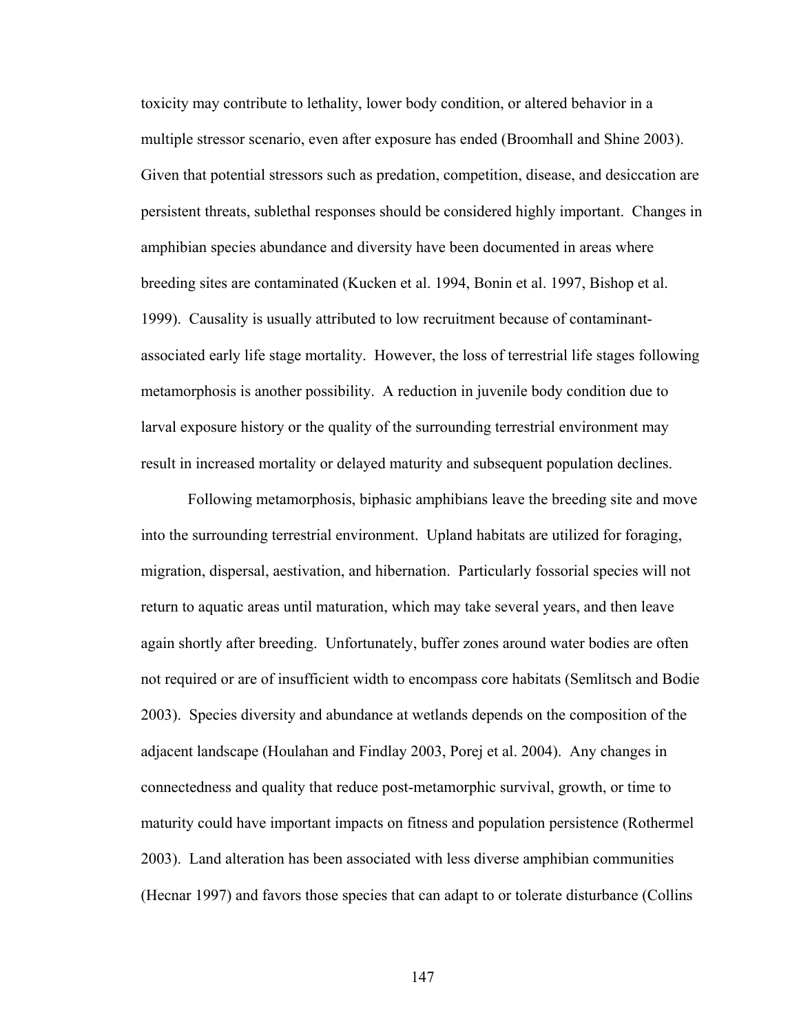toxicity may contribute to lethality, lower body condition, or altered behavior in a multiple stressor scenario, even after exposure has ended (Broomhall and Shine 2003). Given that potential stressors such as predation, competition, disease, and desiccation are persistent threats, sublethal responses should be considered highly important. Changes in amphibian species abundance and diversity have been documented in areas where breeding sites are contaminated (Kucken et al. 1994, Bonin et al. 1997, Bishop et al. 1999). Causality is usually attributed to low recruitment because of contaminant-associated early life stage mortality. However, the loss of terrestrial life stages following metamorphosis is another possibility. A reduction in juvenile body condition due to larval exposure history or the quality of the surrounding terrestrial environment may result in increased mortality or delayed maturity and subsequent population declines.

Following metamorphosis, biphasic amphibians leave the breeding site and move into the surrounding terrestrial environment. Upland habitats are utilized for foraging, migration, dispersal, aestivation, and hibernation. Particularly fossorial species will not return to aquatic areas until maturation, which may take several years, and then leave again shortly after breeding. Unfortunately, buffer zones around water bodies are often not required or are of insufficient width to encompass core habitats (Semlitsch and Bodie 2003). Species diversity and abundance at wetlands depends on the composition of the adjacent landscape (Houlahan and Findlay 2003, Porej et al. 2004). Any changes in connectedness and quality that reduce post-metamorphic survival, growth, or time to maturity could have important impacts on fitness and population persistence (Rothermel 2003). Land alteration has been associated with less diverse amphibian communities (Hecnar 1997) and favors those species that can adapt to or tolerate disturbance (Collins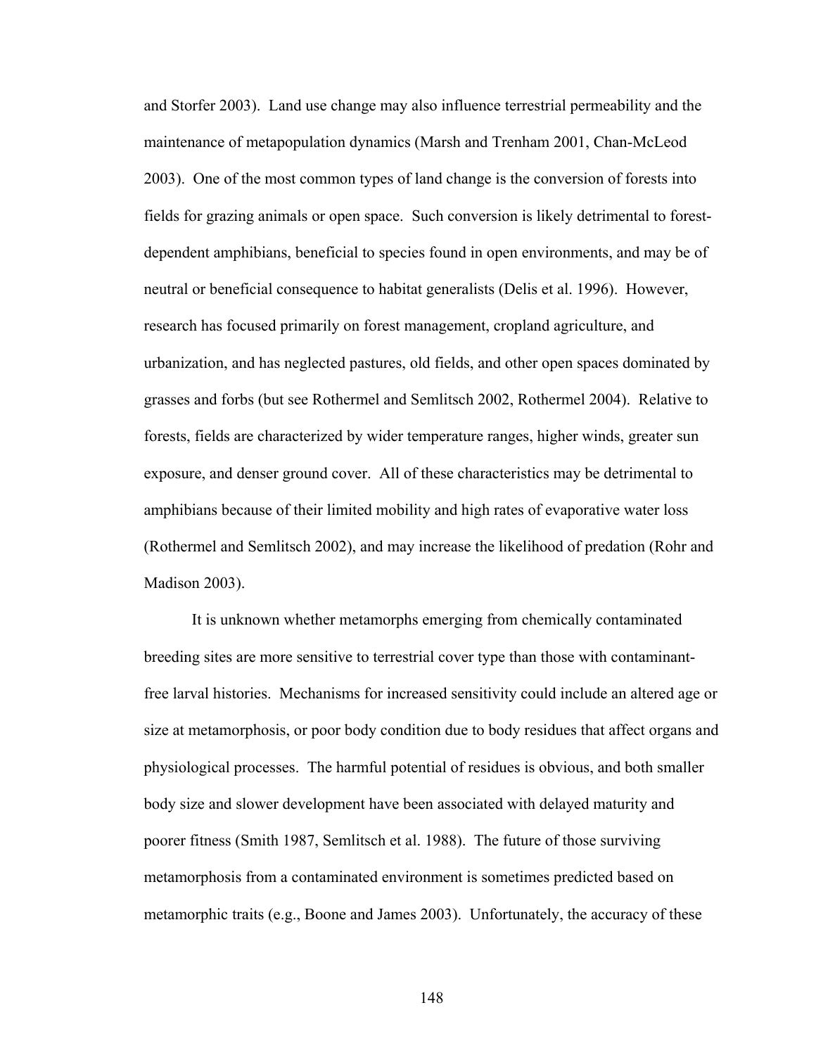and Storfer 2003). Land use change may also influence terrestrial permeability and the maintenance of metapopulation dynamics (Marsh and Trenham 2001, Chan-McLeod 2003). One of the most common types of land change is the conversion of forests into fields for grazing animals or open space. Such conversion is likely detrimental to forest-dependent amphibians, beneficial to species found in open environments, and may be of neutral or beneficial consequence to habitat generalists (Delis et al. 1996). However, research has focused primarily on forest management, cropland agriculture, and urbanization, and has neglected pastures, old fields, and other open spaces dominated by grasses and forbs (but see Rothermel and Semlitsch 2002, Rothermel 2004). Relative to forests, fields are characterized by wider temperature ranges, higher winds, greater sun exposure, and denser ground cover. All of these characteristics may be detrimental to amphibians because of their limited mobility and high rates of evaporative water loss (Rothermel and Semlitsch 2002), and may increase the likelihood of predation (Rohr and Madison 2003).

It is unknown whether metamorphs emerging from chemically contaminated breeding sites are more sensitive to terrestrial cover type than those with contaminant-free larval histories. Mechanisms for increased sensitivity could include an altered age or size at metamorphosis, or poor body condition due to body residues that affect organs and physiological processes. The harmful potential of residues is obvious, and both smaller body size and slower development have been associated with delayed maturity and poorer fitness (Smith 1987, Semlitsch et al. 1988). The future of those surviving metamorphosis from a contaminated environment is sometimes predicted based on metamorphic traits (e.g., Boone and James 2003). Unfortunately, the accuracy of these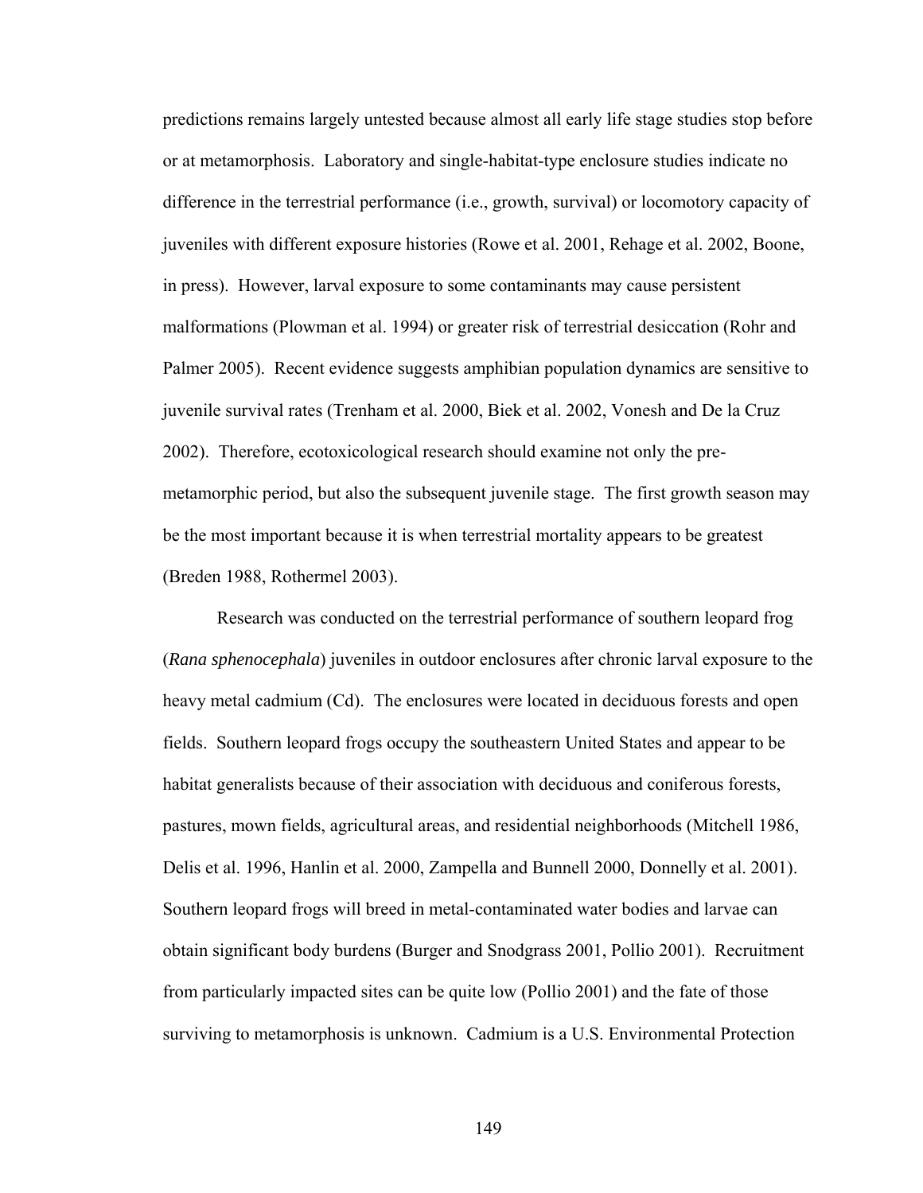predictions remains largely untested because almost all early life stage studies stop before or at metamorphosis. Laboratory and single-habitat-type enclosure studies indicate no difference in the terrestrial performance (i.e., growth, survival) or locomotory capacity of juveniles with different exposure histories (Rowe et al. 2001, Rehage et al. 2002, Boone, in press). However, larval exposure to some contaminants may cause persistent malformations (Plowman et al. 1994) or greater risk of terrestrial desiccation (Rohr and Palmer 2005). Recent evidence suggests amphibian population dynamics are sensitive to juvenile survival rates (Trenham et al. 2000, Biek et al. 2002, Vonesh and De la Cruz 2002). Therefore, ecotoxicological research should examine not only the pre-metamorphic period, but also the subsequent juvenile stage. The first growth season may be the most important because it is when terrestrial mortality appears to be greatest (Breden 1988, Rothermel 2003).

Research was conducted on the terrestrial performance of southern leopard frog (*Rana sphenocephala*) juveniles in outdoor enclosures after chronic larval exposure to the heavy metal cadmium (Cd). The enclosures were located in deciduous forests and open fields. Southern leopard frogs occupy the southeastern United States and appear to be habitat generalists because of their association with deciduous and coniferous forests, pastures, mown fields, agricultural areas, and residential neighborhoods (Mitchell 1986, Delis et al. 1996, Hanlin et al. 2000, Zampella and Bunnell 2000, Donnelly et al. 2001). Southern leopard frogs will breed in metal-contaminated water bodies and larvae can obtain significant body burdens (Burger and Snodgrass 2001, Pollio 2001). Recruitment from particularly impacted sites can be quite low (Pollio 2001) and the fate of those surviving to metamorphosis is unknown. Cadmium is a U.S. Environmental Protection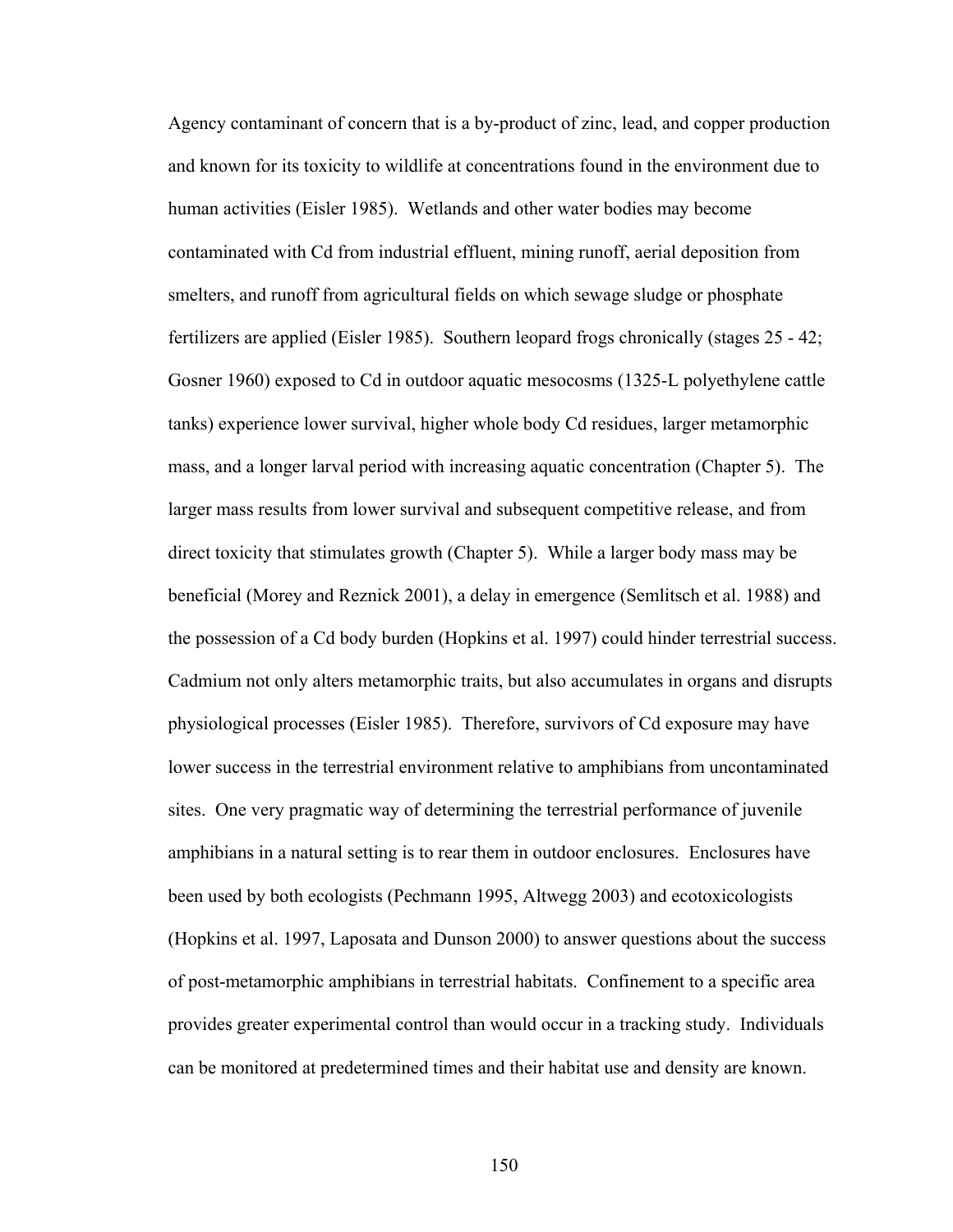Agency contaminant of concern that is a by-product of zinc, lead, and copper production and known for its toxicity to wildlife at concentrations found in the environment due to human activities (Eisler 1985). Wetlands and other water bodies may become contaminated with Cd from industrial effluent, mining runoff, aerial deposition from smelters, and runoff from agricultural fields on which sewage sludge or phosphate fertilizers are applied (Eisler 1985). Southern leopard frogs chronically (stages 25 - 42; Gosner 1960) exposed to Cd in outdoor aquatic mesocosms (1325-L polyethylene cattle tanks) experience lower survival, higher whole body Cd residues, larger metamorphic mass, and a longer larval period with increasing aquatic concentration (Chapter 5). The larger mass results from lower survival and subsequent competitive release, and from direct toxicity that stimulates growth (Chapter 5). While a larger body mass may be beneficial (Morey and Reznick 2001), a delay in emergence (Semlitsch et al. 1988) and the possession of a Cd body burden (Hopkins et al. 1997) could hinder terrestrial success. Cadmium not only alters metamorphic traits, but also accumulates in organs and disrupts physiological processes (Eisler 1985). Therefore, survivors of Cd exposure may have lower success in the terrestrial environment relative to amphibians from uncontaminated sites. One very pragmatic way of determining the terrestrial performance of juvenile amphibians in a natural setting is to rear them in outdoor enclosures. Enclosures have been used by both ecologists (Pechmann 1995, Altwegg 2003) and ecotoxicologists (Hopkins et al. 1997, Laposata and Dunson 2000) to answer questions about the success of post-metamorphic amphibians in terrestrial habitats. Confinement to a specific area provides greater experimental control than would occur in a tracking study. Individuals can be monitored at predetermined times and their habitat use and density are known.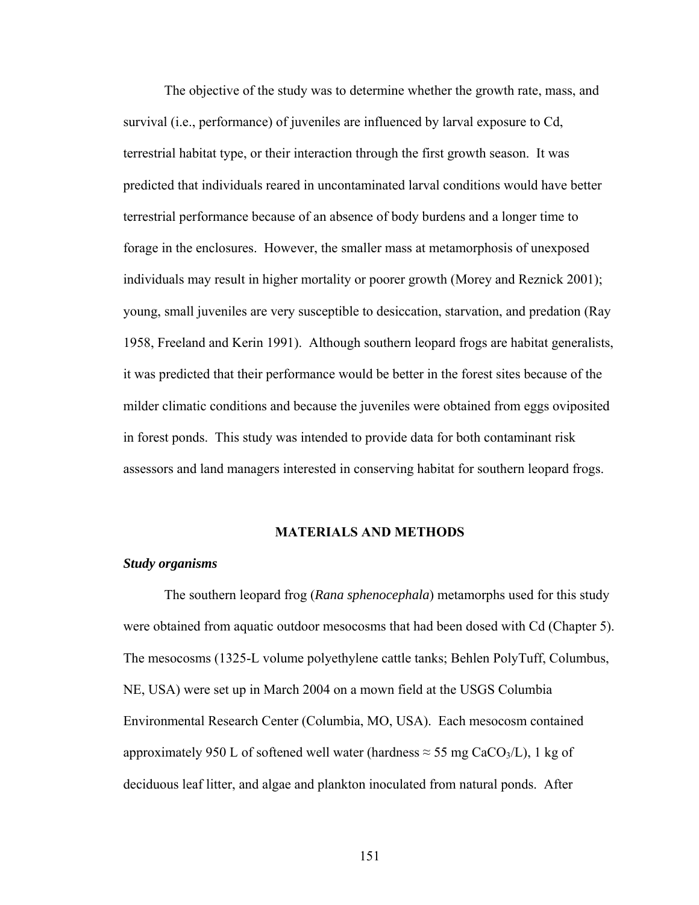The objective of the study was to determine whether the growth rate, mass, and survival (i.e., performance) of juveniles are influenced by larval exposure to Cd, terrestrial habitat type, or their interaction through the first growth season. It was predicted that individuals reared in uncontaminated larval conditions would have better terrestrial performance because of an absence of body burdens and a longer time to forage in the enclosures. However, the smaller mass at metamorphosis of unexposed individuals may result in higher mortality or poorer growth (Morey and Reznick 2001); young, small juveniles are very susceptible to desiccation, starvation, and predation (Ray 1958, Freeland and Kerin 1991). Although southern leopard frogs are habitat generalists, it was predicted that their performance would be better in the forest sites because of the milder climatic conditions and because the juveniles were obtained from eggs oviposited in forest ponds. This study was intended to provide data for both contaminant risk assessors and land managers interested in conserving habitat for southern leopard frogs.

## MATERIALS AND METHODS

### *Study organisms*

The southern leopard frog (*Rana sphenocephala*) metamorphs used for this study were obtained from aquatic outdoor mesocosms that had been dosed with Cd (Chapter 5). The mesocosms (1325-L volume polyethylene cattle tanks; Behlen PolyTuff, Columbus, NE, USA) were set up in March 2004 on a mown field at the USGS Columbia Environmental Research Center (Columbia, MO, USA). Each mesocosm contained approximately 950 L of softened well water (hardness ≈ 55 mg $CaCO_3$/L), 1 kg of deciduous leaf litter, and algae and plankton inoculated from natural ponds. After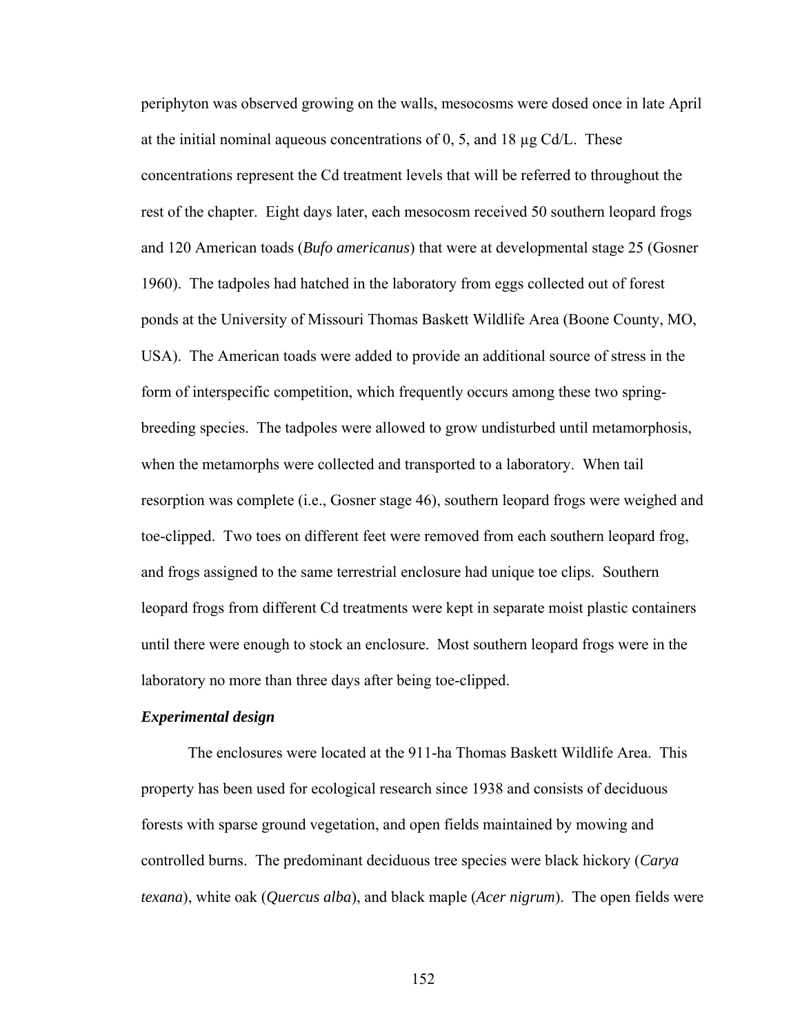periphyton was observed growing on the walls, mesocosms were dosed once in late April at the initial nominal aqueous concentrations of 0, 5, and 18 µg Cd/L. These concentrations represent the Cd treatment levels that will be referred to throughout the rest of the chapter. Eight days later, each mesocosm received 50 southern leopard frogs and 120 American toads (*Bufo americanus*) that were at developmental stage 25 (Gosner 1960). The tadpoles had hatched in the laboratory from eggs collected out of forest ponds at the University of Missouri Thomas Baskett Wildlife Area (Boone County, MO, USA). The American toads were added to provide an additional source of stress in the form of interspecific competition, which frequently occurs among these two spring-breeding species. The tadpoles were allowed to grow undisturbed until metamorphosis, when the metamorphs were collected and transported to a laboratory. When tail resorption was complete (i.e., Gosner stage 46), southern leopard frogs were weighed and toe-clipped. Two toes on different feet were removed from each southern leopard frog, and frogs assigned to the same terrestrial enclosure had unique toe clips. Southern leopard frogs from different Cd treatments were kept in separate moist plastic containers until there were enough to stock an enclosure. Most southern leopard frogs were in the laboratory no more than three days after being toe-clipped.

### *Experimental design*

The enclosures were located at the 911-ha Thomas Baskett Wildlife Area. This property has been used for ecological research since 1938 and consists of deciduous forests with sparse ground vegetation, and open fields maintained by mowing and controlled burns. The predominant deciduous tree species were black hickory (*Carya texana*), white oak (*Quercus alba*), and black maple (*Acer nigrum*). The open fields were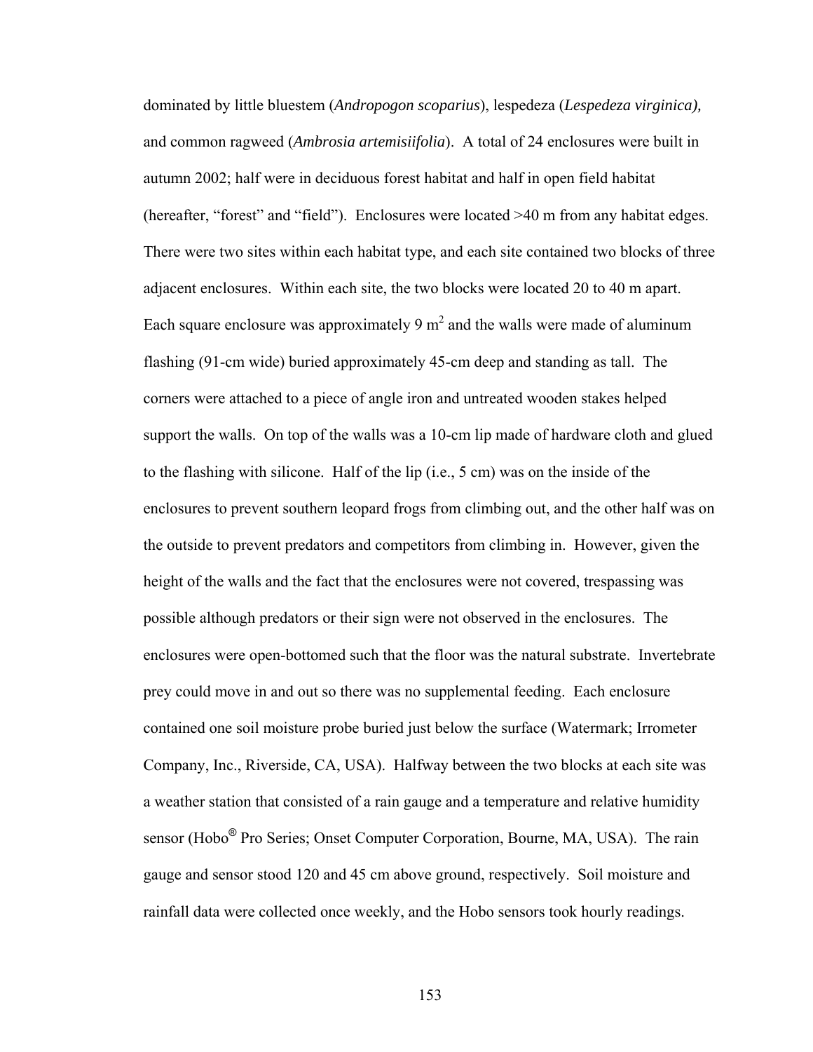dominated by little bluestem (*Andropogon scoparius*), lespedeza (*Lespedeza virginica),* and common ragweed (*Ambrosia artemisiifolia*). A total of 24 enclosures were built in autumn 2002; half were in deciduous forest habitat and half in open field habitat (hereafter, "forest" and "field"). Enclosures were located >40 m from any habitat edges. There were two sites within each habitat type, and each site contained two blocks of three adjacent enclosures. Within each site, the two blocks were located 20 to 40 m apart. Each square enclosure was approximately 9 $m^2$ and the walls were made of aluminum flashing (91-cm wide) buried approximately 45-cm deep and standing as tall. The corners were attached to a piece of angle iron and untreated wooden stakes helped support the walls. On top of the walls was a 10-cm lip made of hardware cloth and glued to the flashing with silicone. Half of the lip (i.e., 5 cm) was on the inside of the enclosures to prevent southern leopard frogs from climbing out, and the other half was on the outside to prevent predators and competitors from climbing in. However, given the height of the walls and the fact that the enclosures were not covered, trespassing was possible although predators or their sign were not observed in the enclosures. The enclosures were open-bottomed such that the floor was the natural substrate. Invertebrate prey could move in and out so there was no supplemental feeding. Each enclosure contained one soil moisture probe buried just below the surface (Watermark; Irrometer Company, Inc., Riverside, CA, USA). Halfway between the two blocks at each site was a weather station that consisted of a rain gauge and a temperature and relative humidity sensor (Hobo® Pro Series; Onset Computer Corporation, Bourne, MA, USA). The rain gauge and sensor stood 120 and 45 cm above ground, respectively. Soil moisture and rainfall data were collected once weekly, and the Hobo sensors took hourly readings.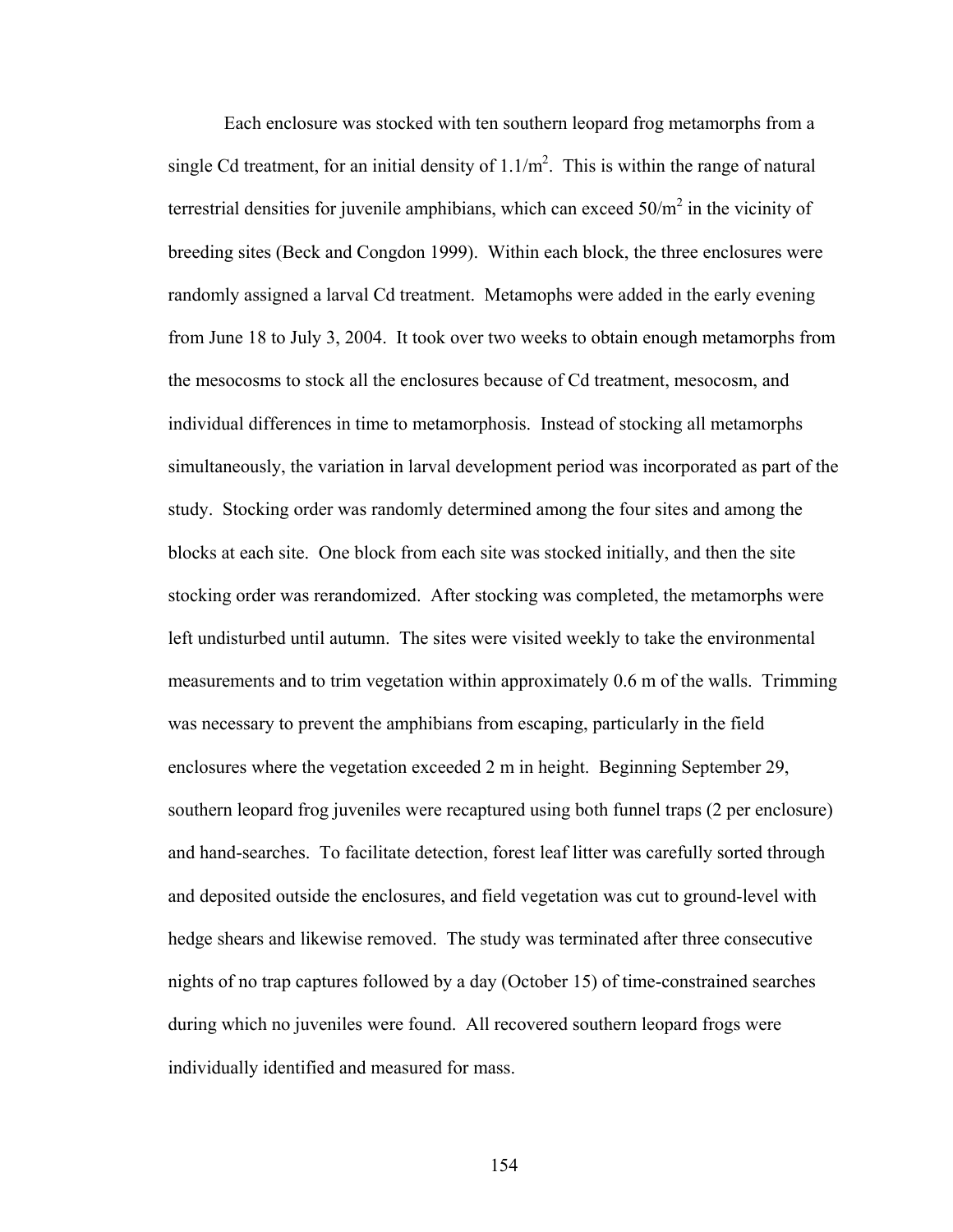Each enclosure was stocked with ten southern leopard frog metamorphs from a single Cd treatment, for an initial density of $1.1/m^2$. This is within the range of natural terrestrial densities for juvenile amphibians, which can exceed $50/m^2$ in the vicinity of breeding sites (Beck and Congdon 1999). Within each block, the three enclosures were randomly assigned a larval Cd treatment. Metamophs were added in the early evening from June 18 to July 3, 2004. It took over two weeks to obtain enough metamorphs from the mesocosms to stock all the enclosures because of Cd treatment, mesocosm, and individual differences in time to metamorphosis. Instead of stocking all metamorphs simultaneously, the variation in larval development period was incorporated as part of the study. Stocking order was randomly determined among the four sites and among the blocks at each site. One block from each site was stocked initially, and then the site stocking order was rerandomized. After stocking was completed, the metamorphs were left undisturbed until autumn. The sites were visited weekly to take the environmental measurements and to trim vegetation within approximately 0.6 m of the walls. Trimming was necessary to prevent the amphibians from escaping, particularly in the field enclosures where the vegetation exceeded 2 m in height. Beginning September 29, southern leopard frog juveniles were recaptured using both funnel traps (2 per enclosure) and hand-searches. To facilitate detection, forest leaf litter was carefully sorted through and deposited outside the enclosures, and field vegetation was cut to ground-level with hedge shears and likewise removed. The study was terminated after three consecutive nights of no trap captures followed by a day (October 15) of time-constrained searches during which no juveniles were found. All recovered southern leopard frogs were individually identified and measured for mass.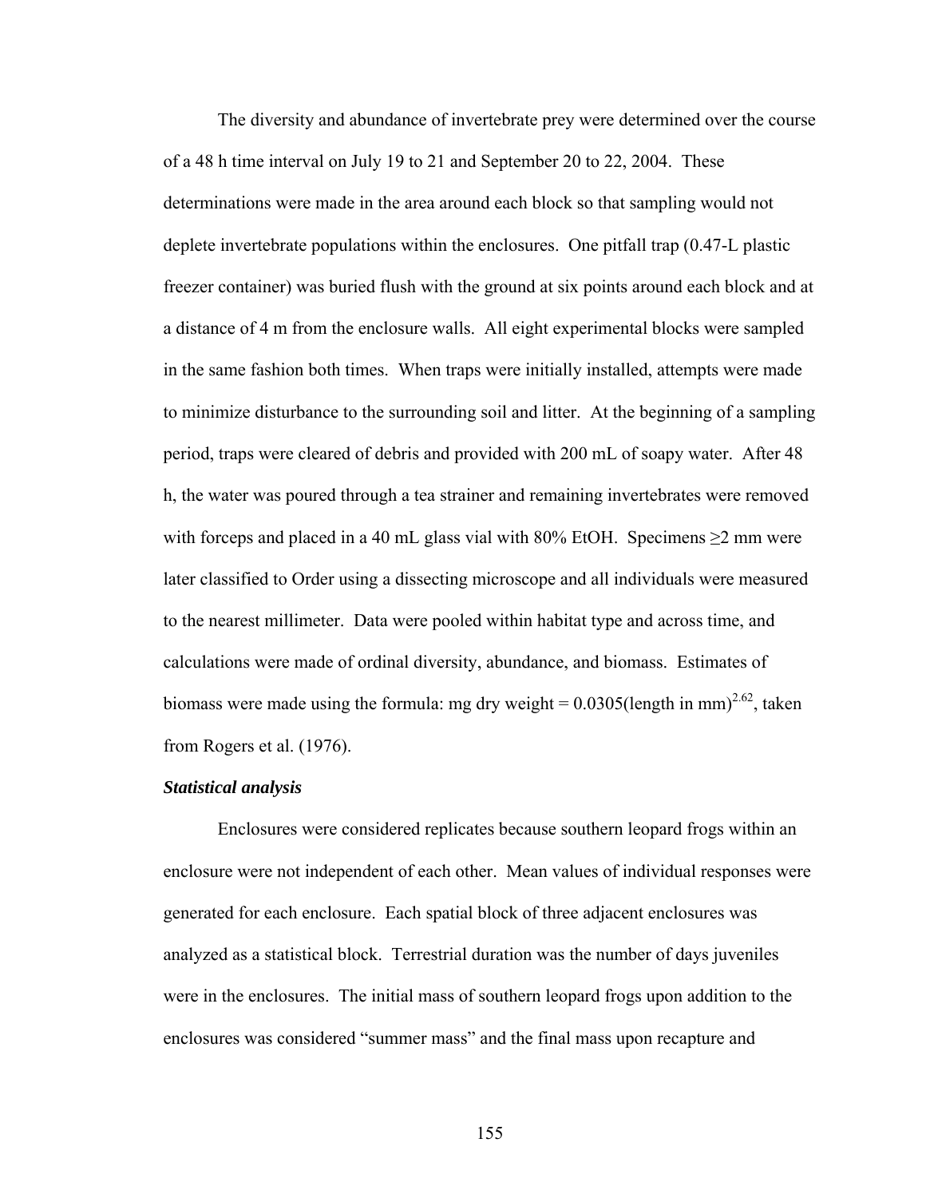The diversity and abundance of invertebrate prey were determined over the course of a 48 h time interval on July 19 to 21 and September 20 to 22, 2004. These determinations were made in the area around each block so that sampling would not deplete invertebrate populations within the enclosures. One pitfall trap (0.47-L plastic freezer container) was buried flush with the ground at six points around each block and at a distance of 4 m from the enclosure walls. All eight experimental blocks were sampled in the same fashion both times. When traps were initially installed, attempts were made to minimize disturbance to the surrounding soil and litter. At the beginning of a sampling period, traps were cleared of debris and provided with 200 mL of soapy water. After 48 h, the water was poured through a tea strainer and remaining invertebrates were removed with forceps and placed in a 40 mL glass vial with 80% EtOH. Specimens ≥2 mm were later classified to Order using a dissecting microscope and all individuals were measured to the nearest millimeter. Data were pooled within habitat type and across time, and calculations were made of ordinal diversity, abundance, and biomass. Estimates of biomass were made using the formula: mg dry weight = $0.0305(\text{length in mm})^{2.62}$, taken from Rogers et al. (1976).

***Statistical analysis***

Enclosures were considered replicates because southern leopard frogs within an enclosure were not independent of each other. Mean values of individual responses were generated for each enclosure. Each spatial block of three adjacent enclosures was analyzed as a statistical block. Terrestrial duration was the number of days juveniles were in the enclosures. The initial mass of southern leopard frogs upon addition to the enclosures was considered "summer mass" and the final mass upon recapture and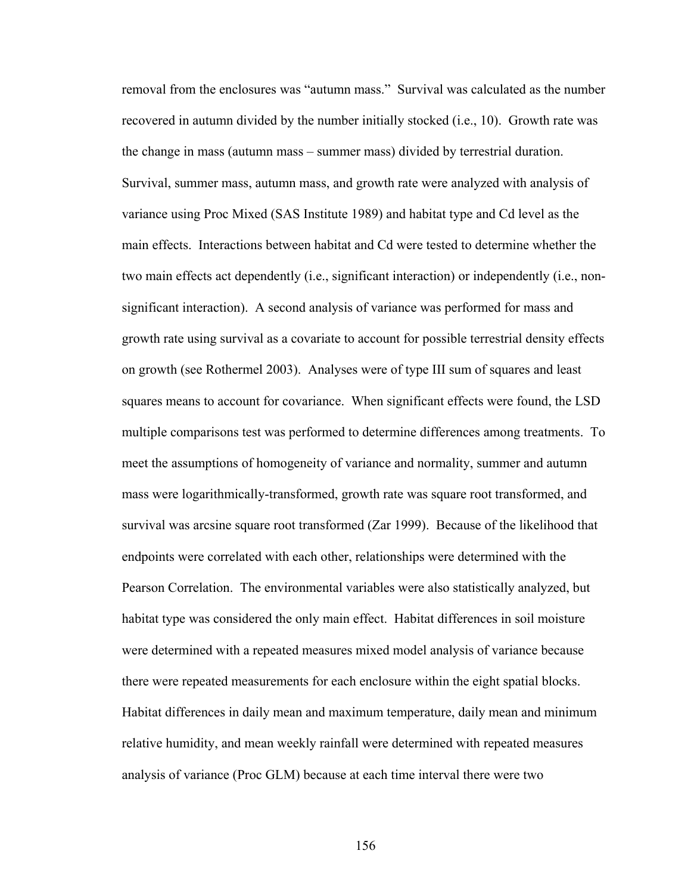removal from the enclosures was "autumn mass." Survival was calculated as the number recovered in autumn divided by the number initially stocked (i.e., 10). Growth rate was the change in mass (autumn mass – summer mass) divided by terrestrial duration. Survival, summer mass, autumn mass, and growth rate were analyzed with analysis of variance using Proc Mixed (SAS Institute 1989) and habitat type and Cd level as the main effects. Interactions between habitat and Cd were tested to determine whether the two main effects act dependently (i.e., significant interaction) or independently (i.e., non-significant interaction). A second analysis of variance was performed for mass and growth rate using survival as a covariate to account for possible terrestrial density effects on growth (see Rothermel 2003). Analyses were of type III sum of squares and least squares means to account for covariance. When significant effects were found, the LSD multiple comparisons test was performed to determine differences among treatments. To meet the assumptions of homogeneity of variance and normality, summer and autumn mass were logarithmically-transformed, growth rate was square root transformed, and survival was arcsine square root transformed (Zar 1999). Because of the likelihood that endpoints were correlated with each other, relationships were determined with the Pearson Correlation. The environmental variables were also statistically analyzed, but habitat type was considered the only main effect. Habitat differences in soil moisture were determined with a repeated measures mixed model analysis of variance because there were repeated measurements for each enclosure within the eight spatial blocks. Habitat differences in daily mean and maximum temperature, daily mean and minimum relative humidity, and mean weekly rainfall were determined with repeated measures analysis of variance (Proc GLM) because at each time interval there were two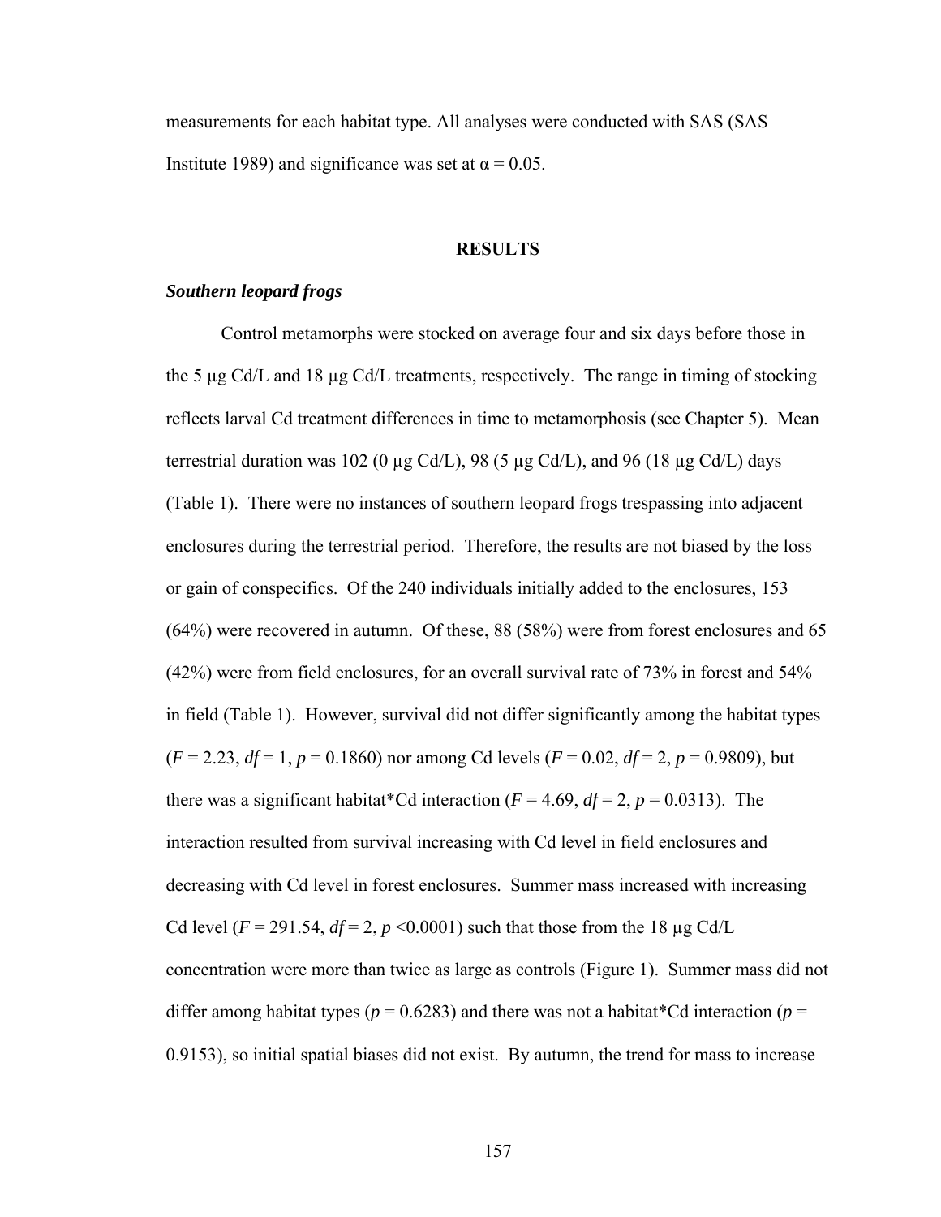measurements for each habitat type. All analyses were conducted with SAS (SAS Institute 1989) and significance was set at $\alpha = 0.05$.

## RESULTS

### *Southern leopard frogs*

Control metamorphs were stocked on average four and six days before those in the 5 µg Cd/L and 18 µg Cd/L treatments, respectively. The range in timing of stocking reflects larval Cd treatment differences in time to metamorphosis (see Chapter 5). Mean terrestrial duration was 102 (0 µg Cd/L), 98 (5 µg Cd/L), and 96 (18 µg Cd/L) days (Table 1). There were no instances of southern leopard frogs trespassing into adjacent enclosures during the terrestrial period. Therefore, the results are not biased by the loss or gain of conspecifics. Of the 240 individuals initially added to the enclosures, 153 (64%) were recovered in autumn. Of these, 88 (58%) were from forest enclosures and 65 (42%) were from field enclosures, for an overall survival rate of 73% in forest and 54% in field (Table 1). However, survival did not differ significantly among the habitat types ($F = 2.23$, $df = 1$, $p = 0.1860$) nor among Cd levels ($F = 0.02$, $df = 2$, $p = 0.9809$), but there was a significant habitat*Cd interaction ($F = 4.69$, $df = 2$, $p = 0.0313$). The interaction resulted from survival increasing with Cd level in field enclosures and decreasing with Cd level in forest enclosures. Summer mass increased with increasing Cd level ($F = 291.54$, $df = 2$, $p < 0.0001$) such that those from the 18 µg Cd/L concentration were more than twice as large as controls (Figure 1). Summer mass did not differ among habitat types ($p = 0.6283$) and there was not a habitat*Cd interaction ($p = 0.9153$), so initial spatial biases did not exist. By autumn, the trend for mass to increase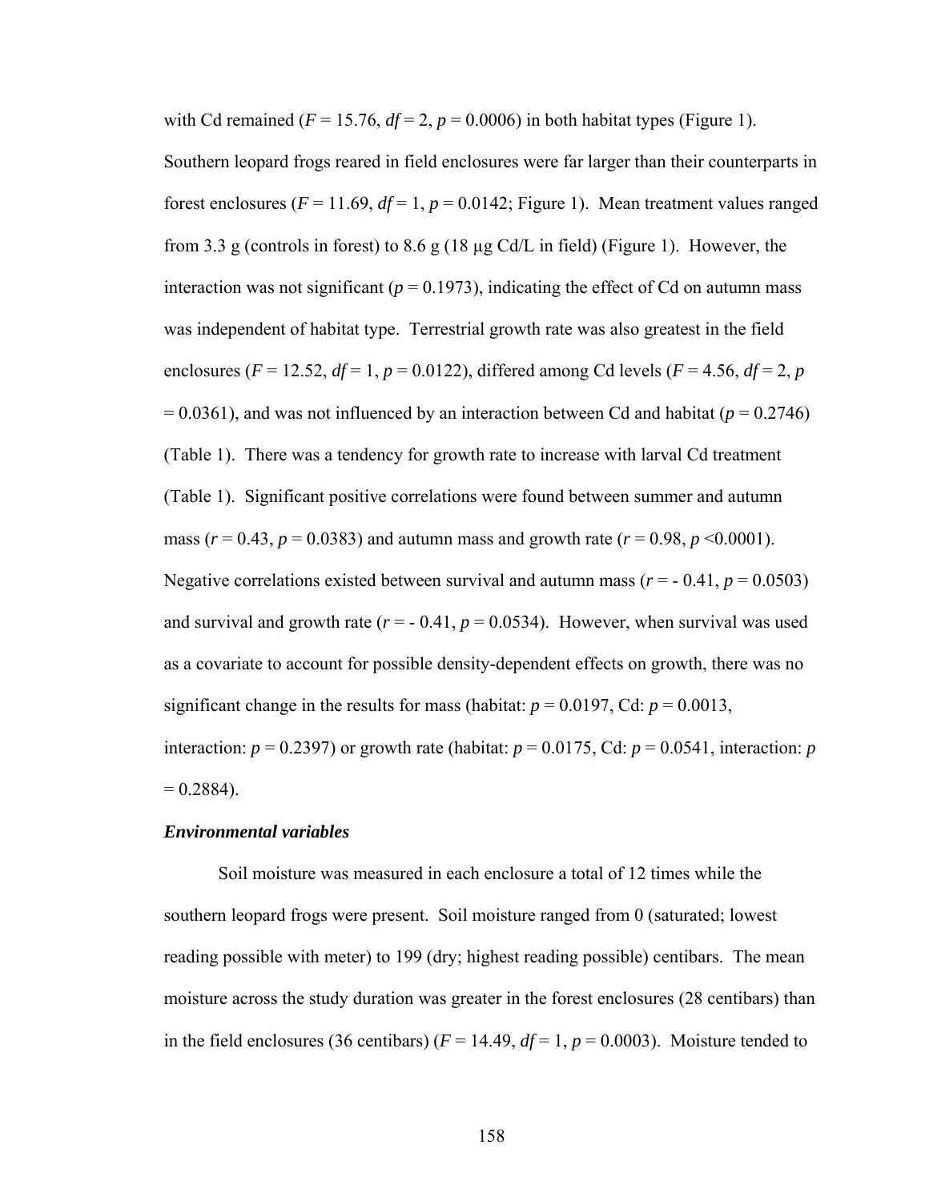with Cd remained ($F = 15.76$, $df = 2$, $p = 0.0006$) in both habitat types (Figure 1). Southern leopard frogs reared in field enclosures were far larger than their counterparts in forest enclosures ($F = 11.69$, $df = 1$, $p = 0.0142$; Figure 1). Mean treatment values ranged from 3.3 g (controls in forest) to 8.6 g (18 μg Cd/L in field) (Figure 1). However, the interaction was not significant ($p = 0.1973$), indicating the effect of Cd on autumn mass was independent of habitat type. Terrestrial growth rate was also greatest in the field enclosures ($F = 12.52$, $df = 1$, $p = 0.0122$), differed among Cd levels ($F = 4.56$, $df = 2$, $p = 0.0361$), and was not influenced by an interaction between Cd and habitat ($p = 0.2746$) (Table 1). There was a tendency for growth rate to increase with larval Cd treatment (Table 1). Significant positive correlations were found between summer and autumn mass ($r = 0.43$, $p = 0.0383$) and autumn mass and growth rate ($r = 0.98$, $p < 0.0001$). Negative correlations existed between survival and autumn mass ($r = -0.41$, $p = 0.0503$) and survival and growth rate ($r = -0.41$, $p = 0.0534$). However, when survival was used as a covariate to account for possible density-dependent effects on growth, there was no significant change in the results for mass (habitat: $p = 0.0197$, Cd: $p = 0.0013$, interaction: $p = 0.2397$) or growth rate (habitat: $p = 0.0175$, Cd: $p = 0.0541$, interaction: $p = 0.2884$).

### ***Environmental variables***

Soil moisture was measured in each enclosure a total of 12 times while the southern leopard frogs were present. Soil moisture ranged from 0 (saturated; lowest reading possible with meter) to 199 (dry; highest reading possible) centibars. The mean moisture across the study duration was greater in the forest enclosures (28 centibars) than in the field enclosures (36 centibars) ($F = 14.49$, $df = 1$, $p = 0.0003$). Moisture tended to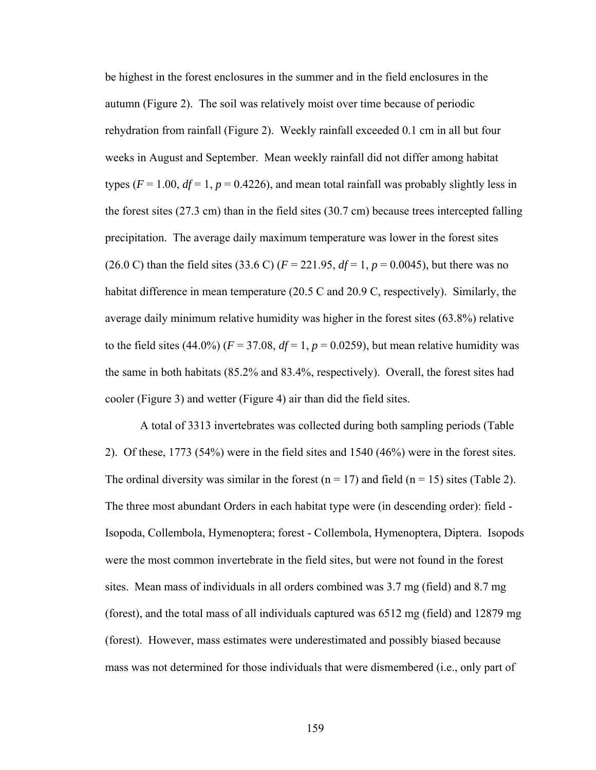be highest in the forest enclosures in the summer and in the field enclosures in the autumn (Figure 2). The soil was relatively moist over time because of periodic rehydration from rainfall (Figure 2). Weekly rainfall exceeded 0.1 cm in all but four weeks in August and September. Mean weekly rainfall did not differ among habitat types ($F = 1.00$, $df = 1$, $p = 0.4226$), and mean total rainfall was probably slightly less in the forest sites (27.3 cm) than in the field sites (30.7 cm) because trees intercepted falling precipitation. The average daily maximum temperature was lower in the forest sites (26.0 C) than the field sites (33.6 C) ($F = 221.95$, $df = 1$, $p = 0.0045$), but there was no habitat difference in mean temperature (20.5 C and 20.9 C, respectively). Similarly, the average daily minimum relative humidity was higher in the forest sites (63.8%) relative to the field sites (44.0%) ($F = 37.08$, $df = 1$, $p = 0.0259$), but mean relative humidity was the same in both habitats (85.2% and 83.4%, respectively). Overall, the forest sites had cooler (Figure 3) and wetter (Figure 4) air than did the field sites.

A total of 3313 invertebrates was collected during both sampling periods (Table 2). Of these, 1773 (54%) were in the field sites and 1540 (46%) were in the forest sites. The ordinal diversity was similar in the forest (n = 17) and field (n = 15) sites (Table 2). The three most abundant Orders in each habitat type were (in descending order): field - Isopoda, Collembola, Hymenoptera; forest - Collembola, Hymenoptera, Diptera. Isopods were the most common invertebrate in the field sites, but were not found in the forest sites. Mean mass of individuals in all orders combined was 3.7 mg (field) and 8.7 mg (forest), and the total mass of all individuals captured was 6512 mg (field) and 12879 mg (forest). However, mass estimates were underestimated and possibly biased because mass was not determined for those individuals that were dismembered (i.e., only part of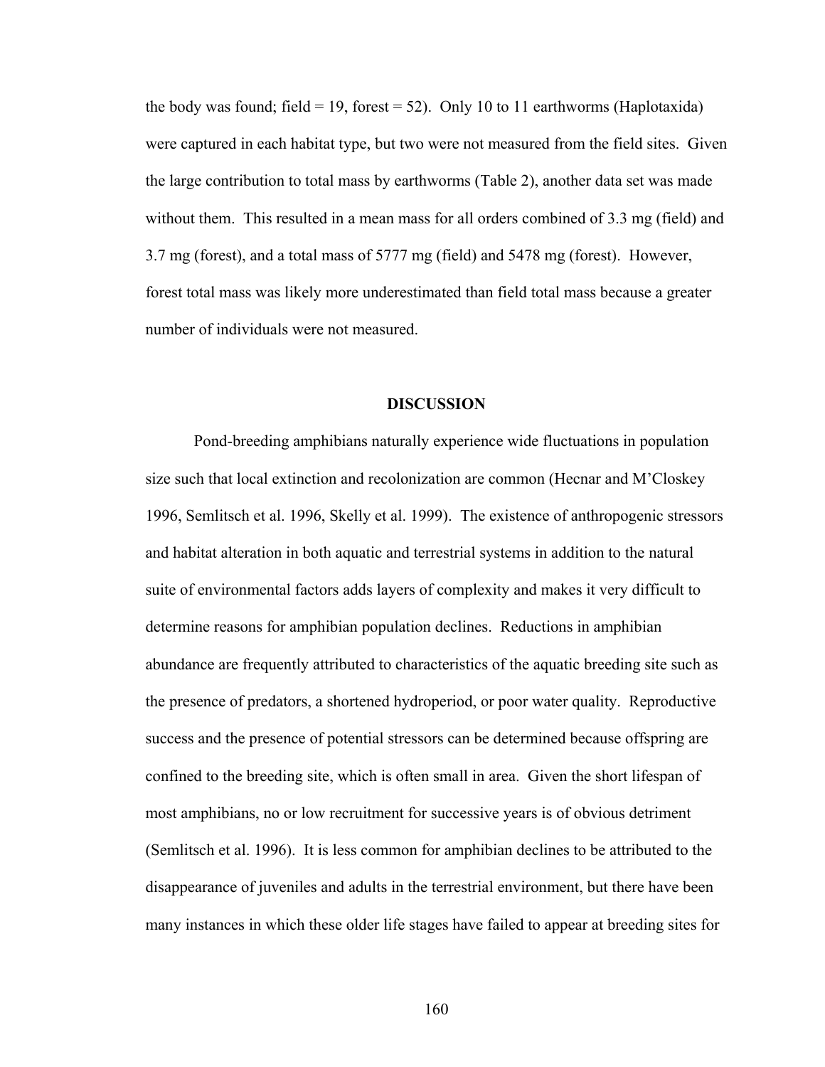the body was found; field = 19, forest = 52). Only 10 to 11 earthworms (Haplotaxida) were captured in each habitat type, but two were not measured from the field sites. Given the large contribution to total mass by earthworms (Table 2), another data set was made without them. This resulted in a mean mass for all orders combined of 3.3 mg (field) and 3.7 mg (forest), and a total mass of 5777 mg (field) and 5478 mg (forest). However, forest total mass was likely more underestimated than field total mass because a greater number of individuals were not measured.

## DISCUSSION

Pond-breeding amphibians naturally experience wide fluctuations in population size such that local extinction and recolonization are common (Hecnar and M'Closkey 1996, Semlitsch et al. 1996, Skelly et al. 1999). The existence of anthropogenic stressors and habitat alteration in both aquatic and terrestrial systems in addition to the natural suite of environmental factors adds layers of complexity and makes it very difficult to determine reasons for amphibian population declines. Reductions in amphibian abundance are frequently attributed to characteristics of the aquatic breeding site such as the presence of predators, a shortened hydroperiod, or poor water quality. Reproductive success and the presence of potential stressors can be determined because offspring are confined to the breeding site, which is often small in area. Given the short lifespan of most amphibians, no or low recruitment for successive years is of obvious detriment (Semlitsch et al. 1996). It is less common for amphibian declines to be attributed to the disappearance of juveniles and adults in the terrestrial environment, but there have been many instances in which these older life stages have failed to appear at breeding sites for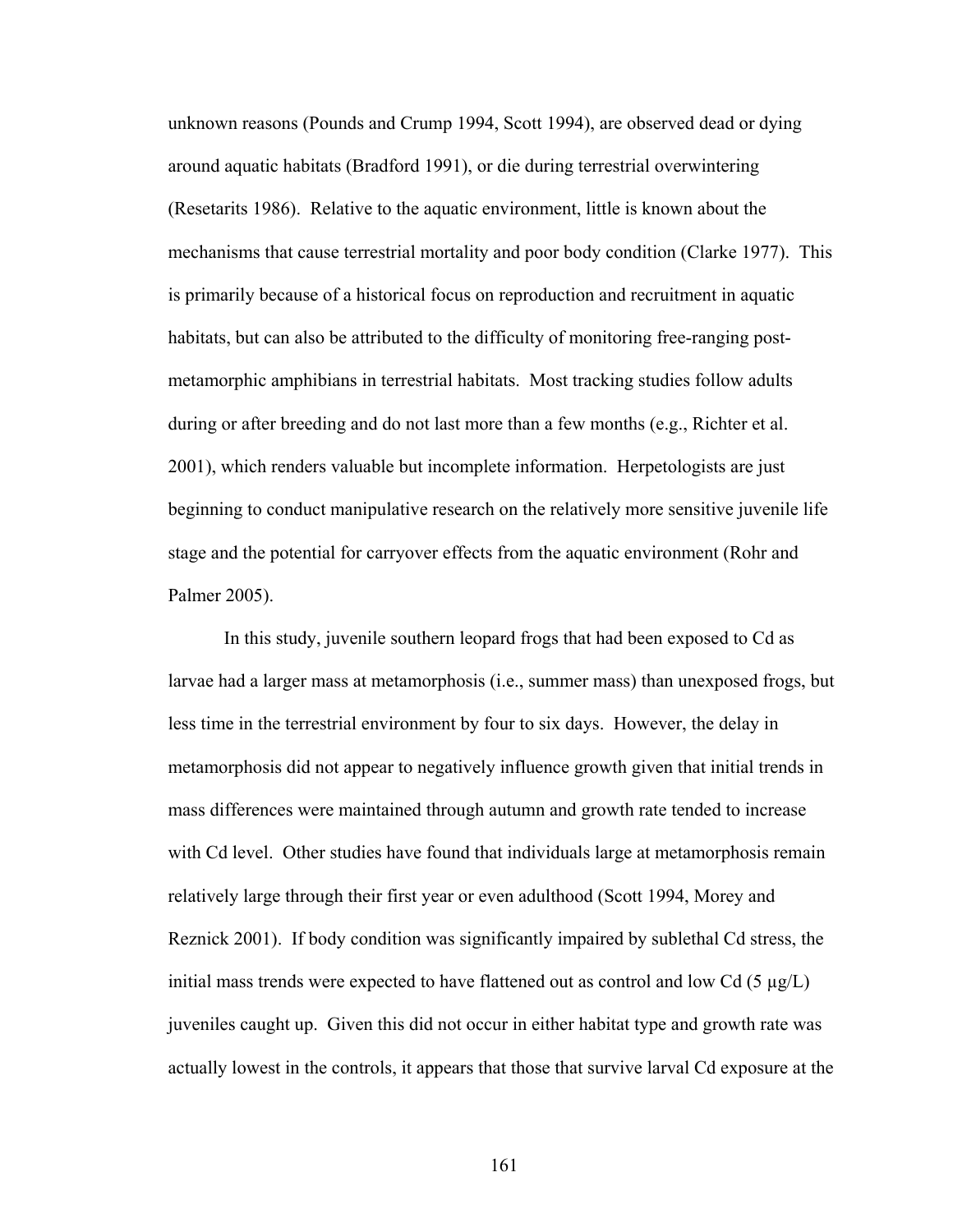unknown reasons (Pounds and Crump 1994, Scott 1994), are observed dead or dying around aquatic habitats (Bradford 1991), or die during terrestrial overwintering (Resetarits 1986). Relative to the aquatic environment, little is known about the mechanisms that cause terrestrial mortality and poor body condition (Clarke 1977). This is primarily because of a historical focus on reproduction and recruitment in aquatic habitats, but can also be attributed to the difficulty of monitoring free-ranging post-metamorphic amphibians in terrestrial habitats. Most tracking studies follow adults during or after breeding and do not last more than a few months (e.g., Richter et al. 2001), which renders valuable but incomplete information. Herpetologists are just beginning to conduct manipulative research on the relatively more sensitive juvenile life stage and the potential for carryover effects from the aquatic environment (Rohr and Palmer 2005).

In this study, juvenile southern leopard frogs that had been exposed to Cd as larvae had a larger mass at metamorphosis (i.e., summer mass) than unexposed frogs, but less time in the terrestrial environment by four to six days. However, the delay in metamorphosis did not appear to negatively influence growth given that initial trends in mass differences were maintained through autumn and growth rate tended to increase with Cd level. Other studies have found that individuals large at metamorphosis remain relatively large through their first year or even adulthood (Scott 1994, Morey and Reznick 2001). If body condition was significantly impaired by sublethal Cd stress, the initial mass trends were expected to have flattened out as control and low Cd (5 µg/L) juveniles caught up. Given this did not occur in either habitat type and growth rate was actually lowest in the controls, it appears that those that survive larval Cd exposure at the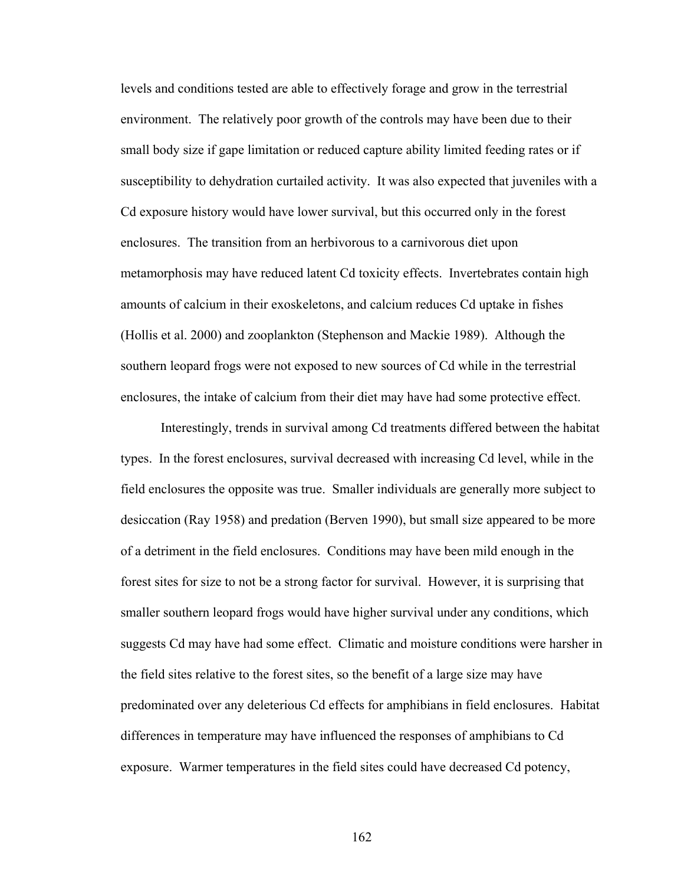levels and conditions tested are able to effectively forage and grow in the terrestrial environment. The relatively poor growth of the controls may have been due to their small body size if gape limitation or reduced capture ability limited feeding rates or if susceptibility to dehydration curtailed activity. It was also expected that juveniles with a Cd exposure history would have lower survival, but this occurred only in the forest enclosures. The transition from an herbivorous to a carnivorous diet upon metamorphosis may have reduced latent Cd toxicity effects. Invertebrates contain high amounts of calcium in their exoskeletons, and calcium reduces Cd uptake in fishes (Hollis et al. 2000) and zooplankton (Stephenson and Mackie 1989). Although the southern leopard frogs were not exposed to new sources of Cd while in the terrestrial enclosures, the intake of calcium from their diet may have had some protective effect.

Interestingly, trends in survival among Cd treatments differed between the habitat types. In the forest enclosures, survival decreased with increasing Cd level, while in the field enclosures the opposite was true. Smaller individuals are generally more subject to desiccation (Ray 1958) and predation (Berven 1990), but small size appeared to be more of a detriment in the field enclosures. Conditions may have been mild enough in the forest sites for size to not be a strong factor for survival. However, it is surprising that smaller southern leopard frogs would have higher survival under any conditions, which suggests Cd may have had some effect. Climatic and moisture conditions were harsher in the field sites relative to the forest sites, so the benefit of a large size may have predominated over any deleterious Cd effects for amphibians in field enclosures. Habitat differences in temperature may have influenced the responses of amphibians to Cd exposure. Warmer temperatures in the field sites could have decreased Cd potency,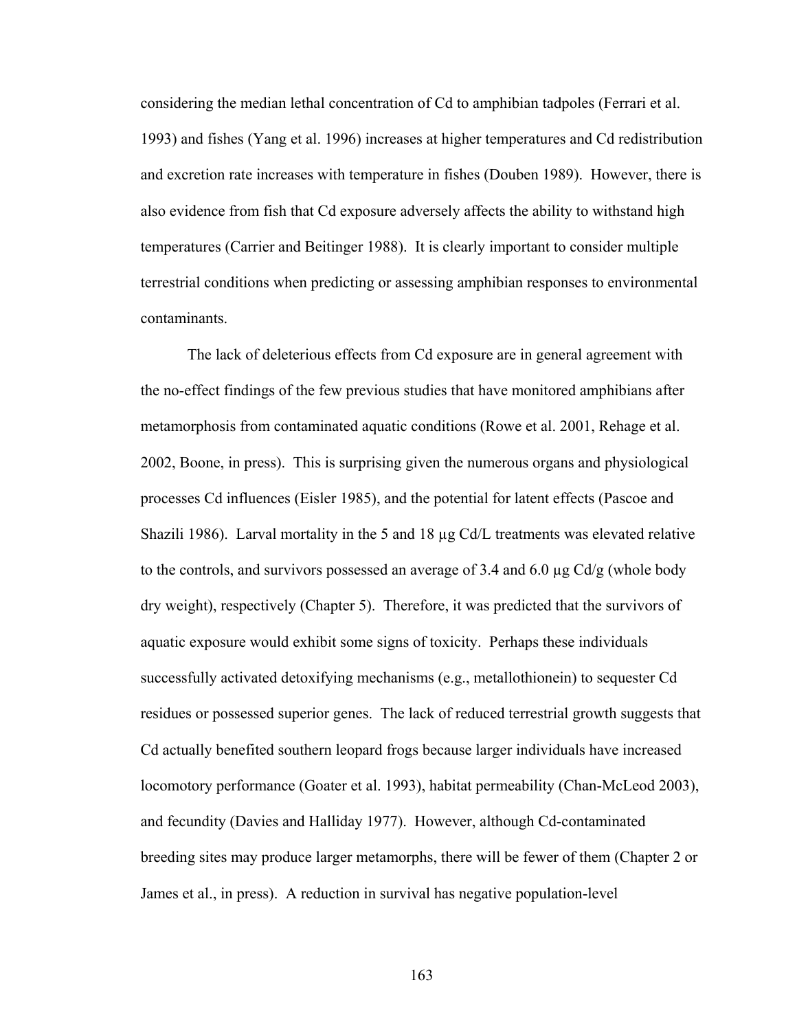considering the median lethal concentration of Cd to amphibian tadpoles (Ferrari et al. 1993) and fishes (Yang et al. 1996) increases at higher temperatures and Cd redistribution and excretion rate increases with temperature in fishes (Douben 1989). However, there is also evidence from fish that Cd exposure adversely affects the ability to withstand high temperatures (Carrier and Beitinger 1988). It is clearly important to consider multiple terrestrial conditions when predicting or assessing amphibian responses to environmental contaminants.

The lack of deleterious effects from Cd exposure are in general agreement with the no-effect findings of the few previous studies that have monitored amphibians after metamorphosis from contaminated aquatic conditions (Rowe et al. 2001, Rehage et al. 2002, Boone, in press). This is surprising given the numerous organs and physiological processes Cd influences (Eisler 1985), and the potential for latent effects (Pascoe and Shazili 1986). Larval mortality in the 5 and 18 µg Cd/L treatments was elevated relative to the controls, and survivors possessed an average of 3.4 and 6.0 µg Cd/g (whole body dry weight), respectively (Chapter 5). Therefore, it was predicted that the survivors of aquatic exposure would exhibit some signs of toxicity. Perhaps these individuals successfully activated detoxifying mechanisms (e.g., metallothionein) to sequester Cd residues or possessed superior genes. The lack of reduced terrestrial growth suggests that Cd actually benefited southern leopard frogs because larger individuals have increased locomotory performance (Goater et al. 1993), habitat permeability (Chan-McLeod 2003), and fecundity (Davies and Halliday 1977). However, although Cd-contaminated breeding sites may produce larger metamorphs, there will be fewer of them (Chapter 2 or James et al., in press). A reduction in survival has negative population-level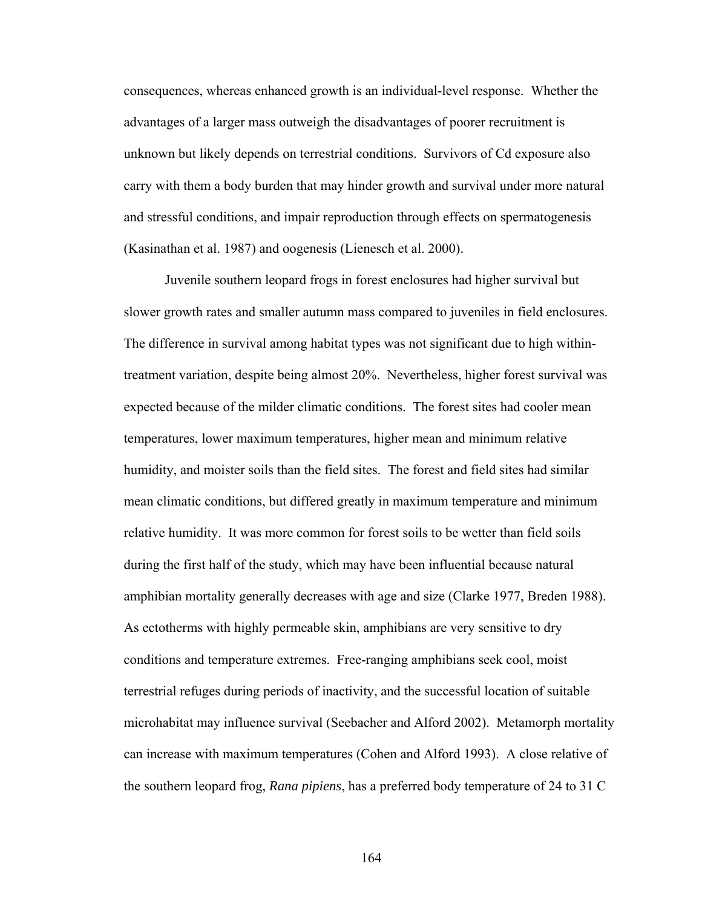consequences, whereas enhanced growth is an individual-level response. Whether the advantages of a larger mass outweigh the disadvantages of poorer recruitment is unknown but likely depends on terrestrial conditions. Survivors of Cd exposure also carry with them a body burden that may hinder growth and survival under more natural and stressful conditions, and impair reproduction through effects on spermatogenesis (Kasinathan et al. 1987) and oogenesis (Lienesch et al. 2000).

Juvenile southern leopard frogs in forest enclosures had higher survival but slower growth rates and smaller autumn mass compared to juveniles in field enclosures. The difference in survival among habitat types was not significant due to high within-treatment variation, despite being almost 20%. Nevertheless, higher forest survival was expected because of the milder climatic conditions. The forest sites had cooler mean temperatures, lower maximum temperatures, higher mean and minimum relative humidity, and moister soils than the field sites. The forest and field sites had similar mean climatic conditions, but differed greatly in maximum temperature and minimum relative humidity. It was more common for forest soils to be wetter than field soils during the first half of the study, which may have been influential because natural amphibian mortality generally decreases with age and size (Clarke 1977, Breden 1988). As ectotherms with highly permeable skin, amphibians are very sensitive to dry conditions and temperature extremes. Free-ranging amphibians seek cool, moist terrestrial refuges during periods of inactivity, and the successful location of suitable microhabitat may influence survival (Seebacher and Alford 2002). Metamorph mortality can increase with maximum temperatures (Cohen and Alford 1993). A close relative of the southern leopard frog, *Rana pipiens*, has a preferred body temperature of 24 to 31 C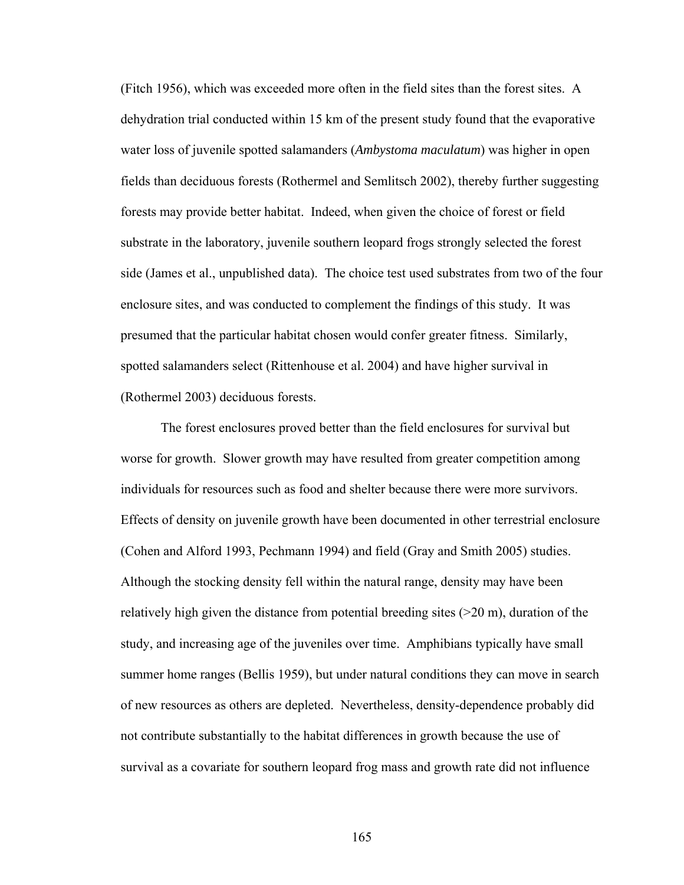(Fitch 1956), which was exceeded more often in the field sites than the forest sites. A dehydration trial conducted within 15 km of the present study found that the evaporative water loss of juvenile spotted salamanders (*Ambystoma maculatum*) was higher in open fields than deciduous forests (Rothermel and Semlitsch 2002), thereby further suggesting forests may provide better habitat. Indeed, when given the choice of forest or field substrate in the laboratory, juvenile southern leopard frogs strongly selected the forest side (James et al., unpublished data). The choice test used substrates from two of the four enclosure sites, and was conducted to complement the findings of this study. It was presumed that the particular habitat chosen would confer greater fitness. Similarly, spotted salamanders select (Rittenhouse et al. 2004) and have higher survival in (Rothermel 2003) deciduous forests.

The forest enclosures proved better than the field enclosures for survival but worse for growth. Slower growth may have resulted from greater competition among individuals for resources such as food and shelter because there were more survivors. Effects of density on juvenile growth have been documented in other terrestrial enclosure (Cohen and Alford 1993, Pechmann 1994) and field (Gray and Smith 2005) studies. Although the stocking density fell within the natural range, density may have been relatively high given the distance from potential breeding sites (>20 m), duration of the study, and increasing age of the juveniles over time. Amphibians typically have small summer home ranges (Bellis 1959), but under natural conditions they can move in search of new resources as others are depleted. Nevertheless, density-dependence probably did not contribute substantially to the habitat differences in growth because the use of survival as a covariate for southern leopard frog mass and growth rate did not influence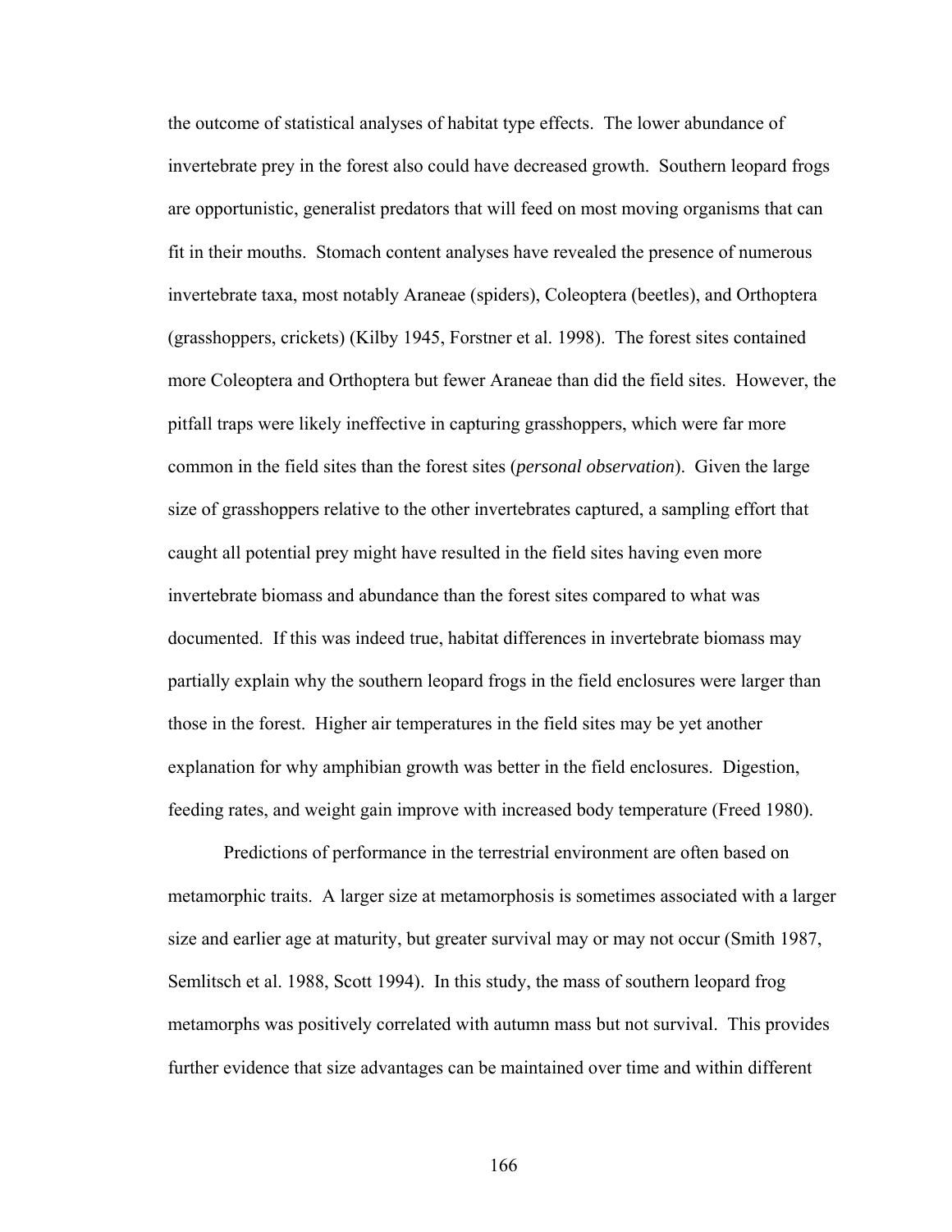the outcome of statistical analyses of habitat type effects. The lower abundance of invertebrate prey in the forest also could have decreased growth. Southern leopard frogs are opportunistic, generalist predators that will feed on most moving organisms that can fit in their mouths. Stomach content analyses have revealed the presence of numerous invertebrate taxa, most notably Araneae (spiders), Coleoptera (beetles), and Orthoptera (grasshoppers, crickets) (Kilby 1945, Forstner et al. 1998). The forest sites contained more Coleoptera and Orthoptera but fewer Araneae than did the field sites. However, the pitfall traps were likely ineffective in capturing grasshoppers, which were far more common in the field sites than the forest sites (*personal observation*). Given the large size of grasshoppers relative to the other invertebrates captured, a sampling effort that caught all potential prey might have resulted in the field sites having even more invertebrate biomass and abundance than the forest sites compared to what was documented. If this was indeed true, habitat differences in invertebrate biomass may partially explain why the southern leopard frogs in the field enclosures were larger than those in the forest. Higher air temperatures in the field sites may be yet another explanation for why amphibian growth was better in the field enclosures. Digestion, feeding rates, and weight gain improve with increased body temperature (Freed 1980).

Predictions of performance in the terrestrial environment are often based on metamorphic traits. A larger size at metamorphosis is sometimes associated with a larger size and earlier age at maturity, but greater survival may or may not occur (Smith 1987, Semlitsch et al. 1988, Scott 1994). In this study, the mass of southern leopard frog metamorphs was positively correlated with autumn mass but not survival. This provides further evidence that size advantages can be maintained over time and within different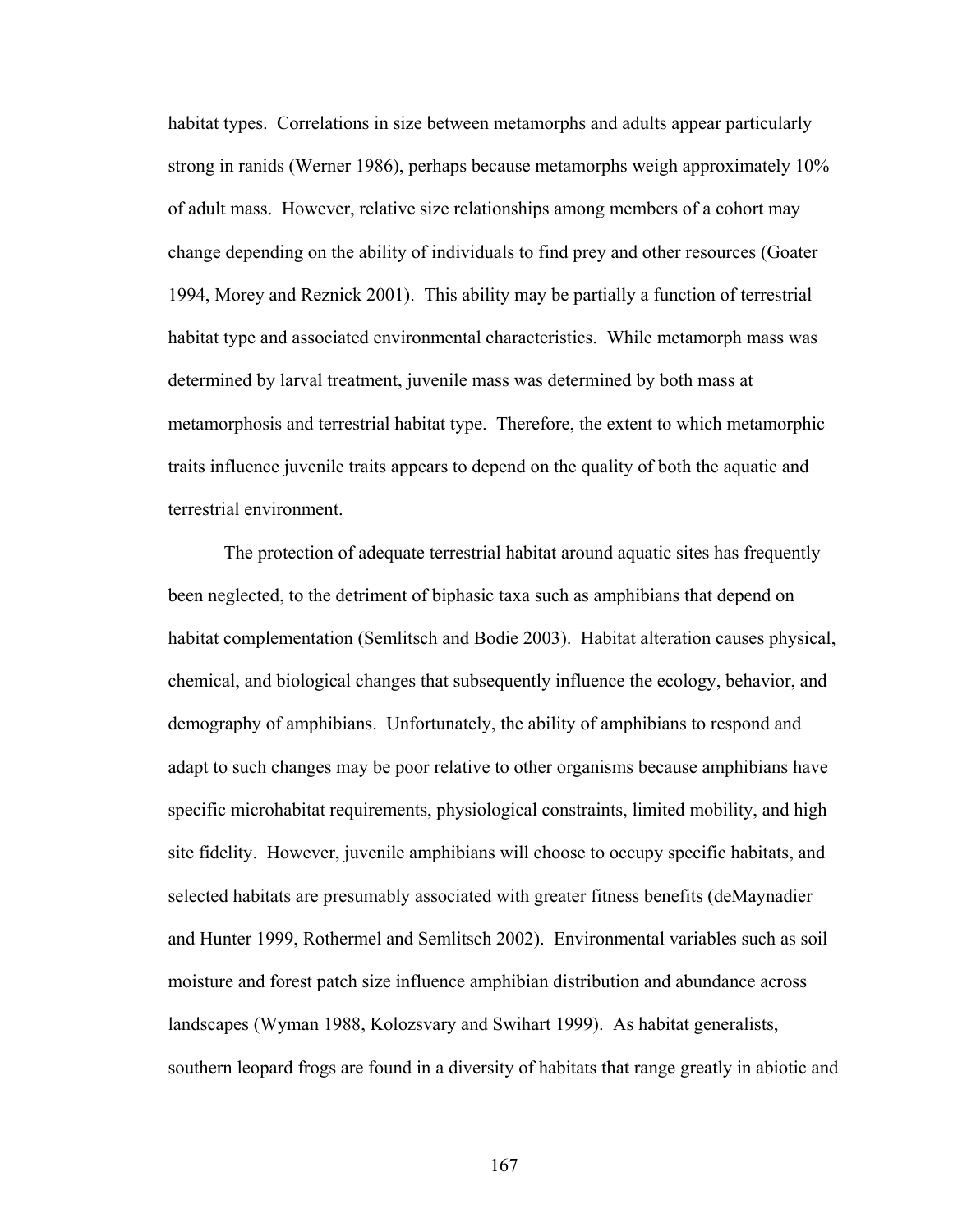habitat types. Correlations in size between metamorphs and adults appear particularly strong in ranids (Werner 1986), perhaps because metamorphs weigh approximately 10% of adult mass. However, relative size relationships among members of a cohort may change depending on the ability of individuals to find prey and other resources (Goater 1994, Morey and Reznick 2001). This ability may be partially a function of terrestrial habitat type and associated environmental characteristics. While metamorph mass was determined by larval treatment, juvenile mass was determined by both mass at metamorphosis and terrestrial habitat type. Therefore, the extent to which metamorphic traits influence juvenile traits appears to depend on the quality of both the aquatic and terrestrial environment.

The protection of adequate terrestrial habitat around aquatic sites has frequently been neglected, to the detriment of biphasic taxa such as amphibians that depend on habitat complementation (Semlitsch and Bodie 2003). Habitat alteration causes physical, chemical, and biological changes that subsequently influence the ecology, behavior, and demography of amphibians. Unfortunately, the ability of amphibians to respond and adapt to such changes may be poor relative to other organisms because amphibians have specific microhabitat requirements, physiological constraints, limited mobility, and high site fidelity. However, juvenile amphibians will choose to occupy specific habitats, and selected habitats are presumably associated with greater fitness benefits (deMaynadier and Hunter 1999, Rothermel and Semlitsch 2002). Environmental variables such as soil moisture and forest patch size influence amphibian distribution and abundance across landscapes (Wyman 1988, Kolozsvary and Swihart 1999). As habitat generalists, southern leopard frogs are found in a diversity of habitats that range greatly in abiotic and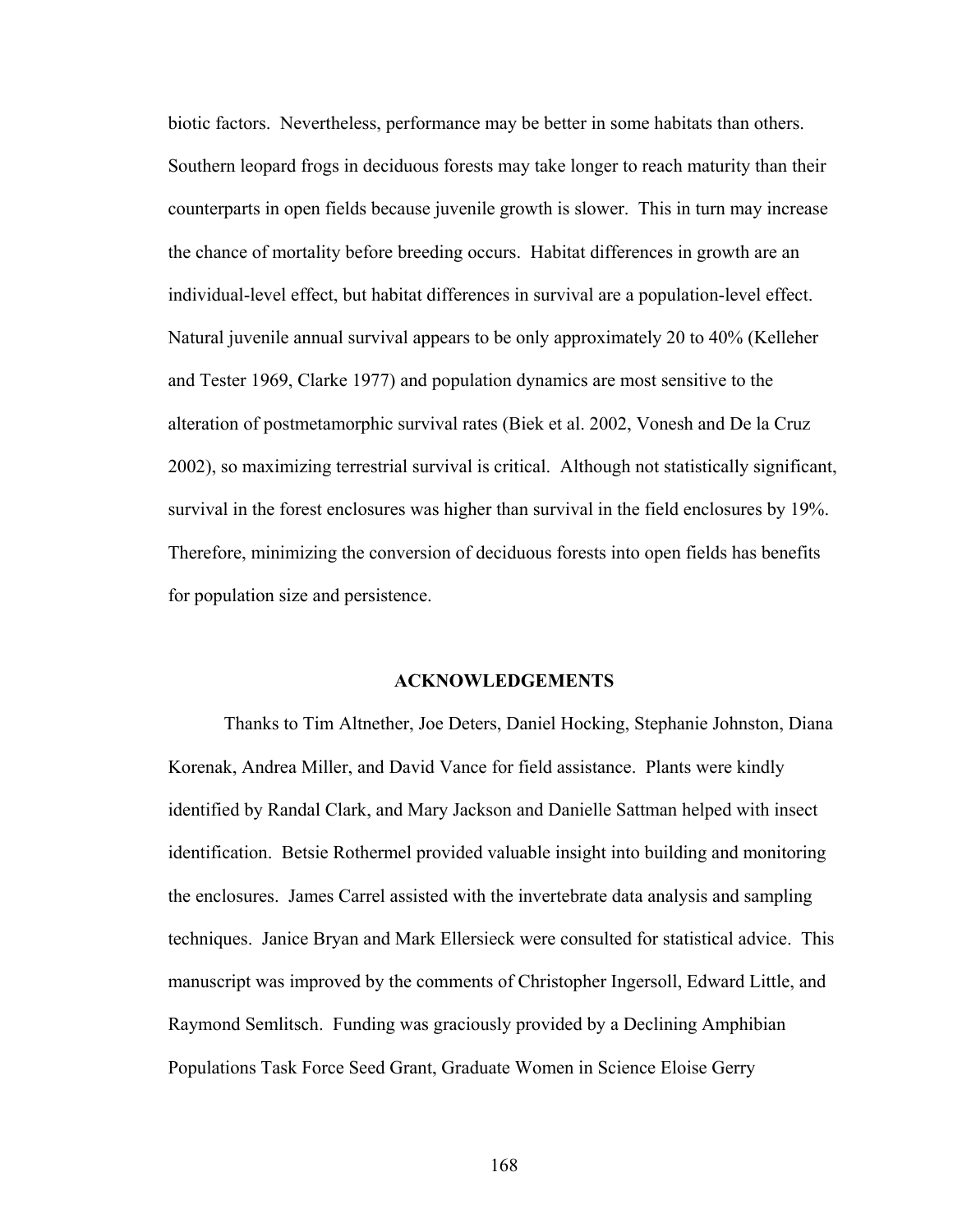biotic factors. Nevertheless, performance may be better in some habitats than others. Southern leopard frogs in deciduous forests may take longer to reach maturity than their counterparts in open fields because juvenile growth is slower. This in turn may increase the chance of mortality before breeding occurs. Habitat differences in growth are an individual-level effect, but habitat differences in survival are a population-level effect. Natural juvenile annual survival appears to be only approximately 20 to 40% (Kelleher and Tester 1969, Clarke 1977) and population dynamics are most sensitive to the alteration of postmetamorphic survival rates (Biek et al. 2002, Vonesh and De la Cruz 2002), so maximizing terrestrial survival is critical. Although not statistically significant, survival in the forest enclosures was higher than survival in the field enclosures by 19%. Therefore, minimizing the conversion of deciduous forests into open fields has benefits for population size and persistence.

## ACKNOWLEDGEMENTS

Thanks to Tim Altnether, Joe Deters, Daniel Hocking, Stephanie Johnston, Diana Korenak, Andrea Miller, and David Vance for field assistance. Plants were kindly identified by Randal Clark, and Mary Jackson and Danielle Sattman helped with insect identification. Betsie Rothermel provided valuable insight into building and monitoring the enclosures. James Carrel assisted with the invertebrate data analysis and sampling techniques. Janice Bryan and Mark Ellersieck were consulted for statistical advice. This manuscript was improved by the comments of Christopher Ingersoll, Edward Little, and Raymond Semlitsch. Funding was graciously provided by a Declining Amphibian Populations Task Force Seed Grant, Graduate Women in Science Eloise Gerry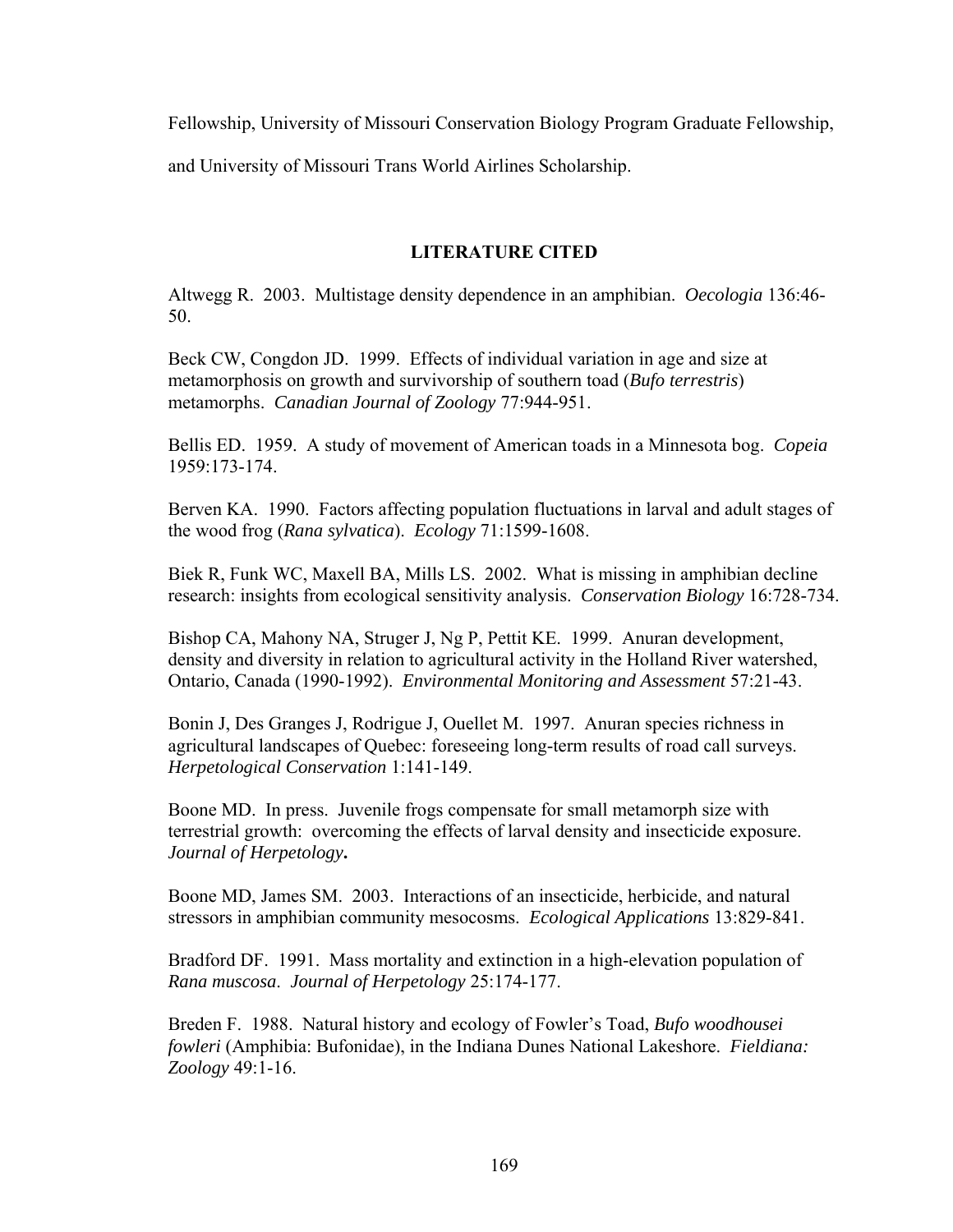Fellowship, University of Missouri Conservation Biology Program Graduate Fellowship, and University of Missouri Trans World Airlines Scholarship.

## LITERATURE CITED

Altwegg R. 2003. Multistage density dependence in an amphibian. *Oecologia* 136:46-50.

Beck CW, Congdon JD. 1999. Effects of individual variation in age and size at metamorphosis on growth and survivorship of southern toad (*Bufo terrestris*) metamorphs. *Canadian Journal of Zoology* 77:944-951.

Bellis ED. 1959. A study of movement of American toads in a Minnesota bog. *Copeia* 1959:173-174.

Berven KA. 1990. Factors affecting population fluctuations in larval and adult stages of the wood frog (*Rana sylvatica*). *Ecology* 71:1599-1608.

Biek R, Funk WC, Maxell BA, Mills LS. 2002. What is missing in amphibian decline research: insights from ecological sensitivity analysis. *Conservation Biology* 16:728-734.

Bishop CA, Mahony NA, Struger J, Ng P, Pettit KE. 1999. Anuran development, density and diversity in relation to agricultural activity in the Holland River watershed, Ontario, Canada (1990-1992). *Environmental Monitoring and Assessment* 57:21-43.

Bonin J, Des Granges J, Rodrigue J, Ouellet M. 1997. Anuran species richness in agricultural landscapes of Quebec: foreseeing long-term results of road call surveys. *Herpetological Conservation* 1:141-149.

Boone MD. In press. Juvenile frogs compensate for small metamorph size with terrestrial growth: overcoming the effects of larval density and insecticide exposure. *Journal of Herpetology***.**

Boone MD, James SM. 2003. Interactions of an insecticide, herbicide, and natural stressors in amphibian community mesocosms. *Ecological Applications* 13:829-841.

Bradford DF. 1991. Mass mortality and extinction in a high-elevation population of *Rana muscosa*. *Journal of Herpetology* 25:174-177.

Breden F. 1988. Natural history and ecology of Fowler's Toad, *Bufo woodhousei fowleri* (Amphibia: Bufonidae), in the Indiana Dunes National Lakeshore. *Fieldiana: Zoology* 49:1-16.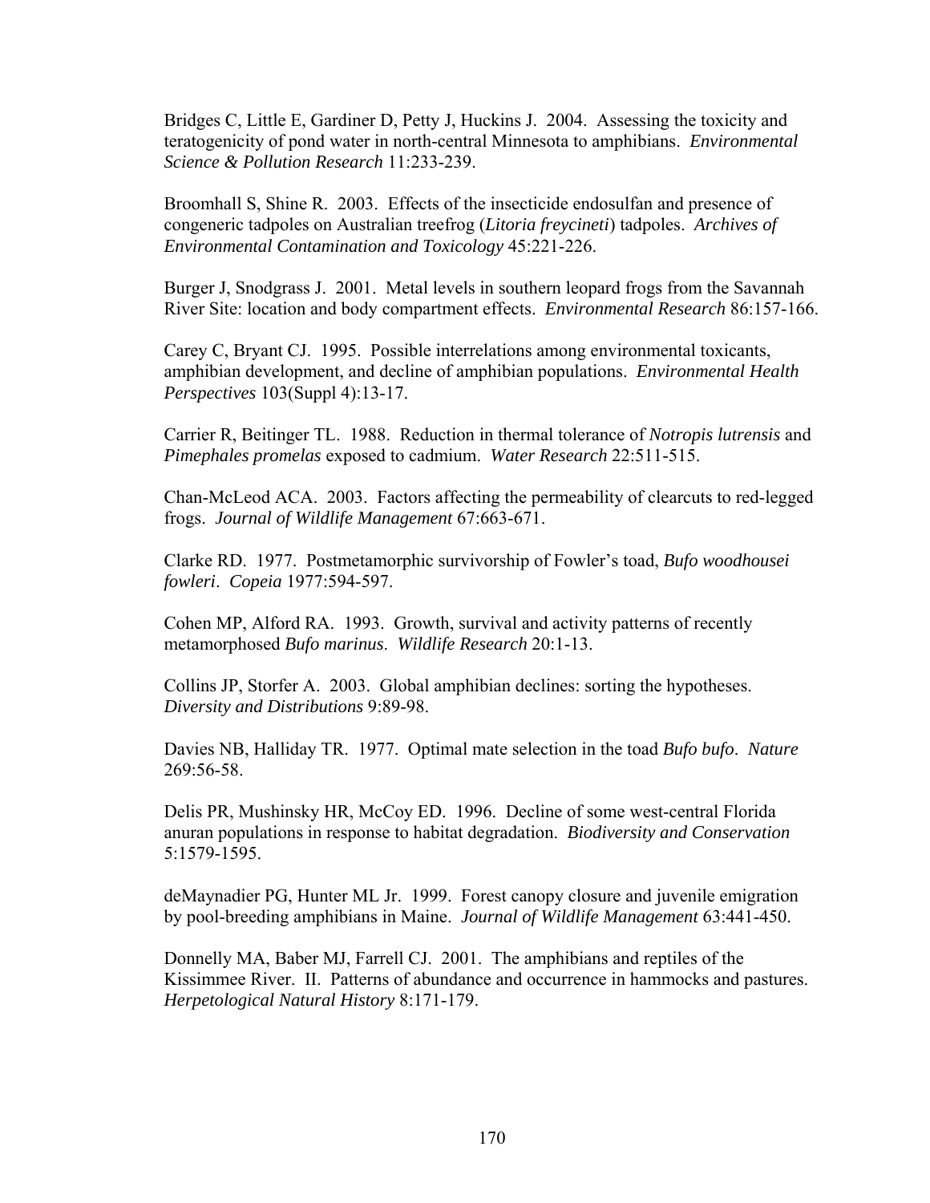Bridges C, Little E, Gardiner D, Petty J, Huckins J. 2004. Assessing the toxicity and teratogenicity of pond water in north-central Minnesota to amphibians. *Environmental Science & Pollution Research* 11:233-239.

Broomhall S, Shine R. 2003. Effects of the insecticide endosulfan and presence of congeneric tadpoles on Australian treefrog (*Litoria freycineti*) tadpoles. *Archives of Environmental Contamination and Toxicology* 45:221-226.

Burger J, Snodgrass J. 2001. Metal levels in southern leopard frogs from the Savannah River Site: location and body compartment effects. *Environmental Research* 86:157-166.

Carey C, Bryant CJ. 1995. Possible interrelations among environmental toxicants, amphibian development, and decline of amphibian populations. *Environmental Health Perspectives* 103(Suppl 4):13-17.

Carrier R, Beitinger TL. 1988. Reduction in thermal tolerance of *Notropis lutrensis* and *Pimephales promelas* exposed to cadmium. *Water Research* 22:511-515.

Chan-McLeod ACA. 2003. Factors affecting the permeability of clearcuts to red-legged frogs. *Journal of Wildlife Management* 67:663-671.

Clarke RD. 1977. Postmetamorphic survivorship of Fowler's toad, *Bufo woodhousei fowleri*. *Copeia* 1977:594-597.

Cohen MP, Alford RA. 1993. Growth, survival and activity patterns of recently metamorphosed *Bufo marinus*. *Wildlife Research* 20:1-13.

Collins JP, Storfer A. 2003. Global amphibian declines: sorting the hypotheses. *Diversity and Distributions* 9:89-98.

Davies NB, Halliday TR. 1977. Optimal mate selection in the toad *Bufo bufo*. *Nature* 269:56-58.

Delis PR, Mushinsky HR, McCoy ED. 1996. Decline of some west-central Florida anuran populations in response to habitat degradation. *Biodiversity and Conservation* 5:1579-1595.

deMaynadier PG, Hunter ML Jr. 1999. Forest canopy closure and juvenile emigration by pool-breeding amphibians in Maine. *Journal of Wildlife Management* 63:441-450.

Donnelly MA, Baber MJ, Farrell CJ. 2001. The amphibians and reptiles of the Kissimmee River. II. Patterns of abundance and occurrence in hammocks and pastures. *Herpetological Natural History* 8:171-179.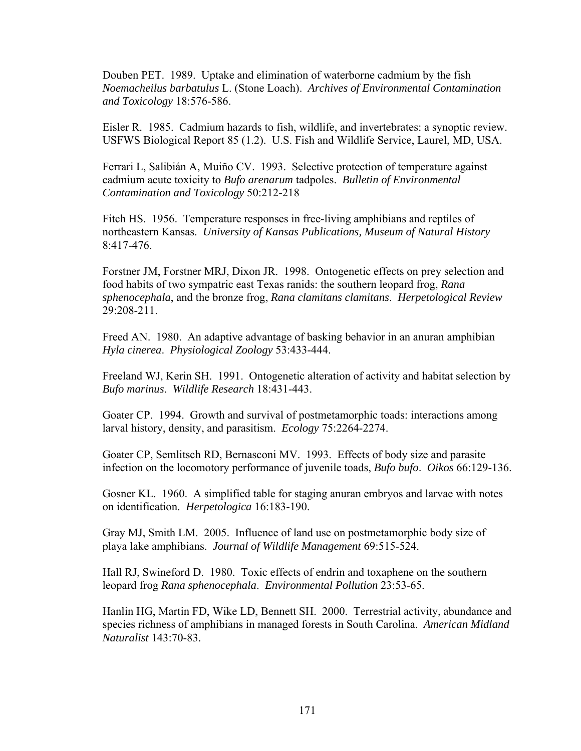Douben PET. 1989. Uptake and elimination of waterborne cadmium by the fish *Noemacheilus barbatulus* L. (Stone Loach). *Archives of Environmental Contamination and Toxicology* 18:576-586.

Eisler R. 1985. Cadmium hazards to fish, wildlife, and invertebrates: a synoptic review. USFWS Biological Report 85 (1.2). U.S. Fish and Wildlife Service, Laurel, MD, USA.

Ferrari L, Salibián A, Muiño CV. 1993. Selective protection of temperature against cadmium acute toxicity to *Bufo arenarum* tadpoles. *Bulletin of Environmental Contamination and Toxicology* 50:212-218

Fitch HS. 1956. Temperature responses in free-living amphibians and reptiles of northeastern Kansas. *University of Kansas Publications, Museum of Natural History* 8:417-476.

Forstner JM, Forstner MRJ, Dixon JR. 1998. Ontogenetic effects on prey selection and food habits of two sympatric east Texas ranids: the southern leopard frog, *Rana sphenocephala*, and the bronze frog, *Rana clamitans clamitans*. *Herpetological Review* 29:208-211.

Freed AN. 1980. An adaptive advantage of basking behavior in an anuran amphibian *Hyla cinerea*. *Physiological Zoology* 53:433-444.

Freeland WJ, Kerin SH. 1991. Ontogenetic alteration of activity and habitat selection by *Bufo marinus*. *Wildlife Research* 18:431-443.

Goater CP. 1994. Growth and survival of postmetamorphic toads: interactions among larval history, density, and parasitism. *Ecology* 75:2264-2274.

Goater CP, Semlitsch RD, Bernasconi MV. 1993. Effects of body size and parasite infection on the locomotory performance of juvenile toads, *Bufo bufo*. *Oikos* 66:129-136.

Gosner KL. 1960. A simplified table for staging anuran embryos and larvae with notes on identification. *Herpetologica* 16:183-190.

Gray MJ, Smith LM. 2005. Influence of land use on postmetamorphic body size of playa lake amphibians. *Journal of Wildlife Management* 69:515-524.

Hall RJ, Swineford D. 1980. Toxic effects of endrin and toxaphene on the southern leopard frog *Rana sphenocephala*. *Environmental Pollution* 23:53-65.

Hanlin HG, Martin FD, Wike LD, Bennett SH. 2000. Terrestrial activity, abundance and species richness of amphibians in managed forests in South Carolina. *American Midland Naturalist* 143:70-83.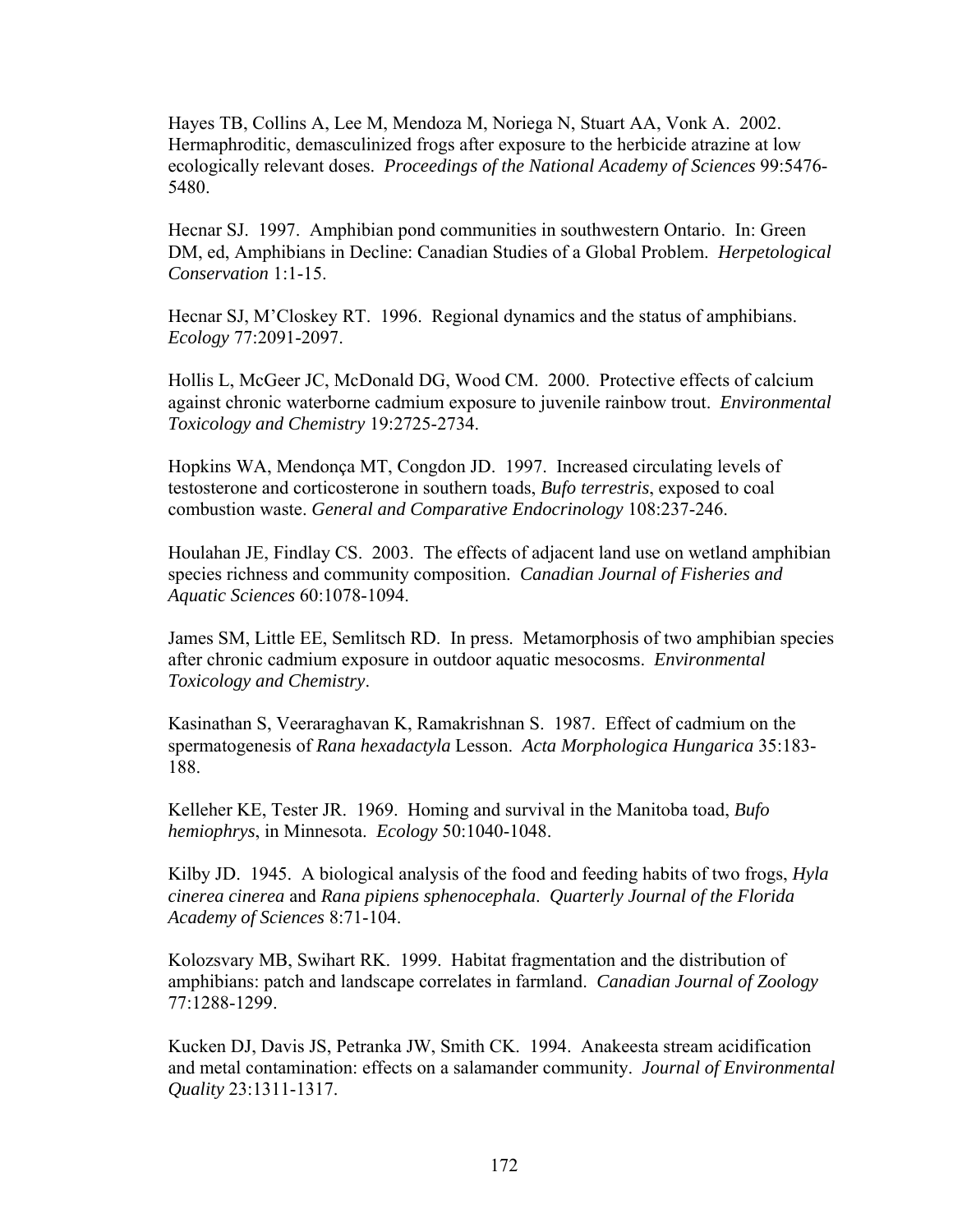Hayes TB, Collins A, Lee M, Mendoza M, Noriega N, Stuart AA, Vonk A. 2002. Hermaphroditic, demasculinized frogs after exposure to the herbicide atrazine at low ecologically relevant doses. *Proceedings of the National Academy of Sciences* 99:5476-5480.

Hecnar SJ. 1997. Amphibian pond communities in southwestern Ontario. In: Green DM, ed, Amphibians in Decline: Canadian Studies of a Global Problem. *Herpetological Conservation* 1:1-15.

Hecnar SJ, M'Closkey RT. 1996. Regional dynamics and the status of amphibians. *Ecology* 77:2091-2097.

Hollis L, McGeer JC, McDonald DG, Wood CM. 2000. Protective effects of calcium against chronic waterborne cadmium exposure to juvenile rainbow trout. *Environmental Toxicology and Chemistry* 19:2725-2734.

Hopkins WA, Mendonça MT, Congdon JD. 1997. Increased circulating levels of testosterone and corticosterone in southern toads, *Bufo terrestris*, exposed to coal combustion waste. *General and Comparative Endocrinology* 108:237-246.

Houlahan JE, Findlay CS. 2003. The effects of adjacent land use on wetland amphibian species richness and community composition. *Canadian Journal of Fisheries and Aquatic Sciences* 60:1078-1094.

James SM, Little EE, Semlitsch RD. In press. Metamorphosis of two amphibian species after chronic cadmium exposure in outdoor aquatic mesocosms. *Environmental Toxicology and Chemistry*.

Kasinathan S, Veeraraghavan K, Ramakrishnan S. 1987. Effect of cadmium on the spermatogenesis of *Rana hexadactyla* Lesson. *Acta Morphologica Hungarica* 35:183-188.

Kelleher KE, Tester JR. 1969. Homing and survival in the Manitoba toad, *Bufo hemiophrys*, in Minnesota. *Ecology* 50:1040-1048.

Kilby JD. 1945. A biological analysis of the food and feeding habits of two frogs, *Hyla cinerea cinerea* and *Rana pipiens sphenocephala*. *Quarterly Journal of the Florida Academy of Sciences* 8:71-104.

Kolozsvary MB, Swihart RK. 1999. Habitat fragmentation and the distribution of amphibians: patch and landscape correlates in farmland. *Canadian Journal of Zoology* 77:1288-1299.

Kucken DJ, Davis JS, Petranka JW, Smith CK. 1994. Anakeesta stream acidification and metal contamination: effects on a salamander community. *Journal of Environmental Quality* 23:1311-1317.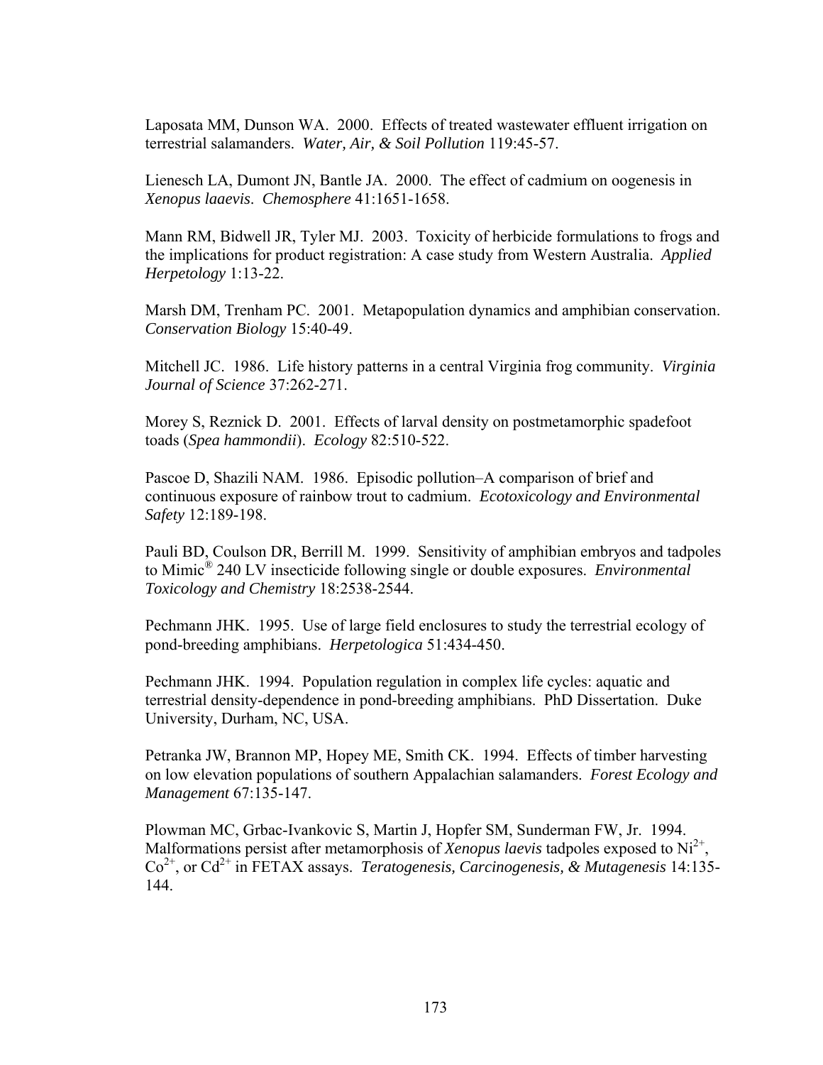Laposata MM, Dunson WA. 2000. Effects of treated wastewater effluent irrigation on terrestrial salamanders. *Water, Air, & Soil Pollution* 119:45-57.

Lienesch LA, Dumont JN, Bantle JA. 2000. The effect of cadmium on oogenesis in *Xenopus laaevis*. *Chemosphere* 41:1651-1658.

Mann RM, Bidwell JR, Tyler MJ. 2003. Toxicity of herbicide formulations to frogs and the implications for product registration: A case study from Western Australia. *Applied Herpetology* 1:13-22.

Marsh DM, Trenham PC. 2001. Metapopulation dynamics and amphibian conservation. *Conservation Biology* 15:40-49.

Mitchell JC. 1986. Life history patterns in a central Virginia frog community. *Virginia Journal of Science* 37:262-271.

Morey S, Reznick D. 2001. Effects of larval density on postmetamorphic spadefoot toads (*Spea hammondii*). *Ecology* 82:510-522.

Pascoe D, Shazili NAM. 1986. Episodic pollution–A comparison of brief and continuous exposure of rainbow trout to cadmium. *Ecotoxicology and Environmental Safety* 12:189-198.

Pauli BD, Coulson DR, Berrill M. 1999. Sensitivity of amphibian embryos and tadpoles to Mimic® 240 LV insecticide following single or double exposures. *Environmental Toxicology and Chemistry* 18:2538-2544.

Pechmann JHK. 1995. Use of large field enclosures to study the terrestrial ecology of pond-breeding amphibians. *Herpetologica* 51:434-450.

Pechmann JHK. 1994. Population regulation in complex life cycles: aquatic and terrestrial density-dependence in pond-breeding amphibians. PhD Dissertation. Duke University, Durham, NC, USA.

Petranka JW, Brannon MP, Hopey ME, Smith CK. 1994. Effects of timber harvesting on low elevation populations of southern Appalachian salamanders. *Forest Ecology and Management* 67:135-147.

Plowman MC, Grbac-Ivankovic S, Martin J, Hopfer SM, Sunderman FW, Jr. 1994. Malformations persist after metamorphosis of *Xenopus laevis* tadpoles exposed to $Ni^{2+}$, $Co^{2+}$, or $Cd^{2+}$ in FETAX assays. *Teratogenesis, Carcinogenesis, & Mutagenesis* 14:135-144.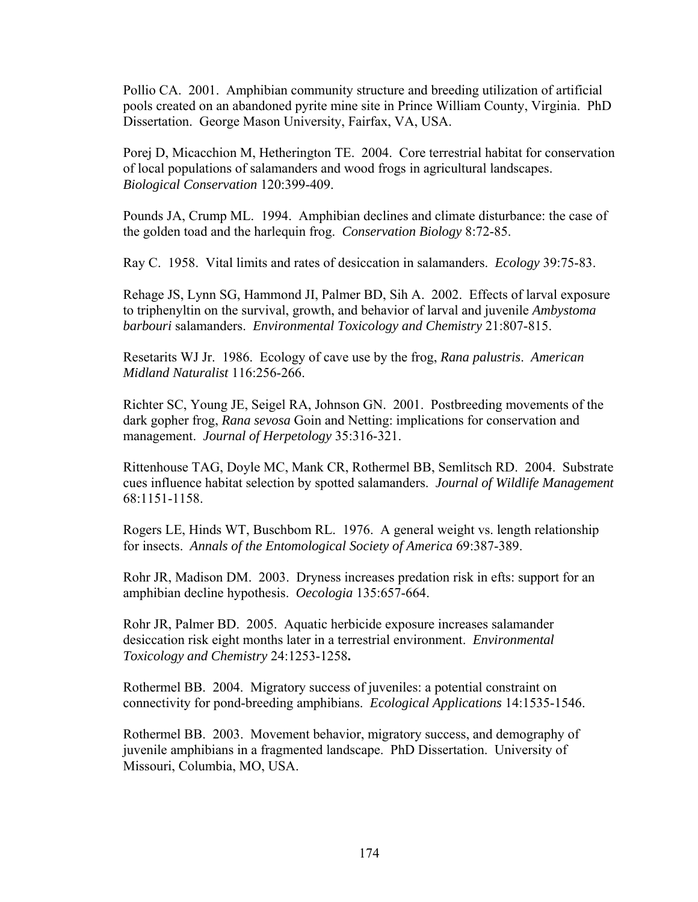Pollio CA. 2001. Amphibian community structure and breeding utilization of artificial pools created on an abandoned pyrite mine site in Prince William County, Virginia. PhD Dissertation. George Mason University, Fairfax, VA, USA.

Porej D, Micacchion M, Hetherington TE. 2004. Core terrestrial habitat for conservation of local populations of salamanders and wood frogs in agricultural landscapes. *Biological Conservation* 120:399-409.

Pounds JA, Crump ML. 1994. Amphibian declines and climate disturbance: the case of the golden toad and the harlequin frog. *Conservation Biology* 8:72-85.

Ray C. 1958. Vital limits and rates of desiccation in salamanders. *Ecology* 39:75-83.

Rehage JS, Lynn SG, Hammond JI, Palmer BD, Sih A. 2002. Effects of larval exposure to triphenyltin on the survival, growth, and behavior of larval and juvenile *Ambystoma barbouri* salamanders. *Environmental Toxicology and Chemistry* 21:807-815.

Resetarits WJ Jr. 1986. Ecology of cave use by the frog, *Rana palustris*. *American Midland Naturalist* 116:256-266.

Richter SC, Young JE, Seigel RA, Johnson GN. 2001. Postbreeding movements of the dark gopher frog, *Rana sevosa* Goin and Netting: implications for conservation and management. *Journal of Herpetology* 35:316-321.

Rittenhouse TAG, Doyle MC, Mank CR, Rothermel BB, Semlitsch RD. 2004. Substrate cues influence habitat selection by spotted salamanders. *Journal of Wildlife Management* 68:1151-1158.

Rogers LE, Hinds WT, Buschbom RL. 1976. A general weight vs. length relationship for insects. *Annals of the Entomological Society of America* 69:387-389.

Rohr JR, Madison DM. 2003. Dryness increases predation risk in efts: support for an amphibian decline hypothesis. *Oecologia* 135:657-664.

Rohr JR, Palmer BD. 2005. Aquatic herbicide exposure increases salamander desiccation risk eight months later in a terrestrial environment. *Environmental Toxicology and Chemistry* 24:1253-1258**.**

Rothermel BB. 2004. Migratory success of juveniles: a potential constraint on connectivity for pond-breeding amphibians. *Ecological Applications* 14:1535-1546.

Rothermel BB. 2003. Movement behavior, migratory success, and demography of juvenile amphibians in a fragmented landscape. PhD Dissertation. University of Missouri, Columbia, MO, USA.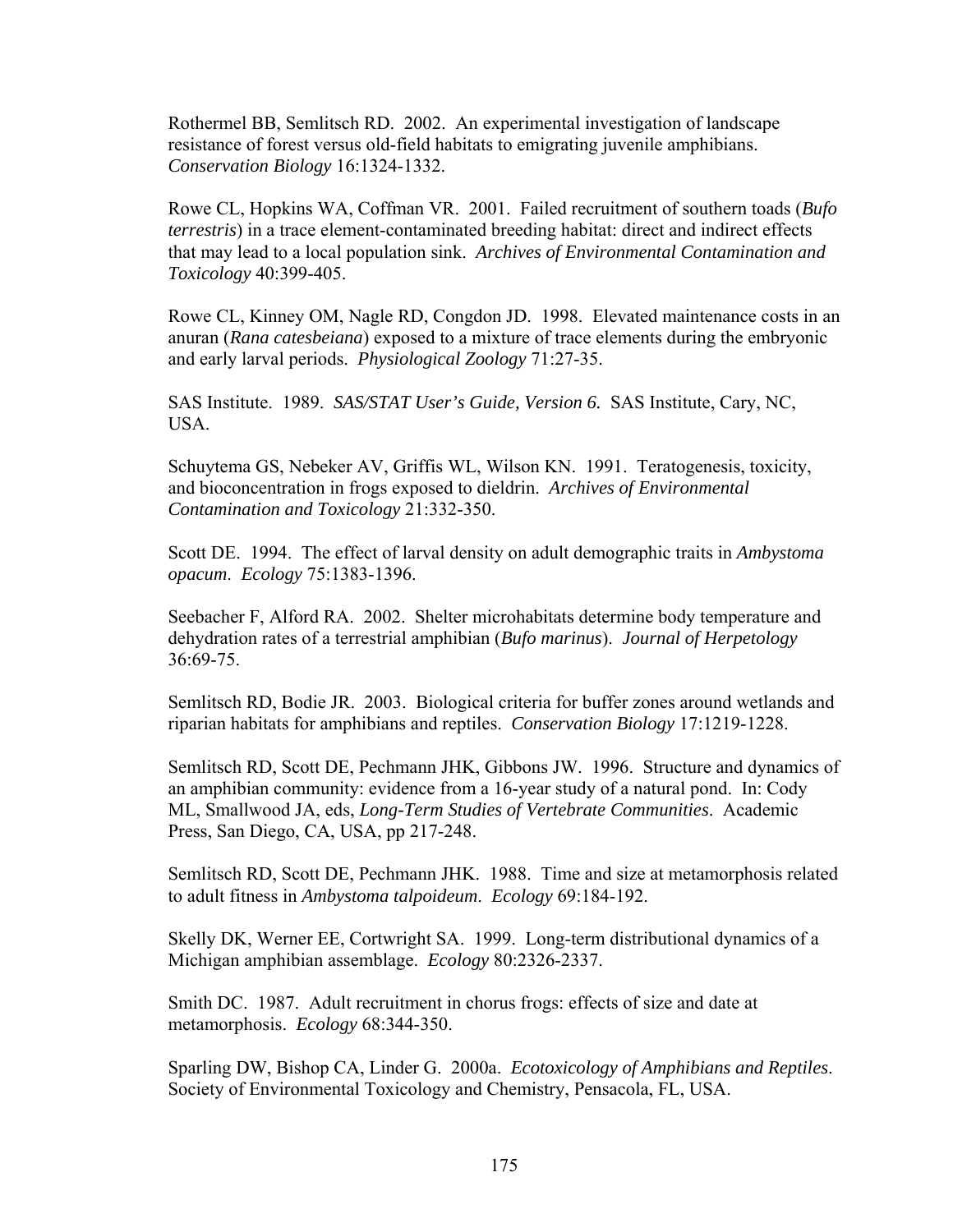Rothermel BB, Semlitsch RD. 2002. An experimental investigation of landscape resistance of forest versus old-field habitats to emigrating juvenile amphibians. *Conservation Biology* 16:1324-1332.

Rowe CL, Hopkins WA, Coffman VR. 2001. Failed recruitment of southern toads (*Bufo terrestris*) in a trace element-contaminated breeding habitat: direct and indirect effects that may lead to a local population sink. *Archives of Environmental Contamination and Toxicology* 40:399-405.

Rowe CL, Kinney OM, Nagle RD, Congdon JD. 1998. Elevated maintenance costs in an anuran (*Rana catesbeiana*) exposed to a mixture of trace elements during the embryonic and early larval periods. *Physiological Zoology* 71:27-35.

SAS Institute. 1989. *SAS/STAT User's Guide, Version 6.* SAS Institute, Cary, NC, USA.

Schuytema GS, Nebeker AV, Griffis WL, Wilson KN. 1991. Teratogenesis, toxicity, and bioconcentration in frogs exposed to dieldrin. *Archives of Environmental Contamination and Toxicology* 21:332-350.

Scott DE. 1994. The effect of larval density on adult demographic traits in *Ambystoma opacum*. *Ecology* 75:1383-1396.

Seebacher F, Alford RA. 2002. Shelter microhabitats determine body temperature and dehydration rates of a terrestrial amphibian (*Bufo marinus*). *Journal of Herpetology* 36:69-75.

Semlitsch RD, Bodie JR. 2003. Biological criteria for buffer zones around wetlands and riparian habitats for amphibians and reptiles. *Conservation Biology* 17:1219-1228.

Semlitsch RD, Scott DE, Pechmann JHK, Gibbons JW. 1996. Structure and dynamics of an amphibian community: evidence from a 16-year study of a natural pond. In: Cody ML, Smallwood JA, eds, *Long-Term Studies of Vertebrate Communities*. Academic Press, San Diego, CA, USA, pp 217-248.

Semlitsch RD, Scott DE, Pechmann JHK. 1988. Time and size at metamorphosis related to adult fitness in *Ambystoma talpoideum*. *Ecology* 69:184-192.

Skelly DK, Werner EE, Cortwright SA. 1999. Long-term distributional dynamics of a Michigan amphibian assemblage. *Ecology* 80:2326-2337.

Smith DC. 1987. Adult recruitment in chorus frogs: effects of size and date at metamorphosis. *Ecology* 68:344-350.

Sparling DW, Bishop CA, Linder G. 2000a. *Ecotoxicology of Amphibians and Reptiles*. Society of Environmental Toxicology and Chemistry, Pensacola, FL, USA.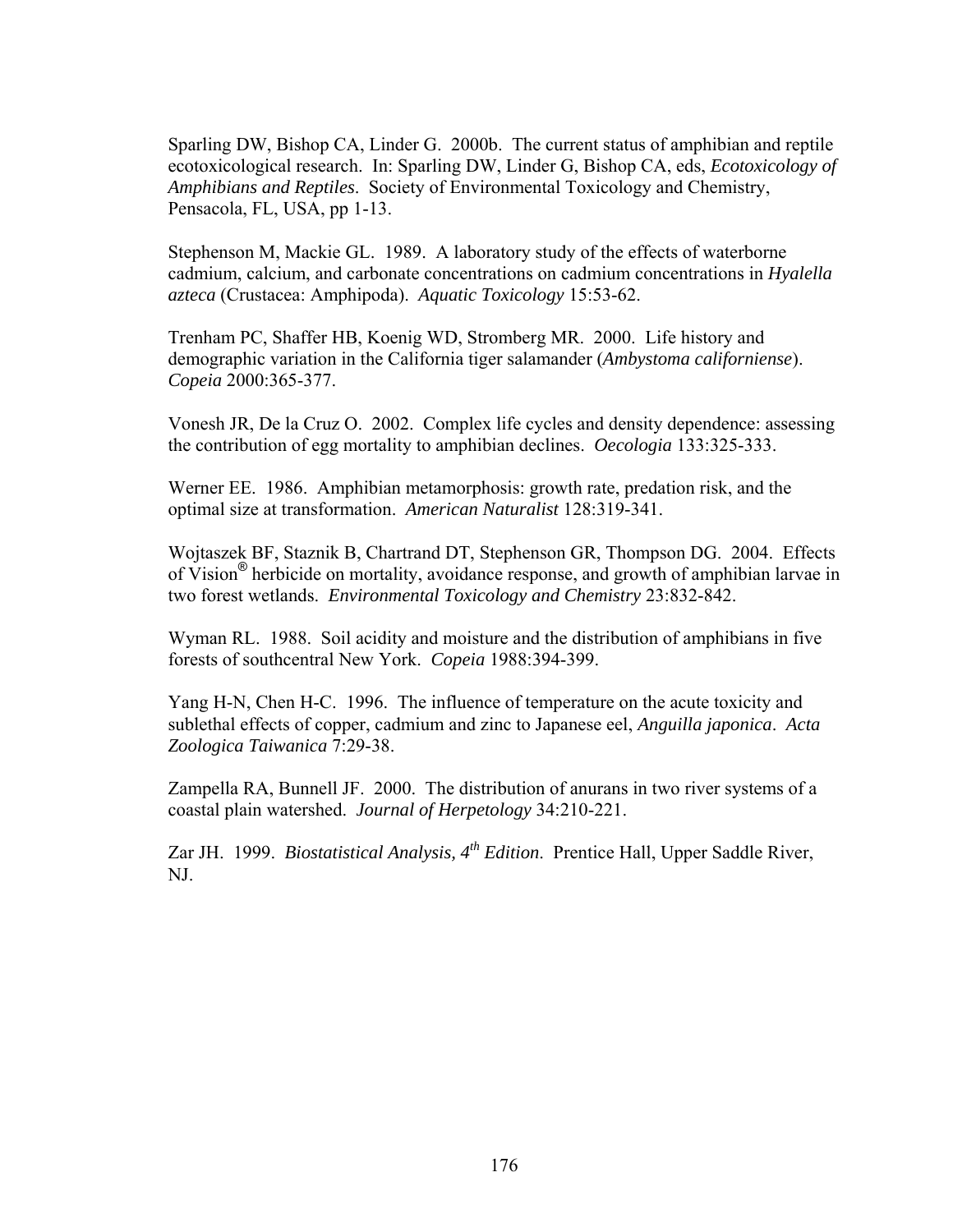Sparling DW, Bishop CA, Linder G. 2000b. The current status of amphibian and reptile ecotoxicological research. In: Sparling DW, Linder G, Bishop CA, eds, *Ecotoxicology of Amphibians and Reptiles*. Society of Environmental Toxicology and Chemistry, Pensacola, FL, USA, pp 1-13.

Stephenson M, Mackie GL. 1989. A laboratory study of the effects of waterborne cadmium, calcium, and carbonate concentrations on cadmium concentrations in *Hyalella azteca* (Crustacea: Amphipoda). *Aquatic Toxicology* 15:53-62.

Trenham PC, Shaffer HB, Koenig WD, Stromberg MR. 2000. Life history and demographic variation in the California tiger salamander (*Ambystoma californiense*). *Copeia* 2000:365-377.

Vonesh JR, De la Cruz O. 2002. Complex life cycles and density dependence: assessing the contribution of egg mortality to amphibian declines. *Oecologia* 133:325-333.

Werner EE. 1986. Amphibian metamorphosis: growth rate, predation risk, and the optimal size at transformation. *American Naturalist* 128:319-341.

Wojtaszek BF, Staznik B, Chartrand DT, Stephenson GR, Thompson DG. 2004. Effects of Vision® herbicide on mortality, avoidance response, and growth of amphibian larvae in two forest wetlands. *Environmental Toxicology and Chemistry* 23:832-842.

Wyman RL. 1988. Soil acidity and moisture and the distribution of amphibians in five forests of southcentral New York. *Copeia* 1988:394-399.

Yang H-N, Chen H-C. 1996. The influence of temperature on the acute toxicity and sublethal effects of copper, cadmium and zinc to Japanese eel, *Anguilla japonica*. *Acta Zoologica Taiwanica* 7:29-38.

Zampella RA, Bunnell JF. 2000. The distribution of anurans in two river systems of a coastal plain watershed. *Journal of Herpetology* 34:210-221.

Zar JH. 1999. *Biostatistical Analysis, 4th Edition*. Prentice Hall, Upper Saddle River, NJ.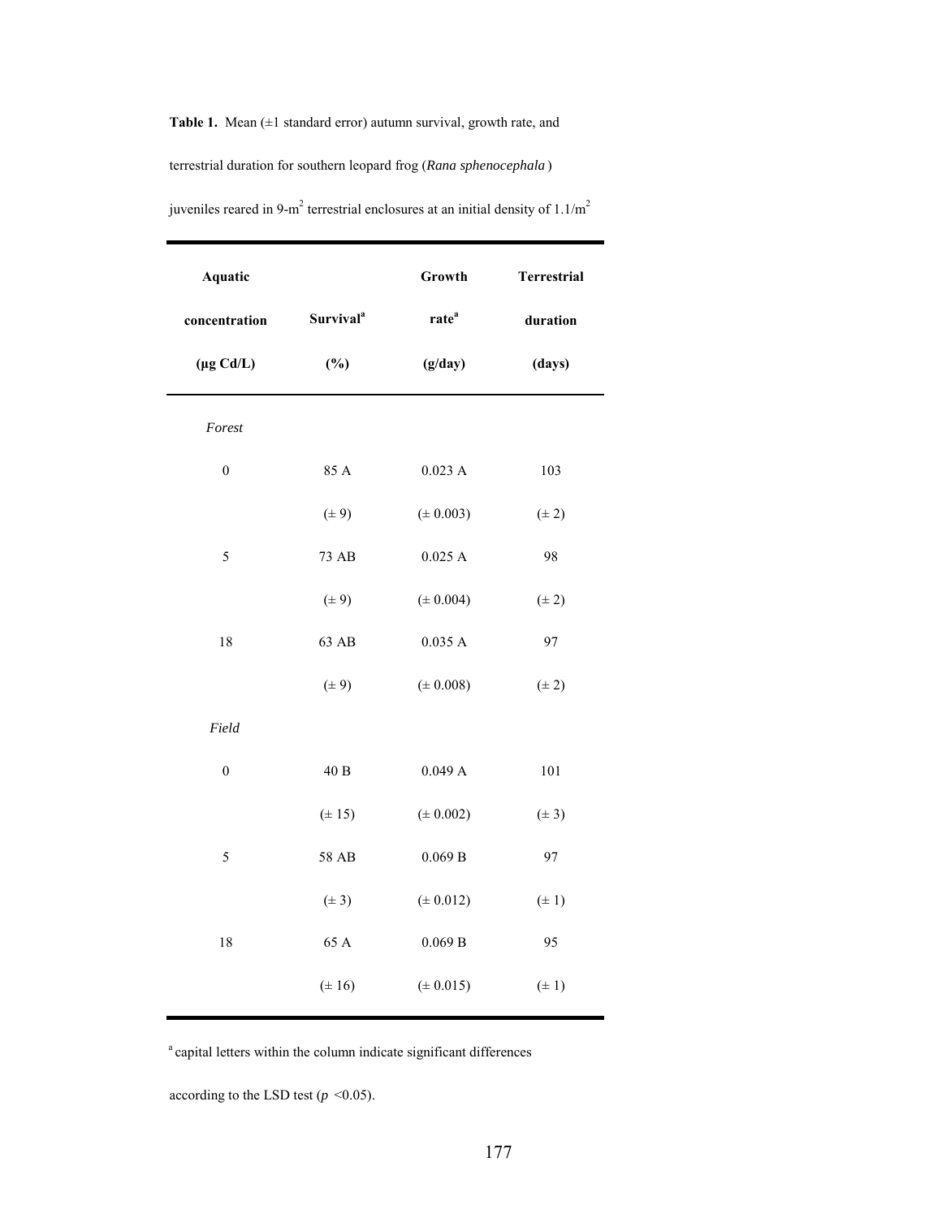**Table 1.** Mean (±1 standard error) autumn survival, growth rate, and terrestrial duration for southern leopard frog (*Rana sphenocephala*) juveniles reared in 9-$m^2$ terrestrial enclosures at an initial density of 1.1/$m^2$

| Aquatic concentration (µg Cd/L) | Survival[a] (%) | Growth rate[a] (g/day) | Terrestrial duration (days) |
|---|---|---|---|
| *Forest* | | | |
| 0 | 85 A | 0.023 A | 103 |
| | (± 9) | (± 0.003) | (± 2) |
| 5 | 73 AB | 0.025 A | 98 |
| | (± 9) | (± 0.004) | (± 2) |
| 18 | 63 AB | 0.035 A | 97 |
| | (± 9) | (± 0.008) | (± 2) |
| *Field* | | | |
| 0 | 40 B | 0.049 A | 101 |
| | (± 15) | (± 0.002) | (± 3) |
| 5 | 58 AB | 0.069 B | 97 |
| | (± 3) | (± 0.012) | (± 1) |
| 18 | 65 A | 0.069 B | 95 |
| | (± 16) | (± 0.015) | (± 1) |

[a] capital letters within the column indicate significant differences according to the LSD test ($p$ <0.05).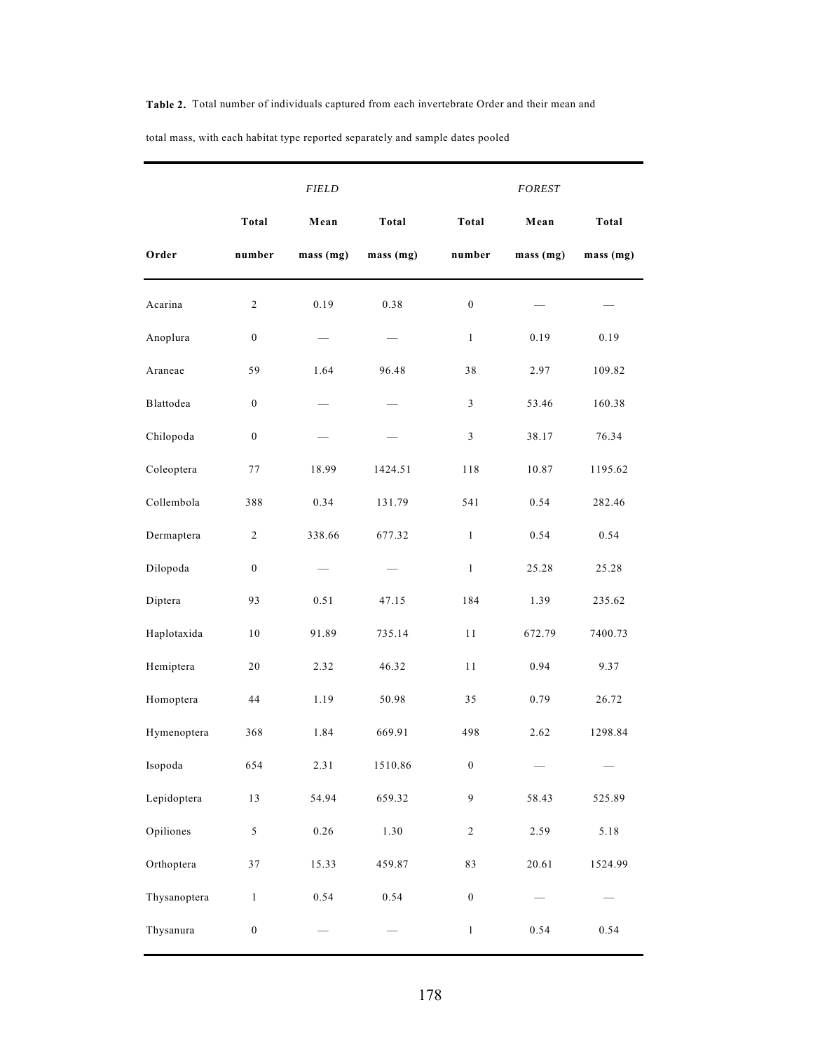**Table 2.** Total number of individuals captured from each invertebrate Order and their mean and total mass, with each habitat type reported separately and sample dates pooled

| | *FIELD* | | | *FOREST* | | |
|---|---|---|---|---|---|---|
| **Order** | **Total number** | **Mean mass (mg)** | **Total mass (mg)** | **Total number** | **Mean mass (mg)** | **Total mass (mg)** |
| Acarina | 2 | 0.19 | 0.38 | 0 | — | — |
| Anoplura | 0 | — | — | 1 | 0.19 | 0.19 |
| Araneae | 59 | 1.64 | 96.48 | 38 | 2.97 | 109.82 |
| Blattodea | 0 | — | — | 3 | 53.46 | 160.38 |
| Chilopoda | 0 | — | — | 3 | 38.17 | 76.34 |
| Coleoptera | 77 | 18.99 | 1424.51 | 118 | 10.87 | 1195.62 |
| Collembola | 388 | 0.34 | 131.79 | 541 | 0.54 | 282.46 |
| Dermaptera | 2 | 338.66 | 677.32 | 1 | 0.54 | 0.54 |
| Dilopoda | 0 | — | — | 1 | 25.28 | 25.28 |
| Diptera | 93 | 0.51 | 47.15 | 184 | 1.39 | 235.62 |
| Haplotaxida | 10 | 91.89 | 735.14 | 11 | 672.79 | 7400.73 |
| Hemiptera | 20 | 2.32 | 46.32 | 11 | 0.94 | 9.37 |
| Homoptera | 44 | 1.19 | 50.98 | 35 | 0.79 | 26.72 |
| Hymenoptera | 368 | 1.84 | 669.91 | 498 | 2.62 | 1298.84 |
| Isopoda | 654 | 2.31 | 1510.86 | 0 | — | — |
| Lepidoptera | 13 | 54.94 | 659.32 | 9 | 58.43 | 525.89 |
| Opiliones | 5 | 0.26 | 1.30 | 2 | 2.59 | 5.18 |
| Orthoptera | 37 | 15.33 | 459.87 | 83 | 20.61 | 1524.99 |
| Thysanoptera | 1 | 0.54 | 0.54 | 0 | — | — |
| Thysanura | 0 | — | — | 1 | 0.54 | 0.54 |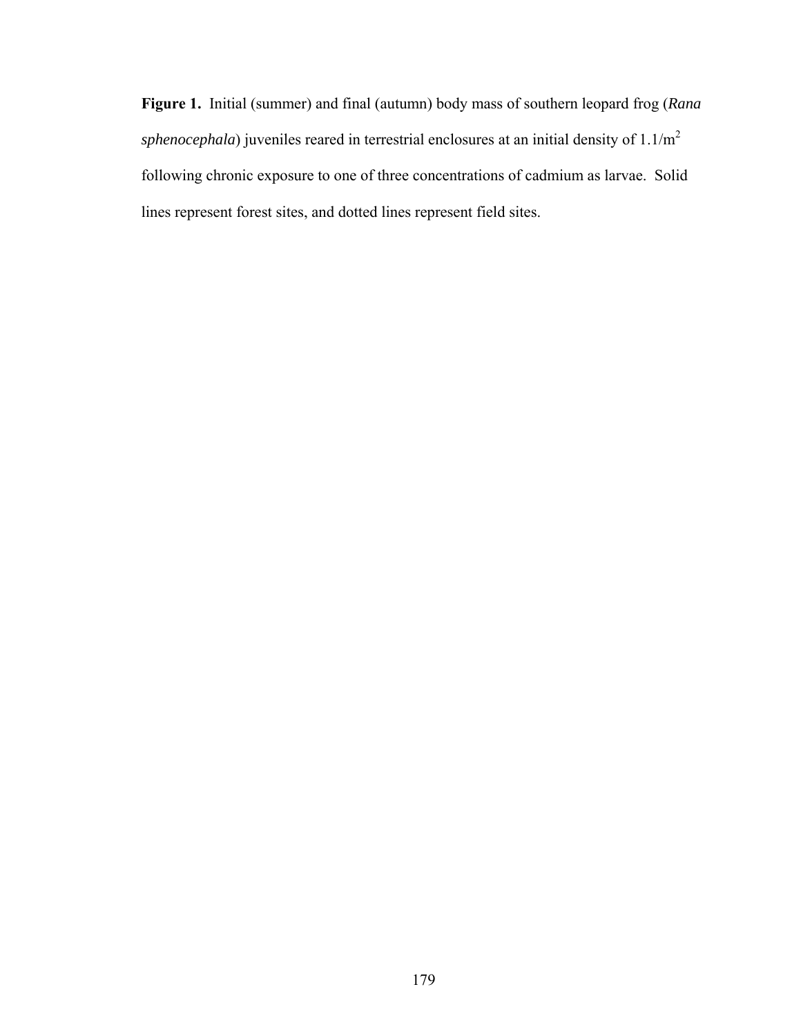**Figure 1.** Initial (summer) and final (autumn) body mass of southern leopard frog (*Rana sphenocephala*) juveniles reared in terrestrial enclosures at an initial density of $1.1/m^2$ following chronic exposure to one of three concentrations of cadmium as larvae. Solid lines represent forest sites, and dotted lines represent field sites.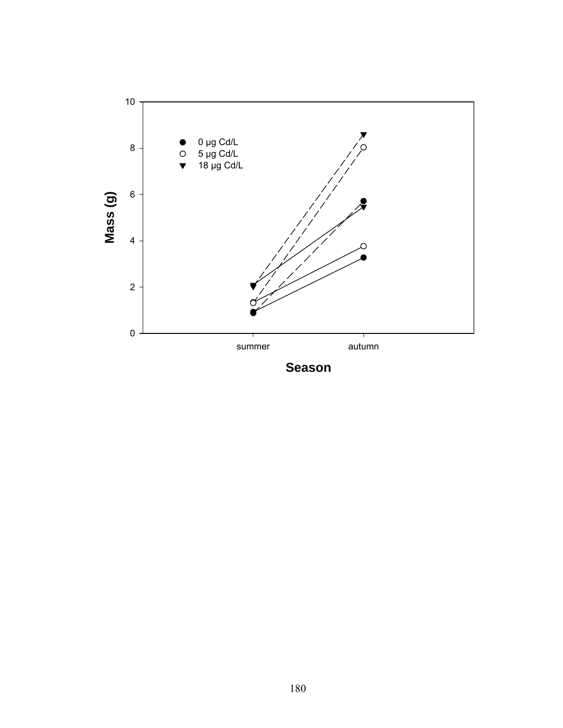Mass (g)

0 µg Cd/L
5 µg Cd/L
18 µg Cd/L

summer
autumn

Season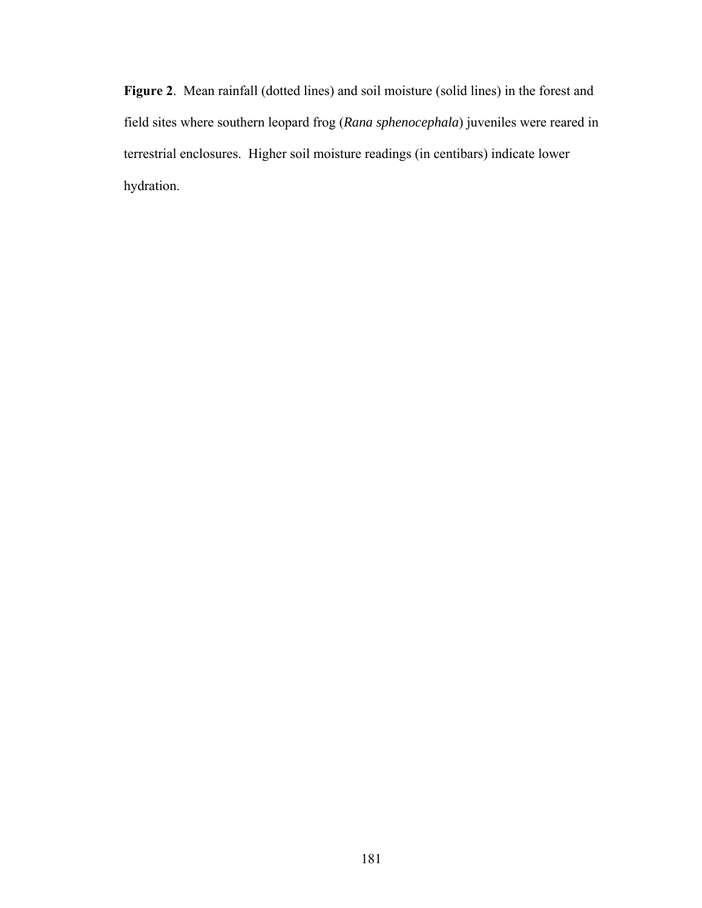**Figure 2**. Mean rainfall (dotted lines) and soil moisture (solid lines) in the forest and field sites where southern leopard frog (*Rana sphenocephala*) juveniles were reared in terrestrial enclosures. Higher soil moisture readings (in centibars) indicate lower hydration.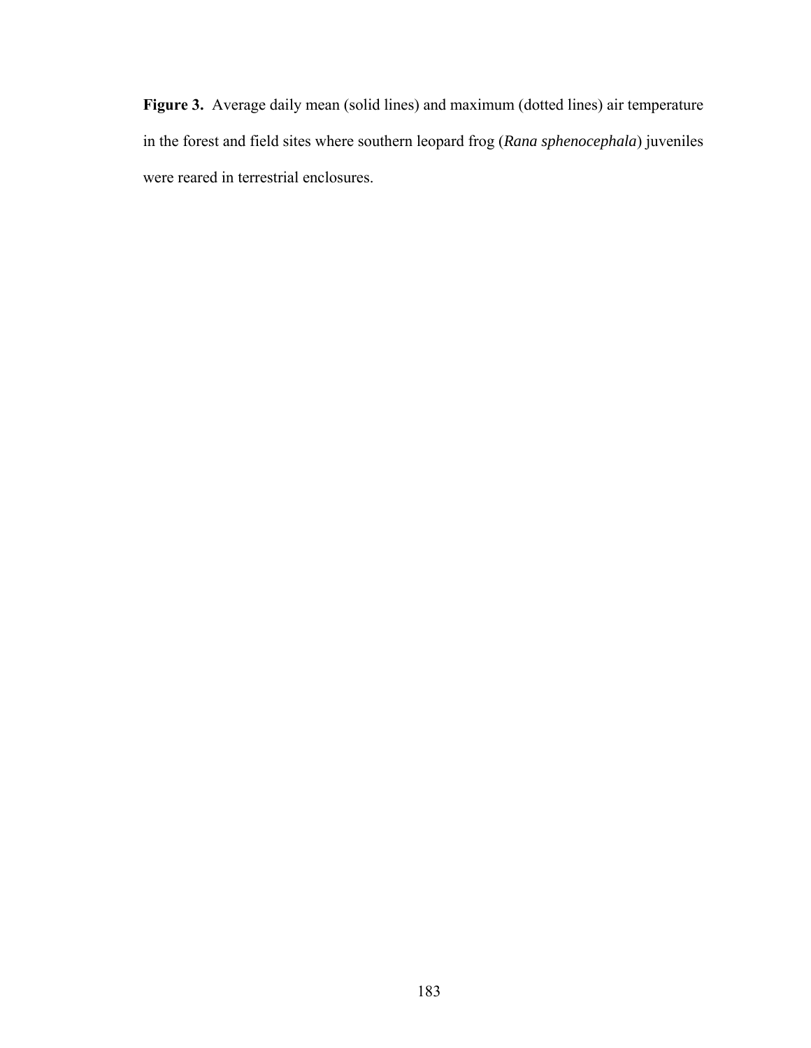**Figure 3.** Average daily mean (solid lines) and maximum (dotted lines) air temperature in the forest and field sites where southern leopard frog (*Rana sphenocephala*) juveniles were reared in terrestrial enclosures.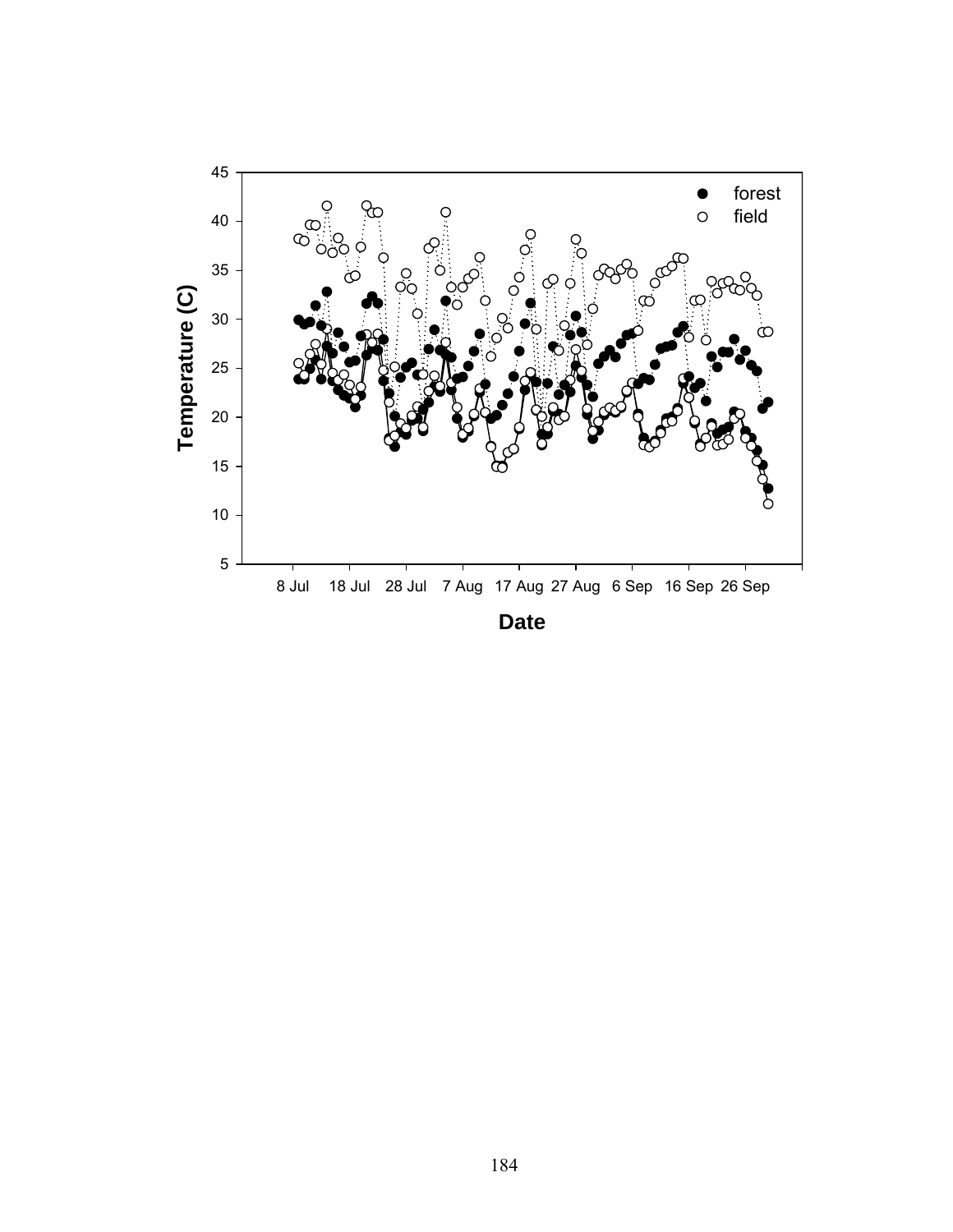forest
field

Temperature (C)

Date

8 Jul 18 Jul 28 Jul 7 Aug 17 Aug 27 Aug 6 Sep 16 Sep 26 Sep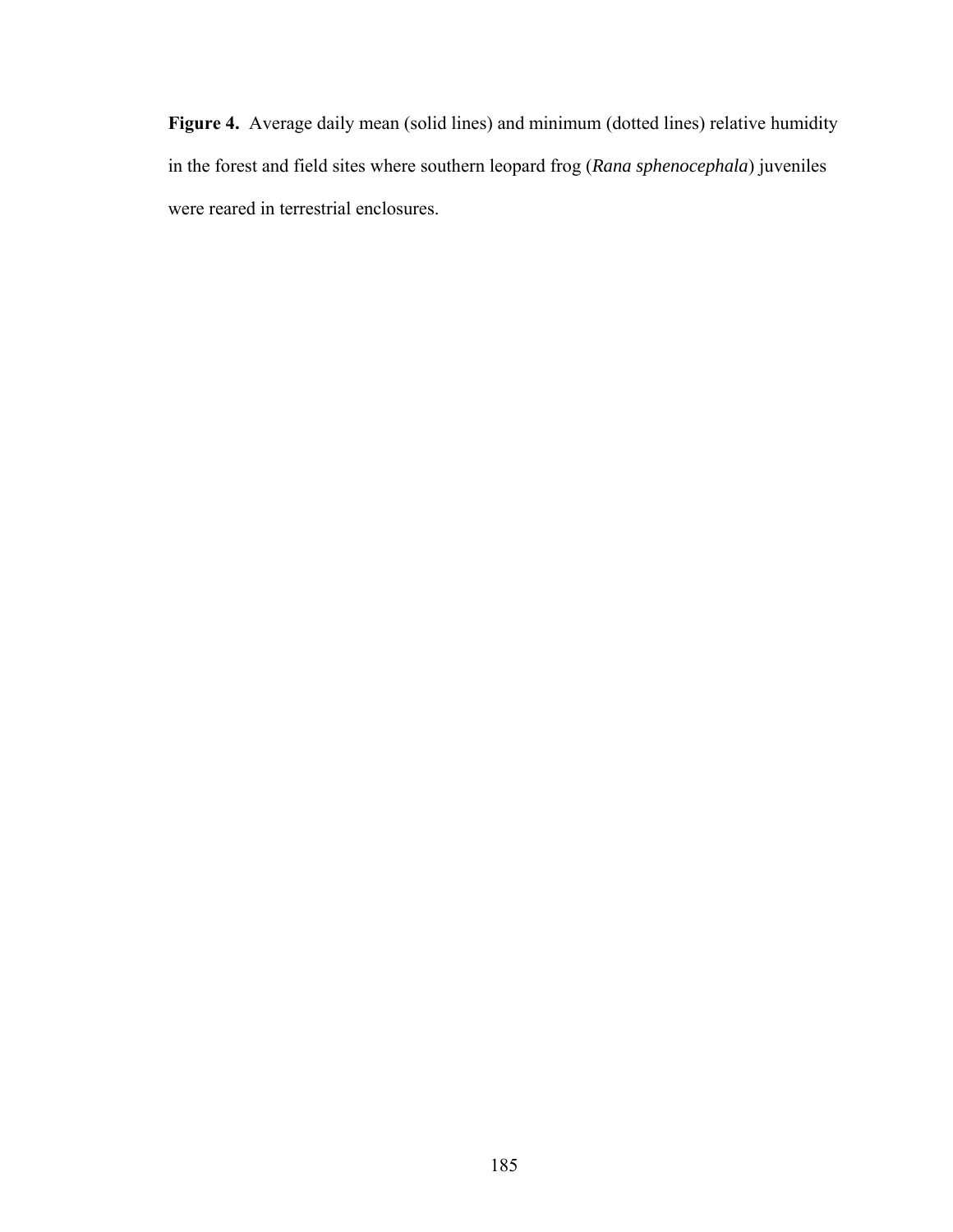**Figure 4.** Average daily mean (solid lines) and minimum (dotted lines) relative humidity in the forest and field sites where southern leopard frog (*Rana sphenocephala*) juveniles were reared in terrestrial enclosures.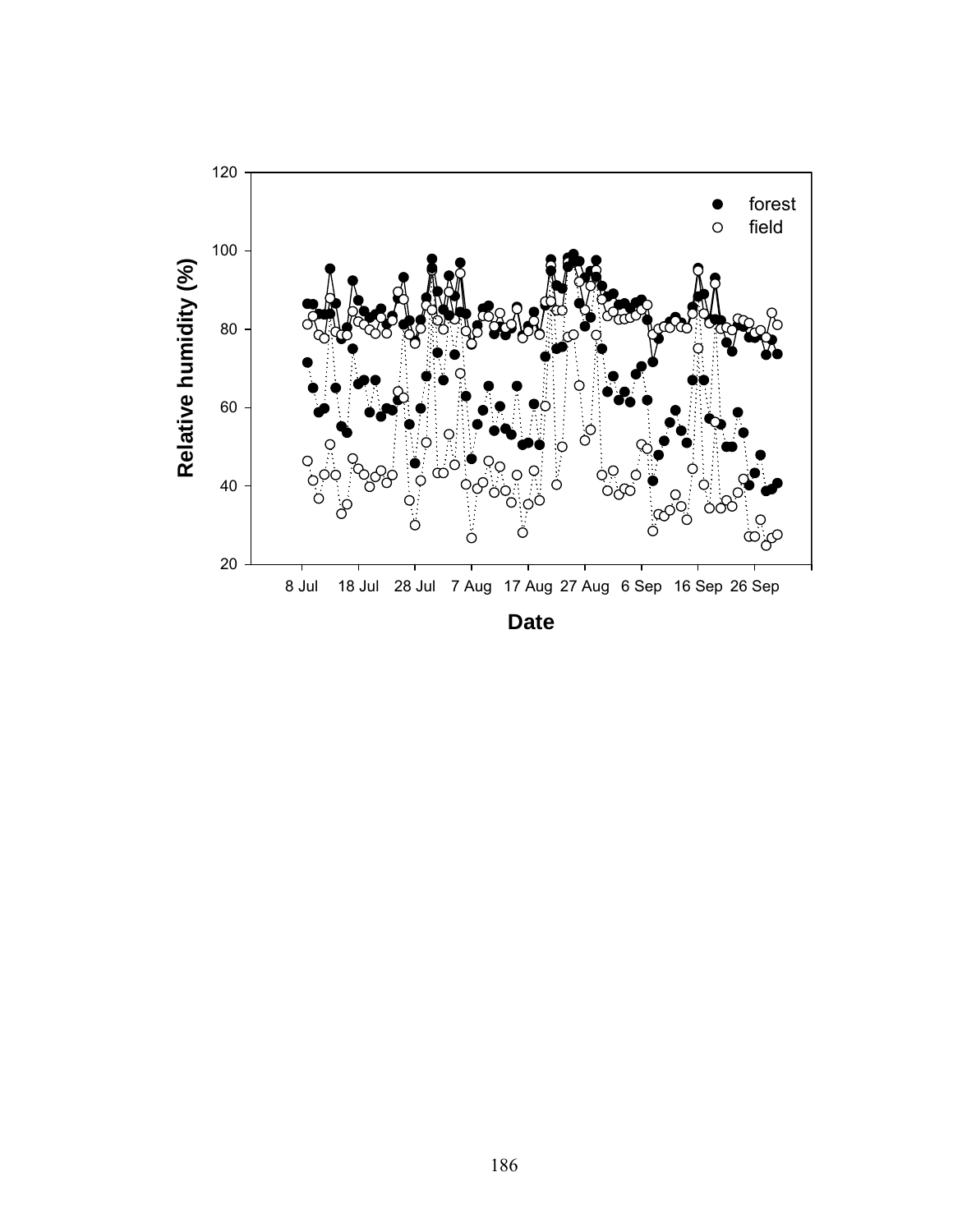Relative humidity (%)

Date

forest

field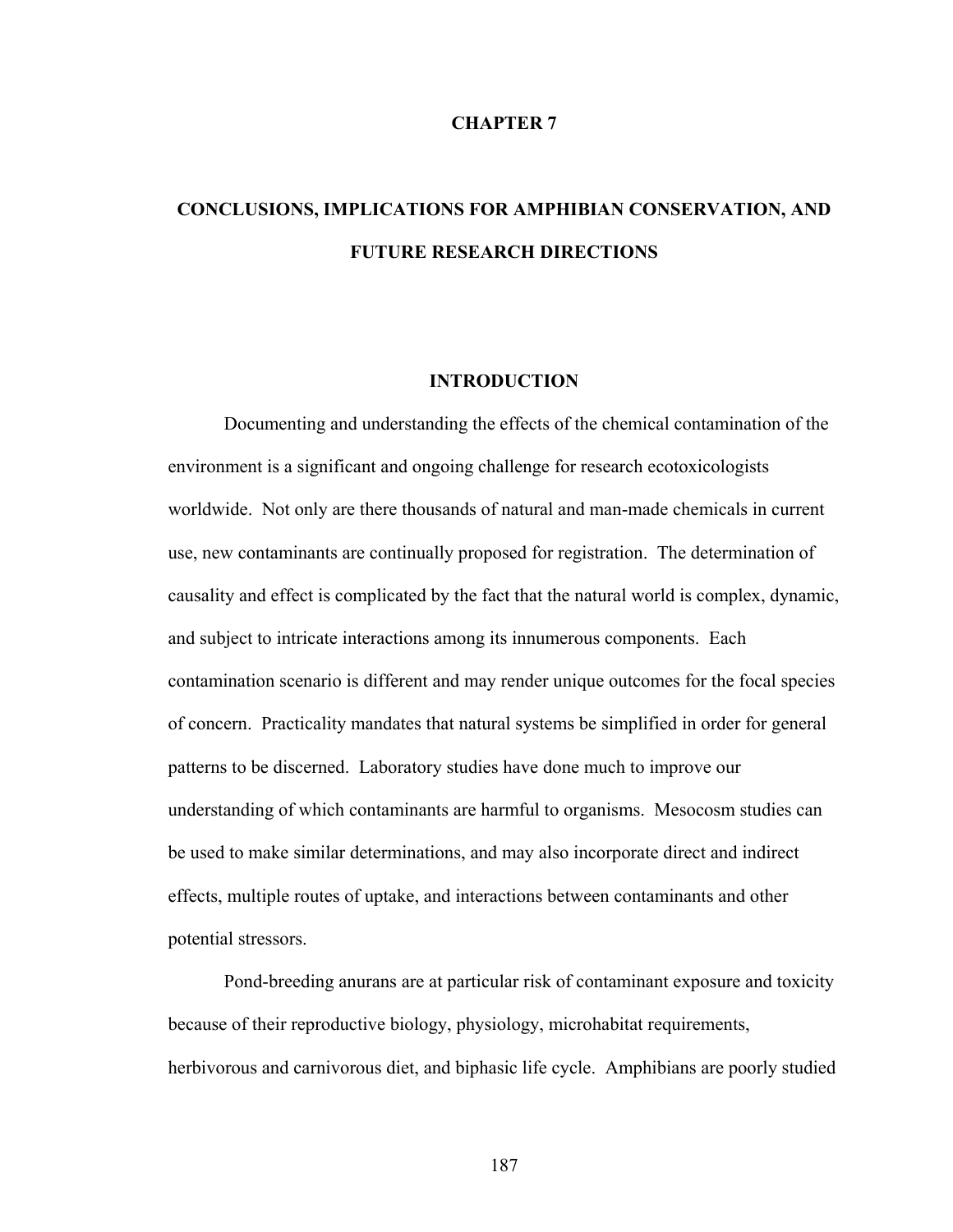# CHAPTER 7

# CONCLUSIONS, IMPLICATIONS FOR AMPHIBIAN CONSERVATION, AND FUTURE RESEARCH DIRECTIONS

## INTRODUCTION

Documenting and understanding the effects of the chemical contamination of the environment is a significant and ongoing challenge for research ecotoxicologists worldwide. Not only are there thousands of natural and man-made chemicals in current use, new contaminants are continually proposed for registration. The determination of causality and effect is complicated by the fact that the natural world is complex, dynamic, and subject to intricate interactions among its innumerous components. Each contamination scenario is different and may render unique outcomes for the focal species of concern. Practicality mandates that natural systems be simplified in order for general patterns to be discerned. Laboratory studies have done much to improve our understanding of which contaminants are harmful to organisms. Mesocosm studies can be used to make similar determinations, and may also incorporate direct and indirect effects, multiple routes of uptake, and interactions between contaminants and other potential stressors.

Pond-breeding anurans are at particular risk of contaminant exposure and toxicity because of their reproductive biology, physiology, microhabitat requirements, herbivorous and carnivorous diet, and biphasic life cycle. Amphibians are poorly studied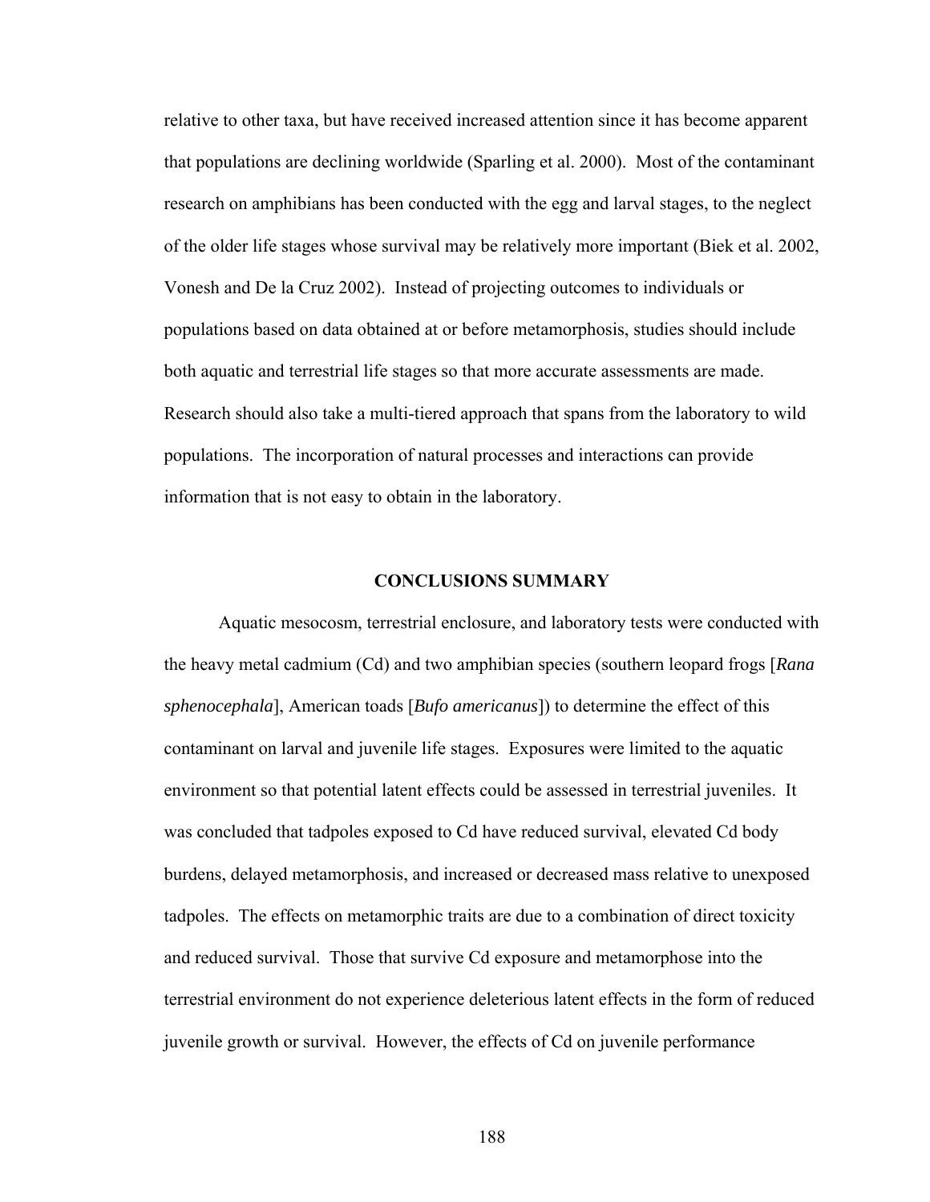relative to other taxa, but have received increased attention since it has become apparent that populations are declining worldwide (Sparling et al. 2000). Most of the contaminant research on amphibians has been conducted with the egg and larval stages, to the neglect of the older life stages whose survival may be relatively more important (Biek et al. 2002, Vonesh and De la Cruz 2002). Instead of projecting outcomes to individuals or populations based on data obtained at or before metamorphosis, studies should include both aquatic and terrestrial life stages so that more accurate assessments are made. Research should also take a multi-tiered approach that spans from the laboratory to wild populations. The incorporation of natural processes and interactions can provide information that is not easy to obtain in the laboratory.

## CONCLUSIONS SUMMARY

Aquatic mesocosm, terrestrial enclosure, and laboratory tests were conducted with the heavy metal cadmium (Cd) and two amphibian species (southern leopard frogs [*Rana sphenocephala*], American toads [*Bufo americanus*]) to determine the effect of this contaminant on larval and juvenile life stages. Exposures were limited to the aquatic environment so that potential latent effects could be assessed in terrestrial juveniles. It was concluded that tadpoles exposed to Cd have reduced survival, elevated Cd body burdens, delayed metamorphosis, and increased or decreased mass relative to unexposed tadpoles. The effects on metamorphic traits are due to a combination of direct toxicity and reduced survival. Those that survive Cd exposure and metamorphose into the terrestrial environment do not experience deleterious latent effects in the form of reduced juvenile growth or survival. However, the effects of Cd on juvenile performance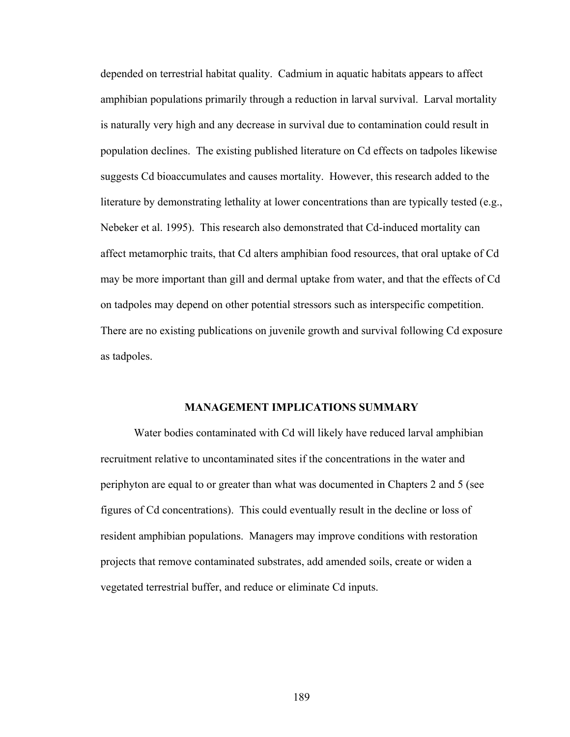depended on terrestrial habitat quality. Cadmium in aquatic habitats appears to affect amphibian populations primarily through a reduction in larval survival. Larval mortality is naturally very high and any decrease in survival due to contamination could result in population declines. The existing published literature on Cd effects on tadpoles likewise suggests Cd bioaccumulates and causes mortality. However, this research added to the literature by demonstrating lethality at lower concentrations than are typically tested (e.g., Nebeker et al. 1995). This research also demonstrated that Cd-induced mortality can affect metamorphic traits, that Cd alters amphibian food resources, that oral uptake of Cd may be more important than gill and dermal uptake from water, and that the effects of Cd on tadpoles may depend on other potential stressors such as interspecific competition. There are no existing publications on juvenile growth and survival following Cd exposure as tadpoles.

## MANAGEMENT IMPLICATIONS SUMMARY

Water bodies contaminated with Cd will likely have reduced larval amphibian recruitment relative to uncontaminated sites if the concentrations in the water and periphyton are equal to or greater than what was documented in Chapters 2 and 5 (see figures of Cd concentrations). This could eventually result in the decline or loss of resident amphibian populations. Managers may improve conditions with restoration projects that remove contaminated substrates, add amended soils, create or widen a vegetated terrestrial buffer, and reduce or eliminate Cd inputs.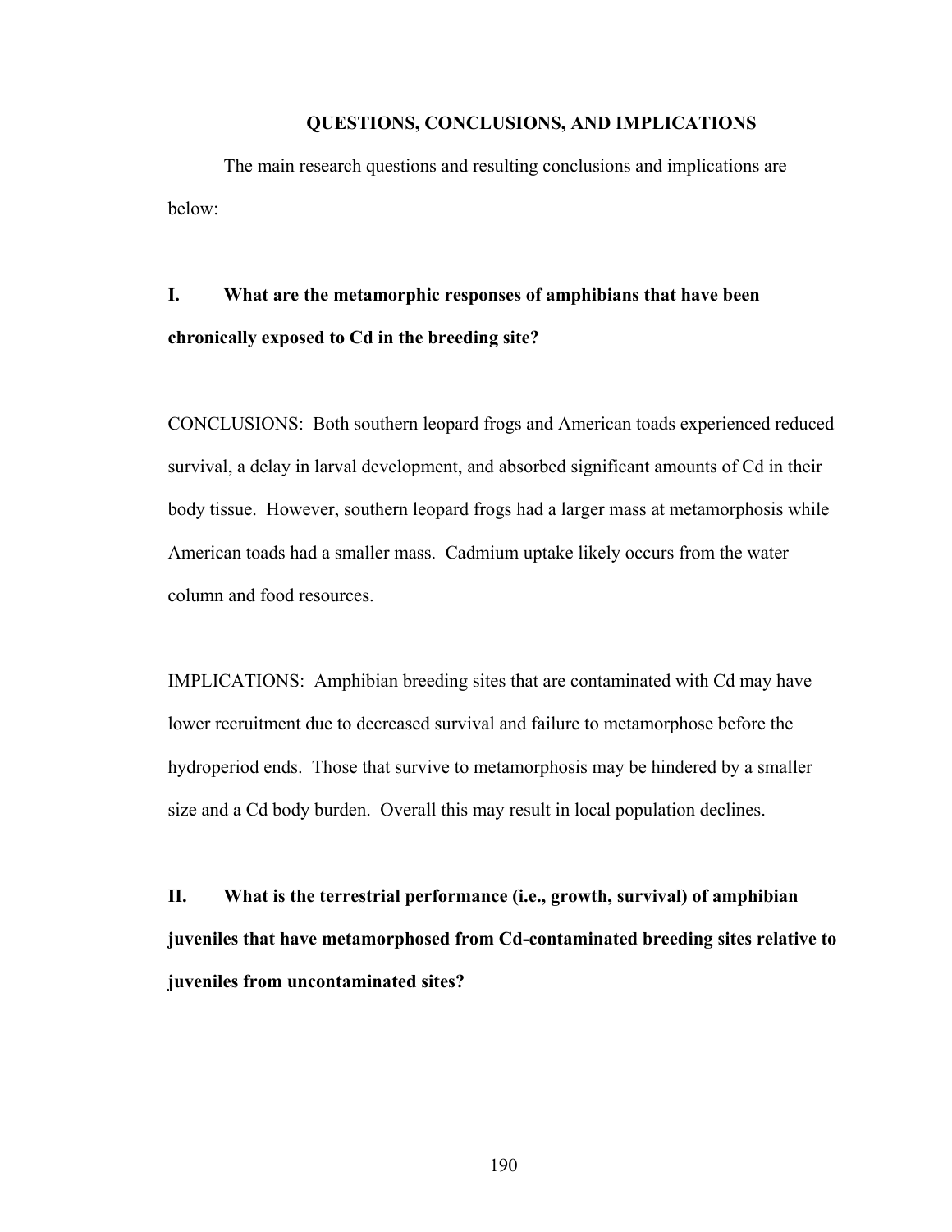## QUESTIONS, CONCLUSIONS, AND IMPLICATIONS

The main research questions and resulting conclusions and implications are below:

**I. What are the metamorphic responses of amphibians that have been chronically exposed to Cd in the breeding site?**

CONCLUSIONS: Both southern leopard frogs and American toads experienced reduced survival, a delay in larval development, and absorbed significant amounts of Cd in their body tissue. However, southern leopard frogs had a larger mass at metamorphosis while American toads had a smaller mass. Cadmium uptake likely occurs from the water column and food resources.

IMPLICATIONS: Amphibian breeding sites that are contaminated with Cd may have lower recruitment due to decreased survival and failure to metamorphose before the hydroperiod ends. Those that survive to metamorphosis may be hindered by a smaller size and a Cd body burden. Overall this may result in local population declines.

**II. What is the terrestrial performance (i.e., growth, survival) of amphibian juveniles that have metamorphosed from Cd-contaminated breeding sites relative to juveniles from uncontaminated sites?**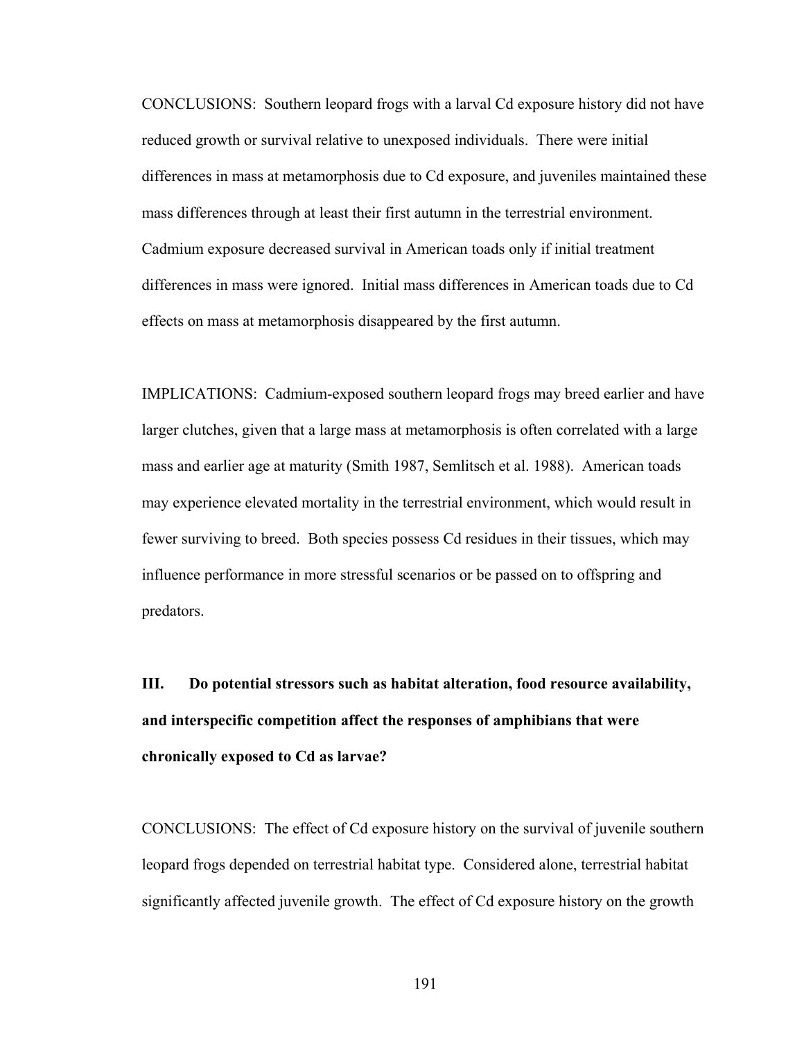CONCLUSIONS: Southern leopard frogs with a larval Cd exposure history did not have reduced growth or survival relative to unexposed individuals. There were initial differences in mass at metamorphosis due to Cd exposure, and juveniles maintained these mass differences through at least their first autumn in the terrestrial environment. Cadmium exposure decreased survival in American toads only if initial treatment differences in mass were ignored. Initial mass differences in American toads due to Cd effects on mass at metamorphosis disappeared by the first autumn.

IMPLICATIONS: Cadmium-exposed southern leopard frogs may breed earlier and have larger clutches, given that a large mass at metamorphosis is often correlated with a large mass and earlier age at maturity (Smith 1987, Semlitsch et al. 1988). American toads may experience elevated mortality in the terrestrial environment, which would result in fewer surviving to breed. Both species possess Cd residues in their tissues, which may influence performance in more stressful scenarios or be passed on to offspring and predators.

**III. Do potential stressors such as habitat alteration, food resource availability, and interspecific competition affect the responses of amphibians that were chronically exposed to Cd as larvae?**

CONCLUSIONS: The effect of Cd exposure history on the survival of juvenile southern leopard frogs depended on terrestrial habitat type. Considered alone, terrestrial habitat significantly affected juvenile growth. The effect of Cd exposure history on the growth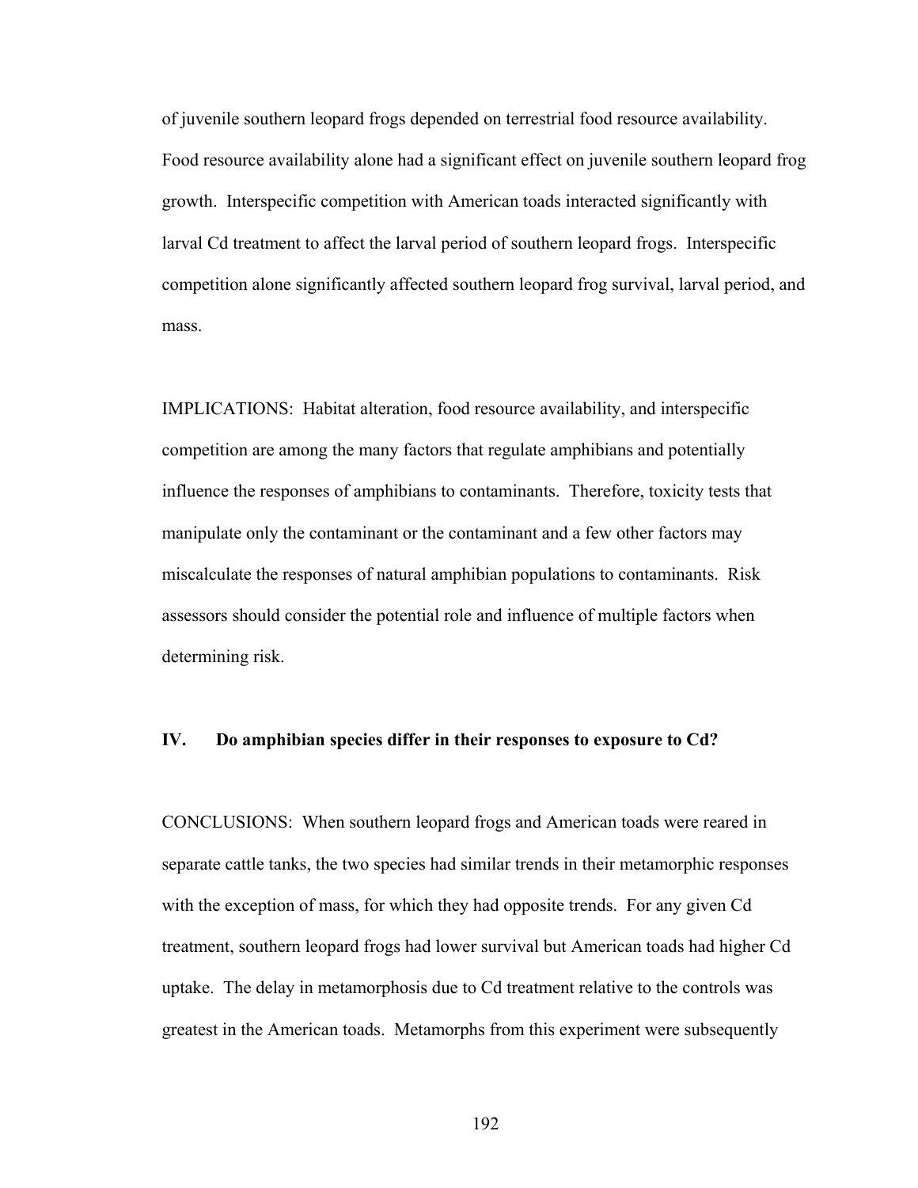of juvenile southern leopard frogs depended on terrestrial food resource availability. Food resource availability alone had a significant effect on juvenile southern leopard frog growth. Interspecific competition with American toads interacted significantly with larval Cd treatment to affect the larval period of southern leopard frogs. Interspecific competition alone significantly affected southern leopard frog survival, larval period, and mass.

IMPLICATIONS: Habitat alteration, food resource availability, and interspecific competition are among the many factors that regulate amphibians and potentially influence the responses of amphibians to contaminants. Therefore, toxicity tests that manipulate only the contaminant or the contaminant and a few other factors may miscalculate the responses of natural amphibian populations to contaminants. Risk assessors should consider the potential role and influence of multiple factors when determining risk.

## IV. Do amphibian species differ in their responses to exposure to Cd?

CONCLUSIONS: When southern leopard frogs and American toads were reared in separate cattle tanks, the two species had similar trends in their metamorphic responses with the exception of mass, for which they had opposite trends. For any given Cd treatment, southern leopard frogs had lower survival but American toads had higher Cd uptake. The delay in metamorphosis due to Cd treatment relative to the controls was greatest in the American toads. Metamorphs from this experiment were subsequently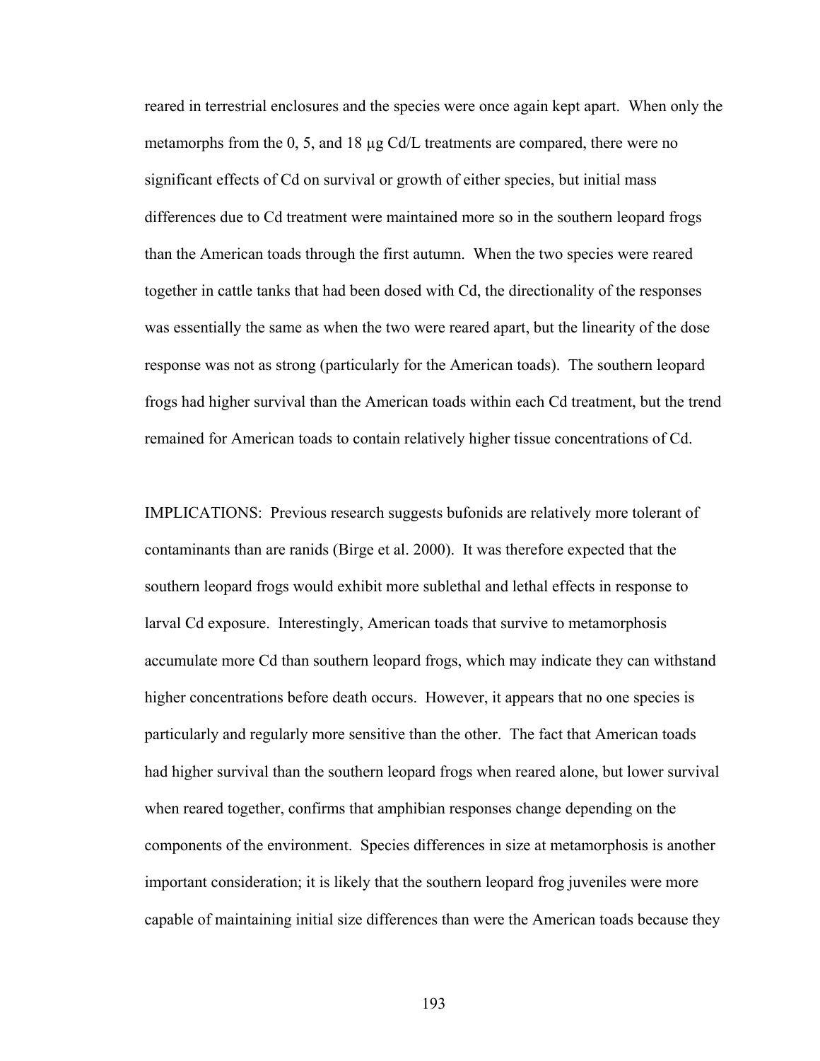reared in terrestrial enclosures and the species were once again kept apart. When only the metamorphs from the 0, 5, and 18 µg Cd/L treatments are compared, there were no significant effects of Cd on survival or growth of either species, but initial mass differences due to Cd treatment were maintained more so in the southern leopard frogs than the American toads through the first autumn. When the two species were reared together in cattle tanks that had been dosed with Cd, the directionality of the responses was essentially the same as when the two were reared apart, but the linearity of the dose response was not as strong (particularly for the American toads). The southern leopard frogs had higher survival than the American toads within each Cd treatment, but the trend remained for American toads to contain relatively higher tissue concentrations of Cd.

IMPLICATIONS: Previous research suggests bufonids are relatively more tolerant of contaminants than are ranids (Birge et al. 2000). It was therefore expected that the southern leopard frogs would exhibit more sublethal and lethal effects in response to larval Cd exposure. Interestingly, American toads that survive to metamorphosis accumulate more Cd than southern leopard frogs, which may indicate they can withstand higher concentrations before death occurs. However, it appears that no one species is particularly and regularly more sensitive than the other. The fact that American toads had higher survival than the southern leopard frogs when reared alone, but lower survival when reared together, confirms that amphibian responses change depending on the components of the environment. Species differences in size at metamorphosis is another important consideration; it is likely that the southern leopard frog juveniles were more capable of maintaining initial size differences than were the American toads because they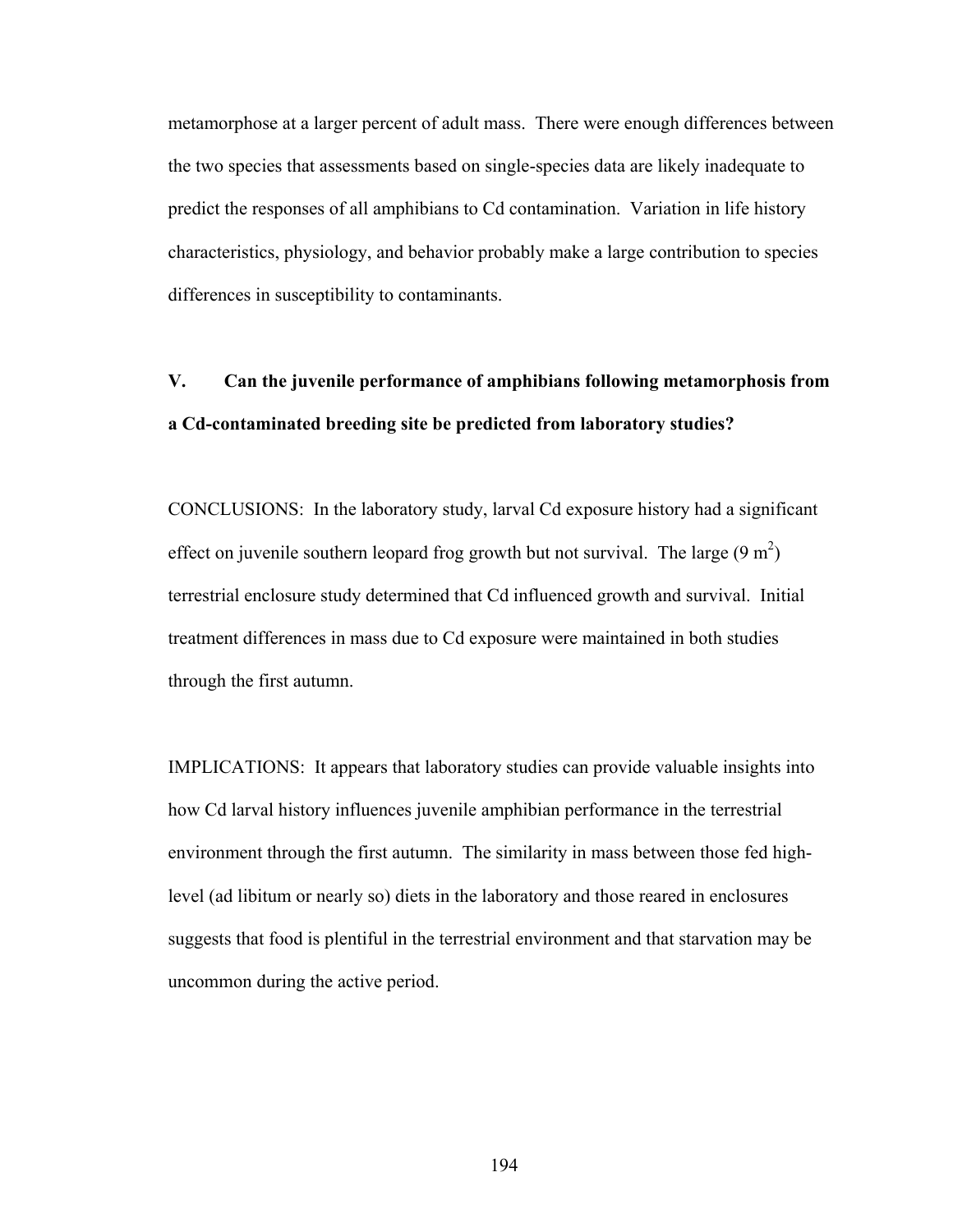metamorphose at a larger percent of adult mass. There were enough differences between the two species that assessments based on single-species data are likely inadequate to predict the responses of all amphibians to Cd contamination. Variation in life history characteristics, physiology, and behavior probably make a large contribution to species differences in susceptibility to contaminants.

## V. Can the juvenile performance of amphibians following metamorphosis from a Cd-contaminated breeding site be predicted from laboratory studies?

CONCLUSIONS: In the laboratory study, larval Cd exposure history had a significant effect on juvenile southern leopard frog growth but not survival. The large (9 $m^2$) terrestrial enclosure study determined that Cd influenced growth and survival. Initial treatment differences in mass due to Cd exposure were maintained in both studies through the first autumn.

IMPLICATIONS: It appears that laboratory studies can provide valuable insights into how Cd larval history influences juvenile amphibian performance in the terrestrial environment through the first autumn. The similarity in mass between those fed high-level (ad libitum or nearly so) diets in the laboratory and those reared in enclosures suggests that food is plentiful in the terrestrial environment and that starvation may be uncommon during the active period.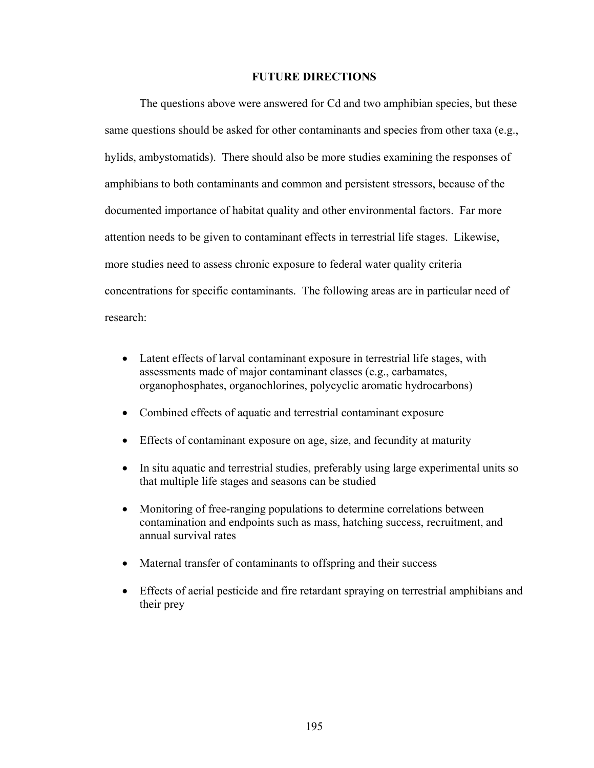# FUTURE DIRECTIONS

The questions above were answered for Cd and two amphibian species, but these same questions should be asked for other contaminants and species from other taxa (e.g., hylids, ambystomatids). There should also be more studies examining the responses of amphibians to both contaminants and common and persistent stressors, because of the documented importance of habitat quality and other environmental factors. Far more attention needs to be given to contaminant effects in terrestrial life stages. Likewise, more studies need to assess chronic exposure to federal water quality criteria concentrations for specific contaminants. The following areas are in particular need of research:

- Latent effects of larval contaminant exposure in terrestrial life stages, with assessments made of major contaminant classes (e.g., carbamates, organophosphates, organochlorines, polycyclic aromatic hydrocarbons)
- Combined effects of aquatic and terrestrial contaminant exposure
- Effects of contaminant exposure on age, size, and fecundity at maturity
- In situ aquatic and terrestrial studies, preferably using large experimental units so that multiple life stages and seasons can be studied
- Monitoring of free-ranging populations to determine correlations between contamination and endpoints such as mass, hatching success, recruitment, and annual survival rates
- Maternal transfer of contaminants to offspring and their success
- Effects of aerial pesticide and fire retardant spraying on terrestrial amphibians and their prey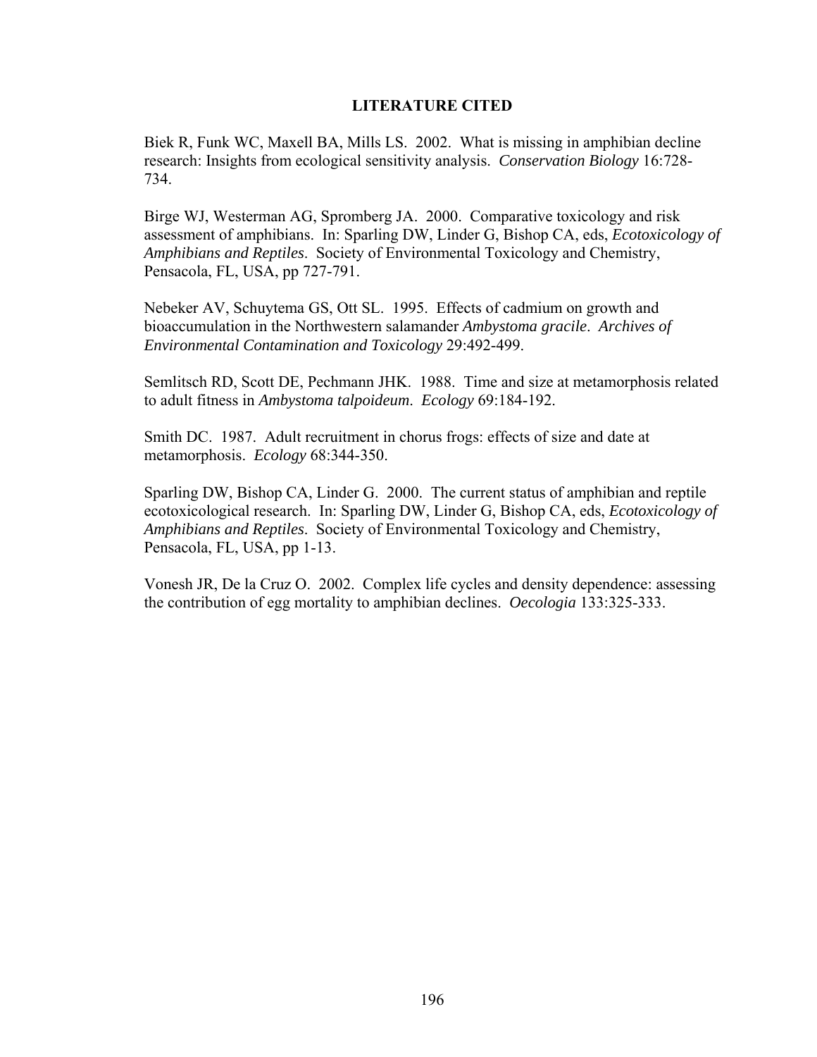## LITERATURE CITED

Biek R, Funk WC, Maxell BA, Mills LS. 2002. What is missing in amphibian decline research: Insights from ecological sensitivity analysis. *Conservation Biology* 16:728-734.

Birge WJ, Westerman AG, Spromberg JA. 2000. Comparative toxicology and risk assessment of amphibians. In: Sparling DW, Linder G, Bishop CA, eds, *Ecotoxicology of Amphibians and Reptiles*. Society of Environmental Toxicology and Chemistry, Pensacola, FL, USA, pp 727-791.

Nebeker AV, Schuytema GS, Ott SL. 1995. Effects of cadmium on growth and bioaccumulation in the Northwestern salamander *Ambystoma gracile*. *Archives of Environmental Contamination and Toxicology* 29:492-499.

Semlitsch RD, Scott DE, Pechmann JHK. 1988. Time and size at metamorphosis related to adult fitness in *Ambystoma talpoideum*. *Ecology* 69:184-192.

Smith DC. 1987. Adult recruitment in chorus frogs: effects of size and date at metamorphosis. *Ecology* 68:344-350.

Sparling DW, Bishop CA, Linder G. 2000. The current status of amphibian and reptile ecotoxicological research. In: Sparling DW, Linder G, Bishop CA, eds, *Ecotoxicology of Amphibians and Reptiles*. Society of Environmental Toxicology and Chemistry, Pensacola, FL, USA, pp 1-13.

Vonesh JR, De la Cruz O. 2002. Complex life cycles and density dependence: assessing the contribution of egg mortality to amphibian declines. *Oecologia* 133:325-333.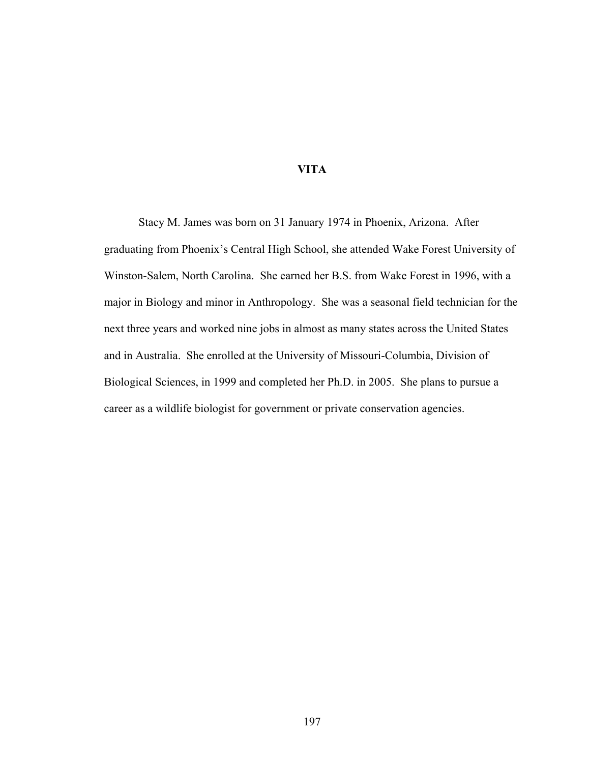# VITA

Stacy M. James was born on 31 January 1974 in Phoenix, Arizona. After graduating from Phoenix's Central High School, she attended Wake Forest University of Winston-Salem, North Carolina. She earned her B.S. from Wake Forest in 1996, with a major in Biology and minor in Anthropology. She was a seasonal field technician for the next three years and worked nine jobs in almost as many states across the United States and in Australia. She enrolled at the University of Missouri-Columbia, Division of Biological Sciences, in 1999 and completed her Ph.D. in 2005. She plans to pursue a career as a wildlife biologist for government or private conservation agencies.